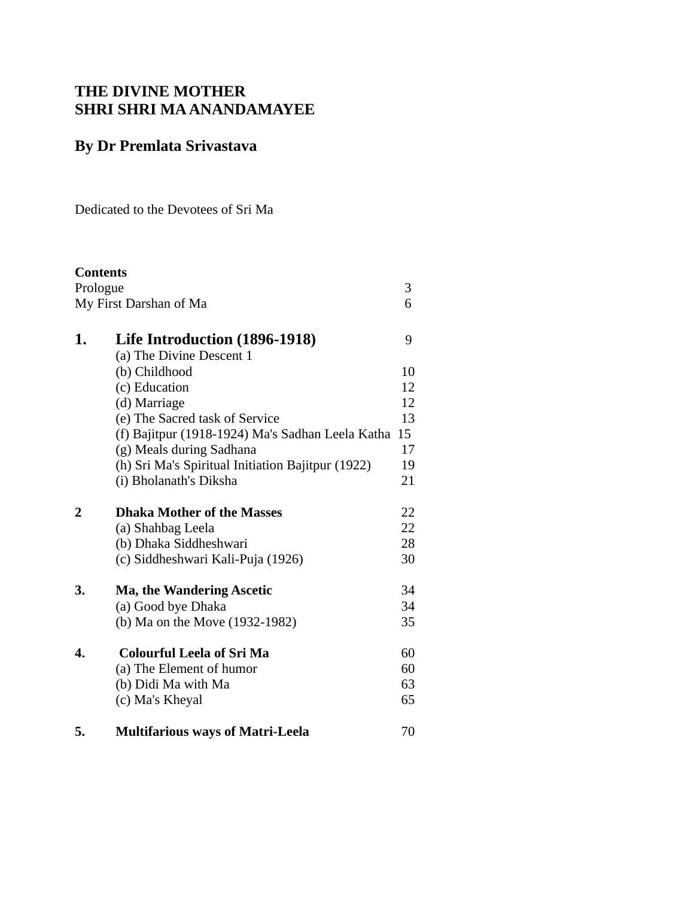# THE DIVINE MOTHER
# SHRI SHRI MA ANANDAMAYEE

## By Dr Premlata Srivastava

Dedicated to the Devotees of Sri Ma

**Contents**

| | | |
|---|---|---|
| Prologue | | 3 |
| My First Darshan of Ma | | 6 |
| **1.** | **Life Introduction (1896-1918)** | 9 |
| | (a) The Divine Descent 1 | |
| | (b) Childhood | 10 |
| | (c) Education | 12 |
| | (d) Marriage | 12 |
| | (e) The Sacred task of Service | 13 |
| | (f) Bajitpur (1918-1924) Ma's Sadhan Leela Katha | 15 |
| | (g) Meals during Sadhana | 17 |
| | (h) Sri Ma's Spiritual Initiation Bajitpur (1922) | 19 |
| | (i) Bholanath's Diksha | 21 |
| **2** | **Dhaka Mother of the Masses** | 22 |
| | (a) Shahbag Leela | 22 |
| | (b) Dhaka Siddheshwari | 28 |
| | (c) Siddheshwari Kali-Puja (1926) | 30 |
| **3.** | **Ma, the Wandering Ascetic** | 34 |
| | (a) Good bye Dhaka | 34 |
| | (b) Ma on the Move (1932-1982) | 35 |
| **4.** | **Colourful Leela of Sri Ma** | 60 |
| | (a) The Element of humor | 60 |
| | (b) Didi Ma with Ma | 63 |
| | (c) Ma's Kheyal | 65 |
| **5.** | **Multifarious ways of Matri-Leela** | 70 |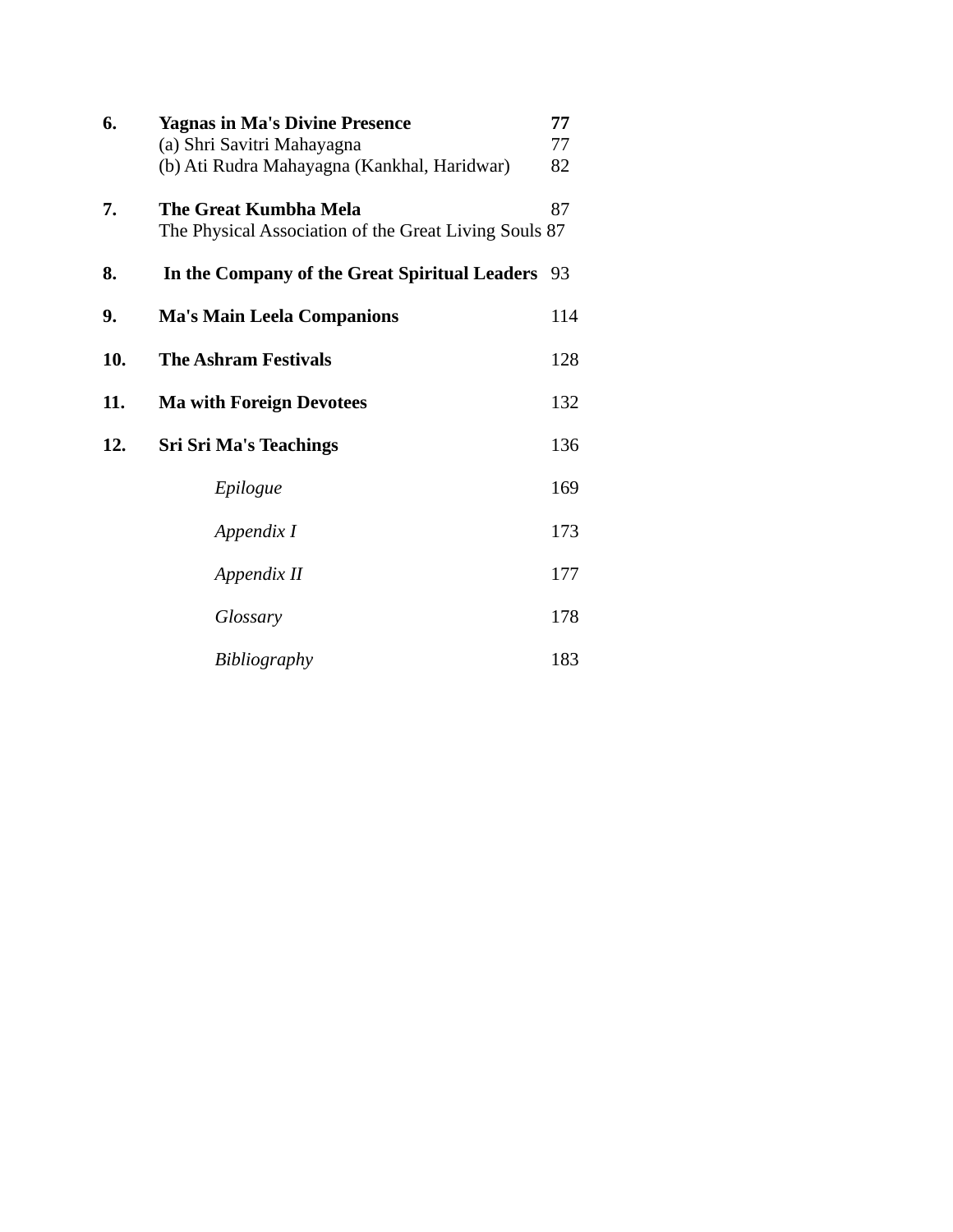| | | |
|---|---|---|
| **6.** | **Yagnas in Ma's Divine Presence** | **77** |
| | (a) Shri Savitri Mahayagna | 77 |
| | (b) Ati Rudra Mahayagna (Kankhal, Haridwar) | 82 |
| **7.** | **The Great Kumbha Mela** | 87 |
| | The Physical Association of the Great Living Souls | 87 |
| **8.** | **In the Company of the Great Spiritual Leaders** | 93 |
| **9.** | **Ma's Main Leela Companions** | 114 |
| **10.** | **The Ashram Festivals** | 128 |
| **11.** | **Ma with Foreign Devotees** | 132 |
| **12.** | **Sri Sri Ma's Teachings** | 136 |
| | *Epilogue* | 169 |
| | *Appendix I* | 173 |
| | *Appendix II* | 177 |
| | *Glossary* | 178 |
| | *Bibliography* | 183 |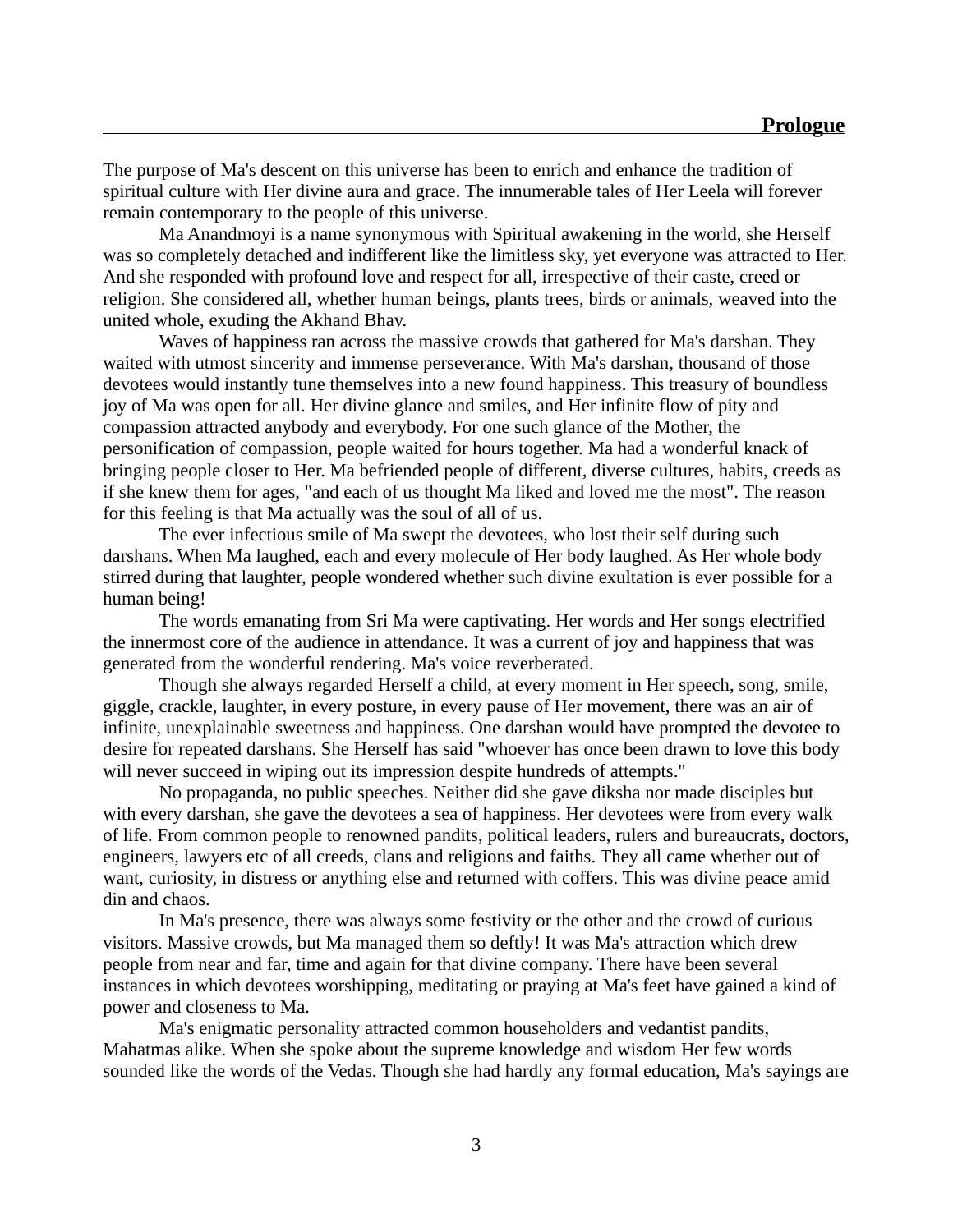## Prologue

The purpose of Ma's descent on this universe has been to enrich and enhance the tradition of spiritual culture with Her divine aura and grace. The innumerable tales of Her Leela will forever remain contemporary to the people of this universe.

Ma Anandmoyi is a name synonymous with Spiritual awakening in the world, she Herself was so completely detached and indifferent like the limitless sky, yet everyone was attracted to Her. And she responded with profound love and respect for all, irrespective of their caste, creed or religion. She considered all, whether human beings, plants trees, birds or animals, weaved into the united whole, exuding the Akhand Bhav.

Waves of happiness ran across the massive crowds that gathered for Ma's darshan. They waited with utmost sincerity and immense perseverance. With Ma's darshan, thousand of those devotees would instantly tune themselves into a new found happiness. This treasury of boundless joy of Ma was open for all. Her divine glance and smiles, and Her infinite flow of pity and compassion attracted anybody and everybody. For one such glance of the Mother, the personification of compassion, people waited for hours together. Ma had a wonderful knack of bringing people closer to Her. Ma befriended people of different, diverse cultures, habits, creeds as if she knew them for ages, "and each of us thought Ma liked and loved me the most". The reason for this feeling is that Ma actually was the soul of all of us.

The ever infectious smile of Ma swept the devotees, who lost their self during such darshans. When Ma laughed, each and every molecule of Her body laughed. As Her whole body stirred during that laughter, people wondered whether such divine exultation is ever possible for a human being!

The words emanating from Sri Ma were captivating. Her words and Her songs electrified the innermost core of the audience in attendance. It was a current of joy and happiness that was generated from the wonderful rendering. Ma's voice reverberated.

Though she always regarded Herself a child, at every moment in Her speech, song, smile, giggle, crackle, laughter, in every posture, in every pause of Her movement, there was an air of infinite, unexplainable sweetness and happiness. One darshan would have prompted the devotee to desire for repeated darshans. She Herself has said "whoever has once been drawn to love this body will never succeed in wiping out its impression despite hundreds of attempts."

No propaganda, no public speeches. Neither did she gave diksha nor made disciples but with every darshan, she gave the devotees a sea of happiness. Her devotees were from every walk of life. From common people to renowned pandits, political leaders, rulers and bureaucrats, doctors, engineers, lawyers etc of all creeds, clans and religions and faiths. They all came whether out of want, curiosity, in distress or anything else and returned with coffers. This was divine peace amid din and chaos.

In Ma's presence, there was always some festivity or the other and the crowd of curious visitors. Massive crowds, but Ma managed them so deftly! It was Ma's attraction which drew people from near and far, time and again for that divine company. There have been several instances in which devotees worshipping, meditating or praying at Ma's feet have gained a kind of power and closeness to Ma.

Ma's enigmatic personality attracted common householders and vedantist pandits, Mahatmas alike. When she spoke about the supreme knowledge and wisdom Her few words sounded like the words of the Vedas. Though she had hardly any formal education, Ma's sayings are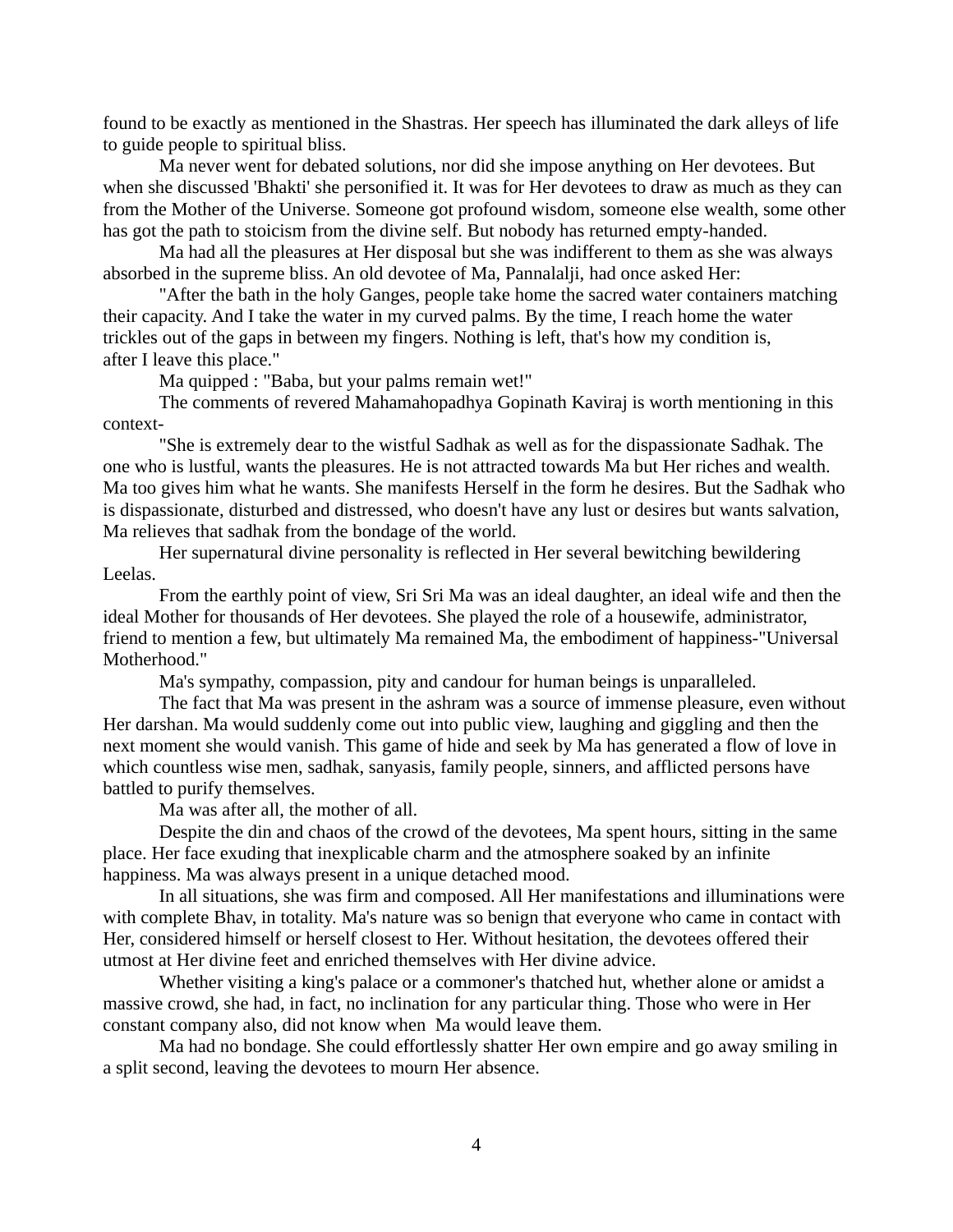found to be exactly as mentioned in the Shastras. Her speech has illuminated the dark alleys of life to guide people to spiritual bliss.

Ma never went for debated solutions, nor did she impose anything on Her devotees. But when she discussed 'Bhakti' she personified it. It was for Her devotees to draw as much as they can from the Mother of the Universe. Someone got profound wisdom, someone else wealth, some other has got the path to stoicism from the divine self. But nobody has returned empty-handed.

Ma had all the pleasures at Her disposal but she was indifferent to them as she was always absorbed in the supreme bliss. An old devotee of Ma, Pannalalji, had once asked Her:

"After the bath in the holy Ganges, people take home the sacred water containers matching their capacity. And I take the water in my curved palms. By the time, I reach home the water trickles out of the gaps in between my fingers. Nothing is left, that's how my condition is, after I leave this place."

Ma quipped : "Baba, but your palms remain wet!"

The comments of revered Mahamahopadhya Gopinath Kaviraj is worth mentioning in this context-

"She is extremely dear to the wistful Sadhak as well as for the dispassionate Sadhak. The one who is lustful, wants the pleasures. He is not attracted towards Ma but Her riches and wealth. Ma too gives him what he wants. She manifests Herself in the form he desires. But the Sadhak who is dispassionate, disturbed and distressed, who doesn't have any lust or desires but wants salvation, Ma relieves that sadhak from the bondage of the world.

Her supernatural divine personality is reflected in Her several bewitching bewildering Leelas.

From the earthly point of view, Sri Sri Ma was an ideal daughter, an ideal wife and then the ideal Mother for thousands of Her devotees. She played the role of a housewife, administrator, friend to mention a few, but ultimately Ma remained Ma, the embodiment of happiness-"Universal Motherhood."

Ma's sympathy, compassion, pity and candour for human beings is unparalleled.

The fact that Ma was present in the ashram was a source of immense pleasure, even without Her darshan. Ma would suddenly come out into public view, laughing and giggling and then the next moment she would vanish. This game of hide and seek by Ma has generated a flow of love in which countless wise men, sadhak, sanyasis, family people, sinners, and afflicted persons have battled to purify themselves.

Ma was after all, the mother of all.

Despite the din and chaos of the crowd of the devotees, Ma spent hours, sitting in the same place. Her face exuding that inexplicable charm and the atmosphere soaked by an infinite happiness. Ma was always present in a unique detached mood.

In all situations, she was firm and composed. All Her manifestations and illuminations were with complete Bhav, in totality. Ma's nature was so benign that everyone who came in contact with Her, considered himself or herself closest to Her. Without hesitation, the devotees offered their utmost at Her divine feet and enriched themselves with Her divine advice.

Whether visiting a king's palace or a commoner's thatched hut, whether alone or amidst a massive crowd, she had, in fact, no inclination for any particular thing. Those who were in Her constant company also, did not know when Ma would leave them.

Ma had no bondage. She could effortlessly shatter Her own empire and go away smiling in a split second, leaving the devotees to mourn Her absence.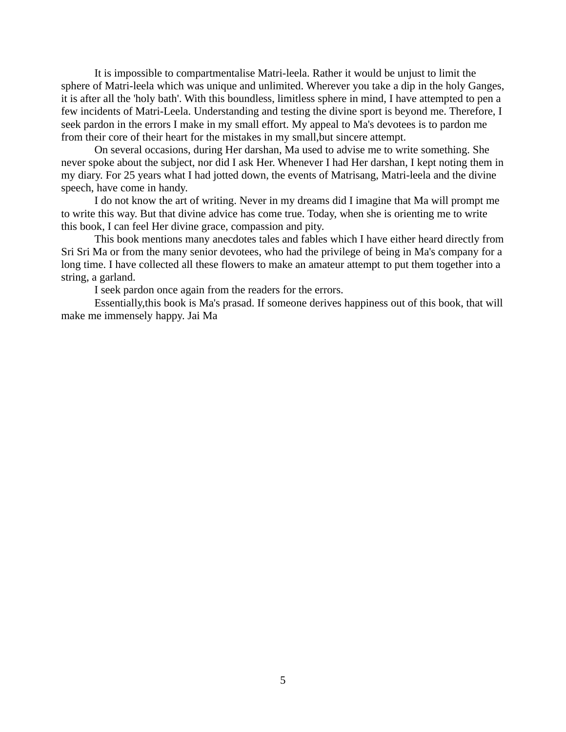It is impossible to compartmentalise Matri-leela. Rather it would be unjust to limit the sphere of Matri-leela which was unique and unlimited. Wherever you take a dip in the holy Ganges, it is after all the 'holy bath'. With this boundless, limitless sphere in mind, I have attempted to pen a few incidents of Matri-Leela. Understanding and testing the divine sport is beyond me. Therefore, I seek pardon in the errors I make in my small effort. My appeal to Ma's devotees is to pardon me from their core of their heart for the mistakes in my small,but sincere attempt.

On several occasions, during Her darshan, Ma used to advise me to write something. She never spoke about the subject, nor did I ask Her. Whenever I had Her darshan, I kept noting them in my diary. For 25 years what I had jotted down, the events of Matrisang, Matri-leela and the divine speech, have come in handy.

I do not know the art of writing. Never in my dreams did I imagine that Ma will prompt me to write this way. But that divine advice has come true. Today, when she is orienting me to write this book, I can feel Her divine grace, compassion and pity.

This book mentions many anecdotes tales and fables which I have either heard directly from Sri Sri Ma or from the many senior devotees, who had the privilege of being in Ma's company for a long time. I have collected all these flowers to make an amateur attempt to put them together into a string, a garland.

I seek pardon once again from the readers for the errors.

Essentially,this book is Ma's prasad. If someone derives happiness out of this book, that will make me immensely happy. Jai Ma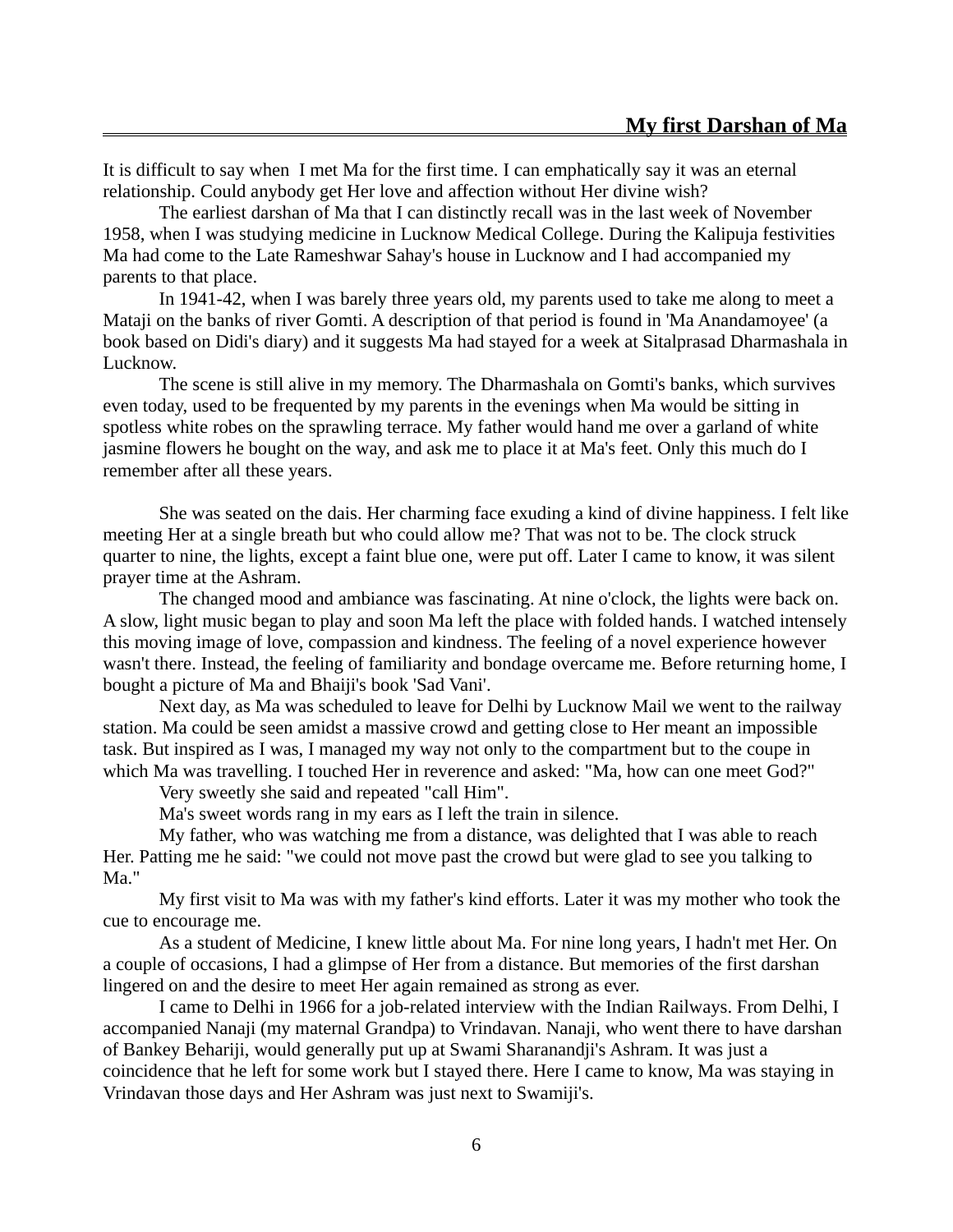## My first Darshan of Ma

It is difficult to say when I met Ma for the first time. I can emphatically say it was an eternal relationship. Could anybody get Her love and affection without Her divine wish?

The earliest darshan of Ma that I can distinctly recall was in the last week of November 1958, when I was studying medicine in Lucknow Medical College. During the Kalipuja festivities Ma had come to the Late Rameshwar Sahay's house in Lucknow and I had accompanied my parents to that place.

In 1941-42, when I was barely three years old, my parents used to take me along to meet a Mataji on the banks of river Gomti. A description of that period is found in 'Ma Anandamoyee' (a book based on Didi's diary) and it suggests Ma had stayed for a week at Sitalprasad Dharmashala in Lucknow.

The scene is still alive in my memory. The Dharmashala on Gomti's banks, which survives even today, used to be frequented by my parents in the evenings when Ma would be sitting in spotless white robes on the sprawling terrace. My father would hand me over a garland of white jasmine flowers he bought on the way, and ask me to place it at Ma's feet. Only this much do I remember after all these years.

She was seated on the dais. Her charming face exuding a kind of divine happiness. I felt like meeting Her at a single breath but who could allow me? That was not to be. The clock struck quarter to nine, the lights, except a faint blue one, were put off. Later I came to know, it was silent prayer time at the Ashram.

The changed mood and ambiance was fascinating. At nine o'clock, the lights were back on. A slow, light music began to play and soon Ma left the place with folded hands. I watched intensely this moving image of love, compassion and kindness. The feeling of a novel experience however wasn't there. Instead, the feeling of familiarity and bondage overcame me. Before returning home, I bought a picture of Ma and Bhaiji's book 'Sad Vani'.

Next day, as Ma was scheduled to leave for Delhi by Lucknow Mail we went to the railway station. Ma could be seen amidst a massive crowd and getting close to Her meant an impossible task. But inspired as I was, I managed my way not only to the compartment but to the coupe in which Ma was travelling. I touched Her in reverence and asked: "Ma, how can one meet God?"

Very sweetly she said and repeated "call Him".

Ma's sweet words rang in my ears as I left the train in silence.

My father, who was watching me from a distance, was delighted that I was able to reach Her. Patting me he said: "we could not move past the crowd but were glad to see you talking to Ma."

My first visit to Ma was with my father's kind efforts. Later it was my mother who took the cue to encourage me.

As a student of Medicine, I knew little about Ma. For nine long years, I hadn't met Her. On a couple of occasions, I had a glimpse of Her from a distance. But memories of the first darshan lingered on and the desire to meet Her again remained as strong as ever.

I came to Delhi in 1966 for a job-related interview with the Indian Railways. From Delhi, I accompanied Nanaji (my maternal Grandpa) to Vrindavan. Nanaji, who went there to have darshan of Bankey Behariji, would generally put up at Swami Sharanandji's Ashram. It was just a coincidence that he left for some work but I stayed there. Here I came to know, Ma was staying in Vrindavan those days and Her Ashram was just next to Swamiji's.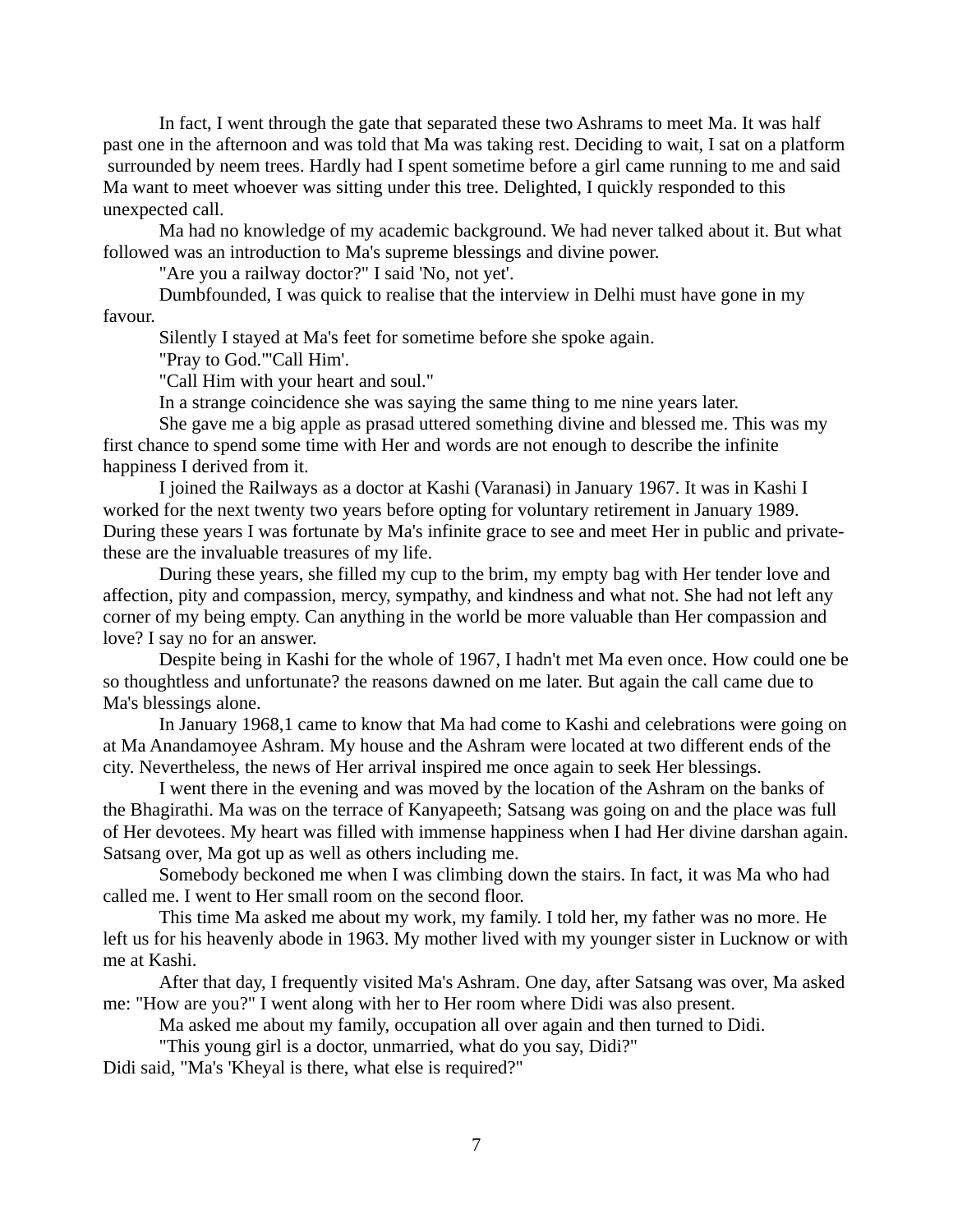In fact, I went through the gate that separated these two Ashrams to meet Ma. It was half past one in the afternoon and was told that Ma was taking rest. Deciding to wait, I sat on a platform surrounded by neem trees. Hardly had I spent sometime before a girl came running to me and said Ma want to meet whoever was sitting under this tree. Delighted, I quickly responded to this unexpected call.

Ma had no knowledge of my academic background. We had never talked about it. But what followed was an introduction to Ma's supreme blessings and divine power.

"Are you a railway doctor?" I said 'No, not yet'.

Dumbfounded, I was quick to realise that the interview in Delhi must have gone in my favour.

Silently I stayed at Ma's feet for sometime before she spoke again.

"Pray to God."'Call Him'.

"Call Him with your heart and soul."

In a strange coincidence she was saying the same thing to me nine years later.

She gave me a big apple as prasad uttered something divine and blessed me. This was my first chance to spend some time with Her and words are not enough to describe the infinite happiness I derived from it.

I joined the Railways as a doctor at Kashi (Varanasi) in January 1967. It was in Kashi I worked for the next twenty two years before opting for voluntary retirement in January 1989. During these years I was fortunate by Ma's infinite grace to see and meet Her in public and private- these are the invaluable treasures of my life.

During these years, she filled my cup to the brim, my empty bag with Her tender love and affection, pity and compassion, mercy, sympathy, and kindness and what not. She had not left any corner of my being empty. Can anything in the world be more valuable than Her compassion and love? I say no for an answer.

Despite being in Kashi for the whole of 1967, I hadn't met Ma even once. How could one be so thoughtless and unfortunate? the reasons dawned on me later. But again the call came due to Ma's blessings alone.

In January 1968,1 came to know that Ma had come to Kashi and celebrations were going on at Ma Anandamoyee Ashram. My house and the Ashram were located at two different ends of the city. Nevertheless, the news of Her arrival inspired me once again to seek Her blessings.

I went there in the evening and was moved by the location of the Ashram on the banks of the Bhagirathi. Ma was on the terrace of Kanyapeeth; Satsang was going on and the place was full of Her devotees. My heart was filled with immense happiness when I had Her divine darshan again. Satsang over, Ma got up as well as others including me.

Somebody beckoned me when I was climbing down the stairs. In fact, it was Ma who had called me. I went to Her small room on the second floor.

This time Ma asked me about my work, my family. I told her, my father was no more. He left us for his heavenly abode in 1963. My mother lived with my younger sister in Lucknow or with me at Kashi.

After that day, I frequently visited Ma's Ashram. One day, after Satsang was over, Ma asked me: "How are you?" I went along with her to Her room where Didi was also present.

Ma asked me about my family, occupation all over again and then turned to Didi.

"This young girl is a doctor, unmarried, what do you say, Didi?"

Didi said, "Ma's 'Kheyal is there, what else is required?"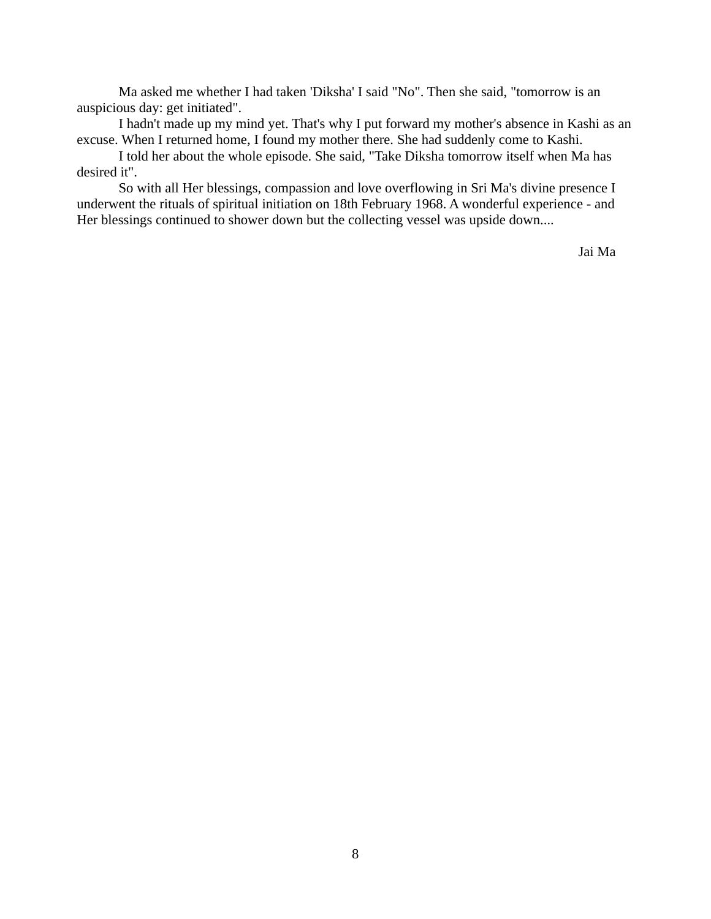Ma asked me whether I had taken 'Diksha' I said "No". Then she said, "tomorrow is an auspicious day: get initiated".

I hadn't made up my mind yet. That's why I put forward my mother's absence in Kashi as an excuse. When I returned home, I found my mother there. She had suddenly come to Kashi.

I told her about the whole episode. She said, "Take Diksha tomorrow itself when Ma has desired it".

So with all Her blessings, compassion and love overflowing in Sri Ma's divine presence I underwent the rituals of spiritual initiation on 18th February 1968. A wonderful experience - and Her blessings continued to shower down but the collecting vessel was upside down....

Jai Ma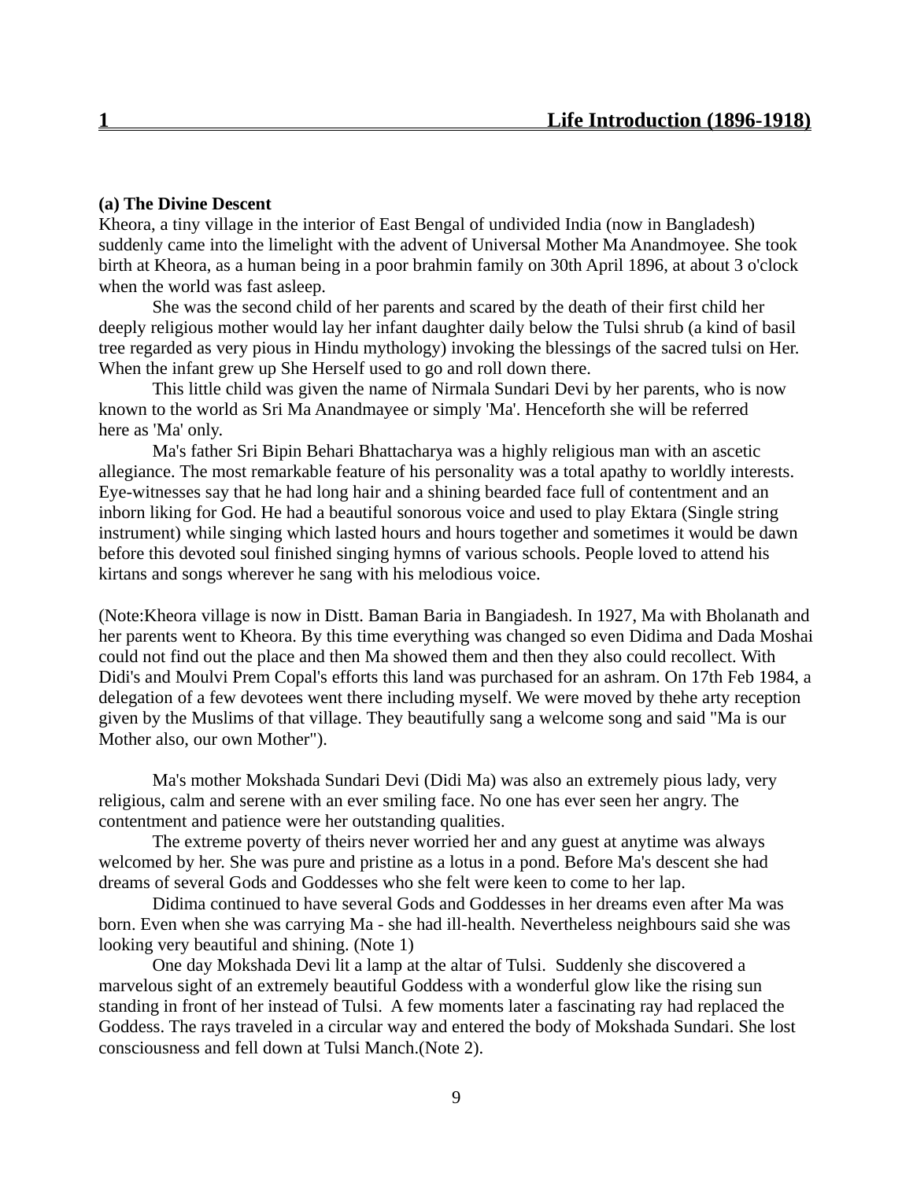# 1 Life Introduction (1896-1918)

**(a) The Divine Descent**

Kheora, a tiny village in the interior of East Bengal of undivided India (now in Bangladesh) suddenly came into the limelight with the advent of Universal Mother Ma Anandmoyee. She took birth at Kheora, as a human being in a poor brahmin family on 30th April 1896, at about 3 o'clock when the world was fast asleep.

She was the second child of her parents and scared by the death of their first child her deeply religious mother would lay her infant daughter daily below the Tulsi shrub (a kind of basil tree regarded as very pious in Hindu mythology) invoking the blessings of the sacred tulsi on Her. When the infant grew up She Herself used to go and roll down there.

This little child was given the name of Nirmala Sundari Devi by her parents, who is now known to the world as Sri Ma Anandmayee or simply 'Ma'. Henceforth she will be referred here as 'Ma' only.

Ma's father Sri Bipin Behari Bhattacharya was a highly religious man with an ascetic allegiance. The most remarkable feature of his personality was a total apathy to worldly interests. Eye-witnesses say that he had long hair and a shining bearded face full of contentment and an inborn liking for God. He had a beautiful sonorous voice and used to play Ektara (Single string instrument) while singing which lasted hours and hours together and sometimes it would be dawn before this devoted soul finished singing hymns of various schools. People loved to attend his kirtans and songs wherever he sang with his melodious voice.

(Note:Kheora village is now in Distt. Baman Baria in Bangiadesh. In 1927, Ma with Bholanath and her parents went to Kheora. By this time everything was changed so even Didima and Dada Moshai could not find out the place and then Ma showed them and then they also could recollect. With Didi's and Moulvi Prem Copal's efforts this land was purchased for an ashram. On 17th Feb 1984, a delegation of a few devotees went there including myself. We were moved by thehe arty reception given by the Muslims of that village. They beautifully sang a welcome song and said "Ma is our Mother also, our own Mother").

Ma's mother Mokshada Sundari Devi (Didi Ma) was also an extremely pious lady, very religious, calm and serene with an ever smiling face. No one has ever seen her angry. The contentment and patience were her outstanding qualities.

The extreme poverty of theirs never worried her and any guest at anytime was always welcomed by her. She was pure and pristine as a lotus in a pond. Before Ma's descent she had dreams of several Gods and Goddesses who she felt were keen to come to her lap.

Didima continued to have several Gods and Goddesses in her dreams even after Ma was born. Even when she was carrying Ma - she had ill-health. Nevertheless neighbours said she was looking very beautiful and shining. (Note 1)

One day Mokshada Devi lit a lamp at the altar of Tulsi. Suddenly she discovered a marvelous sight of an extremely beautiful Goddess with a wonderful glow like the rising sun standing in front of her instead of Tulsi. A few moments later a fascinating ray had replaced the Goddess. The rays traveled in a circular way and entered the body of Mokshada Sundari. She lost consciousness and fell down at Tulsi Manch.(Note 2).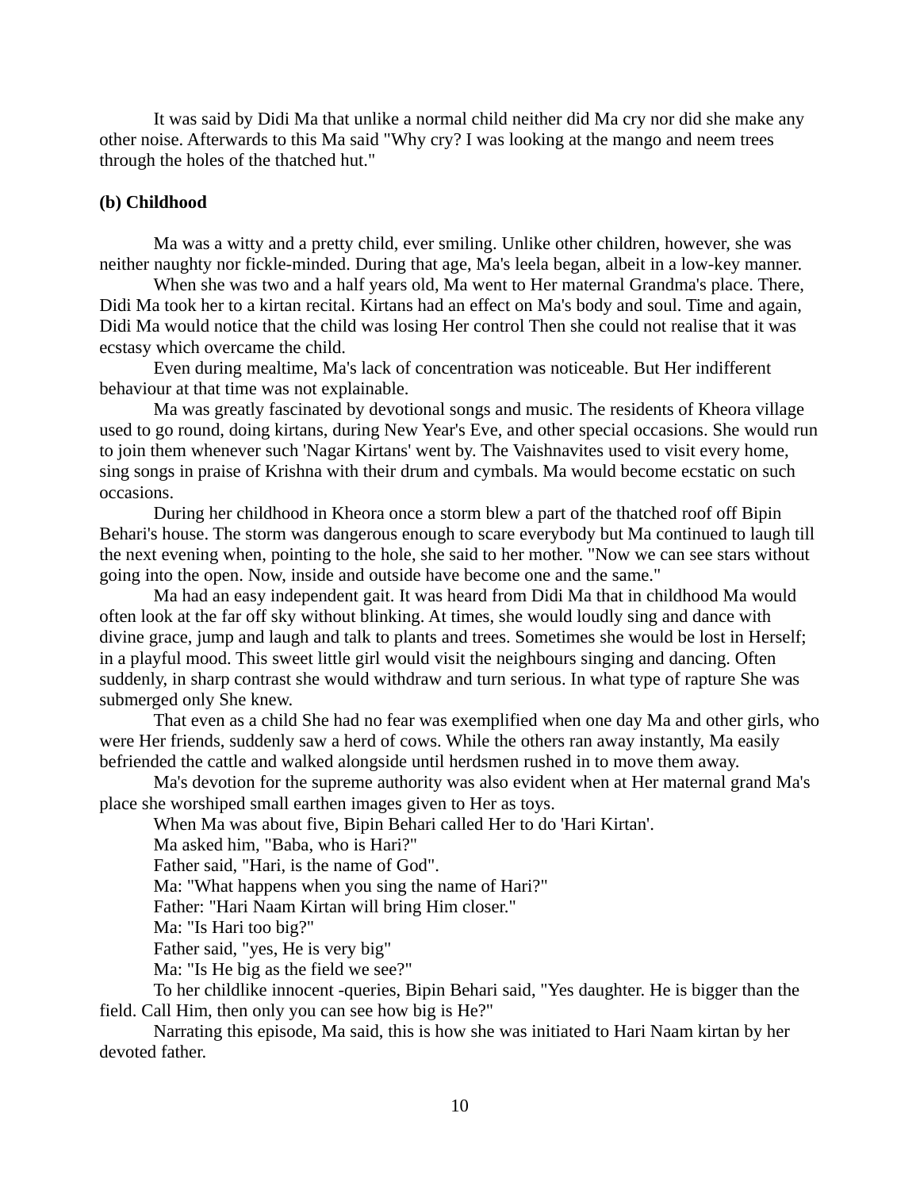It was said by Didi Ma that unlike a normal child neither did Ma cry nor did she make any other noise. Afterwards to this Ma said "Why cry? I was looking at the mango and neem trees through the holes of the thatched hut."

**(b) Childhood**

Ma was a witty and a pretty child, ever smiling. Unlike other children, however, she was neither naughty nor fickle-minded. During that age, Ma's leela began, albeit in a low-key manner.

When she was two and a half years old, Ma went to Her maternal Grandma's place. There, Didi Ma took her to a kirtan recital. Kirtans had an effect on Ma's body and soul. Time and again, Didi Ma would notice that the child was losing Her control Then she could not realise that it was ecstasy which overcame the child.

Even during mealtime, Ma's lack of concentration was noticeable. But Her indifferent behaviour at that time was not explainable.

Ma was greatly fascinated by devotional songs and music. The residents of Kheora village used to go round, doing kirtans, during New Year's Eve, and other special occasions. She would run to join them whenever such 'Nagar Kirtans' went by. The Vaishnavites used to visit every home, sing songs in praise of Krishna with their drum and cymbals. Ma would become ecstatic on such occasions.

During her childhood in Kheora once a storm blew a part of the thatched roof off Bipin Behari's house. The storm was dangerous enough to scare everybody but Ma continued to laugh till the next evening when, pointing to the hole, she said to her mother. "Now we can see stars without going into the open. Now, inside and outside have become one and the same."

Ma had an easy independent gait. It was heard from Didi Ma that in childhood Ma would often look at the far off sky without blinking. At times, she would loudly sing and dance with divine grace, jump and laugh and talk to plants and trees. Sometimes she would be lost in Herself; in a playful mood. This sweet little girl would visit the neighbours singing and dancing. Often suddenly, in sharp contrast she would withdraw and turn serious. In what type of rapture She was submerged only She knew.

That even as a child She had no fear was exemplified when one day Ma and other girls, who were Her friends, suddenly saw a herd of cows. While the others ran away instantly, Ma easily befriended the cattle and walked alongside until herdsmen rushed in to move them away.

Ma's devotion for the supreme authority was also evident when at Her maternal grand Ma's place she worshiped small earthen images given to Her as toys.

When Ma was about five, Bipin Behari called Her to do 'Hari Kirtan'.

Ma asked him, "Baba, who is Hari?"

Father said, "Hari, is the name of God".

Ma: "What happens when you sing the name of Hari?"

Father: "Hari Naam Kirtan will bring Him closer."

Ma: "Is Hari too big?"

Father said, "yes, He is very big"

Ma: "Is He big as the field we see?"

To her childlike innocent -queries, Bipin Behari said, "Yes daughter. He is bigger than the field. Call Him, then only you can see how big is He?"

Narrating this episode, Ma said, this is how she was initiated to Hari Naam kirtan by her devoted father.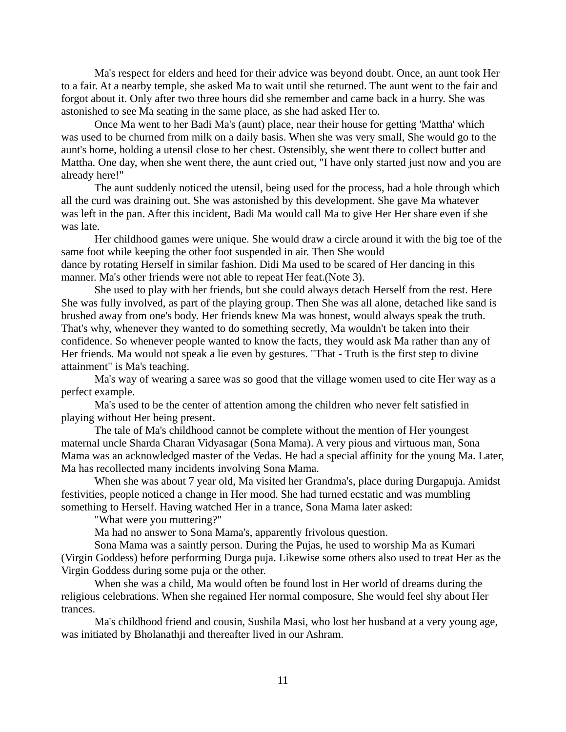Ma's respect for elders and heed for their advice was beyond doubt. Once, an aunt took Her to a fair. At a nearby temple, she asked Ma to wait until she returned. The aunt went to the fair and forgot about it. Only after two three hours did she remember and came back in a hurry. She was astonished to see Ma seating in the same place, as she had asked Her to.

Once Ma went to her Badi Ma's (aunt) place, near their house for getting 'Mattha' which was used to be churned from milk on a daily basis. When she was very small, She would go to the aunt's home, holding a utensil close to her chest. Ostensibly, she went there to collect butter and Mattha. One day, when she went there, the aunt cried out, "I have only started just now and you are already here!"

The aunt suddenly noticed the utensil, being used for the process, had a hole through which all the curd was draining out. She was astonished by this development. She gave Ma whatever was left in the pan. After this incident, Badi Ma would call Ma to give Her Her share even if she was late.

Her childhood games were unique. She would draw a circle around it with the big toe of the same foot while keeping the other foot suspended in air. Then She would dance by rotating Herself in similar fashion. Didi Ma used to be scared of Her dancing in this manner. Ma's other friends were not able to repeat Her feat.(Note 3).

She used to play with her friends, but she could always detach Herself from the rest. Here She was fully involved, as part of the playing group. Then She was all alone, detached like sand is brushed away from one's body. Her friends knew Ma was honest, would always speak the truth. That's why, whenever they wanted to do something secretly, Ma wouldn't be taken into their confidence. So whenever people wanted to know the facts, they would ask Ma rather than any of Her friends. Ma would not speak a lie even by gestures. "That - Truth is the first step to divine attainment" is Ma's teaching.

Ma's way of wearing a saree was so good that the village women used to cite Her way as a perfect example.

Ma's used to be the center of attention among the children who never felt satisfied in playing without Her being present.

The tale of Ma's childhood cannot be complete without the mention of Her youngest maternal uncle Sharda Charan Vidyasagar (Sona Mama). A very pious and virtuous man, Sona Mama was an acknowledged master of the Vedas. He had a special affinity for the young Ma. Later, Ma has recollected many incidents involving Sona Mama.

When she was about 7 year old, Ma visited her Grandma's, place during Durgapuja. Amidst festivities, people noticed a change in Her mood. She had turned ecstatic and was mumbling something to Herself. Having watched Her in a trance, Sona Mama later asked:

"What were you muttering?"

Ma had no answer to Sona Mama's, apparently frivolous question.

Sona Mama was a saintly person. During the Pujas, he used to worship Ma as Kumari (Virgin Goddess) before performing Durga puja. Likewise some others also used to treat Her as the Virgin Goddess during some puja or the other.

When she was a child, Ma would often be found lost in Her world of dreams during the religious celebrations. When she regained Her normal composure, She would feel shy about Her trances.

Ma's childhood friend and cousin, Sushila Masi, who lost her husband at a very young age, was initiated by Bholanathji and thereafter lived in our Ashram.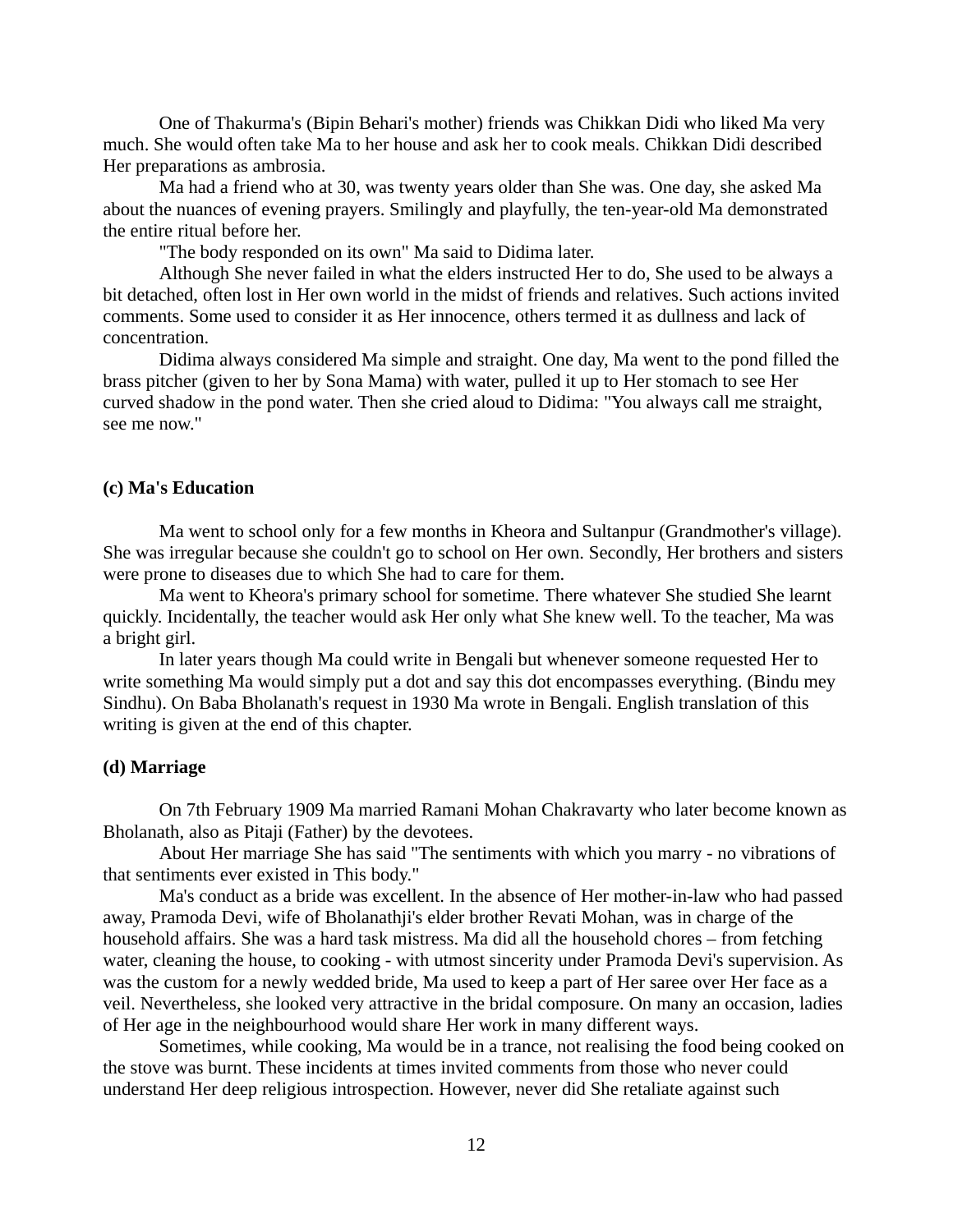One of Thakurma's (Bipin Behari's mother) friends was Chikkan Didi who liked Ma very much. She would often take Ma to her house and ask her to cook meals. Chikkan Didi described Her preparations as ambrosia.

Ma had a friend who at 30, was twenty years older than She was. One day, she asked Ma about the nuances of evening prayers. Smilingly and playfully, the ten-year-old Ma demonstrated the entire ritual before her.

"The body responded on its own" Ma said to Didima later.

Although She never failed in what the elders instructed Her to do, She used to be always a bit detached, often lost in Her own world in the midst of friends and relatives. Such actions invited comments. Some used to consider it as Her innocence, others termed it as dullness and lack of concentration.

Didima always considered Ma simple and straight. One day, Ma went to the pond filled the brass pitcher (given to her by Sona Mama) with water, pulled it up to Her stomach to see Her curved shadow in the pond water. Then she cried aloud to Didima: "You always call me straight, see me now."

### (c) Ma's Education

Ma went to school only for a few months in Kheora and Sultanpur (Grandmother's village). She was irregular because she couldn't go to school on Her own. Secondly, Her brothers and sisters were prone to diseases due to which She had to care for them.

Ma went to Kheora's primary school for sometime. There whatever She studied She learnt quickly. Incidentally, the teacher would ask Her only what She knew well. To the teacher, Ma was a bright girl.

In later years though Ma could write in Bengali but whenever someone requested Her to write something Ma would simply put a dot and say this dot encompasses everything. (Bindu mey Sindhu). On Baba Bholanath's request in 1930 Ma wrote in Bengali. English translation of this writing is given at the end of this chapter.

### (d) Marriage

On 7th February 1909 Ma married Ramani Mohan Chakravarty who later become known as Bholanath, also as Pitaji (Father) by the devotees.

About Her marriage She has said "The sentiments with which you marry - no vibrations of that sentiments ever existed in This body."

Ma's conduct as a bride was excellent. In the absence of Her mother-in-law who had passed away, Pramoda Devi, wife of Bholanathji's elder brother Revati Mohan, was in charge of the household affairs. She was a hard task mistress. Ma did all the household chores – from fetching water, cleaning the house, to cooking - with utmost sincerity under Pramoda Devi's supervision. As was the custom for a newly wedded bride, Ma used to keep a part of Her saree over Her face as a veil. Nevertheless, she looked very attractive in the bridal composure. On many an occasion, ladies of Her age in the neighbourhood would share Her work in many different ways.

Sometimes, while cooking, Ma would be in a trance, not realising the food being cooked on the stove was burnt. These incidents at times invited comments from those who never could understand Her deep religious introspection. However, never did She retaliate against such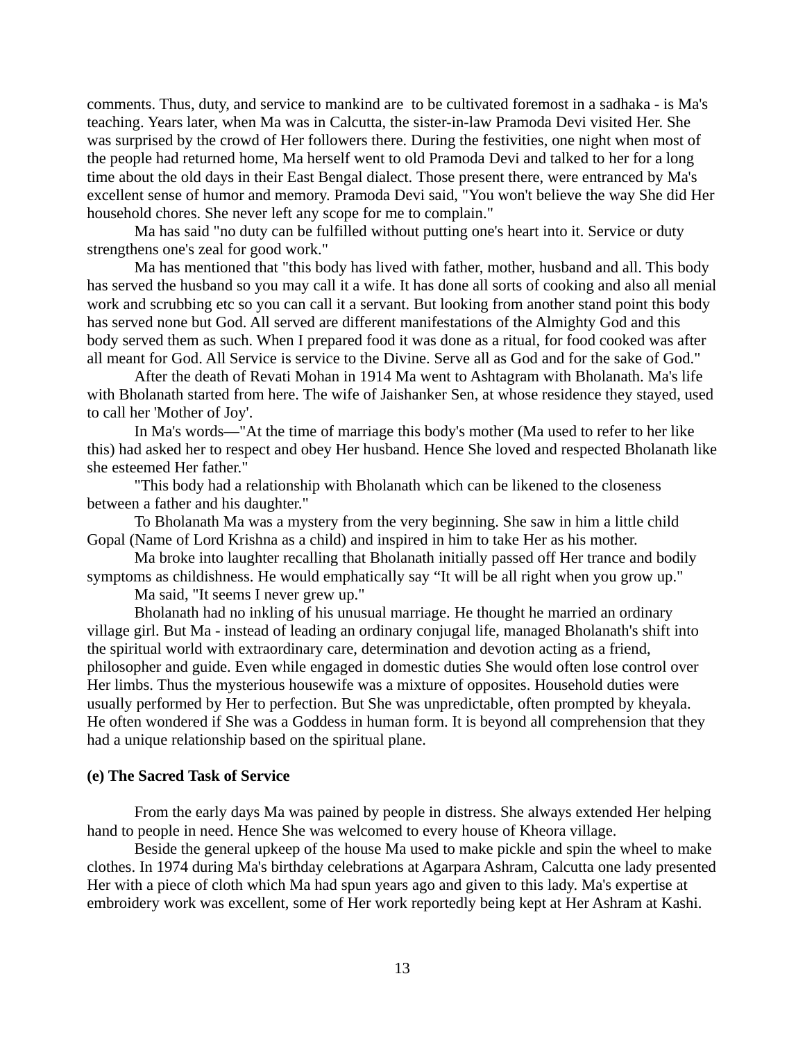comments. Thus, duty, and service to mankind are  to be cultivated foremost in a sadhaka - is Ma's teaching. Years later, when Ma was in Calcutta, the sister-in-law Pramoda Devi visited Her. She was surprised by the crowd of Her followers there. During the festivities, one night when most of the people had returned home, Ma herself went to old Pramoda Devi and talked to her for a long time about the old days in their East Bengal dialect. Those present there, were entranced by Ma's excellent sense of humor and memory. Pramoda Devi said, "You won't believe the way She did Her household chores. She never left any scope for me to complain."

Ma has said "no duty can be fulfilled without putting one's heart into it. Service or duty strengthens one's zeal for good work."

Ma has mentioned that "this body has lived with father, mother, husband and all. This body has served the husband so you may call it a wife. It has done all sorts of cooking and also all menial work and scrubbing etc so you can call it a servant. But looking from another stand point this body has served none but God. All served are different manifestations of the Almighty God and this body served them as such. When I prepared food it was done as a ritual, for food cooked was after all meant for God. All Service is service to the Divine. Serve all as God and for the sake of God."

After the death of Revati Mohan in 1914 Ma went to Ashtagram with Bholanath. Ma's life with Bholanath started from here. The wife of Jaishanker Sen, at whose residence they stayed, used to call her 'Mother of Joy'.

In Ma's words—"At the time of marriage this body's mother (Ma used to refer to her like this) had asked her to respect and obey Her husband. Hence She loved and respected Bholanath like she esteemed Her father."

"This body had a relationship with Bholanath which can be likened to the closeness between a father and his daughter."

To Bholanath Ma was a mystery from the very beginning. She saw in him a little child Gopal (Name of Lord Krishna as a child) and inspired in him to take Her as his mother.

Ma broke into laughter recalling that Bholanath initially passed off Her trance and bodily symptoms as childishness. He would emphatically say “It will be all right when you grow up."

Ma said, "It seems I never grew up."

Bholanath had no inkling of his unusual marriage. He thought he married an ordinary village girl. But Ma - instead of leading an ordinary conjugal life, managed Bholanath's shift into the spiritual world with extraordinary care, determination and devotion acting as a friend, philosopher and guide. Even while engaged in domestic duties She would often lose control over Her limbs. Thus the mysterious housewife was a mixture of opposites. Household duties were usually performed by Her to perfection. But She was unpredictable, often prompted by kheyala. He often wondered if She was a Goddess in human form. It is beyond all comprehension that they had a unique relationship based on the spiritual plane.

**(e) The Sacred Task of Service**

From the early days Ma was pained by people in distress. She always extended Her helping hand to people in need. Hence She was welcomed to every house of Kheora village.

Beside the general upkeep of the house Ma used to make pickle and spin the wheel to make clothes. In 1974 during Ma's birthday celebrations at Agarpara Ashram, Calcutta one lady presented Her with a piece of cloth which Ma had spun years ago and given to this lady. Ma's expertise at embroidery work was excellent, some of Her work reportedly being kept at Her Ashram at Kashi.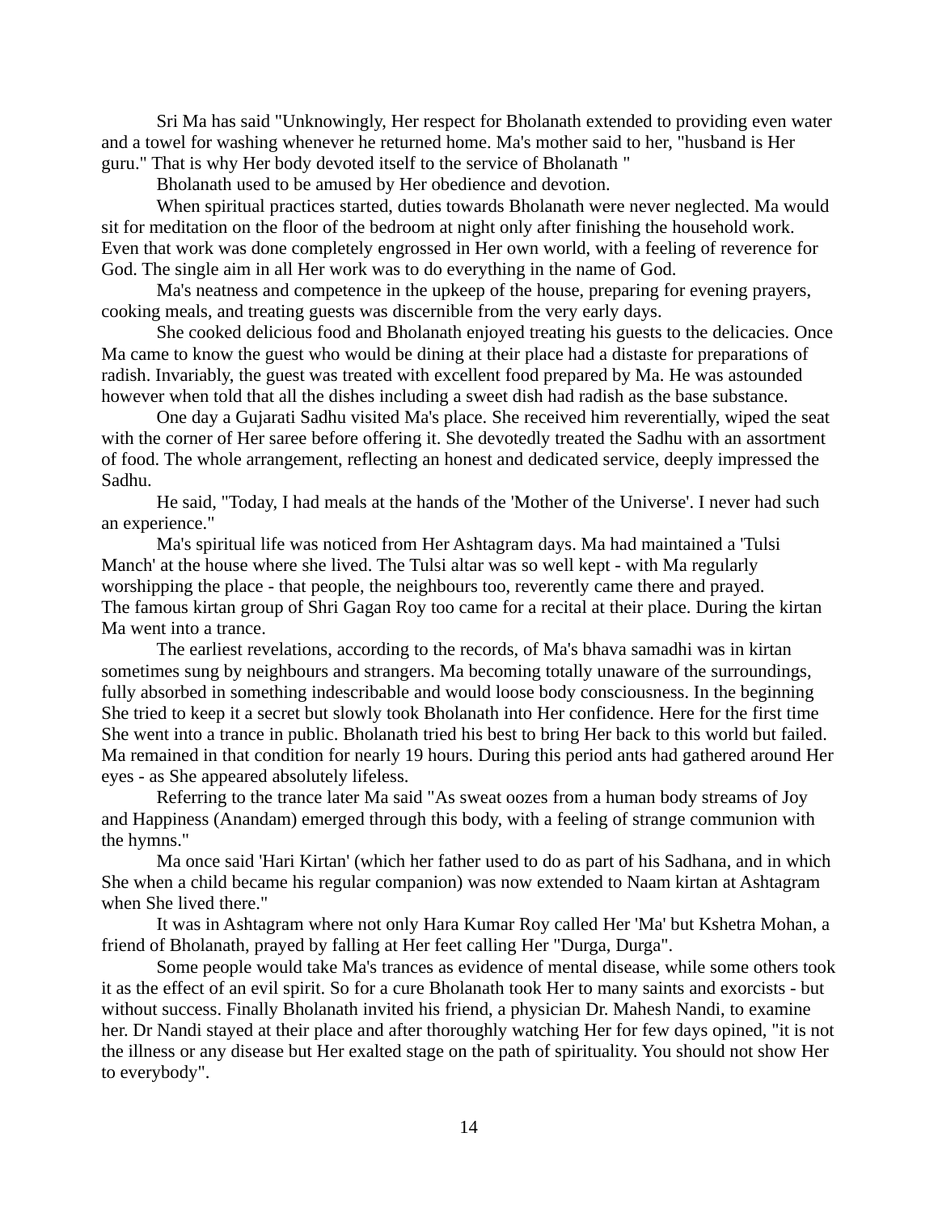Sri Ma has said "Unknowingly, Her respect for Bholanath extended to providing even water and a towel for washing whenever he returned home. Ma's mother said to her, "husband is Her guru." That is why Her body devoted itself to the service of Bholanath "

Bholanath used to be amused by Her obedience and devotion.

When spiritual practices started, duties towards Bholanath were never neglected. Ma would sit for meditation on the floor of the bedroom at night only after finishing the household work. Even that work was done completely engrossed in Her own world, with a feeling of reverence for God. The single aim in all Her work was to do everything in the name of God.

Ma's neatness and competence in the upkeep of the house, preparing for evening prayers, cooking meals, and treating guests was discernible from the very early days.

She cooked delicious food and Bholanath enjoyed treating his guests to the delicacies. Once Ma came to know the guest who would be dining at their place had a distaste for preparations of radish. Invariably, the guest was treated with excellent food prepared by Ma. He was astounded however when told that all the dishes including a sweet dish had radish as the base substance.

One day a Gujarati Sadhu visited Ma's place. She received him reverentially, wiped the seat with the corner of Her saree before offering it. She devotedly treated the Sadhu with an assortment of food. The whole arrangement, reflecting an honest and dedicated service, deeply impressed the Sadhu.

He said, "Today, I had meals at the hands of the 'Mother of the Universe'. I never had such an experience."

Ma's spiritual life was noticed from Her Ashtagram days. Ma had maintained a 'Tulsi Manch' at the house where she lived. The Tulsi altar was so well kept - with Ma regularly worshipping the place - that people, the neighbours too, reverently came there and prayed. The famous kirtan group of Shri Gagan Roy too came for a recital at their place. During the kirtan Ma went into a trance.

The earliest revelations, according to the records, of Ma's bhava samadhi was in kirtan sometimes sung by neighbours and strangers. Ma becoming totally unaware of the surroundings, fully absorbed in something indescribable and would loose body consciousness. In the beginning She tried to keep it a secret but slowly took Bholanath into Her confidence. Here for the first time She went into a trance in public. Bholanath tried his best to bring Her back to this world but failed. Ma remained in that condition for nearly 19 hours. During this period ants had gathered around Her eyes - as She appeared absolutely lifeless.

Referring to the trance later Ma said "As sweat oozes from a human body streams of Joy and Happiness (Anandam) emerged through this body, with a feeling of strange communion with the hymns."

Ma once said 'Hari Kirtan' (which her father used to do as part of his Sadhana, and in which She when a child became his regular companion) was now extended to Naam kirtan at Ashtagram when She lived there."

It was in Ashtagram where not only Hara Kumar Roy called Her 'Ma' but Kshetra Mohan, a friend of Bholanath, prayed by falling at Her feet calling Her "Durga, Durga".

Some people would take Ma's trances as evidence of mental disease, while some others took it as the effect of an evil spirit. So for a cure Bholanath took Her to many saints and exorcists - but without success. Finally Bholanath invited his friend, a physician Dr. Mahesh Nandi, to examine her. Dr Nandi stayed at their place and after thoroughly watching Her for few days opined, "it is not the illness or any disease but Her exalted stage on the path of spirituality. You should not show Her to everybody".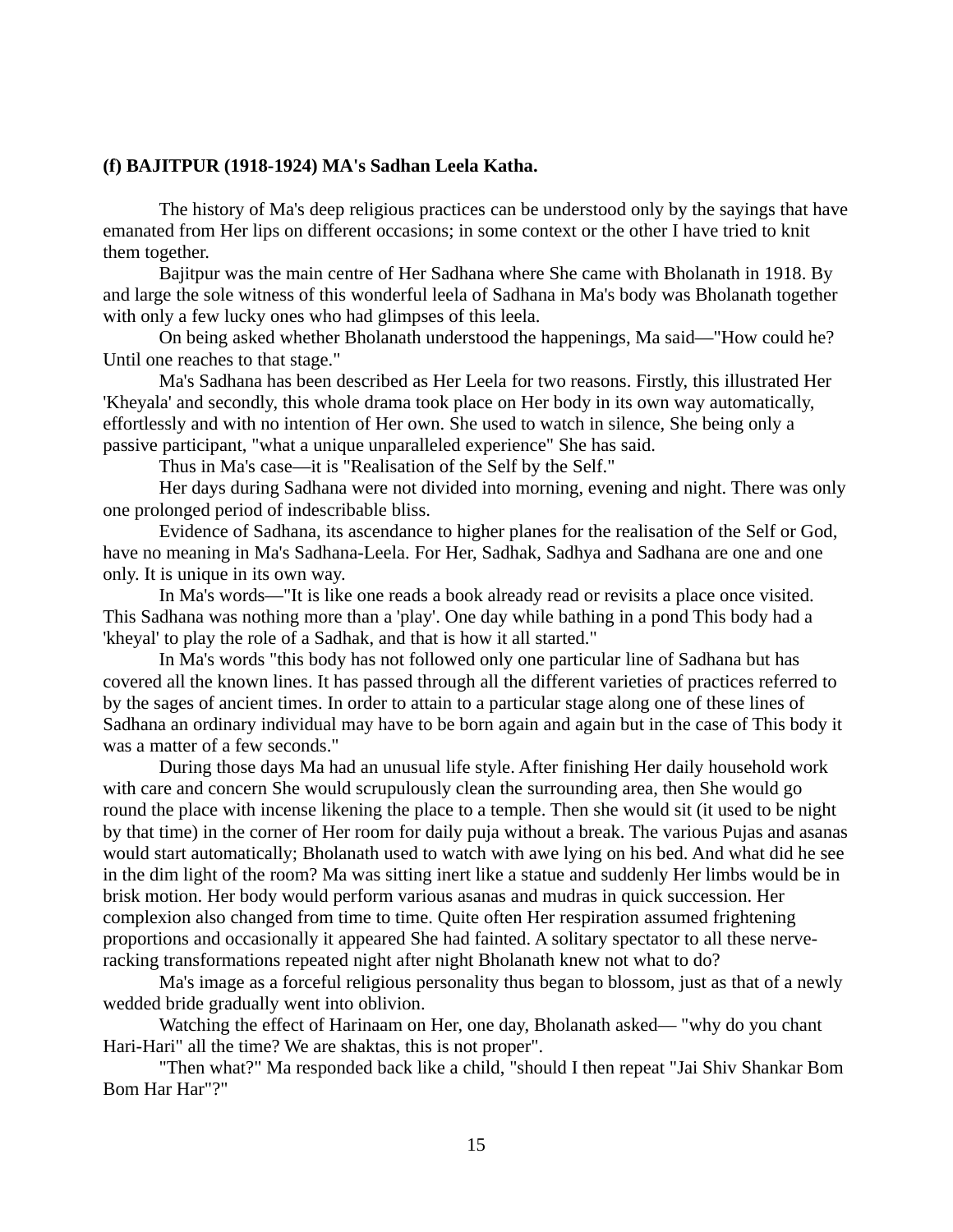**(f) BAJITPUR (1918-1924) MA's Sadhan Leela Katha.**

The history of Ma's deep religious practices can be understood only by the sayings that have emanated from Her lips on different occasions; in some context or the other I have tried to knit them together.

Bajitpur was the main centre of Her Sadhana where She came with Bholanath in 1918. By and large the sole witness of this wonderful leela of Sadhana in Ma's body was Bholanath together with only a few lucky ones who had glimpses of this leela.

On being asked whether Bholanath understood the happenings, Ma said—"How could he? Until one reaches to that stage."

Ma's Sadhana has been described as Her Leela for two reasons. Firstly, this illustrated Her 'Kheyala' and secondly, this whole drama took place on Her body in its own way automatically, effortlessly and with no intention of Her own. She used to watch in silence, She being only a passive participant, "what a unique unparalleled experience" She has said.

Thus in Ma's case—it is "Realisation of the Self by the Self."

Her days during Sadhana were not divided into morning, evening and night. There was only one prolonged period of indescribable bliss.

Evidence of Sadhana, its ascendance to higher planes for the realisation of the Self or God, have no meaning in Ma's Sadhana-Leela. For Her, Sadhak, Sadhya and Sadhana are one and one only. It is unique in its own way.

In Ma's words—"It is like one reads a book already read or revisits a place once visited. This Sadhana was nothing more than a 'play'. One day while bathing in a pond This body had a 'kheyal' to play the role of a Sadhak, and that is how it all started."

In Ma's words "this body has not followed only one particular line of Sadhana but has covered all the known lines. It has passed through all the different varieties of practices referred to by the sages of ancient times. In order to attain to a particular stage along one of these lines of Sadhana an ordinary individual may have to be born again and again but in the case of This body it was a matter of a few seconds."

During those days Ma had an unusual life style. After finishing Her daily household work with care and concern She would scrupulously clean the surrounding area, then She would go round the place with incense likening the place to a temple. Then she would sit (it used to be night by that time) in the corner of Her room for daily puja without a break. The various Pujas and asanas would start automatically; Bholanath used to watch with awe lying on his bed. And what did he see in the dim light of the room? Ma was sitting inert like a statue and suddenly Her limbs would be in brisk motion. Her body would perform various asanas and mudras in quick succession. Her complexion also changed from time to time. Quite often Her respiration assumed frightening proportions and occasionally it appeared She had fainted. A solitary spectator to all these nerve-racking transformations repeated night after night Bholanath knew not what to do?

Ma's image as a forceful religious personality thus began to blossom, just as that of a newly wedded bride gradually went into oblivion.

Watching the effect of Harinaam on Her, one day, Bholanath asked— "why do you chant Hari-Hari" all the time? We are shaktas, this is not proper".

"Then what?" Ma responded back like a child, "should I then repeat "Jai Shiv Shankar Bom Bom Har Har"?"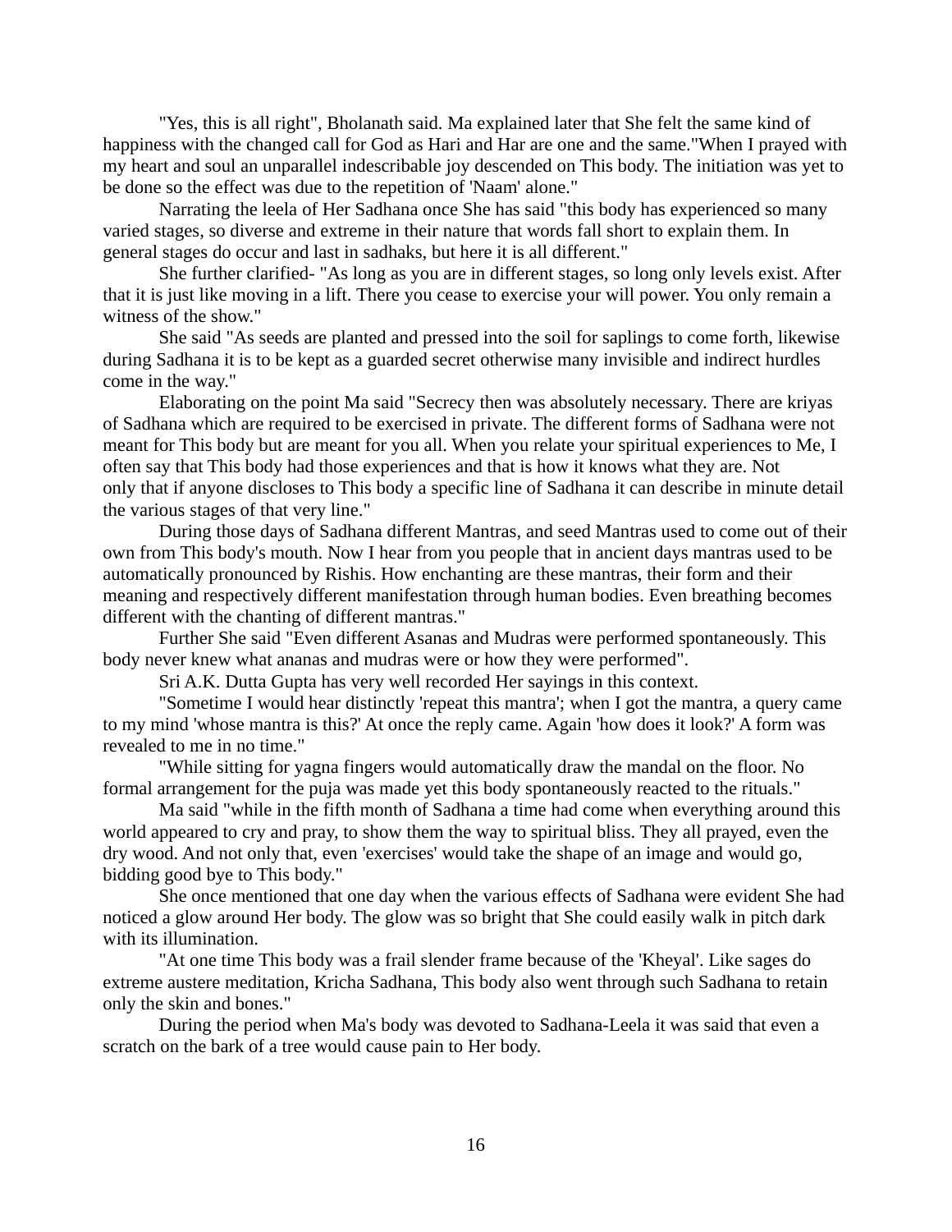"Yes, this is all right", Bholanath said. Ma explained later that She felt the same kind of happiness with the changed call for God as Hari and Har are one and the same."When I prayed with my heart and soul an unparallel indescribable joy descended on This body. The initiation was yet to be done so the effect was due to the repetition of 'Naam' alone."

Narrating the leela of Her Sadhana once She has said "this body has experienced so many varied stages, so diverse and extreme in their nature that words fall short to explain them. In general stages do occur and last in sadhaks, but here it is all different."

She further clarified- "As long as you are in different stages, so long only levels exist. After that it is just like moving in a lift. There you cease to exercise your will power. You only remain a witness of the show."

She said "As seeds are planted and pressed into the soil for saplings to come forth, likewise during Sadhana it is to be kept as a guarded secret otherwise many invisible and indirect hurdles come in the way."

Elaborating on the point Ma said "Secrecy then was absolutely necessary. There are kriyas of Sadhana which are required to be exercised in private. The different forms of Sadhana were not meant for This body but are meant for you all. When you relate your spiritual experiences to Me, I often say that This body had those experiences and that is how it knows what they are. Not only that if anyone discloses to This body a specific line of Sadhana it can describe in minute detail the various stages of that very line."

During those days of Sadhana different Mantras, and seed Mantras used to come out of their own from This body's mouth. Now I hear from you people that in ancient days mantras used to be automatically pronounced by Rishis. How enchanting are these mantras, their form and their meaning and respectively different manifestation through human bodies. Even breathing becomes different with the chanting of different mantras."

Further She said "Even different Asanas and Mudras were performed spontaneously. This body never knew what ananas and mudras were or how they were performed".

Sri A.K. Dutta Gupta has very well recorded Her sayings in this context.

"Sometime I would hear distinctly 'repeat this mantra'; when I got the mantra, a query came to my mind 'whose mantra is this?' At once the reply came. Again 'how does it look?' A form was revealed to me in no time."

"While sitting for yagna fingers would automatically draw the mandal on the floor. No formal arrangement for the puja was made yet this body spontaneously reacted to the rituals."

Ma said "while in the fifth month of Sadhana a time had come when everything around this world appeared to cry and pray, to show them the way to spiritual bliss. They all prayed, even the dry wood. And not only that, even 'exercises' would take the shape of an image and would go, bidding good bye to This body."

She once mentioned that one day when the various effects of Sadhana were evident She had noticed a glow around Her body. The glow was so bright that She could easily walk in pitch dark with its illumination.

"At one time This body was a frail slender frame because of the 'Kheyal'. Like sages do extreme austere meditation, Kricha Sadhana, This body also went through such Sadhana to retain only the skin and bones."

During the period when Ma's body was devoted to Sadhana-Leela it was said that even a scratch on the bark of a tree would cause pain to Her body.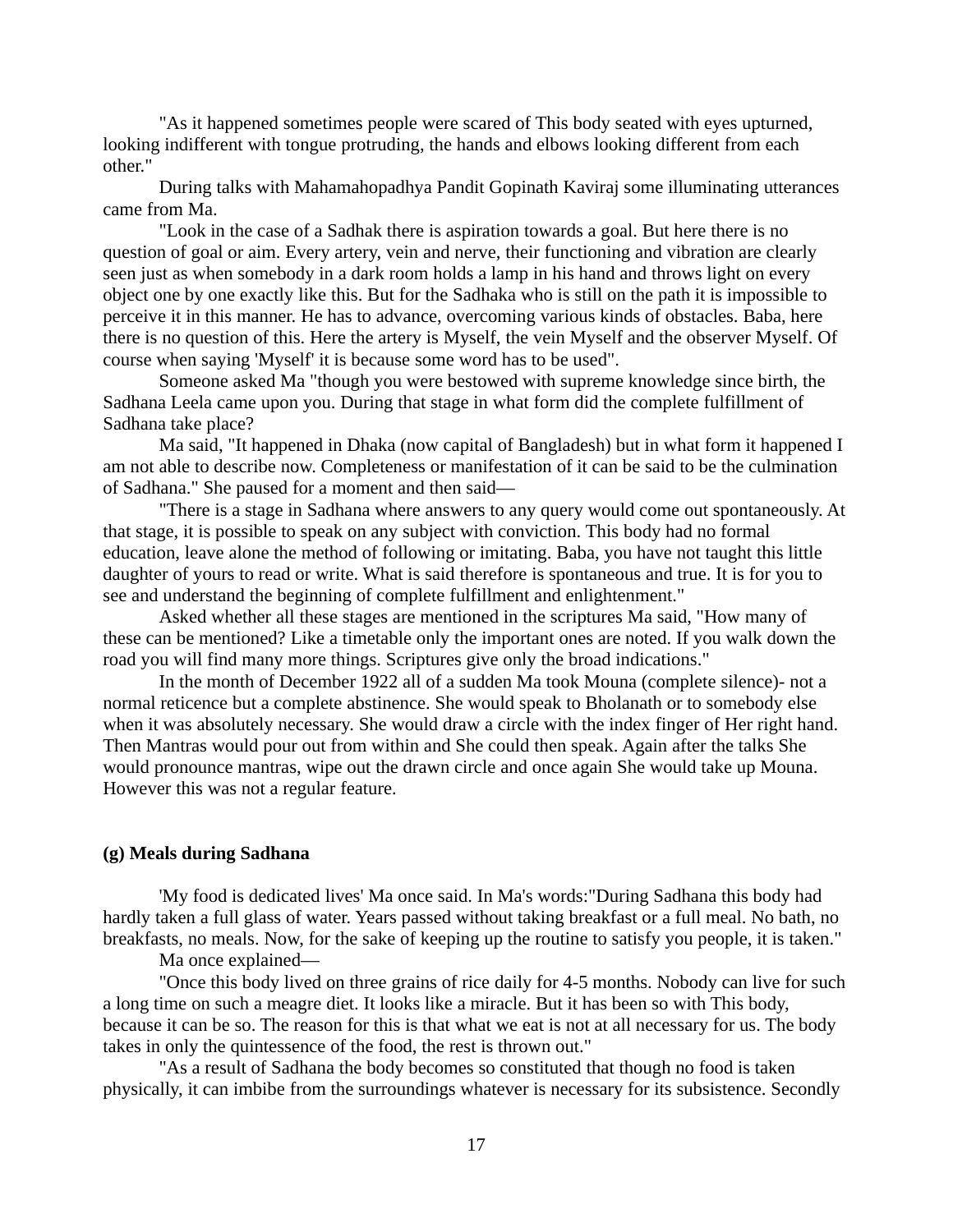"As it happened sometimes people were scared of This body seated with eyes upturned, looking indifferent with tongue protruding, the hands and elbows looking different from each other."

During talks with Mahamahopadhya Pandit Gopinath Kaviraj some illuminating utterances came from Ma.

"Look in the case of a Sadhak there is aspiration towards a goal. But here there is no question of goal or aim. Every artery, vein and nerve, their functioning and vibration are clearly seen just as when somebody in a dark room holds a lamp in his hand and throws light on every object one by one exactly like this. But for the Sadhaka who is still on the path it is impossible to perceive it in this manner. He has to advance, overcoming various kinds of obstacles. Baba, here there is no question of this. Here the artery is Myself, the vein Myself and the observer Myself. Of course when saying 'Myself' it is because some word has to be used".

Someone asked Ma "though you were bestowed with supreme knowledge since birth, the Sadhana Leela came upon you. During that stage in what form did the complete fulfillment of Sadhana take place?

Ma said, "It happened in Dhaka (now capital of Bangladesh) but in what form it happened I am not able to describe now. Completeness or manifestation of it can be said to be the culmination of Sadhana." She paused for a moment and then said—

"There is a stage in Sadhana where answers to any query would come out spontaneously. At that stage, it is possible to speak on any subject with conviction. This body had no formal education, leave alone the method of following or imitating. Baba, you have not taught this little daughter of yours to read or write. What is said therefore is spontaneous and true. It is for you to see and understand the beginning of complete fulfillment and enlightenment."

Asked whether all these stages are mentioned in the scriptures Ma said, "How many of these can be mentioned? Like a timetable only the important ones are noted. If you walk down the road you will find many more things. Scriptures give only the broad indications."

In the month of December 1922 all of a sudden Ma took Mouna (complete silence)- not a normal reticence but a complete abstinence. She would speak to Bholanath or to somebody else when it was absolutely necessary. She would draw a circle with the index finger of Her right hand. Then Mantras would pour out from within and She could then speak. Again after the talks She would pronounce mantras, wipe out the drawn circle and once again She would take up Mouna. However this was not a regular feature.

### (g) Meals during Sadhana

'My food is dedicated lives' Ma once said. In Ma's words:"During Sadhana this body had hardly taken a full glass of water. Years passed without taking breakfast or a full meal. No bath, no breakfasts, no meals. Now, for the sake of keeping up the routine to satisfy you people, it is taken."

Ma once explained—

"Once this body lived on three grains of rice daily for 4-5 months. Nobody can live for such a long time on such a meagre diet. It looks like a miracle. But it has been so with This body, because it can be so. The reason for this is that what we eat is not at all necessary for us. The body takes in only the quintessence of the food, the rest is thrown out."

"As a result of Sadhana the body becomes so constituted that though no food is taken physically, it can imbibe from the surroundings whatever is necessary for its subsistence. Secondly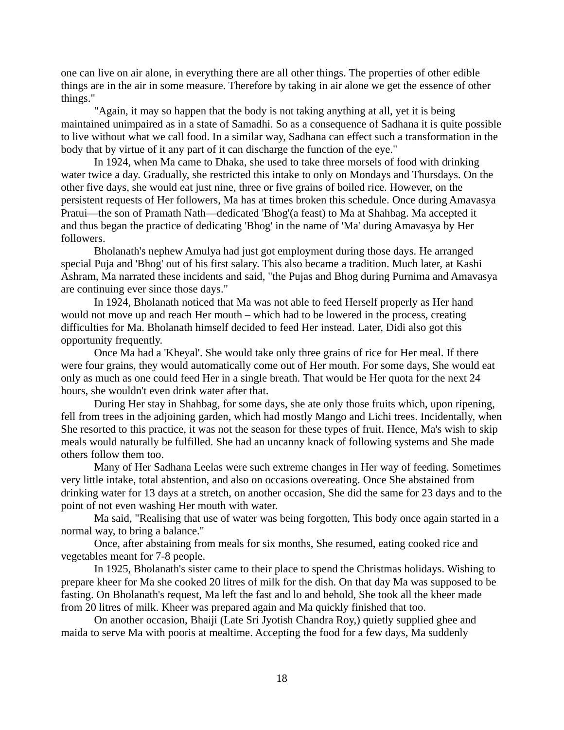one can live on air alone, in everything there are all other things. The properties of other edible things are in the air in some measure. Therefore by taking in air alone we get the essence of other things."

"Again, it may so happen that the body is not taking anything at all, yet it is being maintained unimpaired as in a state of Samadhi. So as a consequence of Sadhana it is quite possible to live without what we call food. In a similar way, Sadhana can effect such a transformation in the body that by virtue of it any part of it can discharge the function of the eye."

In 1924, when Ma came to Dhaka, she used to take three morsels of food with drinking water twice a day. Gradually, she restricted this intake to only on Mondays and Thursdays. On the other five days, she would eat just nine, three or five grains of boiled rice. However, on the persistent requests of Her followers, Ma has at times broken this schedule. Once during Amavasya Pratui—the son of Pramath Nath—dedicated 'Bhog'(a feast) to Ma at Shahbag. Ma accepted it and thus began the practice of dedicating 'Bhog' in the name of 'Ma' during Amavasya by Her followers.

Bholanath's nephew Amulya had just got employment during those days. He arranged special Puja and 'Bhog' out of his first salary. This also became a tradition. Much later, at Kashi Ashram, Ma narrated these incidents and said, "the Pujas and Bhog during Purnima and Amavasya are continuing ever since those days."

In 1924, Bholanath noticed that Ma was not able to feed Herself properly as Her hand would not move up and reach Her mouth – which had to be lowered in the process, creating difficulties for Ma. Bholanath himself decided to feed Her instead. Later, Didi also got this opportunity frequently.

Once Ma had a 'Kheyal'. She would take only three grains of rice for Her meal. If there were four grains, they would automatically come out of Her mouth. For some days, She would eat only as much as one could feed Her in a single breath. That would be Her quota for the next 24 hours, she wouldn't even drink water after that.

During Her stay in Shahbag, for some days, she ate only those fruits which, upon ripening, fell from trees in the adjoining garden, which had mostly Mango and Lichi trees. Incidentally, when She resorted to this practice, it was not the season for these types of fruit. Hence, Ma's wish to skip meals would naturally be fulfilled. She had an uncanny knack of following systems and She made others follow them too.

Many of Her Sadhana Leelas were such extreme changes in Her way of feeding. Sometimes very little intake, total abstention, and also on occasions overeating. Once She abstained from drinking water for 13 days at a stretch, on another occasion, She did the same for 23 days and to the point of not even washing Her mouth with water.

Ma said, "Realising that use of water was being forgotten, This body once again started in a normal way, to bring a balance."

Once, after abstaining from meals for six months, She resumed, eating cooked rice and vegetables meant for 7-8 people.

In 1925, Bholanath's sister came to their place to spend the Christmas holidays. Wishing to prepare kheer for Ma she cooked 20 litres of milk for the dish. On that day Ma was supposed to be fasting. On Bholanath's request, Ma left the fast and lo and behold, She took all the kheer made from 20 litres of milk. Kheer was prepared again and Ma quickly finished that too.

On another occasion, Bhaiji (Late Sri Jyotish Chandra Roy,) quietly supplied ghee and maida to serve Ma with pooris at mealtime. Accepting the food for a few days, Ma suddenly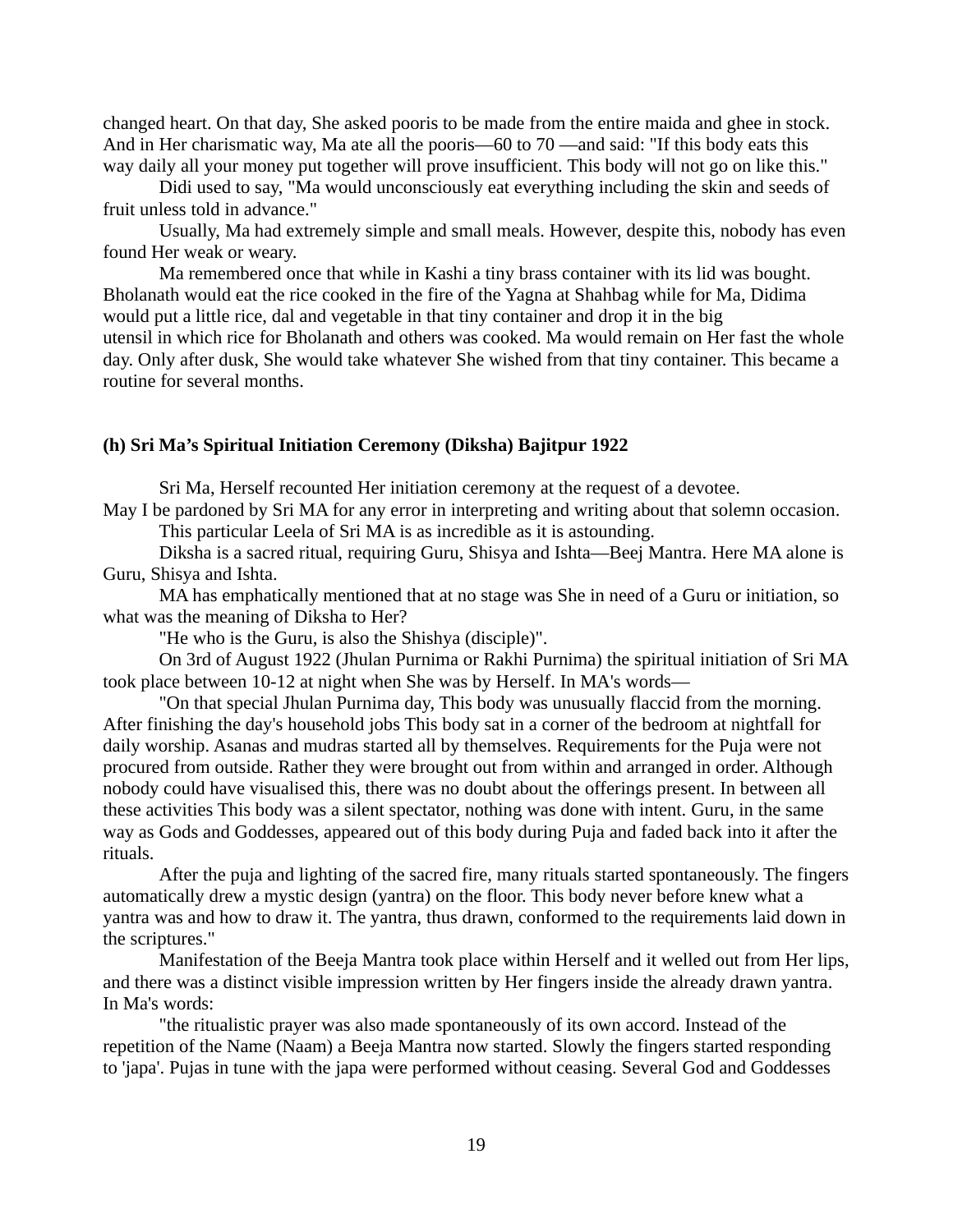changed heart. On that day, She asked pooris to be made from the entire maida and ghee in stock. And in Her charismatic way, Ma ate all the pooris—60 to 70 —and said: "If this body eats this way daily all your money put together will prove insufficient. This body will not go on like this."

Didi used to say, "Ma would unconsciously eat everything including the skin and seeds of fruit unless told in advance."

Usually, Ma had extremely simple and small meals. However, despite this, nobody has even found Her weak or weary.

Ma remembered once that while in Kashi a tiny brass container with its lid was bought. Bholanath would eat the rice cooked in the fire of the Yagna at Shahbag while for Ma, Didima would put a little rice, dal and vegetable in that tiny container and drop it in the big utensil in which rice for Bholanath and others was cooked. Ma would remain on Her fast the whole day. Only after dusk, She would take whatever She wished from that tiny container. This became a routine for several months.

### (h) Sri Ma's Spiritual Initiation Ceremony (Diksha) Bajitpur 1922

Sri Ma, Herself recounted Her initiation ceremony at the request of a devotee.
May I be pardoned by Sri MA for any error in interpreting and writing about that solemn occasion.

This particular Leela of Sri MA is as incredible as it is astounding.

Diksha is a sacred ritual, requiring Guru, Shisya and Ishta—Beej Mantra. Here MA alone is Guru, Shisya and Ishta.

MA has emphatically mentioned that at no stage was She in need of a Guru or initiation, so what was the meaning of Diksha to Her?

"He who is the Guru, is also the Shishya (disciple)".

On 3rd of August 1922 (Jhulan Purnima or Rakhi Purnima) the spiritual initiation of Sri MA took place between 10-12 at night when She was by Herself. In MA's words—

"On that special Jhulan Purnima day, This body was unusually flaccid from the morning. After finishing the day's household jobs This body sat in a corner of the bedroom at nightfall for daily worship. Asanas and mudras started all by themselves. Requirements for the Puja were not procured from outside. Rather they were brought out from within and arranged in order. Although nobody could have visualised this, there was no doubt about the offerings present. In between all these activities This body was a silent spectator, nothing was done with intent. Guru, in the same way as Gods and Goddesses, appeared out of this body during Puja and faded back into it after the rituals.

After the puja and lighting of the sacred fire, many rituals started spontaneously. The fingers automatically drew a mystic design (yantra) on the floor. This body never before knew what a yantra was and how to draw it. The yantra, thus drawn, conformed to the requirements laid down in the scriptures."

Manifestation of the Beeja Mantra took place within Herself and it welled out from Her lips, and there was a distinct visible impression written by Her fingers inside the already drawn yantra. In Ma's words:

"the ritualistic prayer was also made spontaneously of its own accord. Instead of the repetition of the Name (Naam) a Beeja Mantra now started. Slowly the fingers started responding to 'japa'. Pujas in tune with the japa were performed without ceasing. Several God and Goddesses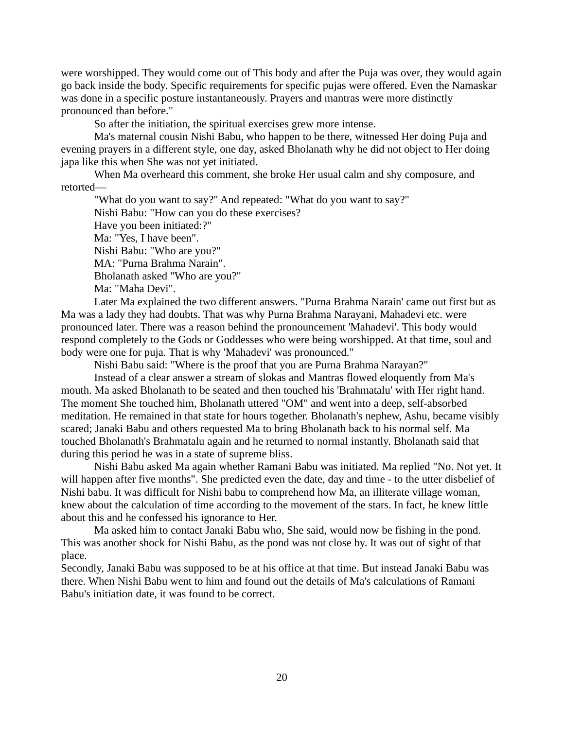were worshipped. They would come out of This body and after the Puja was over, they would again go back inside the body. Specific requirements for specific pujas were offered. Even the Namaskar was done in a specific posture instantaneously. Prayers and mantras were more distinctly pronounced than before."

So after the initiation, the spiritual exercises grew more intense.

Ma's maternal cousin Nishi Babu, who happen to be there, witnessed Her doing Puja and evening prayers in a different style, one day, asked Bholanath why he did not object to Her doing japa like this when She was not yet initiated.

When Ma overheard this comment, she broke Her usual calm and shy composure, and retorted—

"What do you want to say?" And repeated: "What do you want to say?"

Nishi Babu: "How can you do these exercises?

Have you been initiated:?"

Ma: "Yes, I have been".

Nishi Babu: "Who are you?"

MA: "Purna Brahma Narain".

Bholanath asked "Who are you?"

Ma: "Maha Devi".

Later Ma explained the two different answers. "Purna Brahma Narain' came out first but as Ma was a lady they had doubts. That was why Purna Brahma Narayani, Mahadevi etc. were pronounced later. There was a reason behind the pronouncement 'Mahadevi'. This body would respond completely to the Gods or Goddesses who were being worshipped. At that time, soul and body were one for puja. That is why 'Mahadevi' was pronounced."

Nishi Babu said: "Where is the proof that you are Purna Brahma Narayan?"

Instead of a clear answer a stream of slokas and Mantras flowed eloquently from Ma's mouth. Ma asked Bholanath to be seated and then touched his 'Brahmatalu' with Her right hand. The moment She touched him, Bholanath uttered "OM" and went into a deep, self-absorbed meditation. He remained in that state for hours together. Bholanath's nephew, Ashu, became visibly scared; Janaki Babu and others requested Ma to bring Bholanath back to his normal self. Ma touched Bholanath's Brahmatalu again and he returned to normal instantly. Bholanath said that during this period he was in a state of supreme bliss.

Nishi Babu asked Ma again whether Ramani Babu was initiated. Ma replied "No. Not yet. It will happen after five months". She predicted even the date, day and time - to the utter disbelief of Nishi babu. It was difficult for Nishi babu to comprehend how Ma, an illiterate village woman, knew about the calculation of time according to the movement of the stars. In fact, he knew little about this and he confessed his ignorance to Her.

Ma asked him to contact Janaki Babu who, She said, would now be fishing in the pond. This was another shock for Nishi Babu, as the pond was not close by. It was out of sight of that place.

Secondly, Janaki Babu was supposed to be at his office at that time. But instead Janaki Babu was there. When Nishi Babu went to him and found out the details of Ma's calculations of Ramani Babu's initiation date, it was found to be correct.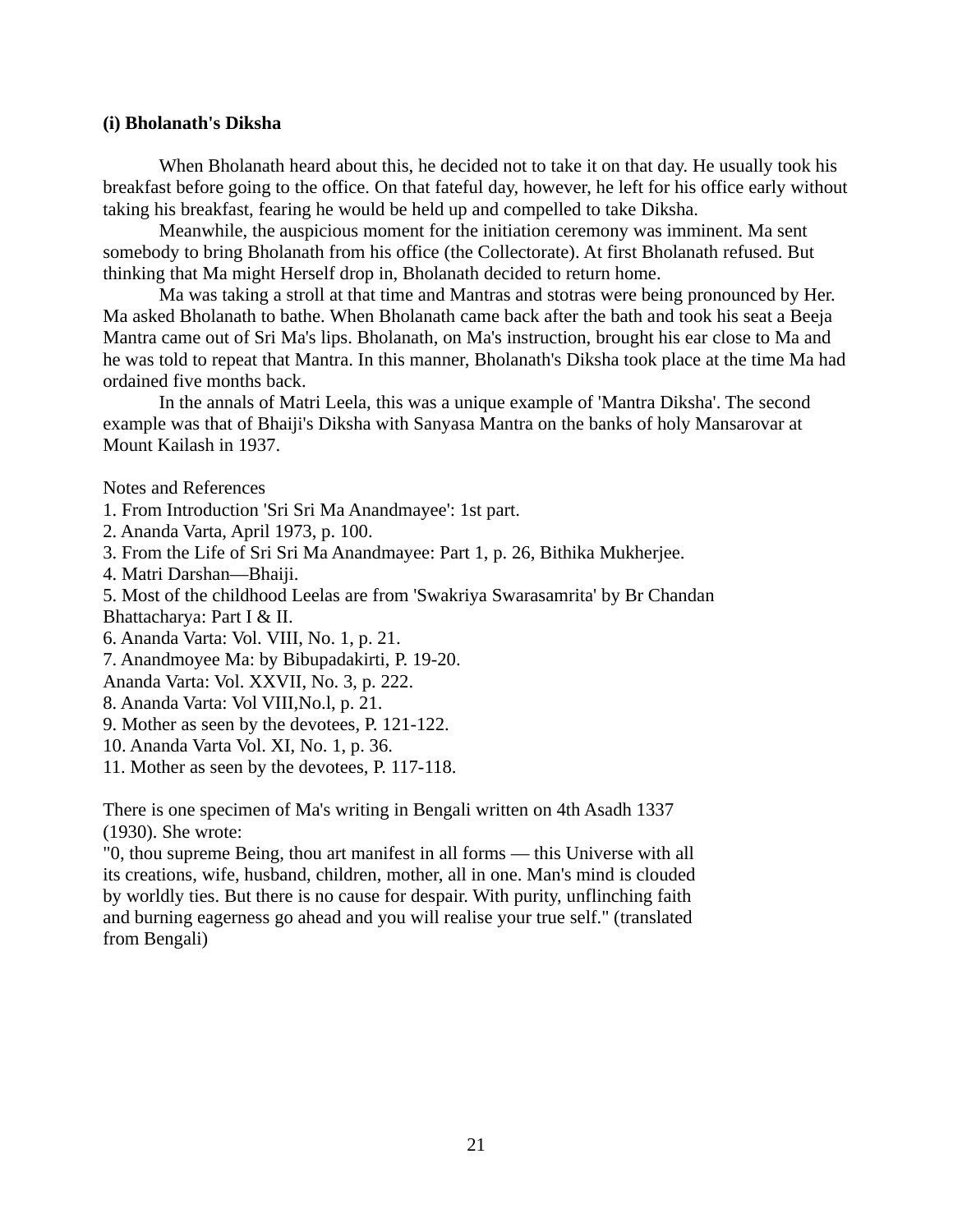**(i) Bholanath's Diksha**

When Bholanath heard about this, he decided not to take it on that day. He usually took his breakfast before going to the office. On that fateful day, however, he left for his office early without taking his breakfast, fearing he would be held up and compelled to take Diksha.

Meanwhile, the auspicious moment for the initiation ceremony was imminent. Ma sent somebody to bring Bholanath from his office (the Collectorate). At first Bholanath refused. But thinking that Ma might Herself drop in, Bholanath decided to return home.

Ma was taking a stroll at that time and Mantras and stotras were being pronounced by Her. Ma asked Bholanath to bathe. When Bholanath came back after the bath and took his seat a Beeja Mantra came out of Sri Ma's lips. Bholanath, on Ma's instruction, brought his ear close to Ma and he was told to repeat that Mantra. In this manner, Bholanath's Diksha took place at the time Ma had ordained five months back.

In the annals of Matri Leela, this was a unique example of 'Mantra Diksha'. The second example was that of Bhaiji's Diksha with Sanyasa Mantra on the banks of holy Mansarovar at Mount Kailash in 1937.

Notes and References

1. From Introduction 'Sri Sri Ma Anandmayee': 1st part.
2. Ananda Varta, April 1973, p. 100.
3. From the Life of Sri Sri Ma Anandmayee: Part 1, p. 26, Bithika Mukherjee.
4. Matri Darshan—Bhaiji.
5. Most of the childhood Leelas are from 'Swakriya Swarasamrita' by Br Chandan Bhattacharya: Part I & II.
6. Ananda Varta: Vol. VIII, No. 1, p. 21.
7. Anandmoyee Ma: by Bibupadakirti, P. 19-20.
   Ananda Varta: Vol. XXVII, No. 3, p. 222.
8. Ananda Varta: Vol VIII,No.l, p. 21.
9. Mother as seen by the devotees, P. 121-122.
10. Ananda Varta Vol. XI, No. 1, p. 36.
11. Mother as seen by the devotees, P. 117-118.

There is one specimen of Ma's writing in Bengali written on 4th Asadh 1337 (1930). She wrote:
"0, thou supreme Being, thou art manifest in all forms — this Universe with all its creations, wife, husband, children, mother, all in one. Man's mind is clouded by worldly ties. But there is no cause for despair. With purity, unflinching faith and burning eagerness go ahead and you will realise your true self." (translated from Bengali)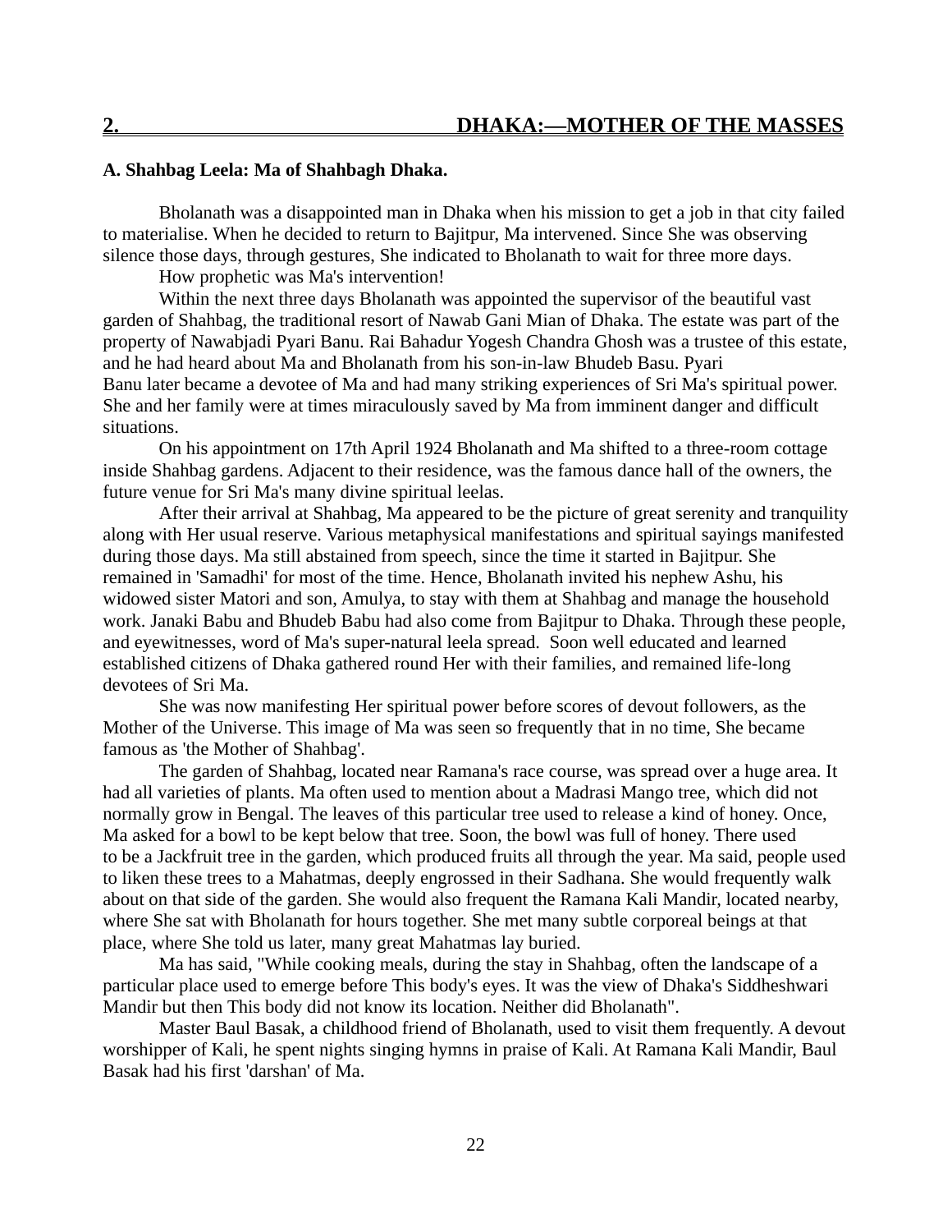## 2. DHAKA:—MOTHER OF THE MASSES

**A. Shahbag Leela: Ma of Shahbagh Dhaka.**

Bholanath was a disappointed man in Dhaka when his mission to get a job in that city failed to materialise. When he decided to return to Bajitpur, Ma intervened. Since She was observing silence those days, through gestures, She indicated to Bholanath to wait for three more days.

How prophetic was Ma's intervention!

Within the next three days Bholanath was appointed the supervisor of the beautiful vast garden of Shahbag, the traditional resort of Nawab Gani Mian of Dhaka. The estate was part of the property of Nawabjadi Pyari Banu. Rai Bahadur Yogesh Chandra Ghosh was a trustee of this estate, and he had heard about Ma and Bholanath from his son-in-law Bhudeb Basu. Pyari Banu later became a devotee of Ma and had many striking experiences of Sri Ma's spiritual power. She and her family were at times miraculously saved by Ma from imminent danger and difficult situations.

On his appointment on 17th April 1924 Bholanath and Ma shifted to a three-room cottage inside Shahbag gardens. Adjacent to their residence, was the famous dance hall of the owners, the future venue for Sri Ma's many divine spiritual leelas.

After their arrival at Shahbag, Ma appeared to be the picture of great serenity and tranquility along with Her usual reserve. Various metaphysical manifestations and spiritual sayings manifested during those days. Ma still abstained from speech, since the time it started in Bajitpur. She remained in 'Samadhi' for most of the time. Hence, Bholanath invited his nephew Ashu, his widowed sister Matori and son, Amulya, to stay with them at Shahbag and manage the household work. Janaki Babu and Bhudeb Babu had also come from Bajitpur to Dhaka. Through these people, and eyewitnesses, word of Ma's super-natural leela spread. Soon well educated and learned established citizens of Dhaka gathered round Her with their families, and remained life-long devotees of Sri Ma.

She was now manifesting Her spiritual power before scores of devout followers, as the Mother of the Universe. This image of Ma was seen so frequently that in no time, She became famous as 'the Mother of Shahbag'.

The garden of Shahbag, located near Ramana's race course, was spread over a huge area. It had all varieties of plants. Ma often used to mention about a Madrasi Mango tree, which did not normally grow in Bengal. The leaves of this particular tree used to release a kind of honey. Once, Ma asked for a bowl to be kept below that tree. Soon, the bowl was full of honey. There used to be a Jackfruit tree in the garden, which produced fruits all through the year. Ma said, people used to liken these trees to a Mahatmas, deeply engrossed in their Sadhana. She would frequently walk about on that side of the garden. She would also frequent the Ramana Kali Mandir, located nearby, where She sat with Bholanath for hours together. She met many subtle corporeal beings at that place, where She told us later, many great Mahatmas lay buried.

Ma has said, "While cooking meals, during the stay in Shahbag, often the landscape of a particular place used to emerge before This body's eyes. It was the view of Dhaka's Siddheshwari Mandir but then This body did not know its location. Neither did Bholanath".

Master Baul Basak, a childhood friend of Bholanath, used to visit them frequently. A devout worshipper of Kali, he spent nights singing hymns in praise of Kali. At Ramana Kali Mandir, Baul Basak had his first 'darshan' of Ma.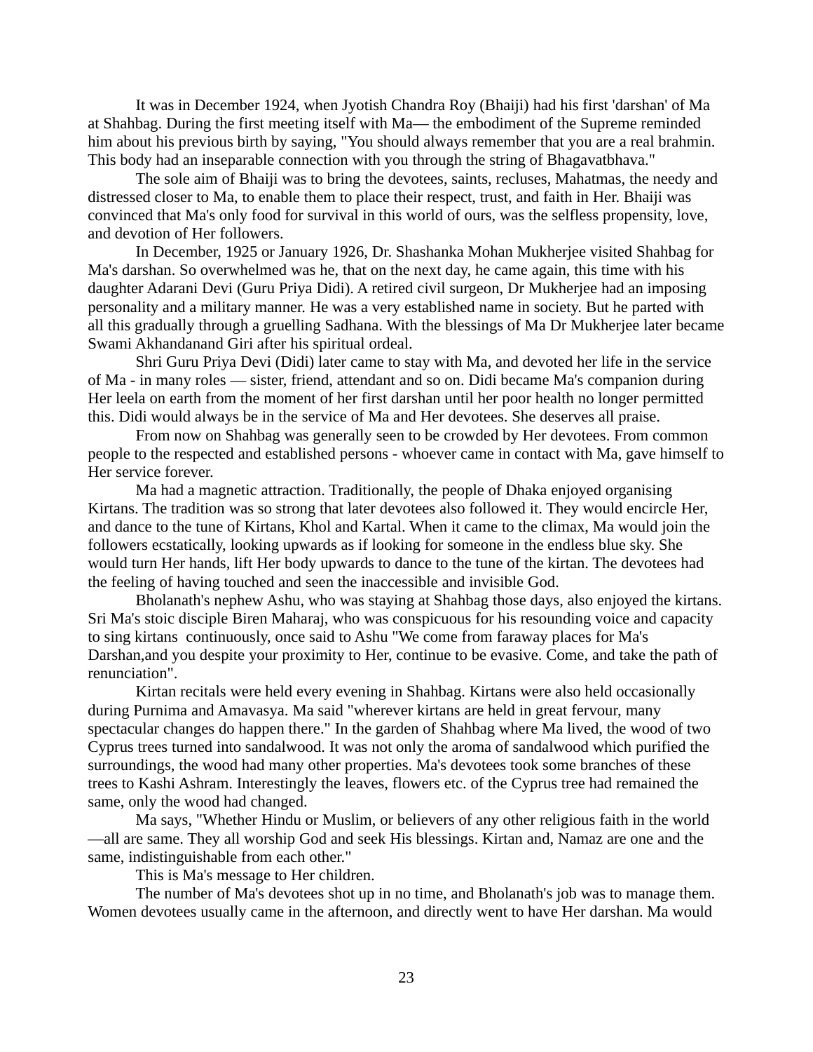It was in December 1924, when Jyotish Chandra Roy (Bhaiji) had his first 'darshan' of Ma at Shahbag. During the first meeting itself with Ma— the embodiment of the Supreme reminded him about his previous birth by saying, "You should always remember that you are a real brahmin. This body had an inseparable connection with you through the string of Bhagavatbhava."

The sole aim of Bhaiji was to bring the devotees, saints, recluses, Mahatmas, the needy and distressed closer to Ma, to enable them to place their respect, trust, and faith in Her. Bhaiji was convinced that Ma's only food for survival in this world of ours, was the selfless propensity, love, and devotion of Her followers.

In December, 1925 or January 1926, Dr. Shashanka Mohan Mukherjee visited Shahbag for Ma's darshan. So overwhelmed was he, that on the next day, he came again, this time with his daughter Adarani Devi (Guru Priya Didi). A retired civil surgeon, Dr Mukherjee had an imposing personality and a military manner. He was a very established name in society. But he parted with all this gradually through a gruelling Sadhana. With the blessings of Ma Dr Mukherjee later became Swami Akhandanand Giri after his spiritual ordeal.

Shri Guru Priya Devi (Didi) later came to stay with Ma, and devoted her life in the service of Ma - in many roles — sister, friend, attendant and so on. Didi became Ma's companion during Her leela on earth from the moment of her first darshan until her poor health no longer permitted this. Didi would always be in the service of Ma and Her devotees. She deserves all praise.

From now on Shahbag was generally seen to be crowded by Her devotees. From common people to the respected and established persons - whoever came in contact with Ma, gave himself to Her service forever.

Ma had a magnetic attraction. Traditionally, the people of Dhaka enjoyed organising Kirtans. The tradition was so strong that later devotees also followed it. They would encircle Her, and dance to the tune of Kirtans, Khol and Kartal. When it came to the climax, Ma would join the followers ecstatically, looking upwards as if looking for someone in the endless blue sky. She would turn Her hands, lift Her body upwards to dance to the tune of the kirtan. The devotees had the feeling of having touched and seen the inaccessible and invisible God.

Bholanath's nephew Ashu, who was staying at Shahbag those days, also enjoyed the kirtans. Sri Ma's stoic disciple Biren Maharaj, who was conspicuous for his resounding voice and capacity to sing kirtans continuously, once said to Ashu "We come from faraway places for Ma's Darshan,and you despite your proximity to Her, continue to be evasive. Come, and take the path of renunciation".

Kirtan recitals were held every evening in Shahbag. Kirtans were also held occasionally during Purnima and Amavasya. Ma said "wherever kirtans are held in great fervour, many spectacular changes do happen there." In the garden of Shahbag where Ma lived, the wood of two Cyprus trees turned into sandalwood. It was not only the aroma of sandalwood which purified the surroundings, the wood had many other properties. Ma's devotees took some branches of these trees to Kashi Ashram. Interestingly the leaves, flowers etc. of the Cyprus tree had remained the same, only the wood had changed.

Ma says, "Whether Hindu or Muslim, or believers of any other religious faith in the world —all are same. They all worship God and seek His blessings. Kirtan and, Namaz are one and the same, indistinguishable from each other."

This is Ma's message to Her children.

The number of Ma's devotees shot up in no time, and Bholanath's job was to manage them. Women devotees usually came in the afternoon, and directly went to have Her darshan. Ma would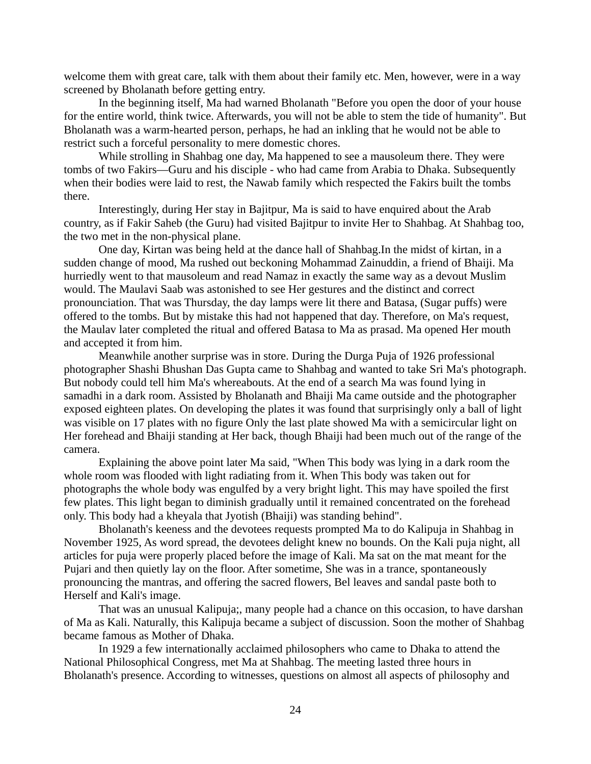welcome them with great care, talk with them about their family etc. Men, however, were in a way screened by Bholanath before getting entry.

In the beginning itself, Ma had warned Bholanath "Before you open the door of your house for the entire world, think twice. Afterwards, you will not be able to stem the tide of humanity". But Bholanath was a warm-hearted person, perhaps, he had an inkling that he would not be able to restrict such a forceful personality to mere domestic chores.

While strolling in Shahbag one day, Ma happened to see a mausoleum there. They were tombs of two Fakirs—Guru and his disciple - who had came from Arabia to Dhaka. Subsequently when their bodies were laid to rest, the Nawab family which respected the Fakirs built the tombs there.

Interestingly, during Her stay in Bajitpur, Ma is said to have enquired about the Arab country, as if Fakir Saheb (the Guru) had visited Bajitpur to invite Her to Shahbag. At Shahbag too, the two met in the non-physical plane.

One day, Kirtan was being held at the dance hall of Shahbag.In the midst of kirtan, in a sudden change of mood, Ma rushed out beckoning Mohammad Zainuddin, a friend of Bhaiji. Ma hurriedly went to that mausoleum and read Namaz in exactly the same way as a devout Muslim would. The Maulavi Saab was astonished to see Her gestures and the distinct and correct pronounciation. That was Thursday, the day lamps were lit there and Batasa, (Sugar puffs) were offered to the tombs. But by mistake this had not happened that day. Therefore, on Ma's request, the Maulav later completed the ritual and offered Batasa to Ma as prasad. Ma opened Her mouth and accepted it from him.

Meanwhile another surprise was in store. During the Durga Puja of 1926 professional photographer Shashi Bhushan Das Gupta came to Shahbag and wanted to take Sri Ma's photograph. But nobody could tell him Ma's whereabouts. At the end of a search Ma was found lying in samadhi in a dark room. Assisted by Bholanath and Bhaiji Ma came outside and the photographer exposed eighteen plates. On developing the plates it was found that surprisingly only a ball of light was visible on 17 plates with no figure Only the last plate showed Ma with a semicircular light on Her forehead and Bhaiji standing at Her back, though Bhaiji had been much out of the range of the camera.

Explaining the above point later Ma said, "When This body was lying in a dark room the whole room was flooded with light radiating from it. When This body was taken out for photographs the whole body was engulfed by a very bright light. This may have spoiled the first few plates. This light began to diminish gradually until it remained concentrated on the forehead only. This body had a kheyala that Jyotish (Bhaiji) was standing behind".

Bholanath's keeness and the devotees requests prompted Ma to do Kalipuja in Shahbag in November 1925, As word spread, the devotees delight knew no bounds. On the Kali puja night, all articles for puja were properly placed before the image of Kali. Ma sat on the mat meant for the Pujari and then quietly lay on the floor. After sometime, She was in a trance, spontaneously pronouncing the mantras, and offering the sacred flowers, Bel leaves and sandal paste both to Herself and Kali's image.

That was an unusual Kalipuja;, many people had a chance on this occasion, to have darshan of Ma as Kali. Naturally, this Kalipuja became a subject of discussion. Soon the mother of Shahbag became famous as Mother of Dhaka.

In 1929 a few internationally acclaimed philosophers who came to Dhaka to attend the National Philosophical Congress, met Ma at Shahbag. The meeting lasted three hours in Bholanath's presence. According to witnesses, questions on almost all aspects of philosophy and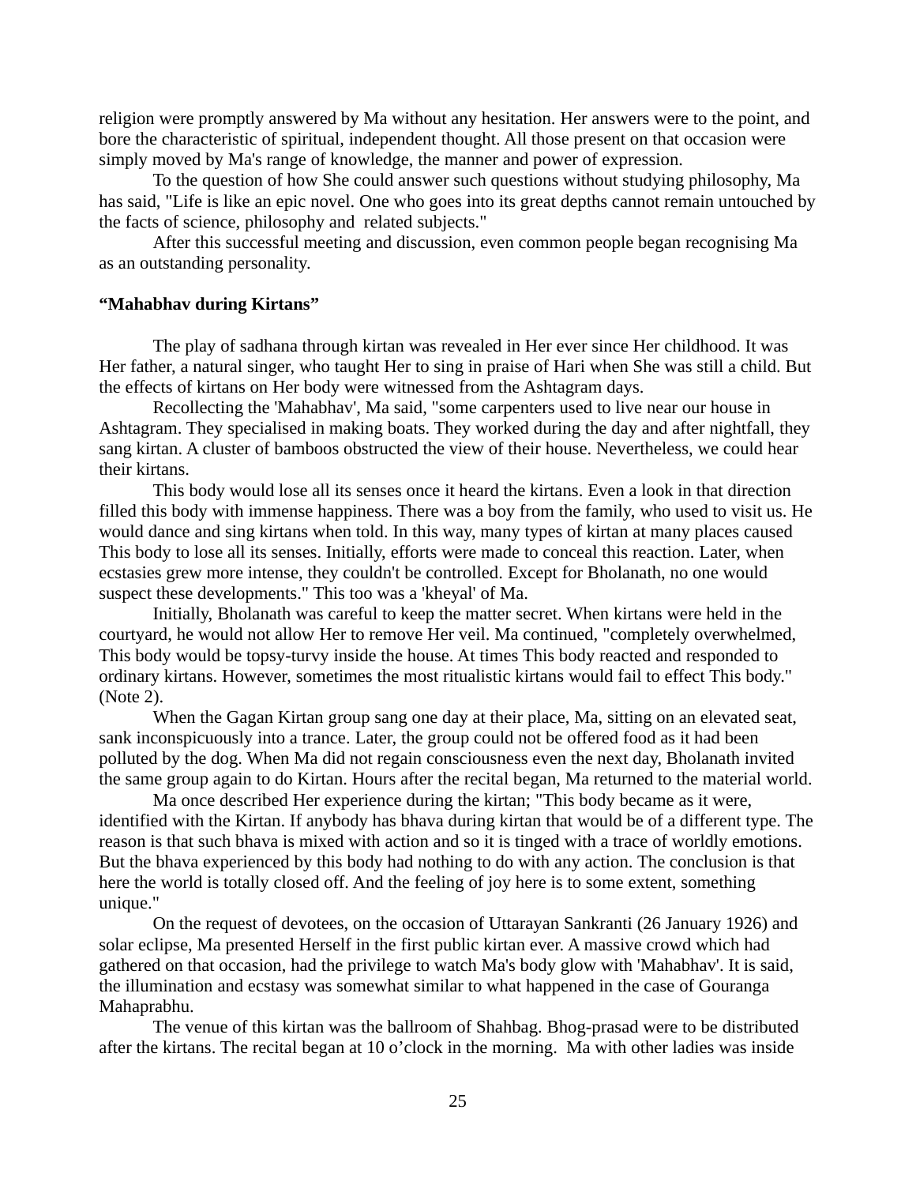religion were promptly answered by Ma without any hesitation. Her answers were to the point, and bore the characteristic of spiritual, independent thought. All those present on that occasion were simply moved by Ma's range of knowledge, the manner and power of expression.

To the question of how She could answer such questions without studying philosophy, Ma has said, "Life is like an epic novel. One who goes into its great depths cannot remain untouched by the facts of science, philosophy and related subjects."

After this successful meeting and discussion, even common people began recognising Ma as an outstanding personality.

**“Mahabhav during Kirtans”**

The play of sadhana through kirtan was revealed in Her ever since Her childhood. It was Her father, a natural singer, who taught Her to sing in praise of Hari when She was still a child. But the effects of kirtans on Her body were witnessed from the Ashtagram days.

Recollecting the 'Mahabhav', Ma said, "some carpenters used to live near our house in Ashtagram. They specialised in making boats. They worked during the day and after nightfall, they sang kirtan. A cluster of bamboos obstructed the view of their house. Nevertheless, we could hear their kirtans.

This body would lose all its senses once it heard the kirtans. Even a look in that direction filled this body with immense happiness. There was a boy from the family, who used to visit us. He would dance and sing kirtans when told. In this way, many types of kirtan at many places caused This body to lose all its senses. Initially, efforts were made to conceal this reaction. Later, when ecstasies grew more intense, they couldn't be controlled. Except for Bholanath, no one would suspect these developments." This too was a 'kheyal' of Ma.

Initially, Bholanath was careful to keep the matter secret. When kirtans were held in the courtyard, he would not allow Her to remove Her veil. Ma continued, "completely overwhelmed, This body would be topsy-turvy inside the house. At times This body reacted and responded to ordinary kirtans. However, sometimes the most ritualistic kirtans would fail to effect This body." (Note 2).

When the Gagan Kirtan group sang one day at their place, Ma, sitting on an elevated seat, sank inconspicuously into a trance. Later, the group could not be offered food as it had been polluted by the dog. When Ma did not regain consciousness even the next day, Bholanath invited the same group again to do Kirtan. Hours after the recital began, Ma returned to the material world.

Ma once described Her experience during the kirtan; "This body became as it were, identified with the Kirtan. If anybody has bhava during kirtan that would be of a different type. The reason is that such bhava is mixed with action and so it is tinged with a trace of worldly emotions. But the bhava experienced by this body had nothing to do with any action. The conclusion is that here the world is totally closed off. And the feeling of joy here is to some extent, something unique."

On the request of devotees, on the occasion of Uttarayan Sankranti (26 January 1926) and solar eclipse, Ma presented Herself in the first public kirtan ever. A massive crowd which had gathered on that occasion, had the privilege to watch Ma's body glow with 'Mahabhav'. It is said, the illumination and ecstasy was somewhat similar to what happened in the case of Gouranga Mahaprabhu.

The venue of this kirtan was the ballroom of Shahbag. Bhog-prasad were to be distributed after the kirtans. The recital began at 10 o’clock in the morning. Ma with other ladies was inside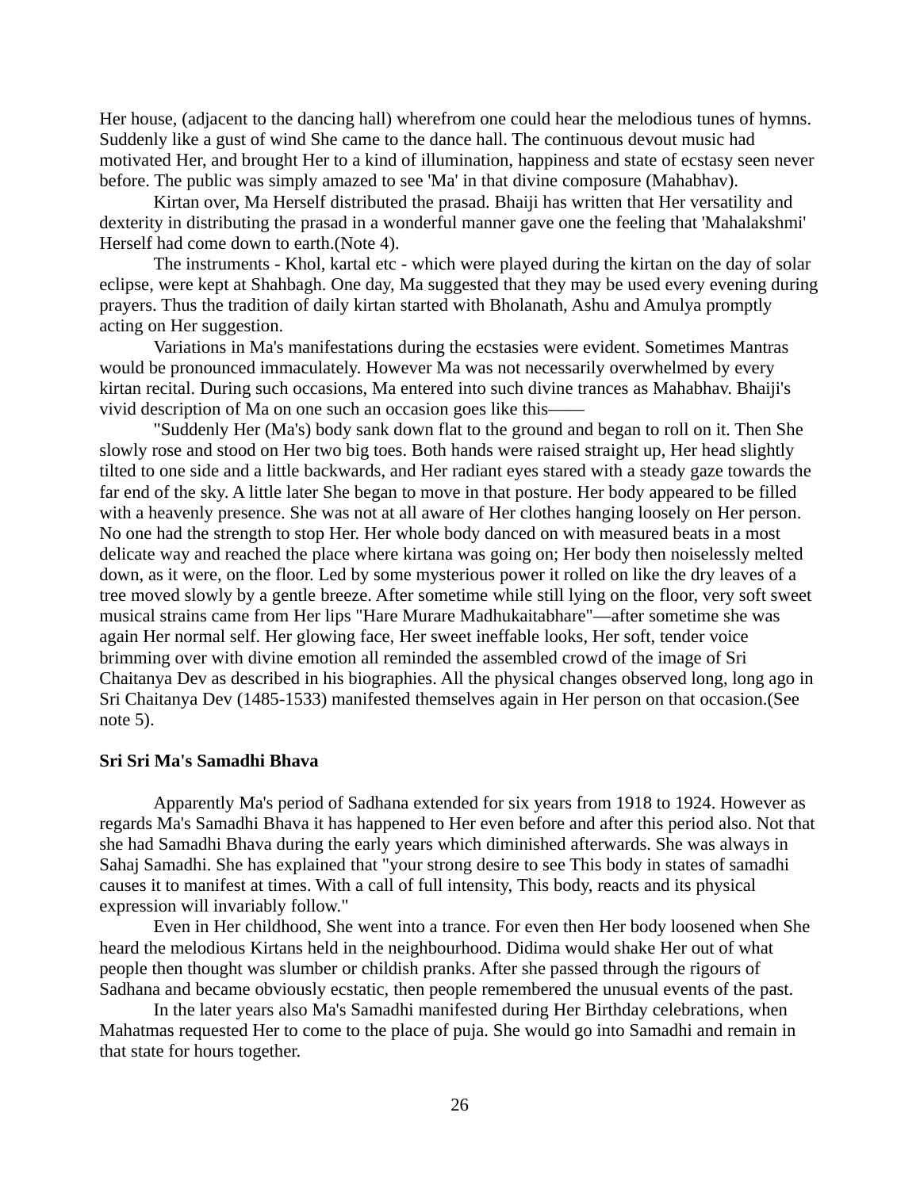Her house, (adjacent to the dancing hall) wherefrom one could hear the melodious tunes of hymns. Suddenly like a gust of wind She came to the dance hall. The continuous devout music had motivated Her, and brought Her to a kind of illumination, happiness and state of ecstasy seen never before. The public was simply amazed to see 'Ma' in that divine composure (Mahabhav).

Kirtan over, Ma Herself distributed the prasad. Bhaiji has written that Her versatility and dexterity in distributing the prasad in a wonderful manner gave one the feeling that 'Mahalakshmi' Herself had come down to earth.(Note 4).

The instruments - Khol, kartal etc - which were played during the kirtan on the day of solar eclipse, were kept at Shahbagh. One day, Ma suggested that they may be used every evening during prayers. Thus the tradition of daily kirtan started with Bholanath, Ashu and Amulya promptly acting on Her suggestion.

Variations in Ma's manifestations during the ecstasies were evident. Sometimes Mantras would be pronounced immaculately. However Ma was not necessarily overwhelmed by every kirtan recital. During such occasions, Ma entered into such divine trances as Mahabhav. Bhaiji's vivid description of Ma on one such an occasion goes like this——

"Suddenly Her (Ma's) body sank down flat to the ground and began to roll on it. Then She slowly rose and stood on Her two big toes. Both hands were raised straight up, Her head slightly tilted to one side and a little backwards, and Her radiant eyes stared with a steady gaze towards the far end of the sky. A little later She began to move in that posture. Her body appeared to be filled with a heavenly presence. She was not at all aware of Her clothes hanging loosely on Her person. No one had the strength to stop Her. Her whole body danced on with measured beats in a most delicate way and reached the place where kirtana was going on; Her body then noiselessly melted down, as it were, on the floor. Led by some mysterious power it rolled on like the dry leaves of a tree moved slowly by a gentle breeze. After sometime while still lying on the floor, very soft sweet musical strains came from Her lips "Hare Murare Madhukaitabhare"—after sometime she was again Her normal self. Her glowing face, Her sweet ineffable looks, Her soft, tender voice brimming over with divine emotion all reminded the assembled crowd of the image of Sri Chaitanya Dev as described in his biographies. All the physical changes observed long, long ago in Sri Chaitanya Dev (1485-1533) manifested themselves again in Her person on that occasion.(See note 5).

### Sri Sri Ma's Samadhi Bhava

Apparently Ma's period of Sadhana extended for six years from 1918 to 1924. However as regards Ma's Samadhi Bhava it has happened to Her even before and after this period also. Not that she had Samadhi Bhava during the early years which diminished afterwards. She was always in Sahaj Samadhi. She has explained that "your strong desire to see This body in states of samadhi causes it to manifest at times. With a call of full intensity, This body, reacts and its physical expression will invariably follow."

Even in Her childhood, She went into a trance. For even then Her body loosened when She heard the melodious Kirtans held in the neighbourhood. Didima would shake Her out of what people then thought was slumber or childish pranks. After she passed through the rigours of Sadhana and became obviously ecstatic, then people remembered the unusual events of the past.

In the later years also Ma's Samadhi manifested during Her Birthday celebrations, when Mahatmas requested Her to come to the place of puja. She would go into Samadhi and remain in that state for hours together.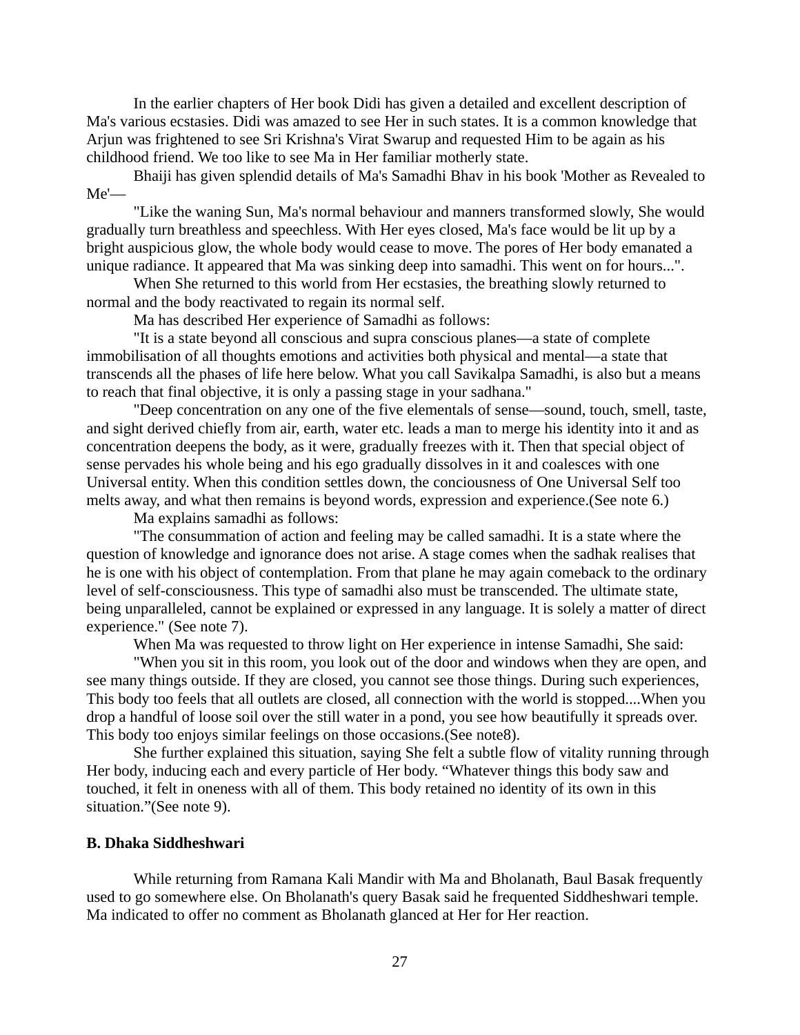In the earlier chapters of Her book Didi has given a detailed and excellent description of Ma's various ecstasies. Didi was amazed to see Her in such states. It is a common knowledge that Arjun was frightened to see Sri Krishna's Virat Swarup and requested Him to be again as his childhood friend. We too like to see Ma in Her familiar motherly state.

Bhaiji has given splendid details of Ma's Samadhi Bhav in his book 'Mother as Revealed to Me'—

"Like the waning Sun, Ma's normal behaviour and manners transformed slowly, She would gradually turn breathless and speechless. With Her eyes closed, Ma's face would be lit up by a bright auspicious glow, the whole body would cease to move. The pores of Her body emanated a unique radiance. It appeared that Ma was sinking deep into samadhi. This went on for hours...".

When She returned to this world from Her ecstasies, the breathing slowly returned to normal and the body reactivated to regain its normal self.

Ma has described Her experience of Samadhi as follows:

"It is a state beyond all conscious and supra conscious planes—a state of complete immobilisation of all thoughts emotions and activities both physical and mental—a state that transcends all the phases of life here below. What you call Savikalpa Samadhi, is also but a means to reach that final objective, it is only a passing stage in your sadhana."

"Deep concentration on any one of the five elementals of sense—sound, touch, smell, taste, and sight derived chiefly from air, earth, water etc. leads a man to merge his identity into it and as concentration deepens the body, as it were, gradually freezes with it. Then that special object of sense pervades his whole being and his ego gradually dissolves in it and coalesces with one Universal entity. When this condition settles down, the conciousness of One Universal Self too melts away, and what then remains is beyond words, expression and experience.(See note 6.)

Ma explains samadhi as follows:

"The consummation of action and feeling may be called samadhi. It is a state where the question of knowledge and ignorance does not arise. A stage comes when the sadhak realises that he is one with his object of contemplation. From that plane he may again comeback to the ordinary level of self-consciousness. This type of samadhi also must be transcended. The ultimate state, being unparalleled, cannot be explained or expressed in any language. It is solely a matter of direct experience." (See note 7).

When Ma was requested to throw light on Her experience in intense Samadhi, She said:

"When you sit in this room, you look out of the door and windows when they are open, and see many things outside. If they are closed, you cannot see those things. During such experiences, This body too feels that all outlets are closed, all connection with the world is stopped....When you drop a handful of loose soil over the still water in a pond, you see how beautifully it spreads over. This body too enjoys similar feelings on those occasions.(See note8).

She further explained this situation, saying She felt a subtle flow of vitality running through Her body, inducing each and every particle of Her body. “Whatever things this body saw and touched, it felt in oneness with all of them. This body retained no identity of its own in this situation.”(See note 9).

**B. Dhaka Siddheshwari**

While returning from Ramana Kali Mandir with Ma and Bholanath, Baul Basak frequently used to go somewhere else. On Bholanath's query Basak said he frequented Siddheshwari temple. Ma indicated to offer no comment as Bholanath glanced at Her for Her reaction.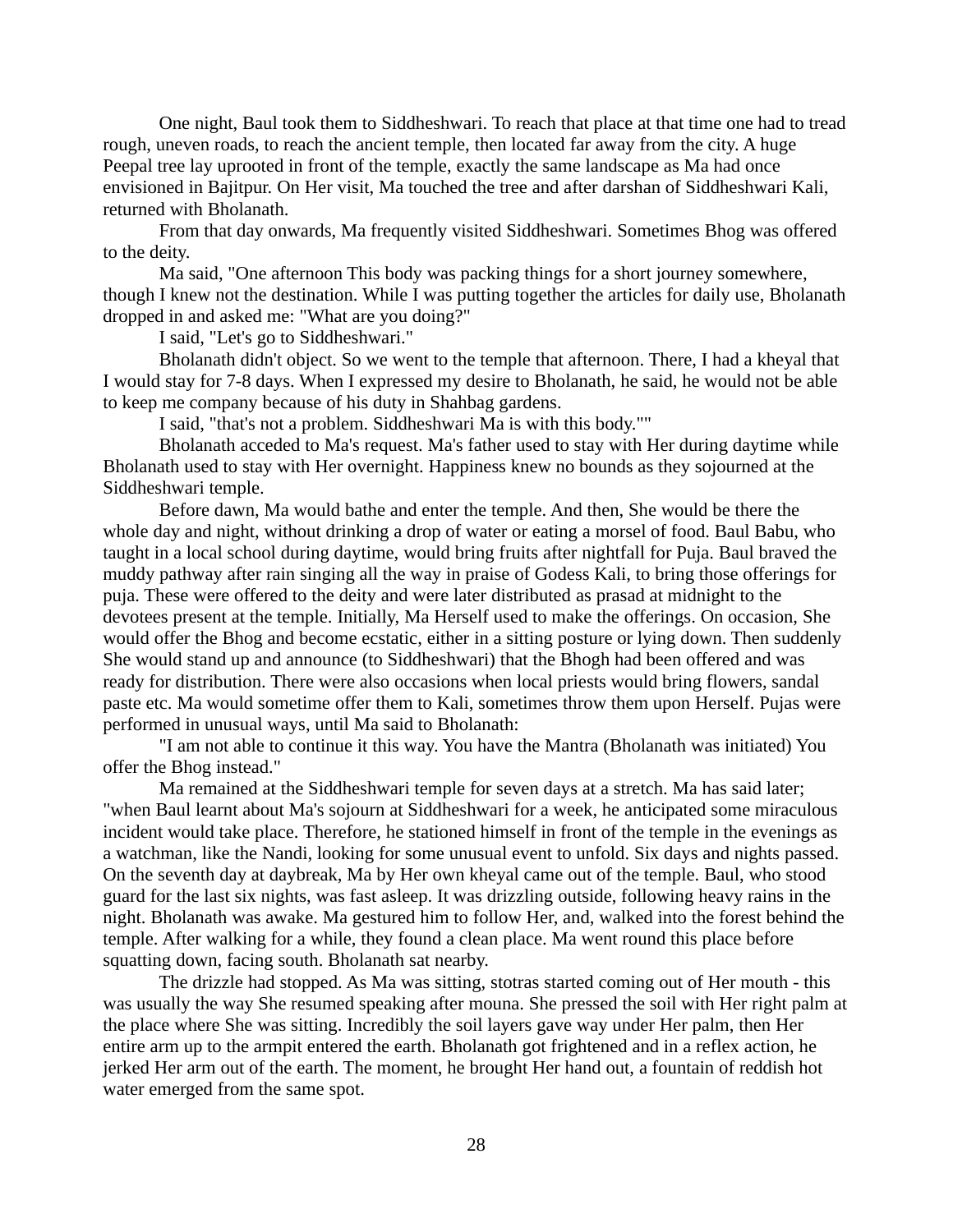One night, Baul took them to Siddheshwari. To reach that place at that time one had to tread rough, uneven roads, to reach the ancient temple, then located far away from the city. A huge Peepal tree lay uprooted in front of the temple, exactly the same landscape as Ma had once envisioned in Bajitpur. On Her visit, Ma touched the tree and after darshan of Siddheshwari Kali, returned with Bholanath.

From that day onwards, Ma frequently visited Siddheshwari. Sometimes Bhog was offered to the deity.

Ma said, "One afternoon This body was packing things for a short journey somewhere, though I knew not the destination. While I was putting together the articles for daily use, Bholanath dropped in and asked me: "What are you doing?"

I said, "Let's go to Siddheshwari."

Bholanath didn't object. So we went to the temple that afternoon. There, I had a kheyal that I would stay for 7-8 days. When I expressed my desire to Bholanath, he said, he would not be able to keep me company because of his duty in Shahbag gardens.

I said, "that's not a problem. Siddheshwari Ma is with this body.""

Bholanath acceded to Ma's request. Ma's father used to stay with Her during daytime while Bholanath used to stay with Her overnight. Happiness knew no bounds as they sojourned at the Siddheshwari temple.

Before dawn, Ma would bathe and enter the temple. And then, She would be there the whole day and night, without drinking a drop of water or eating a morsel of food. Baul Babu, who taught in a local school during daytime, would bring fruits after nightfall for Puja. Baul braved the muddy pathway after rain singing all the way in praise of Godess Kali, to bring those offerings for puja. These were offered to the deity and were later distributed as prasad at midnight to the devotees present at the temple. Initially, Ma Herself used to make the offerings. On occasion, She would offer the Bhog and become ecstatic, either in a sitting posture or lying down. Then suddenly She would stand up and announce (to Siddheshwari) that the Bhogh had been offered and was ready for distribution. There were also occasions when local priests would bring flowers, sandal paste etc. Ma would sometime offer them to Kali, sometimes throw them upon Herself. Pujas were performed in unusual ways, until Ma said to Bholanath:

"I am not able to continue it this way. You have the Mantra (Bholanath was initiated) You offer the Bhog instead."

Ma remained at the Siddheshwari temple for seven days at a stretch. Ma has said later; "when Baul learnt about Ma's sojourn at Siddheshwari for a week, he anticipated some miraculous incident would take place. Therefore, he stationed himself in front of the temple in the evenings as a watchman, like the Nandi, looking for some unusual event to unfold. Six days and nights passed. On the seventh day at daybreak, Ma by Her own kheyal came out of the temple. Baul, who stood guard for the last six nights, was fast asleep. It was drizzling outside, following heavy rains in the night. Bholanath was awake. Ma gestured him to follow Her, and, walked into the forest behind the temple. After walking for a while, they found a clean place. Ma went round this place before squatting down, facing south. Bholanath sat nearby.

The drizzle had stopped. As Ma was sitting, stotras started coming out of Her mouth - this was usually the way She resumed speaking after mouna. She pressed the soil with Her right palm at the place where She was sitting. Incredibly the soil layers gave way under Her palm, then Her entire arm up to the armpit entered the earth. Bholanath got frightened and in a reflex action, he jerked Her arm out of the earth. The moment, he brought Her hand out, a fountain of reddish hot water emerged from the same spot.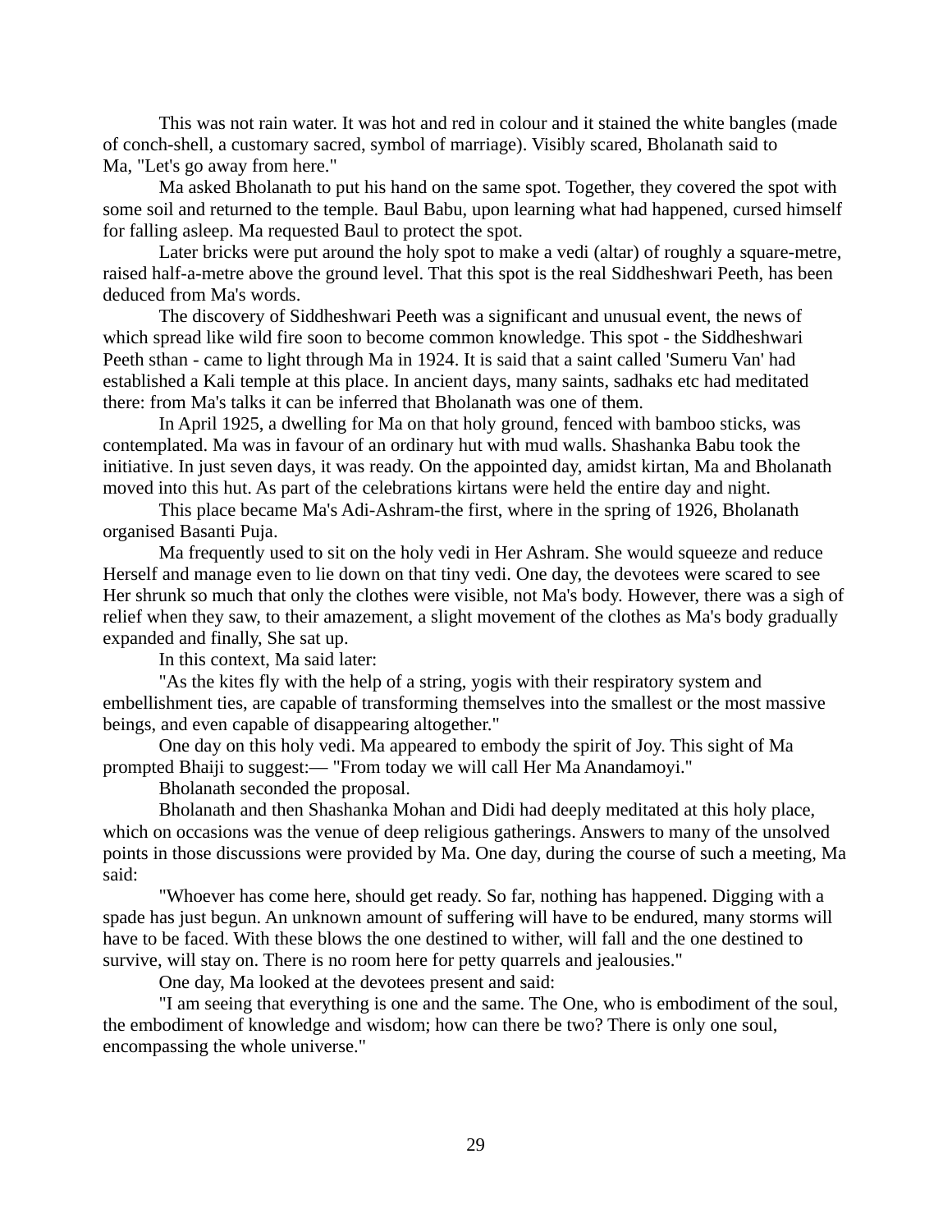This was not rain water. It was hot and red in colour and it stained the white bangles (made of conch-shell, a customary sacred, symbol of marriage). Visibly scared, Bholanath said to Ma, "Let's go away from here."

Ma asked Bholanath to put his hand on the same spot. Together, they covered the spot with some soil and returned to the temple. Baul Babu, upon learning what had happened, cursed himself for falling asleep. Ma requested Baul to protect the spot.

Later bricks were put around the holy spot to make a vedi (altar) of roughly a square-metre, raised half-a-metre above the ground level. That this spot is the real Siddheshwari Peeth, has been deduced from Ma's words.

The discovery of Siddheshwari Peeth was a significant and unusual event, the news of which spread like wild fire soon to become common knowledge. This spot - the Siddheshwari Peeth sthan - came to light through Ma in 1924. It is said that a saint called 'Sumeru Van' had established a Kali temple at this place. In ancient days, many saints, sadhaks etc had meditated there: from Ma's talks it can be inferred that Bholanath was one of them.

In April 1925, a dwelling for Ma on that holy ground, fenced with bamboo sticks, was contemplated. Ma was in favour of an ordinary hut with mud walls. Shashanka Babu took the initiative. In just seven days, it was ready. On the appointed day, amidst kirtan, Ma and Bholanath moved into this hut. As part of the celebrations kirtans were held the entire day and night.

This place became Ma's Adi-Ashram-the first, where in the spring of 1926, Bholanath organised Basanti Puja.

Ma frequently used to sit on the holy vedi in Her Ashram. She would squeeze and reduce Herself and manage even to lie down on that tiny vedi. One day, the devotees were scared to see Her shrunk so much that only the clothes were visible, not Ma's body. However, there was a sigh of relief when they saw, to their amazement, a slight movement of the clothes as Ma's body gradually expanded and finally, She sat up.

In this context, Ma said later:

"As the kites fly with the help of a string, yogis with their respiratory system and embellishment ties, are capable of transforming themselves into the smallest or the most massive beings, and even capable of disappearing altogether."

One day on this holy vedi. Ma appeared to embody the spirit of Joy. This sight of Ma prompted Bhaiji to suggest:— "From today we will call Her Ma Anandamoyi."

Bholanath seconded the proposal.

Bholanath and then Shashanka Mohan and Didi had deeply meditated at this holy place, which on occasions was the venue of deep religious gatherings. Answers to many of the unsolved points in those discussions were provided by Ma. One day, during the course of such a meeting, Ma said:

"Whoever has come here, should get ready. So far, nothing has happened. Digging with a spade has just begun. An unknown amount of suffering will have to be endured, many storms will have to be faced. With these blows the one destined to wither, will fall and the one destined to survive, will stay on. There is no room here for petty quarrels and jealousies."

One day, Ma looked at the devotees present and said:

"I am seeing that everything is one and the same. The One, who is embodiment of the soul, the embodiment of knowledge and wisdom; how can there be two? There is only one soul, encompassing the whole universe."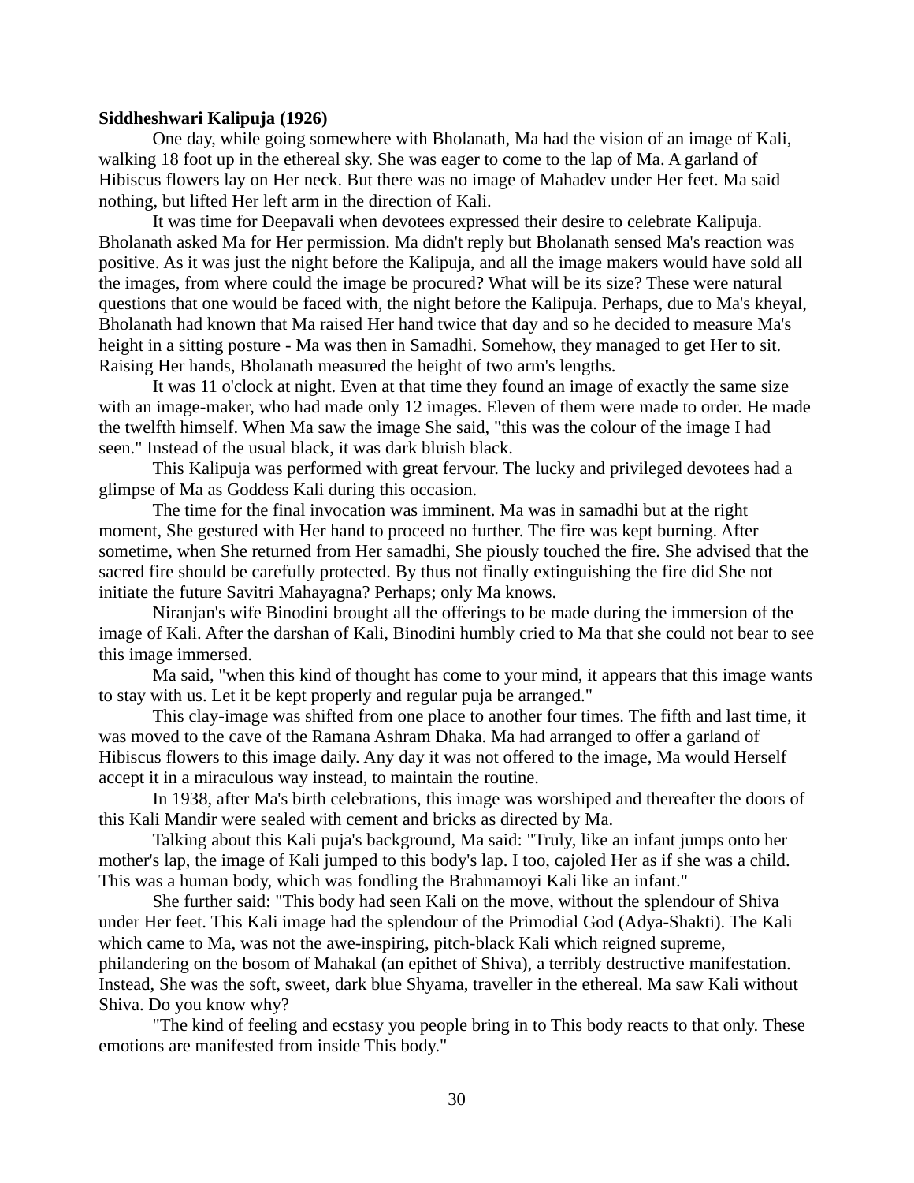**Siddheshwari Kalipuja (1926)**

One day, while going somewhere with Bholanath, Ma had the vision of an image of Kali, walking 18 foot up in the ethereal sky. She was eager to come to the lap of Ma. A garland of Hibiscus flowers lay on Her neck. But there was no image of Mahadev under Her feet. Ma said nothing, but lifted Her left arm in the direction of Kali.

It was time for Deepavali when devotees expressed their desire to celebrate Kalipuja. Bholanath asked Ma for Her permission. Ma didn't reply but Bholanath sensed Ma's reaction was positive. As it was just the night before the Kalipuja, and all the image makers would have sold all the images, from where could the image be procured? What will be its size? These were natural questions that one would be faced with, the night before the Kalipuja. Perhaps, due to Ma's kheyal, Bholanath had known that Ma raised Her hand twice that day and so he decided to measure Ma's height in a sitting posture - Ma was then in Samadhi. Somehow, they managed to get Her to sit. Raising Her hands, Bholanath measured the height of two arm's lengths.

It was 11 o'clock at night. Even at that time they found an image of exactly the same size with an image-maker, who had made only 12 images. Eleven of them were made to order. He made the twelfth himself. When Ma saw the image She said, "this was the colour of the image I had seen." Instead of the usual black, it was dark bluish black.

This Kalipuja was performed with great fervour. The lucky and privileged devotees had a glimpse of Ma as Goddess Kali during this occasion.

The time for the final invocation was imminent. Ma was in samadhi but at the right moment, She gestured with Her hand to proceed no further. The fire was kept burning. After sometime, when She returned from Her samadhi, She piously touched the fire. She advised that the sacred fire should be carefully protected. By thus not finally extinguishing the fire did She not initiate the future Savitri Mahayagna? Perhaps; only Ma knows.

Niranjan's wife Binodini brought all the offerings to be made during the immersion of the image of Kali. After the darshan of Kali, Binodini humbly cried to Ma that she could not bear to see this image immersed.

Ma said, "when this kind of thought has come to your mind, it appears that this image wants to stay with us. Let it be kept properly and regular puja be arranged."

This clay-image was shifted from one place to another four times. The fifth and last time, it was moved to the cave of the Ramana Ashram Dhaka. Ma had arranged to offer a garland of Hibiscus flowers to this image daily. Any day it was not offered to the image, Ma would Herself accept it in a miraculous way instead, to maintain the routine.

In 1938, after Ma's birth celebrations, this image was worshiped and thereafter the doors of this Kali Mandir were sealed with cement and bricks as directed by Ma.

Talking about this Kali puja's background, Ma said: "Truly, like an infant jumps onto her mother's lap, the image of Kali jumped to this body's lap. I too, cajoled Her as if she was a child. This was a human body, which was fondling the Brahmamoyi Kali like an infant."

She further said: "This body had seen Kali on the move, without the splendour of Shiva under Her feet. This Kali image had the splendour of the Primodial God (Adya-Shakti). The Kali which came to Ma, was not the awe-inspiring, pitch-black Kali which reigned supreme, philandering on the bosom of Mahakal (an epithet of Shiva), a terribly destructive manifestation. Instead, She was the soft, sweet, dark blue Shyama, traveller in the ethereal. Ma saw Kali without Shiva. Do you know why?

"The kind of feeling and ecstasy you people bring in to This body reacts to that only. These emotions are manifested from inside This body."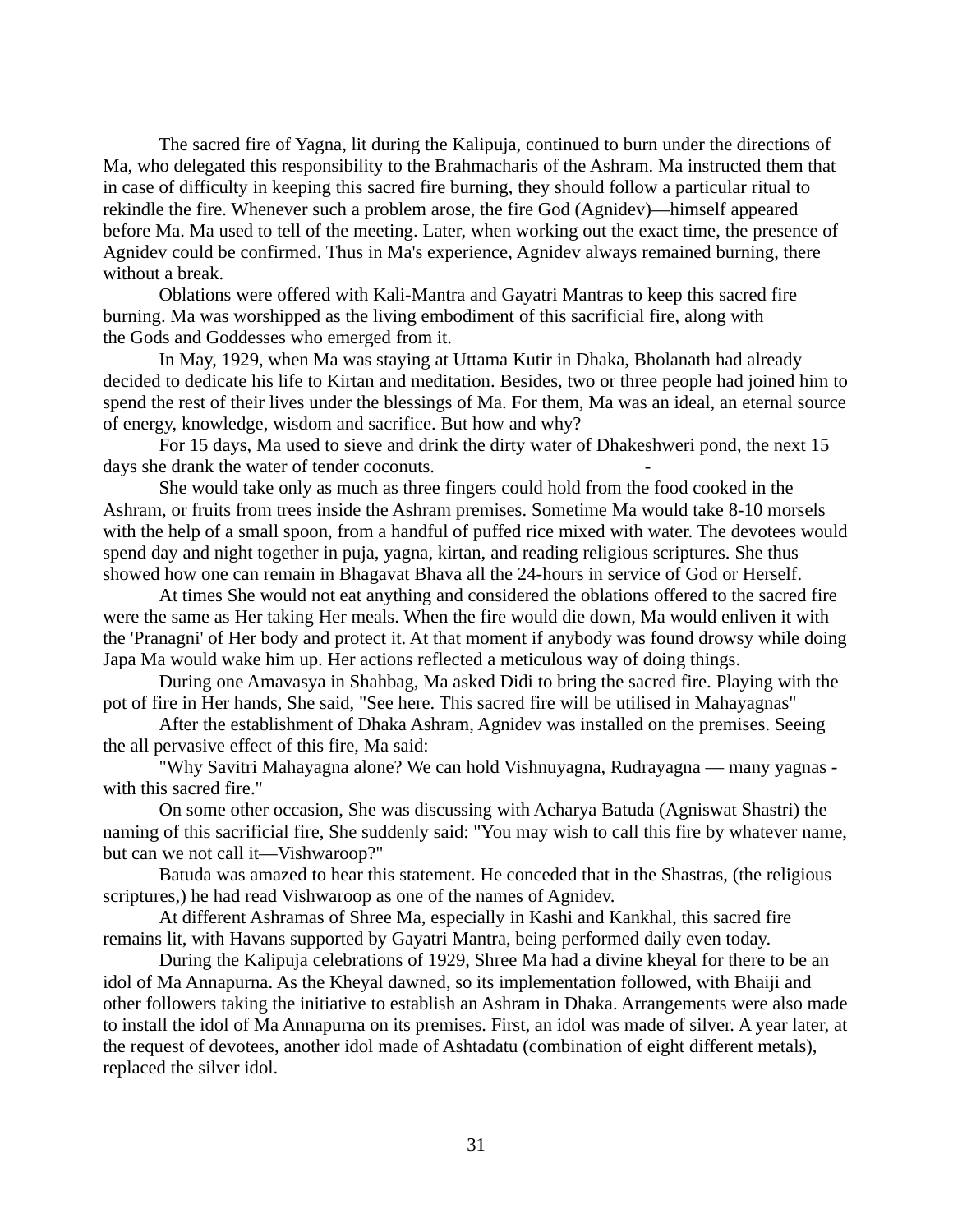The sacred fire of Yagna, lit during the Kalipuja, continued to burn under the directions of Ma, who delegated this responsibility to the Brahmacharis of the Ashram. Ma instructed them that in case of difficulty in keeping this sacred fire burning, they should follow a particular ritual to rekindle the fire. Whenever such a problem arose, the fire God (Agnidev)—himself appeared before Ma. Ma used to tell of the meeting. Later, when working out the exact time, the presence of Agnidev could be confirmed. Thus in Ma's experience, Agnidev always remained burning, there without a break.

Oblations were offered with Kali-Mantra and Gayatri Mantras to keep this sacred fire burning. Ma was worshipped as the living embodiment of this sacrificial fire, along with the Gods and Goddesses who emerged from it.

In May, 1929, when Ma was staying at Uttama Kutir in Dhaka, Bholanath had already decided to dedicate his life to Kirtan and meditation. Besides, two or three people had joined him to spend the rest of their lives under the blessings of Ma. For them, Ma was an ideal, an eternal source of energy, knowledge, wisdom and sacrifice. But how and why?

For 15 days, Ma used to sieve and drink the dirty water of Dhakeshweri pond, the next 15 days she drank the water of tender coconuts. -

She would take only as much as three fingers could hold from the food cooked in the Ashram, or fruits from trees inside the Ashram premises. Sometime Ma would take 8-10 morsels with the help of a small spoon, from a handful of puffed rice mixed with water. The devotees would spend day and night together in puja, yagna, kirtan, and reading religious scriptures. She thus showed how one can remain in Bhagavat Bhava all the 24-hours in service of God or Herself.

At times She would not eat anything and considered the oblations offered to the sacred fire were the same as Her taking Her meals. When the fire would die down, Ma would enliven it with the 'Pranagni' of Her body and protect it. At that moment if anybody was found drowsy while doing Japa Ma would wake him up. Her actions reflected a meticulous way of doing things.

During one Amavasya in Shahbag, Ma asked Didi to bring the sacred fire. Playing with the pot of fire in Her hands, She said, "See here. This sacred fire will be utilised in Mahayagnas"

After the establishment of Dhaka Ashram, Agnidev was installed on the premises. Seeing the all pervasive effect of this fire, Ma said:

"Why Savitri Mahayagna alone? We can hold Vishnuyagna, Rudrayagna — many yagnas - with this sacred fire."

On some other occasion, She was discussing with Acharya Batuda (Agniswat Shastri) the naming of this sacrificial fire, She suddenly said: "You may wish to call this fire by whatever name, but can we not call it—Vishwaroop?"

Batuda was amazed to hear this statement. He conceded that in the Shastras, (the religious scriptures,) he had read Vishwaroop as one of the names of Agnidev.

At different Ashramas of Shree Ma, especially in Kashi and Kankhal, this sacred fire remains lit, with Havans supported by Gayatri Mantra, being performed daily even today.

During the Kalipuja celebrations of 1929, Shree Ma had a divine kheyal for there to be an idol of Ma Annapurna. As the Kheyal dawned, so its implementation followed, with Bhaiji and other followers taking the initiative to establish an Ashram in Dhaka. Arrangements were also made to install the idol of Ma Annapurna on its premises. First, an idol was made of silver. A year later, at the request of devotees, another idol made of Ashtadatu (combination of eight different metals), replaced the silver idol.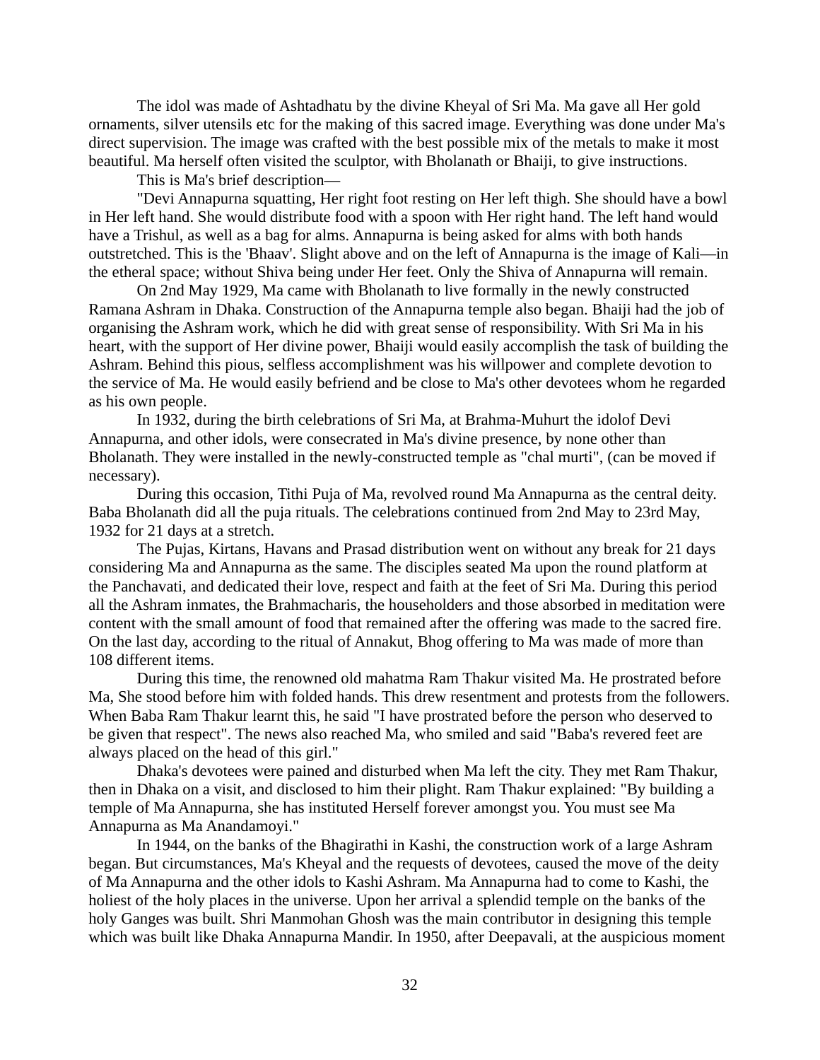The idol was made of Ashtadhatu by the divine Kheyal of Sri Ma. Ma gave all Her gold ornaments, silver utensils etc for the making of this sacred image. Everything was done under Ma's direct supervision. The image was crafted with the best possible mix of the metals to make it most beautiful. Ma herself often visited the sculptor, with Bholanath or Bhaiji, to give instructions.

This is Ma's brief description—

"Devi Annapurna squatting, Her right foot resting on Her left thigh. She should have a bowl in Her left hand. She would distribute food with a spoon with Her right hand. The left hand would have a Trishul, as well as a bag for alms. Annapurna is being asked for alms with both hands outstretched. This is the 'Bhaav'. Slight above and on the left of Annapurna is the image of Kali—in the etheral space; without Shiva being under Her feet. Only the Shiva of Annapurna will remain.

On 2nd May 1929, Ma came with Bholanath to live formally in the newly constructed Ramana Ashram in Dhaka. Construction of the Annapurna temple also began. Bhaiji had the job of organising the Ashram work, which he did with great sense of responsibility. With Sri Ma in his heart, with the support of Her divine power, Bhaiji would easily accomplish the task of building the Ashram. Behind this pious, selfless accomplishment was his willpower and complete devotion to the service of Ma. He would easily befriend and be close to Ma's other devotees whom he regarded as his own people.

In 1932, during the birth celebrations of Sri Ma, at Brahma-Muhurt the idolof Devi Annapurna, and other idols, were consecrated in Ma's divine presence, by none other than Bholanath. They were installed in the newly-constructed temple as "chal murti", (can be moved if necessary).

During this occasion, Tithi Puja of Ma, revolved round Ma Annapurna as the central deity. Baba Bholanath did all the puja rituals. The celebrations continued from 2nd May to 23rd May, 1932 for 21 days at a stretch.

The Pujas, Kirtans, Havans and Prasad distribution went on without any break for 21 days considering Ma and Annapurna as the same. The disciples seated Ma upon the round platform at the Panchavati, and dedicated their love, respect and faith at the feet of Sri Ma. During this period all the Ashram inmates, the Brahmacharis, the householders and those absorbed in meditation were content with the small amount of food that remained after the offering was made to the sacred fire. On the last day, according to the ritual of Annakut, Bhog offering to Ma was made of more than 108 different items.

During this time, the renowned old mahatma Ram Thakur visited Ma. He prostrated before Ma, She stood before him with folded hands. This drew resentment and protests from the followers. When Baba Ram Thakur learnt this, he said "I have prostrated before the person who deserved to be given that respect". The news also reached Ma, who smiled and said "Baba's revered feet are always placed on the head of this girl."

Dhaka's devotees were pained and disturbed when Ma left the city. They met Ram Thakur, then in Dhaka on a visit, and disclosed to him their plight. Ram Thakur explained: "By building a temple of Ma Annapurna, she has instituted Herself forever amongst you. You must see Ma Annapurna as Ma Anandamoyi."

In 1944, on the banks of the Bhagirathi in Kashi, the construction work of a large Ashram began. But circumstances, Ma's Kheyal and the requests of devotees, caused the move of the deity of Ma Annapurna and the other idols to Kashi Ashram. Ma Annapurna had to come to Kashi, the holiest of the holy places in the universe. Upon her arrival a splendid temple on the banks of the holy Ganges was built. Shri Manmohan Ghosh was the main contributor in designing this temple which was built like Dhaka Annapurna Mandir. In 1950, after Deepavali, at the auspicious moment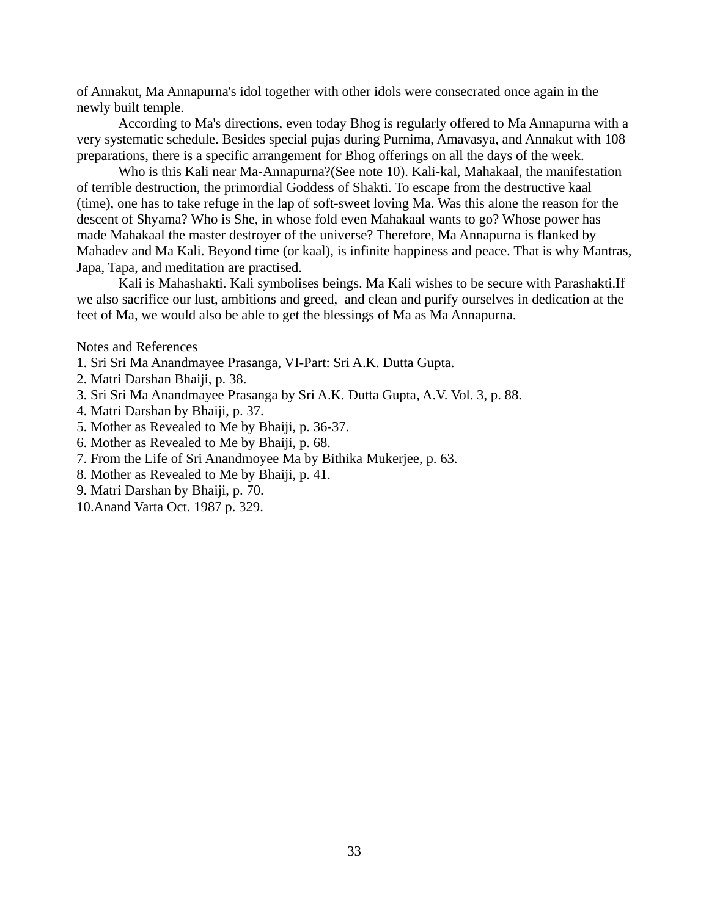of Annakut, Ma Annapurna's idol together with other idols were consecrated once again in the newly built temple.

According to Ma's directions, even today Bhog is regularly offered to Ma Annapurna with a very systematic schedule. Besides special pujas during Purnima, Amavasya, and Annakut with 108 preparations, there is a specific arrangement for Bhog offerings on all the days of the week.

Who is this Kali near Ma-Annapurna?(See note 10). Kali-kal, Mahakaal, the manifestation of terrible destruction, the primordial Goddess of Shakti. To escape from the destructive kaal (time), one has to take refuge in the lap of soft-sweet loving Ma. Was this alone the reason for the descent of Shyama? Who is She, in whose fold even Mahakaal wants to go? Whose power has made Mahakaal the master destroyer of the universe? Therefore, Ma Annapurna is flanked by Mahadev and Ma Kali. Beyond time (or kaal), is infinite happiness and peace. That is why Mantras, Japa, Tapa, and meditation are practised.

Kali is Mahashakti. Kali symbolises beings. Ma Kali wishes to be secure with Parashakti.If we also sacrifice our lust, ambitions and greed, and clean and purify ourselves in dedication at the feet of Ma, we would also be able to get the blessings of Ma as Ma Annapurna.

Notes and References

1. Sri Sri Ma Anandmayee Prasanga, VI-Part: Sri A.K. Dutta Gupta.
2. Matri Darshan Bhaiji, p. 38.
3. Sri Sri Ma Anandmayee Prasanga by Sri A.K. Dutta Gupta, A.V. Vol. 3, p. 88.
4. Matri Darshan by Bhaiji, p. 37.
5. Mother as Revealed to Me by Bhaiji, p. 36-37.
6. Mother as Revealed to Me by Bhaiji, p. 68.
7. From the Life of Sri Anandmoyee Ma by Bithika Mukerjee, p. 63.
8. Mother as Revealed to Me by Bhaiji, p. 41.
9. Matri Darshan by Bhaiji, p. 70.
10. Anand Varta Oct. 1987 p. 329.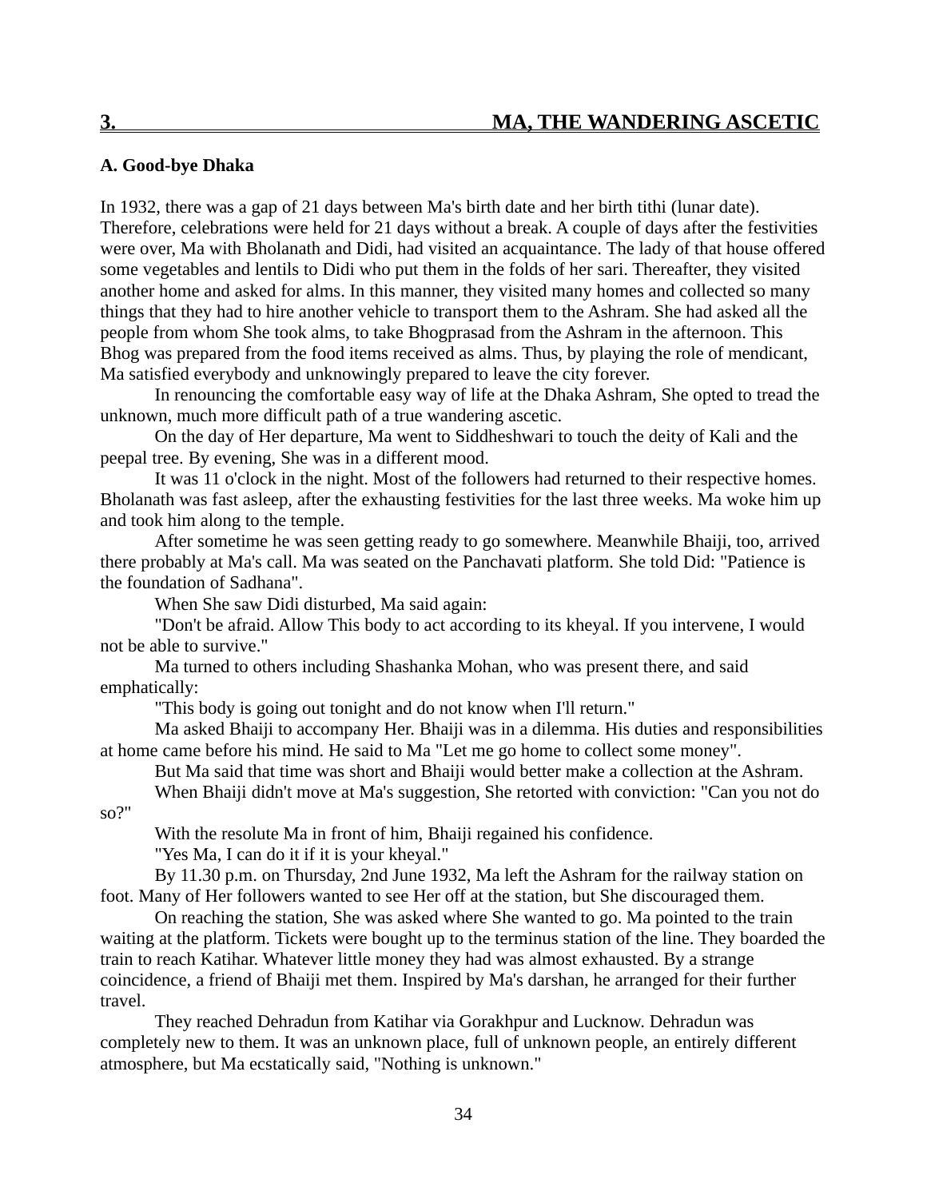## 3. MA, THE WANDERING ASCETIC

### A. Good-bye Dhaka

In 1932, there was a gap of 21 days between Ma's birth date and her birth tithi (lunar date). Therefore, celebrations were held for 21 days without a break. A couple of days after the festivities were over, Ma with Bholanath and Didi, had visited an acquaintance. The lady of that house offered some vegetables and lentils to Didi who put them in the folds of her sari. Thereafter, they visited another home and asked for alms. In this manner, they visited many homes and collected so many things that they had to hire another vehicle to transport them to the Ashram. She had asked all the people from whom She took alms, to take Bhogprasad from the Ashram in the afternoon. This Bhog was prepared from the food items received as alms. Thus, by playing the role of mendicant, Ma satisfied everybody and unknowingly prepared to leave the city forever.

In renouncing the comfortable easy way of life at the Dhaka Ashram, She opted to tread the unknown, much more difficult path of a true wandering ascetic.

On the day of Her departure, Ma went to Siddheshwari to touch the deity of Kali and the peepal tree. By evening, She was in a different mood.

It was 11 o'clock in the night. Most of the followers had returned to their respective homes. Bholanath was fast asleep, after the exhausting festivities for the last three weeks. Ma woke him up and took him along to the temple.

After sometime he was seen getting ready to go somewhere. Meanwhile Bhaiji, too, arrived there probably at Ma's call. Ma was seated on the Panchavati platform. She told Did: "Patience is the foundation of Sadhana".

When She saw Didi disturbed, Ma said again:

"Don't be afraid. Allow This body to act according to its kheyal. If you intervene, I would not be able to survive."

Ma turned to others including Shashanka Mohan, who was present there, and said emphatically:

"This body is going out tonight and do not know when I'll return."

Ma asked Bhaiji to accompany Her. Bhaiji was in a dilemma. His duties and responsibilities at home came before his mind. He said to Ma "Let me go home to collect some money".

But Ma said that time was short and Bhaiji would better make a collection at the Ashram.

When Bhaiji didn't move at Ma's suggestion, She retorted with conviction: "Can you not do so?"

With the resolute Ma in front of him, Bhaiji regained his confidence.

"Yes Ma, I can do it if it is your kheyal."

By 11.30 p.m. on Thursday, 2nd June 1932, Ma left the Ashram for the railway station on foot. Many of Her followers wanted to see Her off at the station, but She discouraged them.

On reaching the station, She was asked where She wanted to go. Ma pointed to the train waiting at the platform. Tickets were bought up to the terminus station of the line. They boarded the train to reach Katihar. Whatever little money they had was almost exhausted. By a strange coincidence, a friend of Bhaiji met them. Inspired by Ma's darshan, he arranged for their further travel.

They reached Dehradun from Katihar via Gorakhpur and Lucknow. Dehradun was completely new to them. It was an unknown place, full of unknown people, an entirely different atmosphere, but Ma ecstatically said, "Nothing is unknown."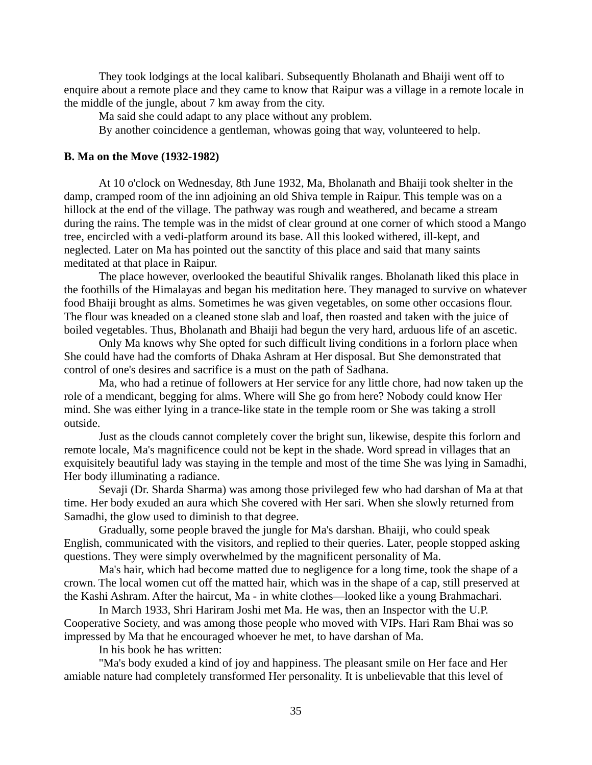They took lodgings at the local kalibari. Subsequently Bholanath and Bhaiji went off to enquire about a remote place and they came to know that Raipur was a village in a remote locale in the middle of the jungle, about 7 km away from the city.

Ma said she could adapt to any place without any problem.

By another coincidence a gentleman, whowas going that way, volunteered to help.

**B. Ma on the Move (1932-1982)**

At 10 o'clock on Wednesday, 8th June 1932, Ma, Bholanath and Bhaiji took shelter in the damp, cramped room of the inn adjoining an old Shiva temple in Raipur. This temple was on a hillock at the end of the village. The pathway was rough and weathered, and became a stream during the rains. The temple was in the midst of clear ground at one corner of which stood a Mango tree, encircled with a vedi-platform around its base. All this looked withered, ill-kept, and neglected. Later on Ma has pointed out the sanctity of this place and said that many saints meditated at that place in Raipur.

The place however, overlooked the beautiful Shivalik ranges. Bholanath liked this place in the foothills of the Himalayas and began his meditation here. They managed to survive on whatever food Bhaiji brought as alms. Sometimes he was given vegetables, on some other occasions flour. The flour was kneaded on a cleaned stone slab and loaf, then roasted and taken with the juice of boiled vegetables. Thus, Bholanath and Bhaiji had begun the very hard, arduous life of an ascetic.

Only Ma knows why She opted for such difficult living conditions in a forlorn place when She could have had the comforts of Dhaka Ashram at Her disposal. But She demonstrated that control of one's desires and sacrifice is a must on the path of Sadhana.

Ma, who had a retinue of followers at Her service for any little chore, had now taken up the role of a mendicant, begging for alms. Where will She go from here? Nobody could know Her mind. She was either lying in a trance-like state in the temple room or She was taking a stroll outside.

Just as the clouds cannot completely cover the bright sun, likewise, despite this forlorn and remote locale, Ma's magnificence could not be kept in the shade. Word spread in villages that an exquisitely beautiful lady was staying in the temple and most of the time She was lying in Samadhi, Her body illuminating a radiance.

Sevaji (Dr. Sharda Sharma) was among those privileged few who had darshan of Ma at that time. Her body exuded an aura which She covered with Her sari. When she slowly returned from Samadhi, the glow used to diminish to that degree.

Gradually, some people braved the jungle for Ma's darshan. Bhaiji, who could speak English, communicated with the visitors, and replied to their queries. Later, people stopped asking questions. They were simply overwhelmed by the magnificent personality of Ma.

Ma's hair, which had become matted due to negligence for a long time, took the shape of a crown. The local women cut off the matted hair, which was in the shape of a cap, still preserved at the Kashi Ashram. After the haircut, Ma - in white clothes—looked like a young Brahmachari.

In March 1933, Shri Hariram Joshi met Ma. He was, then an Inspector with the U.P. Cooperative Society, and was among those people who moved with VIPs. Hari Ram Bhai was so impressed by Ma that he encouraged whoever he met, to have darshan of Ma.

In his book he has written:

"Ma's body exuded a kind of joy and happiness. The pleasant smile on Her face and Her amiable nature had completely transformed Her personality. It is unbelievable that this level of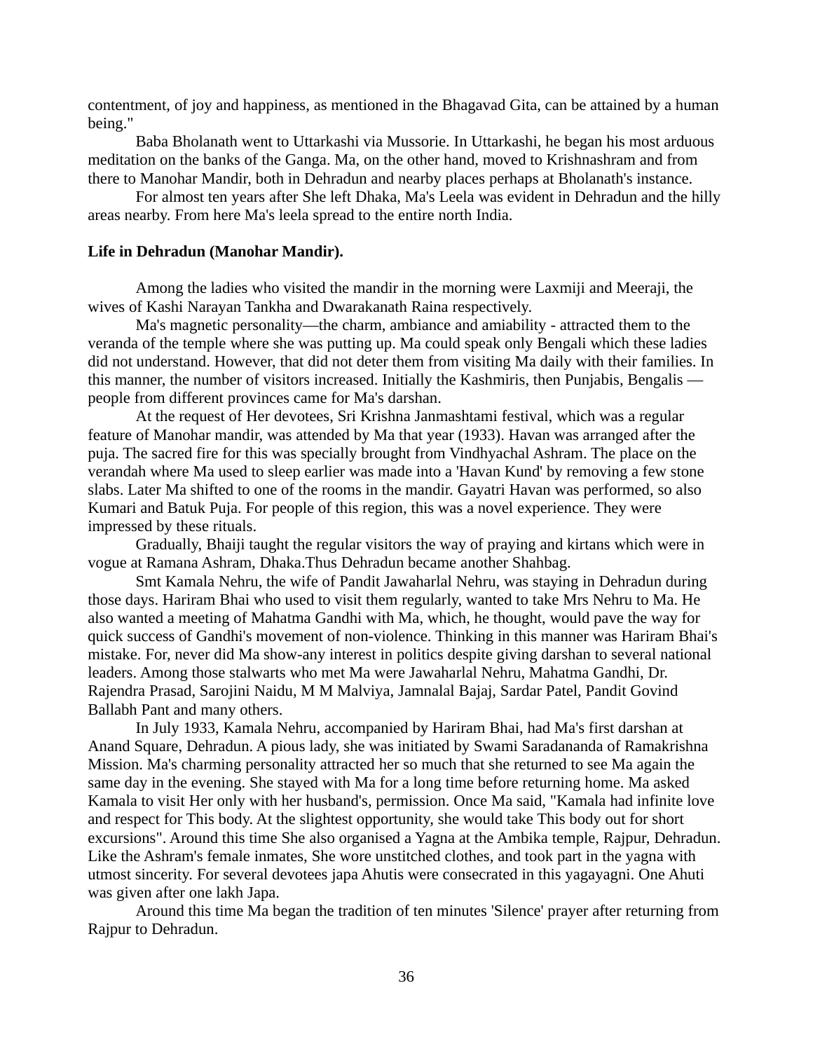contentment, of joy and happiness, as mentioned in the Bhagavad Gita, can be attained by a human being."

Baba Bholanath went to Uttarkashi via Mussorie. In Uttarkashi, he began his most arduous meditation on the banks of the Ganga. Ma, on the other hand, moved to Krishnashram and from there to Manohar Mandir, both in Dehradun and nearby places perhaps at Bholanath's instance.

For almost ten years after She left Dhaka, Ma's Leela was evident in Dehradun and the hilly areas nearby. From here Ma's leela spread to the entire north India.

**Life in Dehradun (Manohar Mandir).**

Among the ladies who visited the mandir in the morning were Laxmiji and Meeraji, the wives of Kashi Narayan Tankha and Dwarakanath Raina respectively.

Ma's magnetic personality—the charm, ambiance and amiability - attracted them to the veranda of the temple where she was putting up. Ma could speak only Bengali which these ladies did not understand. However, that did not deter them from visiting Ma daily with their families. In this manner, the number of visitors increased. Initially the Kashmiris, then Punjabis, Bengalis — people from different provinces came for Ma's darshan.

At the request of Her devotees, Sri Krishna Janmashtami festival, which was a regular feature of Manohar mandir, was attended by Ma that year (1933). Havan was arranged after the puja. The sacred fire for this was specially brought from Vindhyachal Ashram. The place on the verandah where Ma used to sleep earlier was made into a 'Havan Kund' by removing a few stone slabs. Later Ma shifted to one of the rooms in the mandir. Gayatri Havan was performed, so also Kumari and Batuk Puja. For people of this region, this was a novel experience. They were impressed by these rituals.

Gradually, Bhaiji taught the regular visitors the way of praying and kirtans which were in vogue at Ramana Ashram, Dhaka.Thus Dehradun became another Shahbag.

Smt Kamala Nehru, the wife of Pandit Jawaharlal Nehru, was staying in Dehradun during those days. Hariram Bhai who used to visit them regularly, wanted to take Mrs Nehru to Ma. He also wanted a meeting of Mahatma Gandhi with Ma, which, he thought, would pave the way for quick success of Gandhi's movement of non-violence. Thinking in this manner was Hariram Bhai's mistake. For, never did Ma show-any interest in politics despite giving darshan to several national leaders. Among those stalwarts who met Ma were Jawaharlal Nehru, Mahatma Gandhi, Dr. Rajendra Prasad, Sarojini Naidu, M M Malviya, Jamnalal Bajaj, Sardar Patel, Pandit Govind Ballabh Pant and many others.

In July 1933, Kamala Nehru, accompanied by Hariram Bhai, had Ma's first darshan at Anand Square, Dehradun. A pious lady, she was initiated by Swami Saradananda of Ramakrishna Mission. Ma's charming personality attracted her so much that she returned to see Ma again the same day in the evening. She stayed with Ma for a long time before returning home. Ma asked Kamala to visit Her only with her husband's, permission. Once Ma said, "Kamala had infinite love and respect for This body. At the slightest opportunity, she would take This body out for short excursions". Around this time She also organised a Yagna at the Ambika temple, Rajpur, Dehradun. Like the Ashram's female inmates, She wore unstitched clothes, and took part in the yagna with utmost sincerity. For several devotees japa Ahutis were consecrated in this yagayagni. One Ahuti was given after one lakh Japa.

Around this time Ma began the tradition of ten minutes 'Silence' prayer after returning from Rajpur to Dehradun.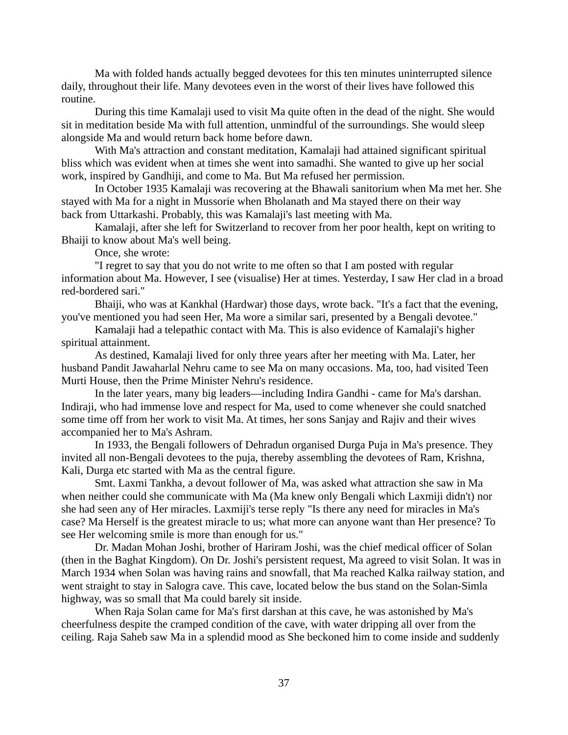Ma with folded hands actually begged devotees for this ten minutes uninterrupted silence daily, throughout their life. Many devotees even in the worst of their lives have followed this routine.

During this time Kamalaji used to visit Ma quite often in the dead of the night. She would sit in meditation beside Ma with full attention, unmindful of the surroundings. She would sleep alongside Ma and would return back home before dawn.

With Ma's attraction and constant meditation, Kamalaji had attained significant spiritual bliss which was evident when at times she went into samadhi. She wanted to give up her social work, inspired by Gandhiji, and come to Ma. But Ma refused her permission.

In October 1935 Kamalaji was recovering at the Bhawali sanitorium when Ma met her. She stayed with Ma for a night in Mussorie when Bholanath and Ma stayed there on their way back from Uttarkashi. Probably, this was Kamalaji's last meeting with Ma.

Kamalaji, after she left for Switzerland to recover from her poor health, kept on writing to Bhaiji to know about Ma's well being.

Once, she wrote:

"I regret to say that you do not write to me often so that I am posted with regular information about Ma. However, I see (visualise) Her at times. Yesterday, I saw Her clad in a broad red-bordered sari."

Bhaiji, who was at Kankhal (Hardwar) those days, wrote back. "It's a fact that the evening, you've mentioned you had seen Her, Ma wore a similar sari, presented by a Bengali devotee."

Kamalaji had a telepathic contact with Ma. This is also evidence of Kamalaji's higher spiritual attainment.

As destined, Kamalaji lived for only three years after her meeting with Ma. Later, her husband Pandit Jawaharlal Nehru came to see Ma on many occasions. Ma, too, had visited Teen Murti House, then the Prime Minister Nehru's residence.

In the later years, many big leaders—including Indira Gandhi - came for Ma's darshan. Indiraji, who had immense love and respect for Ma, used to come whenever she could snatched some time off from her work to visit Ma. At times, her sons Sanjay and Rajiv and their wives accompanied her to Ma's Ashram.

In 1933, the Bengali followers of Dehradun organised Durga Puja in Ma's presence. They invited all non-Bengali devotees to the puja, thereby assembling the devotees of Ram, Krishna, Kali, Durga etc started with Ma as the central figure.

Smt. Laxmi Tankha, a devout follower of Ma, was asked what attraction she saw in Ma when neither could she communicate with Ma (Ma knew only Bengali which Laxmiji didn't) nor she had seen any of Her miracles. Laxmiji's terse reply "Is there any need for miracles in Ma's case? Ma Herself is the greatest miracle to us; what more can anyone want than Her presence? To see Her welcoming smile is more than enough for us."

Dr. Madan Mohan Joshi, brother of Hariram Joshi, was the chief medical officer of Solan (then in the Baghat Kingdom). On Dr. Joshi's persistent request, Ma agreed to visit Solan. It was in March 1934 when Solan was having rains and snowfall, that Ma reached Kalka railway station, and went straight to stay in Salogra cave. This cave, located below the bus stand on the Solan-Simla highway, was so small that Ma could barely sit inside.

When Raja Solan came for Ma's first darshan at this cave, he was astonished by Ma's cheerfulness despite the cramped condition of the cave, with water dripping all over from the ceiling. Raja Saheb saw Ma in a splendid mood as She beckoned him to come inside and suddenly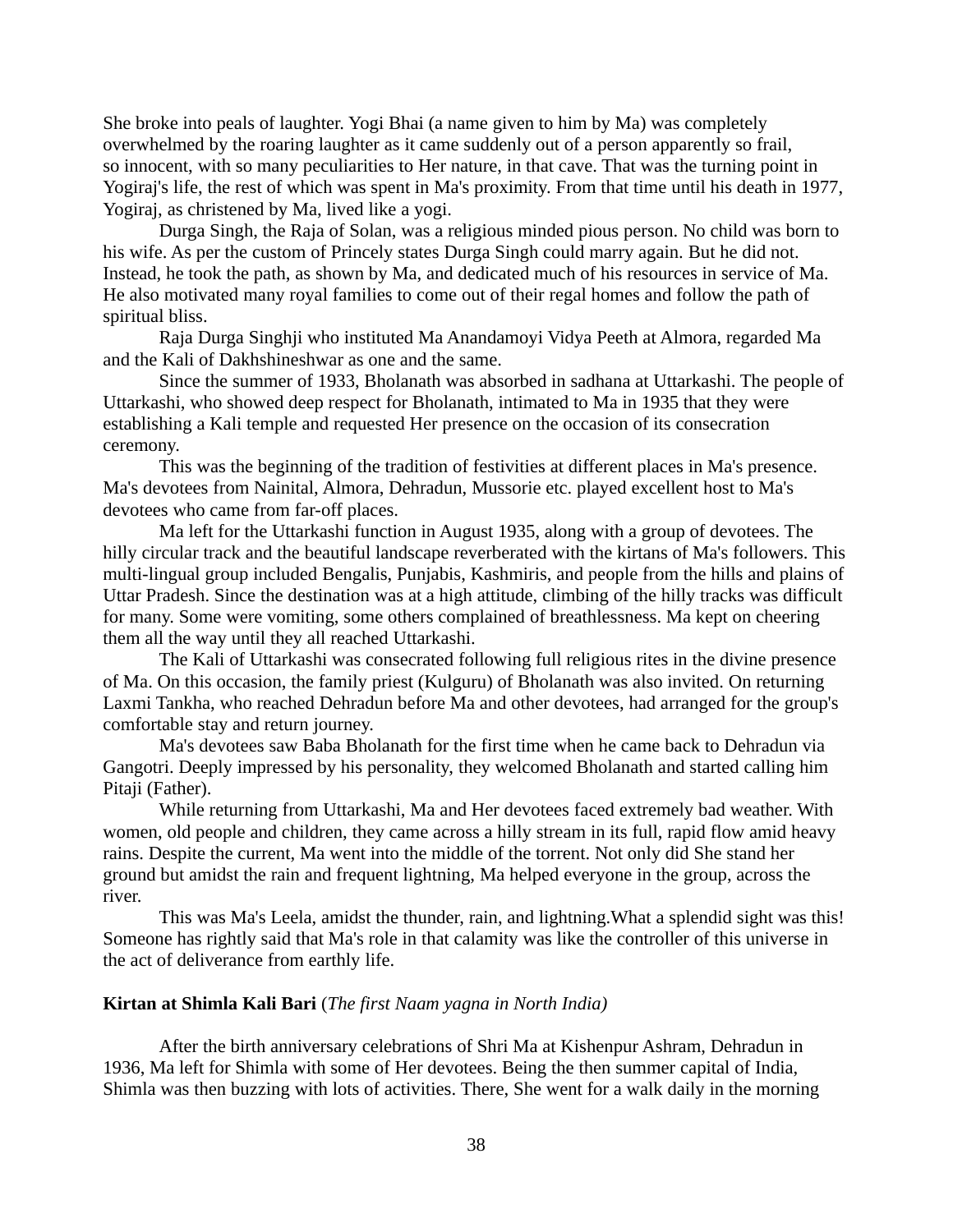She broke into peals of laughter. Yogi Bhai (a name given to him by Ma) was completely overwhelmed by the roaring laughter as it came suddenly out of a person apparently so frail, so innocent, with so many peculiarities to Her nature, in that cave. That was the turning point in Yogiraj's life, the rest of which was spent in Ma's proximity. From that time until his death in 1977, Yogiraj, as christened by Ma, lived like a yogi.

Durga Singh, the Raja of Solan, was a religious minded pious person. No child was born to his wife. As per the custom of Princely states Durga Singh could marry again. But he did not. Instead, he took the path, as shown by Ma, and dedicated much of his resources in service of Ma. He also motivated many royal families to come out of their regal homes and follow the path of spiritual bliss.

Raja Durga Singhji who instituted Ma Anandamoyi Vidya Peeth at Almora, regarded Ma and the Kali of Dakhshineshwar as one and the same.

Since the summer of 1933, Bholanath was absorbed in sadhana at Uttarkashi. The people of Uttarkashi, who showed deep respect for Bholanath, intimated to Ma in 1935 that they were establishing a Kali temple and requested Her presence on the occasion of its consecration ceremony.

This was the beginning of the tradition of festivities at different places in Ma's presence. Ma's devotees from Nainital, Almora, Dehradun, Mussorie etc. played excellent host to Ma's devotees who came from far-off places.

Ma left for the Uttarkashi function in August 1935, along with a group of devotees. The hilly circular track and the beautiful landscape reverberated with the kirtans of Ma's followers. This multi-lingual group included Bengalis, Punjabis, Kashmiris, and people from the hills and plains of Uttar Pradesh. Since the destination was at a high attitude, climbing of the hilly tracks was difficult for many. Some were vomiting, some others complained of breathlessness. Ma kept on cheering them all the way until they all reached Uttarkashi.

The Kali of Uttarkashi was consecrated following full religious rites in the divine presence of Ma. On this occasion, the family priest (Kulguru) of Bholanath was also invited. On returning Laxmi Tankha, who reached Dehradun before Ma and other devotees, had arranged for the group's comfortable stay and return journey.

Ma's devotees saw Baba Bholanath for the first time when he came back to Dehradun via Gangotri. Deeply impressed by his personality, they welcomed Bholanath and started calling him Pitaji (Father).

While returning from Uttarkashi, Ma and Her devotees faced extremely bad weather. With women, old people and children, they came across a hilly stream in its full, rapid flow amid heavy rains. Despite the current, Ma went into the middle of the torrent. Not only did She stand her ground but amidst the rain and frequent lightning, Ma helped everyone in the group, across the river.

This was Ma's Leela, amidst the thunder, rain, and lightning.What a splendid sight was this! Someone has rightly said that Ma's role in that calamity was like the controller of this universe in the act of deliverance from earthly life.

**Kirtan at Shimla Kali Bari** (*The first Naam yagna in North India)*

After the birth anniversary celebrations of Shri Ma at Kishenpur Ashram, Dehradun in 1936, Ma left for Shimla with some of Her devotees. Being the then summer capital of India, Shimla was then buzzing with lots of activities. There, She went for a walk daily in the morning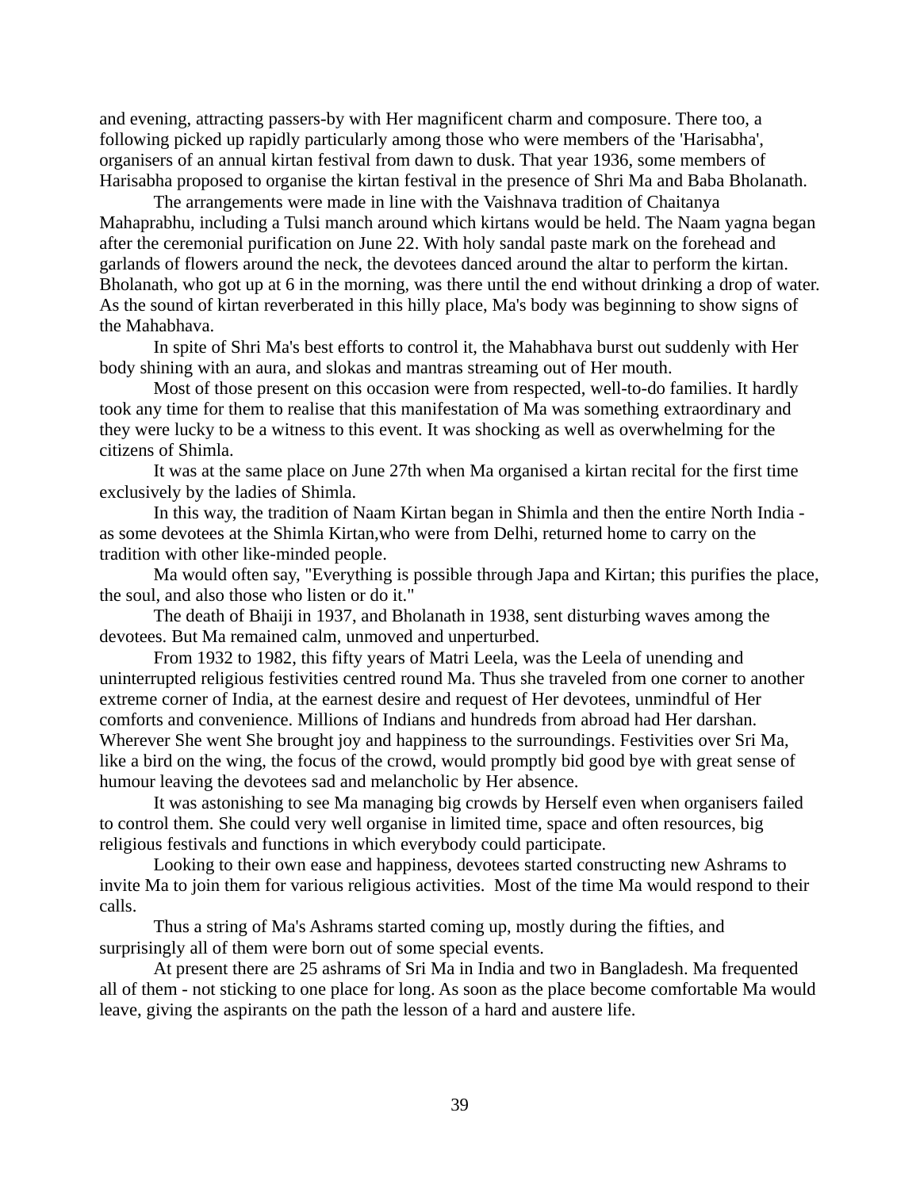and evening, attracting passers-by with Her magnificent charm and composure. There too, a following picked up rapidly particularly among those who were members of the 'Harisabha', organisers of an annual kirtan festival from dawn to dusk. That year 1936, some members of Harisabha proposed to organise the kirtan festival in the presence of Shri Ma and Baba Bholanath.

The arrangements were made in line with the Vaishnava tradition of Chaitanya Mahaprabhu, including a Tulsi manch around which kirtans would be held. The Naam yagna began after the ceremonial purification on June 22. With holy sandal paste mark on the forehead and garlands of flowers around the neck, the devotees danced around the altar to perform the kirtan. Bholanath, who got up at 6 in the morning, was there until the end without drinking a drop of water. As the sound of kirtan reverberated in this hilly place, Ma's body was beginning to show signs of the Mahabhava.

In spite of Shri Ma's best efforts to control it, the Mahabhava burst out suddenly with Her body shining with an aura, and slokas and mantras streaming out of Her mouth.

Most of those present on this occasion were from respected, well-to-do families. It hardly took any time for them to realise that this manifestation of Ma was something extraordinary and they were lucky to be a witness to this event. It was shocking as well as overwhelming for the citizens of Shimla.

It was at the same place on June 27th when Ma organised a kirtan recital for the first time exclusively by the ladies of Shimla.

In this way, the tradition of Naam Kirtan began in Shimla and then the entire North India - as some devotees at the Shimla Kirtan,who were from Delhi, returned home to carry on the tradition with other like-minded people.

Ma would often say, "Everything is possible through Japa and Kirtan; this purifies the place, the soul, and also those who listen or do it."

The death of Bhaiji in 1937, and Bholanath in 1938, sent disturbing waves among the devotees. But Ma remained calm, unmoved and unperturbed.

From 1932 to 1982, this fifty years of Matri Leela, was the Leela of unending and uninterrupted religious festivities centred round Ma. Thus she traveled from one corner to another extreme corner of India, at the earnest desire and request of Her devotees, unmindful of Her comforts and convenience. Millions of Indians and hundreds from abroad had Her darshan. Wherever She went She brought joy and happiness to the surroundings. Festivities over Sri Ma, like a bird on the wing, the focus of the crowd, would promptly bid good bye with great sense of humour leaving the devotees sad and melancholic by Her absence.

It was astonishing to see Ma managing big crowds by Herself even when organisers failed to control them. She could very well organise in limited time, space and often resources, big religious festivals and functions in which everybody could participate.

Looking to their own ease and happiness, devotees started constructing new Ashrams to invite Ma to join them for various religious activities.  Most of the time Ma would respond to their calls.

Thus a string of Ma's Ashrams started coming up, mostly during the fifties, and surprisingly all of them were born out of some special events.

At present there are 25 ashrams of Sri Ma in India and two in Bangladesh. Ma frequented all of them - not sticking to one place for long. As soon as the place become comfortable Ma would leave, giving the aspirants on the path the lesson of a hard and austere life.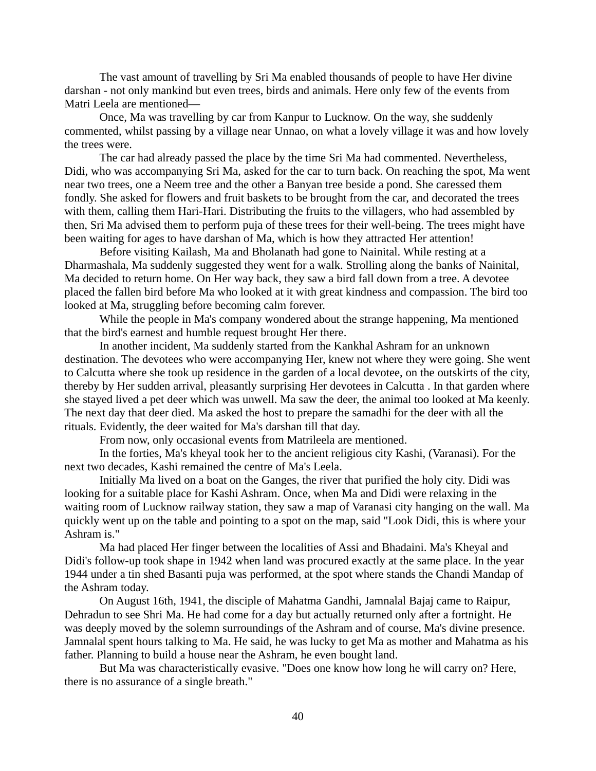The vast amount of travelling by Sri Ma enabled thousands of people to have Her divine darshan - not only mankind but even trees, birds and animals. Here only few of the events from Matri Leela are mentioned—

Once, Ma was travelling by car from Kanpur to Lucknow. On the way, she suddenly commented, whilst passing by a village near Unnao, on what a lovely village it was and how lovely the trees were.

The car had already passed the place by the time Sri Ma had commented. Nevertheless, Didi, who was accompanying Sri Ma, asked for the car to turn back. On reaching the spot, Ma went near two trees, one a Neem tree and the other a Banyan tree beside a pond. She caressed them fondly. She asked for flowers and fruit baskets to be brought from the car, and decorated the trees with them, calling them Hari-Hari. Distributing the fruits to the villagers, who had assembled by then, Sri Ma advised them to perform puja of these trees for their well-being. The trees might have been waiting for ages to have darshan of Ma, which is how they attracted Her attention!

Before visiting Kailash, Ma and Bholanath had gone to Nainital. While resting at a Dharmashala, Ma suddenly suggested they went for a walk. Strolling along the banks of Nainital, Ma decided to return home. On Her way back, they saw a bird fall down from a tree. A devotee placed the fallen bird before Ma who looked at it with great kindness and compassion. The bird too looked at Ma, struggling before becoming calm forever.

While the people in Ma's company wondered about the strange happening, Ma mentioned that the bird's earnest and humble request brought Her there.

In another incident, Ma suddenly started from the Kankhal Ashram for an unknown destination. The devotees who were accompanying Her, knew not where they were going. She went to Calcutta where she took up residence in the garden of a local devotee, on the outskirts of the city, thereby by Her sudden arrival, pleasantly surprising Her devotees in Calcutta . In that garden where she stayed lived a pet deer which was unwell. Ma saw the deer, the animal too looked at Ma keenly. The next day that deer died. Ma asked the host to prepare the samadhi for the deer with all the rituals. Evidently, the deer waited for Ma's darshan till that day.

From now, only occasional events from Matrileela are mentioned.

In the forties, Ma's kheyal took her to the ancient religious city Kashi, (Varanasi). For the next two decades, Kashi remained the centre of Ma's Leela.

Initially Ma lived on a boat on the Ganges, the river that purified the holy city. Didi was looking for a suitable place for Kashi Ashram. Once, when Ma and Didi were relaxing in the waiting room of Lucknow railway station, they saw a map of Varanasi city hanging on the wall. Ma quickly went up on the table and pointing to a spot on the map, said "Look Didi, this is where your Ashram is."

Ma had placed Her finger between the localities of Assi and Bhadaini. Ma's Kheyal and Didi's follow-up took shape in 1942 when land was procured exactly at the same place. In the year 1944 under a tin shed Basanti puja was performed, at the spot where stands the Chandi Mandap of the Ashram today.

On August 16th, 1941, the disciple of Mahatma Gandhi, Jamnalal Bajaj came to Raipur, Dehradun to see Shri Ma. He had come for a day but actually returned only after a fortnight. He was deeply moved by the solemn surroundings of the Ashram and of course, Ma's divine presence. Jamnalal spent hours talking to Ma. He said, he was lucky to get Ma as mother and Mahatma as his father. Planning to build a house near the Ashram, he even bought land.

But Ma was characteristically evasive. "Does one know how long he will carry on? Here, there is no assurance of a single breath."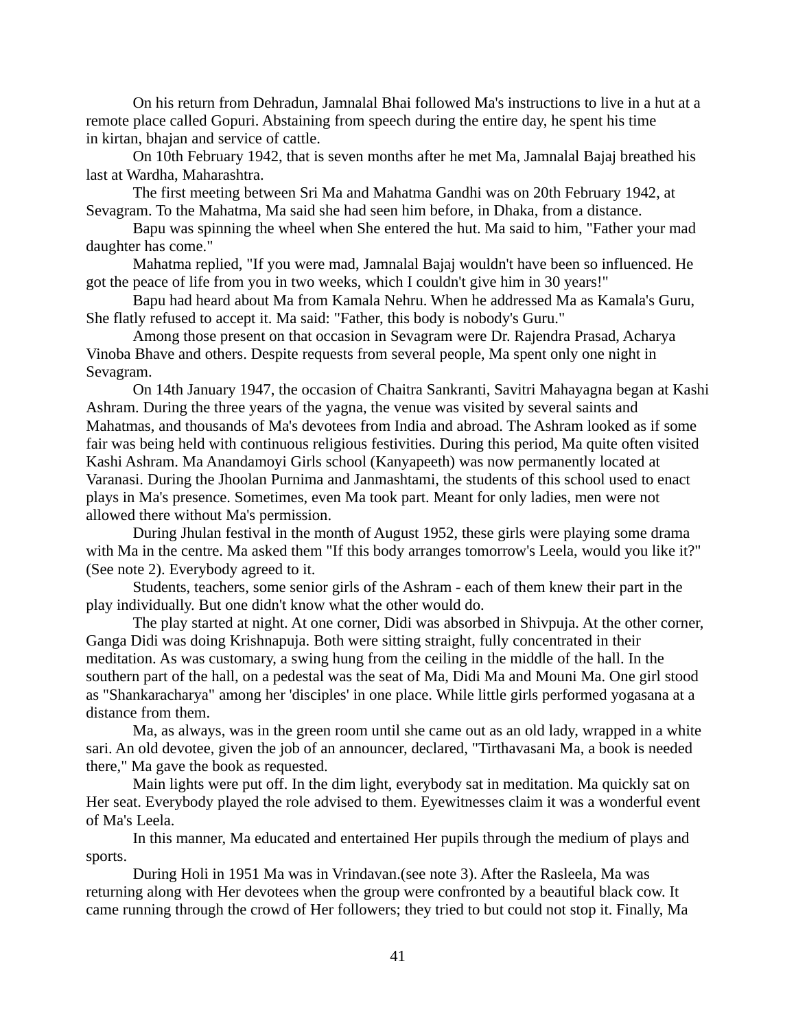On his return from Dehradun, Jamnalal Bhai followed Ma's instructions to live in a hut at a remote place called Gopuri. Abstaining from speech during the entire day, he spent his time in kirtan, bhajan and service of cattle.

On 10th February 1942, that is seven months after he met Ma, Jamnalal Bajaj breathed his last at Wardha, Maharashtra.

The first meeting between Sri Ma and Mahatma Gandhi was on 20th February 1942, at Sevagram. To the Mahatma, Ma said she had seen him before, in Dhaka, from a distance.

Bapu was spinning the wheel when She entered the hut. Ma said to him, "Father your mad daughter has come."

Mahatma replied, "If you were mad, Jamnalal Bajaj wouldn't have been so influenced. He got the peace of life from you in two weeks, which I couldn't give him in 30 years!"

Bapu had heard about Ma from Kamala Nehru. When he addressed Ma as Kamala's Guru, She flatly refused to accept it. Ma said: "Father, this body is nobody's Guru."

Among those present on that occasion in Sevagram were Dr. Rajendra Prasad, Acharya Vinoba Bhave and others. Despite requests from several people, Ma spent only one night in Sevagram.

On 14th January 1947, the occasion of Chaitra Sankranti, Savitri Mahayagna began at Kashi Ashram. During the three years of the yagna, the venue was visited by several saints and Mahatmas, and thousands of Ma's devotees from India and abroad. The Ashram looked as if some fair was being held with continuous religious festivities. During this period, Ma quite often visited Kashi Ashram. Ma Anandamoyi Girls school (Kanyapeeth) was now permanently located at Varanasi. During the Jhoolan Purnima and Janmashtami, the students of this school used to enact plays in Ma's presence. Sometimes, even Ma took part. Meant for only ladies, men were not allowed there without Ma's permission.

During Jhulan festival in the month of August 1952, these girls were playing some drama with Ma in the centre. Ma asked them "If this body arranges tomorrow's Leela, would you like it?" (See note 2). Everybody agreed to it.

Students, teachers, some senior girls of the Ashram - each of them knew their part in the play individually. But one didn't know what the other would do.

The play started at night. At one corner, Didi was absorbed in Shivpuja. At the other corner, Ganga Didi was doing Krishnapuja. Both were sitting straight, fully concentrated in their meditation. As was customary, a swing hung from the ceiling in the middle of the hall. In the southern part of the hall, on a pedestal was the seat of Ma, Didi Ma and Mouni Ma. One girl stood as "Shankaracharya" among her 'disciples' in one place. While little girls performed yogasana at a distance from them.

Ma, as always, was in the green room until she came out as an old lady, wrapped in a white sari. An old devotee, given the job of an announcer, declared, "Tirthavasani Ma, a book is needed there," Ma gave the book as requested.

Main lights were put off. In the dim light, everybody sat in meditation. Ma quickly sat on Her seat. Everybody played the role advised to them. Eyewitnesses claim it was a wonderful event of Ma's Leela.

In this manner, Ma educated and entertained Her pupils through the medium of plays and sports.

During Holi in 1951 Ma was in Vrindavan.(see note 3). After the Rasleela, Ma was returning along with Her devotees when the group were confronted by a beautiful black cow. It came running through the crowd of Her followers; they tried to but could not stop it. Finally, Ma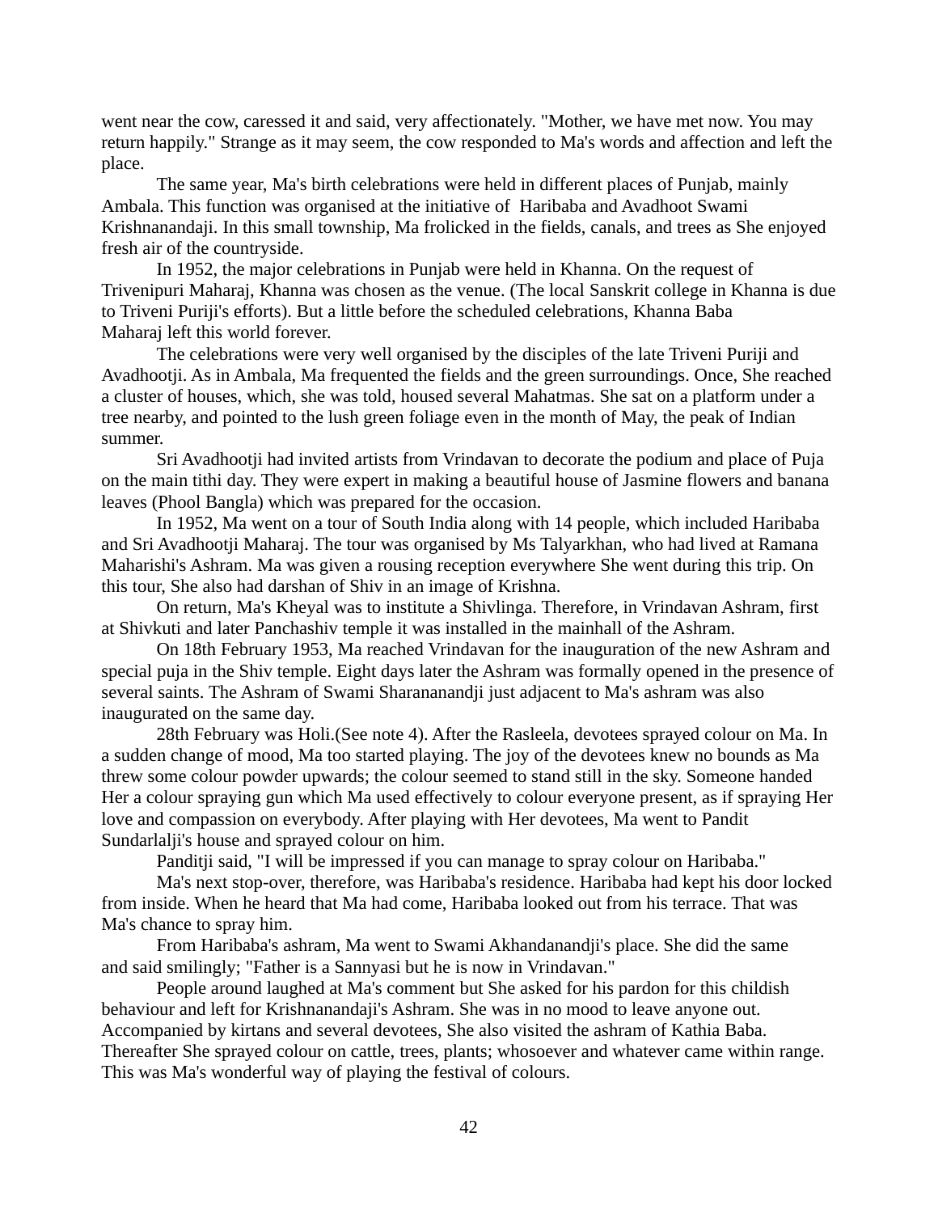went near the cow, caressed it and said, very affectionately. "Mother, we have met now. You may return happily." Strange as it may seem, the cow responded to Ma's words and affection and left the place.

The same year, Ma's birth celebrations were held in different places of Punjab, mainly Ambala. This function was organised at the initiative of Haribaba and Avadhoot Swami Krishnanandaji. In this small township, Ma frolicked in the fields, canals, and trees as She enjoyed fresh air of the countryside.

In 1952, the major celebrations in Punjab were held in Khanna. On the request of Trivenipuri Maharaj, Khanna was chosen as the venue. (The local Sanskrit college in Khanna is due to Triveni Puriji's efforts). But a little before the scheduled celebrations, Khanna Baba Maharaj left this world forever.

The celebrations were very well organised by the disciples of the late Triveni Puriji and Avadhootji. As in Ambala, Ma frequented the fields and the green surroundings. Once, She reached a cluster of houses, which, she was told, housed several Mahatmas. She sat on a platform under a tree nearby, and pointed to the lush green foliage even in the month of May, the peak of Indian summer.

Sri Avadhootji had invited artists from Vrindavan to decorate the podium and place of Puja on the main tithi day. They were expert in making a beautiful house of Jasmine flowers and banana leaves (Phool Bangla) which was prepared for the occasion.

In 1952, Ma went on a tour of South India along with 14 people, which included Haribaba and Sri Avadhootji Maharaj. The tour was organised by Ms Talyarkhan, who had lived at Ramana Maharishi's Ashram. Ma was given a rousing reception everywhere She went during this trip. On this tour, She also had darshan of Shiv in an image of Krishna.

On return, Ma's Kheyal was to institute a Shivlinga. Therefore, in Vrindavan Ashram, first at Shivkuti and later Panchashiv temple it was installed in the mainhall of the Ashram.

On 18th February 1953, Ma reached Vrindavan for the inauguration of the new Ashram and special puja in the Shiv temple. Eight days later the Ashram was formally opened in the presence of several saints. The Ashram of Swami Sharananandji just adjacent to Ma's ashram was also inaugurated on the same day.

28th February was Holi.(See note 4). After the Rasleela, devotees sprayed colour on Ma. In a sudden change of mood, Ma too started playing. The joy of the devotees knew no bounds as Ma threw some colour powder upwards; the colour seemed to stand still in the sky. Someone handed Her a colour spraying gun which Ma used effectively to colour everyone present, as if spraying Her love and compassion on everybody. After playing with Her devotees, Ma went to Pandit Sundarlalji's house and sprayed colour on him.

Panditji said, "I will be impressed if you can manage to spray colour on Haribaba."

Ma's next stop-over, therefore, was Haribaba's residence. Haribaba had kept his door locked from inside. When he heard that Ma had come, Haribaba looked out from his terrace. That was Ma's chance to spray him.

From Haribaba's ashram, Ma went to Swami Akhandanandji's place. She did the same and said smilingly; "Father is a Sannyasi but he is now in Vrindavan."

People around laughed at Ma's comment but She asked for his pardon for this childish behaviour and left for Krishnanandaji's Ashram. She was in no mood to leave anyone out. Accompanied by kirtans and several devotees, She also visited the ashram of Kathia Baba. Thereafter She sprayed colour on cattle, trees, plants; whosoever and whatever came within range. This was Ma's wonderful way of playing the festival of colours.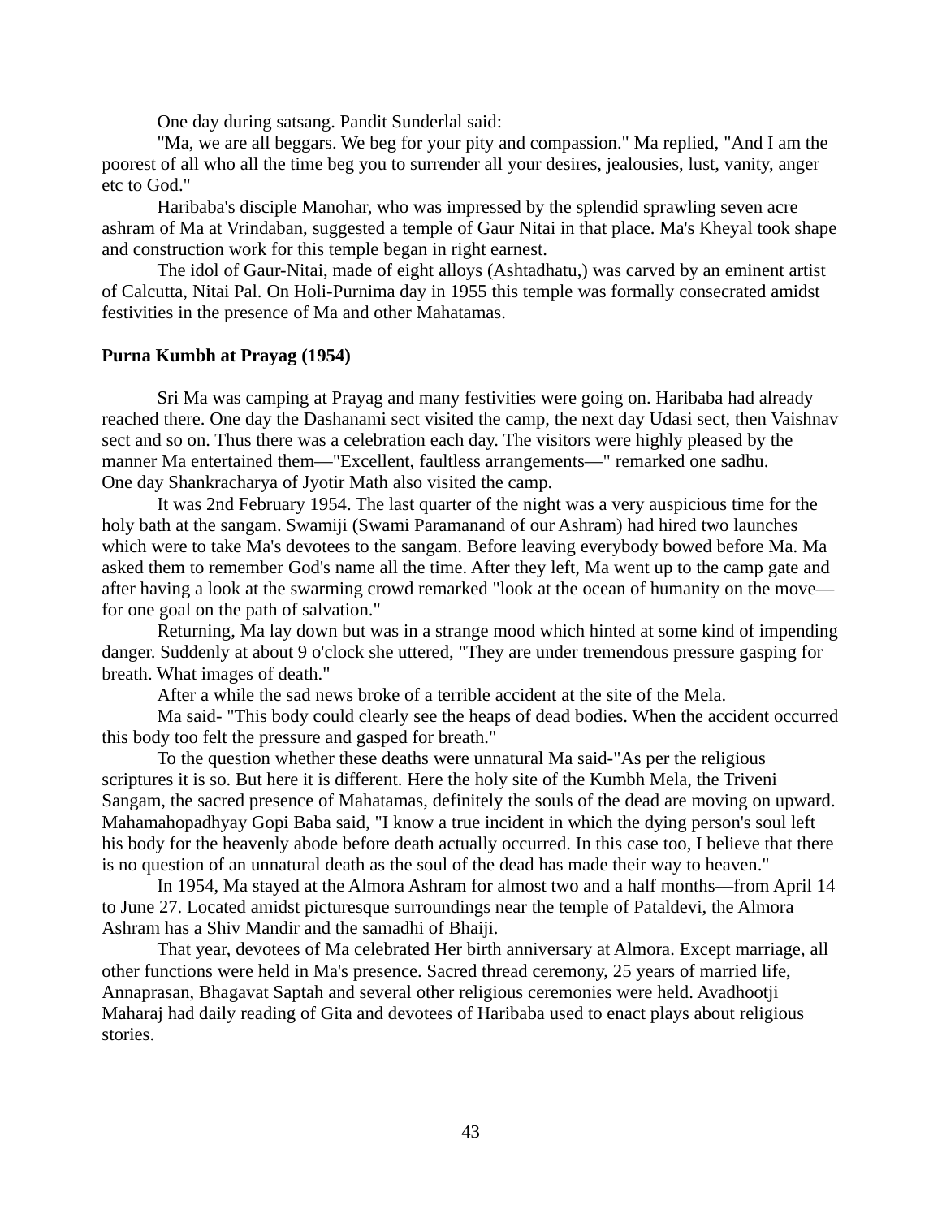One day during satsang. Pandit Sunderlal said:

"Ma, we are all beggars. We beg for your pity and compassion." Ma replied, "And I am the poorest of all who all the time beg you to surrender all your desires, jealousies, lust, vanity, anger etc to God."

Haribaba's disciple Manohar, who was impressed by the splendid sprawling seven acre ashram of Ma at Vrindaban, suggested a temple of Gaur Nitai in that place. Ma's Kheyal took shape and construction work for this temple began in right earnest.

The idol of Gaur-Nitai, made of eight alloys (Ashtadhatu,) was carved by an eminent artist of Calcutta, Nitai Pal. On Holi-Purnima day in 1955 this temple was formally consecrated amidst festivities in the presence of Ma and other Mahatamas.

**Purna Kumbh at Prayag (1954)**

Sri Ma was camping at Prayag and many festivities were going on. Haribaba had already reached there. One day the Dashanami sect visited the camp, the next day Udasi sect, then Vaishnav sect and so on. Thus there was a celebration each day. The visitors were highly pleased by the manner Ma entertained them—"Excellent, faultless arrangements—" remarked one sadhu. One day Shankracharya of Jyotir Math also visited the camp.

It was 2nd February 1954. The last quarter of the night was a very auspicious time for the holy bath at the sangam. Swamiji (Swami Paramanand of our Ashram) had hired two launches which were to take Ma's devotees to the sangam. Before leaving everybody bowed before Ma. Ma asked them to remember God's name all the time. After they left, Ma went up to the camp gate and after having a look at the swarming crowd remarked "look at the ocean of humanity on the move—for one goal on the path of salvation."

Returning, Ma lay down but was in a strange mood which hinted at some kind of impending danger. Suddenly at about 9 o'clock she uttered, "They are under tremendous pressure gasping for breath. What images of death."

After a while the sad news broke of a terrible accident at the site of the Mela.

Ma said- "This body could clearly see the heaps of dead bodies. When the accident occurred this body too felt the pressure and gasped for breath."

To the question whether these deaths were unnatural Ma said-"As per the religious scriptures it is so. But here it is different. Here the holy site of the Kumbh Mela, the Triveni Sangam, the sacred presence of Mahatamas, definitely the souls of the dead are moving on upward. Mahamahopadhyay Gopi Baba said, "I know a true incident in which the dying person's soul left his body for the heavenly abode before death actually occurred. In this case too, I believe that there is no question of an unnatural death as the soul of the dead has made their way to heaven."

In 1954, Ma stayed at the Almora Ashram for almost two and a half months—from April 14 to June 27. Located amidst picturesque surroundings near the temple of Pataldevi, the Almora Ashram has a Shiv Mandir and the samadhi of Bhaiji.

That year, devotees of Ma celebrated Her birth anniversary at Almora. Except marriage, all other functions were held in Ma's presence. Sacred thread ceremony, 25 years of married life, Annaprasan, Bhagavat Saptah and several other religious ceremonies were held. Avadhootji Maharaj had daily reading of Gita and devotees of Haribaba used to enact plays about religious stories.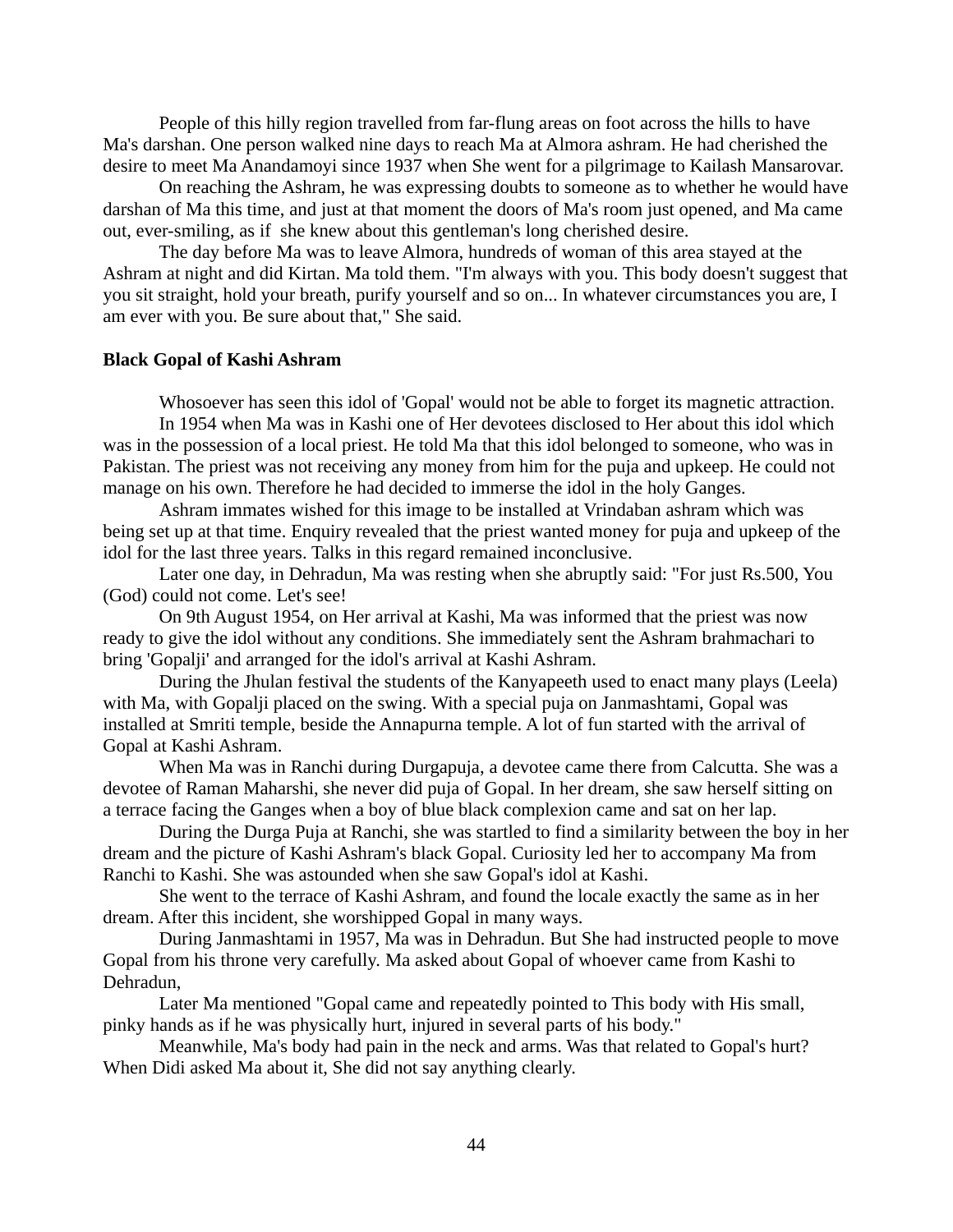People of this hilly region travelled from far-flung areas on foot across the hills to have Ma's darshan. One person walked nine days to reach Ma at Almora ashram. He had cherished the desire to meet Ma Anandamoyi since 1937 when She went for a pilgrimage to Kailash Mansarovar.

On reaching the Ashram, he was expressing doubts to someone as to whether he would have darshan of Ma this time, and just at that moment the doors of Ma's room just opened, and Ma came out, ever-smiling, as if she knew about this gentleman's long cherished desire.

The day before Ma was to leave Almora, hundreds of woman of this area stayed at the Ashram at night and did Kirtan. Ma told them. "I'm always with you. This body doesn't suggest that you sit straight, hold your breath, purify yourself and so on... In whatever circumstances you are, I am ever with you. Be sure about that," She said.

**Black Gopal of Kashi Ashram**

Whosoever has seen this idol of 'Gopal' would not be able to forget its magnetic attraction.

In 1954 when Ma was in Kashi one of Her devotees disclosed to Her about this idol which was in the possession of a local priest. He told Ma that this idol belonged to someone, who was in Pakistan. The priest was not receiving any money from him for the puja and upkeep. He could not manage on his own. Therefore he had decided to immerse the idol in the holy Ganges.

Ashram immates wished for this image to be installed at Vrindaban ashram which was being set up at that time. Enquiry revealed that the priest wanted money for puja and upkeep of the idol for the last three years. Talks in this regard remained inconclusive.

Later one day, in Dehradun, Ma was resting when she abruptly said: "For just Rs.500, You (God) could not come. Let's see!

On 9th August 1954, on Her arrival at Kashi, Ma was informed that the priest was now ready to give the idol without any conditions. She immediately sent the Ashram brahmachari to bring 'Gopalji' and arranged for the idol's arrival at Kashi Ashram.

During the Jhulan festival the students of the Kanyapeeth used to enact many plays (Leela) with Ma, with Gopalji placed on the swing. With a special puja on Janmashtami, Gopal was installed at Smriti temple, beside the Annapurna temple. A lot of fun started with the arrival of Gopal at Kashi Ashram.

When Ma was in Ranchi during Durgapuja, a devotee came there from Calcutta. She was a devotee of Raman Maharshi, she never did puja of Gopal. In her dream, she saw herself sitting on a terrace facing the Ganges when a boy of blue black complexion came and sat on her lap.

During the Durga Puja at Ranchi, she was startled to find a similarity between the boy in her dream and the picture of Kashi Ashram's black Gopal. Curiosity led her to accompany Ma from Ranchi to Kashi. She was astounded when she saw Gopal's idol at Kashi.

She went to the terrace of Kashi Ashram, and found the locale exactly the same as in her dream. After this incident, she worshipped Gopal in many ways.

During Janmashtami in 1957, Ma was in Dehradun. But She had instructed people to move Gopal from his throne very carefully. Ma asked about Gopal of whoever came from Kashi to Dehradun,

Later Ma mentioned "Gopal came and repeatedly pointed to This body with His small, pinky hands as if he was physically hurt, injured in several parts of his body."

Meanwhile, Ma's body had pain in the neck and arms. Was that related to Gopal's hurt? When Didi asked Ma about it, She did not say anything clearly.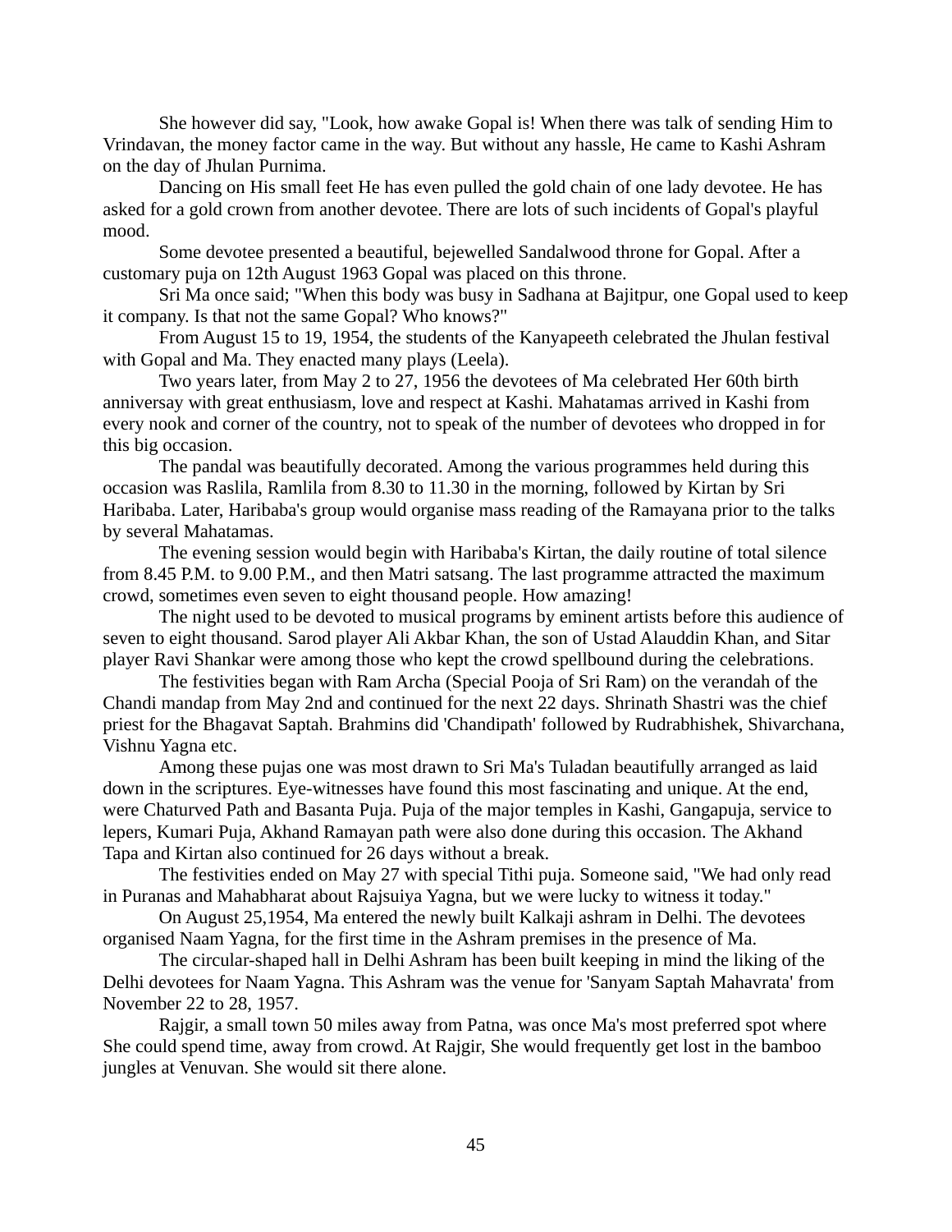She however did say, "Look, how awake Gopal is! When there was talk of sending Him to Vrindavan, the money factor came in the way. But without any hassle, He came to Kashi Ashram on the day of Jhulan Purnima.

Dancing on His small feet He has even pulled the gold chain of one lady devotee. He has asked for a gold crown from another devotee. There are lots of such incidents of Gopal's playful mood.

Some devotee presented a beautiful, bejewelled Sandalwood throne for Gopal. After a customary puja on 12th August 1963 Gopal was placed on this throne.

Sri Ma once said; "When this body was busy in Sadhana at Bajitpur, one Gopal used to keep it company. Is that not the same Gopal? Who knows?"

From August 15 to 19, 1954, the students of the Kanyapeeth celebrated the Jhulan festival with Gopal and Ma. They enacted many plays (Leela).

Two years later, from May 2 to 27, 1956 the devotees of Ma celebrated Her 60th birth anniversay with great enthusiasm, love and respect at Kashi. Mahatamas arrived in Kashi from every nook and corner of the country, not to speak of the number of devotees who dropped in for this big occasion.

The pandal was beautifully decorated. Among the various programmes held during this occasion was Raslila, Ramlila from 8.30 to 11.30 in the morning, followed by Kirtan by Sri Haribaba. Later, Haribaba's group would organise mass reading of the Ramayana prior to the talks by several Mahatamas.

The evening session would begin with Haribaba's Kirtan, the daily routine of total silence from 8.45 P.M. to 9.00 P.M., and then Matri satsang. The last programme attracted the maximum crowd, sometimes even seven to eight thousand people. How amazing!

The night used to be devoted to musical programs by eminent artists before this audience of seven to eight thousand. Sarod player Ali Akbar Khan, the son of Ustad Alauddin Khan, and Sitar player Ravi Shankar were among those who kept the crowd spellbound during the celebrations.

The festivities began with Ram Archa (Special Pooja of Sri Ram) on the verandah of the Chandi mandap from May 2nd and continued for the next 22 days. Shrinath Shastri was the chief priest for the Bhagavat Saptah. Brahmins did 'Chandipath' followed by Rudrabhishek, Shivarchana, Vishnu Yagna etc.

Among these pujas one was most drawn to Sri Ma's Tuladan beautifully arranged as laid down in the scriptures. Eye-witnesses have found this most fascinating and unique. At the end, were Chaturved Path and Basanta Puja. Puja of the major temples in Kashi, Gangapuja, service to lepers, Kumari Puja, Akhand Ramayan path were also done during this occasion. The Akhand Tapa and Kirtan also continued for 26 days without a break.

The festivities ended on May 27 with special Tithi puja. Someone said, "We had only read in Puranas and Mahabharat about Rajsuiya Yagna, but we were lucky to witness it today."

On August 25,1954, Ma entered the newly built Kalkaji ashram in Delhi. The devotees organised Naam Yagna, for the first time in the Ashram premises in the presence of Ma.

The circular-shaped hall in Delhi Ashram has been built keeping in mind the liking of the Delhi devotees for Naam Yagna. This Ashram was the venue for 'Sanyam Saptah Mahavrata' from November 22 to 28, 1957.

Rajgir, a small town 50 miles away from Patna, was once Ma's most preferred spot where She could spend time, away from crowd. At Rajgir, She would frequently get lost in the bamboo jungles at Venuvan. She would sit there alone.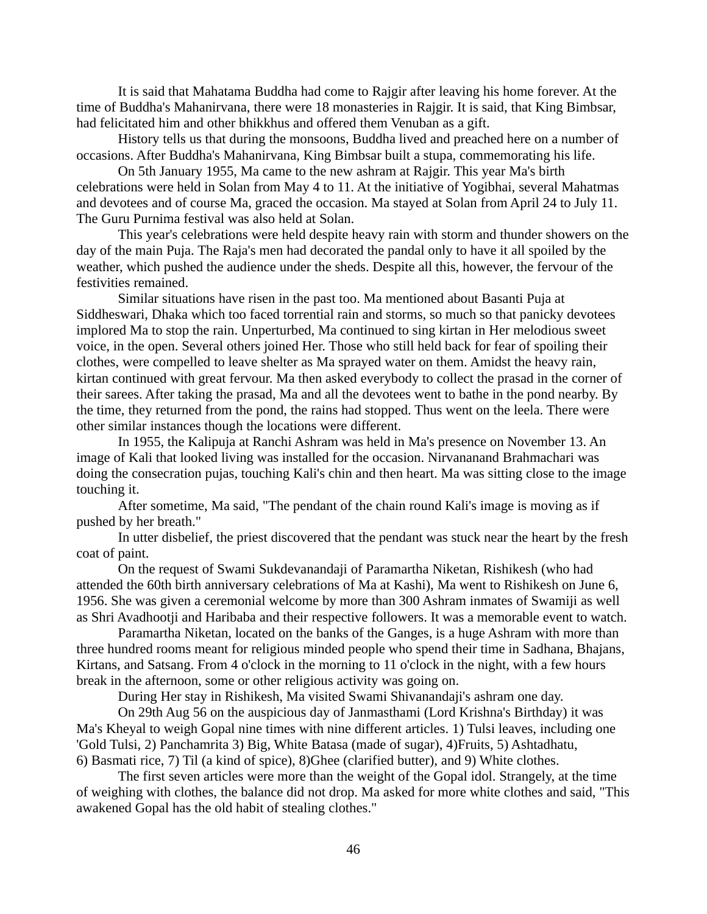It is said that Mahatama Buddha had come to Rajgir after leaving his home forever. At the time of Buddha's Mahanirvana, there were 18 monasteries in Rajgir. It is said, that King Bimbsar, had felicitated him and other bhikkhus and offered them Venuban as a gift.

History tells us that during the monsoons, Buddha lived and preached here on a number of occasions. After Buddha's Mahanirvana, King Bimbsar built a stupa, commemorating his life.

On 5th January 1955, Ma came to the new ashram at Rajgir. This year Ma's birth celebrations were held in Solan from May 4 to 11. At the initiative of Yogibhai, several Mahatmas and devotees and of course Ma, graced the occasion. Ma stayed at Solan from April 24 to July 11. The Guru Purnima festival was also held at Solan.

This year's celebrations were held despite heavy rain with storm and thunder showers on the day of the main Puja. The Raja's men had decorated the pandal only to have it all spoiled by the weather, which pushed the audience under the sheds. Despite all this, however, the fervour of the festivities remained.

Similar situations have risen in the past too. Ma mentioned about Basanti Puja at Siddheswari, Dhaka which too faced torrential rain and storms, so much so that panicky devotees implored Ma to stop the rain. Unperturbed, Ma continued to sing kirtan in Her melodious sweet voice, in the open. Several others joined Her. Those who still held back for fear of spoiling their clothes, were compelled to leave shelter as Ma sprayed water on them. Amidst the heavy rain, kirtan continued with great fervour. Ma then asked everybody to collect the prasad in the corner of their sarees. After taking the prasad, Ma and all the devotees went to bathe in the pond nearby. By the time, they returned from the pond, the rains had stopped. Thus went on the leela. There were other similar instances though the locations were different.

In 1955, the Kalipuja at Ranchi Ashram was held in Ma's presence on November 13. An image of Kali that looked living was installed for the occasion. Nirvananand Brahmachari was doing the consecration pujas, touching Kali's chin and then heart. Ma was sitting close to the image touching it.

After sometime, Ma said, "The pendant of the chain round Kali's image is moving as if pushed by her breath."

In utter disbelief, the priest discovered that the pendant was stuck near the heart by the fresh coat of paint.

On the request of Swami Sukdevanandaji of Paramartha Niketan, Rishikesh (who had attended the 60th birth anniversary celebrations of Ma at Kashi), Ma went to Rishikesh on June 6, 1956. She was given a ceremonial welcome by more than 300 Ashram inmates of Swamiji as well as Shri Avadhootji and Haribaba and their respective followers. It was a memorable event to watch.

Paramartha Niketan, located on the banks of the Ganges, is a huge Ashram with more than three hundred rooms meant for religious minded people who spend their time in Sadhana, Bhajans, Kirtans, and Satsang. From 4 o'clock in the morning to 11 o'clock in the night, with a few hours break in the afternoon, some or other religious activity was going on.

During Her stay in Rishikesh, Ma visited Swami Shivanandaji's ashram one day.

On 29th Aug 56 on the auspicious day of Janmasthami (Lord Krishna's Birthday) it was Ma's Kheyal to weigh Gopal nine times with nine different articles. 1) Tulsi leaves, including one 'Gold Tulsi, 2) Panchamrita 3) Big, White Batasa (made of sugar), 4)Fruits, 5) Ashtadhatu, 6) Basmati rice, 7) Til (a kind of spice), 8)Ghee (clarified butter), and 9) White clothes.

The first seven articles were more than the weight of the Gopal idol. Strangely, at the time of weighing with clothes, the balance did not drop. Ma asked for more white clothes and said, "This awakened Gopal has the old habit of stealing clothes."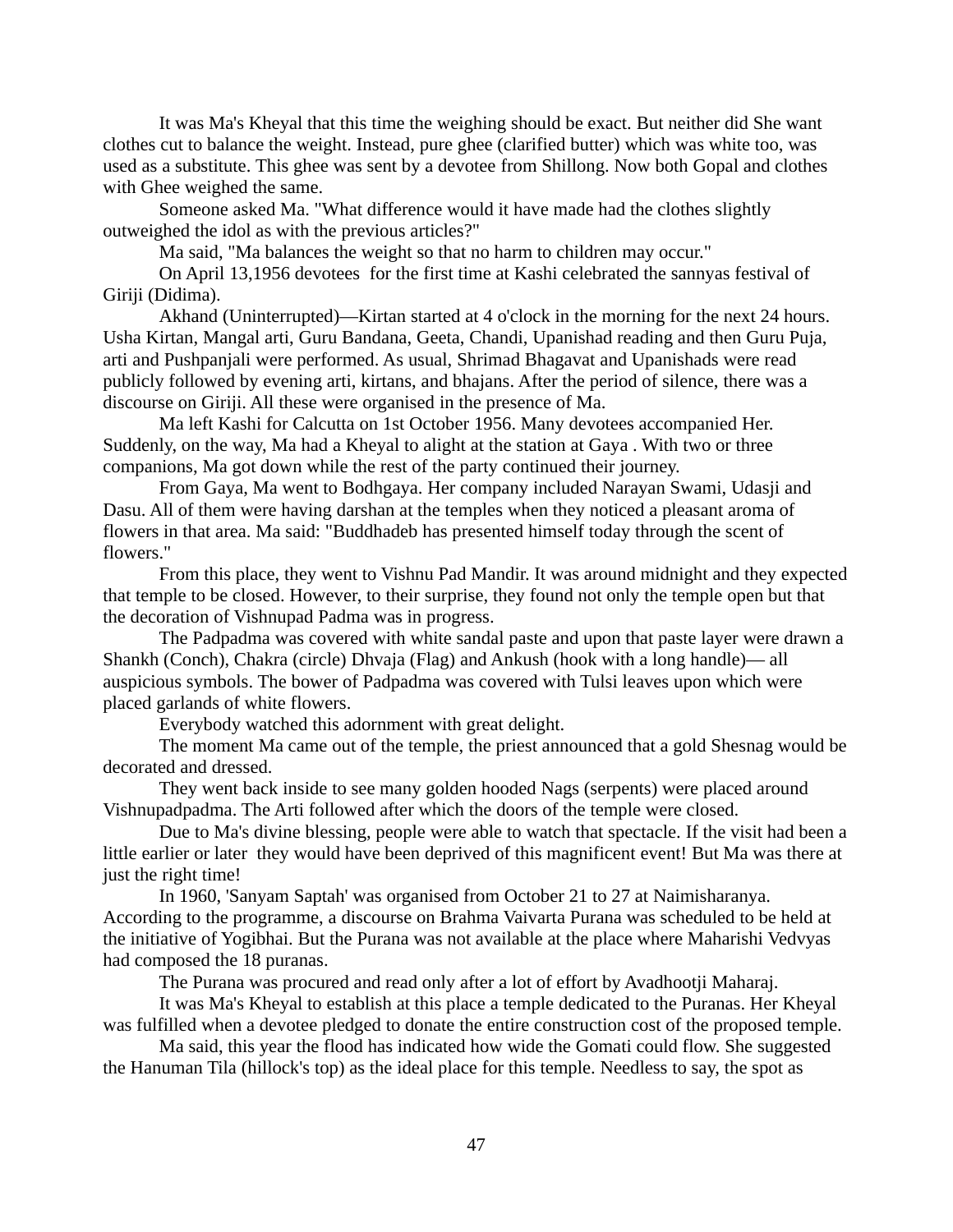It was Ma's Kheyal that this time the weighing should be exact. But neither did She want clothes cut to balance the weight. Instead, pure ghee (clarified butter) which was white too, was used as a substitute. This ghee was sent by a devotee from Shillong. Now both Gopal and clothes with Ghee weighed the same.

Someone asked Ma. "What difference would it have made had the clothes slightly outweighed the idol as with the previous articles?"

Ma said, "Ma balances the weight so that no harm to children may occur."

On April 13,1956 devotees for the first time at Kashi celebrated the sannyas festival of Giriji (Didima).

Akhand (Uninterrupted)—Kirtan started at 4 o'clock in the morning for the next 24 hours. Usha Kirtan, Mangal arti, Guru Bandana, Geeta, Chandi, Upanishad reading and then Guru Puja, arti and Pushpanjali were performed. As usual, Shrimad Bhagavat and Upanishads were read publicly followed by evening arti, kirtans, and bhajans. After the period of silence, there was a discourse on Giriji. All these were organised in the presence of Ma.

Ma left Kashi for Calcutta on 1st October 1956. Many devotees accompanied Her. Suddenly, on the way, Ma had a Kheyal to alight at the station at Gaya . With two or three companions, Ma got down while the rest of the party continued their journey.

From Gaya, Ma went to Bodhgaya. Her company included Narayan Swami, Udasji and Dasu. All of them were having darshan at the temples when they noticed a pleasant aroma of flowers in that area. Ma said: "Buddhadeb has presented himself today through the scent of flowers."

From this place, they went to Vishnu Pad Mandir. It was around midnight and they expected that temple to be closed. However, to their surprise, they found not only the temple open but that the decoration of Vishnupad Padma was in progress.

The Padpadma was covered with white sandal paste and upon that paste layer were drawn a Shankh (Conch), Chakra (circle) Dhvaja (Flag) and Ankush (hook with a long handle)— all auspicious symbols. The bower of Padpadma was covered with Tulsi leaves upon which were placed garlands of white flowers.

Everybody watched this adornment with great delight.

The moment Ma came out of the temple, the priest announced that a gold Shesnag would be decorated and dressed.

They went back inside to see many golden hooded Nags (serpents) were placed around Vishnupadpadma. The Arti followed after which the doors of the temple were closed.

Due to Ma's divine blessing, people were able to watch that spectacle. If the visit had been a little earlier or later they would have been deprived of this magnificent event! But Ma was there at just the right time!

In 1960, 'Sanyam Saptah' was organised from October 21 to 27 at Naimisharanya. According to the programme, a discourse on Brahma Vaivarta Purana was scheduled to be held at the initiative of Yogibhai. But the Purana was not available at the place where Maharishi Vedvyas had composed the 18 puranas.

The Purana was procured and read only after a lot of effort by Avadhootji Maharaj.

It was Ma's Kheyal to establish at this place a temple dedicated to the Puranas. Her Kheyal was fulfilled when a devotee pledged to donate the entire construction cost of the proposed temple.

Ma said, this year the flood has indicated how wide the Gomati could flow. She suggested the Hanuman Tila (hillock's top) as the ideal place for this temple. Needless to say, the spot as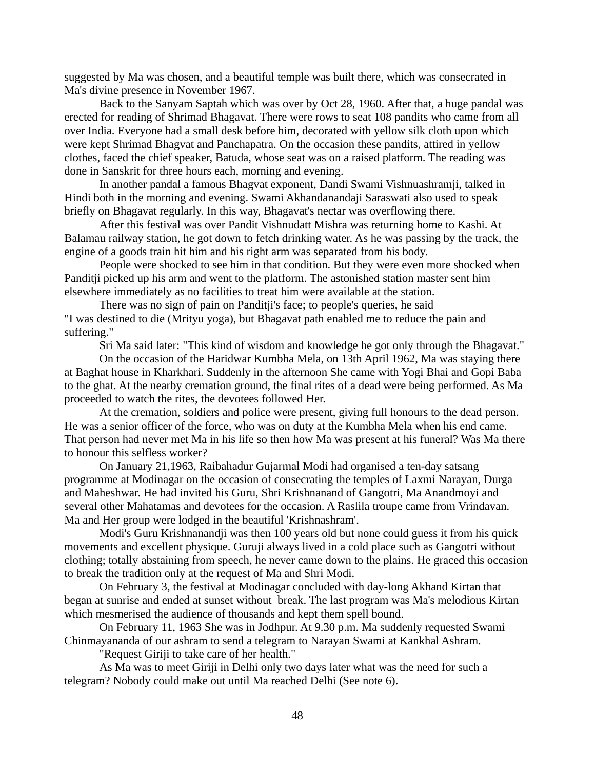suggested by Ma was chosen, and a beautiful temple was built there, which was consecrated in Ma's divine presence in November 1967.

Back to the Sanyam Saptah which was over by Oct 28, 1960. After that, a huge pandal was erected for reading of Shrimad Bhagavat. There were rows to seat 108 pandits who came from all over India. Everyone had a small desk before him, decorated with yellow silk cloth upon which were kept Shrimad Bhagvat and Panchapatra. On the occasion these pandits, attired in yellow clothes, faced the chief speaker, Batuda, whose seat was on a raised platform. The reading was done in Sanskrit for three hours each, morning and evening.

In another pandal a famous Bhagvat exponent, Dandi Swami Vishnuashramji, talked in Hindi both in the morning and evening. Swami Akhandanandaji Saraswati also used to speak briefly on Bhagavat regularly. In this way, Bhagavat's nectar was overflowing there.

After this festival was over Pandit Vishnudatt Mishra was returning home to Kashi. At Balamau railway station, he got down to fetch drinking water. As he was passing by the track, the engine of a goods train hit him and his right arm was separated from his body.

People were shocked to see him in that condition. But they were even more shocked when Panditji picked up his arm and went to the platform. The astonished station master sent him elsewhere immediately as no facilities to treat him were available at the station.

There was no sign of pain on Panditji's face; to people's queries, he said "I was destined to die (Mrityu yoga), but Bhagavat path enabled me to reduce the pain and suffering."

Sri Ma said later: "This kind of wisdom and knowledge he got only through the Bhagavat."

On the occasion of the Haridwar Kumbha Mela, on 13th April 1962, Ma was staying there at Baghat house in Kharkhari. Suddenly in the afternoon She came with Yogi Bhai and Gopi Baba to the ghat. At the nearby cremation ground, the final rites of a dead were being performed. As Ma proceeded to watch the rites, the devotees followed Her.

At the cremation, soldiers and police were present, giving full honours to the dead person. He was a senior officer of the force, who was on duty at the Kumbha Mela when his end came. That person had never met Ma in his life so then how Ma was present at his funeral? Was Ma there to honour this selfless worker?

On January 21,1963, Raibahadur Gujarmal Modi had organised a ten-day satsang programme at Modinagar on the occasion of consecrating the temples of Laxmi Narayan, Durga and Maheshwar. He had invited his Guru, Shri Krishnanand of Gangotri, Ma Anandmoyi and several other Mahatamas and devotees for the occasion. A Raslila troupe came from Vrindavan. Ma and Her group were lodged in the beautiful 'Krishnashram'.

Modi's Guru Krishnanandji was then 100 years old but none could guess it from his quick movements and excellent physique. Guruji always lived in a cold place such as Gangotri without clothing; totally abstaining from speech, he never came down to the plains. He graced this occasion to break the tradition only at the request of Ma and Shri Modi.

On February 3, the festival at Modinagar concluded with day-long Akhand Kirtan that began at sunrise and ended at sunset without break. The last program was Ma's melodious Kirtan which mesmerised the audience of thousands and kept them spell bound.

On February 11, 1963 She was in Jodhpur. At 9.30 p.m. Ma suddenly requested Swami Chinmayananda of our ashram to send a telegram to Narayan Swami at Kankhal Ashram.

"Request Giriji to take care of her health."

As Ma was to meet Giriji in Delhi only two days later what was the need for such a telegram? Nobody could make out until Ma reached Delhi (See note 6).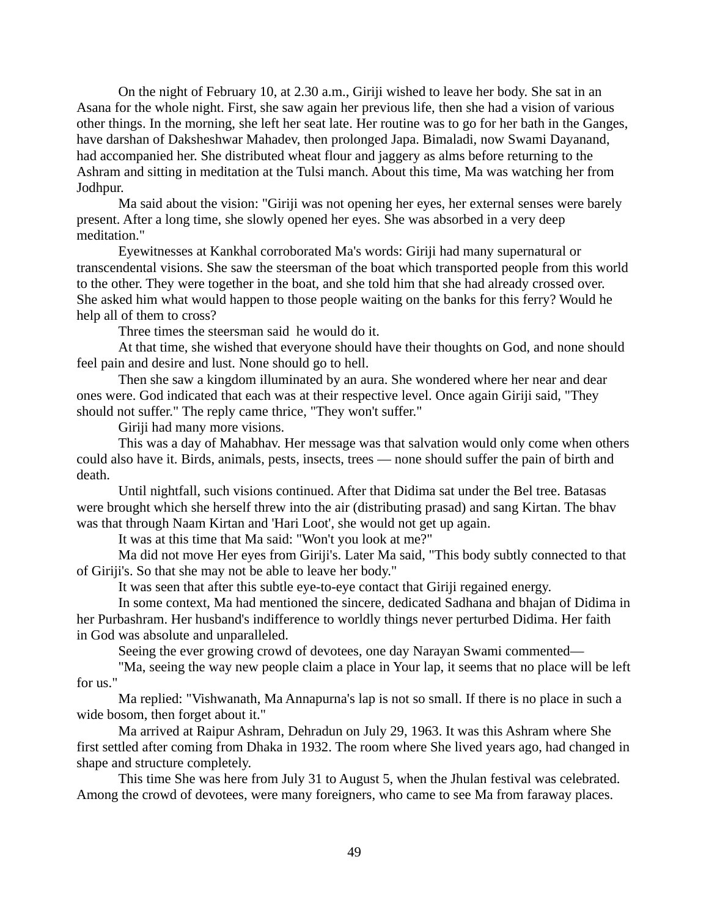On the night of February 10, at 2.30 a.m., Giriji wished to leave her body. She sat in an Asana for the whole night. First, she saw again her previous life, then she had a vision of various other things. In the morning, she left her seat late. Her routine was to go for her bath in the Ganges, have darshan of Daksheshwar Mahadev, then prolonged Japa. Bimaladi, now Swami Dayanand, had accompanied her. She distributed wheat flour and jaggery as alms before returning to the Ashram and sitting in meditation at the Tulsi manch. About this time, Ma was watching her from Jodhpur.

Ma said about the vision: "Giriji was not opening her eyes, her external senses were barely present. After a long time, she slowly opened her eyes. She was absorbed in a very deep meditation."

Eyewitnesses at Kankhal corroborated Ma's words: Giriji had many supernatural or transcendental visions. She saw the steersman of the boat which transported people from this world to the other. They were together in the boat, and she told him that she had already crossed over. She asked him what would happen to those people waiting on the banks for this ferry? Would he help all of them to cross?

Three times the steersman said he would do it.

At that time, she wished that everyone should have their thoughts on God, and none should feel pain and desire and lust. None should go to hell.

Then she saw a kingdom illuminated by an aura. She wondered where her near and dear ones were. God indicated that each was at their respective level. Once again Giriji said, "They should not suffer." The reply came thrice, "They won't suffer."

Giriji had many more visions.

This was a day of Mahabhav. Her message was that salvation would only come when others could also have it. Birds, animals, pests, insects, trees — none should suffer the pain of birth and death.

Until nightfall, such visions continued. After that Didima sat under the Bel tree. Batasas were brought which she herself threw into the air (distributing prasad) and sang Kirtan. The bhav was that through Naam Kirtan and 'Hari Loot', she would not get up again.

It was at this time that Ma said: "Won't you look at me?"

Ma did not move Her eyes from Giriji's. Later Ma said, "This body subtly connected to that of Giriji's. So that she may not be able to leave her body."

It was seen that after this subtle eye-to-eye contact that Giriji regained energy.

In some context, Ma had mentioned the sincere, dedicated Sadhana and bhajan of Didima in her Purbashram. Her husband's indifference to worldly things never perturbed Didima. Her faith in God was absolute and unparalleled.

Seeing the ever growing crowd of devotees, one day Narayan Swami commented—

"Ma, seeing the way new people claim a place in Your lap, it seems that no place will be left for us."

Ma replied: "Vishwanath, Ma Annapurna's lap is not so small. If there is no place in such a wide bosom, then forget about it."

Ma arrived at Raipur Ashram, Dehradun on July 29, 1963. It was this Ashram where She first settled after coming from Dhaka in 1932. The room where She lived years ago, had changed in shape and structure completely.

This time She was here from July 31 to August 5, when the Jhulan festival was celebrated. Among the crowd of devotees, were many foreigners, who came to see Ma from faraway places.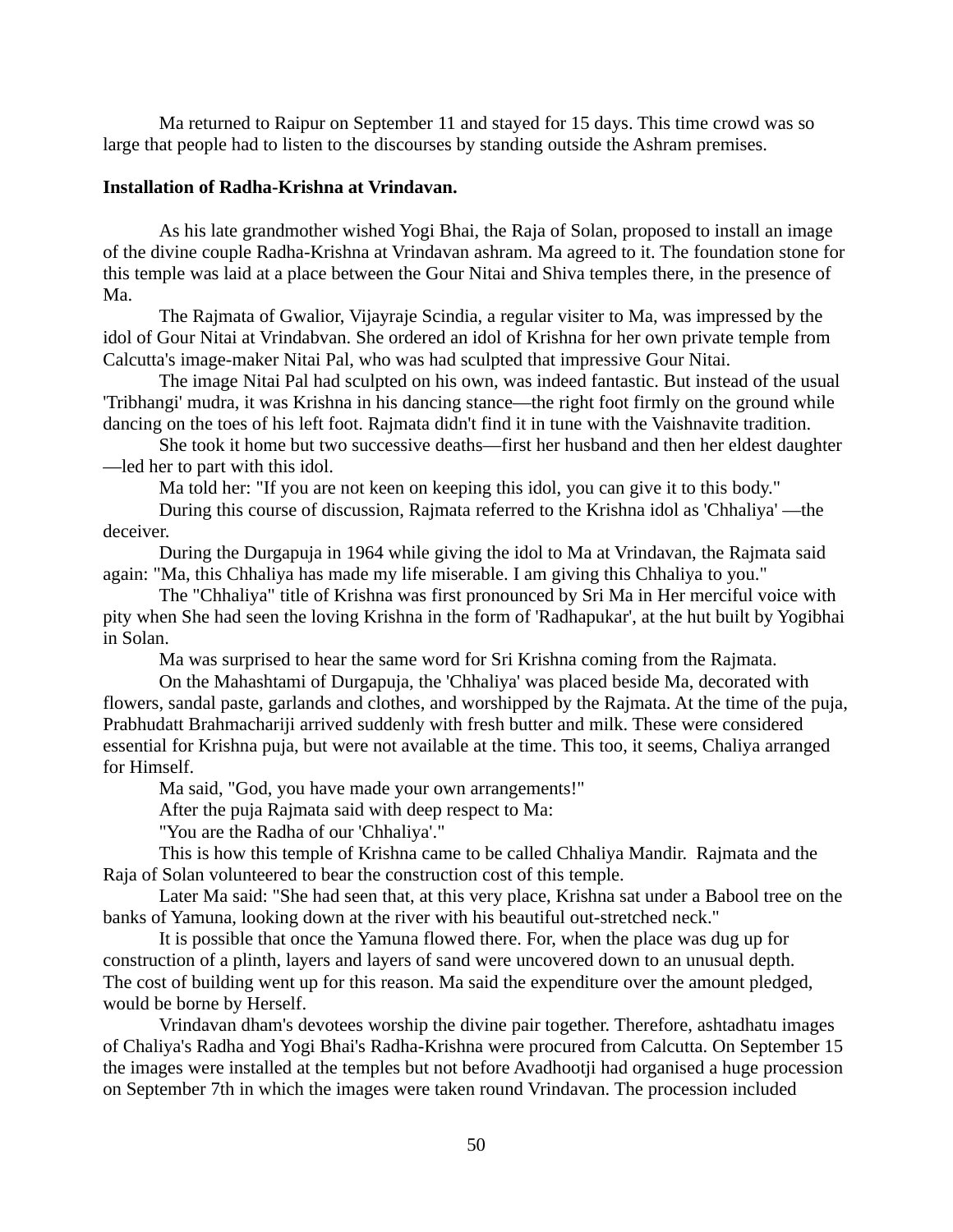Ma returned to Raipur on September 11 and stayed for 15 days. This time crowd was so large that people had to listen to the discourses by standing outside the Ashram premises.

**Installation of Radha-Krishna at Vrindavan.**

As his late grandmother wished Yogi Bhai, the Raja of Solan, proposed to install an image of the divine couple Radha-Krishna at Vrindavan ashram. Ma agreed to it. The foundation stone for this temple was laid at a place between the Gour Nitai and Shiva temples there, in the presence of Ma.

The Rajmata of Gwalior, Vijayraje Scindia, a regular visiter to Ma, was impressed by the idol of Gour Nitai at Vrindabvan. She ordered an idol of Krishna for her own private temple from Calcutta's image-maker Nitai Pal, who was had sculpted that impressive Gour Nitai.

The image Nitai Pal had sculpted on his own, was indeed fantastic. But instead of the usual 'Tribhangi' mudra, it was Krishna in his dancing stance—the right foot firmly on the ground while dancing on the toes of his left foot. Rajmata didn't find it in tune with the Vaishnavite tradition.

She took it home but two successive deaths—first her husband and then her eldest daughter—led her to part with this idol.

Ma told her: "If you are not keen on keeping this idol, you can give it to this body."

During this course of discussion, Rajmata referred to the Krishna idol as 'Chhaliya' —the deceiver.

During the Durgapuja in 1964 while giving the idol to Ma at Vrindavan, the Rajmata said again: "Ma, this Chhaliya has made my life miserable. I am giving this Chhaliya to you."

The "Chhaliya" title of Krishna was first pronounced by Sri Ma in Her merciful voice with pity when She had seen the loving Krishna in the form of 'Radhapukar', at the hut built by Yogibhai in Solan.

Ma was surprised to hear the same word for Sri Krishna coming from the Rajmata.

On the Mahashtami of Durgapuja, the 'Chhaliya' was placed beside Ma, decorated with flowers, sandal paste, garlands and clothes, and worshipped by the Rajmata. At the time of the puja, Prabhudatt Brahmachariji arrived suddenly with fresh butter and milk. These were considered essential for Krishna puja, but were not available at the time. This too, it seems, Chaliya arranged for Himself.

Ma said, "God, you have made your own arrangements!"

After the puja Rajmata said with deep respect to Ma:

"You are the Radha of our 'Chhaliya'."

This is how this temple of Krishna came to be called Chhaliya Mandir. Rajmata and the Raja of Solan volunteered to bear the construction cost of this temple.

Later Ma said: "She had seen that, at this very place, Krishna sat under a Babool tree on the banks of Yamuna, looking down at the river with his beautiful out-stretched neck."

It is possible that once the Yamuna flowed there. For, when the place was dug up for construction of a plinth, layers and layers of sand were uncovered down to an unusual depth. The cost of building went up for this reason. Ma said the expenditure over the amount pledged, would be borne by Herself.

Vrindavan dham's devotees worship the divine pair together. Therefore, ashtadhatu images of Chaliya's Radha and Yogi Bhai's Radha-Krishna were procured from Calcutta. On September 15 the images were installed at the temples but not before Avadhootji had organised a huge procession on September 7th in which the images were taken round Vrindavan. The procession included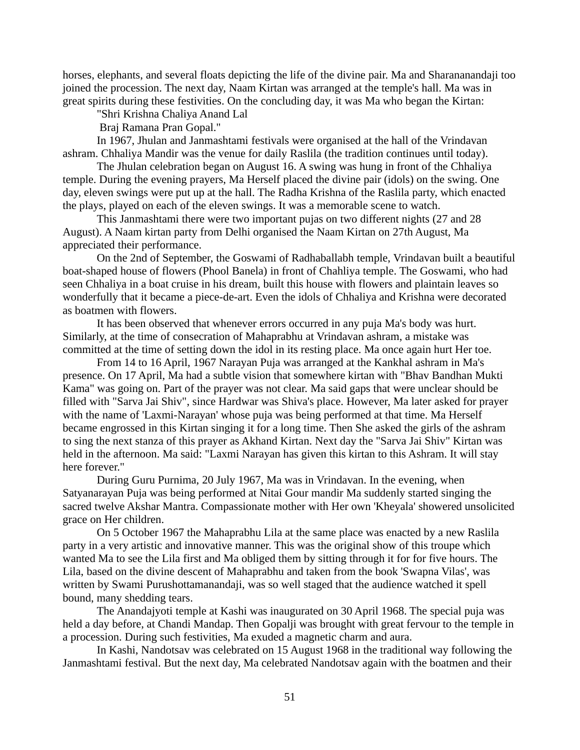horses, elephants, and several floats depicting the life of the divine pair. Ma and Sharananandaji too joined the procession. The next day, Naam Kirtan was arranged at the temple's hall. Ma was in great spirits during these festivities. On the concluding day, it was Ma who began the Kirtan:

"Shri Krishna Chaliya Anand Lal
Braj Ramana Pran Gopal."

In 1967, Jhulan and Janmashtami festivals were organised at the hall of the Vrindavan ashram. Chhaliya Mandir was the venue for daily Raslila (the tradition continues until today).

The Jhulan celebration began on August 16. A swing was hung in front of the Chhaliya temple. During the evening prayers, Ma Herself placed the divine pair (idols) on the swing. One day, eleven swings were put up at the hall. The Radha Krishna of the Raslila party, which enacted the plays, played on each of the eleven swings. It was a memorable scene to watch.

This Janmashtami there were two important pujas on two different nights (27 and 28 August). A Naam kirtan party from Delhi organised the Naam Kirtan on 27th August, Ma appreciated their performance.

On the 2nd of September, the Goswami of Radhaballabh temple, Vrindavan built a beautiful boat-shaped house of flowers (Phool Banela) in front of Chahliya temple. The Goswami, who had seen Chhaliya in a boat cruise in his dream, built this house with flowers and plaintain leaves so wonderfully that it became a piece-de-art. Even the idols of Chhaliya and Krishna were decorated as boatmen with flowers.

It has been observed that whenever errors occurred in any puja Ma's body was hurt. Similarly, at the time of consecration of Mahaprabhu at Vrindavan ashram, a mistake was committed at the time of setting down the idol in its resting place. Ma once again hurt Her toe.

From 14 to 16 April, 1967 Narayan Puja was arranged at the Kankhal ashram in Ma's presence. On 17 April, Ma had a subtle vision that somewhere kirtan with "Bhav Bandhan Mukti Kama" was going on. Part of the prayer was not clear. Ma said gaps that were unclear should be filled with "Sarva Jai Shiv", since Hardwar was Shiva's place. However, Ma later asked for prayer with the name of 'Laxmi-Narayan' whose puja was being performed at that time. Ma Herself became engrossed in this Kirtan singing it for a long time. Then She asked the girls of the ashram to sing the next stanza of this prayer as Akhand Kirtan. Next day the "Sarva Jai Shiv" Kirtan was held in the afternoon. Ma said: "Laxmi Narayan has given this kirtan to this Ashram. It will stay here forever."

During Guru Purnima, 20 July 1967, Ma was in Vrindavan. In the evening, when Satyanarayan Puja was being performed at Nitai Gour mandir Ma suddenly started singing the sacred twelve Akshar Mantra. Compassionate mother with Her own 'Kheyala' showered unsolicited grace on Her children.

On 5 October 1967 the Mahaprabhu Lila at the same place was enacted by a new Raslila party in a very artistic and innovative manner. This was the original show of this troupe which wanted Ma to see the Lila first and Ma obliged them by sitting through it for for five hours. The Lila, based on the divine descent of Mahaprabhu and taken from the book 'Swapna Vilas', was written by Swami Purushottamanandaji, was so well staged that the audience watched it spell bound, many shedding tears.

The Anandajyoti temple at Kashi was inaugurated on 30 April 1968. The special puja was held a day before, at Chandi Mandap. Then Gopalji was brought with great fervour to the temple in a procession. During such festivities, Ma exuded a magnetic charm and aura.

In Kashi, Nandotsav was celebrated on 15 August 1968 in the traditional way following the Janmashtami festival. But the next day, Ma celebrated Nandotsav again with the boatmen and their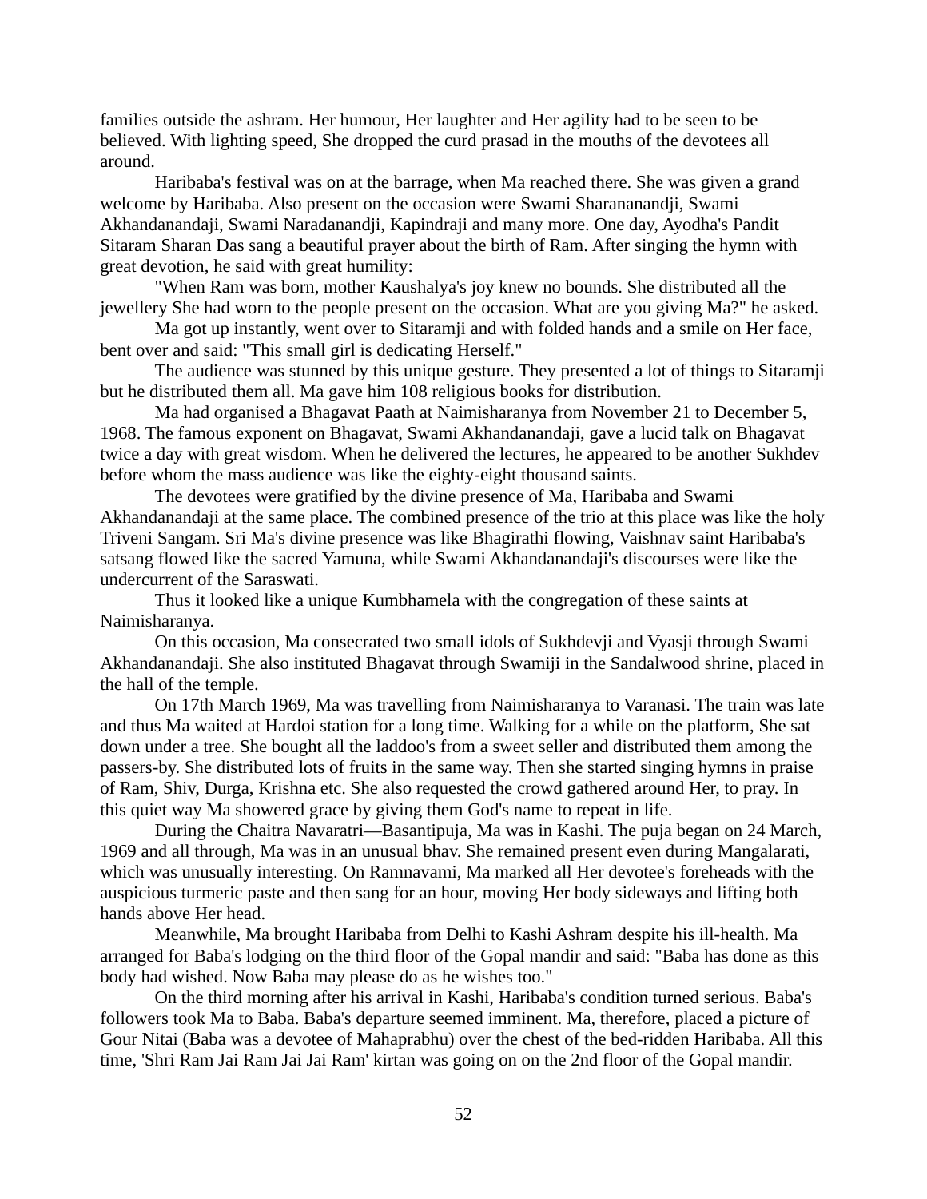families outside the ashram. Her humour, Her laughter and Her agility had to be seen to be believed. With lighting speed, She dropped the curd prasad in the mouths of the devotees all around.

Haribaba's festival was on at the barrage, when Ma reached there. She was given a grand welcome by Haribaba. Also present on the occasion were Swami Sharananandji, Swami Akhandanandaji, Swami Naradanandji, Kapindraji and many more. One day, Ayodha's Pandit Sitaram Sharan Das sang a beautiful prayer about the birth of Ram. After singing the hymn with great devotion, he said with great humility:

"When Ram was born, mother Kaushalya's joy knew no bounds. She distributed all the jewellery She had worn to the people present on the occasion. What are you giving Ma?" he asked.

Ma got up instantly, went over to Sitaramji and with folded hands and a smile on Her face, bent over and said: "This small girl is dedicating Herself."

The audience was stunned by this unique gesture. They presented a lot of things to Sitaramji but he distributed them all. Ma gave him 108 religious books for distribution.

Ma had organised a Bhagavat Paath at Naimisharanya from November 21 to December 5, 1968. The famous exponent on Bhagavat, Swami Akhandanandaji, gave a lucid talk on Bhagavat twice a day with great wisdom. When he delivered the lectures, he appeared to be another Sukhdev before whom the mass audience was like the eighty-eight thousand saints.

The devotees were gratified by the divine presence of Ma, Haribaba and Swami Akhandanandaji at the same place. The combined presence of the trio at this place was like the holy Triveni Sangam. Sri Ma's divine presence was like Bhagirathi flowing, Vaishnav saint Haribaba's satsang flowed like the sacred Yamuna, while Swami Akhandanandaji's discourses were like the undercurrent of the Saraswati.

Thus it looked like a unique Kumbhamela with the congregation of these saints at Naimisharanya.

On this occasion, Ma consecrated two small idols of Sukhdevji and Vyasji through Swami Akhandanandaji. She also instituted Bhagavat through Swamiji in the Sandalwood shrine, placed in the hall of the temple.

On 17th March 1969, Ma was travelling from Naimisharanya to Varanasi. The train was late and thus Ma waited at Hardoi station for a long time. Walking for a while on the platform, She sat down under a tree. She bought all the laddoo's from a sweet seller and distributed them among the passers-by. She distributed lots of fruits in the same way. Then she started singing hymns in praise of Ram, Shiv, Durga, Krishna etc. She also requested the crowd gathered around Her, to pray. In this quiet way Ma showered grace by giving them God's name to repeat in life.

During the Chaitra Navaratri—Basantipuja, Ma was in Kashi. The puja began on 24 March, 1969 and all through, Ma was in an unusual bhav. She remained present even during Mangalarati, which was unusually interesting. On Ramnavami, Ma marked all Her devotee's foreheads with the auspicious turmeric paste and then sang for an hour, moving Her body sideways and lifting both hands above Her head.

Meanwhile, Ma brought Haribaba from Delhi to Kashi Ashram despite his ill-health. Ma arranged for Baba's lodging on the third floor of the Gopal mandir and said: "Baba has done as this body had wished. Now Baba may please do as he wishes too."

On the third morning after his arrival in Kashi, Haribaba's condition turned serious. Baba's followers took Ma to Baba. Baba's departure seemed imminent. Ma, therefore, placed a picture of Gour Nitai (Baba was a devotee of Mahaprabhu) over the chest of the bed-ridden Haribaba. All this time, 'Shri Ram Jai Ram Jai Jai Ram' kirtan was going on on the 2nd floor of the Gopal mandir.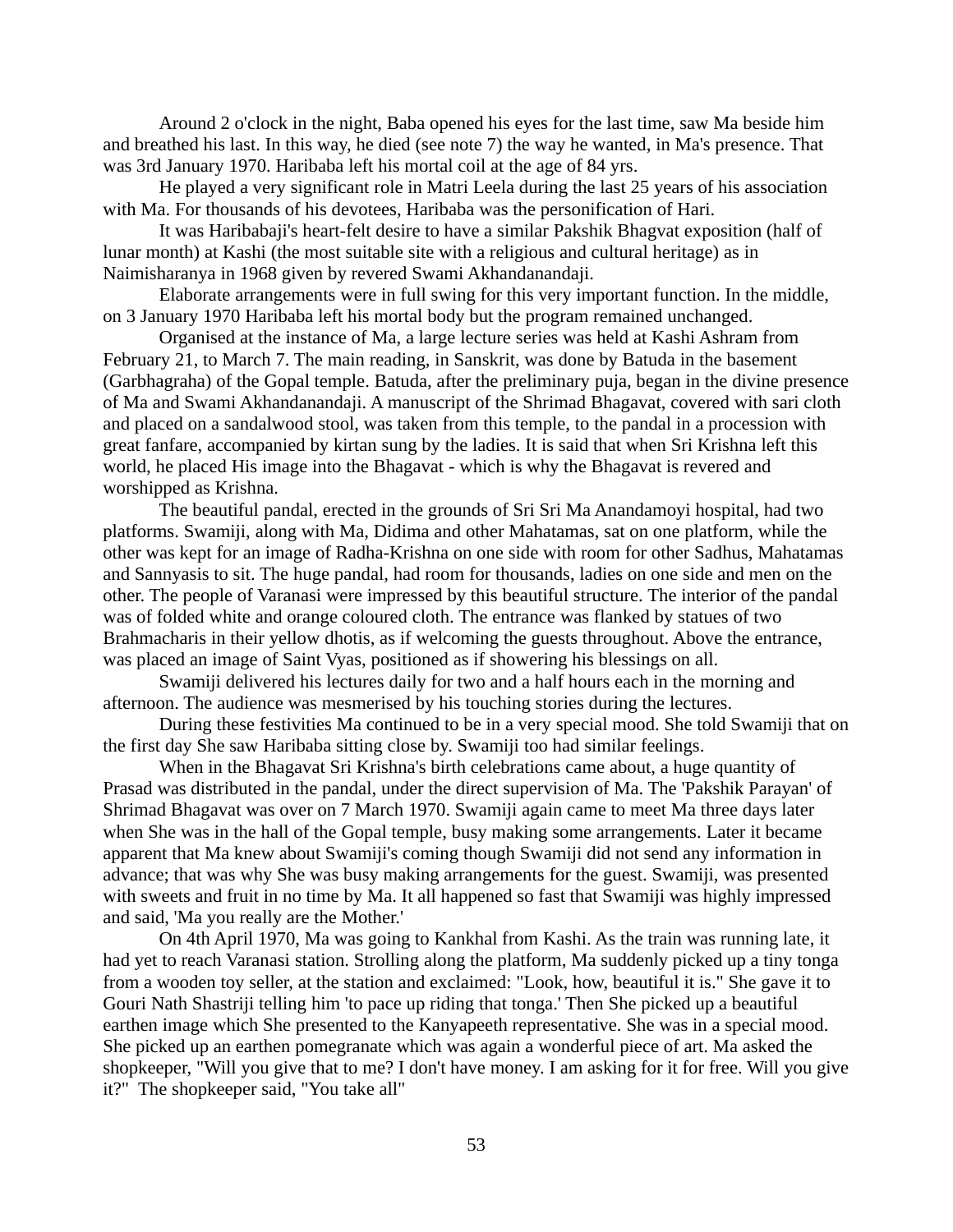Around 2 o'clock in the night, Baba opened his eyes for the last time, saw Ma beside him and breathed his last. In this way, he died (see note 7) the way he wanted, in Ma's presence. That was 3rd January 1970. Haribaba left his mortal coil at the age of 84 yrs.

He played a very significant role in Matri Leela during the last 25 years of his association with Ma. For thousands of his devotees, Haribaba was the personification of Hari.

It was Haribabaji's heart-felt desire to have a similar Pakshik Bhagvat exposition (half of lunar month) at Kashi (the most suitable site with a religious and cultural heritage) as in Naimisharanya in 1968 given by revered Swami Akhandanandaji.

Elaborate arrangements were in full swing for this very important function. In the middle, on 3 January 1970 Haribaba left his mortal body but the program remained unchanged.

Organised at the instance of Ma, a large lecture series was held at Kashi Ashram from February 21, to March 7. The main reading, in Sanskrit, was done by Batuda in the basement (Garbhagraha) of the Gopal temple. Batuda, after the preliminary puja, began in the divine presence of Ma and Swami Akhandanandaji. A manuscript of the Shrimad Bhagavat, covered with sari cloth and placed on a sandalwood stool, was taken from this temple, to the pandal in a procession with great fanfare, accompanied by kirtan sung by the ladies. It is said that when Sri Krishna left this world, he placed His image into the Bhagavat - which is why the Bhagavat is revered and worshipped as Krishna.

The beautiful pandal, erected in the grounds of Sri Sri Ma Anandamoyi hospital, had two platforms. Swamiji, along with Ma, Didima and other Mahatamas, sat on one platform, while the other was kept for an image of Radha-Krishna on one side with room for other Sadhus, Mahatamas and Sannyasis to sit. The huge pandal, had room for thousands, ladies on one side and men on the other. The people of Varanasi were impressed by this beautiful structure. The interior of the pandal was of folded white and orange coloured cloth. The entrance was flanked by statues of two Brahmacharis in their yellow dhotis, as if welcoming the guests throughout. Above the entrance, was placed an image of Saint Vyas, positioned as if showering his blessings on all.

Swamiji delivered his lectures daily for two and a half hours each in the morning and afternoon. The audience was mesmerised by his touching stories during the lectures.

During these festivities Ma continued to be in a very special mood. She told Swamiji that on the first day She saw Haribaba sitting close by. Swamiji too had similar feelings.

When in the Bhagavat Sri Krishna's birth celebrations came about, a huge quantity of Prasad was distributed in the pandal, under the direct supervision of Ma. The 'Pakshik Parayan' of Shrimad Bhagavat was over on 7 March 1970. Swamiji again came to meet Ma three days later when She was in the hall of the Gopal temple, busy making some arrangements. Later it became apparent that Ma knew about Swamiji's coming though Swamiji did not send any information in advance; that was why She was busy making arrangements for the guest. Swamiji, was presented with sweets and fruit in no time by Ma. It all happened so fast that Swamiji was highly impressed and said, 'Ma you really are the Mother.'

On 4th April 1970, Ma was going to Kankhal from Kashi. As the train was running late, it had yet to reach Varanasi station. Strolling along the platform, Ma suddenly picked up a tiny tonga from a wooden toy seller, at the station and exclaimed: "Look, how, beautiful it is." She gave it to Gouri Nath Shastriji telling him 'to pace up riding that tonga.' Then She picked up a beautiful earthen image which She presented to the Kanyapeeth representative. She was in a special mood. She picked up an earthen pomegranate which was again a wonderful piece of art. Ma asked the shopkeeper, "Will you give that to me? I don't have money. I am asking for it for free. Will you give it?" The shopkeeper said, "You take all"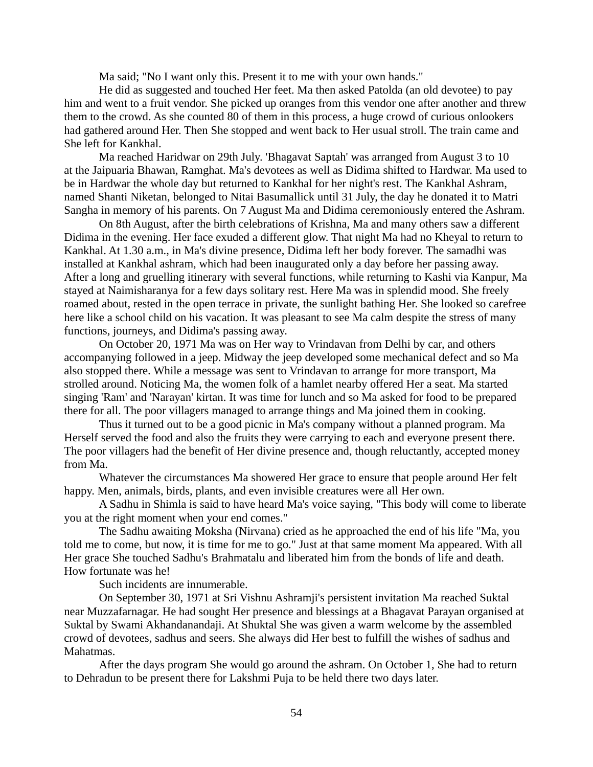Ma said; "No I want only this. Present it to me with your own hands."

He did as suggested and touched Her feet. Ma then asked Patolda (an old devotee) to pay him and went to a fruit vendor. She picked up oranges from this vendor one after another and threw them to the crowd. As she counted 80 of them in this process, a huge crowd of curious onlookers had gathered around Her. Then She stopped and went back to Her usual stroll. The train came and She left for Kankhal.

Ma reached Haridwar on 29th July. 'Bhagavat Saptah' was arranged from August 3 to 10 at the Jaipuaria Bhawan, Ramghat. Ma's devotees as well as Didima shifted to Hardwar. Ma used to be in Hardwar the whole day but returned to Kankhal for her night's rest. The Kankhal Ashram, named Shanti Niketan, belonged to Nitai Basumallick until 31 July, the day he donated it to Matri Sangha in memory of his parents. On 7 August Ma and Didima ceremoniously entered the Ashram.

On 8th August, after the birth celebrations of Krishna, Ma and many others saw a different Didima in the evening. Her face exuded a different glow. That night Ma had no Kheyal to return to Kankhal. At 1.30 a.m., in Ma's divine presence, Didima left her body forever. The samadhi was installed at Kankhal ashram, which had been inaugurated only a day before her passing away. After a long and gruelling itinerary with several functions, while returning to Kashi via Kanpur, Ma stayed at Naimisharanya for a few days solitary rest. Here Ma was in splendid mood. She freely roamed about, rested in the open terrace in private, the sunlight bathing Her. She looked so carefree here like a school child on his vacation. It was pleasant to see Ma calm despite the stress of many functions, journeys, and Didima's passing away.

On October 20, 1971 Ma was on Her way to Vrindavan from Delhi by car, and others accompanying followed in a jeep. Midway the jeep developed some mechanical defect and so Ma also stopped there. While a message was sent to Vrindavan to arrange for more transport, Ma strolled around. Noticing Ma, the women folk of a hamlet nearby offered Her a seat. Ma started singing 'Ram' and 'Narayan' kirtan. It was time for lunch and so Ma asked for food to be prepared there for all. The poor villagers managed to arrange things and Ma joined them in cooking.

Thus it turned out to be a good picnic in Ma's company without a planned program. Ma Herself served the food and also the fruits they were carrying to each and everyone present there. The poor villagers had the benefit of Her divine presence and, though reluctantly, accepted money from Ma.

Whatever the circumstances Ma showered Her grace to ensure that people around Her felt happy. Men, animals, birds, plants, and even invisible creatures were all Her own.

A Sadhu in Shimla is said to have heard Ma's voice saying, "This body will come to liberate you at the right moment when your end comes."

The Sadhu awaiting Moksha (Nirvana) cried as he approached the end of his life "Ma, you told me to come, but now, it is time for me to go." Just at that same moment Ma appeared. With all Her grace She touched Sadhu's Brahmatalu and liberated him from the bonds of life and death. How fortunate was he!

Such incidents are innumerable.

On September 30, 1971 at Sri Vishnu Ashramji's persistent invitation Ma reached Suktal near Muzzafarnagar. He had sought Her presence and blessings at a Bhagavat Parayan organised at Suktal by Swami Akhandanandaji. At Shuktal She was given a warm welcome by the assembled crowd of devotees, sadhus and seers. She always did Her best to fulfill the wishes of sadhus and Mahatmas.

After the days program She would go around the ashram. On October 1, She had to return to Dehradun to be present there for Lakshmi Puja to be held there two days later.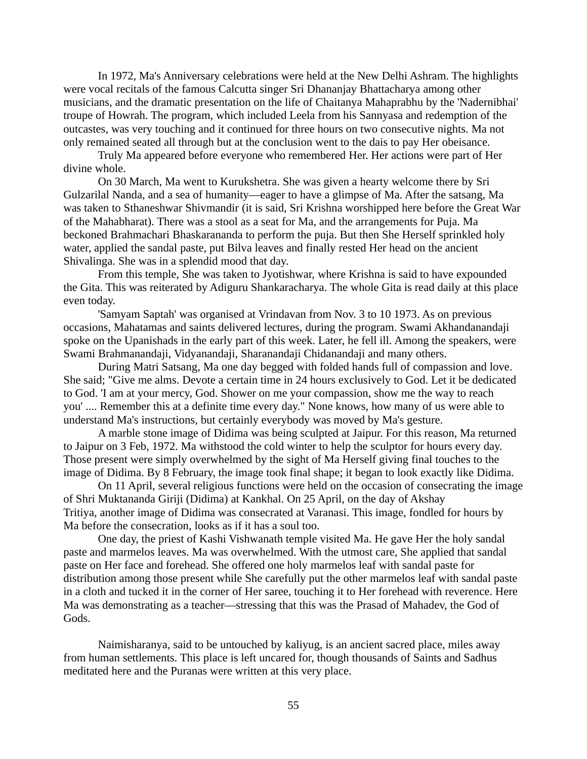In 1972, Ma's Anniversary celebrations were held at the New Delhi Ashram. The highlights were vocal recitals of the famous Calcutta singer Sri Dhananjay Bhattacharya among other musicians, and the dramatic presentation on the life of Chaitanya Mahaprabhu by the 'Nadernibhai' troupe of Howrah. The program, which included Leela from his Sannyasa and redemption of the outcastes, was very touching and it continued for three hours on two consecutive nights. Ma not only remained seated all through but at the conclusion went to the dais to pay Her obeisance.

Truly Ma appeared before everyone who remembered Her. Her actions were part of Her divine whole.

On 30 March, Ma went to Kurukshetra. She was given a hearty welcome there by Sri Gulzarilal Nanda, and a sea of humanity—eager to have a glimpse of Ma. After the satsang, Ma was taken to Sthaneshwar Shivmandir (it is said, Sri Krishna worshipped here before the Great War of the Mahabharat). There was a stool as a seat for Ma, and the arrangements for Puja. Ma beckoned Brahmachari Bhaskarananda to perform the puja. But then She Herself sprinkled holy water, applied the sandal paste, put Bilva leaves and finally rested Her head on the ancient Shivalinga. She was in a splendid mood that day.

From this temple, She was taken to Jyotishwar, where Krishna is said to have expounded the Gita. This was reiterated by Adiguru Shankaracharya. The whole Gita is read daily at this place even today.

'Samyam Saptah' was organised at Vrindavan from Nov. 3 to 10 1973. As on previous occasions, Mahatamas and saints delivered lectures, during the program. Swami Akhandanandaji spoke on the Upanishads in the early part of this week. Later, he fell ill. Among the speakers, were Swami Brahmanandaji, Vidyanandaji, Sharanandaji Chidanandaji and many others.

During Matri Satsang, Ma one day begged with folded hands full of compassion and love. She said; "Give me alms. Devote a certain time in 24 hours exclusively to God. Let it be dedicated to God. 'I am at your mercy, God. Shower on me your compassion, show me the way to reach you' .... Remember this at a definite time every day." None knows, how many of us were able to understand Ma's instructions, but certainly everybody was moved by Ma's gesture.

A marble stone image of Didima was being sculpted at Jaipur. For this reason, Ma returned to Jaipur on 3 Feb, 1972. Ma withstood the cold winter to help the sculptor for hours every day. Those present were simply overwhelmed by the sight of Ma Herself giving final touches to the image of Didima. By 8 February, the image took final shape; it began to look exactly like Didima.

On 11 April, several religious functions were held on the occasion of consecrating the image of Shri Muktananda Giriji (Didima) at Kankhal. On 25 April, on the day of Akshay Tritiya, another image of Didima was consecrated at Varanasi. This image, fondled for hours by Ma before the consecration, looks as if it has a soul too.

One day, the priest of Kashi Vishwanath temple visited Ma. He gave Her the holy sandal paste and marmelos leaves. Ma was overwhelmed. With the utmost care, She applied that sandal paste on Her face and forehead. She offered one holy marmelos leaf with sandal paste for distribution among those present while She carefully put the other marmelos leaf with sandal paste in a cloth and tucked it in the corner of Her saree, touching it to Her forehead with reverence. Here Ma was demonstrating as a teacher—stressing that this was the Prasad of Mahadev, the God of Gods.

Naimisharanya, said to be untouched by kaliyug, is an ancient sacred place, miles away from human settlements. This place is left uncared for, though thousands of Saints and Sadhus meditated here and the Puranas were written at this very place.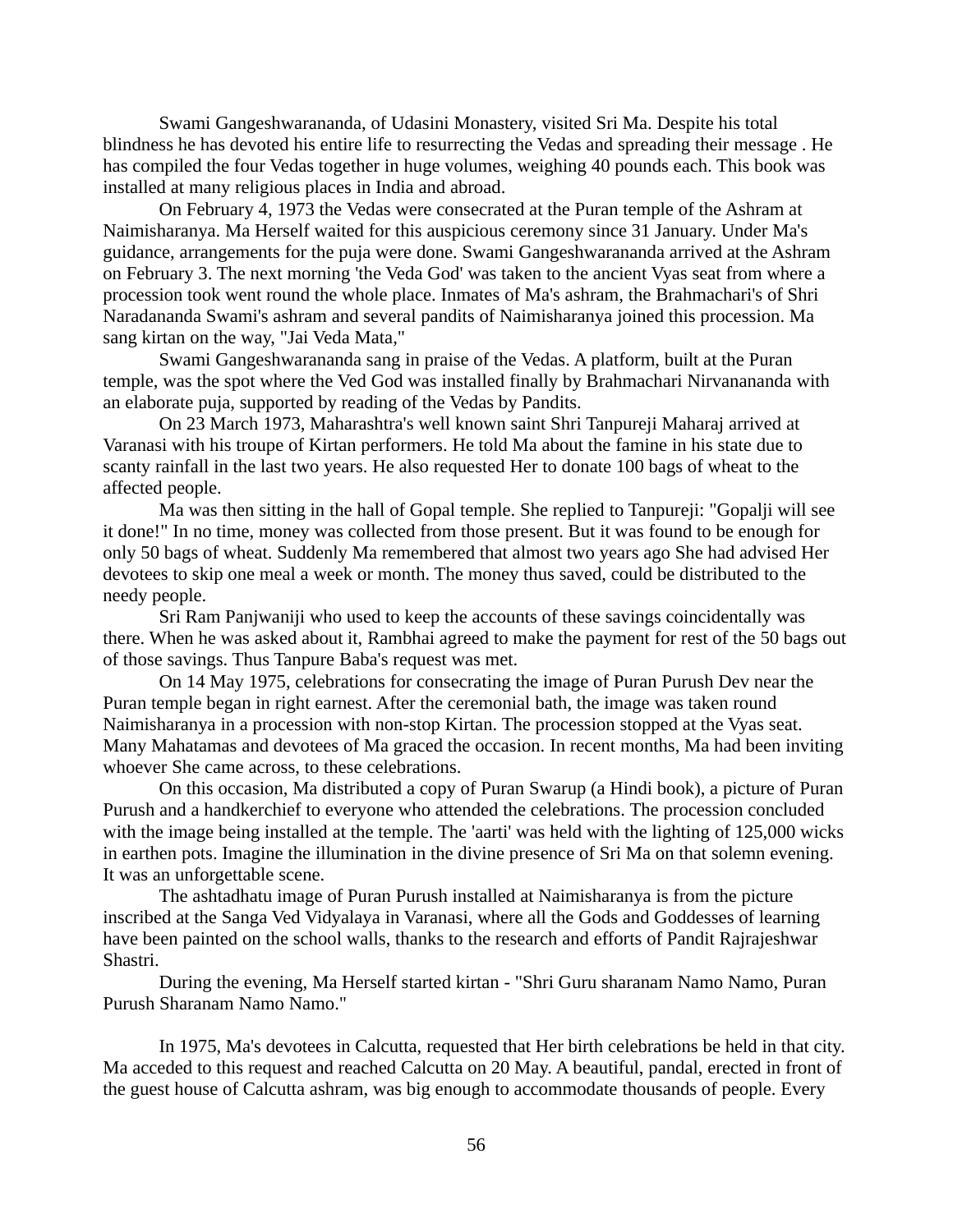Swami Gangeshwarananda, of Udasini Monastery, visited Sri Ma. Despite his total blindness he has devoted his entire life to resurrecting the Vedas and spreading their message . He has compiled the four Vedas together in huge volumes, weighing 40 pounds each. This book was installed at many religious places in India and abroad.

On February 4, 1973 the Vedas were consecrated at the Puran temple of the Ashram at Naimisharanya. Ma Herself waited for this auspicious ceremony since 31 January. Under Ma's guidance, arrangements for the puja were done. Swami Gangeshwarananda arrived at the Ashram on February 3. The next morning 'the Veda God' was taken to the ancient Vyas seat from where a procession took went round the whole place. Inmates of Ma's ashram, the Brahmachari's of Shri Naradananda Swami's ashram and several pandits of Naimisharanya joined this procession. Ma sang kirtan on the way, "Jai Veda Mata,"

Swami Gangeshwarananda sang in praise of the Vedas. A platform, built at the Puran temple, was the spot where the Ved God was installed finally by Brahmachari Nirvanananda with an elaborate puja, supported by reading of the Vedas by Pandits.

On 23 March 1973, Maharashtra's well known saint Shri Tanpureji Maharaj arrived at Varanasi with his troupe of Kirtan performers. He told Ma about the famine in his state due to scanty rainfall in the last two years. He also requested Her to donate 100 bags of wheat to the affected people.

Ma was then sitting in the hall of Gopal temple. She replied to Tanpureji: "Gopalji will see it done!" In no time, money was collected from those present. But it was found to be enough for only 50 bags of wheat. Suddenly Ma remembered that almost two years ago She had advised Her devotees to skip one meal a week or month. The money thus saved, could be distributed to the needy people.

Sri Ram Panjwaniji who used to keep the accounts of these savings coincidentally was there. When he was asked about it, Rambhai agreed to make the payment for rest of the 50 bags out of those savings. Thus Tanpure Baba's request was met.

On 14 May 1975, celebrations for consecrating the image of Puran Purush Dev near the Puran temple began in right earnest. After the ceremonial bath, the image was taken round Naimisharanya in a procession with non-stop Kirtan. The procession stopped at the Vyas seat. Many Mahatamas and devotees of Ma graced the occasion. In recent months, Ma had been inviting whoever She came across, to these celebrations.

On this occasion, Ma distributed a copy of Puran Swarup (a Hindi book), a picture of Puran Purush and a handkerchief to everyone who attended the celebrations. The procession concluded with the image being installed at the temple. The 'aarti' was held with the lighting of 125,000 wicks in earthen pots. Imagine the illumination in the divine presence of Sri Ma on that solemn evening. It was an unforgettable scene.

The ashtadhatu image of Puran Purush installed at Naimisharanya is from the picture inscribed at the Sanga Ved Vidyalaya in Varanasi, where all the Gods and Goddesses of learning have been painted on the school walls, thanks to the research and efforts of Pandit Rajrajeshwar Shastri.

During the evening, Ma Herself started kirtan - "Shri Guru sharanam Namo Namo, Puran Purush Sharanam Namo Namo."

In 1975, Ma's devotees in Calcutta, requested that Her birth celebrations be held in that city. Ma acceded to this request and reached Calcutta on 20 May. A beautiful, pandal, erected in front of the guest house of Calcutta ashram, was big enough to accommodate thousands of people. Every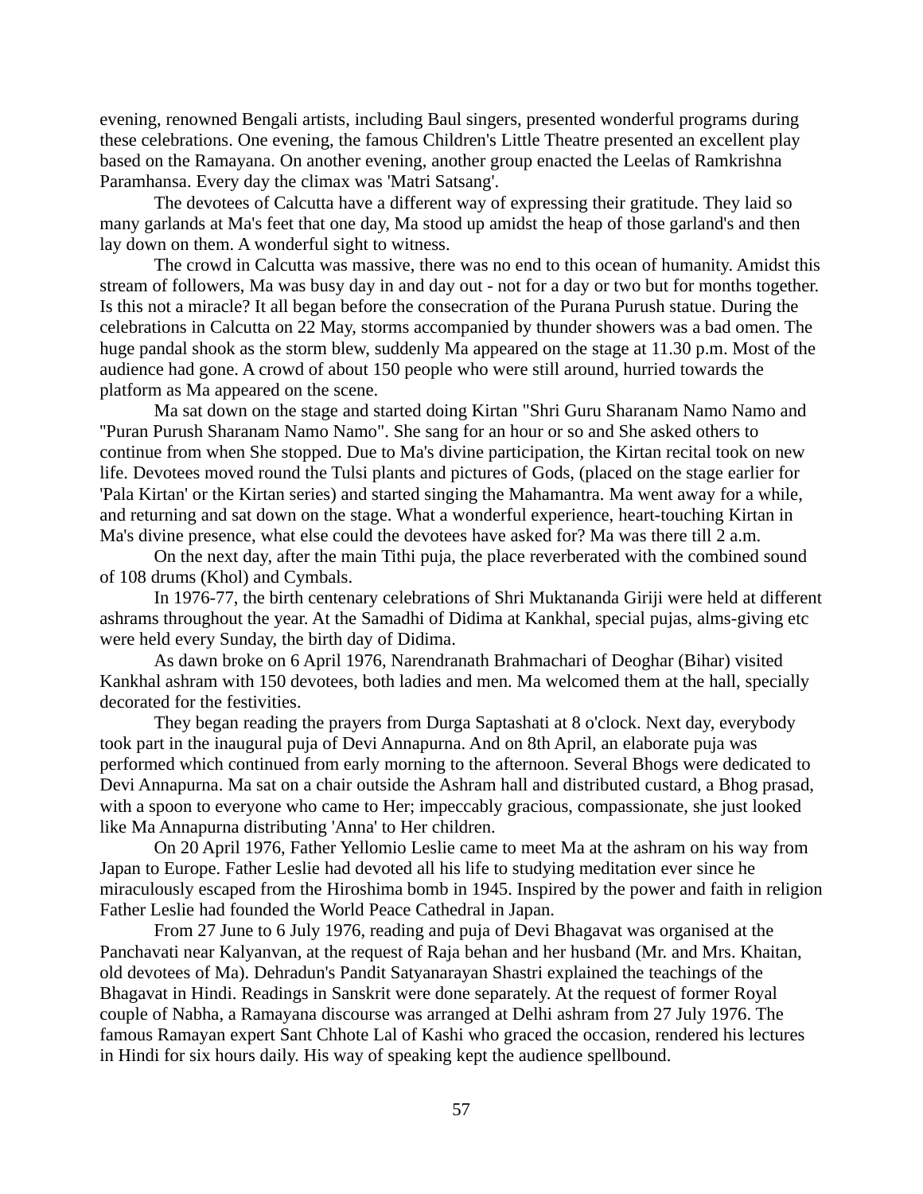evening, renowned Bengali artists, including Baul singers, presented wonderful programs during these celebrations. One evening, the famous Children's Little Theatre presented an excellent play based on the Ramayana. On another evening, another group enacted the Leelas of Ramkrishna Paramhansa. Every day the climax was 'Matri Satsang'.

The devotees of Calcutta have a different way of expressing their gratitude. They laid so many garlands at Ma's feet that one day, Ma stood up amidst the heap of those garland's and then lay down on them. A wonderful sight to witness.

The crowd in Calcutta was massive, there was no end to this ocean of humanity. Amidst this stream of followers, Ma was busy day in and day out - not for a day or two but for months together. Is this not a miracle? It all began before the consecration of the Purana Purush statue. During the celebrations in Calcutta on 22 May, storms accompanied by thunder showers was a bad omen. The huge pandal shook as the storm blew, suddenly Ma appeared on the stage at 11.30 p.m. Most of the audience had gone. A crowd of about 150 people who were still around, hurried towards the platform as Ma appeared on the scene.

Ma sat down on the stage and started doing Kirtan "Shri Guru Sharanam Namo Namo and "Puran Purush Sharanam Namo Namo". She sang for an hour or so and She asked others to continue from when She stopped. Due to Ma's divine participation, the Kirtan recital took on new life. Devotees moved round the Tulsi plants and pictures of Gods, (placed on the stage earlier for 'Pala Kirtan' or the Kirtan series) and started singing the Mahamantra. Ma went away for a while, and returning and sat down on the stage. What a wonderful experience, heart-touching Kirtan in Ma's divine presence, what else could the devotees have asked for? Ma was there till 2 a.m.

On the next day, after the main Tithi puja, the place reverberated with the combined sound of 108 drums (Khol) and Cymbals.

In 1976-77, the birth centenary celebrations of Shri Muktananda Giriji were held at different ashrams throughout the year. At the Samadhi of Didima at Kankhal, special pujas, alms-giving etc were held every Sunday, the birth day of Didima.

As dawn broke on 6 April 1976, Narendranath Brahmachari of Deoghar (Bihar) visited Kankhal ashram with 150 devotees, both ladies and men. Ma welcomed them at the hall, specially decorated for the festivities.

They began reading the prayers from Durga Saptashati at 8 o'clock. Next day, everybody took part in the inaugural puja of Devi Annapurna. And on 8th April, an elaborate puja was performed which continued from early morning to the afternoon. Several Bhogs were dedicated to Devi Annapurna. Ma sat on a chair outside the Ashram hall and distributed custard, a Bhog prasad, with a spoon to everyone who came to Her; impeccably gracious, compassionate, she just looked like Ma Annapurna distributing 'Anna' to Her children.

On 20 April 1976, Father Yellomio Leslie came to meet Ma at the ashram on his way from Japan to Europe. Father Leslie had devoted all his life to studying meditation ever since he miraculously escaped from the Hiroshima bomb in 1945. Inspired by the power and faith in religion Father Leslie had founded the World Peace Cathedral in Japan.

From 27 June to 6 July 1976, reading and puja of Devi Bhagavat was organised at the Panchavati near Kalyanvan, at the request of Raja behan and her husband (Mr. and Mrs. Khaitan, old devotees of Ma). Dehradun's Pandit Satyanarayan Shastri explained the teachings of the Bhagavat in Hindi. Readings in Sanskrit were done separately. At the request of former Royal couple of Nabha, a Ramayana discourse was arranged at Delhi ashram from 27 July 1976. The famous Ramayan expert Sant Chhote Lal of Kashi who graced the occasion, rendered his lectures in Hindi for six hours daily. His way of speaking kept the audience spellbound.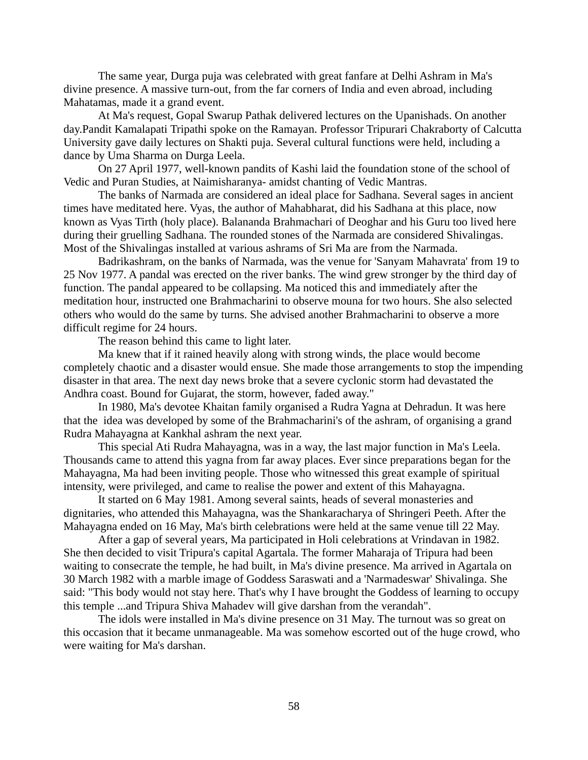The same year, Durga puja was celebrated with great fanfare at Delhi Ashram in Ma's divine presence. A massive turn-out, from the far corners of India and even abroad, including Mahatamas, made it a grand event.

At Ma's request, Gopal Swarup Pathak delivered lectures on the Upanishads. On another day.Pandit Kamalapati Tripathi spoke on the Ramayan. Professor Tripurari Chakraborty of Calcutta University gave daily lectures on Shakti puja. Several cultural functions were held, including a dance by Uma Sharma on Durga Leela.

On 27 April 1977, well-known pandits of Kashi laid the foundation stone of the school of Vedic and Puran Studies, at Naimisharanya- amidst chanting of Vedic Mantras.

The banks of Narmada are considered an ideal place for Sadhana. Several sages in ancient times have meditated here. Vyas, the author of Mahabharat, did his Sadhana at this place, now known as Vyas Tirth (holy place). Balananda Brahmachari of Deoghar and his Guru too lived here during their gruelling Sadhana. The rounded stones of the Narmada are considered Shivalingas. Most of the Shivalingas installed at various ashrams of Sri Ma are from the Narmada.

Badrikashram, on the banks of Narmada, was the venue for 'Sanyam Mahavrata' from 19 to 25 Nov 1977. A pandal was erected on the river banks. The wind grew stronger by the third day of function. The pandal appeared to be collapsing. Ma noticed this and immediately after the meditation hour, instructed one Brahmacharini to observe mouna for two hours. She also selected others who would do the same by turns. She advised another Brahmacharini to observe a more difficult regime for 24 hours.

The reason behind this came to light later.

Ma knew that if it rained heavily along with strong winds, the place would become completely chaotic and a disaster would ensue. She made those arrangements to stop the impending disaster in that area. The next day news broke that a severe cyclonic storm had devastated the Andhra coast. Bound for Gujarat, the storm, however, faded away."

In 1980, Ma's devotee Khaitan family organised a Rudra Yagna at Dehradun. It was here that the idea was developed by some of the Brahmacharini's of the ashram, of organising a grand Rudra Mahayagna at Kankhal ashram the next year.

This special Ati Rudra Mahayagna, was in a way, the last major function in Ma's Leela. Thousands came to attend this yagna from far away places. Ever since preparations began for the Mahayagna, Ma had been inviting people. Those who witnessed this great example of spiritual intensity, were privileged, and came to realise the power and extent of this Mahayagna.

It started on 6 May 1981. Among several saints, heads of several monasteries and dignitaries, who attended this Mahayagna, was the Shankaracharya of Shringeri Peeth. After the Mahayagna ended on 16 May, Ma's birth celebrations were held at the same venue till 22 May.

After a gap of several years, Ma participated in Holi celebrations at Vrindavan in 1982. She then decided to visit Tripura's capital Agartala. The former Maharaja of Tripura had been waiting to consecrate the temple, he had built, in Ma's divine presence. Ma arrived in Agartala on 30 March 1982 with a marble image of Goddess Saraswati and a 'Narmadeswar' Shivalinga. She said: "This body would not stay here. That's why I have brought the Goddess of learning to occupy this temple ...and Tripura Shiva Mahadev will give darshan from the verandah".

The idols were installed in Ma's divine presence on 31 May. The turnout was so great on this occasion that it became unmanageable. Ma was somehow escorted out of the huge crowd, who were waiting for Ma's darshan.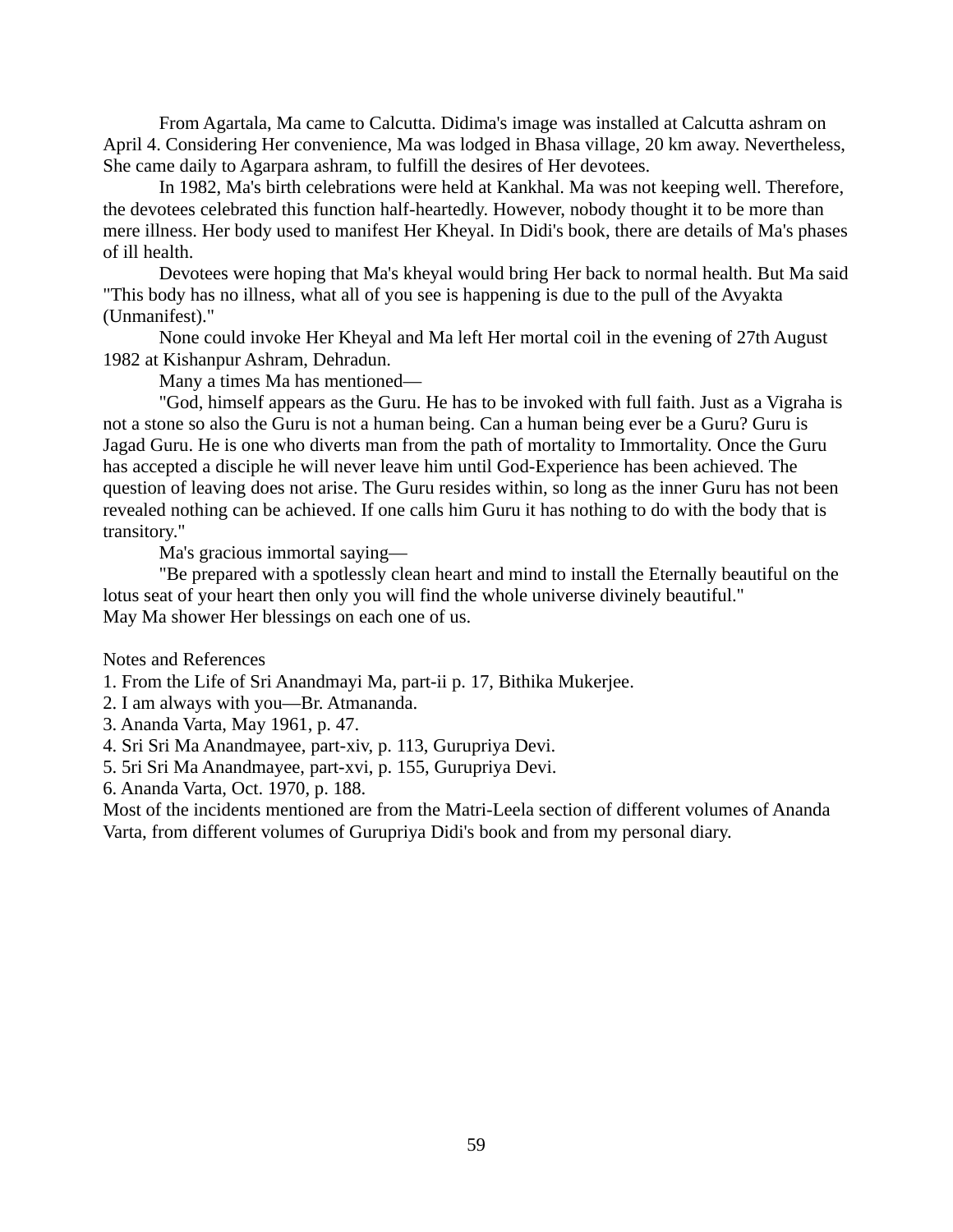From Agartala, Ma came to Calcutta. Didima's image was installed at Calcutta ashram on April 4. Considering Her convenience, Ma was lodged in Bhasa village, 20 km away. Nevertheless, She came daily to Agarpara ashram, to fulfill the desires of Her devotees.

In 1982, Ma's birth celebrations were held at Kankhal. Ma was not keeping well. Therefore, the devotees celebrated this function half-heartedly. However, nobody thought it to be more than mere illness. Her body used to manifest Her Kheyal. In Didi's book, there are details of Ma's phases of ill health.

Devotees were hoping that Ma's kheyal would bring Her back to normal health. But Ma said "This body has no illness, what all of you see is happening is due to the pull of the Avyakta (Unmanifest)."

None could invoke Her Kheyal and Ma left Her mortal coil in the evening of 27th August 1982 at Kishanpur Ashram, Dehradun.

Many a times Ma has mentioned—

"God, himself appears as the Guru. He has to be invoked with full faith. Just as a Vigraha is not a stone so also the Guru is not a human being. Can a human being ever be a Guru? Guru is Jagad Guru. He is one who diverts man from the path of mortality to Immortality. Once the Guru has accepted a disciple he will never leave him until God-Experience has been achieved. The question of leaving does not arise. The Guru resides within, so long as the inner Guru has not been revealed nothing can be achieved. If one calls him Guru it has nothing to do with the body that is transitory."

Ma's gracious immortal saying—

"Be prepared with a spotlessly clean heart and mind to install the Eternally beautiful on the lotus seat of your heart then only you will find the whole universe divinely beautiful."

May Ma shower Her blessings on each one of us.

Notes and References

1. From the Life of Sri Anandmayi Ma, part-ii p. 17, Bithika Mukerjee.
2. I am always with you—Br. Atmananda.
3. Ananda Varta, May 1961, p. 47.
4. Sri Sri Ma Anandmayee, part-xiv, p. 113, Gurupriya Devi.
5. 5ri Sri Ma Anandmayee, part-xvi, p. 155, Gurupriya Devi.
6. Ananda Varta, Oct. 1970, p. 188.

Most of the incidents mentioned are from the Matri-Leela section of different volumes of Ananda Varta, from different volumes of Gurupriya Didi's book and from my personal diary.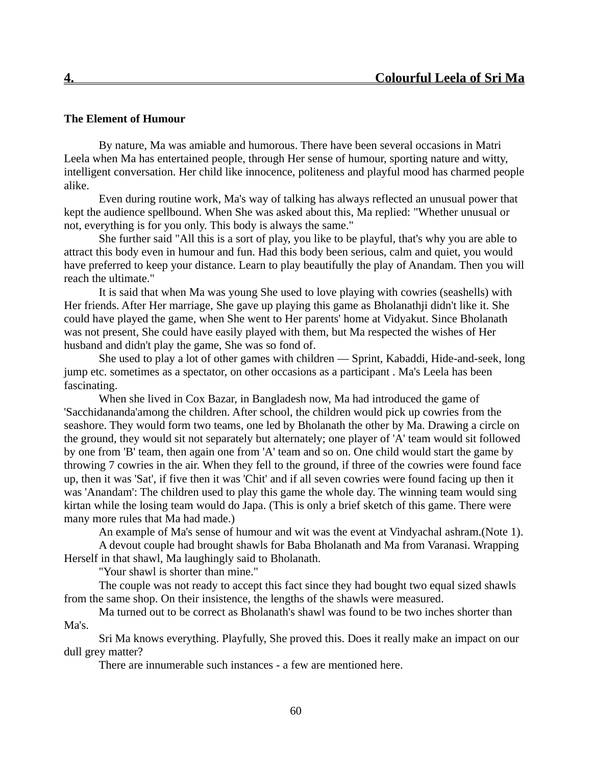## 4. Colourful Leela of Sri Ma

### The Element of Humour

By nature, Ma was amiable and humorous. There have been several occasions in Matri Leela when Ma has entertained people, through Her sense of humour, sporting nature and witty, intelligent conversation. Her child like innocence, politeness and playful mood has charmed people alike.

Even during routine work, Ma's way of talking has always reflected an unusual power that kept the audience spellbound. When She was asked about this, Ma replied: "Whether unusual or not, everything is for you only. This body is always the same."

She further said "All this is a sort of play, you like to be playful, that's why you are able to attract this body even in humour and fun. Had this body been serious, calm and quiet, you would have preferred to keep your distance. Learn to play beautifully the play of Anandam. Then you will reach the ultimate."

It is said that when Ma was young She used to love playing with cowries (seashells) with Her friends. After Her marriage, She gave up playing this game as Bholanathji didn't like it. She could have played the game, when She went to Her parents' home at Vidyakut. Since Bholanath was not present, She could have easily played with them, but Ma respected the wishes of Her husband and didn't play the game, She was so fond of.

She used to play a lot of other games with children — Sprint, Kabaddi, Hide-and-seek, long jump etc. sometimes as a spectator, on other occasions as a participant . Ma's Leela has been fascinating.

When she lived in Cox Bazar, in Bangladesh now, Ma had introduced the game of 'Sacchidananda'among the children. After school, the children would pick up cowries from the seashore. They would form two teams, one led by Bholanath the other by Ma. Drawing a circle on the ground, they would sit not separately but alternately; one player of 'A' team would sit followed by one from 'B' team, then again one from 'A' team and so on. One child would start the game by throwing 7 cowries in the air. When they fell to the ground, if three of the cowries were found face up, then it was 'Sat', if five then it was 'Chit' and if all seven cowries were found facing up then it was 'Anandam': The children used to play this game the whole day. The winning team would sing kirtan while the losing team would do Japa. (This is only a brief sketch of this game. There were many more rules that Ma had made.)

An example of Ma's sense of humour and wit was the event at Vindyachal ashram.(Note 1).

A devout couple had brought shawls for Baba Bholanath and Ma from Varanasi. Wrapping Herself in that shawl, Ma laughingly said to Bholanath.

"Your shawl is shorter than mine."

The couple was not ready to accept this fact since they had bought two equal sized shawls from the same shop. On their insistence, the lengths of the shawls were measured.

Ma turned out to be correct as Bholanath's shawl was found to be two inches shorter than Ma's.

Sri Ma knows everything. Playfully, She proved this. Does it really make an impact on our dull grey matter?

There are innumerable such instances - a few are mentioned here.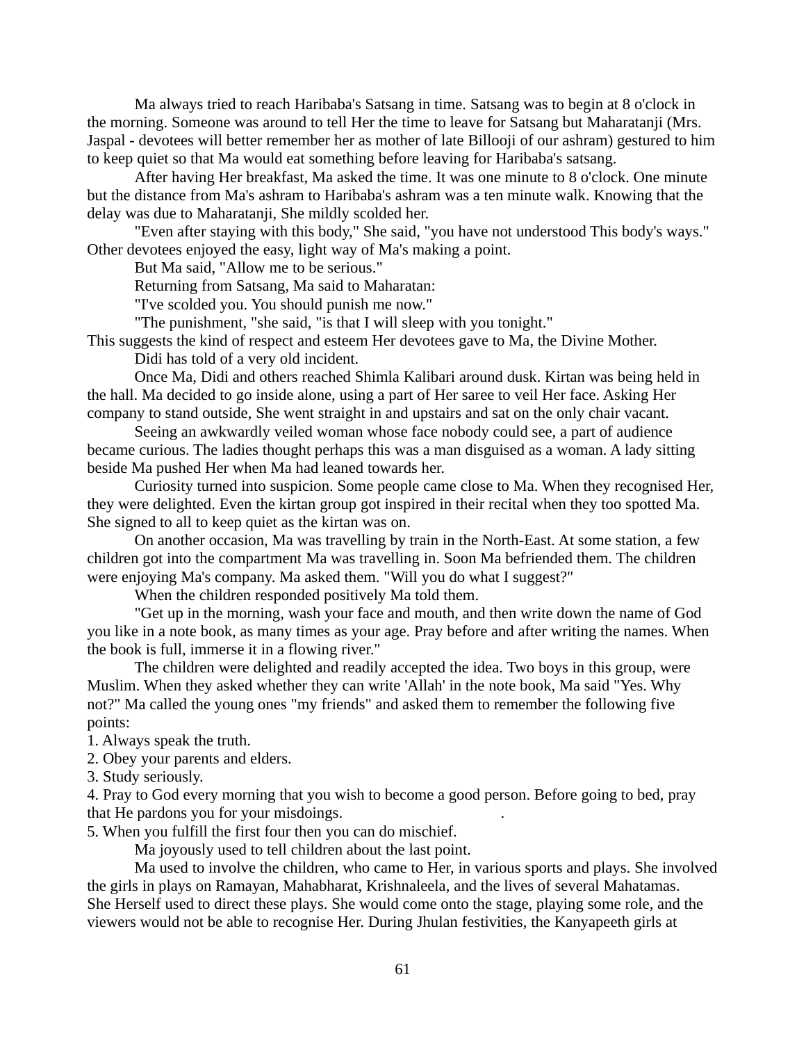Ma always tried to reach Haribaba's Satsang in time. Satsang was to begin at 8 o'clock in the morning. Someone was around to tell Her the time to leave for Satsang but Maharatanji (Mrs. Jaspal - devotees will better remember her as mother of late Billooji of our ashram) gestured to him to keep quiet so that Ma would eat something before leaving for Haribaba's satsang.

After having Her breakfast, Ma asked the time. It was one minute to 8 o'clock. One minute but the distance from Ma's ashram to Haribaba's ashram was a ten minute walk. Knowing that the delay was due to Maharatanji, She mildly scolded her.

"Even after staying with this body," She said, "you have not understood This body's ways." Other devotees enjoyed the easy, light way of Ma's making a point.

But Ma said, "Allow me to be serious."

Returning from Satsang, Ma said to Maharatan:

"I've scolded you. You should punish me now."

"The punishment, "she said, "is that I will sleep with you tonight."

This suggests the kind of respect and esteem Her devotees gave to Ma, the Divine Mother.

Didi has told of a very old incident.

Once Ma, Didi and others reached Shimla Kalibari around dusk. Kirtan was being held in the hall. Ma decided to go inside alone, using a part of Her saree to veil Her face. Asking Her company to stand outside, She went straight in and upstairs and sat on the only chair vacant.

Seeing an awkwardly veiled woman whose face nobody could see, a part of audience became curious. The ladies thought perhaps this was a man disguised as a woman. A lady sitting beside Ma pushed Her when Ma had leaned towards her.

Curiosity turned into suspicion. Some people came close to Ma. When they recognised Her, they were delighted. Even the kirtan group got inspired in their recital when they too spotted Ma. She signed to all to keep quiet as the kirtan was on.

On another occasion, Ma was travelling by train in the North-East. At some station, a few children got into the compartment Ma was travelling in. Soon Ma befriended them. The children were enjoying Ma's company. Ma asked them. "Will you do what I suggest?"

When the children responded positively Ma told them.

"Get up in the morning, wash your face and mouth, and then write down the name of God you like in a note book, as many times as your age. Pray before and after writing the names. When the book is full, immerse it in a flowing river."

The children were delighted and readily accepted the idea. Two boys in this group, were Muslim. When they asked whether they can write 'Allah' in the note book, Ma said "Yes. Why not?" Ma called the young ones "my friends" and asked them to remember the following five points:

1. Always speak the truth.
2. Obey your parents and elders.
3. Study seriously.
4. Pray to God every morning that you wish to become a good person. Before going to bed, pray that He pardons you for your misdoings.
5. When you fulfill the first four then you can do mischief.

Ma joyously used to tell children about the last point.

Ma used to involve the children, who came to Her, in various sports and plays. She involved the girls in plays on Ramayan, Mahabharat, Krishnaleela, and the lives of several Mahatamas. She Herself used to direct these plays. She would come onto the stage, playing some role, and the viewers would not be able to recognise Her. During Jhulan festivities, the Kanyapeeth girls at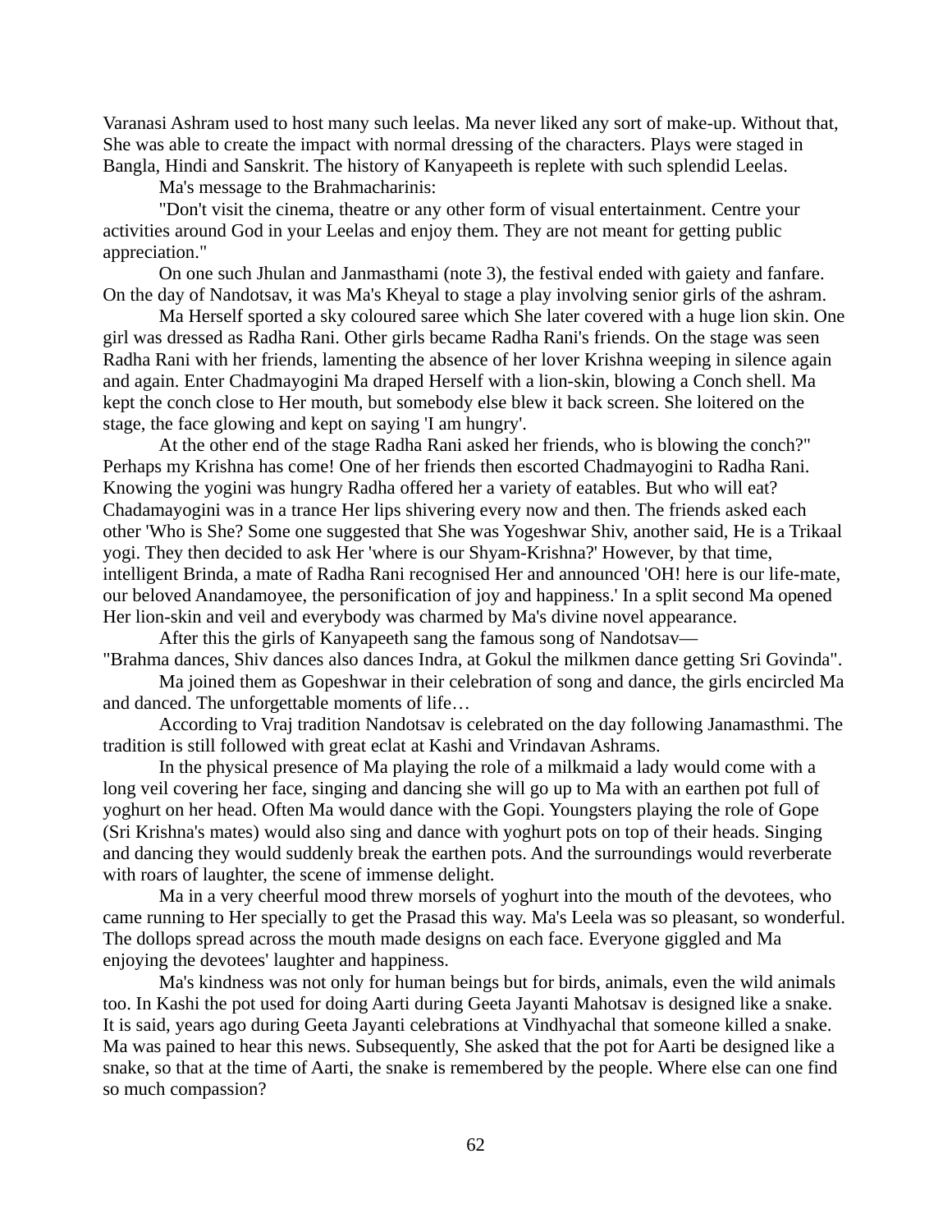Varanasi Ashram used to host many such leelas. Ma never liked any sort of make-up. Without that, She was able to create the impact with normal dressing of the characters. Plays were staged in Bangla, Hindi and Sanskrit. The history of Kanyapeeth is replete with such splendid Leelas.

Ma's message to the Brahmacharinis:

"Don't visit the cinema, theatre or any other form of visual entertainment. Centre your activities around God in your Leelas and enjoy them. They are not meant for getting public appreciation."

On one such Jhulan and Janmasthami (note 3), the festival ended with gaiety and fanfare. On the day of Nandotsav, it was Ma's Kheyal to stage a play involving senior girls of the ashram.

Ma Herself sported a sky coloured saree which She later covered with a huge lion skin. One girl was dressed as Radha Rani. Other girls became Radha Rani's friends. On the stage was seen Radha Rani with her friends, lamenting the absence of her lover Krishna weeping in silence again and again. Enter Chadmayogini Ma draped Herself with a lion-skin, blowing a Conch shell. Ma kept the conch close to Her mouth, but somebody else blew it back screen. She loitered on the stage, the face glowing and kept on saying 'I am hungry'.

At the other end of the stage Radha Rani asked her friends, who is blowing the conch?" Perhaps my Krishna has come! One of her friends then escorted Chadmayogini to Radha Rani. Knowing the yogini was hungry Radha offered her a variety of eatables. But who will eat? Chadamayogini was in a trance Her lips shivering every now and then. The friends asked each other 'Who is She? Some one suggested that She was Yogeshwar Shiv, another said, He is a Trikaal yogi. They then decided to ask Her 'where is our Shyam-Krishna?' However, by that time, intelligent Brinda, a mate of Radha Rani recognised Her and announced 'OH! here is our life-mate, our beloved Anandamoyee, the personification of joy and happiness.' In a split second Ma opened Her lion-skin and veil and everybody was charmed by Ma's divine novel appearance.

After this the girls of Kanyapeeth sang the famous song of Nandotsav—
"Brahma dances, Shiv dances also dances Indra, at Gokul the milkmen dance getting Sri Govinda".

Ma joined them as Gopeshwar in their celebration of song and dance, the girls encircled Ma and danced. The unforgettable moments of life…

According to Vraj tradition Nandotsav is celebrated on the day following Janamasthmi. The tradition is still followed with great eclat at Kashi and Vrindavan Ashrams.

In the physical presence of Ma playing the role of a milkmaid a lady would come with a long veil covering her face, singing and dancing she will go up to Ma with an earthen pot full of yoghurt on her head. Often Ma would dance with the Gopi. Youngsters playing the role of Gope (Sri Krishna's mates) would also sing and dance with yoghurt pots on top of their heads. Singing and dancing they would suddenly break the earthen pots. And the surroundings would reverberate with roars of laughter, the scene of immense delight.

Ma in a very cheerful mood threw morsels of yoghurt into the mouth of the devotees, who came running to Her specially to get the Prasad this way. Ma's Leela was so pleasant, so wonderful. The dollops spread across the mouth made designs on each face. Everyone giggled and Ma enjoying the devotees' laughter and happiness.

Ma's kindness was not only for human beings but for birds, animals, even the wild animals too. In Kashi the pot used for doing Aarti during Geeta Jayanti Mahotsav is designed like a snake. It is said, years ago during Geeta Jayanti celebrations at Vindhyachal that someone killed a snake. Ma was pained to hear this news. Subsequently, She asked that the pot for Aarti be designed like a snake, so that at the time of Aarti, the snake is remembered by the people. Where else can one find so much compassion?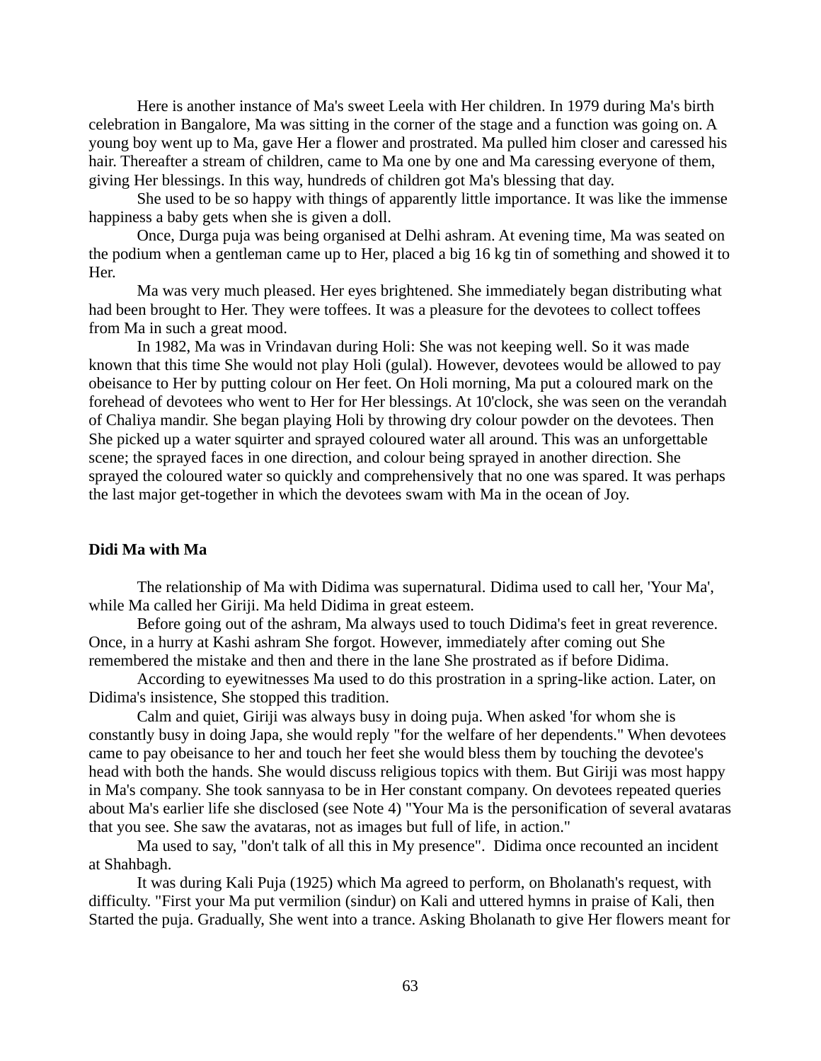Here is another instance of Ma's sweet Leela with Her children. In 1979 during Ma's birth celebration in Bangalore, Ma was sitting in the corner of the stage and a function was going on. A young boy went up to Ma, gave Her a flower and prostrated. Ma pulled him closer and caressed his hair. Thereafter a stream of children, came to Ma one by one and Ma caressing everyone of them, giving Her blessings. In this way, hundreds of children got Ma's blessing that day.

She used to be so happy with things of apparently little importance. It was like the immense happiness a baby gets when she is given a doll.

Once, Durga puja was being organised at Delhi ashram. At evening time, Ma was seated on the podium when a gentleman came up to Her, placed a big 16 kg tin of something and showed it to Her.

Ma was very much pleased. Her eyes brightened. She immediately began distributing what had been brought to Her. They were toffees. It was a pleasure for the devotees to collect toffees from Ma in such a great mood.

In 1982, Ma was in Vrindavan during Holi: She was not keeping well. So it was made known that this time She would not play Holi (gulal). However, devotees would be allowed to pay obeisance to Her by putting colour on Her feet. On Holi morning, Ma put a coloured mark on the forehead of devotees who went to Her for Her blessings. At 10'clock, she was seen on the verandah of Chaliya mandir. She began playing Holi by throwing dry colour powder on the devotees. Then She picked up a water squirter and sprayed coloured water all around. This was an unforgettable scene; the sprayed faces in one direction, and colour being sprayed in another direction. She sprayed the coloured water so quickly and comprehensively that no one was spared. It was perhaps the last major get-together in which the devotees swam with Ma in the ocean of Joy.

**Didi Ma with Ma**

The relationship of Ma with Didima was supernatural. Didima used to call her, 'Your Ma', while Ma called her Giriji. Ma held Didima in great esteem.

Before going out of the ashram, Ma always used to touch Didima's feet in great reverence. Once, in a hurry at Kashi ashram She forgot. However, immediately after coming out She remembered the mistake and then and there in the lane She prostrated as if before Didima.

According to eyewitnesses Ma used to do this prostration in a spring-like action. Later, on Didima's insistence, She stopped this tradition.

Calm and quiet, Giriji was always busy in doing puja. When asked 'for whom she is constantly busy in doing Japa, she would reply "for the welfare of her dependents." When devotees came to pay obeisance to her and touch her feet she would bless them by touching the devotee's head with both the hands. She would discuss religious topics with them. But Giriji was most happy in Ma's company. She took sannyasa to be in Her constant company. On devotees repeated queries about Ma's earlier life she disclosed (see Note 4) "Your Ma is the personification of several avataras that you see. She saw the avataras, not as images but full of life, in action."

Ma used to say, "don't talk of all this in My presence". Didima once recounted an incident at Shahbagh.

It was during Kali Puja (1925) which Ma agreed to perform, on Bholanath's request, with difficulty. "First your Ma put vermilion (sindur) on Kali and uttered hymns in praise of Kali, then Started the puja. Gradually, She went into a trance. Asking Bholanath to give Her flowers meant for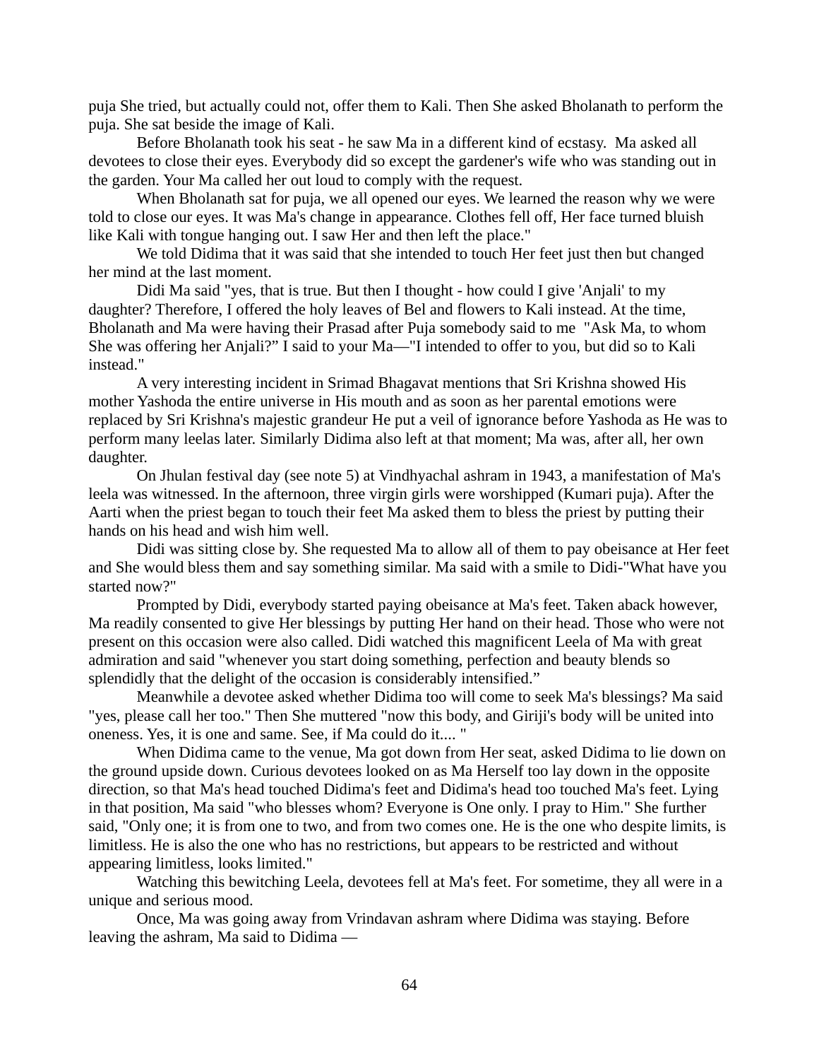puja She tried, but actually could not, offer them to Kali. Then She asked Bholanath to perform the puja. She sat beside the image of Kali.

Before Bholanath took his seat - he saw Ma in a different kind of ecstasy. Ma asked all devotees to close their eyes. Everybody did so except the gardener's wife who was standing out in the garden. Your Ma called her out loud to comply with the request.

When Bholanath sat for puja, we all opened our eyes. We learned the reason why we were told to close our eyes. It was Ma's change in appearance. Clothes fell off, Her face turned bluish like Kali with tongue hanging out. I saw Her and then left the place."

We told Didima that it was said that she intended to touch Her feet just then but changed her mind at the last moment.

Didi Ma said "yes, that is true. But then I thought - how could I give 'Anjali' to my daughter? Therefore, I offered the holy leaves of Bel and flowers to Kali instead. At the time, Bholanath and Ma were having their Prasad after Puja somebody said to me "Ask Ma, to whom She was offering her Anjali?" I said to your Ma—"I intended to offer to you, but did so to Kali instead."

A very interesting incident in Srimad Bhagavat mentions that Sri Krishna showed His mother Yashoda the entire universe in His mouth and as soon as her parental emotions were replaced by Sri Krishna's majestic grandeur He put a veil of ignorance before Yashoda as He was to perform many leelas later. Similarly Didima also left at that moment; Ma was, after all, her own daughter.

On Jhulan festival day (see note 5) at Vindhyachal ashram in 1943, a manifestation of Ma's leela was witnessed. In the afternoon, three virgin girls were worshipped (Kumari puja). After the Aarti when the priest began to touch their feet Ma asked them to bless the priest by putting their hands on his head and wish him well.

Didi was sitting close by. She requested Ma to allow all of them to pay obeisance at Her feet and She would bless them and say something similar. Ma said with a smile to Didi-"What have you started now?"

Prompted by Didi, everybody started paying obeisance at Ma's feet. Taken aback however, Ma readily consented to give Her blessings by putting Her hand on their head. Those who were not present on this occasion were also called. Didi watched this magnificent Leela of Ma with great admiration and said "whenever you start doing something, perfection and beauty blends so splendidly that the delight of the occasion is considerably intensified."

Meanwhile a devotee asked whether Didima too will come to seek Ma's blessings? Ma said "yes, please call her too." Then She muttered "now this body, and Giriji's body will be united into oneness. Yes, it is one and same. See, if Ma could do it.... "

When Didima came to the venue, Ma got down from Her seat, asked Didima to lie down on the ground upside down. Curious devotees looked on as Ma Herself too lay down in the opposite direction, so that Ma's head touched Didima's feet and Didima's head too touched Ma's feet. Lying in that position, Ma said "who blesses whom? Everyone is One only. I pray to Him." She further said, "Only one; it is from one to two, and from two comes one. He is the one who despite limits, is limitless. He is also the one who has no restrictions, but appears to be restricted and without appearing limitless, looks limited."

Watching this bewitching Leela, devotees fell at Ma's feet. For sometime, they all were in a unique and serious mood.

Once, Ma was going away from Vrindavan ashram where Didima was staying. Before leaving the ashram, Ma said to Didima —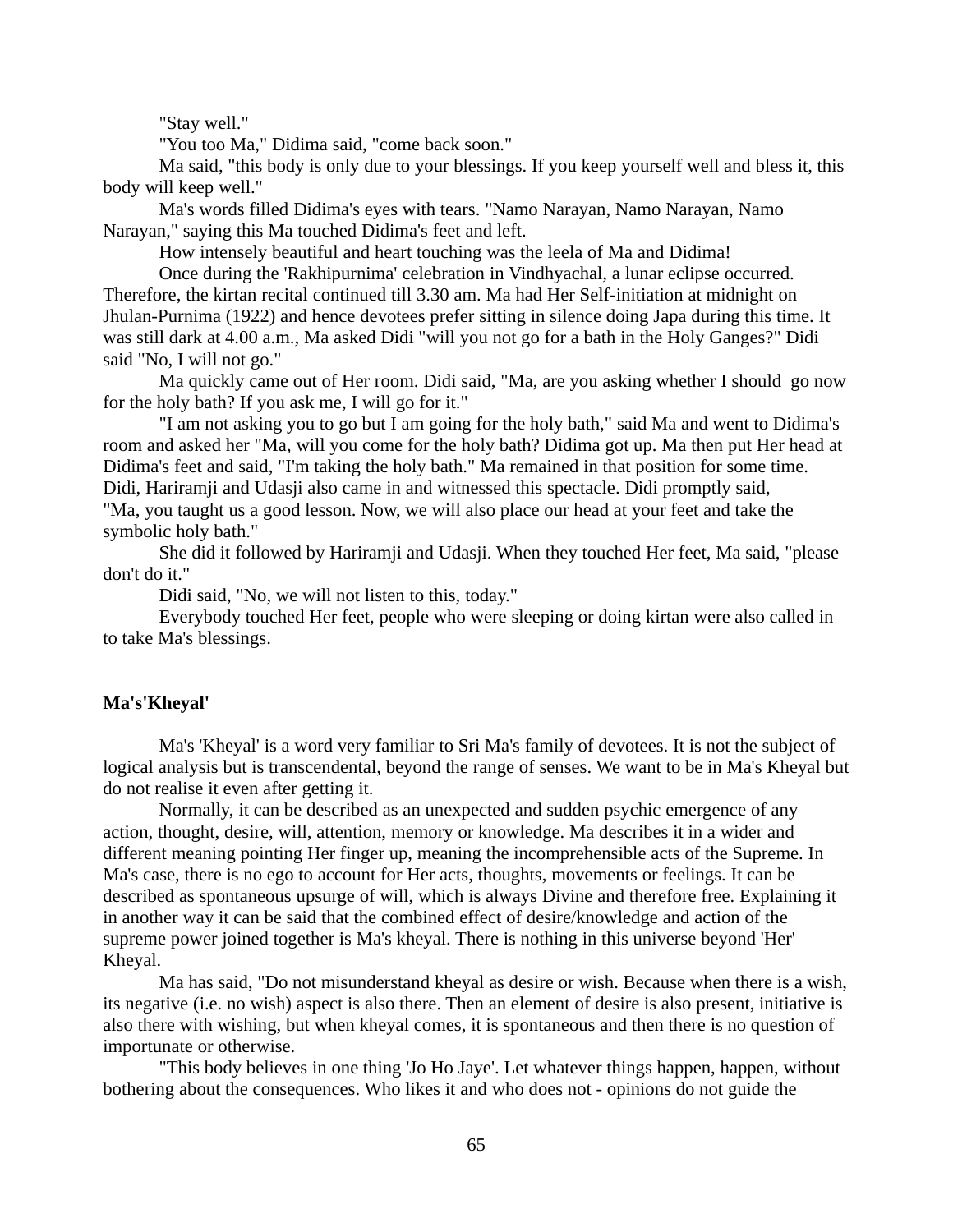"Stay well."

"You too Ma," Didima said, "come back soon."

Ma said, "this body is only due to your blessings. If you keep yourself well and bless it, this body will keep well."

Ma's words filled Didima's eyes with tears. "Namo Narayan, Namo Narayan, Namo Narayan," saying this Ma touched Didima's feet and left.

How intensely beautiful and heart touching was the leela of Ma and Didima!

Once during the 'Rakhipurnima' celebration in Vindhyachal, a lunar eclipse occurred. Therefore, the kirtan recital continued till 3.30 am. Ma had Her Self-initiation at midnight on Jhulan-Purnima (1922) and hence devotees prefer sitting in silence doing Japa during this time. It was still dark at 4.00 a.m., Ma asked Didi "will you not go for a bath in the Holy Ganges?" Didi said "No, I will not go."

Ma quickly came out of Her room. Didi said, "Ma, are you asking whether I should go now for the holy bath? If you ask me, I will go for it."

"I am not asking you to go but I am going for the holy bath," said Ma and went to Didima's room and asked her "Ma, will you come for the holy bath? Didima got up. Ma then put Her head at Didima's feet and said, "I'm taking the holy bath." Ma remained in that position for some time. Didi, Hariramji and Udasji also came in and witnessed this spectacle. Didi promptly said, "Ma, you taught us a good lesson. Now, we will also place our head at your feet and take the symbolic holy bath."

She did it followed by Hariramji and Udasji. When they touched Her feet, Ma said, "please don't do it."

Didi said, "No, we will not listen to this, today."

Everybody touched Her feet, people who were sleeping or doing kirtan were also called in to take Ma's blessings.

**Ma's'Kheyal'**

Ma's 'Kheyal' is a word very familiar to Sri Ma's family of devotees. It is not the subject of logical analysis but is transcendental, beyond the range of senses. We want to be in Ma's Kheyal but do not realise it even after getting it.

Normally, it can be described as an unexpected and sudden psychic emergence of any action, thought, desire, will, attention, memory or knowledge. Ma describes it in a wider and different meaning pointing Her finger up, meaning the incomprehensible acts of the Supreme. In Ma's case, there is no ego to account for Her acts, thoughts, movements or feelings. It can be described as spontaneous upsurge of will, which is always Divine and therefore free. Explaining it in another way it can be said that the combined effect of desire/knowledge and action of the supreme power joined together is Ma's kheyal. There is nothing in this universe beyond 'Her' Kheyal.

Ma has said, "Do not misunderstand kheyal as desire or wish. Because when there is a wish, its negative (i.e. no wish) aspect is also there. Then an element of desire is also present, initiative is also there with wishing, but when kheyal comes, it is spontaneous and then there is no question of importunate or otherwise.

"This body believes in one thing 'Jo Ho Jaye'. Let whatever things happen, happen, without bothering about the consequences. Who likes it and who does not - opinions do not guide the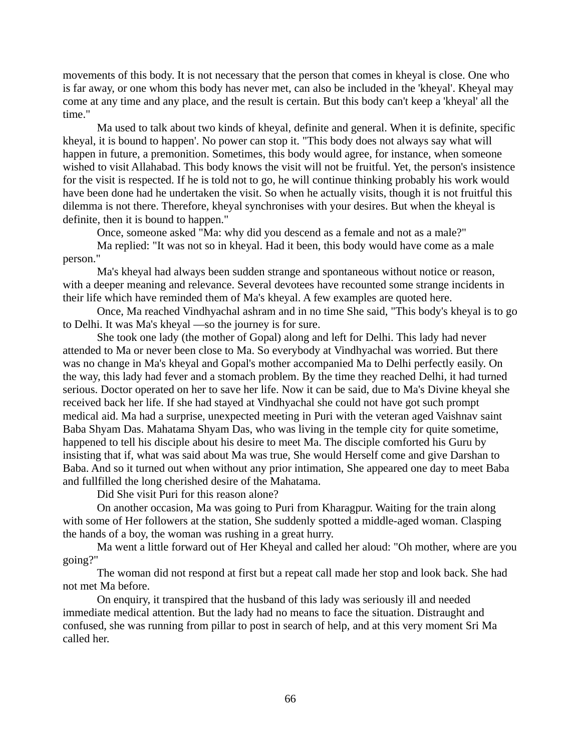movements of this body. It is not necessary that the person that comes in kheyal is close. One who is far away, or one whom this body has never met, can also be included in the 'kheyal'. Kheyal may come at any time and any place, and the result is certain. But this body can't keep a 'kheyal' all the time."

Ma used to talk about two kinds of kheyal, definite and general. When it is definite, specific kheyal, it is bound to happen'. No power can stop it. "This body does not always say what will happen in future, a premonition. Sometimes, this body would agree, for instance, when someone wished to visit Allahabad. This body knows the visit will not be fruitful. Yet, the person's insistence for the visit is respected. If he is told not to go, he will continue thinking probably his work would have been done had he undertaken the visit. So when he actually visits, though it is not fruitful this dilemma is not there. Therefore, kheyal synchronises with your desires. But when the kheyal is definite, then it is bound to happen."

Once, someone asked "Ma: why did you descend as a female and not as a male?"

Ma replied: "It was not so in kheyal. Had it been, this body would have come as a male person."

Ma's kheyal had always been sudden strange and spontaneous without notice or reason, with a deeper meaning and relevance. Several devotees have recounted some strange incidents in their life which have reminded them of Ma's kheyal. A few examples are quoted here.

Once, Ma reached Vindhyachal ashram and in no time She said, "This body's kheyal is to go to Delhi. It was Ma's kheyal —so the journey is for sure.

She took one lady (the mother of Gopal) along and left for Delhi. This lady had never attended to Ma or never been close to Ma. So everybody at Vindhyachal was worried. But there was no change in Ma's kheyal and Gopal's mother accompanied Ma to Delhi perfectly easily. On the way, this lady had fever and a stomach problem. By the time they reached Delhi, it had turned serious. Doctor operated on her to save her life. Now it can be said, due to Ma's Divine kheyal she received back her life. If she had stayed at Vindhyachal she could not have got such prompt medical aid. Ma had a surprise, unexpected meeting in Puri with the veteran aged Vaishnav saint Baba Shyam Das. Mahatama Shyam Das, who was living in the temple city for quite sometime, happened to tell his disciple about his desire to meet Ma. The disciple comforted his Guru by insisting that if, what was said about Ma was true, She would Herself come and give Darshan to Baba. And so it turned out when without any prior intimation, She appeared one day to meet Baba and fullfilled the long cherished desire of the Mahatama.

Did She visit Puri for this reason alone?

On another occasion, Ma was going to Puri from Kharagpur. Waiting for the train along with some of Her followers at the station, She suddenly spotted a middle-aged woman. Clasping the hands of a boy, the woman was rushing in a great hurry.

Ma went a little forward out of Her Kheyal and called her aloud: "Oh mother, where are you going?"

The woman did not respond at first but a repeat call made her stop and look back. She had not met Ma before.

On enquiry, it transpired that the husband of this lady was seriously ill and needed immediate medical attention. But the lady had no means to face the situation. Distraught and confused, she was running from pillar to post in search of help, and at this very moment Sri Ma called her.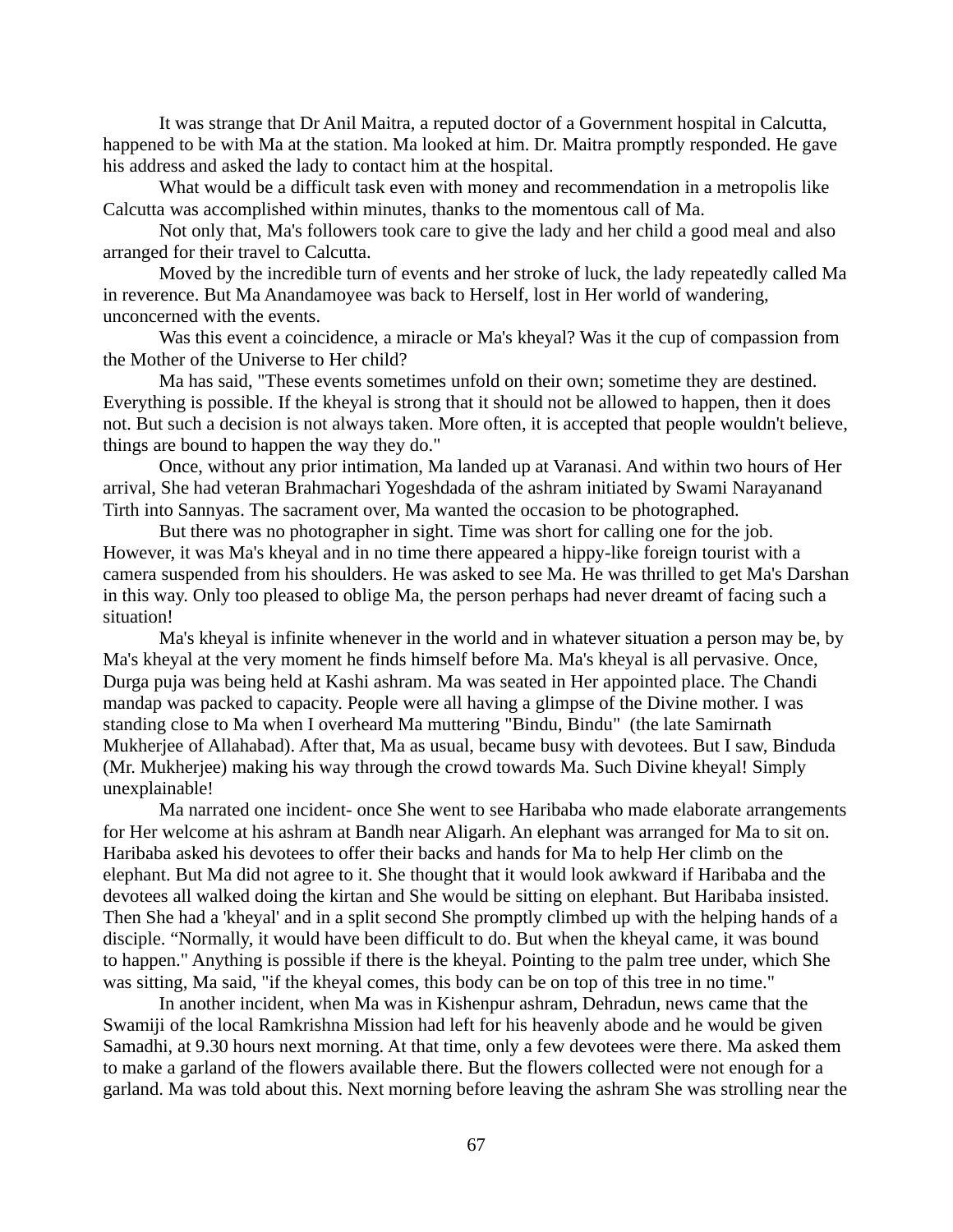It was strange that Dr Anil Maitra, a reputed doctor of a Government hospital in Calcutta, happened to be with Ma at the station. Ma looked at him. Dr. Maitra promptly responded. He gave his address and asked the lady to contact him at the hospital.

What would be a difficult task even with money and recommendation in a metropolis like Calcutta was accomplished within minutes, thanks to the momentous call of Ma.

Not only that, Ma's followers took care to give the lady and her child a good meal and also arranged for their travel to Calcutta.

Moved by the incredible turn of events and her stroke of luck, the lady repeatedly called Ma in reverence. But Ma Anandamoyee was back to Herself, lost in Her world of wandering, unconcerned with the events.

Was this event a coincidence, a miracle or Ma's kheyal? Was it the cup of compassion from the Mother of the Universe to Her child?

Ma has said, "These events sometimes unfold on their own; sometime they are destined. Everything is possible. If the kheyal is strong that it should not be allowed to happen, then it does not. But such a decision is not always taken. More often, it is accepted that people wouldn't believe, things are bound to happen the way they do."

Once, without any prior intimation, Ma landed up at Varanasi. And within two hours of Her arrival, She had veteran Brahmachari Yogeshdada of the ashram initiated by Swami Narayanand Tirth into Sannyas. The sacrament over, Ma wanted the occasion to be photographed.

But there was no photographer in sight. Time was short for calling one for the job. However, it was Ma's kheyal and in no time there appeared a hippy-like foreign tourist with a camera suspended from his shoulders. He was asked to see Ma. He was thrilled to get Ma's Darshan in this way. Only too pleased to oblige Ma, the person perhaps had never dreamt of facing such a situation!

Ma's kheyal is infinite whenever in the world and in whatever situation a person may be, by Ma's kheyal at the very moment he finds himself before Ma. Ma's kheyal is all pervasive. Once, Durga puja was being held at Kashi ashram. Ma was seated in Her appointed place. The Chandi mandap was packed to capacity. People were all having a glimpse of the Divine mother. I was standing close to Ma when I overheard Ma muttering "Bindu, Bindu" (the late Samirnath Mukherjee of Allahabad). After that, Ma as usual, became busy with devotees. But I saw, Binduda (Mr. Mukherjee) making his way through the crowd towards Ma. Such Divine kheyal! Simply unexplainable!

Ma narrated one incident- once She went to see Haribaba who made elaborate arrangements for Her welcome at his ashram at Bandh near Aligarh. An elephant was arranged for Ma to sit on. Haribaba asked his devotees to offer their backs and hands for Ma to help Her climb on the elephant. But Ma did not agree to it. She thought that it would look awkward if Haribaba and the devotees all walked doing the kirtan and She would be sitting on elephant. But Haribaba insisted. Then She had a 'kheyal' and in a split second She promptly climbed up with the helping hands of a disciple. "Normally, it would have been difficult to do. But when the kheyal came, it was bound to happen." Anything is possible if there is the kheyal. Pointing to the palm tree under, which She was sitting, Ma said, "if the kheyal comes, this body can be on top of this tree in no time."

In another incident, when Ma was in Kishenpur ashram, Dehradun, news came that the Swamiji of the local Ramkrishna Mission had left for his heavenly abode and he would be given Samadhi, at 9.30 hours next morning. At that time, only a few devotees were there. Ma asked them to make a garland of the flowers available there. But the flowers collected were not enough for a garland. Ma was told about this. Next morning before leaving the ashram She was strolling near the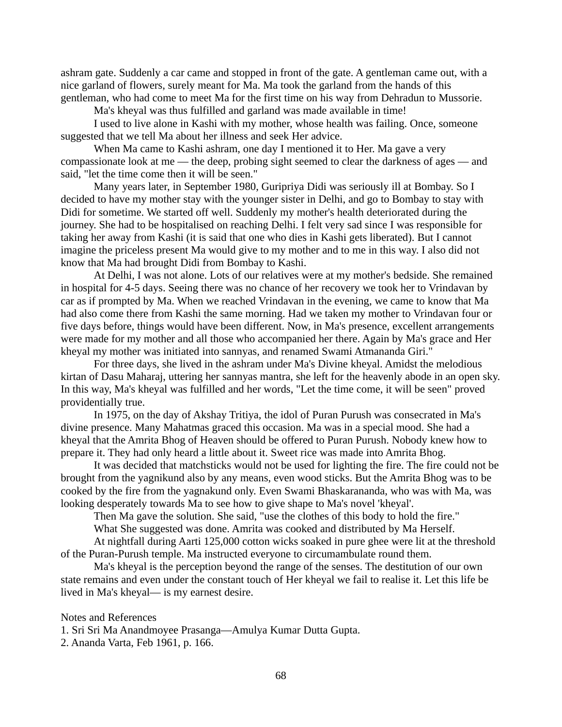ashram gate. Suddenly a car came and stopped in front of the gate. A gentleman came out, with a nice garland of flowers, surely meant for Ma. Ma took the garland from the hands of this gentleman, who had come to meet Ma for the first time on his way from Dehradun to Mussorie.

Ma's kheyal was thus fulfilled and garland was made available in time!

I used to live alone in Kashi with my mother, whose health was failing. Once, someone suggested that we tell Ma about her illness and seek Her advice.

When Ma came to Kashi ashram, one day I mentioned it to Her. Ma gave a very compassionate look at me — the deep, probing sight seemed to clear the darkness of ages — and said, "let the time come then it will be seen."

Many years later, in September 1980, Guripriya Didi was seriously ill at Bombay. So I decided to have my mother stay with the younger sister in Delhi, and go to Bombay to stay with Didi for sometime. We started off well. Suddenly my mother's health deteriorated during the journey. She had to be hospitalised on reaching Delhi. I felt very sad since I was responsible for taking her away from Kashi (it is said that one who dies in Kashi gets liberated). But I cannot imagine the priceless present Ma would give to my mother and to me in this way. I also did not know that Ma had brought Didi from Bombay to Kashi.

At Delhi, I was not alone. Lots of our relatives were at my mother's bedside. She remained in hospital for 4-5 days. Seeing there was no chance of her recovery we took her to Vrindavan by car as if prompted by Ma. When we reached Vrindavan in the evening, we came to know that Ma had also come there from Kashi the same morning. Had we taken my mother to Vrindavan four or five days before, things would have been different. Now, in Ma's presence, excellent arrangements were made for my mother and all those who accompanied her there. Again by Ma's grace and Her kheyal my mother was initiated into sannyas, and renamed Swami Atmananda Giri."

For three days, she lived in the ashram under Ma's Divine kheyal. Amidst the melodious kirtan of Dasu Maharaj, uttering her sannyas mantra, she left for the heavenly abode in an open sky. In this way, Ma's kheyal was fulfilled and her words, "Let the time come, it will be seen" proved providentially true.

In 1975, on the day of Akshay Tritiya, the idol of Puran Purush was consecrated in Ma's divine presence. Many Mahatmas graced this occasion. Ma was in a special mood. She had a kheyal that the Amrita Bhog of Heaven should be offered to Puran Purush. Nobody knew how to prepare it. They had only heard a little about it. Sweet rice was made into Amrita Bhog.

It was decided that matchsticks would not be used for lighting the fire. The fire could not be brought from the yagnikund also by any means, even wood sticks. But the Amrita Bhog was to be cooked by the fire from the yagnakund only. Even Swami Bhaskarananda, who was with Ma, was looking desperately towards Ma to see how to give shape to Ma's novel 'kheyal'.

Then Ma gave the solution. She said, "use the clothes of this body to hold the fire."

What She suggested was done. Amrita was cooked and distributed by Ma Herself.

At nightfall during Aarti 125,000 cotton wicks soaked in pure ghee were lit at the threshold of the Puran-Purush temple. Ma instructed everyone to circumambulate round them.

Ma's kheyal is the perception beyond the range of the senses. The destitution of our own state remains and even under the constant touch of Her kheyal we fail to realise it. Let this life be lived in Ma's kheyal— is my earnest desire.

Notes and References

1. Sri Sri Ma Anandmoyee Prasanga—Amulya Kumar Dutta Gupta.
2. Ananda Varta, Feb 1961, p. 166.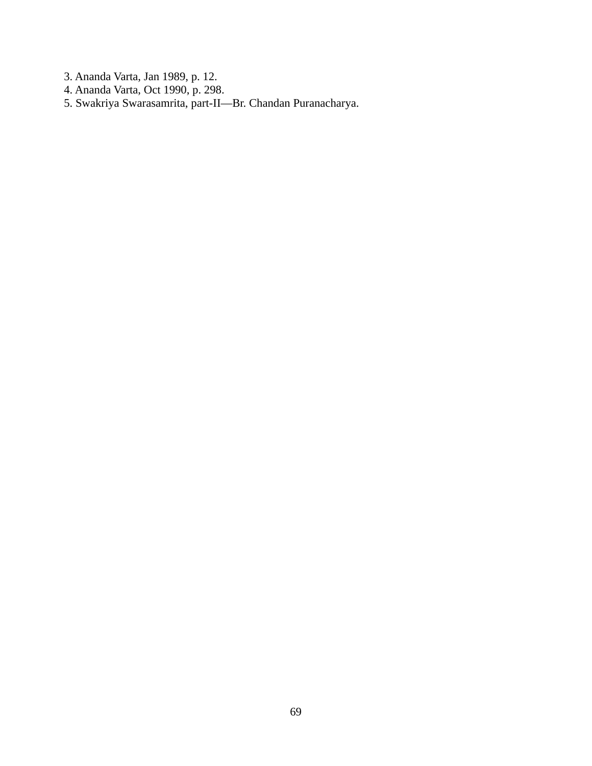3. Ananda Varta, Jan 1989, p. 12.
4. Ananda Varta, Oct 1990, p. 298.
5. Swakriya Swarasamrita, part-II—Br. Chandan Puranacharya.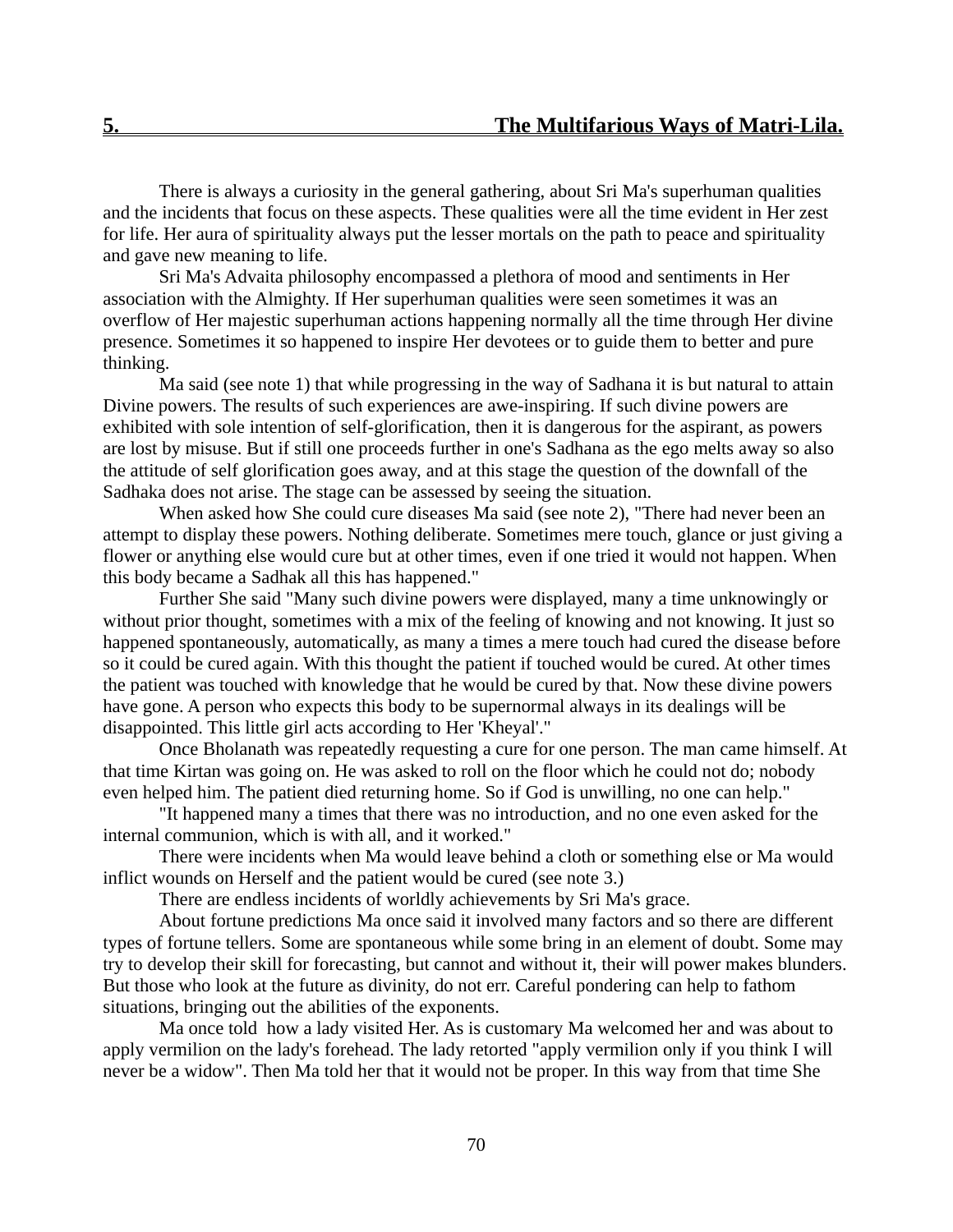## 5. The Multifarious Ways of Matri-Lila.

There is always a curiosity in the general gathering, about Sri Ma's superhuman qualities and the incidents that focus on these aspects. These qualities were all the time evident in Her zest for life. Her aura of spirituality always put the lesser mortals on the path to peace and spirituality and gave new meaning to life.

Sri Ma's Advaita philosophy encompassed a plethora of mood and sentiments in Her association with the Almighty. If Her superhuman qualities were seen sometimes it was an overflow of Her majestic superhuman actions happening normally all the time through Her divine presence. Sometimes it so happened to inspire Her devotees or to guide them to better and pure thinking.

Ma said (see note 1) that while progressing in the way of Sadhana it is but natural to attain Divine powers. The results of such experiences are awe-inspiring. If such divine powers are exhibited with sole intention of self-glorification, then it is dangerous for the aspirant, as powers are lost by misuse. But if still one proceeds further in one's Sadhana as the ego melts away so also the attitude of self glorification goes away, and at this stage the question of the downfall of the Sadhaka does not arise. The stage can be assessed by seeing the situation.

When asked how She could cure diseases Ma said (see note 2), "There had never been an attempt to display these powers. Nothing deliberate. Sometimes mere touch, glance or just giving a flower or anything else would cure but at other times, even if one tried it would not happen. When this body became a Sadhak all this has happened."

Further She said "Many such divine powers were displayed, many a time unknowingly or without prior thought, sometimes with a mix of the feeling of knowing and not knowing. It just so happened spontaneously, automatically, as many a times a mere touch had cured the disease before so it could be cured again. With this thought the patient if touched would be cured. At other times the patient was touched with knowledge that he would be cured by that. Now these divine powers have gone. A person who expects this body to be supernormal always in its dealings will be disappointed. This little girl acts according to Her 'Kheyal'."

Once Bholanath was repeatedly requesting a cure for one person. The man came himself. At that time Kirtan was going on. He was asked to roll on the floor which he could not do; nobody even helped him. The patient died returning home. So if God is unwilling, no one can help."

"It happened many a times that there was no introduction, and no one even asked for the internal communion, which is with all, and it worked."

There were incidents when Ma would leave behind a cloth or something else or Ma would inflict wounds on Herself and the patient would be cured (see note 3.)

There are endless incidents of worldly achievements by Sri Ma's grace.

About fortune predictions Ma once said it involved many factors and so there are different types of fortune tellers. Some are spontaneous while some bring in an element of doubt. Some may try to develop their skill for forecasting, but cannot and without it, their will power makes blunders. But those who look at the future as divinity, do not err. Careful pondering can help to fathom situations, bringing out the abilities of the exponents.

Ma once told how a lady visited Her. As is customary Ma welcomed her and was about to apply vermilion on the lady's forehead. The lady retorted "apply vermilion only if you think I will never be a widow". Then Ma told her that it would not be proper. In this way from that time She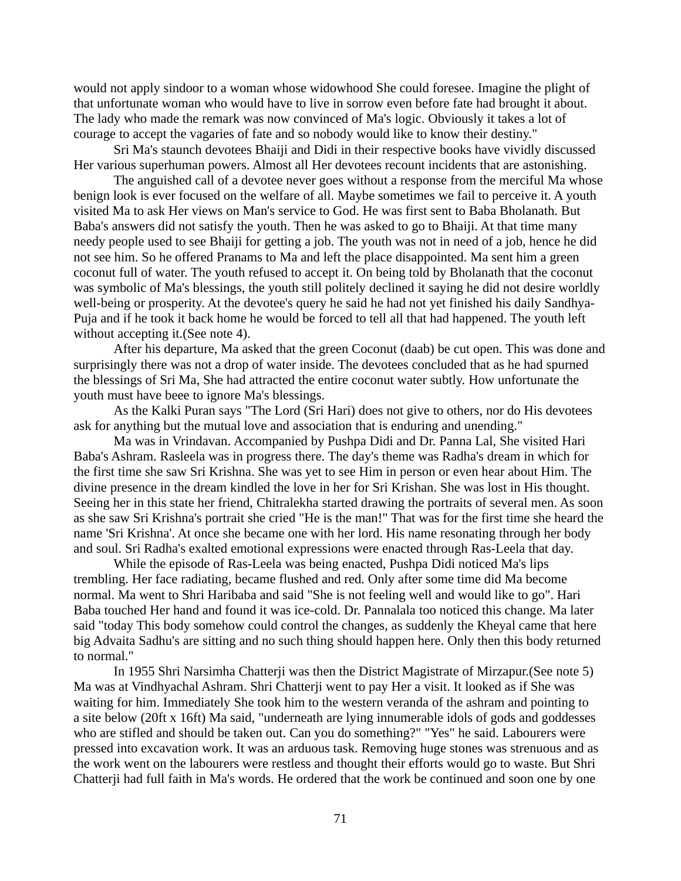would not apply sindoor to a woman whose widowhood She could foresee. Imagine the plight of that unfortunate woman who would have to live in sorrow even before fate had brought it about. The lady who made the remark was now convinced of Ma's logic. Obviously it takes a lot of courage to accept the vagaries of fate and so nobody would like to know their destiny."

Sri Ma's staunch devotees Bhaiji and Didi in their respective books have vividly discussed Her various superhuman powers. Almost all Her devotees recount incidents that are astonishing.

The anguished call of a devotee never goes without a response from the merciful Ma whose benign look is ever focused on the welfare of all. Maybe sometimes we fail to perceive it. A youth visited Ma to ask Her views on Man's service to God. He was first sent to Baba Bholanath. But Baba's answers did not satisfy the youth. Then he was asked to go to Bhaiji. At that time many needy people used to see Bhaiji for getting a job. The youth was not in need of a job, hence he did not see him. So he offered Pranams to Ma and left the place disappointed. Ma sent him a green coconut full of water. The youth refused to accept it. On being told by Bholanath that the coconut was symbolic of Ma's blessings, the youth still politely declined it saying he did not desire worldly well-being or prosperity. At the devotee's query he said he had not yet finished his daily Sandhya-Puja and if he took it back home he would be forced to tell all that had happened. The youth left without accepting it.(See note 4).

After his departure, Ma asked that the green Coconut (daab) be cut open. This was done and surprisingly there was not a drop of water inside. The devotees concluded that as he had spurned the blessings of Sri Ma, She had attracted the entire coconut water subtly. How unfortunate the youth must have beee to ignore Ma's blessings.

As the Kalki Puran says "The Lord (Sri Hari) does not give to others, nor do His devotees ask for anything but the mutual love and association that is enduring and unending."

Ma was in Vrindavan. Accompanied by Pushpa Didi and Dr. Panna Lal, She visited Hari Baba's Ashram. Rasleela was in progress there. The day's theme was Radha's dream in which for the first time she saw Sri Krishna. She was yet to see Him in person or even hear about Him. The divine presence in the dream kindled the love in her for Sri Krishan. She was lost in His thought. Seeing her in this state her friend, Chitralekha started drawing the portraits of several men. As soon as she saw Sri Krishna's portrait she cried "He is the man!" That was for the first time she heard the name 'Sri Krishna'. At once she became one with her lord. His name resonating through her body and soul. Sri Radha's exalted emotional expressions were enacted through Ras-Leela that day.

While the episode of Ras-Leela was being enacted, Pushpa Didi noticed Ma's lips trembling. Her face radiating, became flushed and red. Only after some time did Ma become normal. Ma went to Shri Haribaba and said "She is not feeling well and would like to go". Hari Baba touched Her hand and found it was ice-cold. Dr. Pannalala too noticed this change. Ma later said "today This body somehow could control the changes, as suddenly the Kheyal came that here big Advaita Sadhu's are sitting and no such thing should happen here. Only then this body returned to normal."

In 1955 Shri Narsimha Chatterji was then the District Magistrate of Mirzapur.(See note 5) Ma was at Vindhyachal Ashram. Shri Chatterji went to pay Her a visit. It looked as if She was waiting for him. Immediately She took him to the western veranda of the ashram and pointing to a site below (20ft x 16ft) Ma said, "underneath are lying innumerable idols of gods and goddesses who are stifled and should be taken out. Can you do something?" "Yes" he said. Labourers were pressed into excavation work. It was an arduous task. Removing huge stones was strenuous and as the work went on the labourers were restless and thought their efforts would go to waste. But Shri Chatterji had full faith in Ma's words. He ordered that the work be continued and soon one by one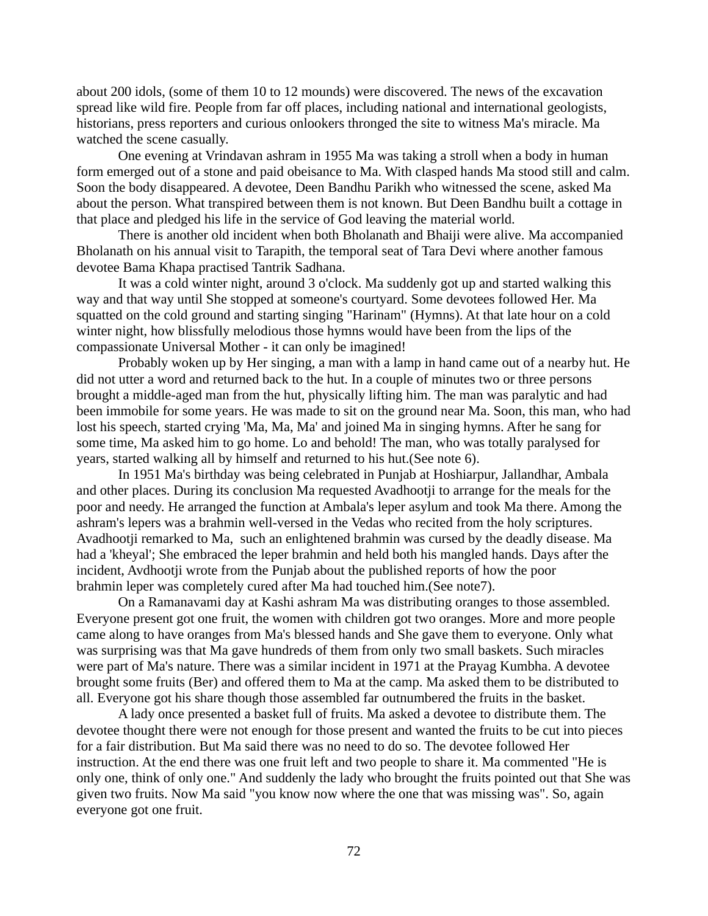about 200 idols, (some of them 10 to 12 mounds) were discovered. The news of the excavation spread like wild fire. People from far off places, including national and international geologists, historians, press reporters and curious onlookers thronged the site to witness Ma's miracle. Ma watched the scene casually.

One evening at Vrindavan ashram in 1955 Ma was taking a stroll when a body in human form emerged out of a stone and paid obeisance to Ma. With clasped hands Ma stood still and calm. Soon the body disappeared. A devotee, Deen Bandhu Parikh who witnessed the scene, asked Ma about the person. What transpired between them is not known. But Deen Bandhu built a cottage in that place and pledged his life in the service of God leaving the material world.

There is another old incident when both Bholanath and Bhaiji were alive. Ma accompanied Bholanath on his annual visit to Tarapith, the temporal seat of Tara Devi where another famous devotee Bama Khapa practised Tantrik Sadhana.

It was a cold winter night, around 3 o'clock. Ma suddenly got up and started walking this way and that way until She stopped at someone's courtyard. Some devotees followed Her. Ma squatted on the cold ground and starting singing "Harinam" (Hymns). At that late hour on a cold winter night, how blissfully melodious those hymns would have been from the lips of the compassionate Universal Mother - it can only be imagined!

Probably woken up by Her singing, a man with a lamp in hand came out of a nearby hut. He did not utter a word and returned back to the hut. In a couple of minutes two or three persons brought a middle-aged man from the hut, physically lifting him. The man was paralytic and had been immobile for some years. He was made to sit on the ground near Ma. Soon, this man, who had lost his speech, started crying 'Ma, Ma, Ma' and joined Ma in singing hymns. After he sang for some time, Ma asked him to go home. Lo and behold! The man, who was totally paralysed for years, started walking all by himself and returned to his hut.(See note 6).

In 1951 Ma's birthday was being celebrated in Punjab at Hoshiarpur, Jallandhar, Ambala and other places. During its conclusion Ma requested Avadhootji to arrange for the meals for the poor and needy. He arranged the function at Ambala's leper asylum and took Ma there. Among the ashram's lepers was a brahmin well-versed in the Vedas who recited from the holy scriptures. Avadhootji remarked to Ma, such an enlightened brahmin was cursed by the deadly disease. Ma had a 'kheyal'; She embraced the leper brahmin and held both his mangled hands. Days after the incident, Avdhootji wrote from the Punjab about the published reports of how the poor brahmin leper was completely cured after Ma had touched him.(See note7).

On a Ramanavami day at Kashi ashram Ma was distributing oranges to those assembled. Everyone present got one fruit, the women with children got two oranges. More and more people came along to have oranges from Ma's blessed hands and She gave them to everyone. Only what was surprising was that Ma gave hundreds of them from only two small baskets. Such miracles were part of Ma's nature. There was a similar incident in 1971 at the Prayag Kumbha. A devotee brought some fruits (Ber) and offered them to Ma at the camp. Ma asked them to be distributed to all. Everyone got his share though those assembled far outnumbered the fruits in the basket.

A lady once presented a basket full of fruits. Ma asked a devotee to distribute them. The devotee thought there were not enough for those present and wanted the fruits to be cut into pieces for a fair distribution. But Ma said there was no need to do so. The devotee followed Her instruction. At the end there was one fruit left and two people to share it. Ma commented "He is only one, think of only one." And suddenly the lady who brought the fruits pointed out that She was given two fruits. Now Ma said "you know now where the one that was missing was". So, again everyone got one fruit.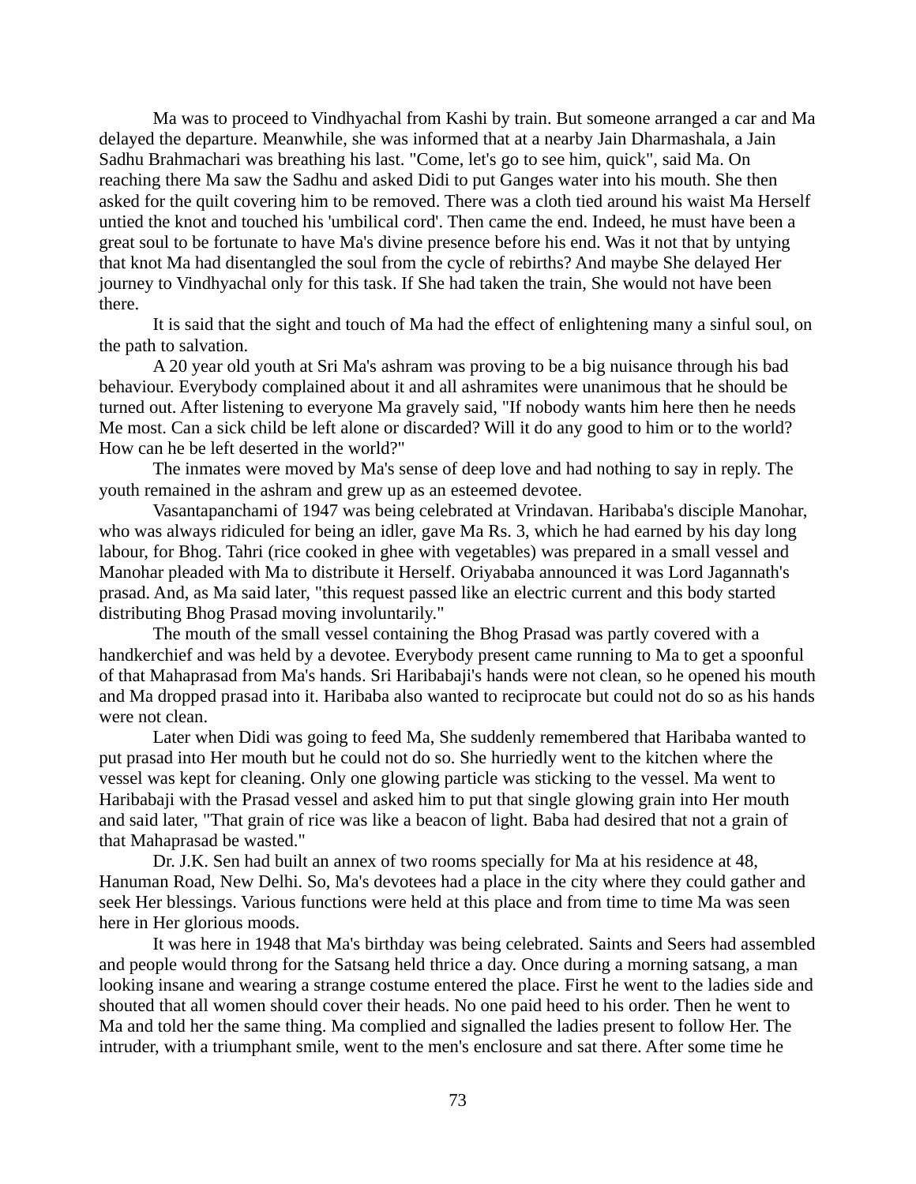Ma was to proceed to Vindhyachal from Kashi by train. But someone arranged a car and Ma delayed the departure. Meanwhile, she was informed that at a nearby Jain Dharmashala, a Jain Sadhu Brahmachari was breathing his last. "Come, let's go to see him, quick", said Ma. On reaching there Ma saw the Sadhu and asked Didi to put Ganges water into his mouth. She then asked for the quilt covering him to be removed. There was a cloth tied around his waist Ma Herself untied the knot and touched his 'umbilical cord'. Then came the end. Indeed, he must have been a great soul to be fortunate to have Ma's divine presence before his end. Was it not that by untying that knot Ma had disentangled the soul from the cycle of rebirths? And maybe She delayed Her journey to Vindhyachal only for this task. If She had taken the train, She would not have been there.

It is said that the sight and touch of Ma had the effect of enlightening many a sinful soul, on the path to salvation.

A 20 year old youth at Sri Ma's ashram was proving to be a big nuisance through his bad behaviour. Everybody complained about it and all ashramites were unanimous that he should be turned out. After listening to everyone Ma gravely said, "If nobody wants him here then he needs Me most. Can a sick child be left alone or discarded? Will it do any good to him or to the world? How can he be left deserted in the world?"

The inmates were moved by Ma's sense of deep love and had nothing to say in reply. The youth remained in the ashram and grew up as an esteemed devotee.

Vasantapanchami of 1947 was being celebrated at Vrindavan. Haribaba's disciple Manohar, who was always ridiculed for being an idler, gave Ma Rs. 3, which he had earned by his day long labour, for Bhog. Tahri (rice cooked in ghee with vegetables) was prepared in a small vessel and Manohar pleaded with Ma to distribute it Herself. Oriyababa announced it was Lord Jagannath's prasad. And, as Ma said later, "this request passed like an electric current and this body started distributing Bhog Prasad moving involuntarily."

The mouth of the small vessel containing the Bhog Prasad was partly covered with a handkerchief and was held by a devotee. Everybody present came running to Ma to get a spoonful of that Mahaprasad from Ma's hands. Sri Haribabaji's hands were not clean, so he opened his mouth and Ma dropped prasad into it. Haribaba also wanted to reciprocate but could not do so as his hands were not clean.

Later when Didi was going to feed Ma, She suddenly remembered that Haribaba wanted to put prasad into Her mouth but he could not do so. She hurriedly went to the kitchen where the vessel was kept for cleaning. Only one glowing particle was sticking to the vessel. Ma went to Haribabaji with the Prasad vessel and asked him to put that single glowing grain into Her mouth and said later, "That grain of rice was like a beacon of light. Baba had desired that not a grain of that Mahaprasad be wasted."

Dr. J.K. Sen had built an annex of two rooms specially for Ma at his residence at 48, Hanuman Road, New Delhi. So, Ma's devotees had a place in the city where they could gather and seek Her blessings. Various functions were held at this place and from time to time Ma was seen here in Her glorious moods.

It was here in 1948 that Ma's birthday was being celebrated. Saints and Seers had assembled and people would throng for the Satsang held thrice a day. Once during a morning satsang, a man looking insane and wearing a strange costume entered the place. First he went to the ladies side and shouted that all women should cover their heads. No one paid heed to his order. Then he went to Ma and told her the same thing. Ma complied and signalled the ladies present to follow Her. The intruder, with a triumphant smile, went to the men's enclosure and sat there. After some time he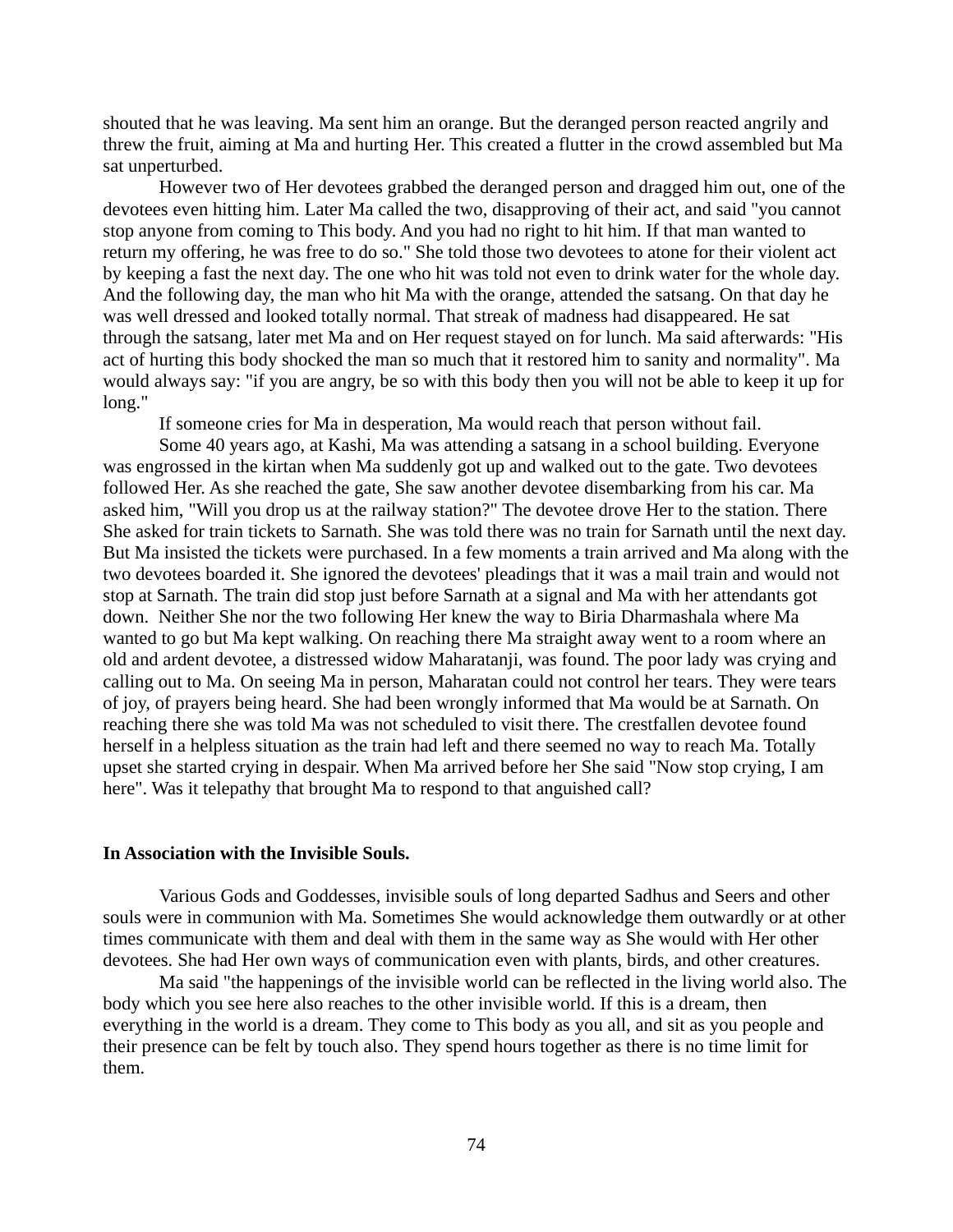shouted that he was leaving. Ma sent him an orange. But the deranged person reacted angrily and threw the fruit, aiming at Ma and hurting Her. This created a flutter in the crowd assembled but Ma sat unperturbed.

However two of Her devotees grabbed the deranged person and dragged him out, one of the devotees even hitting him. Later Ma called the two, disapproving of their act, and said "you cannot stop anyone from coming to This body. And you had no right to hit him. If that man wanted to return my offering, he was free to do so." She told those two devotees to atone for their violent act by keeping a fast the next day. The one who hit was told not even to drink water for the whole day. And the following day, the man who hit Ma with the orange, attended the satsang. On that day he was well dressed and looked totally normal. That streak of madness had disappeared. He sat through the satsang, later met Ma and on Her request stayed on for lunch. Ma said afterwards: "His act of hurting this body shocked the man so much that it restored him to sanity and normality". Ma would always say: "if you are angry, be so with this body then you will not be able to keep it up for long."

If someone cries for Ma in desperation, Ma would reach that person without fail.

Some 40 years ago, at Kashi, Ma was attending a satsang in a school building. Everyone was engrossed in the kirtan when Ma suddenly got up and walked out to the gate. Two devotees followed Her. As she reached the gate, She saw another devotee disembarking from his car. Ma asked him, "Will you drop us at the railway station?" The devotee drove Her to the station. There She asked for train tickets to Sarnath. She was told there was no train for Sarnath until the next day. But Ma insisted the tickets were purchased. In a few moments a train arrived and Ma along with the two devotees boarded it. She ignored the devotees' pleadings that it was a mail train and would not stop at Sarnath. The train did stop just before Sarnath at a signal and Ma with her attendants got down. Neither She nor the two following Her knew the way to Biria Dharmashala where Ma wanted to go but Ma kept walking. On reaching there Ma straight away went to a room where an old and ardent devotee, a distressed widow Maharatanji, was found. The poor lady was crying and calling out to Ma. On seeing Ma in person, Maharatan could not control her tears. They were tears of joy, of prayers being heard. She had been wrongly informed that Ma would be at Sarnath. On reaching there she was told Ma was not scheduled to visit there. The crestfallen devotee found herself in a helpless situation as the train had left and there seemed no way to reach Ma. Totally upset she started crying in despair. When Ma arrived before her She said "Now stop crying, I am here". Was it telepathy that brought Ma to respond to that anguished call?

**In Association with the Invisible Souls.**

Various Gods and Goddesses, invisible souls of long departed Sadhus and Seers and other souls were in communion with Ma. Sometimes She would acknowledge them outwardly or at other times communicate with them and deal with them in the same way as She would with Her other devotees. She had Her own ways of communication even with plants, birds, and other creatures.

Ma said "the happenings of the invisible world can be reflected in the living world also. The body which you see here also reaches to the other invisible world. If this is a dream, then everything in the world is a dream. They come to This body as you all, and sit as you people and their presence can be felt by touch also. They spend hours together as there is no time limit for them.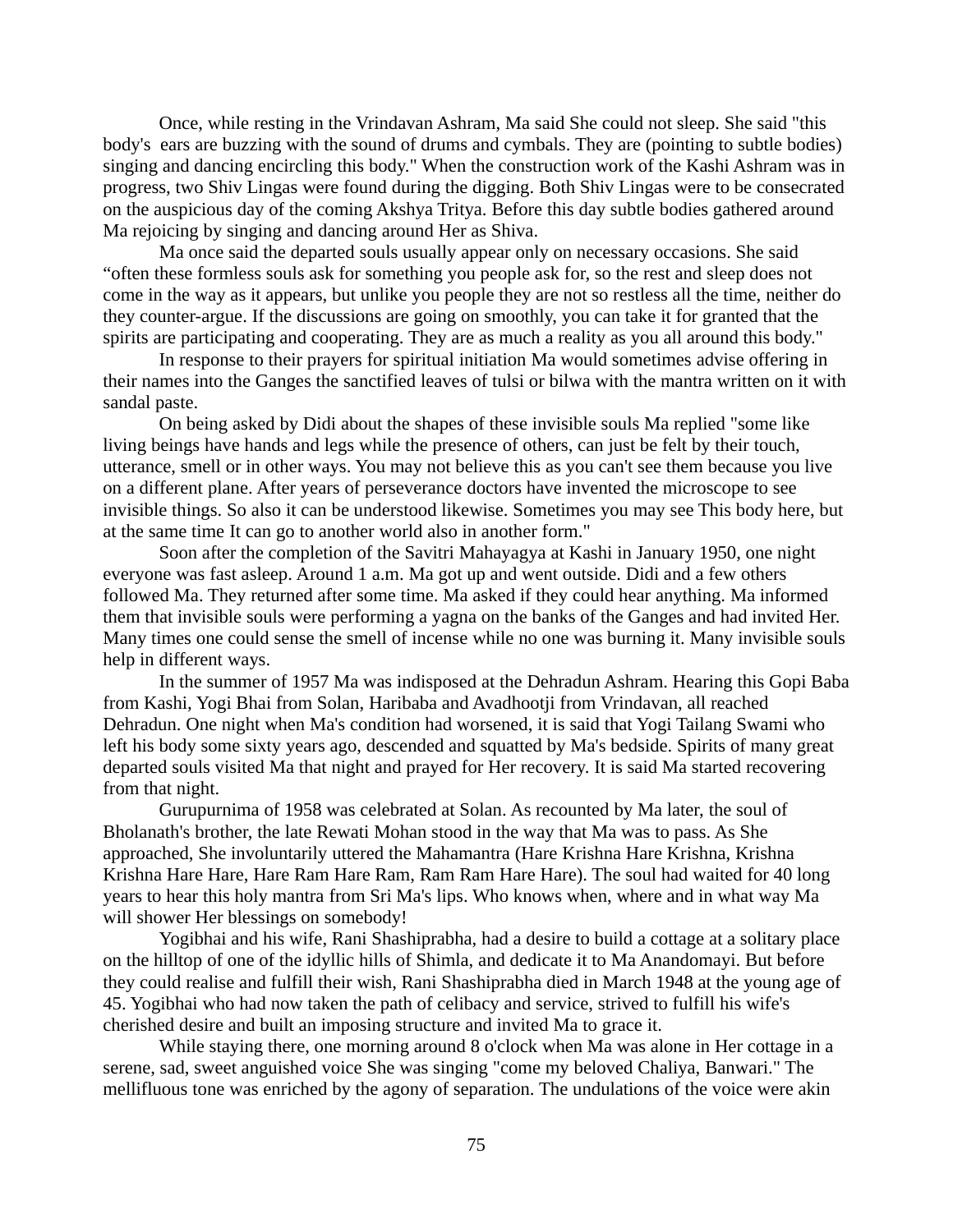Once, while resting in the Vrindavan Ashram, Ma said She could not sleep. She said "this body's  ears are buzzing with the sound of drums and cymbals. They are (pointing to subtle bodies) singing and dancing encircling this body." When the construction work of the Kashi Ashram was in progress, two Shiv Lingas were found during the digging. Both Shiv Lingas were to be consecrated on the auspicious day of the coming Akshya Tritya. Before this day subtle bodies gathered around Ma rejoicing by singing and dancing around Her as Shiva.

Ma once said the departed souls usually appear only on necessary occasions. She said "often these formless souls ask for something you people ask for, so the rest and sleep does not come in the way as it appears, but unlike you people they are not so restless all the time, neither do they counter-argue. If the discussions are going on smoothly, you can take it for granted that the spirits are participating and cooperating. They are as much a reality as you all around this body."

In response to their prayers for spiritual initiation Ma would sometimes advise offering in their names into the Ganges the sanctified leaves of tulsi or bilwa with the mantra written on it with sandal paste.

On being asked by Didi about the shapes of these invisible souls Ma replied "some like living beings have hands and legs while the presence of others, can just be felt by their touch, utterance, smell or in other ways. You may not believe this as you can't see them because you live on a different plane. After years of perseverance doctors have invented the microscope to see invisible things. So also it can be understood likewise. Sometimes you may see This body here, but at the same time It can go to another world also in another form."

Soon after the completion of the Savitri Mahayagya at Kashi in January 1950, one night everyone was fast asleep. Around 1 a.m. Ma got up and went outside. Didi and a few others followed Ma. They returned after some time. Ma asked if they could hear anything. Ma informed them that invisible souls were performing a yagna on the banks of the Ganges and had invited Her. Many times one could sense the smell of incense while no one was burning it. Many invisible souls help in different ways.

In the summer of 1957 Ma was indisposed at the Dehradun Ashram. Hearing this Gopi Baba from Kashi, Yogi Bhai from Solan, Haribaba and Avadhootji from Vrindavan, all reached Dehradun. One night when Ma's condition had worsened, it is said that Yogi Tailang Swami who left his body some sixty years ago, descended and squatted by Ma's bedside. Spirits of many great departed souls visited Ma that night and prayed for Her recovery. It is said Ma started recovering from that night.

Gurupurnima of 1958 was celebrated at Solan. As recounted by Ma later, the soul of Bholanath's brother, the late Rewati Mohan stood in the way that Ma was to pass. As She approached, She involuntarily uttered the Mahamantra (Hare Krishna Hare Krishna, Krishna Krishna Hare Hare, Hare Ram Hare Ram, Ram Ram Hare Hare). The soul had waited for 40 long years to hear this holy mantra from Sri Ma's lips. Who knows when, where and in what way Ma will shower Her blessings on somebody!

Yogibhai and his wife, Rani Shashiprabha, had a desire to build a cottage at a solitary place on the hilltop of one of the idyllic hills of Shimla, and dedicate it to Ma Anandomayi. But before they could realise and fulfill their wish, Rani Shashiprabha died in March 1948 at the young age of 45. Yogibhai who had now taken the path of celibacy and service, strived to fulfill his wife's cherished desire and built an imposing structure and invited Ma to grace it.

While staying there, one morning around 8 o'clock when Ma was alone in Her cottage in a serene, sad, sweet anguished voice She was singing "come my beloved Chaliya, Banwari." The mellifluous tone was enriched by the agony of separation. The undulations of the voice were akin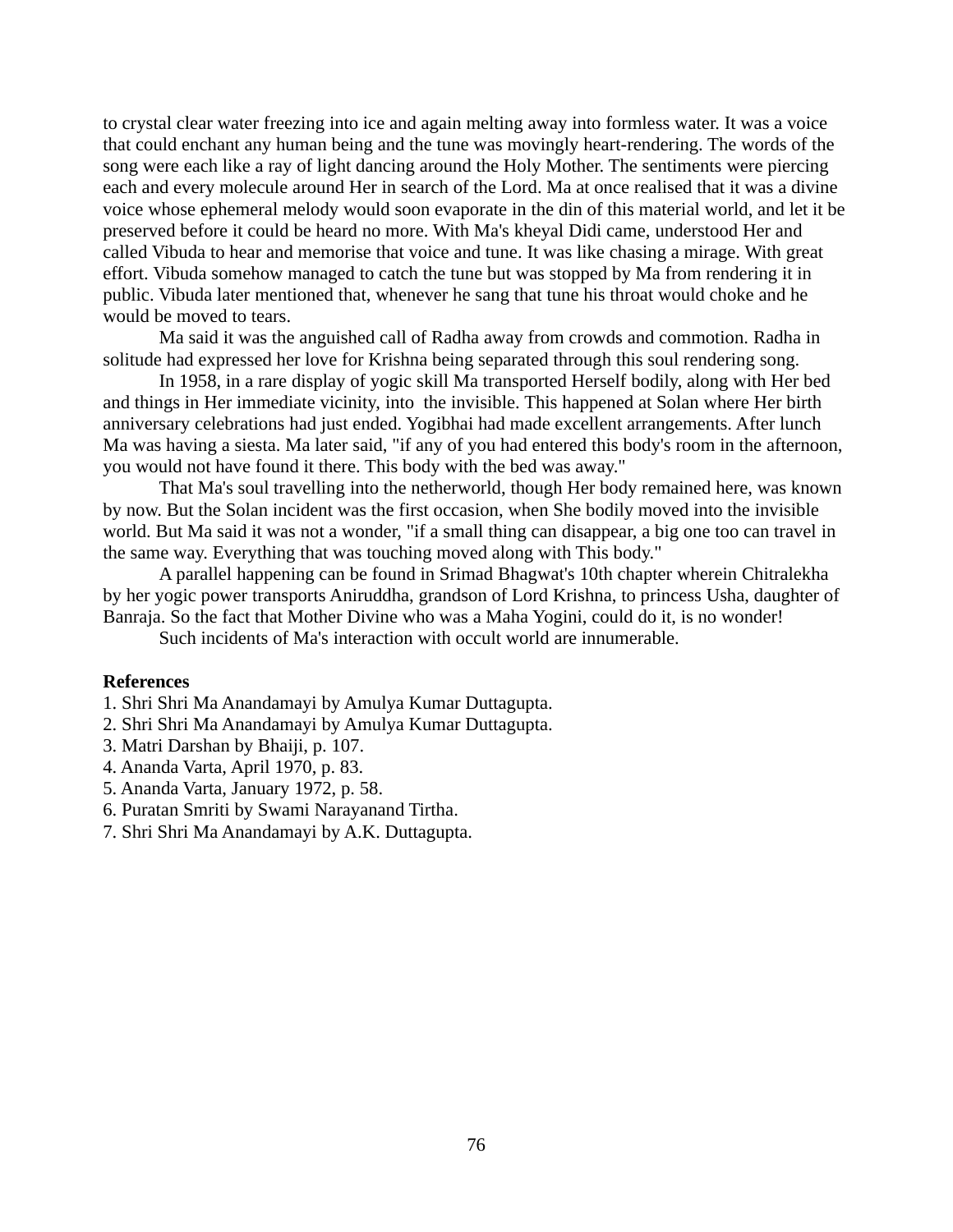to crystal clear water freezing into ice and again melting away into formless water. It was a voice that could enchant any human being and the tune was movingly heart-rendering. The words of the song were each like a ray of light dancing around the Holy Mother. The sentiments were piercing each and every molecule around Her in search of the Lord. Ma at once realised that it was a divine voice whose ephemeral melody would soon evaporate in the din of this material world, and let it be preserved before it could be heard no more. With Ma's kheyal Didi came, understood Her and called Vibuda to hear and memorise that voice and tune. It was like chasing a mirage. With great effort. Vibuda somehow managed to catch the tune but was stopped by Ma from rendering it in public. Vibuda later mentioned that, whenever he sang that tune his throat would choke and he would be moved to tears.

Ma said it was the anguished call of Radha away from crowds and commotion. Radha in solitude had expressed her love for Krishna being separated through this soul rendering song.

In 1958, in a rare display of yogic skill Ma transported Herself bodily, along with Her bed and things in Her immediate vicinity, into the invisible. This happened at Solan where Her birth anniversary celebrations had just ended. Yogibhai had made excellent arrangements. After lunch Ma was having a siesta. Ma later said, "if any of you had entered this body's room in the afternoon, you would not have found it there. This body with the bed was away."

That Ma's soul travelling into the netherworld, though Her body remained here, was known by now. But the Solan incident was the first occasion, when She bodily moved into the invisible world. But Ma said it was not a wonder, "if a small thing can disappear, a big one too can travel in the same way. Everything that was touching moved along with This body."

A parallel happening can be found in Srimad Bhagwat's 10th chapter wherein Chitralekha by her yogic power transports Aniruddha, grandson of Lord Krishna, to princess Usha, daughter of Banraja. So the fact that Mother Divine who was a Maha Yogini, could do it, is no wonder!

Such incidents of Ma's interaction with occult world are innumerable.

**References**

1. Shri Shri Ma Anandamayi by Amulya Kumar Duttagupta.
2. Shri Shri Ma Anandamayi by Amulya Kumar Duttagupta.
3. Matri Darshan by Bhaiji, p. 107.
4. Ananda Varta, April 1970, p. 83.
5. Ananda Varta, January 1972, p. 58.
6. Puratan Smriti by Swami Narayanand Tirtha.
7. Shri Shri Ma Anandamayi by A.K. Duttagupta.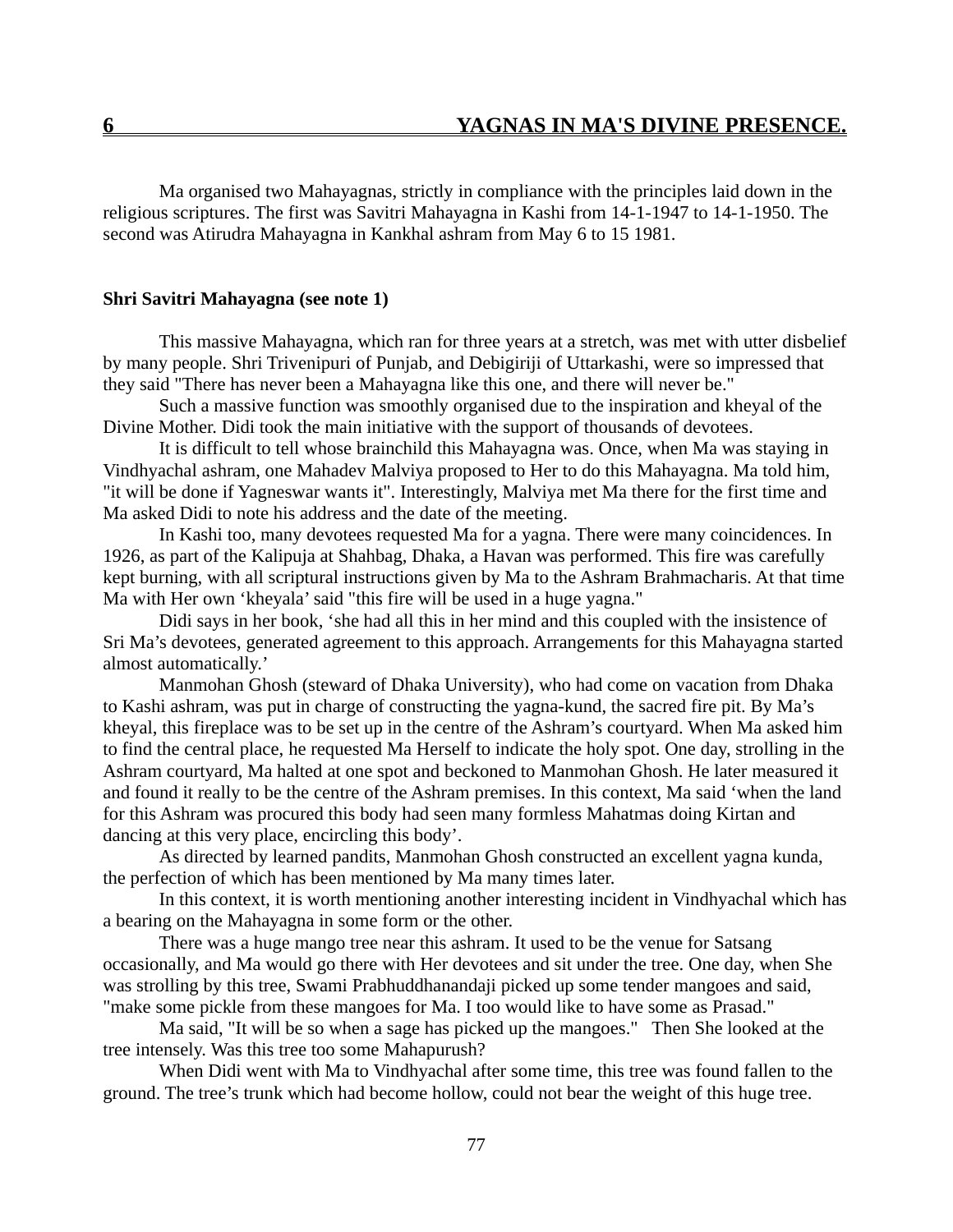# 6 YAGNAS IN MA'S DIVINE PRESENCE.

Ma organised two Mahayagnas, strictly in compliance with the principles laid down in the religious scriptures. The first was Savitri Mahayagna in Kashi from 14-1-1947 to 14-1-1950. The second was Atirudra Mahayagna in Kankhal ashram from May 6 to 15 1981.

**Shri Savitri Mahayagna (see note 1)**

This massive Mahayagna, which ran for three years at a stretch, was met with utter disbelief by many people. Shri Trivenipuri of Punjab, and Debigiriji of Uttarkashi, were so impressed that they said "There has never been a Mahayagna like this one, and there will never be."

Such a massive function was smoothly organised due to the inspiration and kheyal of the Divine Mother. Didi took the main initiative with the support of thousands of devotees.

It is difficult to tell whose brainchild this Mahayagna was. Once, when Ma was staying in Vindhyachal ashram, one Mahadev Malviya proposed to Her to do this Mahayagna. Ma told him, "it will be done if Yagneswar wants it". Interestingly, Malviya met Ma there for the first time and Ma asked Didi to note his address and the date of the meeting.

In Kashi too, many devotees requested Ma for a yagna. There were many coincidences. In 1926, as part of the Kalipuja at Shahbag, Dhaka, a Havan was performed. This fire was carefully kept burning, with all scriptural instructions given by Ma to the Ashram Brahmacharis. At that time Ma with Her own 'kheyala' said "this fire will be used in a huge yagna."

Didi says in her book, 'she had all this in her mind and this coupled with the insistence of Sri Ma's devotees, generated agreement to this approach. Arrangements for this Mahayagna started almost automatically.'

Manmohan Ghosh (steward of Dhaka University), who had come on vacation from Dhaka to Kashi ashram, was put in charge of constructing the yagna-kund, the sacred fire pit. By Ma's kheyal, this fireplace was to be set up in the centre of the Ashram's courtyard. When Ma asked him to find the central place, he requested Ma Herself to indicate the holy spot. One day, strolling in the Ashram courtyard, Ma halted at one spot and beckoned to Manmohan Ghosh. He later measured it and found it really to be the centre of the Ashram premises. In this context, Ma said 'when the land for this Ashram was procured this body had seen many formless Mahatmas doing Kirtan and dancing at this very place, encircling this body'.

As directed by learned pandits, Manmohan Ghosh constructed an excellent yagna kunda, the perfection of which has been mentioned by Ma many times later.

In this context, it is worth mentioning another interesting incident in Vindhyachal which has a bearing on the Mahayagna in some form or the other.

There was a huge mango tree near this ashram. It used to be the venue for Satsang occasionally, and Ma would go there with Her devotees and sit under the tree. One day, when She was strolling by this tree, Swami Prabhuddhanandaji picked up some tender mangoes and said, "make some pickle from these mangoes for Ma. I too would like to have some as Prasad."

Ma said, "It will be so when a sage has picked up the mangoes." Then She looked at the tree intensely. Was this tree too some Mahapurush?

When Didi went with Ma to Vindhyachal after some time, this tree was found fallen to the ground. The tree's trunk which had become hollow, could not bear the weight of this huge tree.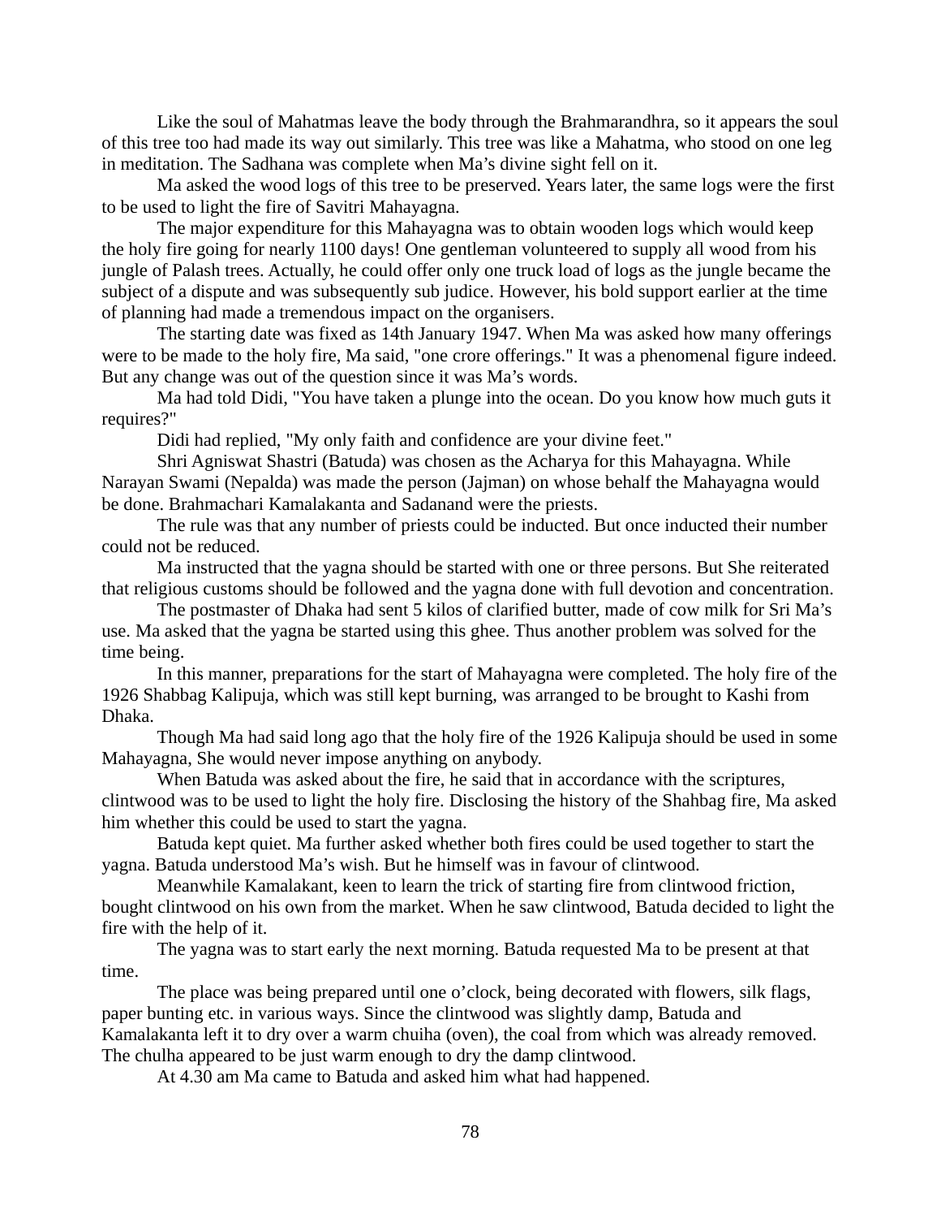Like the soul of Mahatmas leave the body through the Brahmarandhra, so it appears the soul of this tree too had made its way out similarly. This tree was like a Mahatma, who stood on one leg in meditation. The Sadhana was complete when Ma's divine sight fell on it.

Ma asked the wood logs of this tree to be preserved. Years later, the same logs were the first to be used to light the fire of Savitri Mahayagna.

The major expenditure for this Mahayagna was to obtain wooden logs which would keep the holy fire going for nearly 1100 days! One gentleman volunteered to supply all wood from his jungle of Palash trees. Actually, he could offer only one truck load of logs as the jungle became the subject of a dispute and was subsequently sub judice. However, his bold support earlier at the time of planning had made a tremendous impact on the organisers.

The starting date was fixed as 14th January 1947. When Ma was asked how many offerings were to be made to the holy fire, Ma said, "one crore offerings." It was a phenomenal figure indeed. But any change was out of the question since it was Ma's words.

Ma had told Didi, "You have taken a plunge into the ocean. Do you know how much guts it requires?"

Didi had replied, "My only faith and confidence are your divine feet."

Shri Agniswat Shastri (Batuda) was chosen as the Acharya for this Mahayagna. While Narayan Swami (Nepalda) was made the person (Jajman) on whose behalf the Mahayagna would be done. Brahmachari Kamalakanta and Sadanand were the priests.

The rule was that any number of priests could be inducted. But once inducted their number could not be reduced.

Ma instructed that the yagna should be started with one or three persons. But She reiterated that religious customs should be followed and the yagna done with full devotion and concentration.

The postmaster of Dhaka had sent 5 kilos of clarified butter, made of cow milk for Sri Ma's use. Ma asked that the yagna be started using this ghee. Thus another problem was solved for the time being.

In this manner, preparations for the start of Mahayagna were completed. The holy fire of the 1926 Shabbag Kalipuja, which was still kept burning, was arranged to be brought to Kashi from Dhaka.

Though Ma had said long ago that the holy fire of the 1926 Kalipuja should be used in some Mahayagna, She would never impose anything on anybody.

When Batuda was asked about the fire, he said that in accordance with the scriptures, clintwood was to be used to light the holy fire. Disclosing the history of the Shahbag fire, Ma asked him whether this could be used to start the yagna.

Batuda kept quiet. Ma further asked whether both fires could be used together to start the yagna. Batuda understood Ma's wish. But he himself was in favour of clintwood.

Meanwhile Kamalakant, keen to learn the trick of starting fire from clintwood friction, bought clintwood on his own from the market. When he saw clintwood, Batuda decided to light the fire with the help of it.

The yagna was to start early the next morning. Batuda requested Ma to be present at that time.

The place was being prepared until one o'clock, being decorated with flowers, silk flags, paper bunting etc. in various ways. Since the clintwood was slightly damp, Batuda and Kamalakanta left it to dry over a warm chuiha (oven), the coal from which was already removed. The chulha appeared to be just warm enough to dry the damp clintwood.

At 4.30 am Ma came to Batuda and asked him what had happened.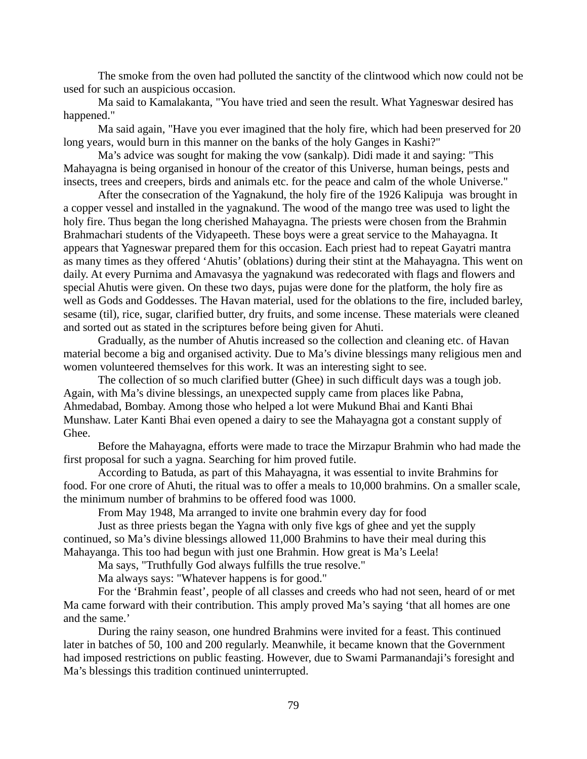The smoke from the oven had polluted the sanctity of the clintwood which now could not be used for such an auspicious occasion.

Ma said to Kamalakanta, "You have tried and seen the result. What Yagneswar desired has happened."

Ma said again, "Have you ever imagined that the holy fire, which had been preserved for 20 long years, would burn in this manner on the banks of the holy Ganges in Kashi?"

Ma's advice was sought for making the vow (sankalp). Didi made it and saying: "This Mahayagna is being organised in honour of the creator of this Universe, human beings, pests and insects, trees and creepers, birds and animals etc. for the peace and calm of the whole Universe."

After the consecration of the Yagnakund, the holy fire of the 1926 Kalipuja was brought in a copper vessel and installed in the yagnakund. The wood of the mango tree was used to light the holy fire. Thus began the long cherished Mahayagna. The priests were chosen from the Brahmin Brahmachari students of the Vidyapeeth. These boys were a great service to the Mahayagna. It appears that Yagneswar prepared them for this occasion. Each priest had to repeat Gayatri mantra as many times as they offered 'Ahutis' (oblations) during their stint at the Mahayagna. This went on daily. At every Purnima and Amavasya the yagnakund was redecorated with flags and flowers and special Ahutis were given. On these two days, pujas were done for the platform, the holy fire as well as Gods and Goddesses. The Havan material, used for the oblations to the fire, included barley, sesame (til), rice, sugar, clarified butter, dry fruits, and some incense. These materials were cleaned and sorted out as stated in the scriptures before being given for Ahuti.

Gradually, as the number of Ahutis increased so the collection and cleaning etc. of Havan material become a big and organised activity. Due to Ma's divine blessings many religious men and women volunteered themselves for this work. It was an interesting sight to see.

The collection of so much clarified butter (Ghee) in such difficult days was a tough job. Again, with Ma's divine blessings, an unexpected supply came from places like Pabna, Ahmedabad, Bombay. Among those who helped a lot were Mukund Bhai and Kanti Bhai Munshaw. Later Kanti Bhai even opened a dairy to see the Mahayagna got a constant supply of Ghee.

Before the Mahayagna, efforts were made to trace the Mirzapur Brahmin who had made the first proposal for such a yagna. Searching for him proved futile.

According to Batuda, as part of this Mahayagna, it was essential to invite Brahmins for food. For one crore of Ahuti, the ritual was to offer a meals to 10,000 brahmins. On a smaller scale, the minimum number of brahmins to be offered food was 1000.

From May 1948, Ma arranged to invite one brahmin every day for food

Just as three priests began the Yagna with only five kgs of ghee and yet the supply continued, so Ma's divine blessings allowed 11,000 Brahmins to have their meal during this Mahayanga. This too had begun with just one Brahmin. How great is Ma's Leela!

Ma says, "Truthfully God always fulfills the true resolve."

Ma always says: "Whatever happens is for good."

For the 'Brahmin feast', people of all classes and creeds who had not seen, heard of or met Ma came forward with their contribution. This amply proved Ma's saying 'that all homes are one and the same.'

During the rainy season, one hundred Brahmins were invited for a feast. This continued later in batches of 50, 100 and 200 regularly. Meanwhile, it became known that the Government had imposed restrictions on public feasting. However, due to Swami Parmanandaji's foresight and Ma's blessings this tradition continued uninterrupted.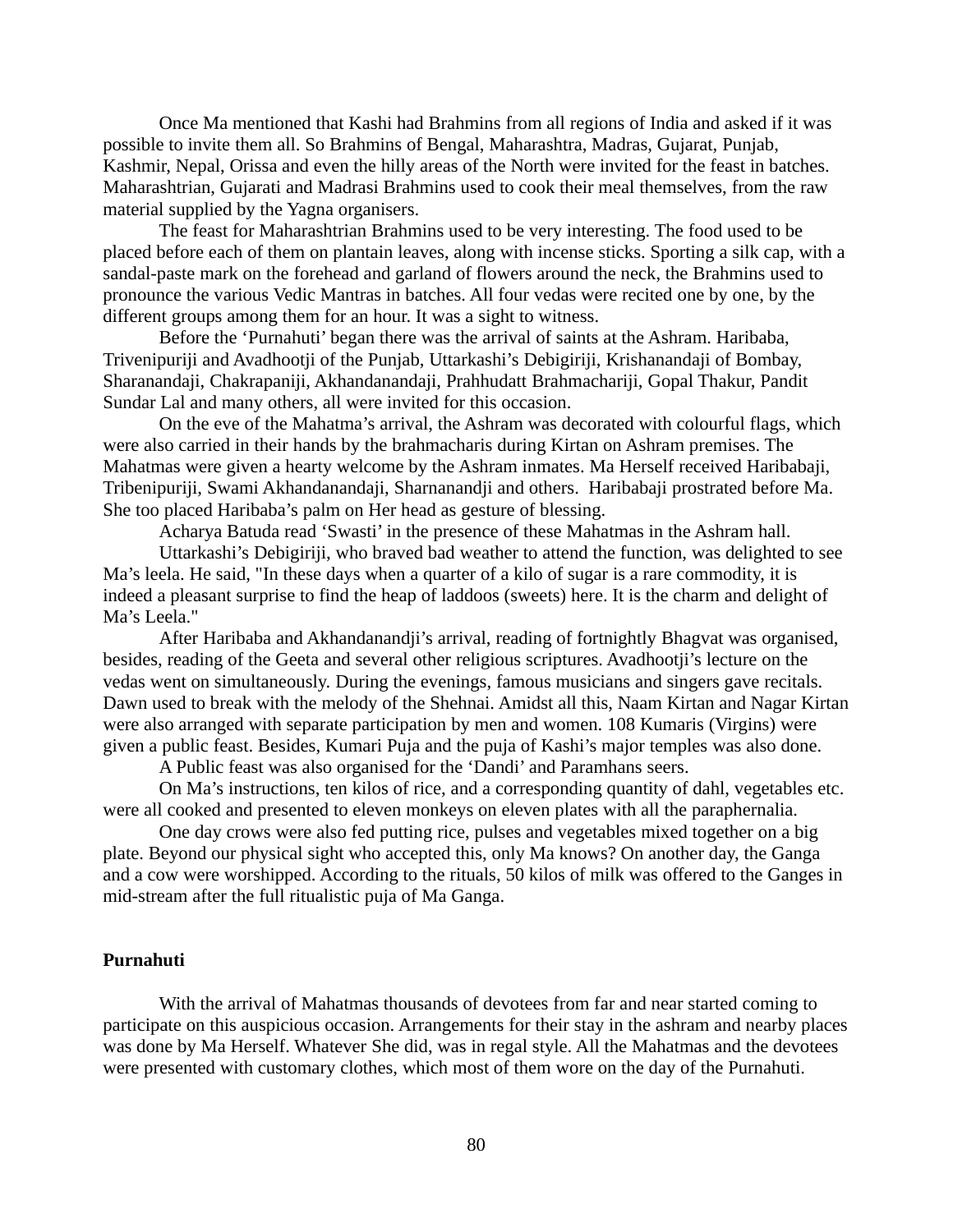Once Ma mentioned that Kashi had Brahmins from all regions of India and asked if it was possible to invite them all. So Brahmins of Bengal, Maharashtra, Madras, Gujarat, Punjab, Kashmir, Nepal, Orissa and even the hilly areas of the North were invited for the feast in batches. Maharashtrian, Gujarati and Madrasi Brahmins used to cook their meal themselves, from the raw material supplied by the Yagna organisers.

The feast for Maharashtrian Brahmins used to be very interesting. The food used to be placed before each of them on plantain leaves, along with incense sticks. Sporting a silk cap, with a sandal-paste mark on the forehead and garland of flowers around the neck, the Brahmins used to pronounce the various Vedic Mantras in batches. All four vedas were recited one by one, by the different groups among them for an hour. It was a sight to witness.

Before the 'Purnahuti' began there was the arrival of saints at the Ashram. Haribaba, Trivenipuriji and Avadhootji of the Punjab, Uttarkashi's Debigiriji, Krishanandaji of Bombay, Sharanandaji, Chakrapaniji, Akhandanandaji, Prahhudatt Brahmachariji, Gopal Thakur, Pandit Sundar Lal and many others, all were invited for this occasion.

On the eve of the Mahatma's arrival, the Ashram was decorated with colourful flags, which were also carried in their hands by the brahmacharis during Kirtan on Ashram premises. The Mahatmas were given a hearty welcome by the Ashram inmates. Ma Herself received Haribabaji, Tribenipuriji, Swami Akhandanandaji, Sharnanandji and others. Haribabaji prostrated before Ma. She too placed Haribaba's palm on Her head as gesture of blessing.

Acharya Batuda read 'Swasti' in the presence of these Mahatmas in the Ashram hall.

Uttarkashi's Debigiriji, who braved bad weather to attend the function, was delighted to see Ma's leela. He said, "In these days when a quarter of a kilo of sugar is a rare commodity, it is indeed a pleasant surprise to find the heap of laddoos (sweets) here. It is the charm and delight of Ma's Leela."

After Haribaba and Akhandanandji's arrival, reading of fortnightly Bhagvat was organised, besides, reading of the Geeta and several other religious scriptures. Avadhootji's lecture on the vedas went on simultaneously. During the evenings, famous musicians and singers gave recitals. Dawn used to break with the melody of the Shehnai. Amidst all this, Naam Kirtan and Nagar Kirtan were also arranged with separate participation by men and women. 108 Kumaris (Virgins) were given a public feast. Besides, Kumari Puja and the puja of Kashi's major temples was also done.

A Public feast was also organised for the 'Dandi' and Paramhans seers.

On Ma's instructions, ten kilos of rice, and a corresponding quantity of dahl, vegetables etc. were all cooked and presented to eleven monkeys on eleven plates with all the paraphernalia.

One day crows were also fed putting rice, pulses and vegetables mixed together on a big plate. Beyond our physical sight who accepted this, only Ma knows? On another day, the Ganga and a cow were worshipped. According to the rituals, 50 kilos of milk was offered to the Ganges in mid-stream after the full ritualistic puja of Ma Ganga.

**Purnahuti**

With the arrival of Mahatmas thousands of devotees from far and near started coming to participate on this auspicious occasion. Arrangements for their stay in the ashram and nearby places was done by Ma Herself. Whatever She did, was in regal style. All the Mahatmas and the devotees were presented with customary clothes, which most of them wore on the day of the Purnahuti.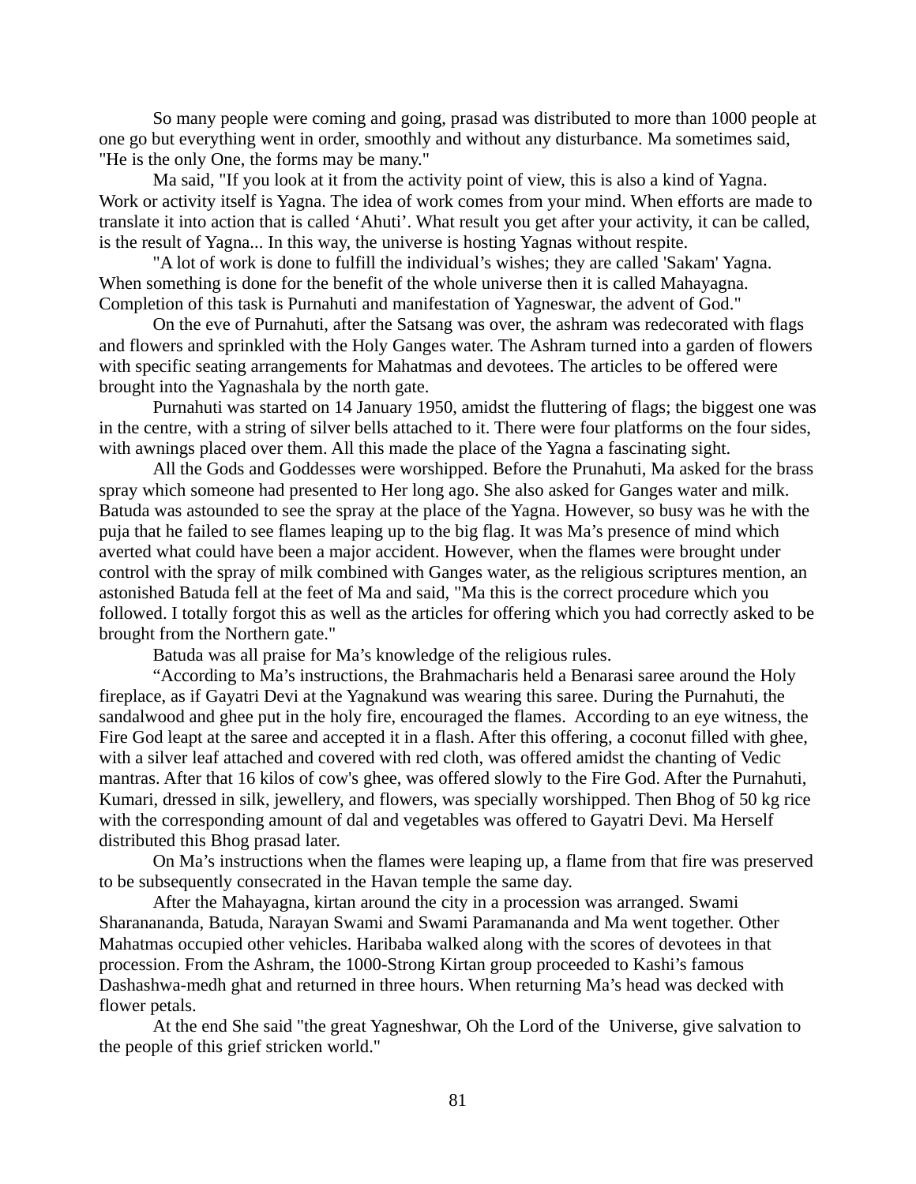So many people were coming and going, prasad was distributed to more than 1000 people at one go but everything went in order, smoothly and without any disturbance. Ma sometimes said, "He is the only One, the forms may be many."

Ma said, "If you look at it from the activity point of view, this is also a kind of Yagna. Work or activity itself is Yagna. The idea of work comes from your mind. When efforts are made to translate it into action that is called 'Ahuti'. What result you get after your activity, it can be called, is the result of Yagna... In this way, the universe is hosting Yagnas without respite.

"A lot of work is done to fulfill the individual's wishes; they are called 'Sakam' Yagna. When something is done for the benefit of the whole universe then it is called Mahayagna. Completion of this task is Purnahuti and manifestation of Yagneswar, the advent of God."

On the eve of Purnahuti, after the Satsang was over, the ashram was redecorated with flags and flowers and sprinkled with the Holy Ganges water. The Ashram turned into a garden of flowers with specific seating arrangements for Mahatmas and devotees. The articles to be offered were brought into the Yagnashala by the north gate.

Purnahuti was started on 14 January 1950, amidst the fluttering of flags; the biggest one was in the centre, with a string of silver bells attached to it. There were four platforms on the four sides, with awnings placed over them. All this made the place of the Yagna a fascinating sight.

All the Gods and Goddesses were worshipped. Before the Prunahuti, Ma asked for the brass spray which someone had presented to Her long ago. She also asked for Ganges water and milk. Batuda was astounded to see the spray at the place of the Yagna. However, so busy was he with the puja that he failed to see flames leaping up to the big flag. It was Ma's presence of mind which averted what could have been a major accident. However, when the flames were brought under control with the spray of milk combined with Ganges water, as the religious scriptures mention, an astonished Batuda fell at the feet of Ma and said, "Ma this is the correct procedure which you followed. I totally forgot this as well as the articles for offering which you had correctly asked to be brought from the Northern gate."

Batuda was all praise for Ma's knowledge of the religious rules.

"According to Ma's instructions, the Brahmacharis held a Benarasi saree around the Holy fireplace, as if Gayatri Devi at the Yagnakund was wearing this saree. During the Purnahuti, the sandalwood and ghee put in the holy fire, encouraged the flames. According to an eye witness, the Fire God leapt at the saree and accepted it in a flash. After this offering, a coconut filled with ghee, with a silver leaf attached and covered with red cloth, was offered amidst the chanting of Vedic mantras. After that 16 kilos of cow's ghee, was offered slowly to the Fire God. After the Purnahuti, Kumari, dressed in silk, jewellery, and flowers, was specially worshipped. Then Bhog of 50 kg rice with the corresponding amount of dal and vegetables was offered to Gayatri Devi. Ma Herself distributed this Bhog prasad later.

On Ma's instructions when the flames were leaping up, a flame from that fire was preserved to be subsequently consecrated in the Havan temple the same day.

After the Mahayagna, kirtan around the city in a procession was arranged. Swami Sharanananda, Batuda, Narayan Swami and Swami Paramananda and Ma went together. Other Mahatmas occupied other vehicles. Haribaba walked along with the scores of devotees in that procession. From the Ashram, the 1000-Strong Kirtan group proceeded to Kashi's famous Dashashwa-medh ghat and returned in three hours. When returning Ma's head was decked with flower petals.

At the end She said "the great Yagneshwar, Oh the Lord of the Universe, give salvation to the people of this grief stricken world."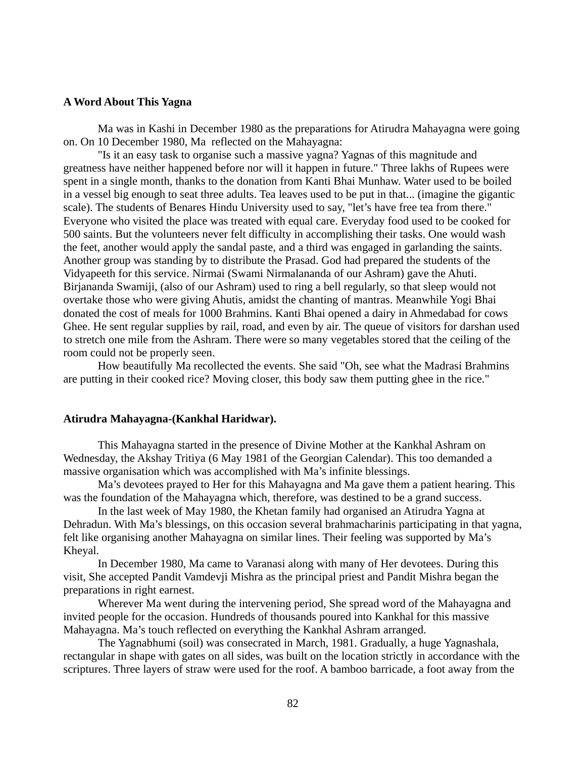**A Word About This Yagna**

Ma was in Kashi in December 1980 as the preparations for Atirudra Mahayagna were going on. On 10 December 1980, Ma reflected on the Mahayagna:

"Is it an easy task to organise such a massive yagna? Yagnas of this magnitude and greatness have neither happened before nor will it happen in future." Three lakhs of Rupees were spent in a single month, thanks to the donation from Kanti Bhai Munhaw. Water used to be boiled in a vessel big enough to seat three adults. Tea leaves used to be put in that... (imagine the gigantic scale). The students of Benares Hindu University used to say, "let's have free tea from there." Everyone who visited the place was treated with equal care. Everyday food used to be cooked for 500 saints. But the volunteers never felt difficulty in accomplishing their tasks. One would wash the feet, another would apply the sandal paste, and a third was engaged in garlanding the saints. Another group was standing by to distribute the Prasad. God had prepared the students of the Vidyapeeth for this service. Nirmai (Swami Nirmalananda of our Ashram) gave the Ahuti. Birjananda Swamiji, (also of our Ashram) used to ring a bell regularly, so that sleep would not overtake those who were giving Ahutis, amidst the chanting of mantras. Meanwhile Yogi Bhai donated the cost of meals for 1000 Brahmins. Kanti Bhai opened a dairy in Ahmedabad for cows Ghee. He sent regular supplies by rail, road, and even by air. The queue of visitors for darshan used to stretch one mile from the Ashram. There were so many vegetables stored that the ceiling of the room could not be properly seen.

How beautifully Ma recollected the events. She said "Oh, see what the Madrasi Brahmins are putting in their cooked rice? Moving closer, this body saw them putting ghee in the rice."

**Atirudra Mahayagna-(Kankhal Haridwar).**

This Mahayagna started in the presence of Divine Mother at the Kankhal Ashram on Wednesday, the Akshay Tritiya (6 May 1981 of the Georgian Calendar). This too demanded a massive organisation which was accomplished with Ma's infinite blessings.

Ma's devotees prayed to Her for this Mahayagna and Ma gave them a patient hearing. This was the foundation of the Mahayagna which, therefore, was destined to be a grand success.

In the last week of May 1980, the Khetan family had organised an Atirudra Yagna at Dehradun. With Ma's blessings, on this occasion several brahmacharinis participating in that yagna, felt like organising another Mahayagna on similar lines. Their feeling was supported by Ma's Kheyal.

In December 1980, Ma came to Varanasi along with many of Her devotees. During this visit, She accepted Pandit Vamdevji Mishra as the principal priest and Pandit Mishra began the preparations in right earnest.

Wherever Ma went during the intervening period, She spread word of the Mahayagna and invited people for the occasion. Hundreds of thousands poured into Kankhal for this massive Mahayagna. Ma's touch reflected on everything the Kankhal Ashram arranged.

The Yagnabhumi (soil) was consecrated in March, 1981. Gradually, a huge Yagnashala, rectangular in shape with gates on all sides, was built on the location strictly in accordance with the scriptures. Three layers of straw were used for the roof. A bamboo barricade, a foot away from the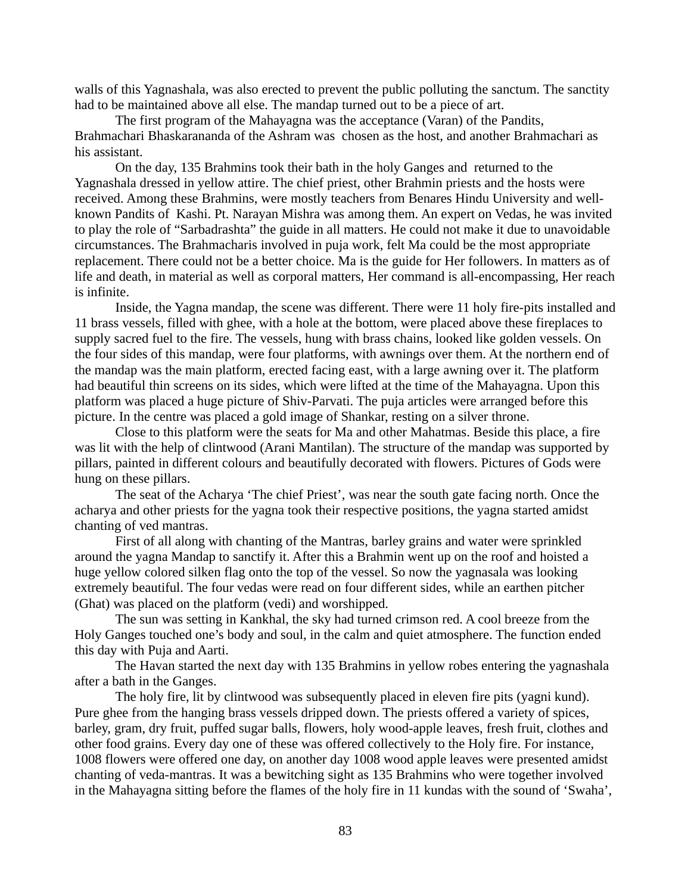walls of this Yagnashala, was also erected to prevent the public polluting the sanctum. The sanctity had to be maintained above all else. The mandap turned out to be a piece of art.

The first program of the Mahayagna was the acceptance (Varan) of the Pandits, Brahmachari Bhaskarananda of the Ashram was chosen as the host, and another Brahmachari as his assistant.

On the day, 135 Brahmins took their bath in the holy Ganges and returned to the Yagnashala dressed in yellow attire. The chief priest, other Brahmin priests and the hosts were received. Among these Brahmins, were mostly teachers from Benares Hindu University and well-known Pandits of Kashi. Pt. Narayan Mishra was among them. An expert on Vedas, he was invited to play the role of "Sarbadrashta" the guide in all matters. He could not make it due to unavoidable circumstances. The Brahmacharis involved in puja work, felt Ma could be the most appropriate replacement. There could not be a better choice. Ma is the guide for Her followers. In matters as of life and death, in material as well as corporal matters, Her command is all-encompassing, Her reach is infinite.

Inside, the Yagna mandap, the scene was different. There were 11 holy fire-pits installed and 11 brass vessels, filled with ghee, with a hole at the bottom, were placed above these fireplaces to supply sacred fuel to the fire. The vessels, hung with brass chains, looked like golden vessels. On the four sides of this mandap, were four platforms, with awnings over them. At the northern end of the mandap was the main platform, erected facing east, with a large awning over it. The platform had beautiful thin screens on its sides, which were lifted at the time of the Mahayagna. Upon this platform was placed a huge picture of Shiv-Parvati. The puja articles were arranged before this picture. In the centre was placed a gold image of Shankar, resting on a silver throne.

Close to this platform were the seats for Ma and other Mahatmas. Beside this place, a fire was lit with the help of clintwood (Arani Mantilan). The structure of the mandap was supported by pillars, painted in different colours and beautifully decorated with flowers. Pictures of Gods were hung on these pillars.

The seat of the Acharya 'The chief Priest', was near the south gate facing north. Once the acharya and other priests for the yagna took their respective positions, the yagna started amidst chanting of ved mantras.

First of all along with chanting of the Mantras, barley grains and water were sprinkled around the yagna Mandap to sanctify it. After this a Brahmin went up on the roof and hoisted a huge yellow colored silken flag onto the top of the vessel. So now the yagnasala was looking extremely beautiful. The four vedas were read on four different sides, while an earthen pitcher (Ghat) was placed on the platform (vedi) and worshipped.

The sun was setting in Kankhal, the sky had turned crimson red. A cool breeze from the Holy Ganges touched one's body and soul, in the calm and quiet atmosphere. The function ended this day with Puja and Aarti.

The Havan started the next day with 135 Brahmins in yellow robes entering the yagnashala after a bath in the Ganges.

The holy fire, lit by clintwood was subsequently placed in eleven fire pits (yagni kund). Pure ghee from the hanging brass vessels dripped down. The priests offered a variety of spices, barley, gram, dry fruit, puffed sugar balls, flowers, holy wood-apple leaves, fresh fruit, clothes and other food grains. Every day one of these was offered collectively to the Holy fire. For instance, 1008 flowers were offered one day, on another day 1008 wood apple leaves were presented amidst chanting of veda-mantras. It was a bewitching sight as 135 Brahmins who were together involved in the Mahayagna sitting before the flames of the holy fire in 11 kundas with the sound of 'Swaha',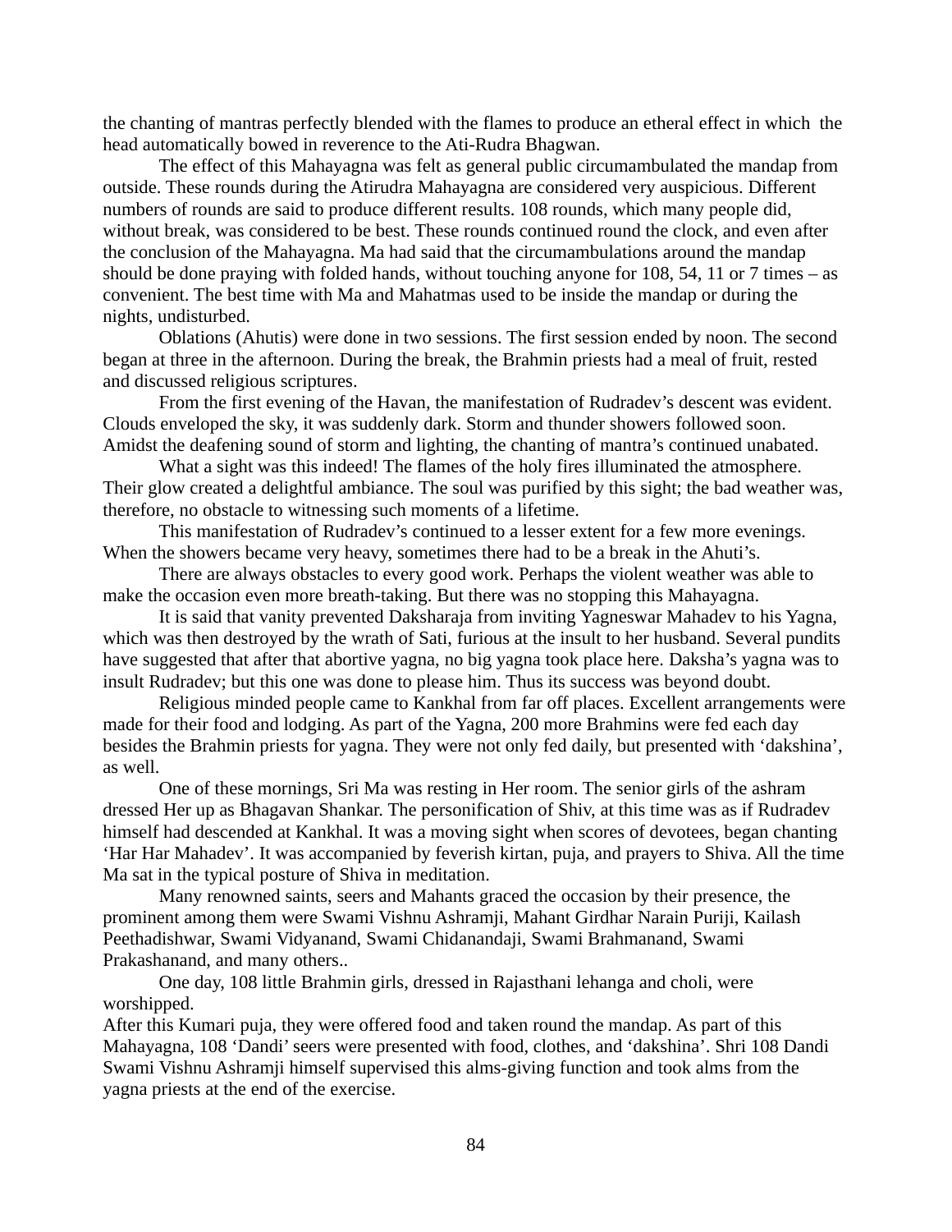the chanting of mantras perfectly blended with the flames to produce an etheral effect in which the head automatically bowed in reverence to the Ati-Rudra Bhagwan.

The effect of this Mahayagna was felt as general public circumambulated the mandap from outside. These rounds during the Atirudra Mahayagna are considered very auspicious. Different numbers of rounds are said to produce different results. 108 rounds, which many people did, without break, was considered to be best. These rounds continued round the clock, and even after the conclusion of the Mahayagna. Ma had said that the circumambulations around the mandap should be done praying with folded hands, without touching anyone for 108, 54, 11 or 7 times – as convenient. The best time with Ma and Mahatmas used to be inside the mandap or during the nights, undisturbed.

Oblations (Ahutis) were done in two sessions. The first session ended by noon. The second began at three in the afternoon. During the break, the Brahmin priests had a meal of fruit, rested and discussed religious scriptures.

From the first evening of the Havan, the manifestation of Rudradev's descent was evident. Clouds enveloped the sky, it was suddenly dark. Storm and thunder showers followed soon. Amidst the deafening sound of storm and lighting, the chanting of mantra's continued unabated.

What a sight was this indeed! The flames of the holy fires illuminated the atmosphere. Their glow created a delightful ambiance. The soul was purified by this sight; the bad weather was, therefore, no obstacle to witnessing such moments of a lifetime.

This manifestation of Rudradev's continued to a lesser extent for a few more evenings. When the showers became very heavy, sometimes there had to be a break in the Ahuti's.

There are always obstacles to every good work. Perhaps the violent weather was able to make the occasion even more breath-taking. But there was no stopping this Mahayagna.

It is said that vanity prevented Daksharaja from inviting Yagneswar Mahadev to his Yagna, which was then destroyed by the wrath of Sati, furious at the insult to her husband. Several pundits have suggested that after that abortive yagna, no big yagna took place here. Daksha's yagna was to insult Rudradev; but this one was done to please him. Thus its success was beyond doubt.

Religious minded people came to Kankhal from far off places. Excellent arrangements were made for their food and lodging. As part of the Yagna, 200 more Brahmins were fed each day besides the Brahmin priests for yagna. They were not only fed daily, but presented with 'dakshina', as well.

One of these mornings, Sri Ma was resting in Her room. The senior girls of the ashram dressed Her up as Bhagavan Shankar. The personification of Shiv, at this time was as if Rudradev himself had descended at Kankhal. It was a moving sight when scores of devotees, began chanting 'Har Har Mahadev'. It was accompanied by feverish kirtan, puja, and prayers to Shiva. All the time Ma sat in the typical posture of Shiva in meditation.

Many renowned saints, seers and Mahants graced the occasion by their presence, the prominent among them were Swami Vishnu Ashramji, Mahant Girdhar Narain Puriji, Kailash Peethadishwar, Swami Vidyanand, Swami Chidanandaji, Swami Brahmanand, Swami Prakashanand, and many others..

One day, 108 little Brahmin girls, dressed in Rajasthani lehanga and choli, were worshipped.

After this Kumari puja, they were offered food and taken round the mandap. As part of this Mahayagna, 108 'Dandi' seers were presented with food, clothes, and 'dakshina'. Shri 108 Dandi Swami Vishnu Ashramji himself supervised this alms-giving function and took alms from the yagna priests at the end of the exercise.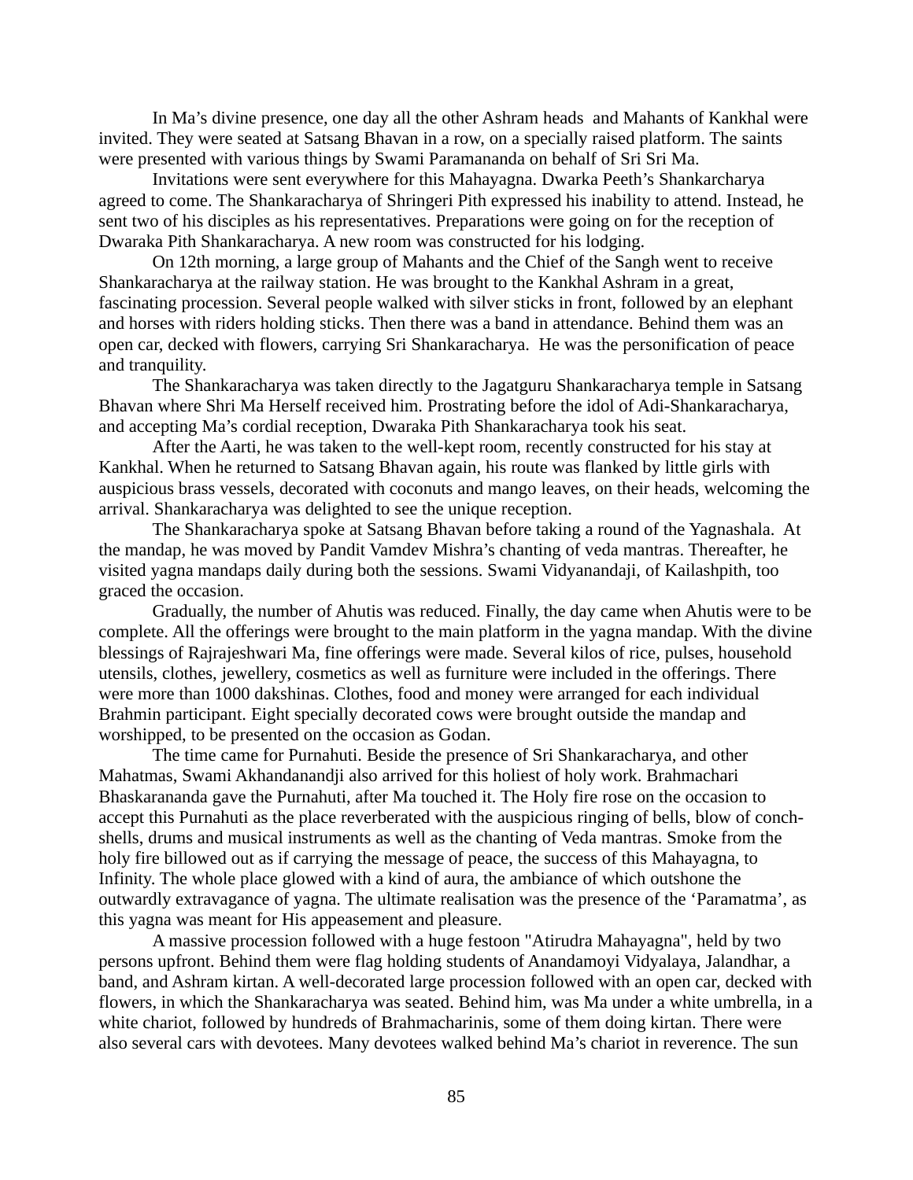In Ma's divine presence, one day all the other Ashram heads and Mahants of Kankhal were invited. They were seated at Satsang Bhavan in a row, on a specially raised platform. The saints were presented with various things by Swami Paramananda on behalf of Sri Sri Ma.

Invitations were sent everywhere for this Mahayagna. Dwarka Peeth's Shankarcharya agreed to come. The Shankaracharya of Shringeri Pith expressed his inability to attend. Instead, he sent two of his disciples as his representatives. Preparations were going on for the reception of Dwaraka Pith Shankaracharya. A new room was constructed for his lodging.

On 12th morning, a large group of Mahants and the Chief of the Sangh went to receive Shankaracharya at the railway station. He was brought to the Kankhal Ashram in a great, fascinating procession. Several people walked with silver sticks in front, followed by an elephant and horses with riders holding sticks. Then there was a band in attendance. Behind them was an open car, decked with flowers, carrying Sri Shankaracharya. He was the personification of peace and tranquility.

The Shankaracharya was taken directly to the Jagatguru Shankaracharya temple in Satsang Bhavan where Shri Ma Herself received him. Prostrating before the idol of Adi-Shankaracharya, and accepting Ma's cordial reception, Dwaraka Pith Shankaracharya took his seat.

After the Aarti, he was taken to the well-kept room, recently constructed for his stay at Kankhal. When he returned to Satsang Bhavan again, his route was flanked by little girls with auspicious brass vessels, decorated with coconuts and mango leaves, on their heads, welcoming the arrival. Shankaracharya was delighted to see the unique reception.

The Shankaracharya spoke at Satsang Bhavan before taking a round of the Yagnashala. At the mandap, he was moved by Pandit Vamdev Mishra's chanting of veda mantras. Thereafter, he visited yagna mandaps daily during both the sessions. Swami Vidyanandaji, of Kailashpith, too graced the occasion.

Gradually, the number of Ahutis was reduced. Finally, the day came when Ahutis were to be complete. All the offerings were brought to the main platform in the yagna mandap. With the divine blessings of Rajrajeshwari Ma, fine offerings were made. Several kilos of rice, pulses, household utensils, clothes, jewellery, cosmetics as well as furniture were included in the offerings. There were more than 1000 dakshinas. Clothes, food and money were arranged for each individual Brahmin participant. Eight specially decorated cows were brought outside the mandap and worshipped, to be presented on the occasion as Godan.

The time came for Purnahuti. Beside the presence of Sri Shankaracharya, and other Mahatmas, Swami Akhandanandji also arrived for this holiest of holy work. Brahmachari Bhaskarananda gave the Purnahuti, after Ma touched it. The Holy fire rose on the occasion to accept this Purnahuti as the place reverberated with the auspicious ringing of bells, blow of conch-shells, drums and musical instruments as well as the chanting of Veda mantras. Smoke from the holy fire billowed out as if carrying the message of peace, the success of this Mahayagna, to Infinity. The whole place glowed with a kind of aura, the ambiance of which outshone the outwardly extravagance of yagna. The ultimate realisation was the presence of the 'Paramatma', as this yagna was meant for His appeasement and pleasure.

A massive procession followed with a huge festoon "Atirudra Mahayagna", held by two persons upfront. Behind them were flag holding students of Anandamoyi Vidyalaya, Jalandhar, a band, and Ashram kirtan. A well-decorated large procession followed with an open car, decked with flowers, in which the Shankaracharya was seated. Behind him, was Ma under a white umbrella, in a white chariot, followed by hundreds of Brahmacharinis, some of them doing kirtan. There were also several cars with devotees. Many devotees walked behind Ma's chariot in reverence. The sun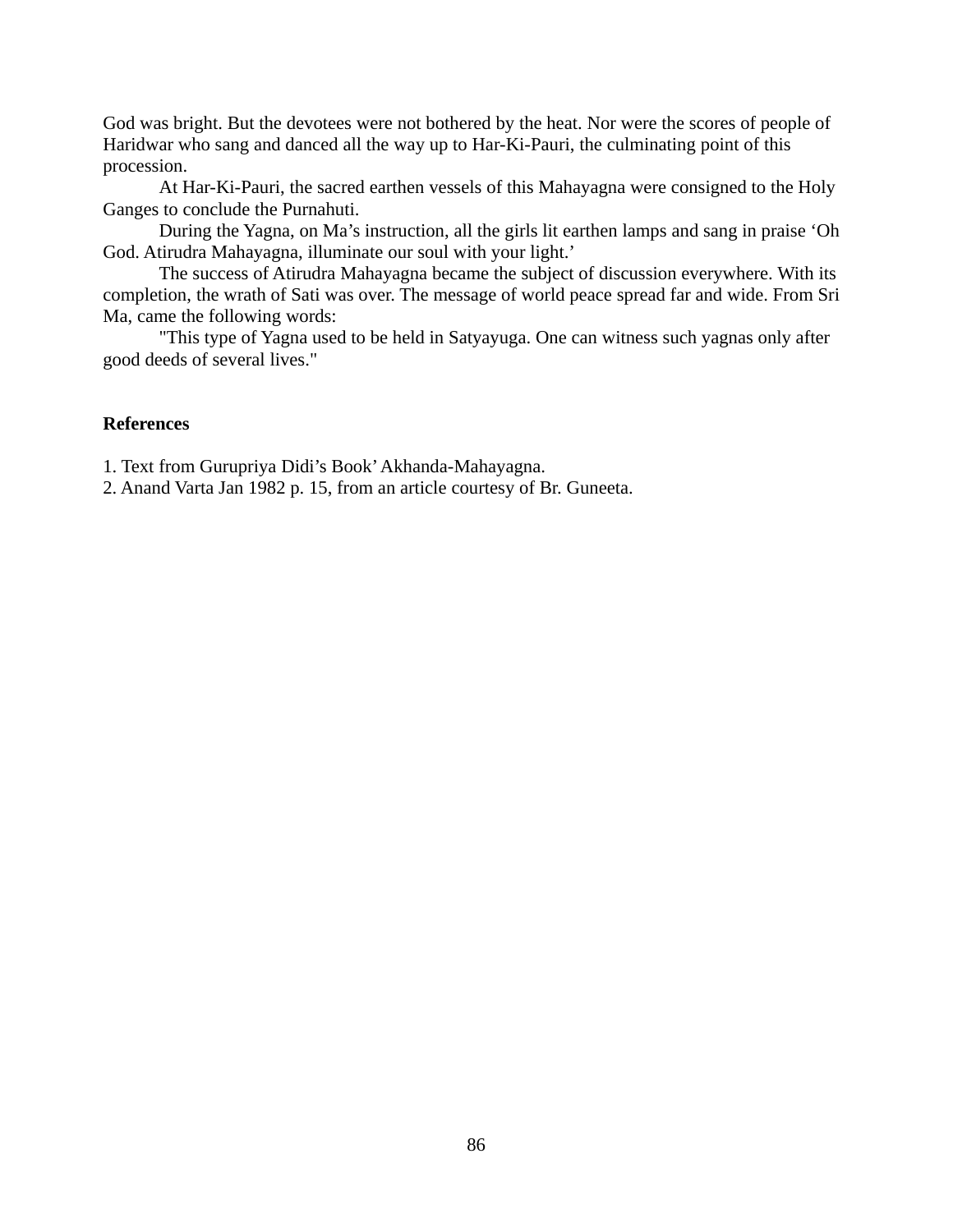God was bright. But the devotees were not bothered by the heat. Nor were the scores of people of Haridwar who sang and danced all the way up to Har-Ki-Pauri, the culminating point of this procession.

At Har-Ki-Pauri, the sacred earthen vessels of this Mahayagna were consigned to the Holy Ganges to conclude the Purnahuti.

During the Yagna, on Ma's instruction, all the girls lit earthen lamps and sang in praise 'Oh God. Atirudra Mahayagna, illuminate our soul with your light.'

The success of Atirudra Mahayagna became the subject of discussion everywhere. With its completion, the wrath of Sati was over. The message of world peace spread far and wide. From Sri Ma, came the following words:

"This type of Yagna used to be held in Satyayuga. One can witness such yagnas only after good deeds of several lives."

## References

1. Text from Gurupriya Didi's Book' Akhanda-Mahayagna.
2. Anand Varta Jan 1982 p. 15, from an article courtesy of Br. Guneeta.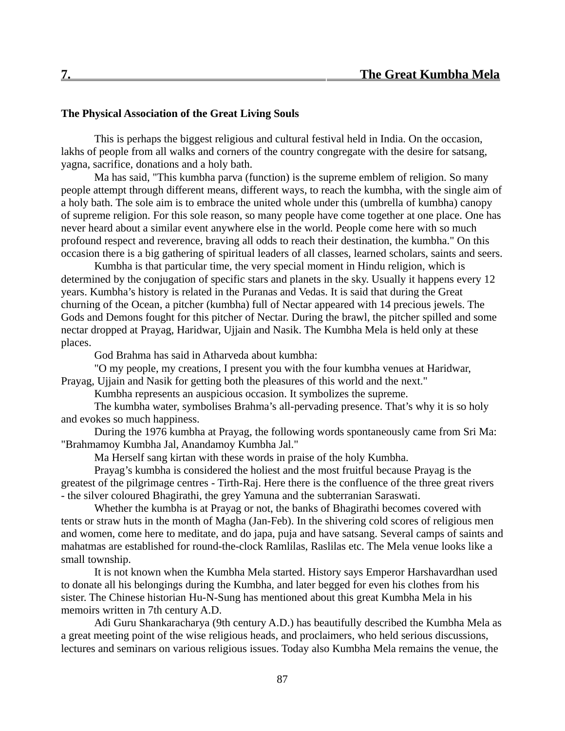## 7. The Great Kumbha Mela

### The Physical Association of the Great Living Souls

This is perhaps the biggest religious and cultural festival held in India. On the occasion, lakhs of people from all walks and corners of the country congregate with the desire for satsang, yagna, sacrifice, donations and a holy bath.

Ma has said, "This kumbha parva (function) is the supreme emblem of religion. So many people attempt through different means, different ways, to reach the kumbha, with the single aim of a holy bath. The sole aim is to embrace the united whole under this (umbrella of kumbha) canopy of supreme religion. For this sole reason, so many people have come together at one place. One has never heard about a similar event anywhere else in the world. People come here with so much profound respect and reverence, braving all odds to reach their destination, the kumbha." On this occasion there is a big gathering of spiritual leaders of all classes, learned scholars, saints and seers.

Kumbha is that particular time, the very special moment in Hindu religion, which is determined by the conjugation of specific stars and planets in the sky. Usually it happens every 12 years. Kumbha's history is related in the Puranas and Vedas. It is said that during the Great churning of the Ocean, a pitcher (kumbha) full of Nectar appeared with 14 precious jewels. The Gods and Demons fought for this pitcher of Nectar. During the brawl, the pitcher spilled and some nectar dropped at Prayag, Haridwar, Ujjain and Nasik. The Kumbha Mela is held only at these places.

God Brahma has said in Atharveda about kumbha:

"O my people, my creations, I present you with the four kumbha venues at Haridwar, Prayag, Ujjain and Nasik for getting both the pleasures of this world and the next."

Kumbha represents an auspicious occasion. It symbolizes the supreme.

The kumbha water, symbolises Brahma's all-pervading presence. That's why it is so holy and evokes so much happiness.

During the 1976 kumbha at Prayag, the following words spontaneously came from Sri Ma: "Brahmamoy Kumbha Jal, Anandamoy Kumbha Jal."

Ma Herself sang kirtan with these words in praise of the holy Kumbha.

Prayag's kumbha is considered the holiest and the most fruitful because Prayag is the greatest of the pilgrimage centres - Tirth-Raj. Here there is the confluence of the three great rivers - the silver coloured Bhagirathi, the grey Yamuna and the subterranian Saraswati.

Whether the kumbha is at Prayag or not, the banks of Bhagirathi becomes covered with tents or straw huts in the month of Magha (Jan-Feb). In the shivering cold scores of religious men and women, come here to meditate, and do japa, puja and have satsang. Several camps of saints and mahatmas are established for round-the-clock Ramlilas, Raslilas etc. The Mela venue looks like a small township.

It is not known when the Kumbha Mela started. History says Emperor Harshavardhan used to donate all his belongings during the Kumbha, and later begged for even his clothes from his sister. The Chinese historian Hu-N-Sung has mentioned about this great Kumbha Mela in his memoirs written in 7th century A.D.

Adi Guru Shankaracharya (9th century A.D.) has beautifully described the Kumbha Mela as a great meeting point of the wise religious heads, and proclaimers, who held serious discussions, lectures and seminars on various religious issues. Today also Kumbha Mela remains the venue, the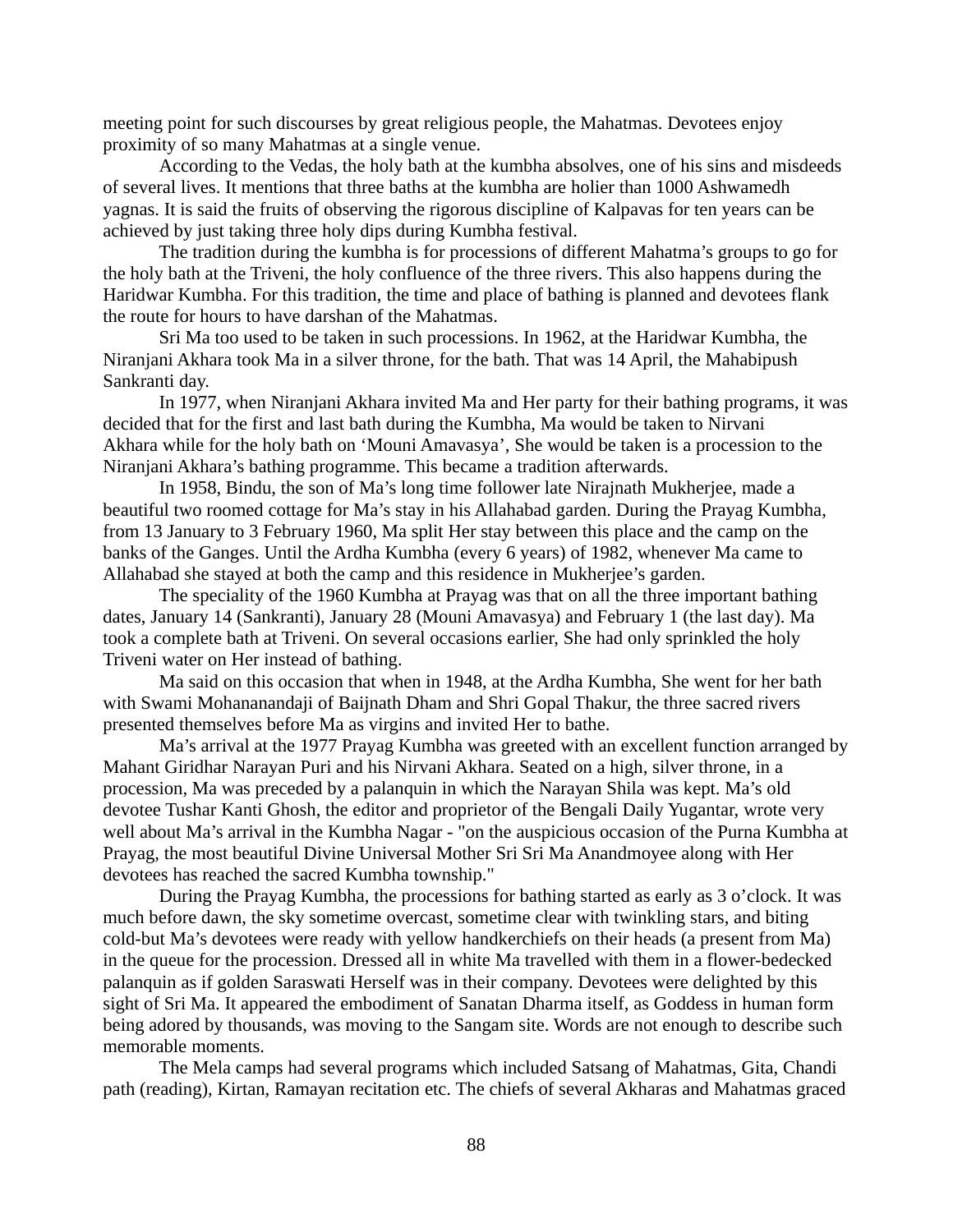meeting point for such discourses by great religious people, the Mahatmas. Devotees enjoy proximity of so many Mahatmas at a single venue.

According to the Vedas, the holy bath at the kumbha absolves, one of his sins and misdeeds of several lives. It mentions that three baths at the kumbha are holier than 1000 Ashwamedh yagnas. It is said the fruits of observing the rigorous discipline of Kalpavas for ten years can be achieved by just taking three holy dips during Kumbha festival.

The tradition during the kumbha is for processions of different Mahatma's groups to go for the holy bath at the Triveni, the holy confluence of the three rivers. This also happens during the Haridwar Kumbha. For this tradition, the time and place of bathing is planned and devotees flank the route for hours to have darshan of the Mahatmas.

Sri Ma too used to be taken in such processions. In 1962, at the Haridwar Kumbha, the Niranjani Akhara took Ma in a silver throne, for the bath. That was 14 April, the Mahabipush Sankranti day.

In 1977, when Niranjani Akhara invited Ma and Her party for their bathing programs, it was decided that for the first and last bath during the Kumbha, Ma would be taken to Nirvani Akhara while for the holy bath on 'Mouni Amavasya', She would be taken is a procession to the Niranjani Akhara's bathing programme. This became a tradition afterwards.

In 1958, Bindu, the son of Ma's long time follower late Nirajnath Mukherjee, made a beautiful two roomed cottage for Ma's stay in his Allahabad garden. During the Prayag Kumbha, from 13 January to 3 February 1960, Ma split Her stay between this place and the camp on the banks of the Ganges. Until the Ardha Kumbha (every 6 years) of 1982, whenever Ma came to Allahabad she stayed at both the camp and this residence in Mukherjee's garden.

The speciality of the 1960 Kumbha at Prayag was that on all the three important bathing dates, January 14 (Sankranti), January 28 (Mouni Amavasya) and February 1 (the last day). Ma took a complete bath at Triveni. On several occasions earlier, She had only sprinkled the holy Triveni water on Her instead of bathing.

Ma said on this occasion that when in 1948, at the Ardha Kumbha, She went for her bath with Swami Mohananandaji of Baijnath Dham and Shri Gopal Thakur, the three sacred rivers presented themselves before Ma as virgins and invited Her to bathe.

Ma's arrival at the 1977 Prayag Kumbha was greeted with an excellent function arranged by Mahant Giridhar Narayan Puri and his Nirvani Akhara. Seated on a high, silver throne, in a procession, Ma was preceded by a palanquin in which the Narayan Shila was kept. Ma's old devotee Tushar Kanti Ghosh, the editor and proprietor of the Bengali Daily Yugantar, wrote very well about Ma's arrival in the Kumbha Nagar - "on the auspicious occasion of the Purna Kumbha at Prayag, the most beautiful Divine Universal Mother Sri Sri Ma Anandmoyee along with Her devotees has reached the sacred Kumbha township."

During the Prayag Kumbha, the processions for bathing started as early as 3 o'clock. It was much before dawn, the sky sometime overcast, sometime clear with twinkling stars, and biting cold-but Ma's devotees were ready with yellow handkerchiefs on their heads (a present from Ma) in the queue for the procession. Dressed all in white Ma travelled with them in a flower-bedecked palanquin as if golden Saraswati Herself was in their company. Devotees were delighted by this sight of Sri Ma. It appeared the embodiment of Sanatan Dharma itself, as Goddess in human form being adored by thousands, was moving to the Sangam site. Words are not enough to describe such memorable moments.

The Mela camps had several programs which included Satsang of Mahatmas, Gita, Chandi path (reading), Kirtan, Ramayan recitation etc. The chiefs of several Akharas and Mahatmas graced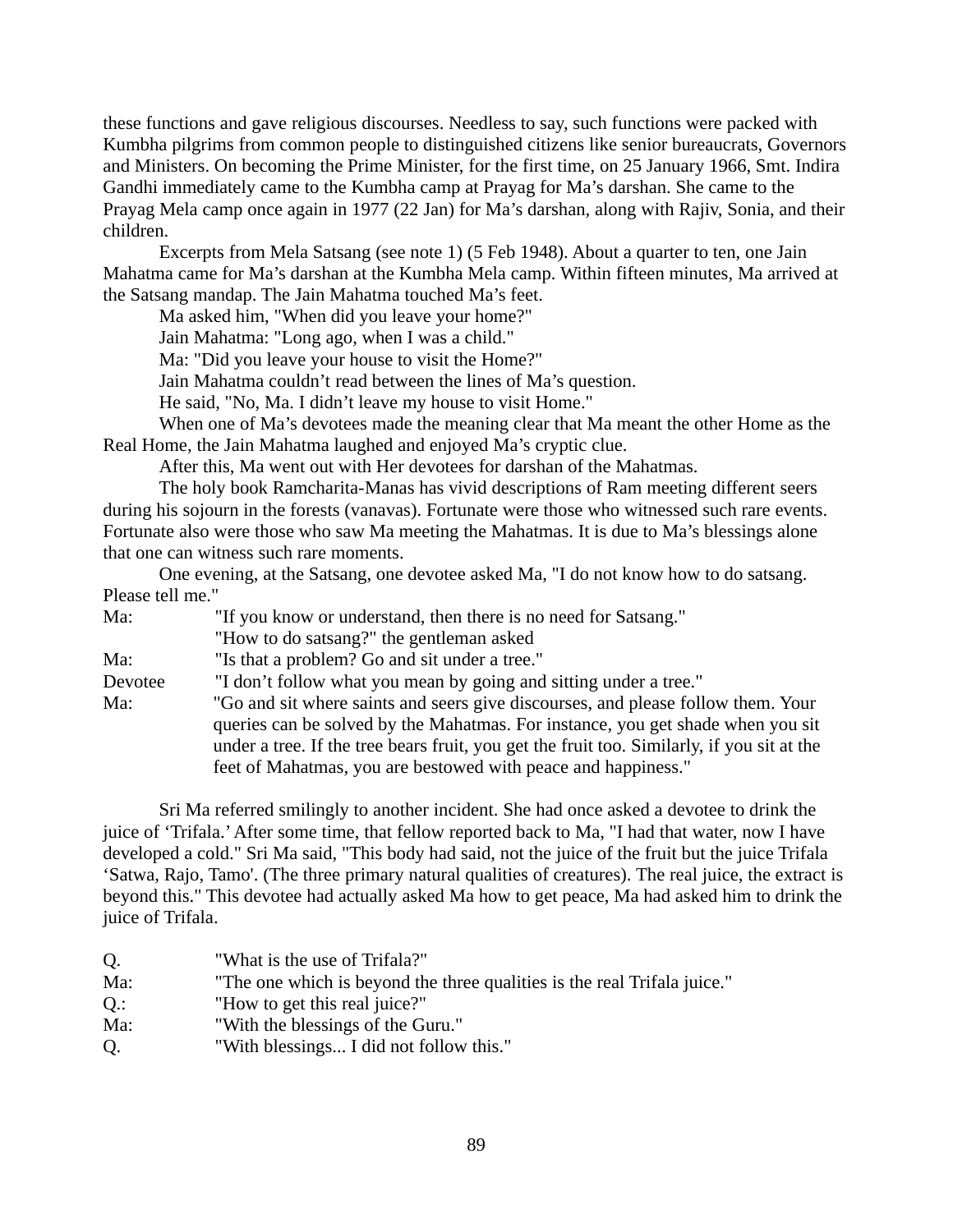these functions and gave religious discourses. Needless to say, such functions were packed with Kumbha pilgrims from common people to distinguished citizens like senior bureaucrats, Governors and Ministers. On becoming the Prime Minister, for the first time, on 25 January 1966, Smt. Indira Gandhi immediately came to the Kumbha camp at Prayag for Ma's darshan. She came to the Prayag Mela camp once again in 1977 (22 Jan) for Ma's darshan, along with Rajiv, Sonia, and their children.

Excerpts from Mela Satsang (see note 1) (5 Feb 1948). About a quarter to ten, one Jain Mahatma came for Ma's darshan at the Kumbha Mela camp. Within fifteen minutes, Ma arrived at the Satsang mandap. The Jain Mahatma touched Ma's feet.

Ma asked him, "When did you leave your home?"

Jain Mahatma: "Long ago, when I was a child."

Ma: "Did you leave your house to visit the Home?"

Jain Mahatma couldn't read between the lines of Ma's question.

He said, "No, Ma. I didn't leave my house to visit Home."

When one of Ma's devotees made the meaning clear that Ma meant the other Home as the Real Home, the Jain Mahatma laughed and enjoyed Ma's cryptic clue.

After this, Ma went out with Her devotees for darshan of the Mahatmas.

The holy book Ramcharita-Manas has vivid descriptions of Ram meeting different seers during his sojourn in the forests (vanavas). Fortunate were those who witnessed such rare events. Fortunate also were those who saw Ma meeting the Mahatmas. It is due to Ma's blessings alone that one can witness such rare moments.

One evening, at the Satsang, one devotee asked Ma, "I do not know how to do satsang. Please tell me."

Ma: "If you know or understand, then there is no need for Satsang."

"How to do satsang?" the gentleman asked

Ma: "Is that a problem? Go and sit under a tree."

Devotee "I don't follow what you mean by going and sitting under a tree."

Ma: "Go and sit where saints and seers give discourses, and please follow them. Your queries can be solved by the Mahatmas. For instance, you get shade when you sit under a tree. If the tree bears fruit, you get the fruit too. Similarly, if you sit at the feet of Mahatmas, you are bestowed with peace and happiness."

Sri Ma referred smilingly to another incident. She had once asked a devotee to drink the juice of 'Trifala.' After some time, that fellow reported back to Ma, "I had that water, now I have developed a cold." Sri Ma said, "This body had said, not the juice of the fruit but the juice Trifala 'Satwa, Rajo, Tamo'. (The three primary natural qualities of creatures). The real juice, the extract is beyond this." This devotee had actually asked Ma how to get peace, Ma had asked him to drink the juice of Trifala.

Q. "What is the use of Trifala?"

Ma: "The one which is beyond the three qualities is the real Trifala juice."

Q.: "How to get this real juice?"

Ma: "With the blessings of the Guru."

Q. "With blessings... I did not follow this."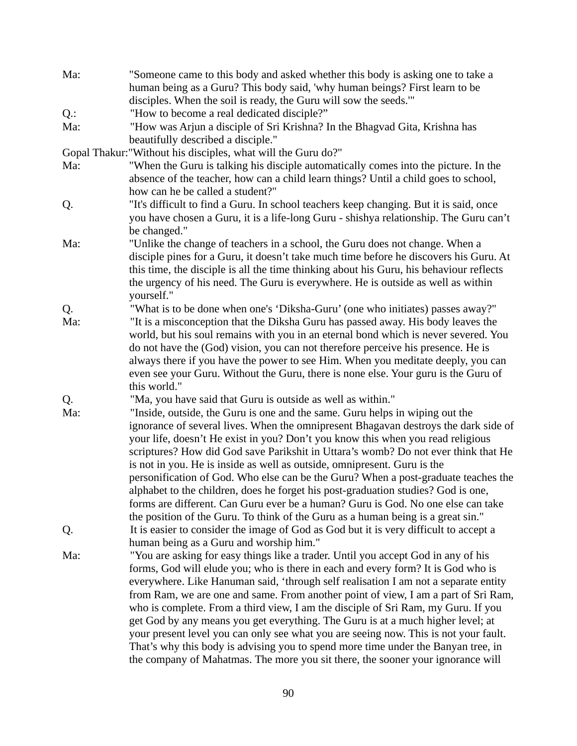Ma: "Someone came to this body and asked whether this body is asking one to take a human being as a Guru? This body said, 'why human beings? First learn to be disciples. When the soil is ready, the Guru will sow the seeds.'"

Q.: "How to become a real dedicated disciple?"

Ma: "How was Arjun a disciple of Sri Krishna? In the Bhagvad Gita, Krishna has beautifully described a disciple."

Gopal Thakur: "Without his disciples, what will the Guru do?"

Ma: "When the Guru is talking his disciple automatically comes into the picture. In the absence of the teacher, how can a child learn things? Until a child goes to school, how can he be called a student?"

Q. "It's difficult to find a Guru. In school teachers keep changing. But it is said, once you have chosen a Guru, it is a life-long Guru - shishya relationship. The Guru can't be changed."

Ma: "Unlike the change of teachers in a school, the Guru does not change. When a disciple pines for a Guru, it doesn't take much time before he discovers his Guru. At this time, the disciple is all the time thinking about his Guru, his behaviour reflects the urgency of his need. The Guru is everywhere. He is outside as well as within yourself."

Q. "What is to be done when one's 'Diksha-Guru' (one who initiates) passes away?"

Ma: "It is a misconception that the Diksha Guru has passed away. His body leaves the world, but his soul remains with you in an eternal bond which is never severed. You do not have the (God) vision, you can not therefore perceive his presence. He is always there if you have the power to see Him. When you meditate deeply, you can even see your Guru. Without the Guru, there is none else. Your guru is the Guru of this world."

Q. "Ma, you have said that Guru is outside as well as within."

Ma: "Inside, outside, the Guru is one and the same. Guru helps in wiping out the ignorance of several lives. When the omnipresent Bhagavan destroys the dark side of your life, doesn't He exist in you? Don't you know this when you read religious scriptures? How did God save Parikshit in Uttara's womb? Do not ever think that He is not in you. He is inside as well as outside, omnipresent. Guru is the personification of God. Who else can be the Guru? When a post-graduate teaches the alphabet to the children, does he forget his post-graduation studies? God is one, forms are different. Can Guru ever be a human? Guru is God. No one else can take the position of the Guru. To think of the Guru as a human being is a great sin."

Q. It is easier to consider the image of God as God but it is very difficult to accept a human being as a Guru and worship him."

Ma: "You are asking for easy things like a trader. Until you accept God in any of his forms, God will elude you; who is there in each and every form? It is God who is everywhere. Like Hanuman said, 'through self realisation I am not a separate entity from Ram, we are one and same. From another point of view, I am a part of Sri Ram, who is complete. From a third view, I am the disciple of Sri Ram, my Guru. If you get God by any means you get everything. The Guru is at a much higher level; at your present level you can only see what you are seeing now. This is not your fault. That's why this body is advising you to spend more time under the Banyan tree, in the company of Mahatmas. The more you sit there, the sooner your ignorance will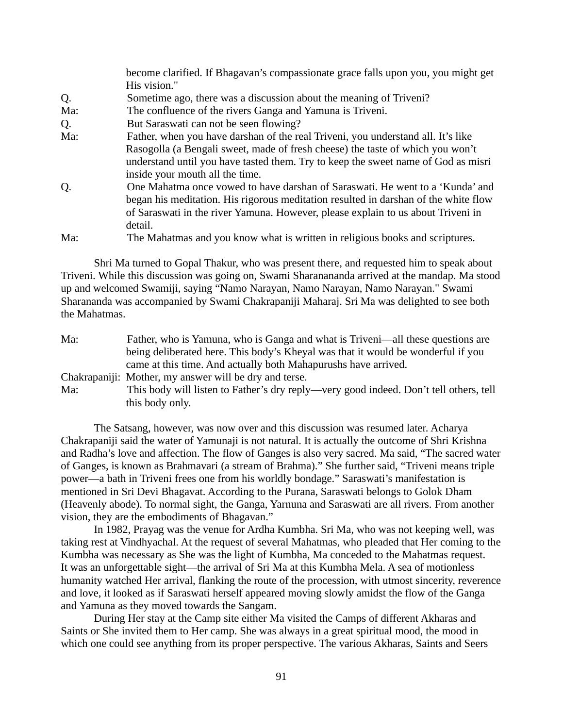become clarified. If Bhagavan's compassionate grace falls upon you, you might get His vision."

Q. Sometime ago, there was a discussion about the meaning of Triveni?

Ma: The confluence of the rivers Ganga and Yamuna is Triveni.

Q. But Saraswati can not be seen flowing?

Ma: Father, when you have darshan of the real Triveni, you understand all. It's like Rasogolla (a Bengali sweet, made of fresh cheese) the taste of which you won't understand until you have tasted them. Try to keep the sweet name of God as misri inside your mouth all the time.

Q. One Mahatma once vowed to have darshan of Saraswati. He went to a 'Kunda' and began his meditation. His rigorous meditation resulted in darshan of the white flow of Saraswati in the river Yamuna. However, please explain to us about Triveni in detail.

Ma: The Mahatmas and you know what is written in religious books and scriptures.

Shri Ma turned to Gopal Thakur, who was present there, and requested him to speak about Triveni. While this discussion was going on, Swami Sharanananda arrived at the mandap. Ma stood up and welcomed Swamiji, saying "Namo Narayan, Namo Narayan, Namo Narayan." Swami Sharananda was accompanied by Swami Chakrapaniji Maharaj. Sri Ma was delighted to see both the Mahatmas.

Ma: Father, who is Yamuna, who is Ganga and what is Triveni—all these questions are being deliberated here. This body's Kheyal was that it would be wonderful if you came at this time. And actually both Mahapurushs have arrived.

Chakrapaniji: Mother, my answer will be dry and terse.

Ma: This body will listen to Father's dry reply—very good indeed. Don't tell others, tell this body only.

The Satsang, however, was now over and this discussion was resumed later. Acharya Chakrapaniji said the water of Yamunaji is not natural. It is actually the outcome of Shri Krishna and Radha's love and affection. The flow of Ganges is also very sacred. Ma said, "The sacred water of Ganges, is known as Brahmavari (a stream of Brahma)." She further said, "Triveni means triple power—a bath in Triveni frees one from his worldly bondage." Saraswati's manifestation is mentioned in Sri Devi Bhagavat. According to the Purana, Saraswati belongs to Golok Dham (Heavenly abode). To normal sight, the Ganga, Yarnuna and Saraswati are all rivers. From another vision, they are the embodiments of Bhagavan."

In 1982, Prayag was the venue for Ardha Kumbha. Sri Ma, who was not keeping well, was taking rest at Vindhyachal. At the request of several Mahatmas, who pleaded that Her coming to the Kumbha was necessary as She was the light of Kumbha, Ma conceded to the Mahatmas request. It was an unforgettable sight—the arrival of Sri Ma at this Kumbha Mela. A sea of motionless humanity watched Her arrival, flanking the route of the procession, with utmost sincerity, reverence and love, it looked as if Saraswati herself appeared moving slowly amidst the flow of the Ganga and Yamuna as they moved towards the Sangam.

During Her stay at the Camp site either Ma visited the Camps of different Akharas and Saints or She invited them to Her camp. She was always in a great spiritual mood, the mood in which one could see anything from its proper perspective. The various Akharas, Saints and Seers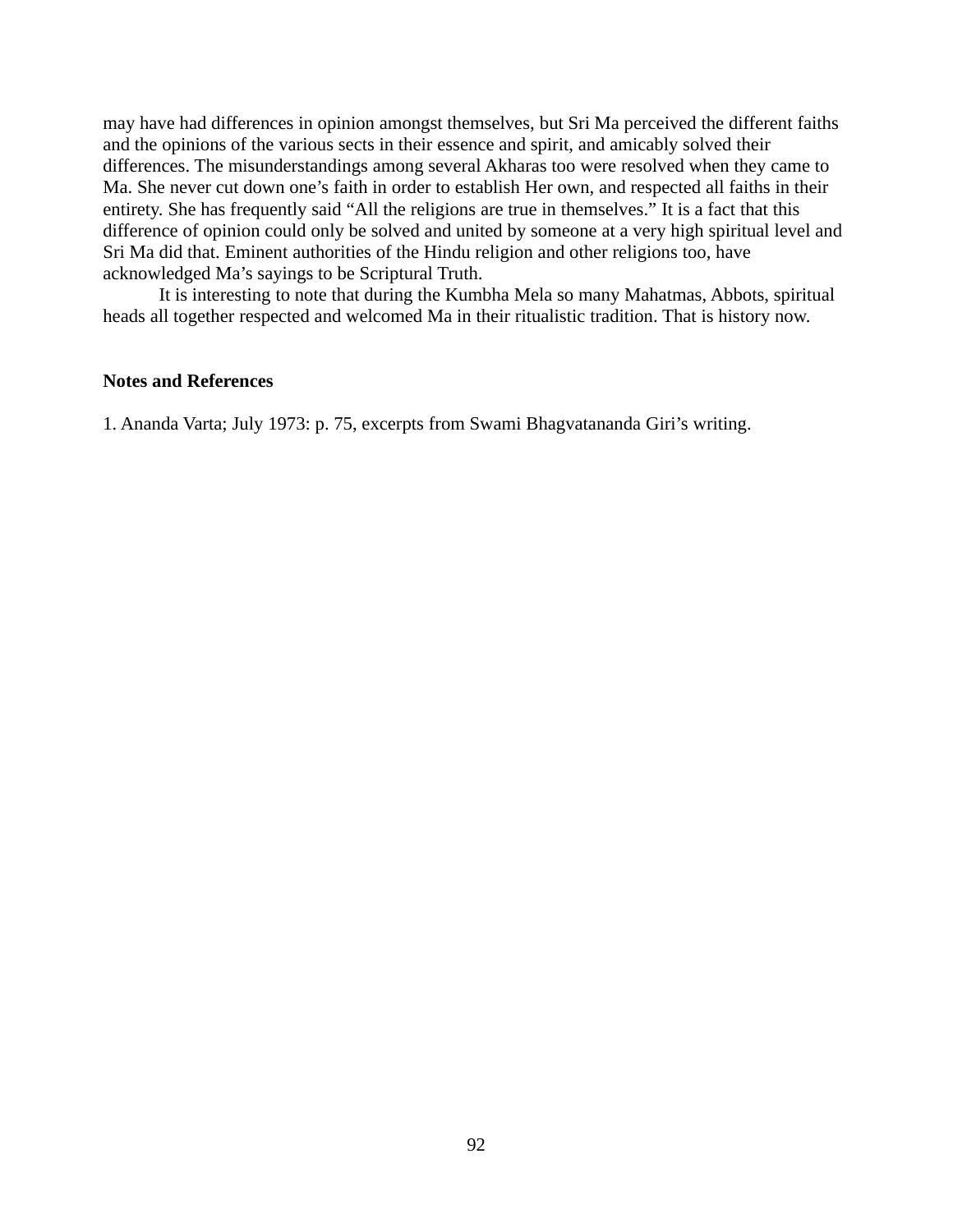may have had differences in opinion amongst themselves, but Sri Ma perceived the different faiths and the opinions of the various sects in their essence and spirit, and amicably solved their differences. The misunderstandings among several Akharas too were resolved when they came to Ma. She never cut down one's faith in order to establish Her own, and respected all faiths in their entirety. She has frequently said "All the religions are true in themselves." It is a fact that this difference of opinion could only be solved and united by someone at a very high spiritual level and Sri Ma did that. Eminent authorities of the Hindu religion and other religions too, have acknowledged Ma's sayings to be Scriptural Truth.

It is interesting to note that during the Kumbha Mela so many Mahatmas, Abbots, spiritual heads all together respected and welcomed Ma in their ritualistic tradition. That is history now.

**Notes and References**

1. Ananda Varta; July 1973: p. 75, excerpts from Swami Bhagvatananda Giri's writing.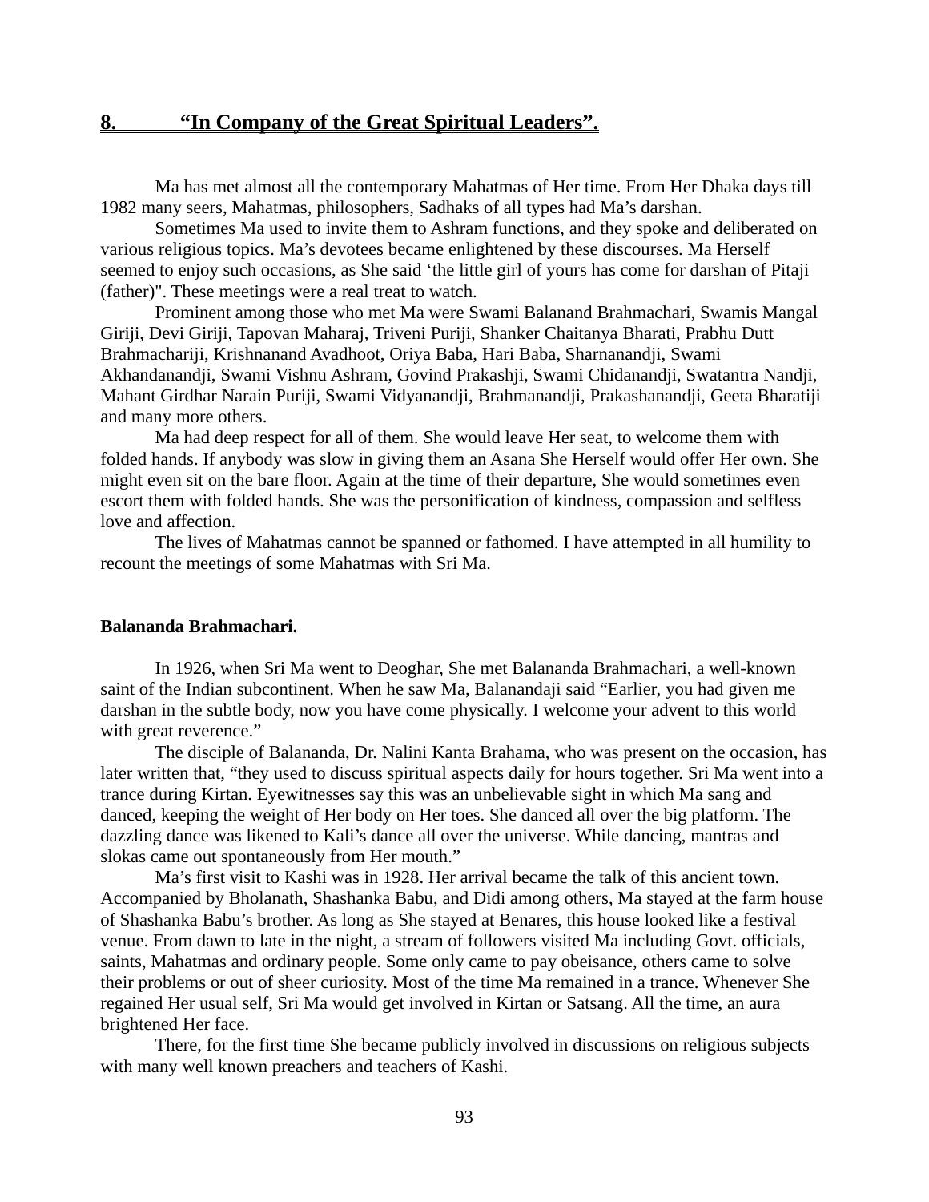## 8. “In Company of the Great Spiritual Leaders”.

Ma has met almost all the contemporary Mahatmas of Her time. From Her Dhaka days till 1982 many seers, Mahatmas, philosophers, Sadhaks of all types had Ma’s darshan.

Sometimes Ma used to invite them to Ashram functions, and they spoke and deliberated on various religious topics. Ma’s devotees became enlightened by these discourses. Ma Herself seemed to enjoy such occasions, as She said ‘the little girl of yours has come for darshan of Pitaji (father)". These meetings were a real treat to watch.

Prominent among those who met Ma were Swami Balanand Brahmachari, Swamis Mangal Giriji, Devi Giriji, Tapovan Maharaj, Triveni Puriji, Shanker Chaitanya Bharati, Prabhu Dutt Brahmachariji, Krishnanand Avadhoot, Oriya Baba, Hari Baba, Sharnanandji, Swami Akhandanandji, Swami Vishnu Ashram, Govind Prakashji, Swami Chidanandji, Swatantra Nandji, Mahant Girdhar Narain Puriji, Swami Vidyanandji, Brahmanandji, Prakashanandji, Geeta Bharatiji and many more others.

Ma had deep respect for all of them. She would leave Her seat, to welcome them with folded hands. If anybody was slow in giving them an Asana She Herself would offer Her own. She might even sit on the bare floor. Again at the time of their departure, She would sometimes even escort them with folded hands. She was the personification of kindness, compassion and selfless love and affection.

The lives of Mahatmas cannot be spanned or fathomed. I have attempted in all humility to recount the meetings of some Mahatmas with Sri Ma.

**Balananda Brahmachari.**

In 1926, when Sri Ma went to Deoghar, She met Balananda Brahmachari, a well-known saint of the Indian subcontinent. When he saw Ma, Balanandaji said “Earlier, you had given me darshan in the subtle body, now you have come physically. I welcome your advent to this world with great reverence.”

The disciple of Balananda, Dr. Nalini Kanta Brahama, who was present on the occasion, has later written that, “they used to discuss spiritual aspects daily for hours together. Sri Ma went into a trance during Kirtan. Eyewitnesses say this was an unbelievable sight in which Ma sang and danced, keeping the weight of Her body on Her toes. She danced all over the big platform. The dazzling dance was likened to Kali’s dance all over the universe. While dancing, mantras and slokas came out spontaneously from Her mouth.”

Ma’s first visit to Kashi was in 1928. Her arrival became the talk of this ancient town. Accompanied by Bholanath, Shashanka Babu, and Didi among others, Ma stayed at the farm house of Shashanka Babu’s brother. As long as She stayed at Benares, this house looked like a festival venue. From dawn to late in the night, a stream of followers visited Ma including Govt. officials, saints, Mahatmas and ordinary people. Some only came to pay obeisance, others came to solve their problems or out of sheer curiosity. Most of the time Ma remained in a trance. Whenever She regained Her usual self, Sri Ma would get involved in Kirtan or Satsang. All the time, an aura brightened Her face.

There, for the first time She became publicly involved in discussions on religious subjects with many well known preachers and teachers of Kashi.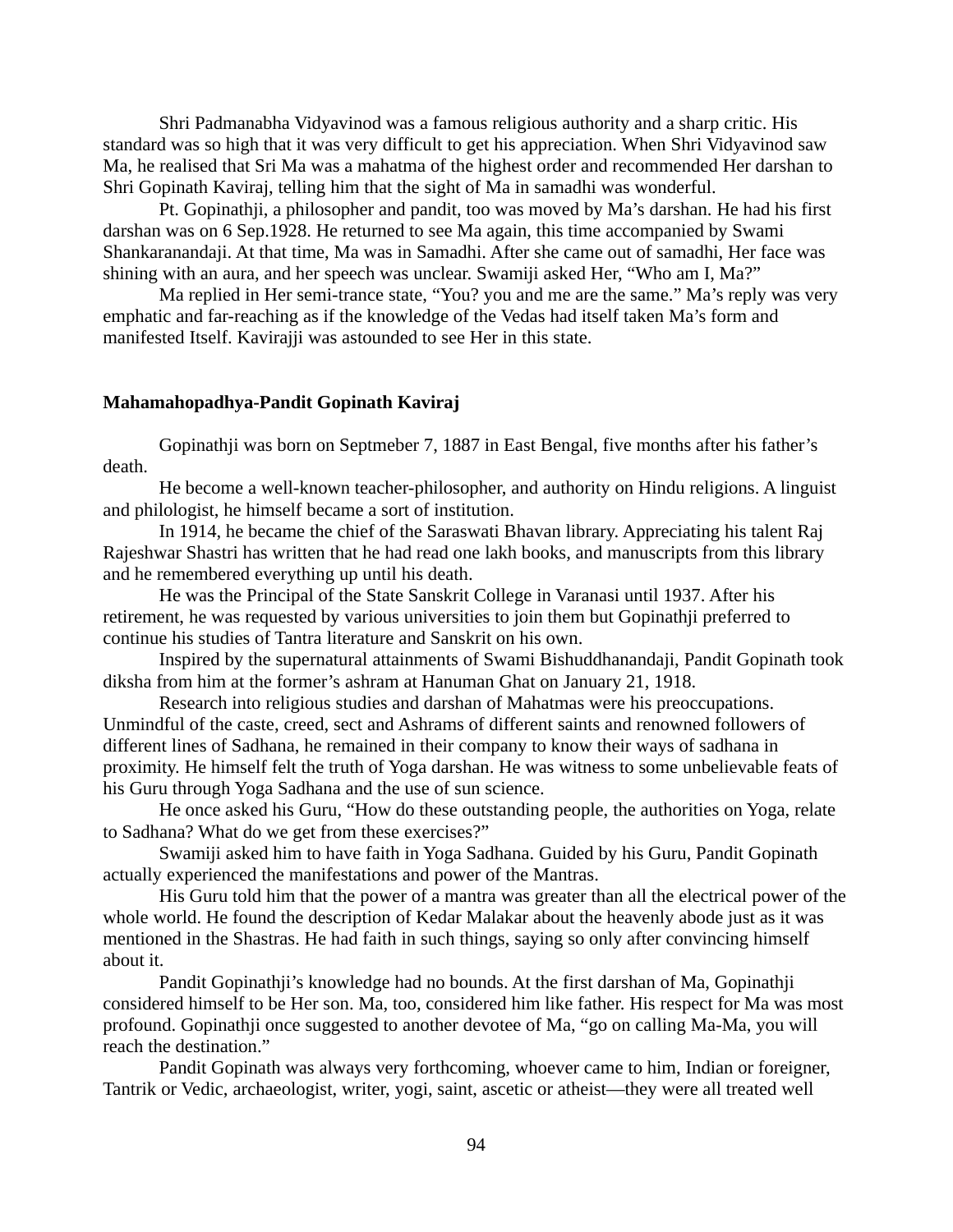Shri Padmanabha Vidyavinod was a famous religious authority and a sharp critic. His standard was so high that it was very difficult to get his appreciation. When Shri Vidyavinod saw Ma, he realised that Sri Ma was a mahatma of the highest order and recommended Her darshan to Shri Gopinath Kaviraj, telling him that the sight of Ma in samadhi was wonderful.

Pt. Gopinathji, a philosopher and pandit, too was moved by Ma's darshan. He had his first darshan was on 6 Sep.1928. He returned to see Ma again, this time accompanied by Swami Shankaranandaji. At that time, Ma was in Samadhi. After she came out of samadhi, Her face was shining with an aura, and her speech was unclear. Swamiji asked Her, "Who am I, Ma?"

Ma replied in Her semi-trance state, "You? you and me are the same." Ma's reply was very emphatic and far-reaching as if the knowledge of the Vedas had itself taken Ma's form and manifested Itself. Kavirajji was astounded to see Her in this state.

**Mahamahopadhya-Pandit Gopinath Kaviraj**

Gopinathji was born on Septmeber 7, 1887 in East Bengal, five months after his father's death.

He become a well-known teacher-philosopher, and authority on Hindu religions. A linguist and philologist, he himself became a sort of institution.

In 1914, he became the chief of the Saraswati Bhavan library. Appreciating his talent Raj Rajeshwar Shastri has written that he had read one lakh books, and manuscripts from this library and he remembered everything up until his death.

He was the Principal of the State Sanskrit College in Varanasi until 1937. After his retirement, he was requested by various universities to join them but Gopinathji preferred to continue his studies of Tantra literature and Sanskrit on his own.

Inspired by the supernatural attainments of Swami Bishuddhanandaji, Pandit Gopinath took diksha from him at the former's ashram at Hanuman Ghat on January 21, 1918.

Research into religious studies and darshan of Mahatmas were his preoccupations. Unmindful of the caste, creed, sect and Ashrams of different saints and renowned followers of different lines of Sadhana, he remained in their company to know their ways of sadhana in proximity. He himself felt the truth of Yoga darshan. He was witness to some unbelievable feats of his Guru through Yoga Sadhana and the use of sun science.

He once asked his Guru, "How do these outstanding people, the authorities on Yoga, relate to Sadhana? What do we get from these exercises?"

Swamiji asked him to have faith in Yoga Sadhana. Guided by his Guru, Pandit Gopinath actually experienced the manifestations and power of the Mantras.

His Guru told him that the power of a mantra was greater than all the electrical power of the whole world. He found the description of Kedar Malakar about the heavenly abode just as it was mentioned in the Shastras. He had faith in such things, saying so only after convincing himself about it.

Pandit Gopinathji's knowledge had no bounds. At the first darshan of Ma, Gopinathji considered himself to be Her son. Ma, too, considered him like father. His respect for Ma was most profound. Gopinathji once suggested to another devotee of Ma, "go on calling Ma-Ma, you will reach the destination."

Pandit Gopinath was always very forthcoming, whoever came to him, Indian or foreigner, Tantrik or Vedic, archaeologist, writer, yogi, saint, ascetic or atheist—they were all treated well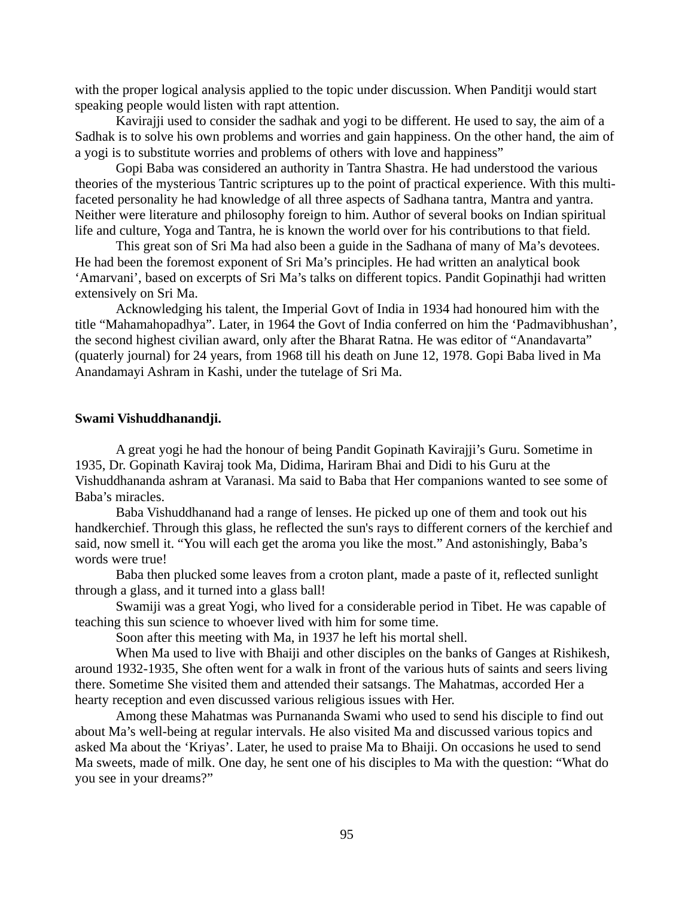with the proper logical analysis applied to the topic under discussion. When Panditji would start speaking people would listen with rapt attention.

Kavirajji used to consider the sadhak and yogi to be different. He used to say, the aim of a Sadhak is to solve his own problems and worries and gain happiness. On the other hand, the aim of a yogi is to substitute worries and problems of others with love and happiness"

Gopi Baba was considered an authority in Tantra Shastra. He had understood the various theories of the mysterious Tantric scriptures up to the point of practical experience. With this multi-faceted personality he had knowledge of all three aspects of Sadhana tantra, Mantra and yantra. Neither were literature and philosophy foreign to him. Author of several books on Indian spiritual life and culture, Yoga and Tantra, he is known the world over for his contributions to that field.

This great son of Sri Ma had also been a guide in the Sadhana of many of Ma's devotees. He had been the foremost exponent of Sri Ma's principles. He had written an analytical book 'Amarvani', based on excerpts of Sri Ma's talks on different topics. Pandit Gopinathji had written extensively on Sri Ma.

Acknowledging his talent, the Imperial Govt of India in 1934 had honoured him with the title "Mahamahopadhya". Later, in 1964 the Govt of India conferred on him the 'Padmavibhushan', the second highest civilian award, only after the Bharat Ratna. He was editor of "Anandavarta" (quaterly journal) for 24 years, from 1968 till his death on June 12, 1978. Gopi Baba lived in Ma Anandamayi Ashram in Kashi, under the tutelage of Sri Ma.

**Swami Vishuddhanandji.**

A great yogi he had the honour of being Pandit Gopinath Kavirajji's Guru. Sometime in 1935, Dr. Gopinath Kaviraj took Ma, Didima, Hariram Bhai and Didi to his Guru at the Vishuddhananda ashram at Varanasi. Ma said to Baba that Her companions wanted to see some of Baba's miracles.

Baba Vishuddhanand had a range of lenses. He picked up one of them and took out his handkerchief. Through this glass, he reflected the sun's rays to different corners of the kerchief and said, now smell it. "You will each get the aroma you like the most." And astonishingly, Baba's words were true!

Baba then plucked some leaves from a croton plant, made a paste of it, reflected sunlight through a glass, and it turned into a glass ball!

Swamiji was a great Yogi, who lived for a considerable period in Tibet. He was capable of teaching this sun science to whoever lived with him for some time.

Soon after this meeting with Ma, in 1937 he left his mortal shell.

When Ma used to live with Bhaiji and other disciples on the banks of Ganges at Rishikesh, around 1932-1935, She often went for a walk in front of the various huts of saints and seers living there. Sometime She visited them and attended their satsangs. The Mahatmas, accorded Her a hearty reception and even discussed various religious issues with Her.

Among these Mahatmas was Purnananda Swami who used to send his disciple to find out about Ma's well-being at regular intervals. He also visited Ma and discussed various topics and asked Ma about the 'Kriyas'. Later, he used to praise Ma to Bhaiji. On occasions he used to send Ma sweets, made of milk. One day, he sent one of his disciples to Ma with the question: "What do you see in your dreams?"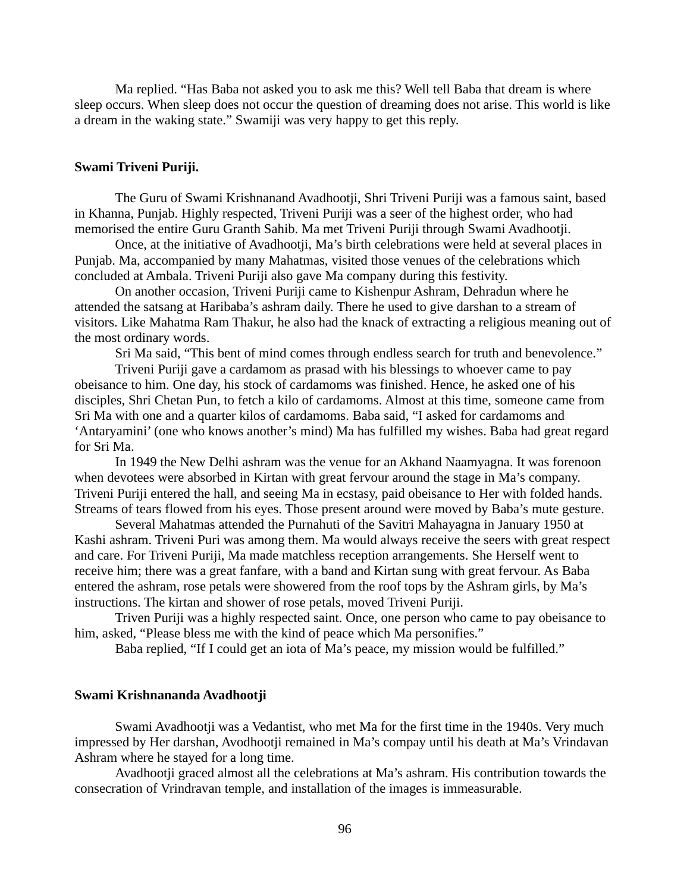Ma replied. “Has Baba not asked you to ask me this? Well tell Baba that dream is where sleep occurs. When sleep does not occur the question of dreaming does not arise. This world is like a dream in the waking state.” Swamiji was very happy to get this reply.

**Swami Triveni Puriji.**

The Guru of Swami Krishnanand Avadhootji, Shri Triveni Puriji was a famous saint, based in Khanna, Punjab. Highly respected, Triveni Puriji was a seer of the highest order, who had memorised the entire Guru Granth Sahib. Ma met Triveni Puriji through Swami Avadhootji.

Once, at the initiative of Avadhootji, Ma’s birth celebrations were held at several places in Punjab. Ma, accompanied by many Mahatmas, visited those venues of the celebrations which concluded at Ambala. Triveni Puriji also gave Ma company during this festivity.

On another occasion, Triveni Puriji came to Kishenpur Ashram, Dehradun where he attended the satsang at Haribaba’s ashram daily. There he used to give darshan to a stream of visitors. Like Mahatma Ram Thakur, he also had the knack of extracting a religious meaning out of the most ordinary words.

Sri Ma said, “This bent of mind comes through endless search for truth and benevolence.”

Triveni Puriji gave a cardamom as prasad with his blessings to whoever came to pay obeisance to him. One day, his stock of cardamoms was finished. Hence, he asked one of his disciples, Shri Chetan Pun, to fetch a kilo of cardamoms. Almost at this time, someone came from Sri Ma with one and a quarter kilos of cardamoms. Baba said, “I asked for cardamoms and ‘Antaryamini’ (one who knows another’s mind) Ma has fulfilled my wishes. Baba had great regard for Sri Ma.

In 1949 the New Delhi ashram was the venue for an Akhand Naamyagna. It was forenoon when devotees were absorbed in Kirtan with great fervour around the stage in Ma’s company. Triveni Puriji entered the hall, and seeing Ma in ecstasy, paid obeisance to Her with folded hands. Streams of tears flowed from his eyes. Those present around were moved by Baba’s mute gesture.

Several Mahatmas attended the Purnahuti of the Savitri Mahayagna in January 1950 at Kashi ashram. Triveni Puri was among them. Ma would always receive the seers with great respect and care. For Triveni Puriji, Ma made matchless reception arrangements. She Herself went to receive him; there was a great fanfare, with a band and Kirtan sung with great fervour. As Baba entered the ashram, rose petals were showered from the roof tops by the Ashram girls, by Ma’s instructions. The kirtan and shower of rose petals, moved Triveni Puriji.

Triven Puriji was a highly respected saint. Once, one person who came to pay obeisance to him, asked, “Please bless me with the kind of peace which Ma personifies.”

Baba replied, “If I could get an iota of Ma’s peace, my mission would be fulfilled.”

**Swami Krishnananda Avadhootji**

Swami Avadhootji was a Vedantist, who met Ma for the first time in the 1940s. Very much impressed by Her darshan, Avodhootji remained in Ma’s compay until his death at Ma’s Vrindavan Ashram where he stayed for a long time.

Avadhootji graced almost all the celebrations at Ma’s ashram. His contribution towards the consecration of Vrindravan temple, and installation of the images is immeasurable.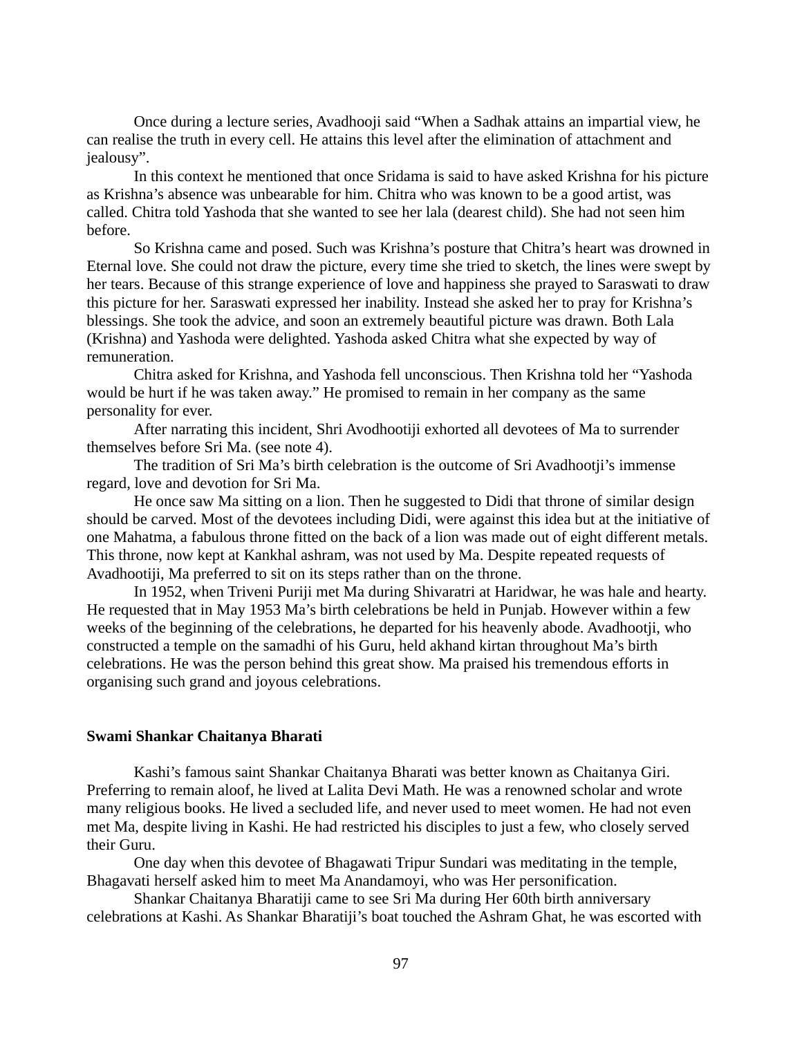Once during a lecture series, Avadhooji said "When a Sadhak attains an impartial view, he can realise the truth in every cell. He attains this level after the elimination of attachment and jealousy".

In this context he mentioned that once Sridama is said to have asked Krishna for his picture as Krishna's absence was unbearable for him. Chitra who was known to be a good artist, was called. Chitra told Yashoda that she wanted to see her lala (dearest child). She had not seen him before.

So Krishna came and posed. Such was Krishna's posture that Chitra's heart was drowned in Eternal love. She could not draw the picture, every time she tried to sketch, the lines were swept by her tears. Because of this strange experience of love and happiness she prayed to Saraswati to draw this picture for her. Saraswati expressed her inability. Instead she asked her to pray for Krishna's blessings. She took the advice, and soon an extremely beautiful picture was drawn. Both Lala (Krishna) and Yashoda were delighted. Yashoda asked Chitra what she expected by way of remuneration.

Chitra asked for Krishna, and Yashoda fell unconscious. Then Krishna told her "Yashoda would be hurt if he was taken away." He promised to remain in her company as the same personality for ever.

After narrating this incident, Shri Avodhootiji exhorted all devotees of Ma to surrender themselves before Sri Ma. (see note 4).

The tradition of Sri Ma's birth celebration is the outcome of Sri Avadhootji's immense regard, love and devotion for Sri Ma.

He once saw Ma sitting on a lion. Then he suggested to Didi that throne of similar design should be carved. Most of the devotees including Didi, were against this idea but at the initiative of one Mahatma, a fabulous throne fitted on the back of a lion was made out of eight different metals. This throne, now kept at Kankhal ashram, was not used by Ma. Despite repeated requests of Avadhootiji, Ma preferred to sit on its steps rather than on the throne.

In 1952, when Triveni Puriji met Ma during Shivaratri at Haridwar, he was hale and hearty. He requested that in May 1953 Ma's birth celebrations be held in Punjab. However within a few weeks of the beginning of the celebrations, he departed for his heavenly abode. Avadhootji, who constructed a temple on the samadhi of his Guru, held akhand kirtan throughout Ma's birth celebrations. He was the person behind this great show. Ma praised his tremendous efforts in organising such grand and joyous celebrations.

**Swami Shankar Chaitanya Bharati**

Kashi's famous saint Shankar Chaitanya Bharati was better known as Chaitanya Giri. Preferring to remain aloof, he lived at Lalita Devi Math. He was a renowned scholar and wrote many religious books. He lived a secluded life, and never used to meet women. He had not even met Ma, despite living in Kashi. He had restricted his disciples to just a few, who closely served their Guru.

One day when this devotee of Bhagawati Tripur Sundari was meditating in the temple, Bhagavati herself asked him to meet Ma Anandamoyi, who was Her personification.

Shankar Chaitanya Bharatiji came to see Sri Ma during Her 60th birth anniversary celebrations at Kashi. As Shankar Bharatiji's boat touched the Ashram Ghat, he was escorted with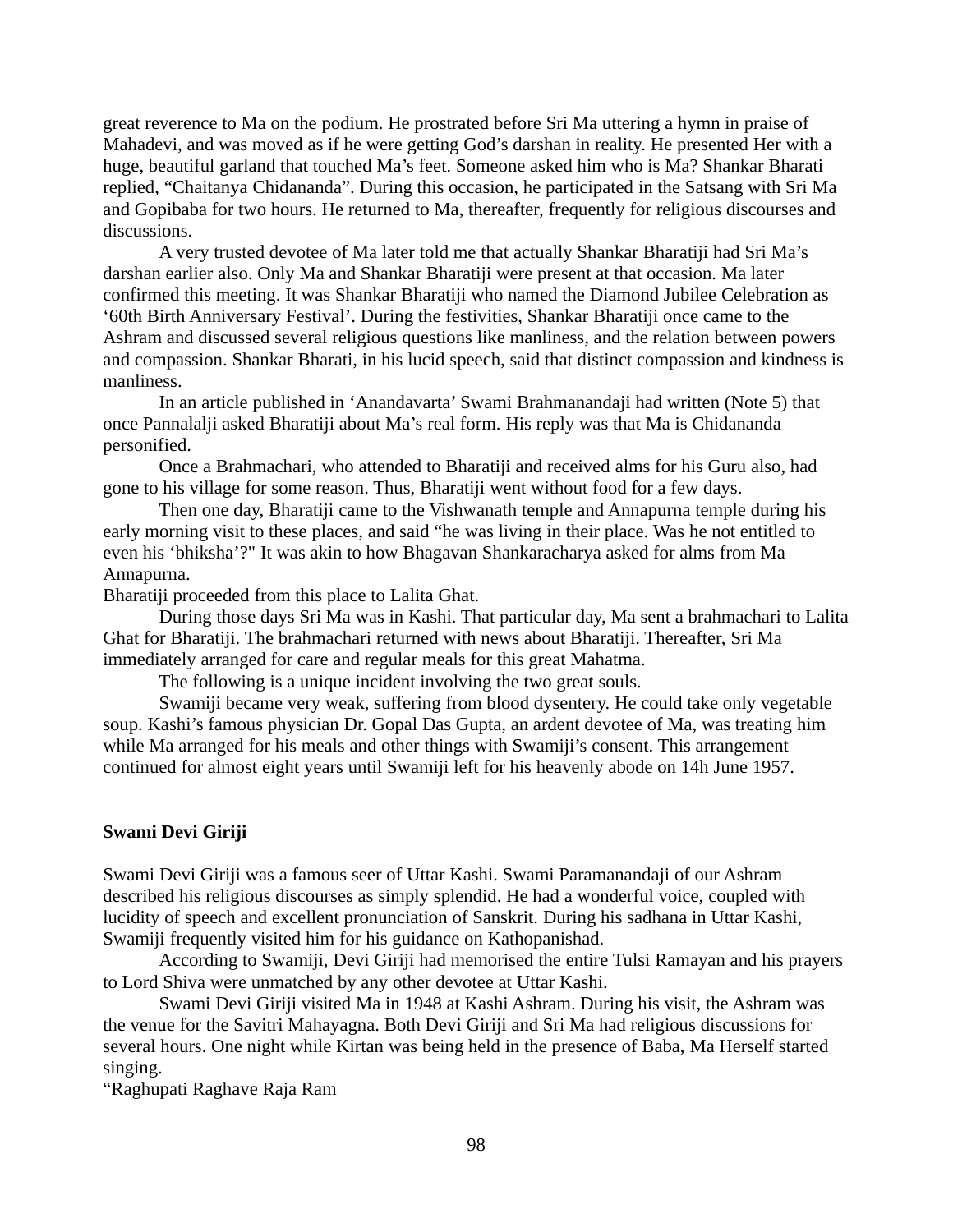great reverence to Ma on the podium. He prostrated before Sri Ma uttering a hymn in praise of Mahadevi, and was moved as if he were getting God's darshan in reality. He presented Her with a huge, beautiful garland that touched Ma's feet. Someone asked him who is Ma? Shankar Bharati replied, "Chaitanya Chidananda". During this occasion, he participated in the Satsang with Sri Ma and Gopibaba for two hours. He returned to Ma, thereafter, frequently for religious discourses and discussions.

A very trusted devotee of Ma later told me that actually Shankar Bharatiji had Sri Ma's darshan earlier also. Only Ma and Shankar Bharatiji were present at that occasion. Ma later confirmed this meeting. It was Shankar Bharatiji who named the Diamond Jubilee Celebration as '60th Birth Anniversary Festival'. During the festivities, Shankar Bharatiji once came to the Ashram and discussed several religious questions like manliness, and the relation between powers and compassion. Shankar Bharati, in his lucid speech, said that distinct compassion and kindness is manliness.

In an article published in 'Anandavarta' Swami Brahmanandaji had written (Note 5) that once Pannalalji asked Bharatiji about Ma's real form. His reply was that Ma is Chidananda personified.

Once a Brahmachari, who attended to Bharatiji and received alms for his Guru also, had gone to his village for some reason. Thus, Bharatiji went without food for a few days.

Then one day, Bharatiji came to the Vishwanath temple and Annapurna temple during his early morning visit to these places, and said "he was living in their place. Was he not entitled to even his 'bhiksha'?" It was akin to how Bhagavan Shankaracharya asked for alms from Ma Annapurna.

Bharatiji proceeded from this place to Lalita Ghat.

During those days Sri Ma was in Kashi. That particular day, Ma sent a brahmachari to Lalita Ghat for Bharatiji. The brahmachari returned with news about Bharatiji. Thereafter, Sri Ma immediately arranged for care and regular meals for this great Mahatma.

The following is a unique incident involving the two great souls.

Swamiji became very weak, suffering from blood dysentery. He could take only vegetable soup. Kashi's famous physician Dr. Gopal Das Gupta, an ardent devotee of Ma, was treating him while Ma arranged for his meals and other things with Swamiji's consent. This arrangement continued for almost eight years until Swamiji left for his heavenly abode on 14h June 1957.

**Swami Devi Giriji**

Swami Devi Giriji was a famous seer of Uttar Kashi. Swami Paramanandaji of our Ashram described his religious discourses as simply splendid. He had a wonderful voice, coupled with lucidity of speech and excellent pronunciation of Sanskrit. During his sadhana in Uttar Kashi, Swamiji frequently visited him for his guidance on Kathopanishad.

According to Swamiji, Devi Giriji had memorised the entire Tulsi Ramayan and his prayers to Lord Shiva were unmatched by any other devotee at Uttar Kashi.

Swami Devi Giriji visited Ma in 1948 at Kashi Ashram. During his visit, the Ashram was the venue for the Savitri Mahayagna. Both Devi Giriji and Sri Ma had religious discussions for several hours. One night while Kirtan was being held in the presence of Baba, Ma Herself started singing.

"Raghupati Raghave Raja Ram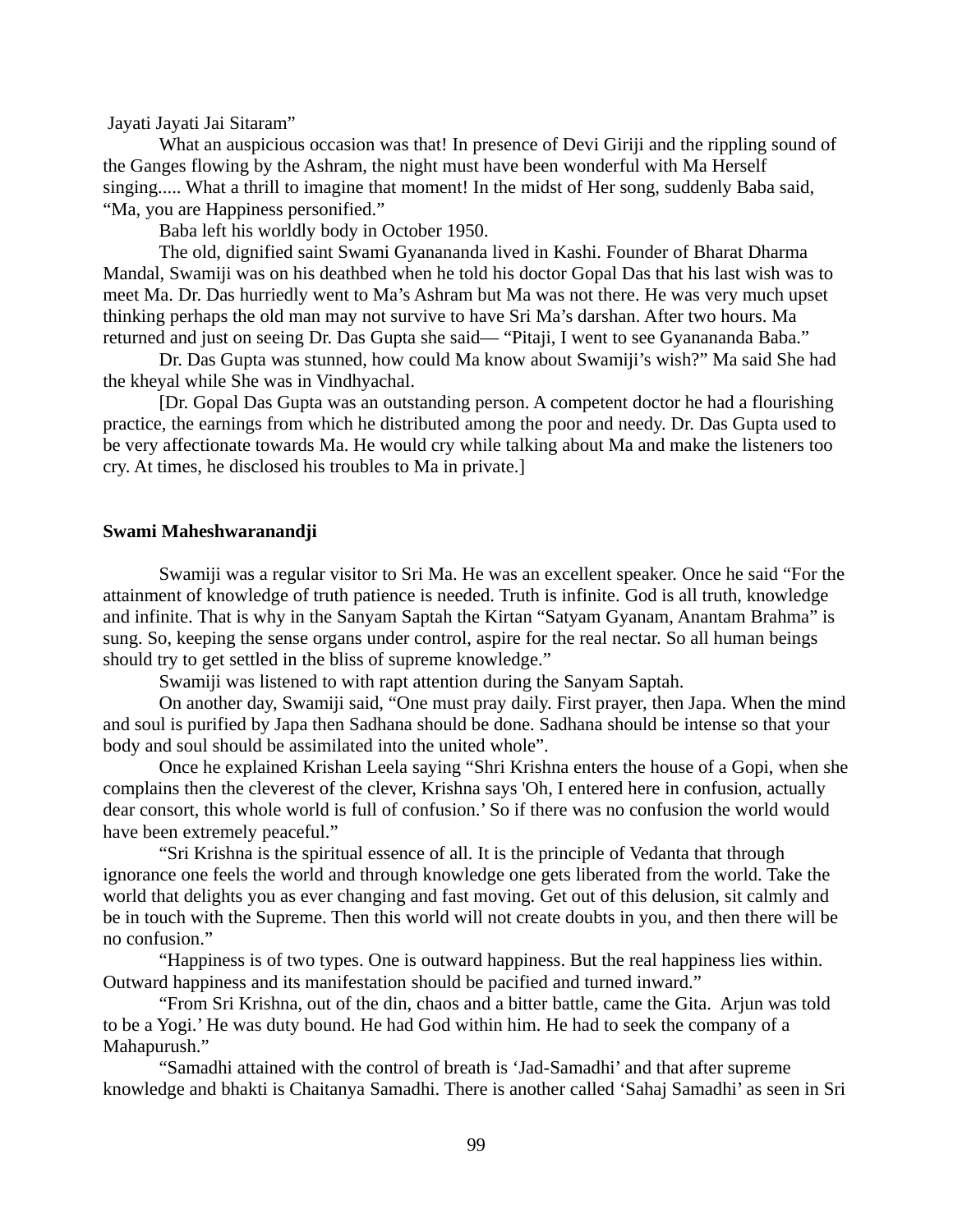Jayati Jayati Jai Sitaram"

What an auspicious occasion was that! In presence of Devi Giriji and the rippling sound of the Ganges flowing by the Ashram, the night must have been wonderful with Ma Herself singing..... What a thrill to imagine that moment! In the midst of Her song, suddenly Baba said, "Ma, you are Happiness personified."

Baba left his worldly body in October 1950.

The old, dignified saint Swami Gyanananda lived in Kashi. Founder of Bharat Dharma Mandal, Swamiji was on his deathbed when he told his doctor Gopal Das that his last wish was to meet Ma. Dr. Das hurriedly went to Ma's Ashram but Ma was not there. He was very much upset thinking perhaps the old man may not survive to have Sri Ma's darshan. After two hours. Ma returned and just on seeing Dr. Das Gupta she said— "Pitaji, I went to see Gyanananda Baba."

Dr. Das Gupta was stunned, how could Ma know about Swamiji's wish?" Ma said She had the kheyal while She was in Vindhyachal.

[Dr. Gopal Das Gupta was an outstanding person. A competent doctor he had a flourishing practice, the earnings from which he distributed among the poor and needy. Dr. Das Gupta used to be very affectionate towards Ma. He would cry while talking about Ma and make the listeners too cry. At times, he disclosed his troubles to Ma in private.]

**Swami Maheshwaranandji**

Swamiji was a regular visitor to Sri Ma. He was an excellent speaker. Once he said "For the attainment of knowledge of truth patience is needed. Truth is infinite. God is all truth, knowledge and infinite. That is why in the Sanyam Saptah the Kirtan "Satyam Gyanam, Anantam Brahma" is sung. So, keeping the sense organs under control, aspire for the real nectar. So all human beings should try to get settled in the bliss of supreme knowledge."

Swamiji was listened to with rapt attention during the Sanyam Saptah.

On another day, Swamiji said, "One must pray daily. First prayer, then Japa. When the mind and soul is purified by Japa then Sadhana should be done. Sadhana should be intense so that your body and soul should be assimilated into the united whole".

Once he explained Krishan Leela saying "Shri Krishna enters the house of a Gopi, when she complains then the cleverest of the clever, Krishna says 'Oh, I entered here in confusion, actually dear consort, this whole world is full of confusion.' So if there was no confusion the world would have been extremely peaceful."

"Sri Krishna is the spiritual essence of all. It is the principle of Vedanta that through ignorance one feels the world and through knowledge one gets liberated from the world. Take the world that delights you as ever changing and fast moving. Get out of this delusion, sit calmly and be in touch with the Supreme. Then this world will not create doubts in you, and then there will be no confusion."

"Happiness is of two types. One is outward happiness. But the real happiness lies within. Outward happiness and its manifestation should be pacified and turned inward."

"From Sri Krishna, out of the din, chaos and a bitter battle, came the Gita. Arjun was told to be a Yogi.' He was duty bound. He had God within him. He had to seek the company of a Mahapurush."

"Samadhi attained with the control of breath is 'Jad-Samadhi' and that after supreme knowledge and bhakti is Chaitanya Samadhi. There is another called 'Sahaj Samadhi' as seen in Sri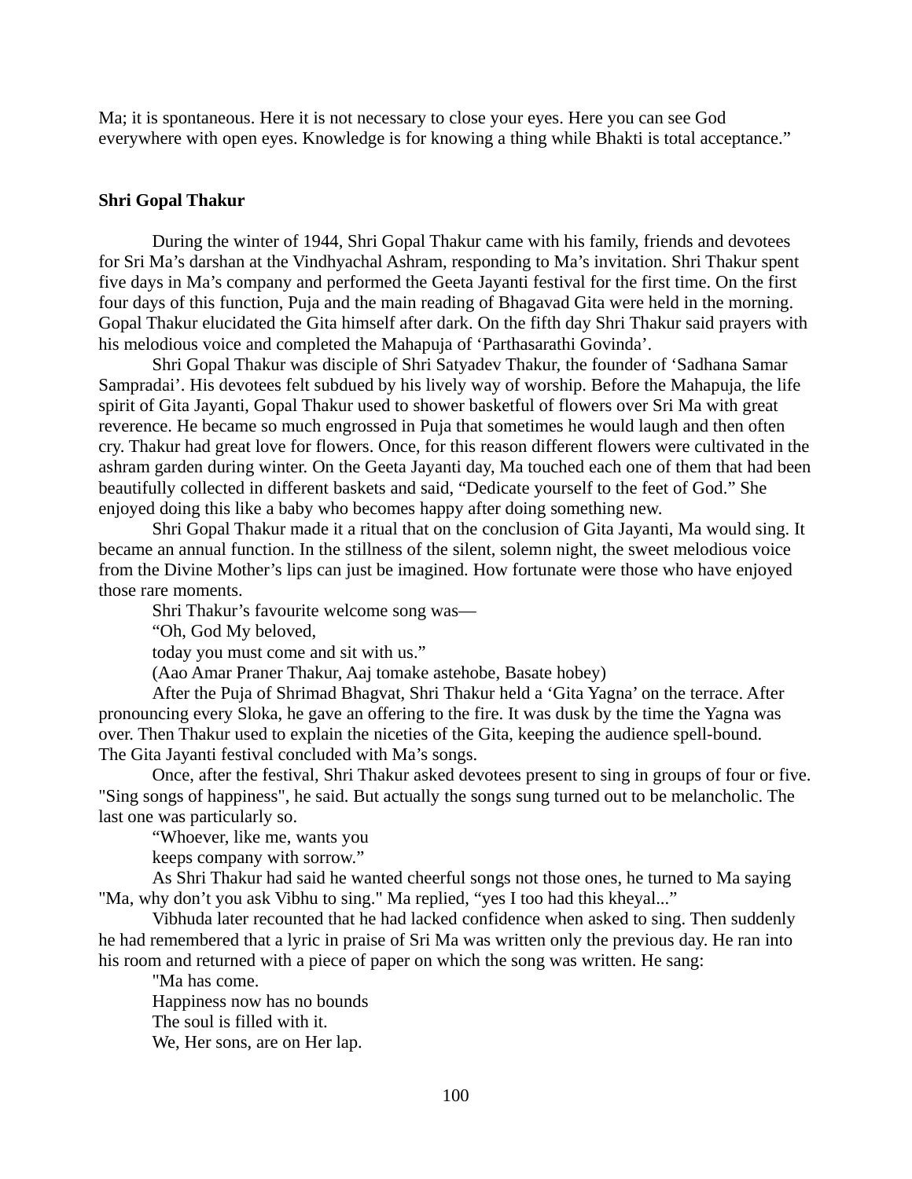Ma; it is spontaneous. Here it is not necessary to close your eyes. Here you can see God everywhere with open eyes. Knowledge is for knowing a thing while Bhakti is total acceptance."

**Shri Gopal Thakur**

During the winter of 1944, Shri Gopal Thakur came with his family, friends and devotees for Sri Ma's darshan at the Vindhyachal Ashram, responding to Ma's invitation. Shri Thakur spent five days in Ma's company and performed the Geeta Jayanti festival for the first time. On the first four days of this function, Puja and the main reading of Bhagavad Gita were held in the morning. Gopal Thakur elucidated the Gita himself after dark. On the fifth day Shri Thakur said prayers with his melodious voice and completed the Mahapuja of 'Parthasarathi Govinda'.

Shri Gopal Thakur was disciple of Shri Satyadev Thakur, the founder of 'Sadhana Samar Sampradai'. His devotees felt subdued by his lively way of worship. Before the Mahapuja, the life spirit of Gita Jayanti, Gopal Thakur used to shower basketful of flowers over Sri Ma with great reverence. He became so much engrossed in Puja that sometimes he would laugh and then often cry. Thakur had great love for flowers. Once, for this reason different flowers were cultivated in the ashram garden during winter. On the Geeta Jayanti day, Ma touched each one of them that had been beautifully collected in different baskets and said, "Dedicate yourself to the feet of God." She enjoyed doing this like a baby who becomes happy after doing something new.

Shri Gopal Thakur made it a ritual that on the conclusion of Gita Jayanti, Ma would sing. It became an annual function. In the stillness of the silent, solemn night, the sweet melodious voice from the Divine Mother's lips can just be imagined. How fortunate were those who have enjoyed those rare moments.

Shri Thakur's favourite welcome song was—

"Oh, God My beloved,

today you must come and sit with us."

(Aao Amar Praner Thakur, Aaj tomake astehobe, Basate hobey)

After the Puja of Shrimad Bhagvat, Shri Thakur held a 'Gita Yagna' on the terrace. After pronouncing every Sloka, he gave an offering to the fire. It was dusk by the time the Yagna was over. Then Thakur used to explain the niceties of the Gita, keeping the audience spell-bound. The Gita Jayanti festival concluded with Ma's songs.

Once, after the festival, Shri Thakur asked devotees present to sing in groups of four or five. "Sing songs of happiness", he said. But actually the songs sung turned out to be melancholic. The last one was particularly so.

"Whoever, like me, wants you

keeps company with sorrow."

As Shri Thakur had said he wanted cheerful songs not those ones, he turned to Ma saying "Ma, why don't you ask Vibhu to sing." Ma replied, "yes I too had this kheyal..."

Vibhuda later recounted that he had lacked confidence when asked to sing. Then suddenly he had remembered that a lyric in praise of Sri Ma was written only the previous day. He ran into his room and returned with a piece of paper on which the song was written. He sang:

"Ma has come.

Happiness now has no bounds

The soul is filled with it.

We, Her sons, are on Her lap.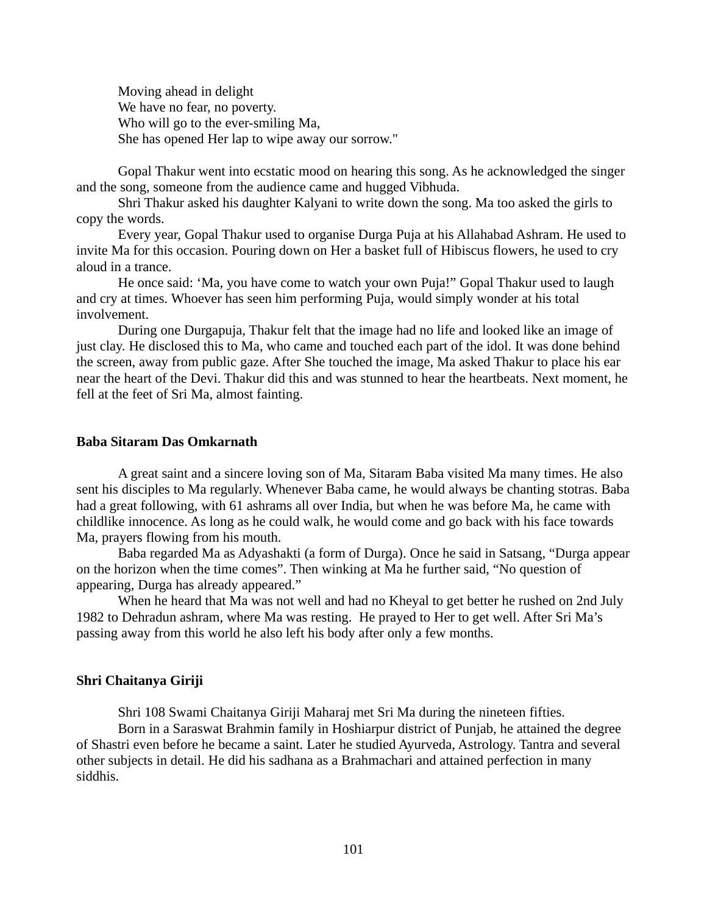Moving ahead in delight  
We have no fear, no poverty.  
Who will go to the ever-smiling Ma,  
She has opened Her lap to wipe away our sorrow."

Gopal Thakur went into ecstatic mood on hearing this song. As he acknowledged the singer and the song, someone from the audience came and hugged Vibhuda.

Shri Thakur asked his daughter Kalyani to write down the song. Ma too asked the girls to copy the words.

Every year, Gopal Thakur used to organise Durga Puja at his Allahabad Ashram. He used to invite Ma for this occasion. Pouring down on Her a basket full of Hibiscus flowers, he used to cry aloud in a trance.

He once said: 'Ma, you have come to watch your own Puja!" Gopal Thakur used to laugh and cry at times. Whoever has seen him performing Puja, would simply wonder at his total involvement.

During one Durgapuja, Thakur felt that the image had no life and looked like an image of just clay. He disclosed this to Ma, who came and touched each part of the idol. It was done behind the screen, away from public gaze. After She touched the image, Ma asked Thakur to place his ear near the heart of the Devi. Thakur did this and was stunned to hear the heartbeats. Next moment, he fell at the feet of Sri Ma, almost fainting.

**Baba Sitaram Das Omkarnath**

A great saint and a sincere loving son of Ma, Sitaram Baba visited Ma many times. He also sent his disciples to Ma regularly. Whenever Baba came, he would always be chanting stotras. Baba had a great following, with 61 ashrams all over India, but when he was before Ma, he came with childlike innocence. As long as he could walk, he would come and go back with his face towards Ma, prayers flowing from his mouth.

Baba regarded Ma as Adyashakti (a form of Durga). Once he said in Satsang, "Durga appear on the horizon when the time comes". Then winking at Ma he further said, "No question of appearing, Durga has already appeared."

When he heard that Ma was not well and had no Kheyal to get better he rushed on 2nd July 1982 to Dehradun ashram, where Ma was resting. He prayed to Her to get well. After Sri Ma's passing away from this world he also left his body after only a few months.

**Shri Chaitanya Giriji**

Shri 108 Swami Chaitanya Giriji Maharaj met Sri Ma during the nineteen fifties.

Born in a Saraswat Brahmin family in Hoshiarpur district of Punjab, he attained the degree of Shastri even before he became a saint. Later he studied Ayurveda, Astrology. Tantra and several other subjects in detail. He did his sadhana as a Brahmachari and attained perfection in many siddhis.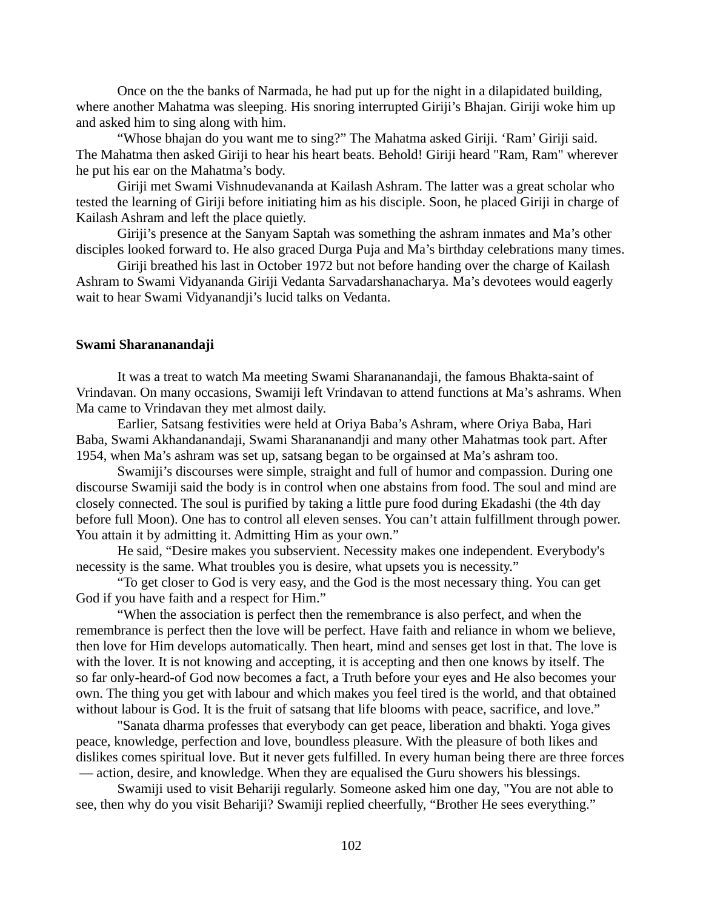Once on the the banks of Narmada, he had put up for the night in a dilapidated building, where another Mahatma was sleeping. His snoring interrupted Giriji's Bhajan. Giriji woke him up and asked him to sing along with him.

"Whose bhajan do you want me to sing?" The Mahatma asked Giriji. 'Ram' Giriji said. The Mahatma then asked Giriji to hear his heart beats. Behold! Giriji heard "Ram, Ram" wherever he put his ear on the Mahatma's body.

Giriji met Swami Vishnudevananda at Kailash Ashram. The latter was a great scholar who tested the learning of Giriji before initiating him as his disciple. Soon, he placed Giriji in charge of Kailash Ashram and left the place quietly.

Giriji's presence at the Sanyam Saptah was something the ashram inmates and Ma's other disciples looked forward to. He also graced Durga Puja and Ma's birthday celebrations many times.

Giriji breathed his last in October 1972 but not before handing over the charge of Kailash Ashram to Swami Vidyananda Giriji Vedanta Sarvadarshanacharya. Ma's devotees would eagerly wait to hear Swami Vidyanandji's lucid talks on Vedanta.

**Swami Sharananandaji**

It was a treat to watch Ma meeting Swami Sharananandaji, the famous Bhakta-saint of Vrindavan. On many occasions, Swamiji left Vrindavan to attend functions at Ma's ashrams. When Ma came to Vrindavan they met almost daily.

Earlier, Satsang festivities were held at Oriya Baba's Ashram, where Oriya Baba, Hari Baba, Swami Akhandanandaji, Swami Sharananandji and many other Mahatmas took part. After 1954, when Ma's ashram was set up, satsang began to be orgainsed at Ma's ashram too.

Swamiji's discourses were simple, straight and full of humor and compassion. During one discourse Swamiji said the body is in control when one abstains from food. The soul and mind are closely connected. The soul is purified by taking a little pure food during Ekadashi (the 4th day before full Moon). One has to control all eleven senses. You can't attain fulfillment through power. You attain it by admitting it. Admitting Him as your own."

He said, "Desire makes you subservient. Necessity makes one independent. Everybody's necessity is the same. What troubles you is desire, what upsets you is necessity."

"To get closer to God is very easy, and the God is the most necessary thing. You can get God if you have faith and a respect for Him."

"When the association is perfect then the remembrance is also perfect, and when the remembrance is perfect then the love will be perfect. Have faith and reliance in whom we believe, then love for Him develops automatically. Then heart, mind and senses get lost in that. The love is with the lover. It is not knowing and accepting, it is accepting and then one knows by itself. The so far only-heard-of God now becomes a fact, a Truth before your eyes and He also becomes your own. The thing you get with labour and which makes you feel tired is the world, and that obtained without labour is God. It is the fruit of satsang that life blooms with peace, sacrifice, and love."

"Sanata dharma professes that everybody can get peace, liberation and bhakti. Yoga gives peace, knowledge, perfection and love, boundless pleasure. With the pleasure of both likes and dislikes comes spiritual love. But it never gets fulfilled. In every human being there are three forces — action, desire, and knowledge. When they are equalised the Guru showers his blessings.

Swamiji used to visit Behariji regularly. Someone asked him one day, "You are not able to see, then why do you visit Behariji? Swamiji replied cheerfully, "Brother He sees everything."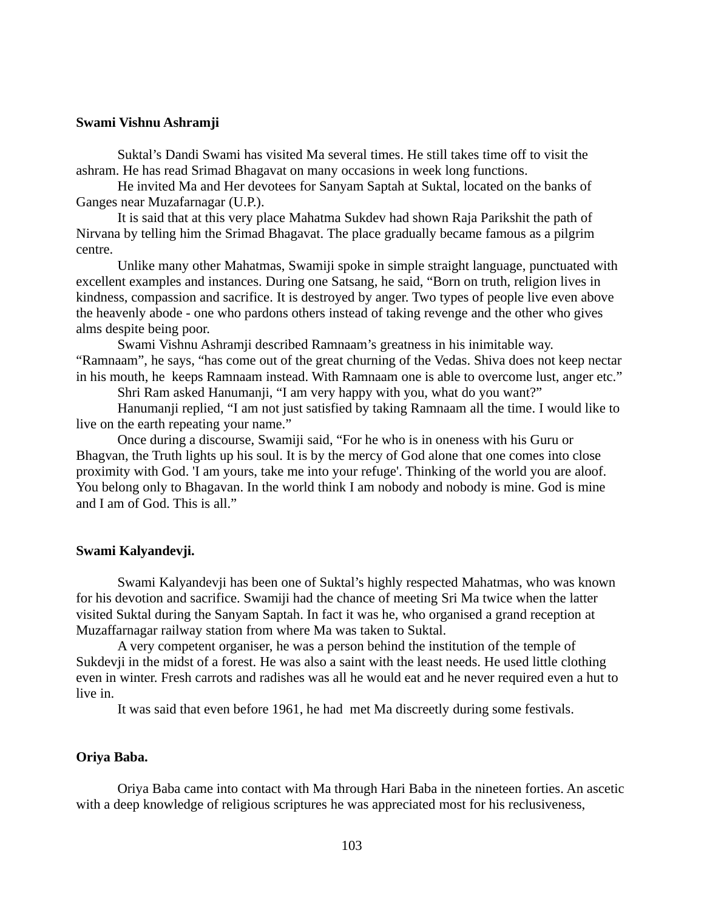**Swami Vishnu Ashramji**

Suktal’s Dandi Swami has visited Ma several times. He still takes time off to visit the ashram. He has read Srimad Bhagavat on many occasions in week long functions.

He invited Ma and Her devotees for Sanyam Saptah at Suktal, located on the banks of Ganges near Muzafarnagar (U.P.).

It is said that at this very place Mahatma Sukdev had shown Raja Parikshit the path of Nirvana by telling him the Srimad Bhagavat. The place gradually became famous as a pilgrim centre.

Unlike many other Mahatmas, Swamiji spoke in simple straight language, punctuated with excellent examples and instances. During one Satsang, he said, “Born on truth, religion lives in kindness, compassion and sacrifice. It is destroyed by anger. Two types of people live even above the heavenly abode - one who pardons others instead of taking revenge and the other who gives alms despite being poor.

Swami Vishnu Ashramji described Ramnaam’s greatness in his inimitable way. “Ramnaam”, he says, “has come out of the great churning of the Vedas. Shiva does not keep nectar in his mouth, he keeps Ramnaam instead. With Ramnaam one is able to overcome lust, anger etc.”

Shri Ram asked Hanumanji, “I am very happy with you, what do you want?”

Hanumanji replied, “I am not just satisfied by taking Ramnaam all the time. I would like to live on the earth repeating your name.”

Once during a discourse, Swamiji said, “For he who is in oneness with his Guru or Bhgvan, the Truth lights up his soul. It is by the mercy of God alone that one comes into close proximity with God. 'I am yours, take me into your refuge'. Thinking of the world you are aloof. You belong only to Bhagavan. In the world think I am nobody and nobody is mine. God is mine and I am of God. This is all.”

**Swami Kalyandevji.**

Swami Kalyandevji has been one of Suktal’s highly respected Mahatmas, who was known for his devotion and sacrifice. Swamiji had the chance of meeting Sri Ma twice when the latter visited Suktal during the Sanyam Saptah. In fact it was he, who organised a grand reception at Muzaffarnagar railway station from where Ma was taken to Suktal.

A very competent organiser, he was a person behind the institution of the temple of Sukdevji in the midst of a forest. He was also a saint with the least needs. He used little clothing even in winter. Fresh carrots and radishes was all he would eat and he never required even a hut to live in.

It was said that even before 1961, he had met Ma discreetly during some festivals.

**Oriya Baba.**

Oriya Baba came into contact with Ma through Hari Baba in the nineteen forties. An ascetic with a deep knowledge of religious scriptures he was appreciated most for his reclusiveness,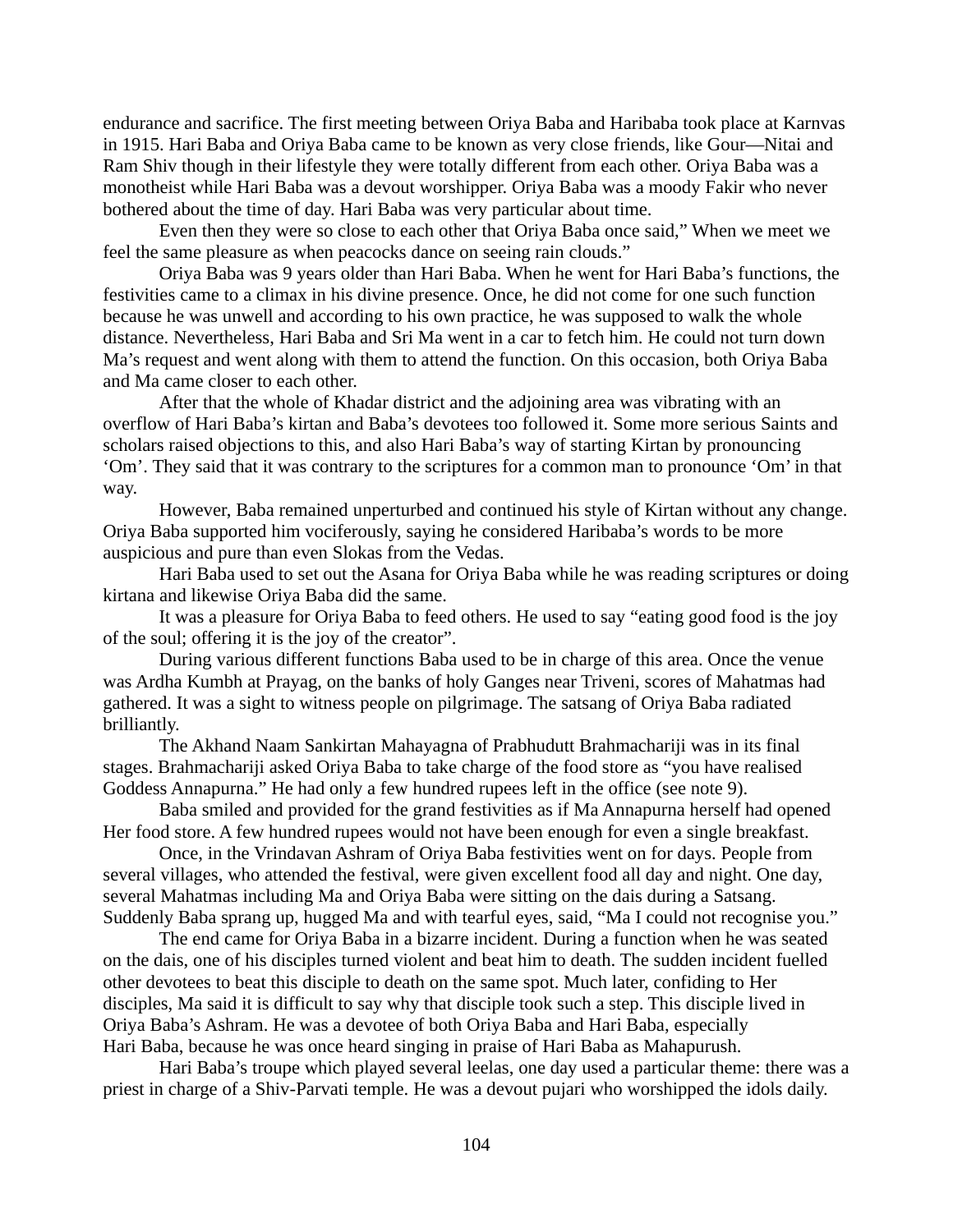endurance and sacrifice. The first meeting between Oriya Baba and Haribaba took place at Karnvas in 1915. Hari Baba and Oriya Baba came to be known as very close friends, like Gour—Nitai and Ram Shiv though in their lifestyle they were totally different from each other. Oriya Baba was a monotheist while Hari Baba was a devout worshipper. Oriya Baba was a moody Fakir who never bothered about the time of day. Hari Baba was very particular about time.

Even then they were so close to each other that Oriya Baba once said," When we meet we feel the same pleasure as when peacocks dance on seeing rain clouds."

Oriya Baba was 9 years older than Hari Baba. When he went for Hari Baba's functions, the festivities came to a climax in his divine presence. Once, he did not come for one such function because he was unwell and according to his own practice, he was supposed to walk the whole distance. Nevertheless, Hari Baba and Sri Ma went in a car to fetch him. He could not turn down Ma's request and went along with them to attend the function. On this occasion, both Oriya Baba and Ma came closer to each other.

After that the whole of Khadar district and the adjoining area was vibrating with an overflow of Hari Baba's kirtan and Baba's devotees too followed it. Some more serious Saints and scholars raised objections to this, and also Hari Baba's way of starting Kirtan by pronouncing 'Om'. They said that it was contrary to the scriptures for a common man to pronounce 'Om' in that way.

However, Baba remained unperturbed and continued his style of Kirtan without any change. Oriya Baba supported him vociferously, saying he considered Haribaba's words to be more auspicious and pure than even Slokas from the Vedas.

Hari Baba used to set out the Asana for Oriya Baba while he was reading scriptures or doing kirtana and likewise Oriya Baba did the same.

It was a pleasure for Oriya Baba to feed others. He used to say "eating good food is the joy of the soul; offering it is the joy of the creator".

During various different functions Baba used to be in charge of this area. Once the venue was Ardha Kumbh at Prayag, on the banks of holy Ganges near Triveni, scores of Mahatmas had gathered. It was a sight to witness people on pilgrimage. The satsang of Oriya Baba radiated brilliantly.

The Akhand Naam Sankirtan Mahayagna of Prabhudutt Brahmachariji was in its final stages. Brahmachariji asked Oriya Baba to take charge of the food store as "you have realised Goddess Annapurna." He had only a few hundred rupees left in the office (see note 9).

Baba smiled and provided for the grand festivities as if Ma Annapurna herself had opened Her food store. A few hundred rupees would not have been enough for even a single breakfast.

Once, in the Vrindavan Ashram of Oriya Baba festivities went on for days. People from several villages, who attended the festival, were given excellent food all day and night. One day, several Mahatmas including Ma and Oriya Baba were sitting on the dais during a Satsang. Suddenly Baba sprang up, hugged Ma and with tearful eyes, said, "Ma I could not recognise you."

The end came for Oriya Baba in a bizarre incident. During a function when he was seated on the dais, one of his disciples turned violent and beat him to death. The sudden incident fuelled other devotees to beat this disciple to death on the same spot. Much later, confiding to Her disciples, Ma said it is difficult to say why that disciple took such a step. This disciple lived in Oriya Baba's Ashram. He was a devotee of both Oriya Baba and Hari Baba, especially Hari Baba, because he was once heard singing in praise of Hari Baba as Mahapurush.

Hari Baba's troupe which played several leelas, one day used a particular theme: there was a priest in charge of a Shiv-Parvati temple. He was a devout pujari who worshipped the idols daily.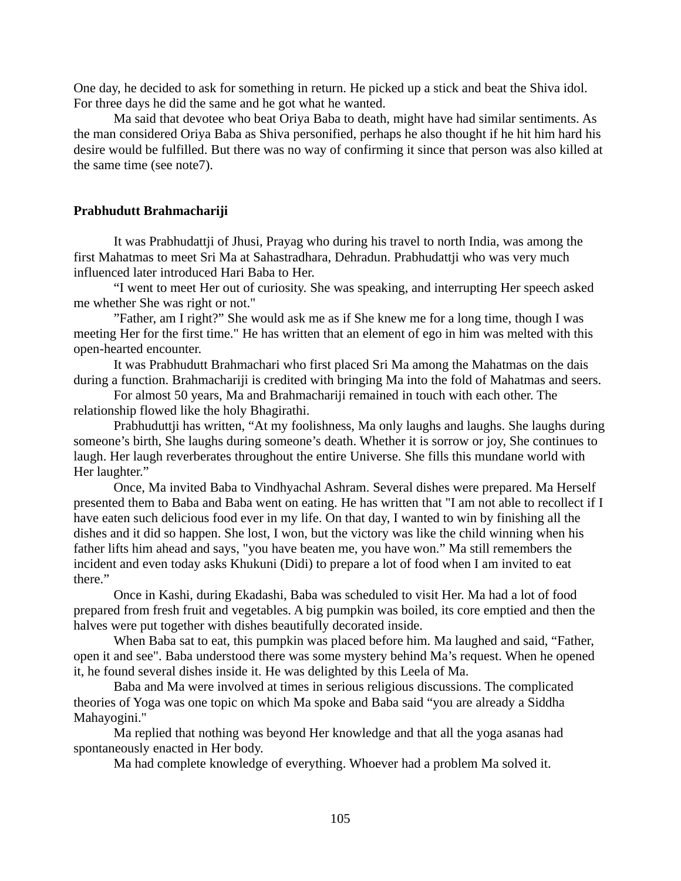One day, he decided to ask for something in return. He picked up a stick and beat the Shiva idol. For three days he did the same and he got what he wanted.

Ma said that devotee who beat Oriya Baba to death, might have had similar sentiments. As the man considered Oriya Baba as Shiva personified, perhaps he also thought if he hit him hard his desire would be fulfilled. But there was no way of confirming it since that person was also killed at the same time (see note7).

**Prabhudutt Brahmachariji**

It was Prabhudattji of Jhusi, Prayag who during his travel to north India, was among the first Mahatmas to meet Sri Ma at Sahastradhara, Dehradun. Prabhudattji who was very much influenced later introduced Hari Baba to Her.

“I went to meet Her out of curiosity. She was speaking, and interrupting Her speech asked me whether She was right or not."

”Father, am I right?” She would ask me as if She knew me for a long time, though I was meeting Her for the first time." He has written that an element of ego in him was melted with this open-hearted encounter.

It was Prabhudutt Brahmachari who first placed Sri Ma among the Mahatmas on the dais during a function. Brahmachariji is credited with bringing Ma into the fold of Mahatmas and seers.

For almost 50 years, Ma and Brahmachariji remained in touch with each other. The relationship flowed like the holy Bhagirathi.

Prabhuduttji has written, “At my foolishness, Ma only laughs and laughs. She laughs during someone’s birth, She laughs during someone’s death. Whether it is sorrow or joy, She continues to laugh. Her laugh reverberates throughout the entire Universe. She fills this mundane world with Her laughter.”

Once, Ma invited Baba to Vindhyachal Ashram. Several dishes were prepared. Ma Herself presented them to Baba and Baba went on eating. He has written that "I am not able to recollect if I have eaten such delicious food ever in my life. On that day, I wanted to win by finishing all the dishes and it did so happen. She lost, I won, but the victory was like the child winning when his father lifts him ahead and says, "you have beaten me, you have won.” Ma still remembers the incident and even today asks Khukuni (Didi) to prepare a lot of food when I am invited to eat there.”

Once in Kashi, during Ekadashi, Baba was scheduled to visit Her. Ma had a lot of food prepared from fresh fruit and vegetables. A big pumpkin was boiled, its core emptied and then the halves were put together with dishes beautifully decorated inside.

When Baba sat to eat, this pumpkin was placed before him. Ma laughed and said, “Father, open it and see". Baba understood there was some mystery behind Ma’s request. When he opened it, he found several dishes inside it. He was delighted by this Leela of Ma.

Baba and Ma were involved at times in serious religious discussions. The complicated theories of Yoga was one topic on which Ma spoke and Baba said “you are already a Siddha Mahayogini."

Ma replied that nothing was beyond Her knowledge and that all the yoga asanas had spontaneously enacted in Her body.

Ma had complete knowledge of everything. Whoever had a problem Ma solved it.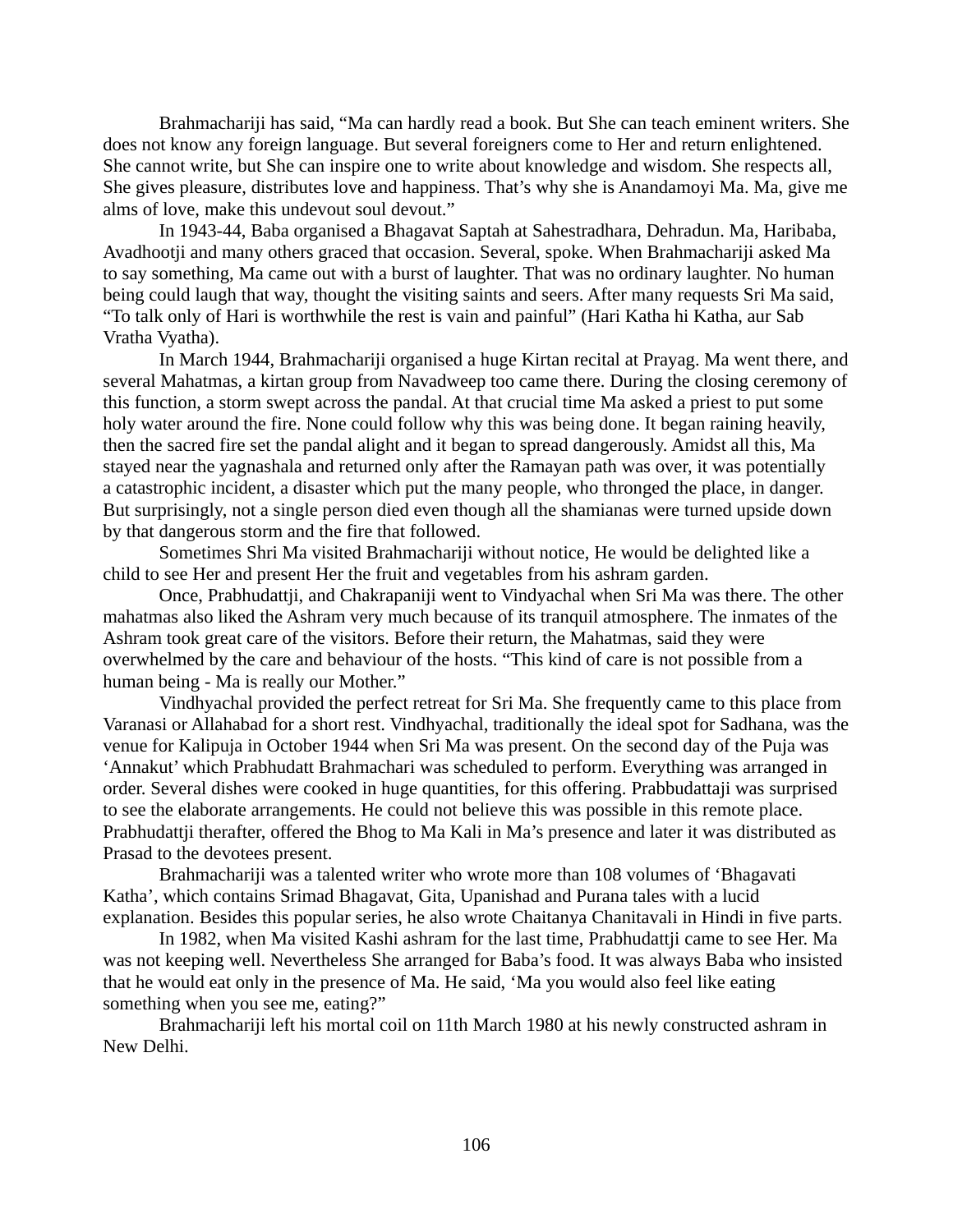Brahmachariji has said, "Ma can hardly read a book. But She can teach eminent writers. She does not know any foreign language. But several foreigners come to Her and return enlightened. She cannot write, but She can inspire one to write about knowledge and wisdom. She respects all, She gives pleasure, distributes love and happiness. That's why she is Anandamoyi Ma. Ma, give me alms of love, make this undevout soul devout."

In 1943-44, Baba organised a Bhagavat Saptah at Sahestradhara, Dehradun. Ma, Haribaba, Avadhootji and many others graced that occasion. Several, spoke. When Brahmachariji asked Ma to say something, Ma came out with a burst of laughter. That was no ordinary laughter. No human being could laugh that way, thought the visiting saints and seers. After many requests Sri Ma said, "To talk only of Hari is worthwhile the rest is vain and painful" (Hari Katha hi Katha, aur Sab Vratha Vyatha).

In March 1944, Brahmachariji organised a huge Kirtan recital at Prayag. Ma went there, and several Mahatmas, a kirtan group from Navadweep too came there. During the closing ceremony of this function, a storm swept across the pandal. At that crucial time Ma asked a priest to put some holy water around the fire. None could follow why this was being done. It began raining heavily, then the sacred fire set the pandal alight and it began to spread dangerously. Amidst all this, Ma stayed near the yagnashala and returned only after the Ramayan path was over, it was potentially a catastrophic incident, a disaster which put the many people, who thronged the place, in danger. But surprisingly, not a single person died even though all the shamianas were turned upside down by that dangerous storm and the fire that followed.

Sometimes Shri Ma visited Brahmachariji without notice, He would be delighted like a child to see Her and present Her the fruit and vegetables from his ashram garden.

Once, Prabhudattji, and Chakrapaniji went to Vindyachal when Sri Ma was there. The other mahatmas also liked the Ashram very much because of its tranquil atmosphere. The inmates of the Ashram took great care of the visitors. Before their return, the Mahatmas, said they were overwhelmed by the care and behaviour of the hosts. "This kind of care is not possible from a human being - Ma is really our Mother."

Vindhyachal provided the perfect retreat for Sri Ma. She frequently came to this place from Varanasi or Allahabad for a short rest. Vindhyachal, traditionally the ideal spot for Sadhana, was the venue for Kalipuja in October 1944 when Sri Ma was present. On the second day of the Puja was 'Annakut' which Prabhudatt Brahmachari was scheduled to perform. Everything was arranged in order. Several dishes were cooked in huge quantities, for this offering. Prabbudattaji was surprised to see the elaborate arrangements. He could not believe this was possible in this remote place. Prabhudattji therafter, offered the Bhog to Ma Kali in Ma's presence and later it was distributed as Prasad to the devotees present.

Brahmachariji was a talented writer who wrote more than 108 volumes of 'Bhagavati Katha', which contains Srimad Bhagavat, Gita, Upanishad and Purana tales with a lucid explanation. Besides this popular series, he also wrote Chaitanya Chanitavali in Hindi in five parts.

In 1982, when Ma visited Kashi ashram for the last time, Prabhudattji came to see Her. Ma was not keeping well. Nevertheless She arranged for Baba's food. It was always Baba who insisted that he would eat only in the presence of Ma. He said, 'Ma you would also feel like eating something when you see me, eating?"

Brahmachariji left his mortal coil on 11th March 1980 at his newly constructed ashram in New Delhi.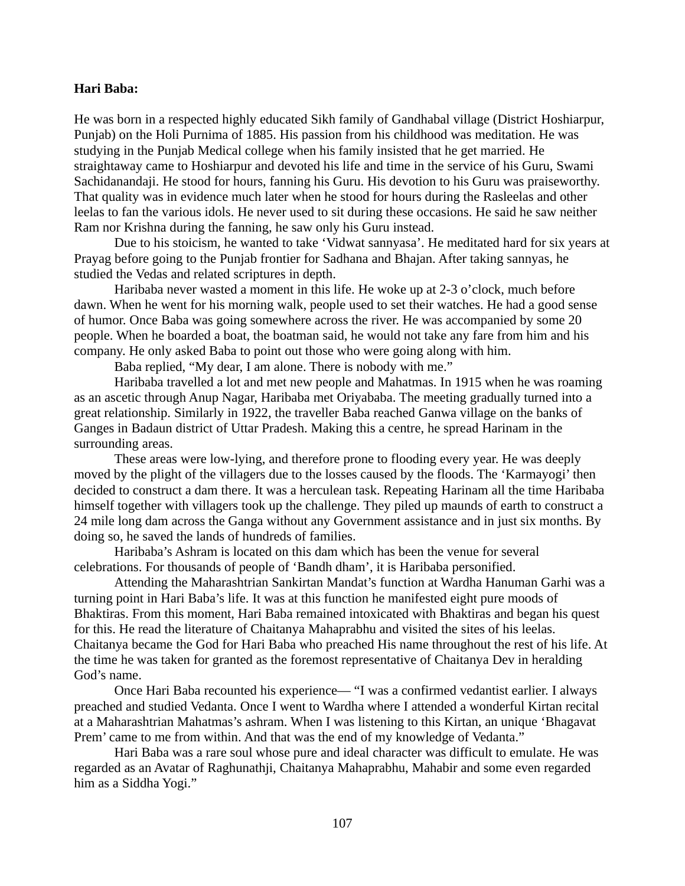**Hari Baba:**

He was born in a respected highly educated Sikh family of Gandhabal village (District Hoshiarpur, Punjab) on the Holi Purnima of 1885. His passion from his childhood was meditation. He was studying in the Punjab Medical college when his family insisted that he get married. He straightaway came to Hoshiarpur and devoted his life and time in the service of his Guru, Swami Sachidanandaji. He stood for hours, fanning his Guru. His devotion to his Guru was praiseworthy. That quality was in evidence much later when he stood for hours during the Rasleelas and other leelas to fan the various idols. He never used to sit during these occasions. He said he saw neither Ram nor Krishna during the fanning, he saw only his Guru instead.

Due to his stoicism, he wanted to take 'Vidwat sannyasa'. He meditated hard for six years at Prayag before going to the Punjab frontier for Sadhana and Bhajan. After taking sannyas, he studied the Vedas and related scriptures in depth.

Haribaba never wasted a moment in this life. He woke up at 2-3 o'clock, much before dawn. When he went for his morning walk, people used to set their watches. He had a good sense of humor. Once Baba was going somewhere across the river. He was accompanied by some 20 people. When he boarded a boat, the boatman said, he would not take any fare from him and his company. He only asked Baba to point out those who were going along with him.

Baba replied, "My dear, I am alone. There is nobody with me."

Haribaba travelled a lot and met new people and Mahatmas. In 1915 when he was roaming as an ascetic through Anup Nagar, Haribaba met Oriyababa. The meeting gradually turned into a great relationship. Similarly in 1922, the traveller Baba reached Ganwa village on the banks of Ganges in Badaun district of Uttar Pradesh. Making this a centre, he spread Harinam in the surrounding areas.

These areas were low-lying, and therefore prone to flooding every year. He was deeply moved by the plight of the villagers due to the losses caused by the floods. The 'Karmayogi' then decided to construct a dam there. It was a herculean task. Repeating Harinam all the time Haribaba himself together with villagers took up the challenge. They piled up maunds of earth to construct a 24 mile long dam across the Ganga without any Government assistance and in just six months. By doing so, he saved the lands of hundreds of families.

Haribaba's Ashram is located on this dam which has been the venue for several celebrations. For thousands of people of 'Bandh dham', it is Haribaba personified.

Attending the Maharashtrian Sankirtan Mandat's function at Wardha Hanuman Garhi was a turning point in Hari Baba's life. It was at this function he manifested eight pure moods of Bhaktiras. From this moment, Hari Baba remained intoxicated with Bhaktiras and began his quest for this. He read the literature of Chaitanya Mahaprabhu and visited the sites of his leelas. Chaitanya became the God for Hari Baba who preached His name throughout the rest of his life. At the time he was taken for granted as the foremost representative of Chaitanya Dev in heralding God's name.

Once Hari Baba recounted his experience— "I was a confirmed vedantist earlier. I always preached and studied Vedanta. Once I went to Wardha where I attended a wonderful Kirtan recital at a Maharashtrian Mahatmas's ashram. When I was listening to this Kirtan, an unique 'Bhagavat Prem' came to me from within. And that was the end of my knowledge of Vedanta."

Hari Baba was a rare soul whose pure and ideal character was difficult to emulate. He was regarded as an Avatar of Raghunathji, Chaitanya Mahaprabhu, Mahabir and some even regarded him as a Siddha Yogi."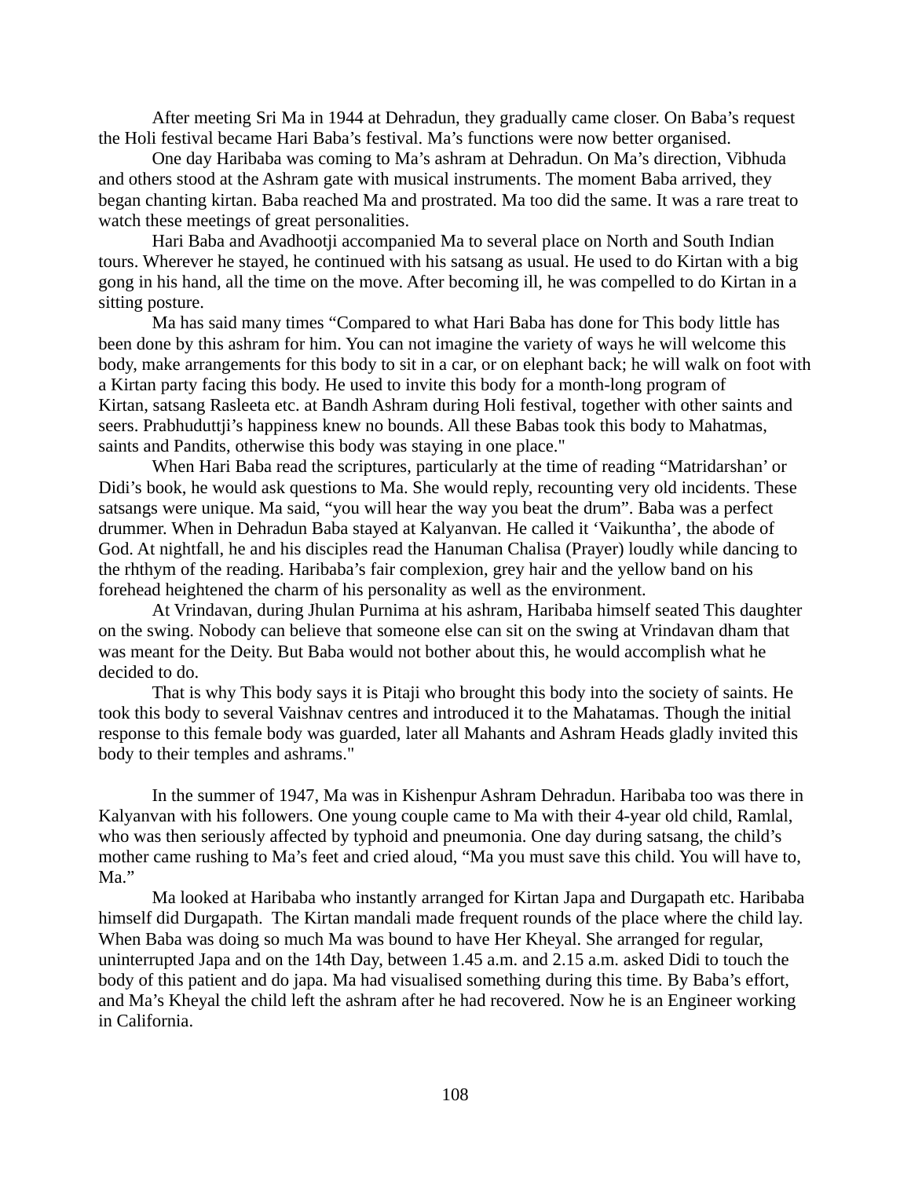After meeting Sri Ma in 1944 at Dehradun, they gradually came closer. On Baba's request the Holi festival became Hari Baba's festival. Ma's functions were now better organised.

One day Haribaba was coming to Ma's ashram at Dehradun. On Ma's direction, Vibhuda and others stood at the Ashram gate with musical instruments. The moment Baba arrived, they began chanting kirtan. Baba reached Ma and prostrated. Ma too did the same. It was a rare treat to watch these meetings of great personalities.

Hari Baba and Avadhootji accompanied Ma to several place on North and South Indian tours. Wherever he stayed, he continued with his satsang as usual. He used to do Kirtan with a big gong in his hand, all the time on the move. After becoming ill, he was compelled to do Kirtan in a sitting posture.

Ma has said many times "Compared to what Hari Baba has done for This body little has been done by this ashram for him. You can not imagine the variety of ways he will welcome this body, make arrangements for this body to sit in a car, or on elephant back; he will walk on foot with a Kirtan party facing this body. He used to invite this body for a month-long program of Kirtan, satsang Rasleeta etc. at Bandh Ashram during Holi festival, together with other saints and seers. Prabhuduttji's happiness knew no bounds. All these Babas took this body to Mahatmas, saints and Pandits, otherwise this body was staying in one place."

When Hari Baba read the scriptures, particularly at the time of reading "Matridarshan' or Didi's book, he would ask questions to Ma. She would reply, recounting very old incidents. These satsangs were unique. Ma said, "you will hear the way you beat the drum". Baba was a perfect drummer. When in Dehradun Baba stayed at Kalyanvan. He called it 'Vaikuntha', the abode of God. At nightfall, he and his disciples read the Hanuman Chalisa (Prayer) loudly while dancing to the rhthym of the reading. Haribaba's fair complexion, grey hair and the yellow band on his forehead heightened the charm of his personality as well as the environment.

At Vrindavan, during Jhulan Purnima at his ashram, Haribaba himself seated This daughter on the swing. Nobody can believe that someone else can sit on the swing at Vrindavan dham that was meant for the Deity. But Baba would not bother about this, he would accomplish what he decided to do.

That is why This body says it is Pitaji who brought this body into the society of saints. He took this body to several Vaishnav centres and introduced it to the Mahatamas. Though the initial response to this female body was guarded, later all Mahants and Ashram Heads gladly invited this body to their temples and ashrams."

In the summer of 1947, Ma was in Kishenpur Ashram Dehradun. Haribaba too was there in Kalyanvan with his followers. One young couple came to Ma with their 4-year old child, Ramlal, who was then seriously affected by typhoid and pneumonia. One day during satsang, the child's mother came rushing to Ma's feet and cried aloud, "Ma you must save this child. You will have to, Ma."

Ma looked at Haribaba who instantly arranged for Kirtan Japa and Durgapath etc. Haribaba himself did Durgapath. The Kirtan mandali made frequent rounds of the place where the child lay. When Baba was doing so much Ma was bound to have Her Kheyal. She arranged for regular, uninterrupted Japa and on the 14th Day, between 1.45 a.m. and 2.15 a.m. asked Didi to touch the body of this patient and do japa. Ma had visualised something during this time. By Baba's effort, and Ma's Kheyal the child left the ashram after he had recovered. Now he is an Engineer working in California.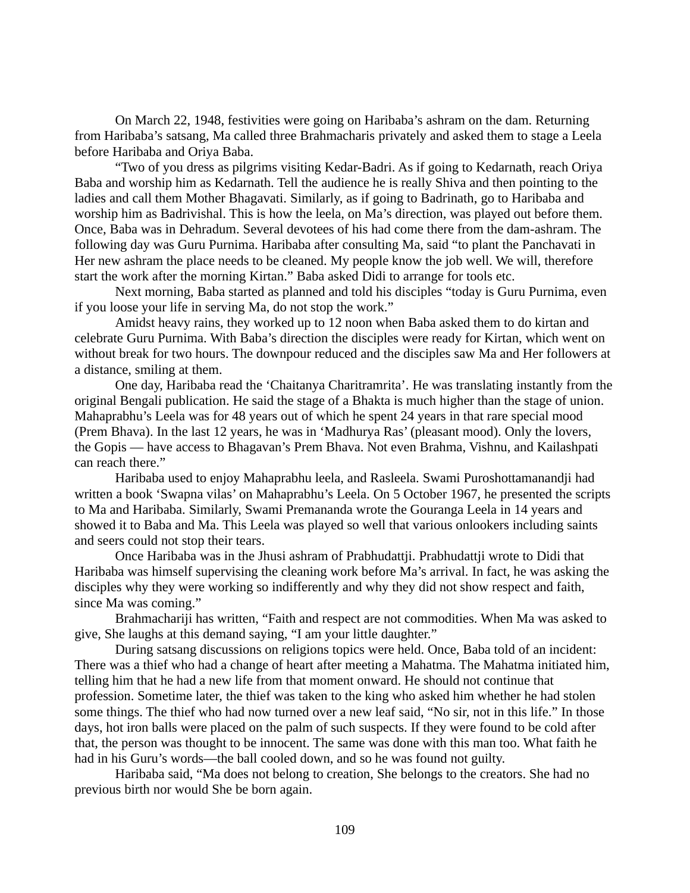On March 22, 1948, festivities were going on Haribaba's ashram on the dam. Returning from Haribaba's satsang, Ma called three Brahmacharis privately and asked them to stage a Leela before Haribaba and Oriya Baba.

"Two of you dress as pilgrims visiting Kedar-Badri. As if going to Kedarnath, reach Oriya Baba and worship him as Kedarnath. Tell the audience he is really Shiva and then pointing to the ladies and call them Mother Bhagavati. Similarly, as if going to Badrinath, go to Haribaba and worship him as Badrivishal. This is how the leela, on Ma's direction, was played out before them. Once, Baba was in Dehradum. Several devotees of his had come there from the dam-ashram. The following day was Guru Purnima. Haribaba after consulting Ma, said "to plant the Panchavati in Her new ashram the place needs to be cleaned. My people know the job well. We will, therefore start the work after the morning Kirtan." Baba asked Didi to arrange for tools etc.

Next morning, Baba started as planned and told his disciples "today is Guru Purnima, even if you loose your life in serving Ma, do not stop the work."

Amidst heavy rains, they worked up to 12 noon when Baba asked them to do kirtan and celebrate Guru Purnima. With Baba's direction the disciples were ready for Kirtan, which went on without break for two hours. The downpour reduced and the disciples saw Ma and Her followers at a distance, smiling at them.

One day, Haribaba read the 'Chaitanya Charitramrita'. He was translating instantly from the original Bengali publication. He said the stage of a Bhakta is much higher than the stage of union. Mahaprabhu's Leela was for 48 years out of which he spent 24 years in that rare special mood (Prem Bhava). In the last 12 years, he was in 'Madhurya Ras' (pleasant mood). Only the lovers, the Gopis — have access to Bhagavan's Prem Bhava. Not even Brahma, Vishnu, and Kailashpati can reach there."

Haribaba used to enjoy Mahaprabhu leela, and Rasleela. Swami Puroshottamanandji had written a book 'Swapna vilas' on Mahaprabhu's Leela. On 5 October 1967, he presented the scripts to Ma and Haribaba. Similarly, Swami Premananda wrote the Gouranga Leela in 14 years and showed it to Baba and Ma. This Leela was played so well that various onlookers including saints and seers could not stop their tears.

Once Haribaba was in the Jhusi ashram of Prabhudattji. Prabhudattji wrote to Didi that Haribaba was himself supervising the cleaning work before Ma's arrival. In fact, he was asking the disciples why they were working so indifferently and why they did not show respect and faith, since Ma was coming."

Brahmachariji has written, "Faith and respect are not commodities. When Ma was asked to give, She laughs at this demand saying, "I am your little daughter."

During satsang discussions on religions topics were held. Once, Baba told of an incident: There was a thief who had a change of heart after meeting a Mahatma. The Mahatma initiated him, telling him that he had a new life from that moment onward. He should not continue that profession. Sometime later, the thief was taken to the king who asked him whether he had stolen some things. The thief who had now turned over a new leaf said, "No sir, not in this life." In those days, hot iron balls were placed on the palm of such suspects. If they were found to be cold after that, the person was thought to be innocent. The same was done with this man too. What faith he had in his Guru's words—the ball cooled down, and so he was found not guilty.

Haribaba said, "Ma does not belong to creation, She belongs to the creators. She had no previous birth nor would She be born again.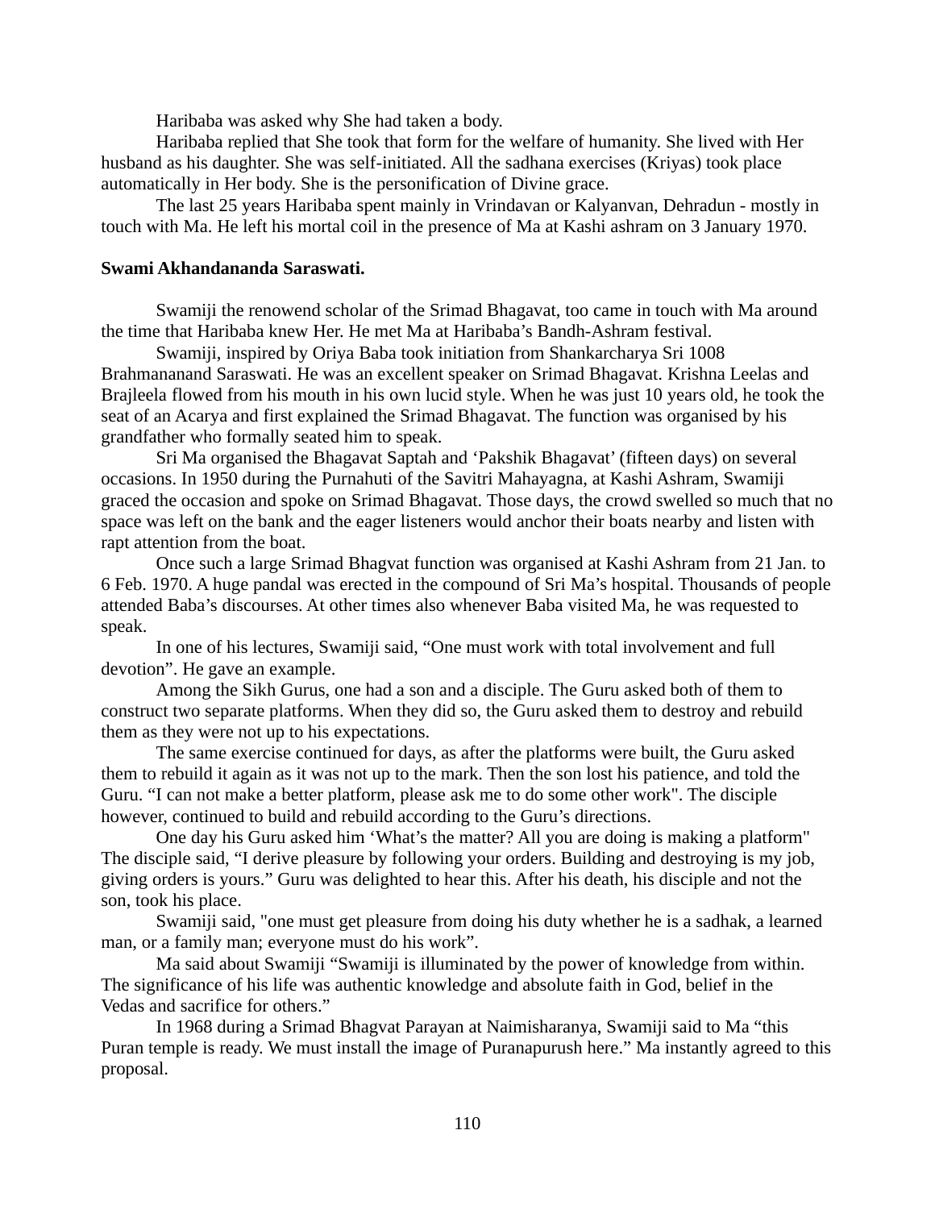Haribaba was asked why She had taken a body.

Haribaba replied that She took that form for the welfare of humanity. She lived with Her husband as his daughter. She was self-initiated. All the sadhana exercises (Kriyas) took place automatically in Her body. She is the personification of Divine grace.

The last 25 years Haribaba spent mainly in Vrindavan or Kalyanvan, Dehradun - mostly in touch with Ma. He left his mortal coil in the presence of Ma at Kashi ashram on 3 January 1970.

**Swami Akhandananda Saraswati.**

Swamiji the renowend scholar of the Srimad Bhagavat, too came in touch with Ma around the time that Haribaba knew Her. He met Ma at Haribaba's Bandh-Ashram festival.

Swamiji, inspired by Oriya Baba took initiation from Shankarcharya Sri 1008 Brahmananand Saraswati. He was an excellent speaker on Srimad Bhagavat. Krishna Leelas and Brajleela flowed from his mouth in his own lucid style. When he was just 10 years old, he took the seat of an Acarya and first explained the Srimad Bhagavat. The function was organised by his grandfather who formally seated him to speak.

Sri Ma organised the Bhagavat Saptah and 'Pakshik Bhagavat' (fifteen days) on several occasions. In 1950 during the Purnahuti of the Savitri Mahayagna, at Kashi Ashram, Swamiji graced the occasion and spoke on Srimad Bhagavat. Those days, the crowd swelled so much that no space was left on the bank and the eager listeners would anchor their boats nearby and listen with rapt attention from the boat.

Once such a large Srimad Bhagvat function was organised at Kashi Ashram from 21 Jan. to 6 Feb. 1970. A huge pandal was erected in the compound of Sri Ma's hospital. Thousands of people attended Baba's discourses. At other times also whenever Baba visited Ma, he was requested to speak.

In one of his lectures, Swamiji said, "One must work with total involvement and full devotion". He gave an example.

Among the Sikh Gurus, one had a son and a disciple. The Guru asked both of them to construct two separate platforms. When they did so, the Guru asked them to destroy and rebuild them as they were not up to his expectations.

The same exercise continued for days, as after the platforms were built, the Guru asked them to rebuild it again as it was not up to the mark. Then the son lost his patience, and told the Guru. "I can not make a better platform, please ask me to do some other work". The disciple however, continued to build and rebuild according to the Guru's directions.

One day his Guru asked him 'What's the matter? All you are doing is making a platform" The disciple said, "I derive pleasure by following your orders. Building and destroying is my job, giving orders is yours." Guru was delighted to hear this. After his death, his disciple and not the son, took his place.

Swamiji said, "one must get pleasure from doing his duty whether he is a sadhak, a learned man, or a family man; everyone must do his work".

Ma said about Swamiji "Swamiji is illuminated by the power of knowledge from within. The significance of his life was authentic knowledge and absolute faith in God, belief in the Vedas and sacrifice for others."

In 1968 during a Srimad Bhagvat Parayan at Naimisharanya, Swamiji said to Ma "this Puran temple is ready. We must install the image of Puranapurush here." Ma instantly agreed to this proposal.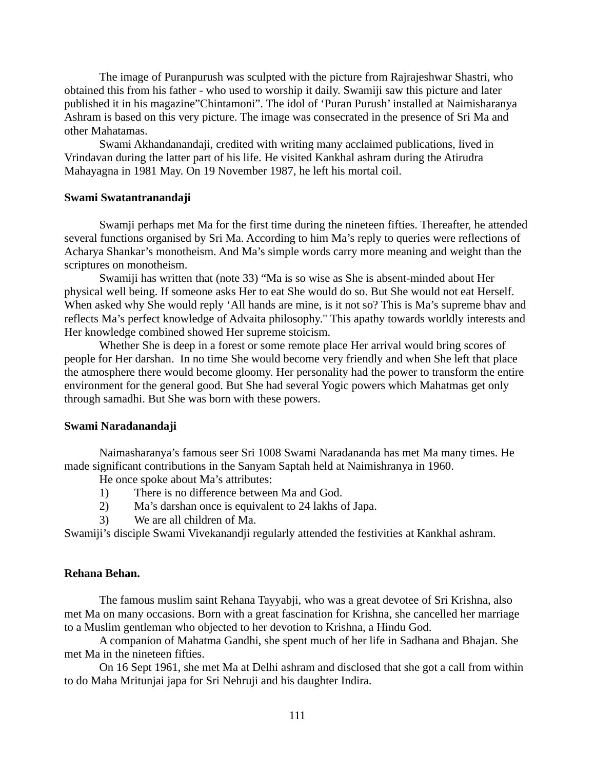The image of Puranpurush was sculpted with the picture from Rajrajeshwar Shastri, who obtained this from his father - who used to worship it daily. Swamiji saw this picture and later published it in his magazine”Chintamoni”. The idol of ‘Puran Purush’ installed at Naimisharanya Ashram is based on this very picture. The image was consecrated in the presence of Sri Ma and other Mahatamas.

Swami Akhandanandaji, credited with writing many acclaimed publications, lived in Vrindavan during the latter part of his life. He visited Kankhal ashram during the Atirudra Mahayagna in 1981 May. On 19 November 1987, he left his mortal coil.

**Swami Swatantranandaji**

Swamji perhaps met Ma for the first time during the nineteen fifties. Thereafter, he attended several functions organised by Sri Ma. According to him Ma’s reply to queries were reflections of Acharya Shankar’s monotheism. And Ma’s simple words carry more meaning and weight than the scriptures on monotheism.

Swamiji has written that (note 33) “Ma is so wise as She is absent-minded about Her physical well being. If someone asks Her to eat She would do so. But She would not eat Herself. When asked why She would reply ‘All hands are mine, is it not so? This is Ma’s supreme bhav and reflects Ma’s perfect knowledge of Advaita philosophy." This apathy towards worldly interests and Her knowledge combined showed Her supreme stoicism.

Whether She is deep in a forest or some remote place Her arrival would bring scores of people for Her darshan. In no time She would become very friendly and when She left that place the atmosphere there would become gloomy. Her personality had the power to transform the entire environment for the general good. But She had several Yogic powers which Mahatmas get only through samadhi. But She was born with these powers.

**Swami Naradanandaji**

Naimasharanya’s famous seer Sri 1008 Swami Naradananda has met Ma many times. He made significant contributions in the Sanyam Saptah held at Naimishranya in 1960.

He once spoke about Ma’s attributes:

1) There is no difference between Ma and God.
2) Ma’s darshan once is equivalent to 24 lakhs of Japa.
3) We are all children of Ma.

Swamiji’s disciple Swami Vivekanandji regularly attended the festivities at Kankhal ashram.

**Rehana Behan.**

The famous muslim saint Rehana Tayyabji, who was a great devotee of Sri Krishna, also met Ma on many occasions. Born with a great fascination for Krishna, she cancelled her marriage to a Muslim gentleman who objected to her devotion to Krishna, a Hindu God.

A companion of Mahatma Gandhi, she spent much of her life in Sadhana and Bhajan. She met Ma in the nineteen fifties.

On 16 Sept 1961, she met Ma at Delhi ashram and disclosed that she got a call from within to do Maha Mritunjai japa for Sri Nehruji and his daughter Indira.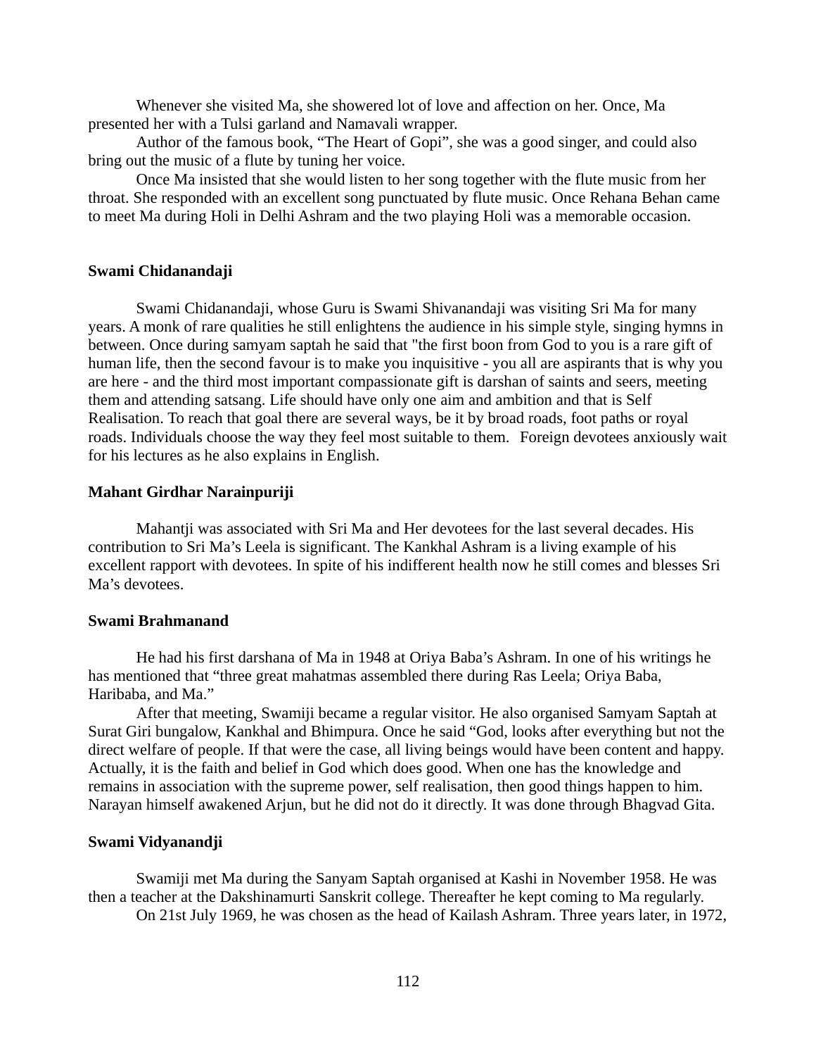Whenever she visited Ma, she showered lot of love and affection on her. Once, Ma presented her with a Tulsi garland and Namavali wrapper.

Author of the famous book, “The Heart of Gopi”, she was a good singer, and could also bring out the music of a flute by tuning her voice.

Once Ma insisted that she would listen to her song together with the flute music from her throat. She responded with an excellent song punctuated by flute music. Once Rehana Behan came to meet Ma during Holi in Delhi Ashram and the two playing Holi was a memorable occasion.

**Swami Chidanandaji**

Swami Chidanandaji, whose Guru is Swami Shivanandaji was visiting Sri Ma for many years. A monk of rare qualities he still enlightens the audience in his simple style, singing hymns in between. Once during samyam saptah he said that "the first boon from God to you is a rare gift of human life, then the second favour is to make you inquisitive - you all are aspirants that is why you are here - and the third most important compassionate gift is darshan of saints and seers, meeting them and attending satsang. Life should have only one aim and ambition and that is Self Realisation. To reach that goal there are several ways, be it by broad roads, foot paths or royal roads. Individuals choose the way they feel most suitable to them. Foreign devotees anxiously wait for his lectures as he also explains in English.

**Mahant Girdhar Narainpuriji**

Mahantji was associated with Sri Ma and Her devotees for the last several decades. His contribution to Sri Ma’s Leela is significant. The Kankhal Ashram is a living example of his excellent rapport with devotees. In spite of his indifferent health now he still comes and blesses Sri Ma’s devotees.

**Swami Brahmanand**

He had his first darshana of Ma in 1948 at Oriya Baba’s Ashram. In one of his writings he has mentioned that “three great mahatmas assembled there during Ras Leela; Oriya Baba, Haribaba, and Ma.”

After that meeting, Swamiji became a regular visitor. He also organised Samyam Saptah at Surat Giri bungalow, Kankhal and Bhimpura. Once he said “God, looks after everything but not the direct welfare of people. If that were the case, all living beings would have been content and happy. Actually, it is the faith and belief in God which does good. When one has the knowledge and remains in association with the supreme power, self realisation, then good things happen to him. Narayan himself awakened Arjun, but he did not do it directly. It was done through Bhagvad Gita.

**Swami Vidyanandji**

Swamiji met Ma during the Sanyam Saptah organised at Kashi in November 1958. He was then a teacher at the Dakshinamurti Sanskrit college. Thereafter he kept coming to Ma regularly.

On 21st July 1969, he was chosen as the head of Kailash Ashram. Three years later, in 1972,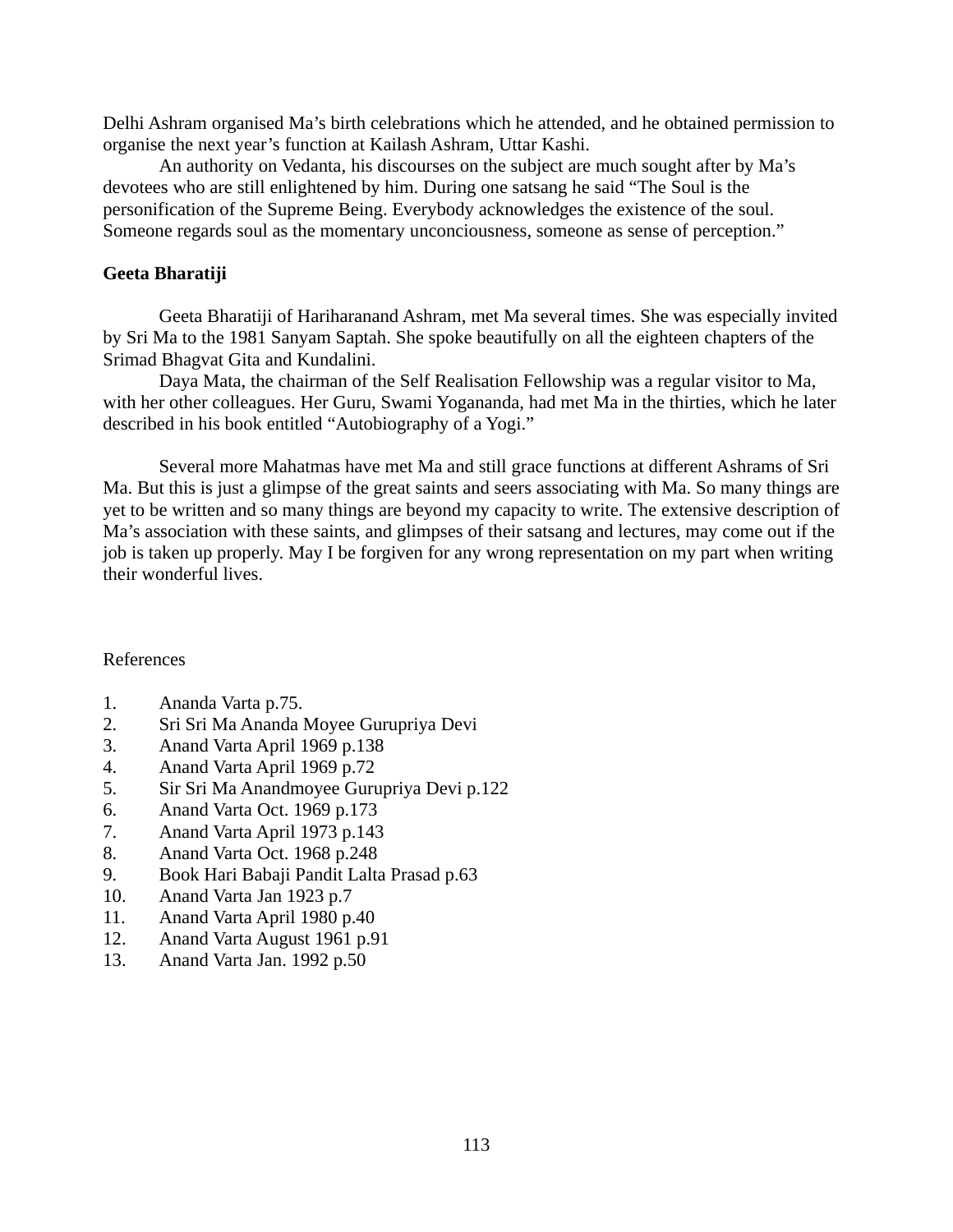Delhi Ashram organised Ma's birth celebrations which he attended, and he obtained permission to organise the next year's function at Kailash Ashram, Uttar Kashi.

An authority on Vedanta, his discourses on the subject are much sought after by Ma's devotees who are still enlightened by him. During one satsang he said "The Soul is the personification of the Supreme Being. Everybody acknowledges the existence of the soul. Someone regards soul as the momentary unconciousness, someone as sense of perception."

**Geeta Bharatiji**

Geeta Bharatiji of Hariharanand Ashram, met Ma several times. She was especially invited by Sri Ma to the 1981 Sanyam Saptah. She spoke beautifully on all the eighteen chapters of the Srimad Bhagvat Gita and Kundalini.

Daya Mata, the chairman of the Self Realisation Fellowship was a regular visitor to Ma, with her other colleagues. Her Guru, Swami Yogananda, had met Ma in the thirties, which he later described in his book entitled "Autobiography of a Yogi."

Several more Mahatmas have met Ma and still grace functions at different Ashrams of Sri Ma. But this is just a glimpse of the great saints and seers associating with Ma. So many things are yet to be written and so many things are beyond my capacity to write. The extensive description of Ma's association with these saints, and glimpses of their satsang and lectures, may come out if the job is taken up properly. May I be forgiven for any wrong representation on my part when writing their wonderful lives.

References

1. Ananda Varta p.75.
2. Sri Sri Ma Ananda Moyee Gurupriya Devi
3. Anand Varta April 1969 p.138
4. Anand Varta April 1969 p.72
5. Sir Sri Ma Anandmoyee Gurupriya Devi p.122
6. Anand Varta Oct. 1969 p.173
7. Anand Varta April 1973 p.143
8. Anand Varta Oct. 1968 p.248
9. Book Hari Babaji Pandit Lalta Prasad p.63
10. Anand Varta Jan 1923 p.7
11. Anand Varta April 1980 p.40
12. Anand Varta August 1961 p.91
13. Anand Varta Jan. 1992 p.50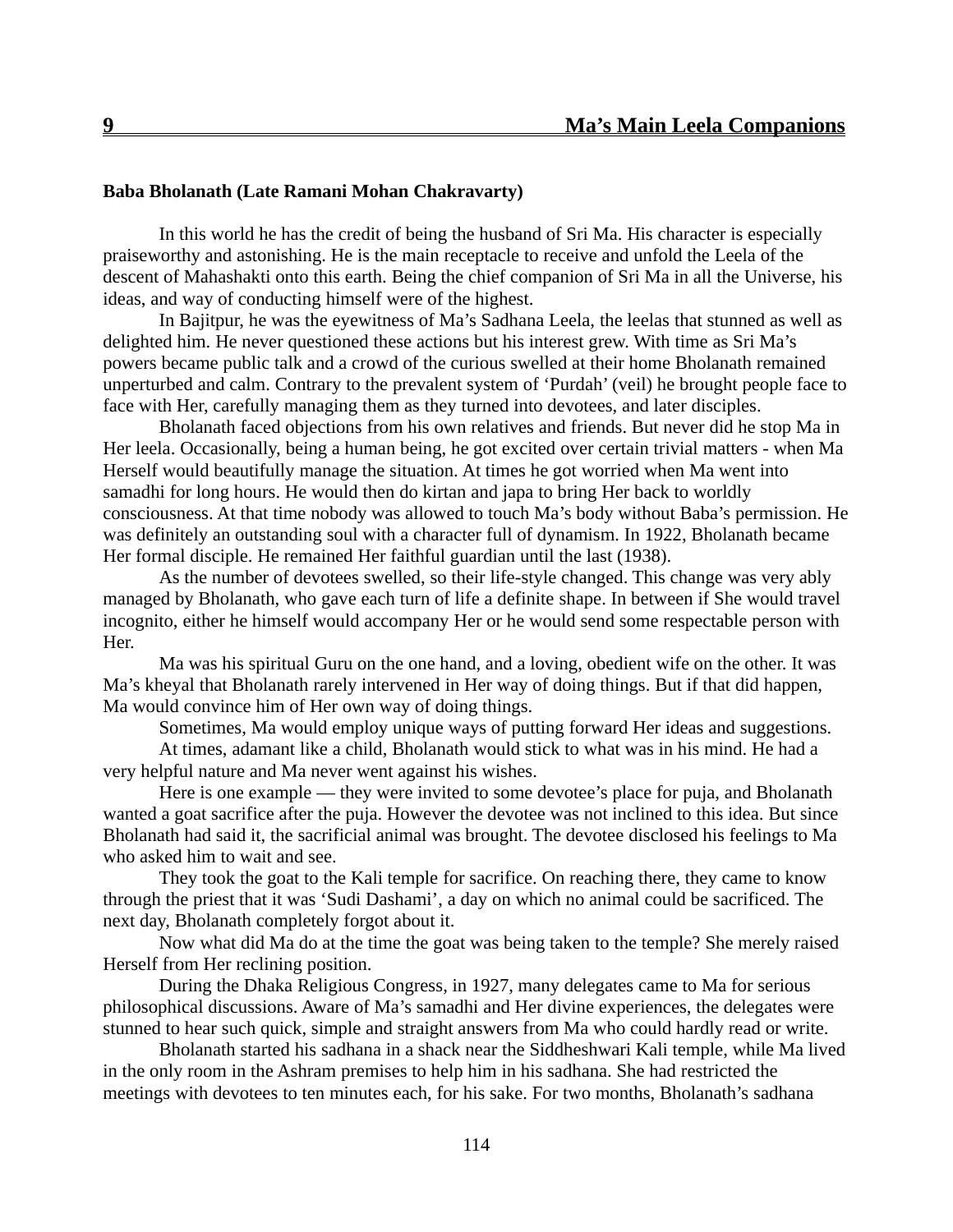# 9 Ma's Main Leela Companions

**Baba Bholanath (Late Ramani Mohan Chakravarty)**

In this world he has the credit of being the husband of Sri Ma. His character is especially praiseworthy and astonishing. He is the main receptacle to receive and unfold the Leela of the descent of Mahashakti onto this earth. Being the chief companion of Sri Ma in all the Universe, his ideas, and way of conducting himself were of the highest.

In Bajitpur, he was the eyewitness of Ma's Sadhana Leela, the leelas that stunned as well as delighted him. He never questioned these actions but his interest grew. With time as Sri Ma's powers became public talk and a crowd of the curious swelled at their home Bholanath remained unperturbed and calm. Contrary to the prevalent system of 'Purdah' (veil) he brought people face to face with Her, carefully managing them as they turned into devotees, and later disciples.

Bholanath faced objections from his own relatives and friends. But never did he stop Ma in Her leela. Occasionally, being a human being, he got excited over certain trivial matters - when Ma Herself would beautifully manage the situation. At times he got worried when Ma went into samadhi for long hours. He would then do kirtan and japa to bring Her back to worldly consciousness. At that time nobody was allowed to touch Ma's body without Baba's permission. He was definitely an outstanding soul with a character full of dynamism. In 1922, Bholanath became Her formal disciple. He remained Her faithful guardian until the last (1938).

As the number of devotees swelled, so their life-style changed. This change was very ably managed by Bholanath, who gave each turn of life a definite shape. In between if She would travel incognito, either he himself would accompany Her or he would send some respectable person with Her.

Ma was his spiritual Guru on the one hand, and a loving, obedient wife on the other. It was Ma's kheyal that Bholanath rarely intervened in Her way of doing things. But if that did happen, Ma would convince him of Her own way of doing things.

Sometimes, Ma would employ unique ways of putting forward Her ideas and suggestions.

At times, adamant like a child, Bholanath would stick to what was in his mind. He had a very helpful nature and Ma never went against his wishes.

Here is one example — they were invited to some devotee's place for puja, and Bholanath wanted a goat sacrifice after the puja. However the devotee was not inclined to this idea. But since Bholanath had said it, the sacrificial animal was brought. The devotee disclosed his feelings to Ma who asked him to wait and see.

They took the goat to the Kali temple for sacrifice. On reaching there, they came to know through the priest that it was 'Sudi Dashami', a day on which no animal could be sacrificed. The next day, Bholanath completely forgot about it.

Now what did Ma do at the time the goat was being taken to the temple? She merely raised Herself from Her reclining position.

During the Dhaka Religious Congress, in 1927, many delegates came to Ma for serious philosophical discussions. Aware of Ma's samadhi and Her divine experiences, the delegates were stunned to hear such quick, simple and straight answers from Ma who could hardly read or write.

Bholanath started his sadhana in a shack near the Siddheshwari Kali temple, while Ma lived in the only room in the Ashram premises to help him in his sadhana. She had restricted the meetings with devotees to ten minutes each, for his sake. For two months, Bholanath's sadhana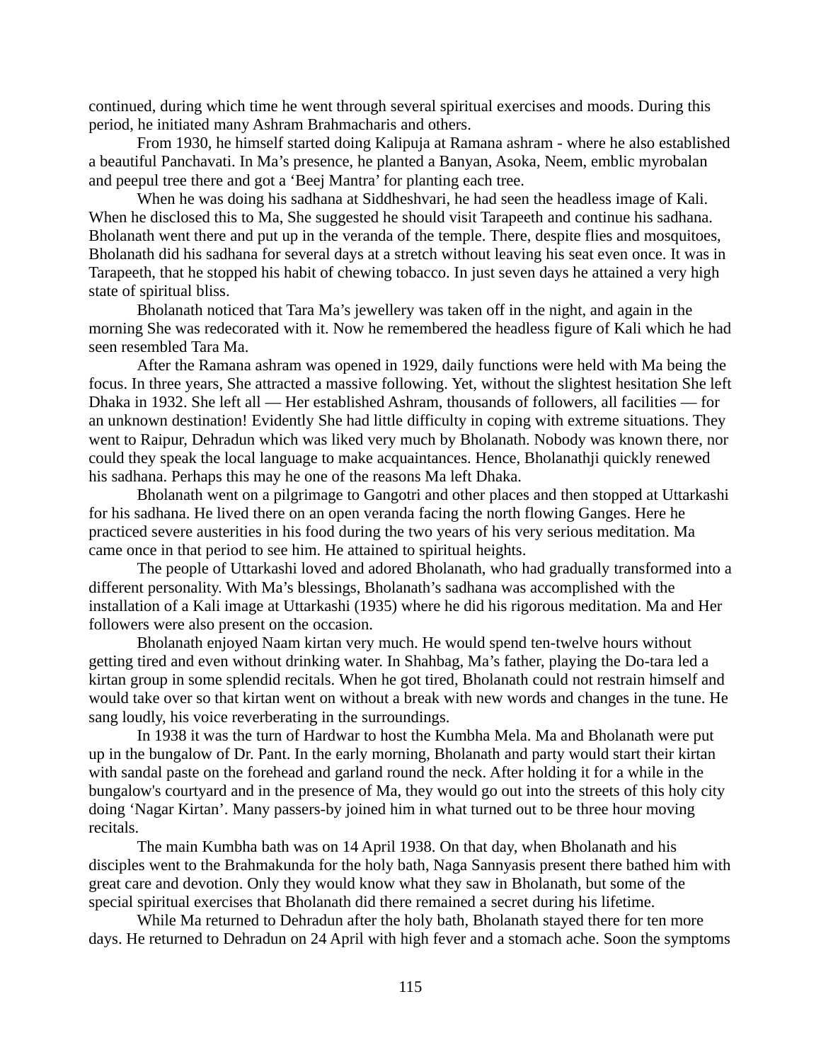continued, during which time he went through several spiritual exercises and moods. During this period, he initiated many Ashram Brahmacharis and others.

From 1930, he himself started doing Kalipuja at Ramana ashram - where he also established a beautiful Panchavati. In Ma's presence, he planted a Banyan, Asoka, Neem, emblic myrobalan and peepul tree there and got a 'Beej Mantra' for planting each tree.

When he was doing his sadhana at Siddheshvari, he had seen the headless image of Kali. When he disclosed this to Ma, She suggested he should visit Tarapeeth and continue his sadhana. Bholanath went there and put up in the veranda of the temple. There, despite flies and mosquitoes, Bholanath did his sadhana for several days at a stretch without leaving his seat even once. It was in Tarapeeth, that he stopped his habit of chewing tobacco. In just seven days he attained a very high state of spiritual bliss.

Bholanath noticed that Tara Ma's jewellery was taken off in the night, and again in the morning She was redecorated with it. Now he remembered the headless figure of Kali which he had seen resembled Tara Ma.

After the Ramana ashram was opened in 1929, daily functions were held with Ma being the focus. In three years, She attracted a massive following. Yet, without the slightest hesitation She left Dhaka in 1932. She left all — Her established Ashram, thousands of followers, all facilities — for an unknown destination! Evidently She had little difficulty in coping with extreme situations. They went to Raipur, Dehradun which was liked very much by Bholanath. Nobody was known there, nor could they speak the local language to make acquaintances. Hence, Bholanathji quickly renewed his sadhana. Perhaps this may he one of the reasons Ma left Dhaka.

Bholanath went on a pilgrimage to Gangotri and other places and then stopped at Uttarkashi for his sadhana. He lived there on an open veranda facing the north flowing Ganges. Here he practiced severe austerities in his food during the two years of his very serious meditation. Ma came once in that period to see him. He attained to spiritual heights.

The people of Uttarkashi loved and adored Bholanath, who had gradually transformed into a different personality. With Ma's blessings, Bholanath's sadhana was accomplished with the installation of a Kali image at Uttarkashi (1935) where he did his rigorous meditation. Ma and Her followers were also present on the occasion.

Bholanath enjoyed Naam kirtan very much. He would spend ten-twelve hours without getting tired and even without drinking water. In Shahbag, Ma's father, playing the Do-tara led a kirtan group in some splendid recitals. When he got tired, Bholanath could not restrain himself and would take over so that kirtan went on without a break with new words and changes in the tune. He sang loudly, his voice reverberating in the surroundings.

In 1938 it was the turn of Hardwar to host the Kumbha Mela. Ma and Bholanath were put up in the bungalow of Dr. Pant. In the early morning, Bholanath and party would start their kirtan with sandal paste on the forehead and garland round the neck. After holding it for a while in the bungalow's courtyard and in the presence of Ma, they would go out into the streets of this holy city doing 'Nagar Kirtan'. Many passers-by joined him in what turned out to be three hour moving recitals.

The main Kumbha bath was on 14 April 1938. On that day, when Bholanath and his disciples went to the Brahmakunda for the holy bath, Naga Sannyasis present there bathed him with great care and devotion. Only they would know what they saw in Bholanath, but some of the special spiritual exercises that Bholanath did there remained a secret during his lifetime.

While Ma returned to Dehradun after the holy bath, Bholanath stayed there for ten more days. He returned to Dehradun on 24 April with high fever and a stomach ache. Soon the symptoms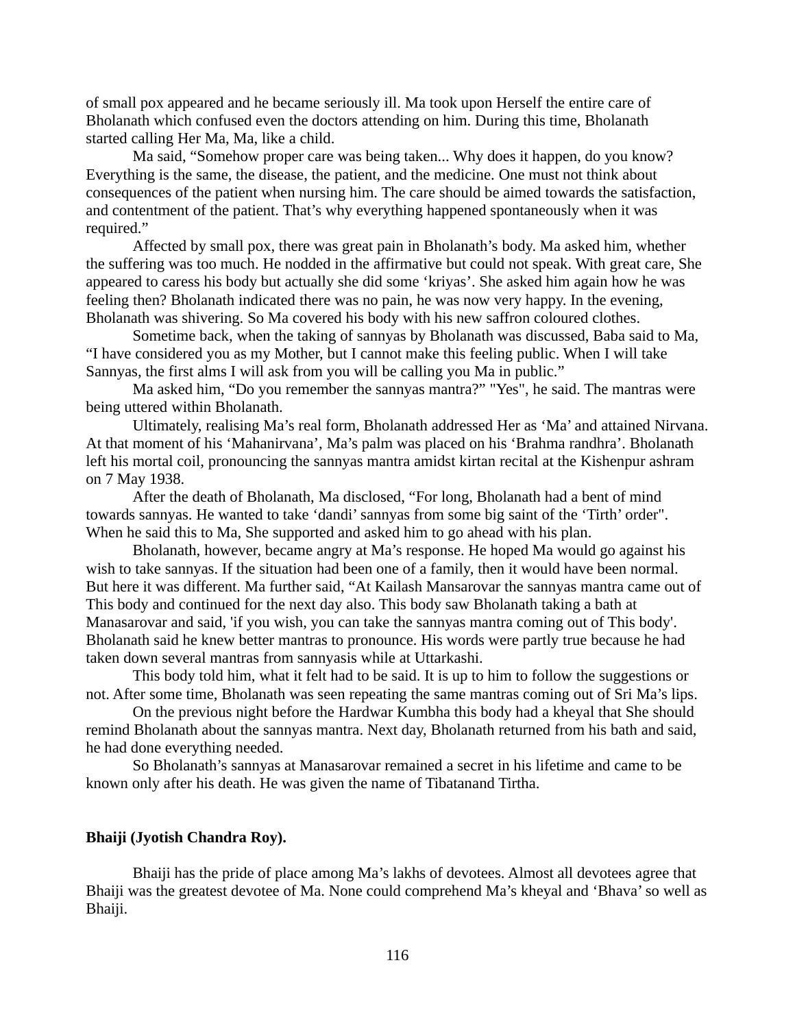of small pox appeared and he became seriously ill. Ma took upon Herself the entire care of Bholanath which confused even the doctors attending on him. During this time, Bholanath started calling Her Ma, Ma, like a child.

Ma said, "Somehow proper care was being taken... Why does it happen, do you know? Everything is the same, the disease, the patient, and the medicine. One must not think about consequences of the patient when nursing him. The care should be aimed towards the satisfaction, and contentment of the patient. That's why everything happened spontaneously when it was required."

Affected by small pox, there was great pain in Bholanath's body. Ma asked him, whether the suffering was too much. He nodded in the affirmative but could not speak. With great care, She appeared to caress his body but actually she did some 'kriyas'. She asked him again how he was feeling then? Bholanath indicated there was no pain, he was now very happy. In the evening, Bholanath was shivering. So Ma covered his body with his new saffron coloured clothes.

Sometime back, when the taking of sannyas by Bholanath was discussed, Baba said to Ma, "I have considered you as my Mother, but I cannot make this feeling public. When I will take Sannyas, the first alms I will ask from you will be calling you Ma in public."

Ma asked him, "Do you remember the sannyas mantra?" "Yes", he said. The mantras were being uttered within Bholanath.

Ultimately, realising Ma's real form, Bholanath addressed Her as 'Ma' and attained Nirvana. At that moment of his 'Mahanirvana', Ma's palm was placed on his 'Brahma randhra'. Bholanath left his mortal coil, pronouncing the sannyas mantra amidst kirtan recital at the Kishenpur ashram on 7 May 1938.

After the death of Bholanath, Ma disclosed, "For long, Bholanath had a bent of mind towards sannyas. He wanted to take 'dandi' sannyas from some big saint of the 'Tirth' order". When he said this to Ma, She supported and asked him to go ahead with his plan.

Bholanath, however, became angry at Ma's response. He hoped Ma would go against his wish to take sannyas. If the situation had been one of a family, then it would have been normal. But here it was different. Ma further said, "At Kailash Mansarovar the sannyas mantra came out of This body and continued for the next day also. This body saw Bholanath taking a bath at Manasarovar and said, 'if you wish, you can take the sannyas mantra coming out of This body'. Bholanath said he knew better mantras to pronounce. His words were partly true because he had taken down several mantras from sannyasis while at Uttarkashi.

This body told him, what it felt had to be said. It is up to him to follow the suggestions or not. After some time, Bholanath was seen repeating the same mantras coming out of Sri Ma's lips.

On the previous night before the Hardwar Kumbha this body had a kheyal that She should remind Bholanath about the sannyas mantra. Next day, Bholanath returned from his bath and said, he had done everything needed.

So Bholanath's sannyas at Manasarovar remained a secret in his lifetime and came to be known only after his death. He was given the name of Tibatanand Tirtha.

**Bhaiji (Jyotish Chandra Roy).**

Bhaiji has the pride of place among Ma's lakhs of devotees. Almost all devotees agree that Bhaiji was the greatest devotee of Ma. None could comprehend Ma's kheyal and 'Bhava' so well as Bhaiji.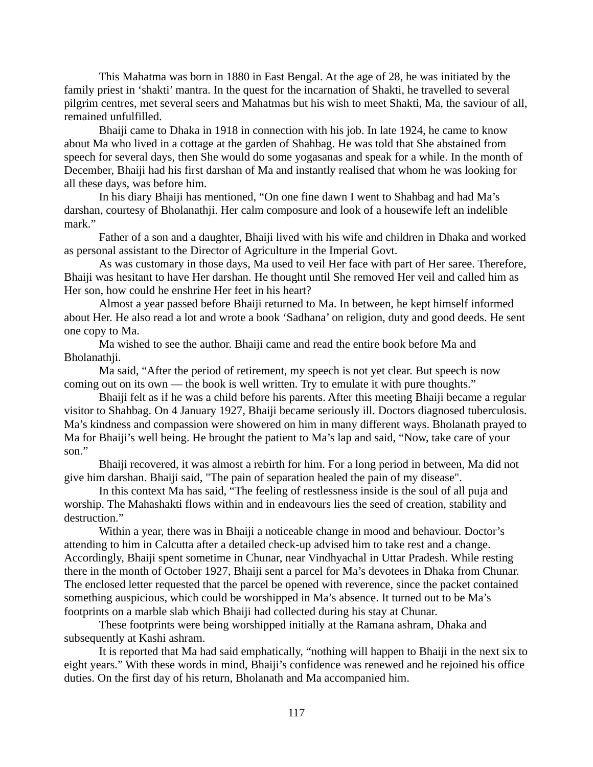This Mahatma was born in 1880 in East Bengal. At the age of 28, he was initiated by the family priest in 'shakti' mantra. In the quest for the incarnation of Shakti, he travelled to several pilgrim centres, met several seers and Mahatmas but his wish to meet Shakti, Ma, the saviour of all, remained unfulfilled.

Bhaiji came to Dhaka in 1918 in connection with his job. In late 1924, he came to know about Ma who lived in a cottage at the garden of Shahbag. He was told that She abstained from speech for several days, then She would do some yogasanas and speak for a while. In the month of December, Bhaiji had his first darshan of Ma and instantly realised that whom he was looking for all these days, was before him.

In his diary Bhaiji has mentioned, "On one fine dawn I went to Shahbag and had Ma's darshan, courtesy of Bholanathji. Her calm composure and look of a housewife left an indelible mark."

Father of a son and a daughter, Bhaiji lived with his wife and children in Dhaka and worked as personal assistant to the Director of Agriculture in the Imperial Govt.

As was customary in those days, Ma used to veil Her face with part of Her saree. Therefore, Bhaiji was hesitant to have Her darshan. He thought until She removed Her veil and called him as Her son, how could he enshrine Her feet in his heart?

Almost a year passed before Bhaiji returned to Ma. In between, he kept himself informed about Her. He also read a lot and wrote a book 'Sadhana' on religion, duty and good deeds. He sent one copy to Ma.

Ma wished to see the author. Bhaiji came and read the entire book before Ma and Bholanathji.

Ma said, "After the period of retirement, my speech is not yet clear. But speech is now coming out on its own — the book is well written. Try to emulate it with pure thoughts."

Bhaiji felt as if he was a child before his parents. After this meeting Bhaiji became a regular visitor to Shahbag. On 4 January 1927, Bhaiji became seriously ill. Doctors diagnosed tuberculosis. Ma's kindness and compassion were showered on him in many different ways. Bholanath prayed to Ma for Bhaiji's well being. He brought the patient to Ma's lap and said, "Now, take care of your son."

Bhaiji recovered, it was almost a rebirth for him. For a long period in between, Ma did not give him darshan. Bhaiji said, "The pain of separation healed the pain of my disease".

In this context Ma has said, "The feeling of restlessness inside is the soul of all puja and worship. The Mahashakti flows within and in endeavours lies the seed of creation, stability and destruction."

Within a year, there was in Bhaiji a noticeable change in mood and behaviour. Doctor's attending to him in Calcutta after a detailed check-up advised him to take rest and a change. Accordingly, Bhaiji spent sometime in Chunar, near Vindhyachal in Uttar Pradesh. While resting there in the month of October 1927, Bhaiji sent a parcel for Ma's devotees in Dhaka from Chunar. The enclosed letter requested that the parcel be opened with reverence, since the packet contained something auspicious, which could be worshipped in Ma's absence. It turned out to be Ma's footprints on a marble slab which Bhaiji had collected during his stay at Chunar.

These footprints were being worshipped initially at the Ramana ashram, Dhaka and subsequently at Kashi ashram.

It is reported that Ma had said emphatically, "nothing will happen to Bhaiji in the next six to eight years." With these words in mind, Bhaiji's confidence was renewed and he rejoined his office duties. On the first day of his return, Bholanath and Ma accompanied him.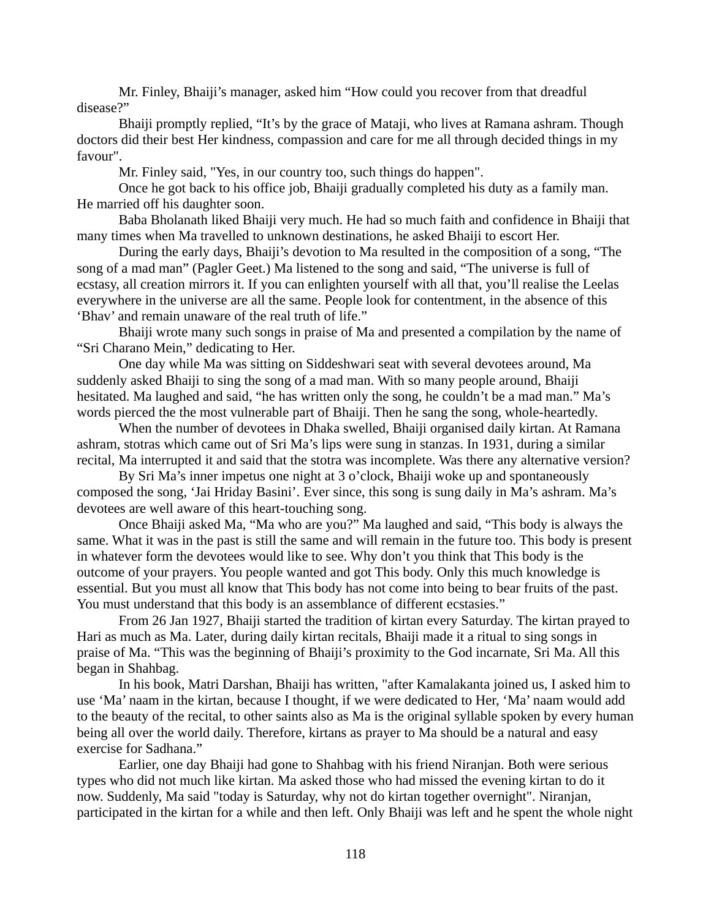Mr. Finley, Bhaiji's manager, asked him "How could you recover from that dreadful disease?"

Bhaiji promptly replied, "It's by the grace of Mataji, who lives at Ramana ashram. Though doctors did their best Her kindness, compassion and care for me all through decided things in my favour".

Mr. Finley said, "Yes, in our country too, such things do happen".

Once he got back to his office job, Bhaiji gradually completed his duty as a family man. He married off his daughter soon.

Baba Bholanath liked Bhaiji very much. He had so much faith and confidence in Bhaiji that many times when Ma travelled to unknown destinations, he asked Bhaiji to escort Her.

During the early days, Bhaiji's devotion to Ma resulted in the composition of a song, "The song of a mad man" (Pagler Geet.) Ma listened to the song and said, "The universe is full of ecstasy, all creation mirrors it. If you can enlighten yourself with all that, you'll realise the Leelas everywhere in the universe are all the same. People look for contentment, in the absence of this 'Bhav' and remain unaware of the real truth of life."

Bhaiji wrote many such songs in praise of Ma and presented a compilation by the name of "Sri Charano Mein," dedicating to Her.

One day while Ma was sitting on Siddeshwari seat with several devotees around, Ma suddenly asked Bhaiji to sing the song of a mad man. With so many people around, Bhaiji hesitated. Ma laughed and said, "he has written only the song, he couldn't be a mad man." Ma's words pierced the the most vulnerable part of Bhaiji. Then he sang the song, whole-heartedly.

When the number of devotees in Dhaka swelled, Bhaiji organised daily kirtan. At Ramana ashram, stotras which came out of Sri Ma's lips were sung in stanzas. In 1931, during a similar recital, Ma interrupted it and said that the stotra was incomplete. Was there any alternative version?

By Sri Ma's inner impetus one night at 3 o'clock, Bhaiji woke up and spontaneously composed the song, 'Jai Hriday Basini'. Ever since, this song is sung daily in Ma's ashram. Ma's devotees are well aware of this heart-touching song.

Once Bhaiji asked Ma, "Ma who are you?" Ma laughed and said, "This body is always the same. What it was in the past is still the same and will remain in the future too. This body is present in whatever form the devotees would like to see. Why don't you think that This body is the outcome of your prayers. You people wanted and got This body. Only this much knowledge is essential. But you must all know that This body has not come into being to bear fruits of the past. You must understand that this body is an assemblance of different ecstasies."

From 26 Jan 1927, Bhaiji started the tradition of kirtan every Saturday. The kirtan prayed to Hari as much as Ma. Later, during daily kirtan recitals, Bhaiji made it a ritual to sing songs in praise of Ma. "This was the beginning of Bhaiji's proximity to the God incarnate, Sri Ma. All this began in Shahbag.

In his book, Matri Darshan, Bhaiji has written, "after Kamalakanta joined us, I asked him to use 'Ma' naam in the kirtan, because I thought, if we were dedicated to Her, 'Ma' naam would add to the beauty of the recital, to other saints also as Ma is the original syllable spoken by every human being all over the world daily. Therefore, kirtans as prayer to Ma should be a natural and easy exercise for Sadhana."

Earlier, one day Bhaiji had gone to Shahbag with his friend Niranjan. Both were serious types who did not much like kirtan. Ma asked those who had missed the evening kirtan to do it now. Suddenly, Ma said "today is Saturday, why not do kirtan together overnight". Niranjan, participated in the kirtan for a while and then left. Only Bhaiji was left and he spent the whole night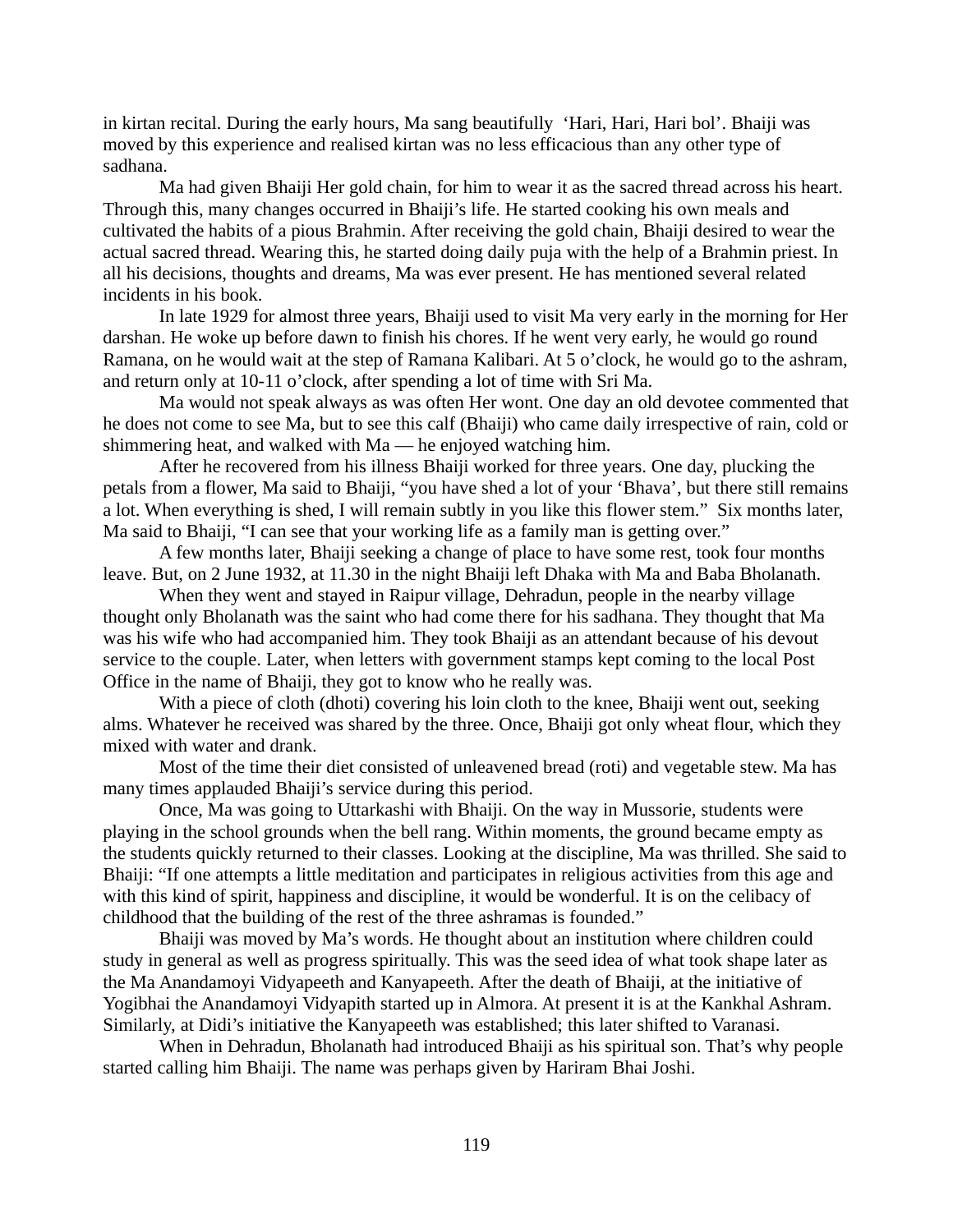in kirtan recital. During the early hours, Ma sang beautifully ‘Hari, Hari, Hari bol’. Bhaiji was moved by this experience and realised kirtan was no less efficacious than any other type of sadhana.

Ma had given Bhaiji Her gold chain, for him to wear it as the sacred thread across his heart. Through this, many changes occurred in Bhaiji’s life. He started cooking his own meals and cultivated the habits of a pious Brahmin. After receiving the gold chain, Bhaiji desired to wear the actual sacred thread. Wearing this, he started doing daily puja with the help of a Brahmin priest. In all his decisions, thoughts and dreams, Ma was ever present. He has mentioned several related incidents in his book.

In late 1929 for almost three years, Bhaiji used to visit Ma very early in the morning for Her darshan. He woke up before dawn to finish his chores. If he went very early, he would go round Ramana, on he would wait at the step of Ramana Kalibari. At 5 o’clock, he would go to the ashram, and return only at 10-11 o’clock, after spending a lot of time with Sri Ma.

Ma would not speak always as was often Her wont. One day an old devotee commented that he does not come to see Ma, but to see this calf (Bhaiji) who came daily irrespective of rain, cold or shimmering heat, and walked with Ma — he enjoyed watching him.

After he recovered from his illness Bhaiji worked for three years. One day, plucking the petals from a flower, Ma said to Bhaiji, “you have shed a lot of your ‘Bhava’, but there still remains a lot. When everything is shed, I will remain subtly in you like this flower stem.” Six months later, Ma said to Bhaiji, “I can see that your working life as a family man is getting over.”

A few months later, Bhaiji seeking a change of place to have some rest, took four months leave. But, on 2 June 1932, at 11.30 in the night Bhaiji left Dhaka with Ma and Baba Bholanath.

When they went and stayed in Raipur village, Dehradun, people in the nearby village thought only Bholanath was the saint who had come there for his sadhana. They thought that Ma was his wife who had accompanied him. They took Bhaiji as an attendant because of his devout service to the couple. Later, when letters with government stamps kept coming to the local Post Office in the name of Bhaiji, they got to know who he really was.

With a piece of cloth (dhoti) covering his loin cloth to the knee, Bhaiji went out, seeking alms. Whatever he received was shared by the three. Once, Bhaiji got only wheat flour, which they mixed with water and drank.

Most of the time their diet consisted of unleavened bread (roti) and vegetable stew. Ma has many times applauded Bhaiji’s service during this period.

Once, Ma was going to Uttarkashi with Bhaiji. On the way in Mussorie, students were playing in the school grounds when the bell rang. Within moments, the ground became empty as the students quickly returned to their classes. Looking at the discipline, Ma was thrilled. She said to Bhaiji: “If one attempts a little meditation and participates in religious activities from this age and with this kind of spirit, happiness and discipline, it would be wonderful. It is on the celibacy of childhood that the building of the rest of the three ashramas is founded.”

Bhaiji was moved by Ma’s words. He thought about an institution where children could study in general as well as progress spiritually. This was the seed idea of what took shape later as the Ma Anandamoyi Vidyapeeth and Kanyapeeth. After the death of Bhaiji, at the initiative of Yogibhai the Anandamoyi Vidyapith started up in Almora. At present it is at the Kankhal Ashram. Similarly, at Didi’s initiative the Kanyapeeth was established; this later shifted to Varanasi.

When in Dehradun, Bholanath had introduced Bhaiji as his spiritual son. That’s why people started calling him Bhaiji. The name was perhaps given by Hariram Bhai Joshi.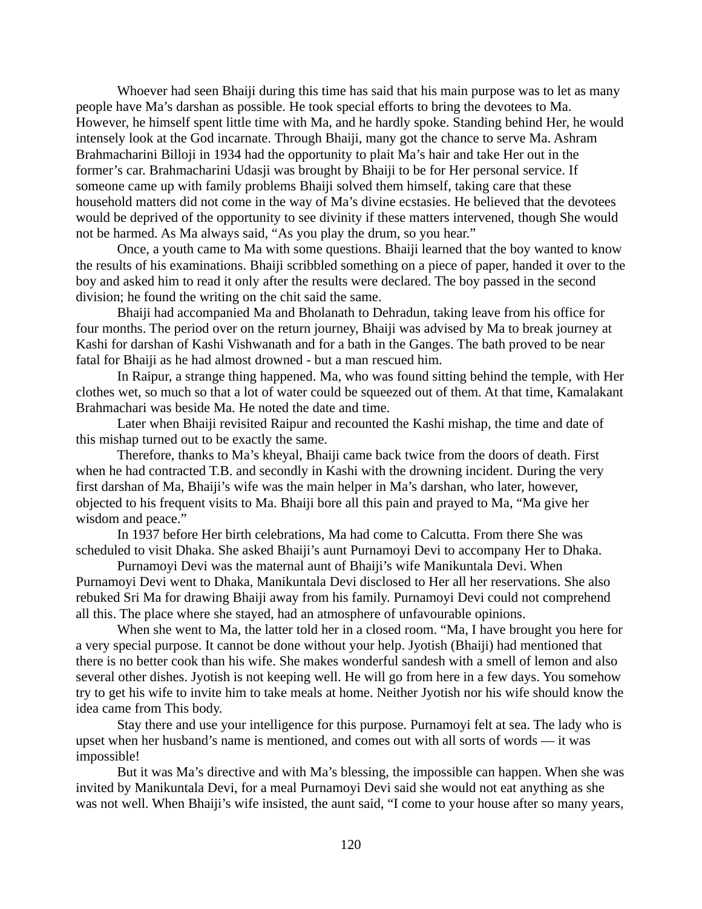Whoever had seen Bhaiji during this time has said that his main purpose was to let as many people have Ma's darshan as possible. He took special efforts to bring the devotees to Ma. However, he himself spent little time with Ma, and he hardly spoke. Standing behind Her, he would intensely look at the God incarnate. Through Bhaiji, many got the chance to serve Ma. Ashram Brahmacharini Billoji in 1934 had the opportunity to plait Ma's hair and take Her out in the former's car. Brahmacharini Udasji was brought by Bhaiji to be for Her personal service. If someone came up with family problems Bhaiji solved them himself, taking care that these household matters did not come in the way of Ma's divine ecstasies. He believed that the devotees would be deprived of the opportunity to see divinity if these matters intervened, though She would not be harmed. As Ma always said, "As you play the drum, so you hear."

Once, a youth came to Ma with some questions. Bhaiji learned that the boy wanted to know the results of his examinations. Bhaiji scribbled something on a piece of paper, handed it over to the boy and asked him to read it only after the results were declared. The boy passed in the second division; he found the writing on the chit said the same.

Bhaiji had accompanied Ma and Bholanath to Dehradun, taking leave from his office for four months. The period over on the return journey, Bhaiji was advised by Ma to break journey at Kashi for darshan of Kashi Vishwanath and for a bath in the Ganges. The bath proved to be near fatal for Bhaiji as he had almost drowned - but a man rescued him.

In Raipur, a strange thing happened. Ma, who was found sitting behind the temple, with Her clothes wet, so much so that a lot of water could be squeezed out of them. At that time, Kamalakant Brahmachari was beside Ma. He noted the date and time.

Later when Bhaiji revisited Raipur and recounted the Kashi mishap, the time and date of this mishap turned out to be exactly the same.

Therefore, thanks to Ma's kheyal, Bhaiji came back twice from the doors of death. First when he had contracted T.B. and secondly in Kashi with the drowning incident. During the very first darshan of Ma, Bhaiji's wife was the main helper in Ma's darshan, who later, however, objected to his frequent visits to Ma. Bhaiji bore all this pain and prayed to Ma, "Ma give her wisdom and peace."

In 1937 before Her birth celebrations, Ma had come to Calcutta. From there She was scheduled to visit Dhaka. She asked Bhaiji's aunt Purnamoyi Devi to accompany Her to Dhaka.

Purnamoyi Devi was the maternal aunt of Bhaiji's wife Manikuntala Devi. When Purnamoyi Devi went to Dhaka, Manikuntala Devi disclosed to Her all her reservations. She also rebuked Sri Ma for drawing Bhaiji away from his family. Purnamoyi Devi could not comprehend all this. The place where she stayed, had an atmosphere of unfavourable opinions.

When she went to Ma, the latter told her in a closed room. "Ma, I have brought you here for a very special purpose. It cannot be done without your help. Jyotish (Bhaiji) had mentioned that there is no better cook than his wife. She makes wonderful sandesh with a smell of lemon and also several other dishes. Jyotish is not keeping well. He will go from here in a few days. You somehow try to get his wife to invite him to take meals at home. Neither Jyotish nor his wife should know the idea came from This body.

Stay there and use your intelligence for this purpose. Purnamoyi felt at sea. The lady who is upset when her husband's name is mentioned, and comes out with all sorts of words — it was impossible!

But it was Ma's directive and with Ma's blessing, the impossible can happen. When she was invited by Manikuntala Devi, for a meal Purnamoyi Devi said she would not eat anything as she was not well. When Bhaiji's wife insisted, the aunt said, "I come to your house after so many years,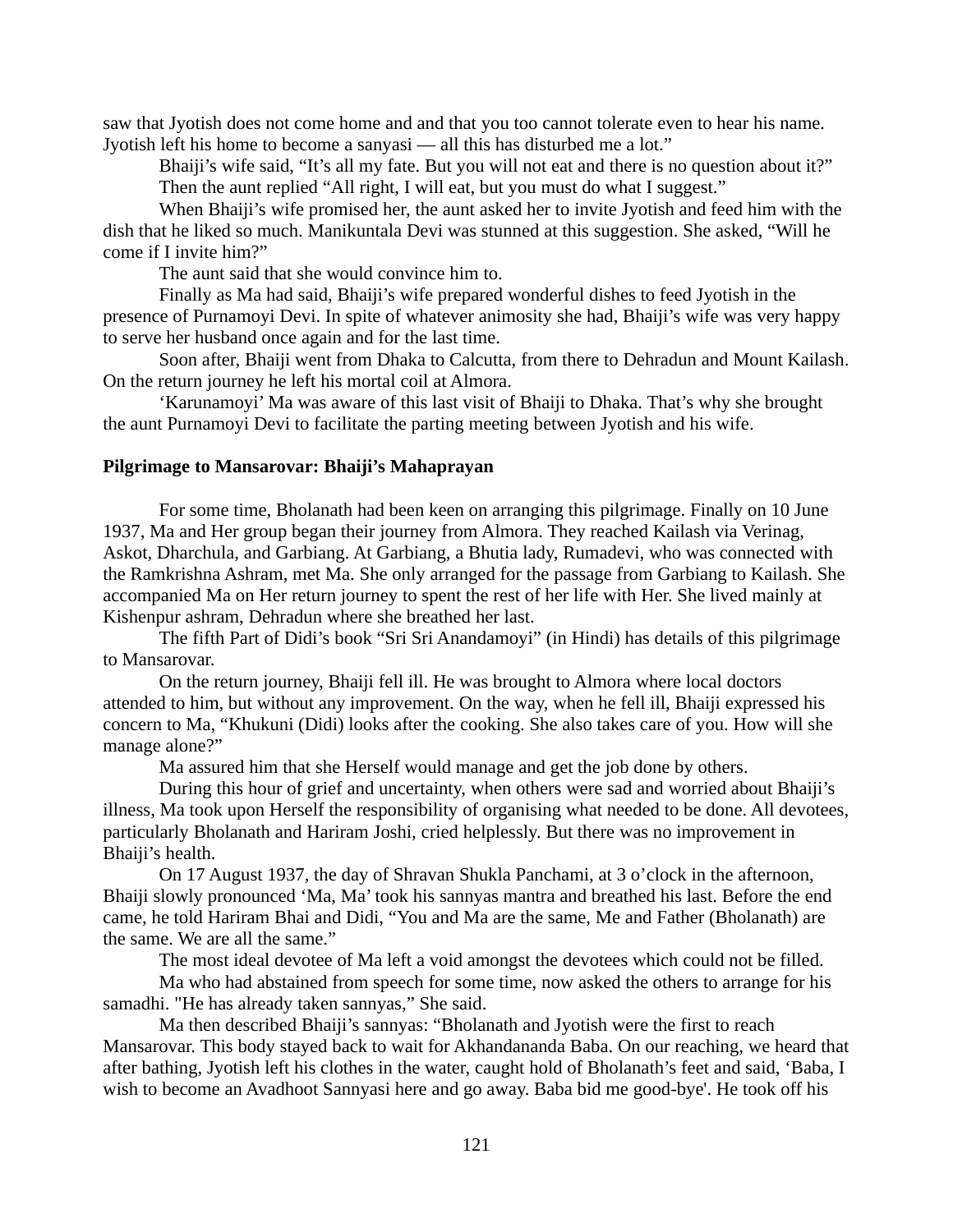saw that Jyotish does not come home and and that you too cannot tolerate even to hear his name. Jyotish left his home to become a sanyasi — all this has disturbed me a lot."

Bhaiji's wife said, "It's all my fate. But you will not eat and there is no question about it?"

Then the aunt replied "All right, I will eat, but you must do what I suggest."

When Bhaiji's wife promised her, the aunt asked her to invite Jyotish and feed him with the dish that he liked so much. Manikuntala Devi was stunned at this suggestion. She asked, "Will he come if I invite him?"

The aunt said that she would convince him to.

Finally as Ma had said, Bhaiji's wife prepared wonderful dishes to feed Jyotish in the presence of Purnamoyi Devi. In spite of whatever animosity she had, Bhaiji's wife was very happy to serve her husband once again and for the last time.

Soon after, Bhaiji went from Dhaka to Calcutta, from there to Dehradun and Mount Kailash. On the return journey he left his mortal coil at Almora.

'Karunamoyi' Ma was aware of this last visit of Bhaiji to Dhaka. That's why she brought the aunt Purnamoyi Devi to facilitate the parting meeting between Jyotish and his wife.

**Pilgrimage to Mansarovar: Bhaiji's Mahaprayan**

For some time, Bholanath had been keen on arranging this pilgrimage. Finally on 10 June 1937, Ma and Her group began their journey from Almora. They reached Kailash via Verinag, Askot, Dharchula, and Garbiang. At Garbiang, a Bhutia lady, Rumadevi, who was connected with the Ramkrishna Ashram, met Ma. She only arranged for the passage from Garbiang to Kailash. She accompanied Ma on Her return journey to spent the rest of her life with Her. She lived mainly at Kishenpur ashram, Dehradun where she breathed her last.

The fifth Part of Didi's book "Sri Sri Anandamoyi" (in Hindi) has details of this pilgrimage to Mansarovar.

On the return journey, Bhaiji fell ill. He was brought to Almora where local doctors attended to him, but without any improvement. On the way, when he fell ill, Bhaiji expressed his concern to Ma, "Khukuni (Didi) looks after the cooking. She also takes care of you. How will she manage alone?"

Ma assured him that she Herself would manage and get the job done by others.

During this hour of grief and uncertainty, when others were sad and worried about Bhaiji's illness, Ma took upon Herself the responsibility of organising what needed to be done. All devotees, particularly Bholanath and Hariram Joshi, cried helplessly. But there was no improvement in Bhaiji's health.

On 17 August 1937, the day of Shravan Shukla Panchami, at 3 o'clock in the afternoon, Bhaiji slowly pronounced 'Ma, Ma' took his sannyas mantra and breathed his last. Before the end came, he told Hariram Bhai and Didi, "You and Ma are the same, Me and Father (Bholanath) are the same. We are all the same."

The most ideal devotee of Ma left a void amongst the devotees which could not be filled.

Ma who had abstained from speech for some time, now asked the others to arrange for his samadhi. "He has already taken sannyas," She said.

Ma then described Bhaiji's sannyas: "Bholanath and Jyotish were the first to reach Mansarovar. This body stayed back to wait for Akhandananda Baba. On our reaching, we heard that after bathing, Jyotish left his clothes in the water, caught hold of Bholanath's feet and said, 'Baba, I wish to become an Avadhoot Sannyasi here and go away. Baba bid me good-bye'. He took off his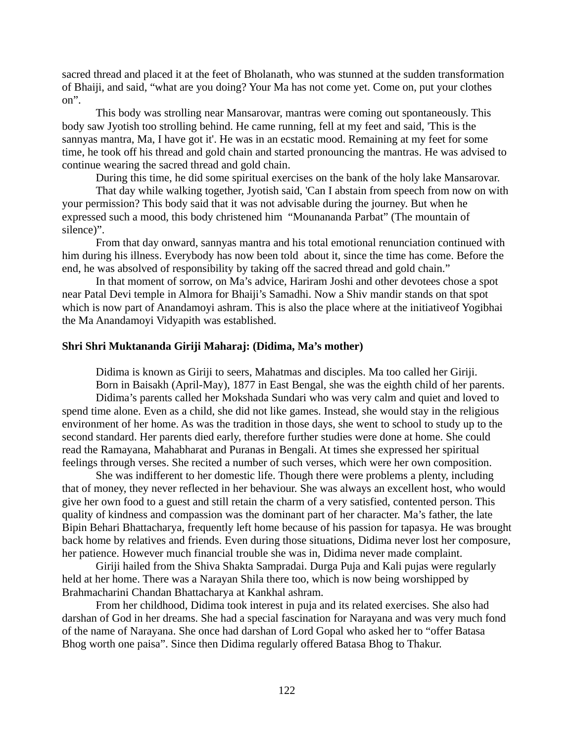sacred thread and placed it at the feet of Bholanath, who was stunned at the sudden transformation of Bhaiji, and said, “what are you doing? Your Ma has not come yet. Come on, put your clothes on”.

This body was strolling near Mansarovar, mantras were coming out spontaneously. This body saw Jyotish too strolling behind. He came running, fell at my feet and said, 'This is the sannyas mantra, Ma, I have got it'. He was in an ecstatic mood. Remaining at my feet for some time, he took off his thread and gold chain and started pronouncing the mantras. He was advised to continue wearing the sacred thread and gold chain.

During this time, he did some spiritual exercises on the bank of the holy lake Mansarovar.

That day while walking together, Jyotish said, 'Can I abstain from speech from now on with your permission? This body said that it was not advisable during the journey. But when he expressed such a mood, this body christened him “Mounananda Parbat” (The mountain of silence)”.

From that day onward, sannyas mantra and his total emotional renunciation continued with him during his illness. Everybody has now been told about it, since the time has come. Before the end, he was absolved of responsibility by taking off the sacred thread and gold chain.”

In that moment of sorrow, on Ma’s advice, Hariram Joshi and other devotees chose a spot near Patal Devi temple in Almora for Bhaiji’s Samadhi. Now a Shiv mandir stands on that spot which is now part of Anandamoyi ashram. This is also the place where at the initiativeof Yogibhai the Ma Anandamoyi Vidyapith was established.

**Shri Shri Muktananda Giriji Maharaj: (Didima, Ma’s mother)**

Didima is known as Giriji to seers, Mahatmas and disciples. Ma too called her Giriji.

Born in Baisakh (April-May), 1877 in East Bengal, she was the eighth child of her parents.

Didima’s parents called her Mokshada Sundari who was very calm and quiet and loved to spend time alone. Even as a child, she did not like games. Instead, she would stay in the religious environment of her home. As was the tradition in those days, she went to school to study up to the second standard. Her parents died early, therefore further studies were done at home. She could read the Ramayana, Mahabharat and Puranas in Bengali. At times she expressed her spiritual feelings through verses. She recited a number of such verses, which were her own composition.

She was indifferent to her domestic life. Though there were problems a plenty, including that of money, they never reflected in her behaviour. She was always an excellent host, who would give her own food to a guest and still retain the charm of a very satisfied, contented person. This quality of kindness and compassion was the dominant part of her character. Ma’s father, the late Bipin Behari Bhattacharya, frequently left home because of his passion for tapasya. He was brought back home by relatives and friends. Even during those situations, Didima never lost her composure, her patience. However much financial trouble she was in, Didima never made complaint.

Giriji hailed from the Shiva Shakta Sampradai. Durga Puja and Kali pujas were regularly held at her home. There was a Narayan Shila there too, which is now being worshipped by Brahmacharini Chandan Bhattacharya at Kankhal ashram.

From her childhood, Didima took interest in puja and its related exercises. She also had darshan of God in her dreams. She had a special fascination for Narayana and was very much fond of the name of Narayana. She once had darshan of Lord Gopal who asked her to “offer Batasa Bhog worth one paisa”. Since then Didima regularly offered Batasa Bhog to Thakur.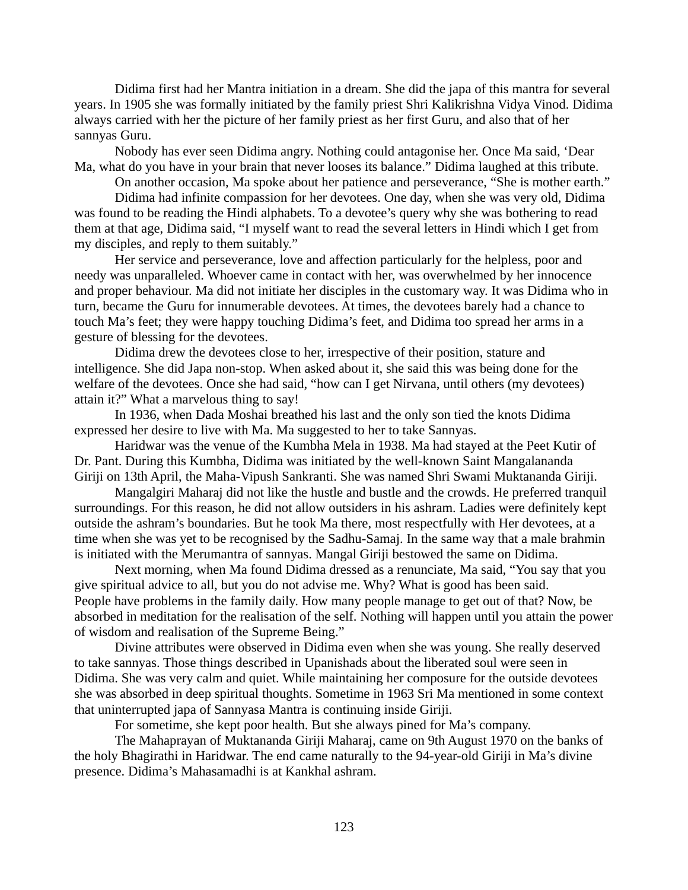Didima first had her Mantra initiation in a dream. She did the japa of this mantra for several years. In 1905 she was formally initiated by the family priest Shri Kalikrishna Vidya Vinod. Didima always carried with her the picture of her family priest as her first Guru, and also that of her sannyas Guru.

Nobody has ever seen Didima angry. Nothing could antagonise her. Once Ma said, 'Dear Ma, what do you have in your brain that never looses its balance." Didima laughed at this tribute.

On another occasion, Ma spoke about her patience and perseverance, "She is mother earth."

Didima had infinite compassion for her devotees. One day, when she was very old, Didima was found to be reading the Hindi alphabets. To a devotee's query why she was bothering to read them at that age, Didima said, "I myself want to read the several letters in Hindi which I get from my disciples, and reply to them suitably."

Her service and perseverance, love and affection particularly for the helpless, poor and needy was unparalleled. Whoever came in contact with her, was overwhelmed by her innocence and proper behaviour. Ma did not initiate her disciples in the customary way. It was Didima who in turn, became the Guru for innumerable devotees. At times, the devotees barely had a chance to touch Ma's feet; they were happy touching Didima's feet, and Didima too spread her arms in a gesture of blessing for the devotees.

Didima drew the devotees close to her, irrespective of their position, stature and intelligence. She did Japa non-stop. When asked about it, she said this was being done for the welfare of the devotees. Once she had said, "how can I get Nirvana, until others (my devotees) attain it?" What a marvelous thing to say!

In 1936, when Dada Moshai breathed his last and the only son tied the knots Didima expressed her desire to live with Ma. Ma suggested to her to take Sannyas.

Haridwar was the venue of the Kumbha Mela in 1938. Ma had stayed at the Peet Kutir of Dr. Pant. During this Kumbha, Didima was initiated by the well-known Saint Mangalananda Giriji on 13th April, the Maha-Vipush Sankranti. She was named Shri Swami Muktananda Giriji.

Mangalgiri Maharaj did not like the hustle and bustle and the crowds. He preferred tranquil surroundings. For this reason, he did not allow outsiders in his ashram. Ladies were definitely kept outside the ashram's boundaries. But he took Ma there, most respectfully with Her devotees, at a time when she was yet to be recognised by the Sadhu-Samaj. In the same way that a male brahmin is initiated with the Merumantra of sannyas. Mangal Giriji bestowed the same on Didima.

Next morning, when Ma found Didima dressed as a renunciate, Ma said, "You say that you give spiritual advice to all, but you do not advise me. Why? What is good has been said. People have problems in the family daily. How many people manage to get out of that? Now, be absorbed in meditation for the realisation of the self. Nothing will happen until you attain the power of wisdom and realisation of the Supreme Being."

Divine attributes were observed in Didima even when she was young. She really deserved to take sannyas. Those things described in Upanishads about the liberated soul were seen in Didima. She was very calm and quiet. While maintaining her composure for the outside devotees she was absorbed in deep spiritual thoughts. Sometime in 1963 Sri Ma mentioned in some context that uninterrupted japa of Sannyasa Mantra is continuing inside Giriji.

For sometime, she kept poor health. But she always pined for Ma's company.

The Mahaprayan of Muktananda Giriji Maharaj, came on 9th August 1970 on the banks of the holy Bhagirathi in Haridwar. The end came naturally to the 94-year-old Giriji in Ma's divine presence. Didima's Mahasamadhi is at Kankhal ashram.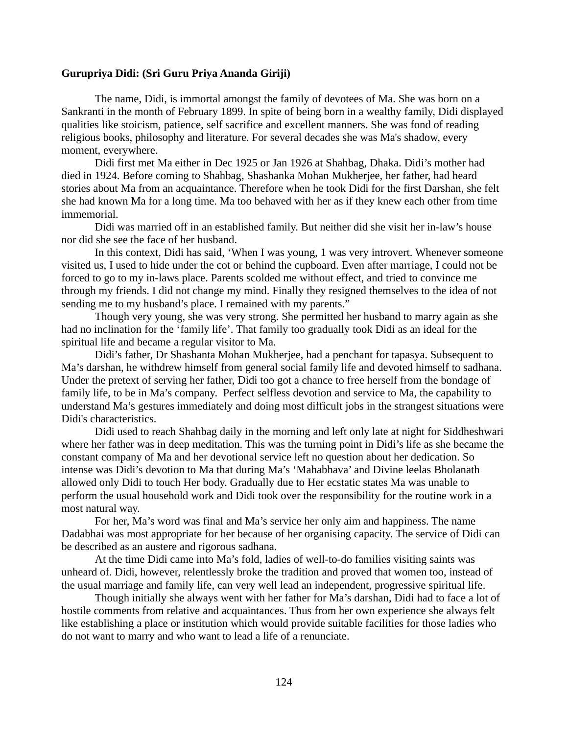**Gurupriya Didi: (Sri Guru Priya Ananda Giriji)**

The name, Didi, is immortal amongst the family of devotees of Ma. She was born on a Sankranti in the month of February 1899. In spite of being born in a wealthy family, Didi displayed qualities like stoicism, patience, self sacrifice and excellent manners. She was fond of reading religious books, philosophy and literature. For several decades she was Ma's shadow, every moment, everywhere.

Didi first met Ma either in Dec 1925 or Jan 1926 at Shahbag, Dhaka. Didi's mother had died in 1924. Before coming to Shahbag, Shashanka Mohan Mukherjee, her father, had heard stories about Ma from an acquaintance. Therefore when he took Didi for the first Darshan, she felt she had known Ma for a long time. Ma too behaved with her as if they knew each other from time immemorial.

Didi was married off in an established family. But neither did she visit her in-law's house nor did she see the face of her husband.

In this context, Didi has said, 'When I was young, 1 was very introvert. Whenever someone visited us, I used to hide under the cot or behind the cupboard. Even after marriage, I could not be forced to go to my in-laws place. Parents scolded me without effect, and tried to convince me through my friends. I did not change my mind. Finally they resigned themselves to the idea of not sending me to my husband's place. I remained with my parents."

Though very young, she was very strong. She permitted her husband to marry again as she had no inclination for the 'family life'. That family too gradually took Didi as an ideal for the spiritual life and became a regular visitor to Ma.

Didi's father, Dr Shashanta Mohan Mukherjee, had a penchant for tapasya. Subsequent to Ma's darshan, he withdrew himself from general social family life and devoted himself to sadhana. Under the pretext of serving her father, Didi too got a chance to free herself from the bondage of family life, to be in Ma's company. Perfect selfless devotion and service to Ma, the capability to understand Ma's gestures immediately and doing most difficult jobs in the strangest situations were Didi's characteristics.

Didi used to reach Shahbag daily in the morning and left only late at night for Siddheshwari where her father was in deep meditation. This was the turning point in Didi's life as she became the constant company of Ma and her devotional service left no question about her dedication. So intense was Didi's devotion to Ma that during Ma's 'Mahabhava' and Divine leelas Bholanath allowed only Didi to touch Her body. Gradually due to Her ecstatic states Ma was unable to perform the usual household work and Didi took over the responsibility for the routine work in a most natural way.

For her, Ma's word was final and Ma's service her only aim and happiness. The name Dadabhai was most appropriate for her because of her organising capacity. The service of Didi can be described as an austere and rigorous sadhana.

At the time Didi came into Ma's fold, ladies of well-to-do families visiting saints was unheard of. Didi, however, relentlessly broke the tradition and proved that women too, instead of the usual marriage and family life, can very well lead an independent, progressive spiritual life.

Though initially she always went with her father for Ma's darshan, Didi had to face a lot of hostile comments from relative and acquaintances. Thus from her own experience she always felt like establishing a place or institution which would provide suitable facilities for those ladies who do not want to marry and who want to lead a life of a renunciate.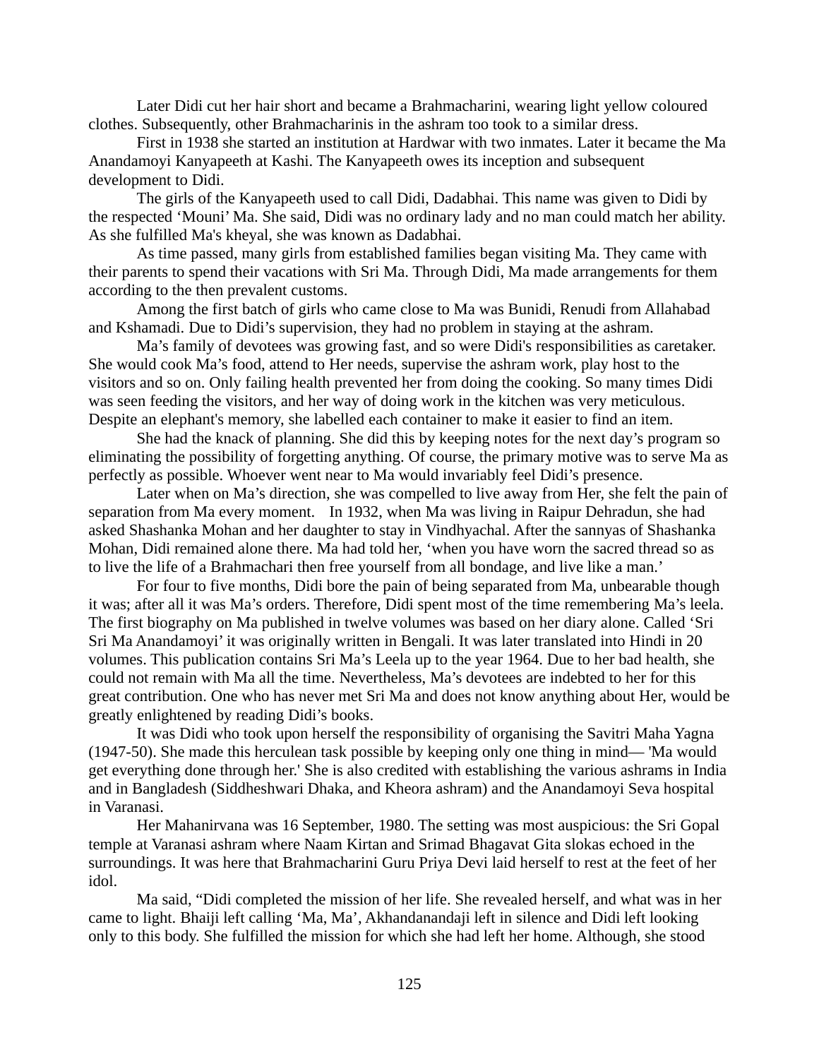Later Didi cut her hair short and became a Brahmacharini, wearing light yellow coloured clothes. Subsequently, other Brahmacharinis in the ashram too took to a similar dress.

First in 1938 she started an institution at Hardwar with two inmates. Later it became the Ma Anandamoyi Kanyapeeth at Kashi. The Kanyapeeth owes its inception and subsequent development to Didi.

The girls of the Kanyapeeth used to call Didi, Dadabhai. This name was given to Didi by the respected 'Mouni' Ma. She said, Didi was no ordinary lady and no man could match her ability. As she fulfilled Ma's kheyal, she was known as Dadabhai.

As time passed, many girls from established families began visiting Ma. They came with their parents to spend their vacations with Sri Ma. Through Didi, Ma made arrangements for them according to the then prevalent customs.

Among the first batch of girls who came close to Ma was Bunidi, Renudi from Allahabad and Kshamadi. Due to Didi's supervision, they had no problem in staying at the ashram.

Ma's family of devotees was growing fast, and so were Didi's responsibilities as caretaker. She would cook Ma's food, attend to Her needs, supervise the ashram work, play host to the visitors and so on. Only failing health prevented her from doing the cooking. So many times Didi was seen feeding the visitors, and her way of doing work in the kitchen was very meticulous. Despite an elephant's memory, she labelled each container to make it easier to find an item.

She had the knack of planning. She did this by keeping notes for the next day's program so eliminating the possibility of forgetting anything. Of course, the primary motive was to serve Ma as perfectly as possible. Whoever went near to Ma would invariably feel Didi's presence.

Later when on Ma's direction, she was compelled to live away from Her, she felt the pain of separation from Ma every moment. In 1932, when Ma was living in Raipur Dehradun, she had asked Shashanka Mohan and her daughter to stay in Vindhyachal. After the sannyas of Shashanka Mohan, Didi remained alone there. Ma had told her, 'when you have worn the sacred thread so as to live the life of a Brahmachari then free yourself from all bondage, and live like a man.'

For four to five months, Didi bore the pain of being separated from Ma, unbearable though it was; after all it was Ma's orders. Therefore, Didi spent most of the time remembering Ma's leela. The first biography on Ma published in twelve volumes was based on her diary alone. Called 'Sri Sri Ma Anandamoyi' it was originally written in Bengali. It was later translated into Hindi in 20 volumes. This publication contains Sri Ma's Leela up to the year 1964. Due to her bad health, she could not remain with Ma all the time. Nevertheless, Ma's devotees are indebted to her for this great contribution. One who has never met Sri Ma and does not know anything about Her, would be greatly enlightened by reading Didi's books.

It was Didi who took upon herself the responsibility of organising the Savitri Maha Yagna (1947-50). She made this herculean task possible by keeping only one thing in mind— 'Ma would get everything done through her.' She is also credited with establishing the various ashrams in India and in Bangladesh (Siddheshwari Dhaka, and Kheora ashram) and the Anandamoyi Seva hospital in Varanasi.

Her Mahanirvana was 16 September, 1980. The setting was most auspicious: the Sri Gopal temple at Varanasi ashram where Naam Kirtan and Srimad Bhagavat Gita slokas echoed in the surroundings. It was here that Brahmacharini Guru Priya Devi laid herself to rest at the feet of her idol.

Ma said, "Didi completed the mission of her life. She revealed herself, and what was in her came to light. Bhaiji left calling 'Ma, Ma', Akhandanandaji left in silence and Didi left looking only to this body. She fulfilled the mission for which she had left her home. Although, she stood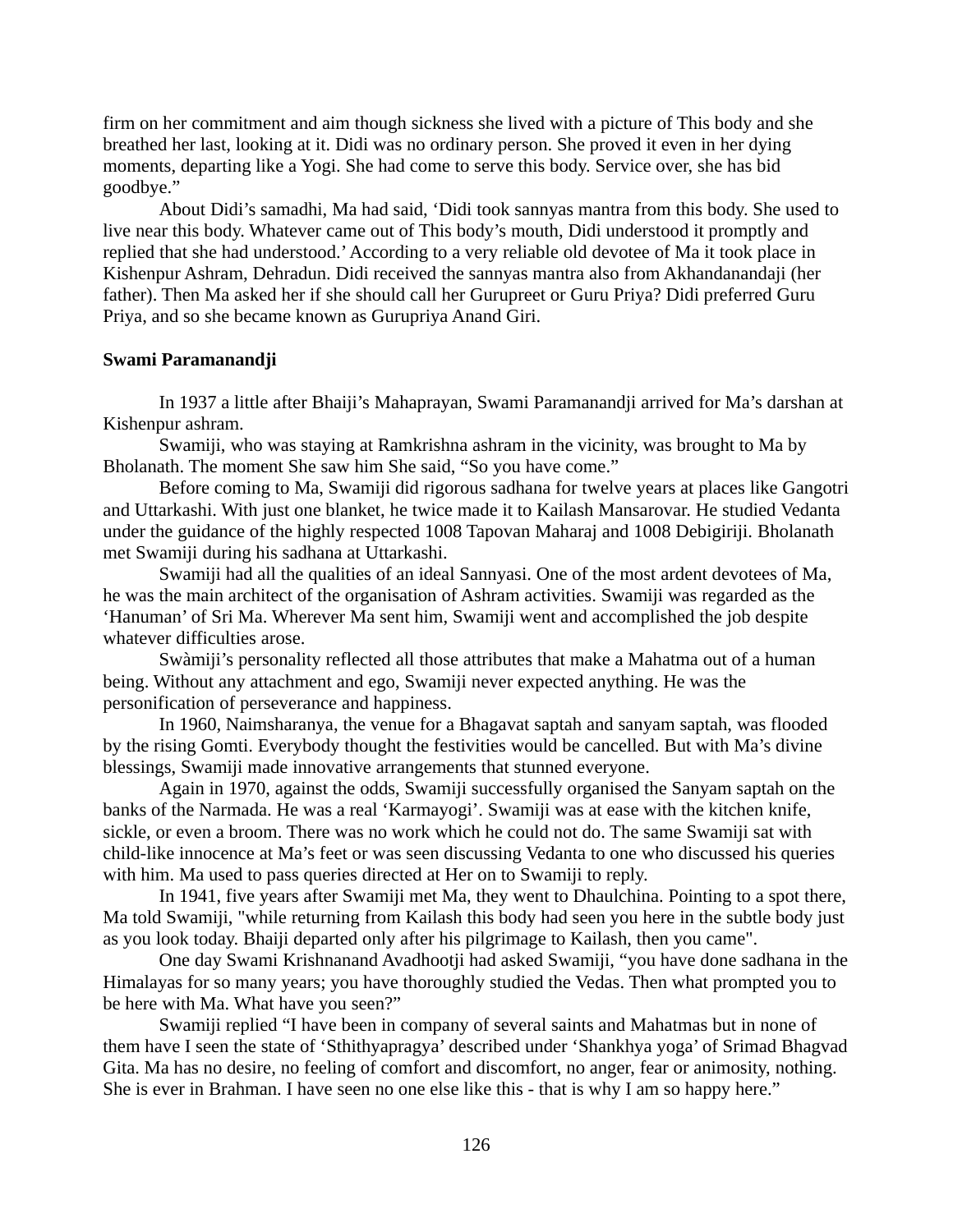firm on her commitment and aim though sickness she lived with a picture of This body and she breathed her last, looking at it. Didi was no ordinary person. She proved it even in her dying moments, departing like a Yogi. She had come to serve this body. Service over, she has bid goodbye."

About Didi's samadhi, Ma had said, 'Didi took sannyas mantra from this body. She used to live near this body. Whatever came out of This body's mouth, Didi understood it promptly and replied that she had understood.' According to a very reliable old devotee of Ma it took place in Kishenpur Ashram, Dehradun. Didi received the sannyas mantra also from Akhandanandaji (her father). Then Ma asked her if she should call her Gurupreet or Guru Priya? Didi preferred Guru Priya, and so she became known as Gurupriya Anand Giri.

**Swami Paramanandji**

In 1937 a little after Bhaiji's Mahaprayan, Swami Paramanandji arrived for Ma's darshan at Kishenpur ashram.

Swamiji, who was staying at Ramkrishna ashram in the vicinity, was brought to Ma by Bholanath. The moment She saw him She said, "So you have come."

Before coming to Ma, Swamiji did rigorous sadhana for twelve years at places like Gangotri and Uttarkashi. With just one blanket, he twice made it to Kailash Mansarovar. He studied Vedanta under the guidance of the highly respected 1008 Tapovan Maharaj and 1008 Debigiriji. Bholanath met Swamiji during his sadhana at Uttarkashi.

Swamiji had all the qualities of an ideal Sannyasi. One of the most ardent devotees of Ma, he was the main architect of the organisation of Ashram activities. Swamiji was regarded as the 'Hanuman' of Sri Ma. Wherever Ma sent him, Swamiji went and accomplished the job despite whatever difficulties arose.

Swàmiji's personality reflected all those attributes that make a Mahatma out of a human being. Without any attachment and ego, Swamiji never expected anything. He was the personification of perseverance and happiness.

In 1960, Naimsharanya, the venue for a Bhagavat saptah and sanyam saptah, was flooded by the rising Gomti. Everybody thought the festivities would be cancelled. But with Ma's divine blessings, Swamiji made innovative arrangements that stunned everyone.

Again in 1970, against the odds, Swamiji successfully organised the Sanyam saptah on the banks of the Narmada. He was a real 'Karmayogi'. Swamiji was at ease with the kitchen knife, sickle, or even a broom. There was no work which he could not do. The same Swamiji sat with child-like innocence at Ma's feet or was seen discussing Vedanta to one who discussed his queries with him. Ma used to pass queries directed at Her on to Swamiji to reply.

In 1941, five years after Swamiji met Ma, they went to Dhaulchina. Pointing to a spot there, Ma told Swamiji, "while returning from Kailash this body had seen you here in the subtle body just as you look today. Bhaiji departed only after his pilgrimage to Kailash, then you came".

One day Swami Krishnanand Avadhootji had asked Swamiji, "you have done sadhana in the Himalayas for so many years; you have thoroughly studied the Vedas. Then what prompted you to be here with Ma. What have you seen?"

Swamiji replied "I have been in company of several saints and Mahatmas but in none of them have I seen the state of 'Sthithyapragya' described under 'Shankhya yoga' of Srimad Bhagvad Gita. Ma has no desire, no feeling of comfort and discomfort, no anger, fear or animosity, nothing. She is ever in Brahman. I have seen no one else like this - that is why I am so happy here."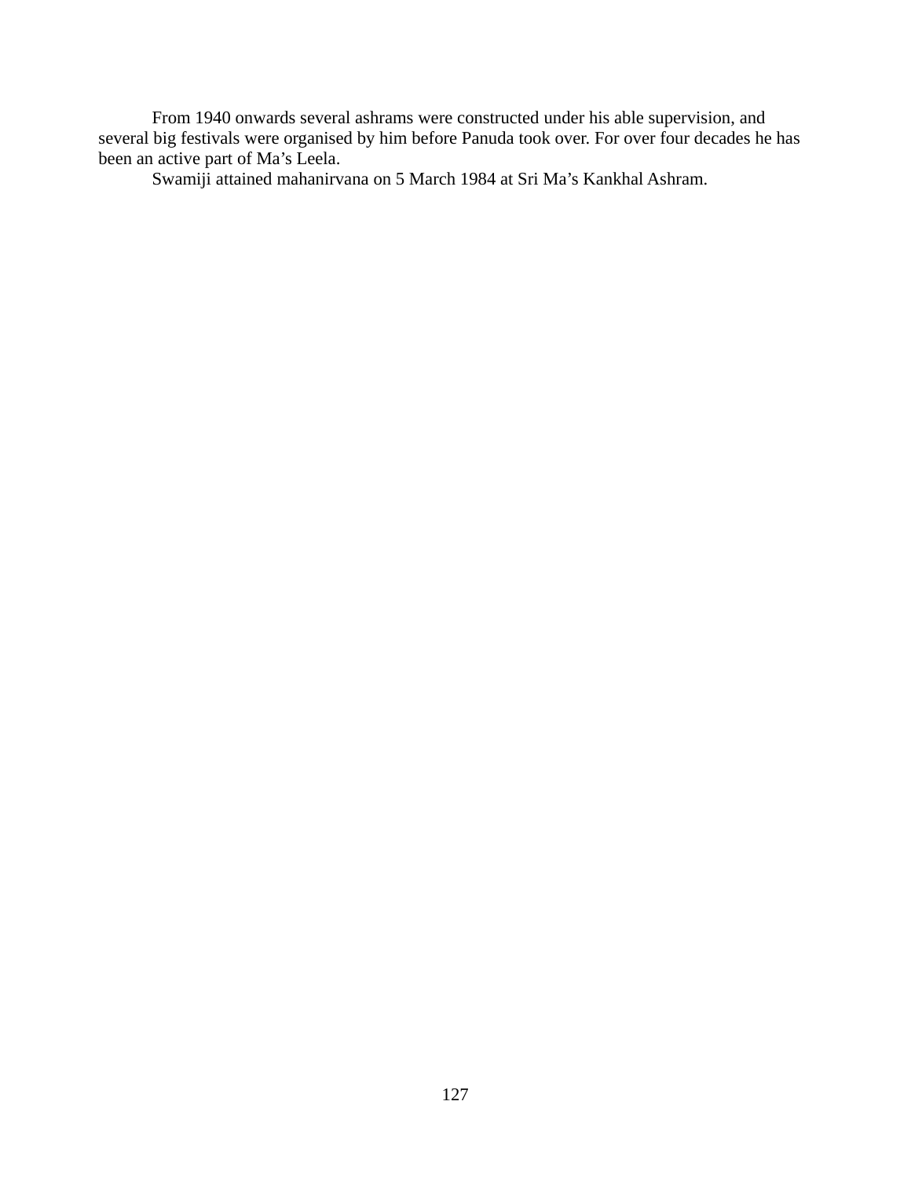From 1940 onwards several ashrams were constructed under his able supervision, and several big festivals were organised by him before Panuda took over. For over four decades he has been an active part of Ma's Leela.

Swamiji attained mahanirvana on 5 March 1984 at Sri Ma's Kankhal Ashram.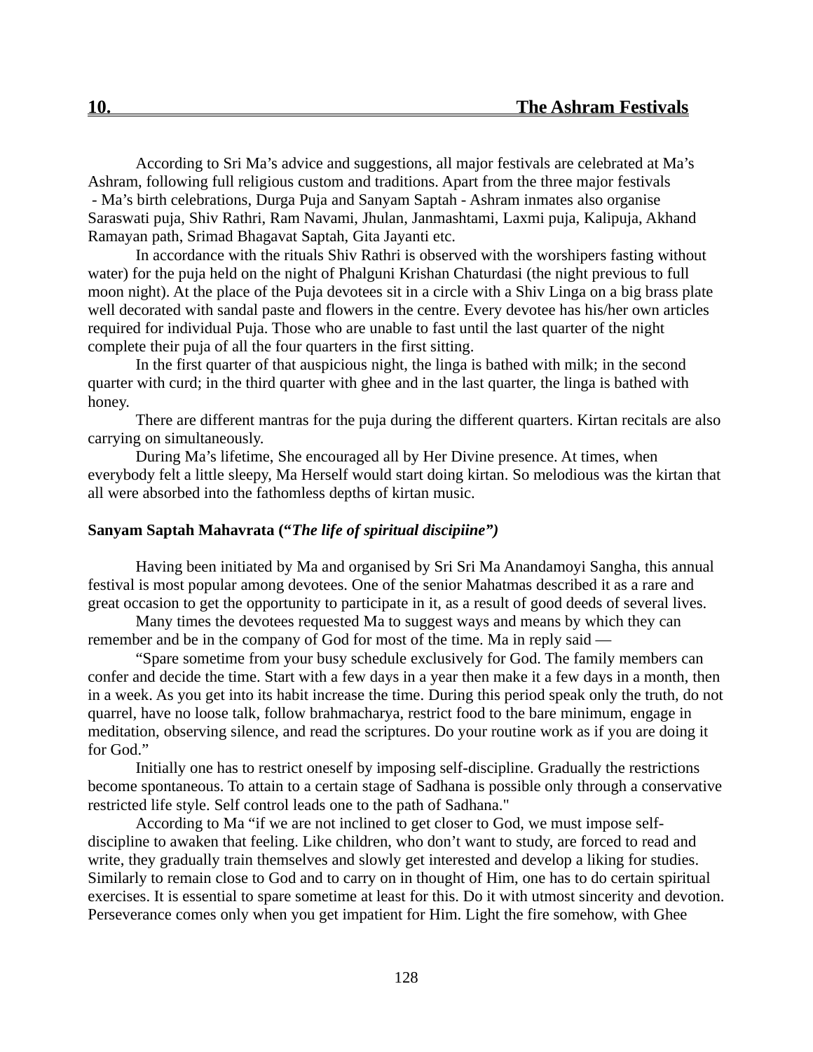## 10. The Ashram Festivals

According to Sri Ma's advice and suggestions, all major festivals are celebrated at Ma's Ashram, following full religious custom and traditions. Apart from the three major festivals - Ma's birth celebrations, Durga Puja and Sanyam Saptah - Ashram inmates also organise Saraswati puja, Shiv Rathri, Ram Navami, Jhulan, Janmashtami, Laxmi puja, Kalipuja, Akhand Ramayan path, Srimad Bhagavat Saptah, Gita Jayanti etc.

In accordance with the rituals Shiv Rathri is observed with the worshipers fasting without water) for the puja held on the night of Phalguni Krishan Chaturdasi (the night previous to full moon night). At the place of the Puja devotees sit in a circle with a Shiv Linga on a big brass plate well decorated with sandal paste and flowers in the centre. Every devotee has his/her own articles required for individual Puja. Those who are unable to fast until the last quarter of the night complete their puja of all the four quarters in the first sitting.

In the first quarter of that auspicious night, the linga is bathed with milk; in the second quarter with curd; in the third quarter with ghee and in the last quarter, the linga is bathed with honey.

There are different mantras for the puja during the different quarters. Kirtan recitals are also carrying on simultaneously.

During Ma's lifetime, She encouraged all by Her Divine presence. At times, when everybody felt a little sleepy, Ma Herself would start doing kirtan. So melodious was the kirtan that all were absorbed into the fathomless depths of kirtan music.

**Sanyam Saptah Mahavrata ("*The life of spiritual discipiine")***

Having been initiated by Ma and organised by Sri Sri Ma Anandamoyi Sangha, this annual festival is most popular among devotees. One of the senior Mahatmas described it as a rare and great occasion to get the opportunity to participate in it, as a result of good deeds of several lives.

Many times the devotees requested Ma to suggest ways and means by which they can remember and be in the company of God for most of the time. Ma in reply said —

"Spare sometime from your busy schedule exclusively for God. The family members can confer and decide the time. Start with a few days in a year then make it a few days in a month, then in a week. As you get into its habit increase the time. During this period speak only the truth, do not quarrel, have no loose talk, follow brahmacharya, restrict food to the bare minimum, engage in meditation, observing silence, and read the scriptures. Do your routine work as if you are doing it for God."

Initially one has to restrict oneself by imposing self-discipline. Gradually the restrictions become spontaneous. To attain to a certain stage of Sadhana is possible only through a conservative restricted life style. Self control leads one to the path of Sadhana."

According to Ma "if we are not inclined to get closer to God, we must impose self-discipline to awaken that feeling. Like children, who don't want to study, are forced to read and write, they gradually train themselves and slowly get interested and develop a liking for studies. Similarly to remain close to God and to carry on in thought of Him, one has to do certain spiritual exercises. It is essential to spare sometime at least for this. Do it with utmost sincerity and devotion. Perseverance comes only when you get impatient for Him. Light the fire somehow, with Ghee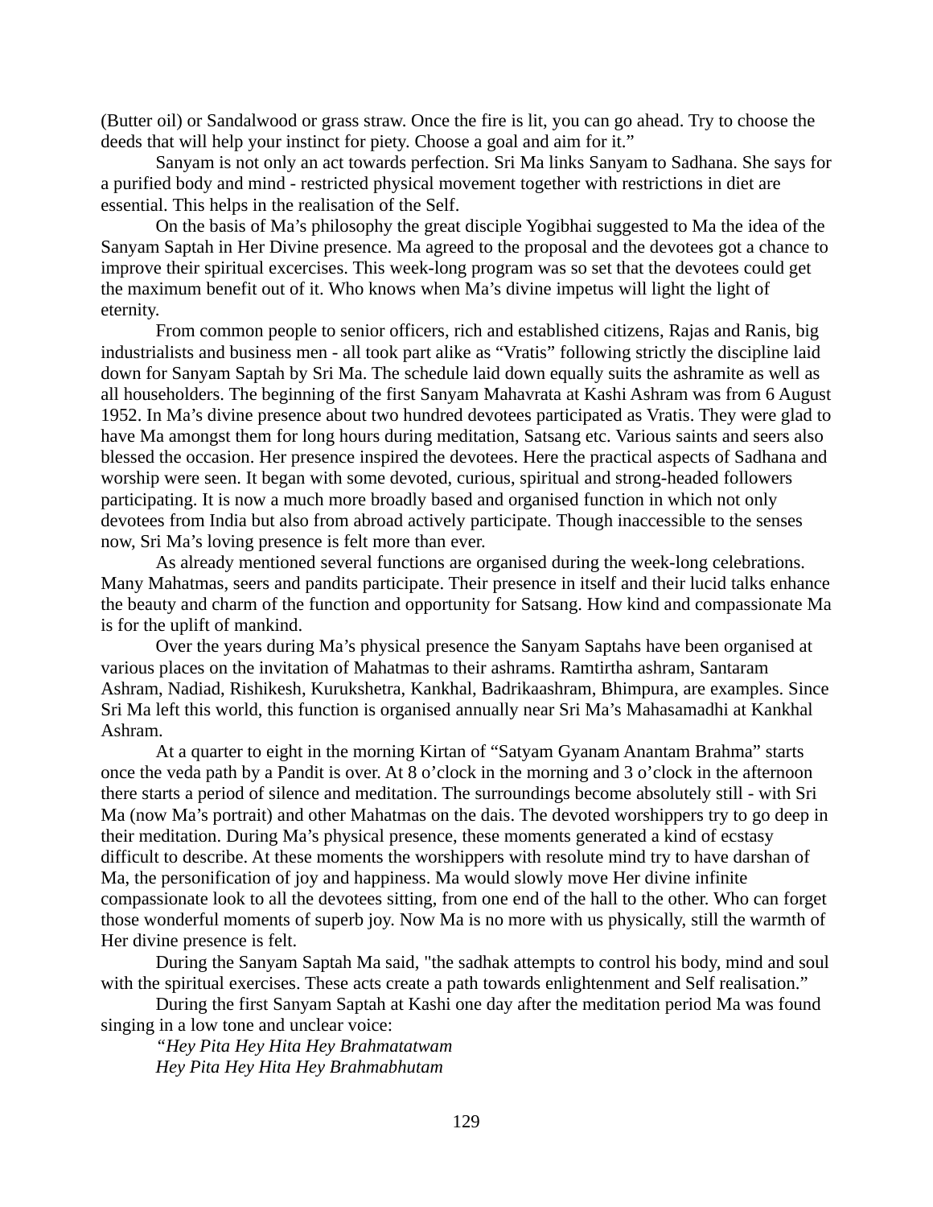(Butter oil) or Sandalwood or grass straw. Once the fire is lit, you can go ahead. Try to choose the deeds that will help your instinct for piety. Choose a goal and aim for it."

Sanyam is not only an act towards perfection. Sri Ma links Sanyam to Sadhana. She says for a purified body and mind - restricted physical movement together with restrictions in diet are essential. This helps in the realisation of the Self.

On the basis of Ma's philosophy the great disciple Yogibhai suggested to Ma the idea of the Sanyam Saptah in Her Divine presence. Ma agreed to the proposal and the devotees got a chance to improve their spiritual excercises. This week-long program was so set that the devotees could get the maximum benefit out of it. Who knows when Ma's divine impetus will light the light of eternity.

From common people to senior officers, rich and established citizens, Rajas and Ranis, big industrialists and business men - all took part alike as "Vratis" following strictly the discipline laid down for Sanyam Saptah by Sri Ma. The schedule laid down equally suits the ashramite as well as all householders. The beginning of the first Sanyam Mahavrata at Kashi Ashram was from 6 August 1952. In Ma's divine presence about two hundred devotees participated as Vratis. They were glad to have Ma amongst them for long hours during meditation, Satsang etc. Various saints and seers also blessed the occasion. Her presence inspired the devotees. Here the practical aspects of Sadhana and worship were seen. It began with some devoted, curious, spiritual and strong-headed followers participating. It is now a much more broadly based and organised function in which not only devotees from India but also from abroad actively participate. Though inaccessible to the senses now, Sri Ma's loving presence is felt more than ever.

As already mentioned several functions are organised during the week-long celebrations. Many Mahatmas, seers and pandits participate. Their presence in itself and their lucid talks enhance the beauty and charm of the function and opportunity for Satsang. How kind and compassionate Ma is for the uplift of mankind.

Over the years during Ma's physical presence the Sanyam Saptahs have been organised at various places on the invitation of Mahatmas to their ashrams. Ramtirtha ashram, Santaram Ashram, Nadiad, Rishikesh, Kurukshetra, Kankhal, Badrikaashram, Bhimpura, are examples. Since Sri Ma left this world, this function is organised annually near Sri Ma's Mahasamadhi at Kankhal Ashram.

At a quarter to eight in the morning Kirtan of "Satyam Gyanam Anantam Brahma" starts once the veda path by a Pandit is over. At 8 o'clock in the morning and 3 o'clock in the afternoon there starts a period of silence and meditation. The surroundings become absolutely still - with Sri Ma (now Ma's portrait) and other Mahatmas on the dais. The devoted worshippers try to go deep in their meditation. During Ma's physical presence, these moments generated a kind of ecstasy difficult to describe. At these moments the worshippers with resolute mind try to have darshan of Ma, the personification of joy and happiness. Ma would slowly move Her divine infinite compassionate look to all the devotees sitting, from one end of the hall to the other. Who can forget those wonderful moments of superb joy. Now Ma is no more with us physically, still the warmth of Her divine presence is felt.

During the Sanyam Saptah Ma said, "the sadhak attempts to control his body, mind and soul with the spiritual exercises. These acts create a path towards enlightenment and Self realisation."

During the first Sanyam Saptah at Kashi one day after the meditation period Ma was found singing in a low tone and unclear voice:

*"Hey Pita Hey Hita Hey Brahmatatwam*
*Hey Pita Hey Hita Hey Brahmabhutam*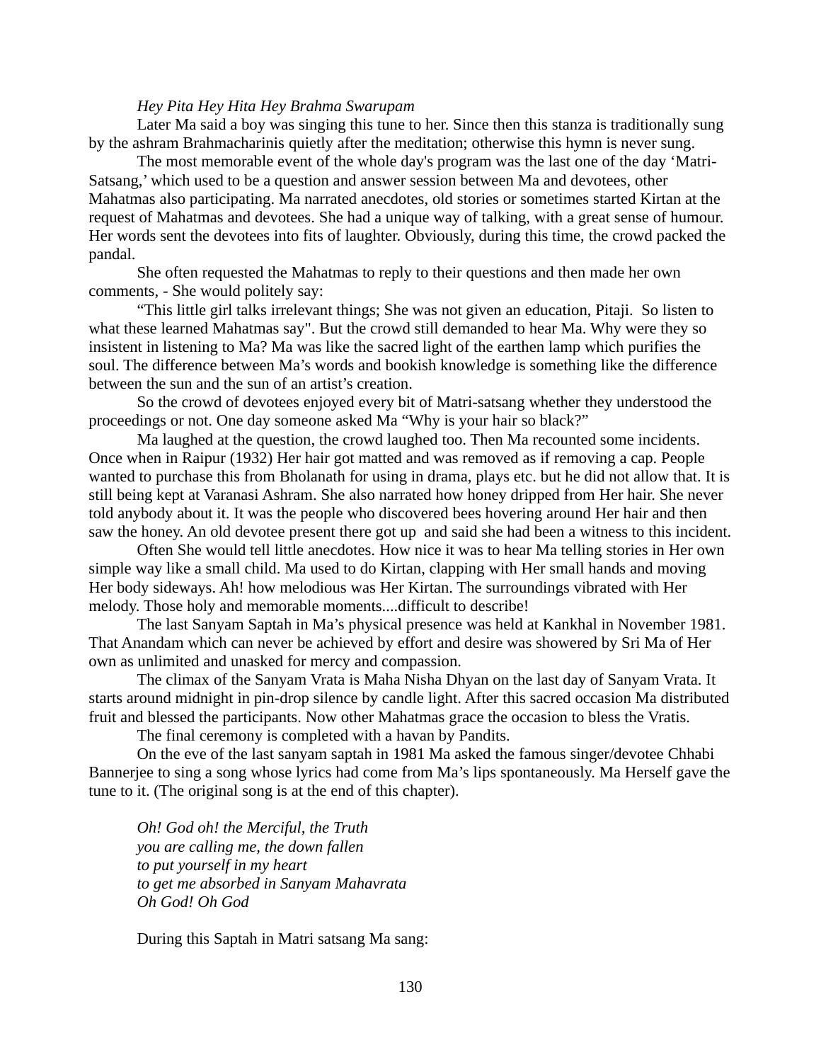*Hey Pita Hey Hita Hey Brahma Swarupam*

Later Ma said a boy was singing this tune to her. Since then this stanza is traditionally sung by the ashram Brahmacharinis quietly after the meditation; otherwise this hymn is never sung.

The most memorable event of the whole day's program was the last one of the day 'Matri-Satsang,' which used to be a question and answer session between Ma and devotees, other Mahatmas also participating. Ma narrated anecdotes, old stories or sometimes started Kirtan at the request of Mahatmas and devotees. She had a unique way of talking, with a great sense of humour. Her words sent the devotees into fits of laughter. Obviously, during this time, the crowd packed the pandal.

She often requested the Mahatmas to reply to their questions and then made her own comments, - She would politely say:

"This little girl talks irrelevant things; She was not given an education, Pitaji. So listen to what these learned Mahatmas say". But the crowd still demanded to hear Ma. Why were they so insistent in listening to Ma? Ma was like the sacred light of the earthen lamp which purifies the soul. The difference between Ma's words and bookish knowledge is something like the difference between the sun and the sun of an artist's creation.

So the crowd of devotees enjoyed every bit of Matri-satsang whether they understood the proceedings or not. One day someone asked Ma "Why is your hair so black?"

Ma laughed at the question, the crowd laughed too. Then Ma recounted some incidents. Once when in Raipur (1932) Her hair got matted and was removed as if removing a cap. People wanted to purchase this from Bholanath for using in drama, plays etc. but he did not allow that. It is still being kept at Varanasi Ashram. She also narrated how honey dripped from Her hair. She never told anybody about it. It was the people who discovered bees hovering around Her hair and then saw the honey. An old devotee present there got up and said she had been a witness to this incident.

Often She would tell little anecdotes. How nice it was to hear Ma telling stories in Her own simple way like a small child. Ma used to do Kirtan, clapping with Her small hands and moving Her body sideways. Ah! how melodious was Her Kirtan. The surroundings vibrated with Her melody. Those holy and memorable moments....difficult to describe!

The last Sanyam Saptah in Ma's physical presence was held at Kankhal in November 1981. That Anandam which can never be achieved by effort and desire was showered by Sri Ma of Her own as unlimited and unasked for mercy and compassion.

The climax of the Sanyam Vrata is Maha Nisha Dhyan on the last day of Sanyam Vrata. It starts around midnight in pin-drop silence by candle light. After this sacred occasion Ma distributed fruit and blessed the participants. Now other Mahatmas grace the occasion to bless the Vratis.

The final ceremony is completed with a havan by Pandits.

On the eve of the last sanyam saptah in 1981 Ma asked the famous singer/devotee Chhabi Bannerjee to sing a song whose lyrics had come from Ma's lips spontaneously. Ma Herself gave the tune to it. (The original song is at the end of this chapter).

*Oh! God oh! the Merciful, the Truth*
*you are calling me, the down fallen*
*to put yourself in my heart*
*to get me absorbed in Sanyam Mahavrata*
*Oh God! Oh God*

During this Saptah in Matri satsang Ma sang: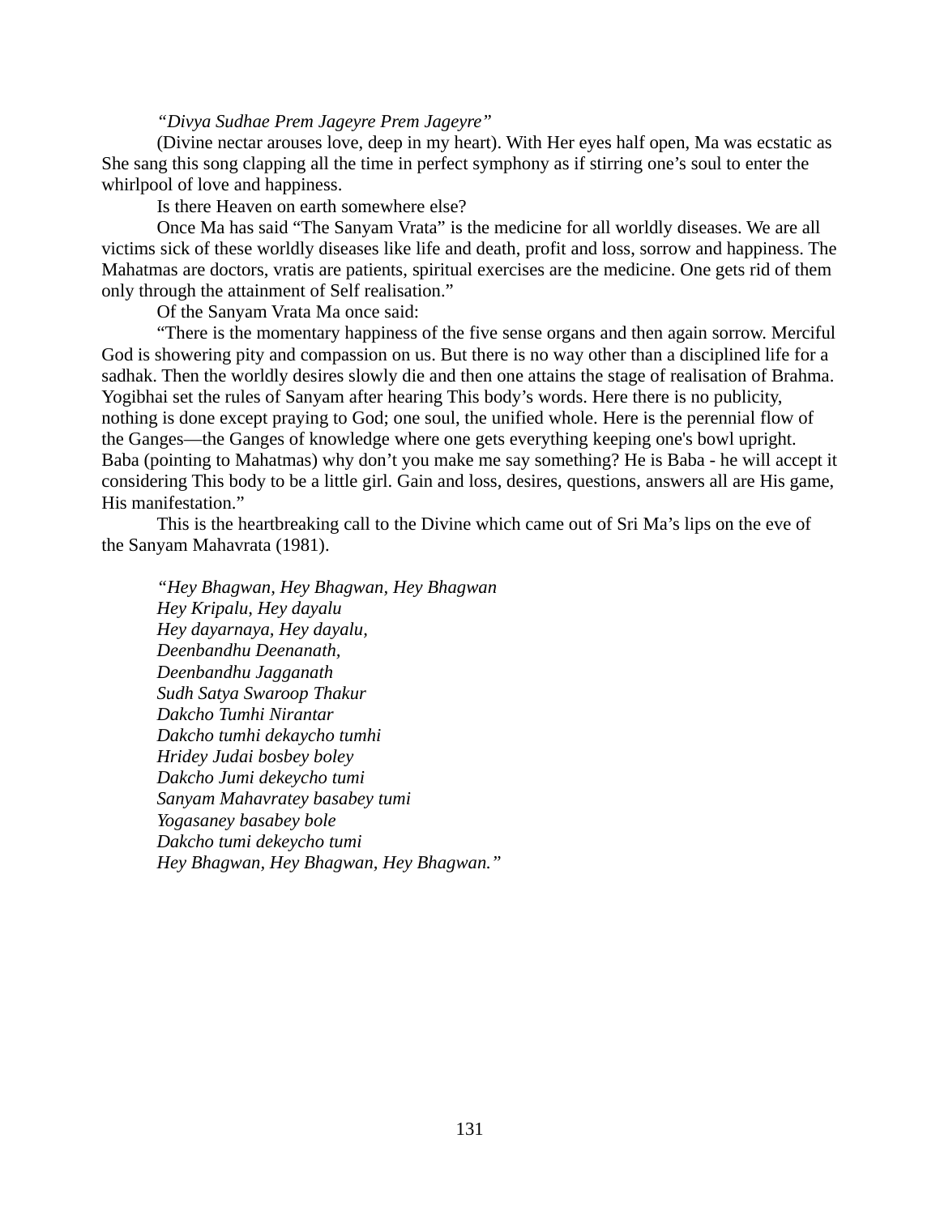*"Divya Sudhae Prem Jageyre Prem Jageyre"*

(Divine nectar arouses love, deep in my heart). With Her eyes half open, Ma was ecstatic as She sang this song clapping all the time in perfect symphony as if stirring one's soul to enter the whirlpool of love and happiness.

Is there Heaven on earth somewhere else?

Once Ma has said "The Sanyam Vrata" is the medicine for all worldly diseases. We are all victims sick of these worldly diseases like life and death, profit and loss, sorrow and happiness. The Mahatmas are doctors, vratis are patients, spiritual exercises are the medicine. One gets rid of them only through the attainment of Self realisation."

Of the Sanyam Vrata Ma once said:

"There is the momentary happiness of the five sense organs and then again sorrow. Merciful God is showering pity and compassion on us. But there is no way other than a disciplined life for a sadhak. Then the worldly desires slowly die and then one attains the stage of realisation of Brahma. Yogibhai set the rules of Sanyam after hearing This body's words. Here there is no publicity, nothing is done except praying to God; one soul, the unified whole. Here is the perennial flow of the Ganges—the Ganges of knowledge where one gets everything keeping one's bowl upright. Baba (pointing to Mahatmas) why don't you make me say something? He is Baba - he will accept it considering This body to be a little girl. Gain and loss, desires, questions, answers all are His game, His manifestation."

This is the heartbreaking call to the Divine which came out of Sri Ma's lips on the eve of the Sanyam Mahavrata (1981).

*"Hey Bhagwan, Hey Bhagwan, Hey Bhagwan*
*Hey Kripalu, Hey dayalu*
*Hey dayarnaya, Hey dayalu,*
*Deenbandhu Deenanath,*
*Deenbandhu Jagganath*
*Sudh Satya Swaroop Thakur*
*Dakcho Tumhi Nirantar*
*Dakcho tumhi dekaycho tumhi*
*Hridey Judai bosbey boley*
*Dakcho Jumi dekeycho tumi*
*Sanyam Mahavratey basabey tumi*
*Yogasaney basabey bole*
*Dakcho tumi dekeycho tumi*
*Hey Bhagwan, Hey Bhagwan, Hey Bhagwan."*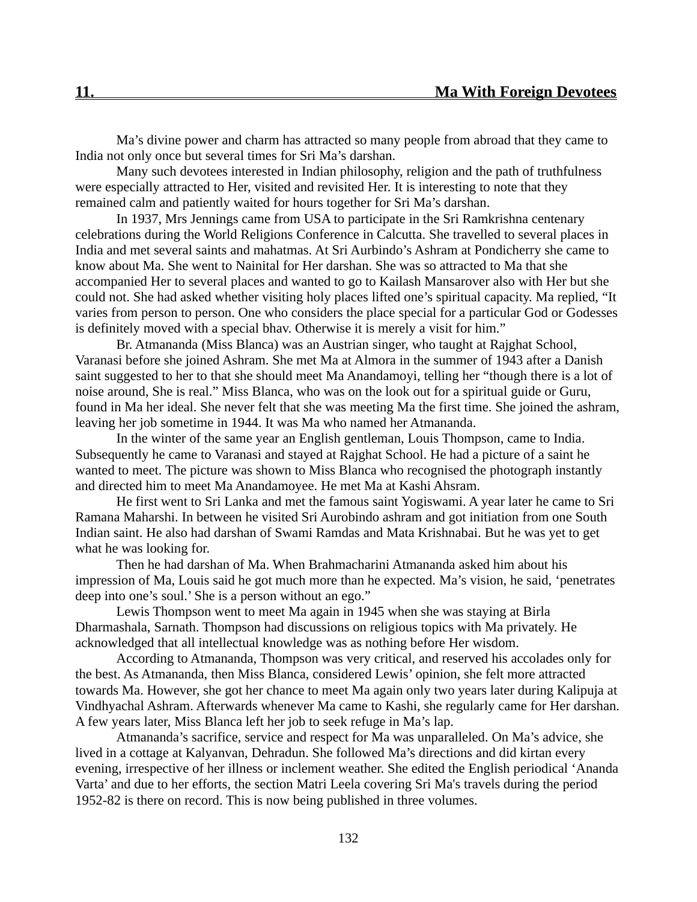## 11. Ma With Foreign Devotees

Ma’s divine power and charm has attracted so many people from abroad that they came to India not only once but several times for Sri Ma’s darshan.

Many such devotees interested in Indian philosophy, religion and the path of truthfulness were especially attracted to Her, visited and revisited Her. It is interesting to note that they remained calm and patiently waited for hours together for Sri Ma’s darshan.

In 1937, Mrs Jennings came from USA to participate in the Sri Ramkrishna centenary celebrations during the World Religions Conference in Calcutta. She travelled to several places in India and met several saints and mahatmas. At Sri Aurbindo’s Ashram at Pondicherry she came to know about Ma. She went to Nainital for Her darshan. She was so attracted to Ma that she accompanied Her to several places and wanted to go to Kailash Mansarover also with Her but she could not. She had asked whether visiting holy places lifted one’s spiritual capacity. Ma replied, “It varies from person to person. One who considers the place special for a particular God or Godesses is definitely moved with a special bhav. Otherwise it is merely a visit for him.”

Br. Atmananda (Miss Blanca) was an Austrian singer, who taught at Rajghat School, Varanasi before she joined Ashram. She met Ma at Almora in the summer of 1943 after a Danish saint suggested to her to that she should meet Ma Anandamoyi, telling her “though there is a lot of noise around, She is real.” Miss Blanca, who was on the look out for a spiritual guide or Guru, found in Ma her ideal. She never felt that she was meeting Ma the first time. She joined the ashram, leaving her job sometime in 1944. It was Ma who named her Atmananda.

In the winter of the same year an English gentleman, Louis Thompson, came to India. Subsequently he came to Varanasi and stayed at Rajghat School. He had a picture of a saint he wanted to meet. The picture was shown to Miss Blanca who recognised the photograph instantly and directed him to meet Ma Anandamoyee. He met Ma at Kashi Ahsram.

He first went to Sri Lanka and met the famous saint Yogiswami. A year later he came to Sri Ramana Maharshi. In between he visited Sri Aurobindo ashram and got initiation from one South Indian saint. He also had darshan of Swami Ramdas and Mata Krishnabai. But he was yet to get what he was looking for.

Then he had darshan of Ma. When Brahmacharini Atmananda asked him about his impression of Ma, Louis said he got much more than he expected. Ma’s vision, he said, ‘penetrates deep into one’s soul.’ She is a person without an ego.”

Lewis Thompson went to meet Ma again in 1945 when she was staying at Birla Dharmashala, Sarnath. Thompson had discussions on religious topics with Ma privately. He acknowledged that all intellectual knowledge was as nothing before Her wisdom.

According to Atmananda, Thompson was very critical, and reserved his accolades only for the best. As Atmananda, then Miss Blanca, considered Lewis’ opinion, she felt more attracted towards Ma. However, she got her chance to meet Ma again only two years later during Kalipuja at Vindhyachal Ashram. Afterwards whenever Ma came to Kashi, she regularly came for Her darshan. A few years later, Miss Blanca left her job to seek refuge in Ma’s lap.

Atmananda’s sacrifice, service and respect for Ma was unparalleled. On Ma’s advice, she lived in a cottage at Kalyanvan, Dehradun. She followed Ma’s directions and did kirtan every evening, irrespective of her illness or inclement weather. She edited the English periodical ‘Ananda Varta’ and due to her efforts, the section Matri Leela covering Sri Ma's travels during the period 1952-82 is there on record. This is now being published in three volumes.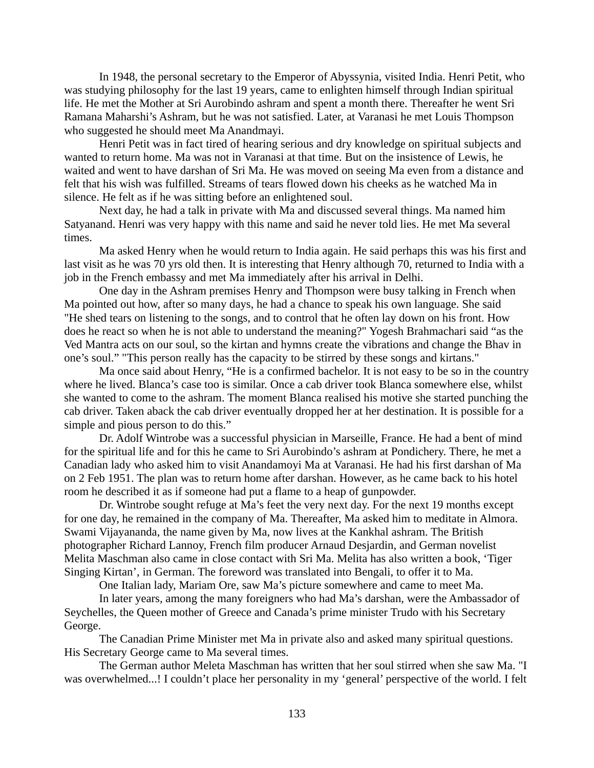In 1948, the personal secretary to the Emperor of Abyssynia, visited India. Henri Petit, who was studying philosophy for the last 19 years, came to enlighten himself through Indian spiritual life. He met the Mother at Sri Aurobindo ashram and spent a month there. Thereafter he went Sri Ramana Maharshi's Ashram, but he was not satisfied. Later, at Varanasi he met Louis Thompson who suggested he should meet Ma Anandmayi.

Henri Petit was in fact tired of hearing serious and dry knowledge on spiritual subjects and wanted to return home. Ma was not in Varanasi at that time. But on the insistence of Lewis, he waited and went to have darshan of Sri Ma. He was moved on seeing Ma even from a distance and felt that his wish was fulfilled. Streams of tears flowed down his cheeks as he watched Ma in silence. He felt as if he was sitting before an enlightened soul.

Next day, he had a talk in private with Ma and discussed several things. Ma named him Satyanand. Henri was very happy with this name and said he never told lies. He met Ma several times.

Ma asked Henry when he would return to India again. He said perhaps this was his first and last visit as he was 70 yrs old then. It is interesting that Henry although 70, returned to India with a job in the French embassy and met Ma immediately after his arrival in Delhi.

One day in the Ashram premises Henry and Thompson were busy talking in French when Ma pointed out how, after so many days, he had a chance to speak his own language. She said "He shed tears on listening to the songs, and to control that he often lay down on his front. How does he react so when he is not able to understand the meaning?" Yogesh Brahmachari said "as the Ved Mantra acts on our soul, so the kirtan and hymns create the vibrations and change the Bhav in one's soul." "This person really has the capacity to be stirred by these songs and kirtans."

Ma once said about Henry, "He is a confirmed bachelor. It is not easy to be so in the country where he lived. Blanca's case too is similar. Once a cab driver took Blanca somewhere else, whilst she wanted to come to the ashram. The moment Blanca realised his motive she started punching the cab driver. Taken aback the cab driver eventually dropped her at her destination. It is possible for a simple and pious person to do this."

Dr. Adolf Wintrobe was a successful physician in Marseille, France. He had a bent of mind for the spiritual life and for this he came to Sri Aurobindo's ashram at Pondichery. There, he met a Canadian lady who asked him to visit Anandamoyi Ma at Varanasi. He had his first darshan of Ma on 2 Feb 1951. The plan was to return home after darshan. However, as he came back to his hotel room he described it as if someone had put a flame to a heap of gunpowder.

Dr. Wintrobe sought refuge at Ma's feet the very next day. For the next 19 months except for one day, he remained in the company of Ma. Thereafter, Ma asked him to meditate in Almora. Swami Vijayananda, the name given by Ma, now lives at the Kankhal ashram. The British photographer Richard Lannoy, French film producer Arnaud Desjardin, and German novelist Melita Maschman also came in close contact with Sri Ma. Melita has also written a book, 'Tiger Singing Kirtan', in German. The foreword was translated into Bengali, to offer it to Ma.

One Italian lady, Mariam Ore, saw Ma's picture somewhere and came to meet Ma.

In later years, among the many foreigners who had Ma's darshan, were the Ambassador of Seychelles, the Queen mother of Greece and Canada's prime minister Trudo with his Secretary George.

The Canadian Prime Minister met Ma in private also and asked many spiritual questions. His Secretary George came to Ma several times.

The German author Meleta Maschman has written that her soul stirred when she saw Ma. "I was overwhelmed...! I couldn't place her personality in my 'general' perspective of the world. I felt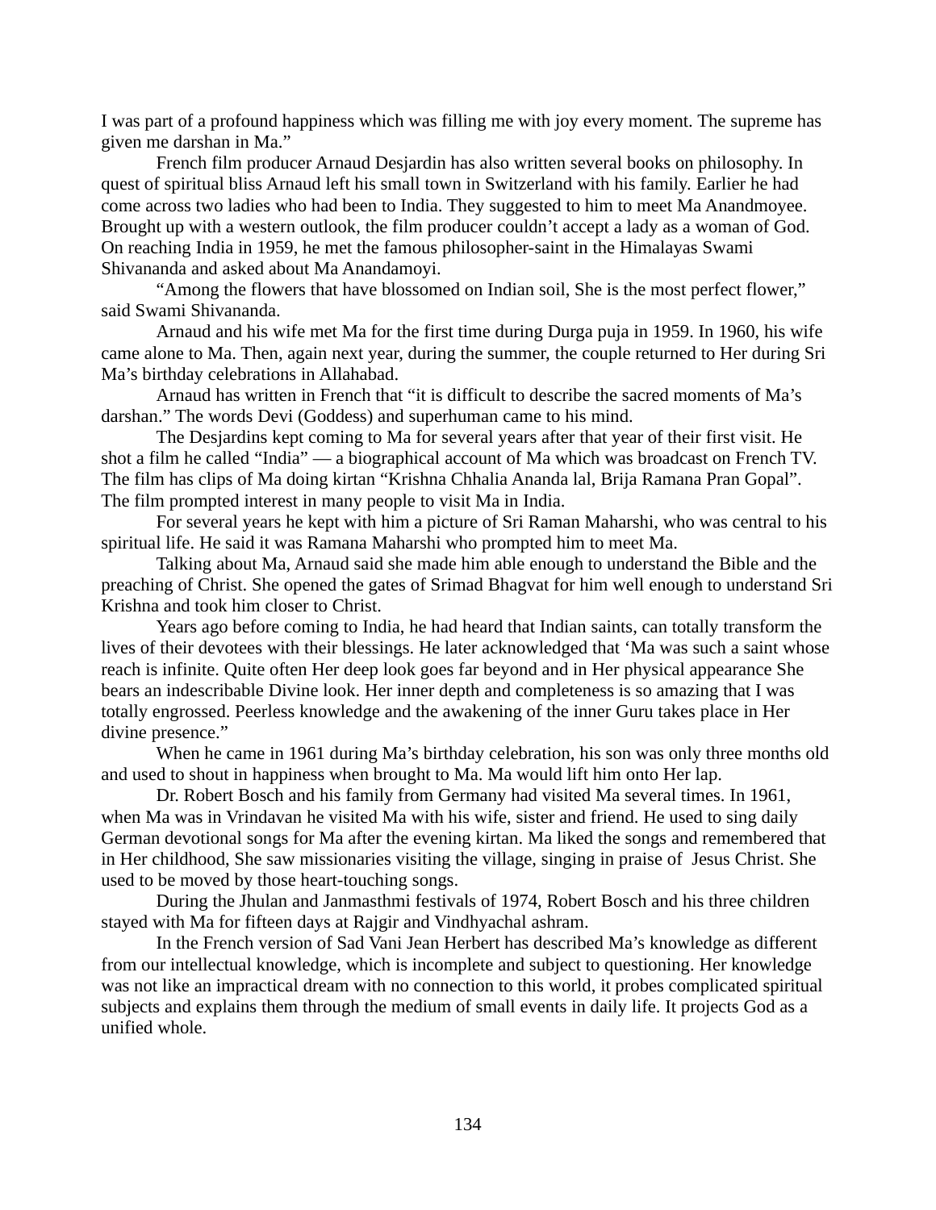I was part of a profound happiness which was filling me with joy every moment. The supreme has given me darshan in Ma."

French film producer Arnaud Desjardin has also written several books on philosophy. In quest of spiritual bliss Arnaud left his small town in Switzerland with his family. Earlier he had come across two ladies who had been to India. They suggested to him to meet Ma Anandmoyee. Brought up with a western outlook, the film producer couldn't accept a lady as a woman of God. On reaching India in 1959, he met the famous philosopher-saint in the Himalayas Swami Shivananda and asked about Ma Anandamoyi.

"Among the flowers that have blossomed on Indian soil, She is the most perfect flower," said Swami Shivananda.

Arnaud and his wife met Ma for the first time during Durga puja in 1959. In 1960, his wife came alone to Ma. Then, again next year, during the summer, the couple returned to Her during Sri Ma's birthday celebrations in Allahabad.

Arnaud has written in French that "it is difficult to describe the sacred moments of Ma's darshan." The words Devi (Goddess) and superhuman came to his mind.

The Desjardins kept coming to Ma for several years after that year of their first visit. He shot a film he called "India" — a biographical account of Ma which was broadcast on French TV. The film has clips of Ma doing kirtan "Krishna Chhalia Ananda lal, Brija Ramana Pran Gopal". The film prompted interest in many people to visit Ma in India.

For several years he kept with him a picture of Sri Raman Maharshi, who was central to his spiritual life. He said it was Ramana Maharshi who prompted him to meet Ma.

Talking about Ma, Arnaud said she made him able enough to understand the Bible and the preaching of Christ. She opened the gates of Srimad Bhagvat for him well enough to understand Sri Krishna and took him closer to Christ.

Years ago before coming to India, he had heard that Indian saints, can totally transform the lives of their devotees with their blessings. He later acknowledged that 'Ma was such a saint whose reach is infinite. Quite often Her deep look goes far beyond and in Her physical appearance She bears an indescribable Divine look. Her inner depth and completeness is so amazing that I was totally engrossed. Peerless knowledge and the awakening of the inner Guru takes place in Her divine presence."

When he came in 1961 during Ma's birthday celebration, his son was only three months old and used to shout in happiness when brought to Ma. Ma would lift him onto Her lap.

Dr. Robert Bosch and his family from Germany had visited Ma several times. In 1961, when Ma was in Vrindavan he visited Ma with his wife, sister and friend. He used to sing daily German devotional songs for Ma after the evening kirtan. Ma liked the songs and remembered that in Her childhood, She saw missionaries visiting the village, singing in praise of Jesus Christ. She used to be moved by those heart-touching songs.

During the Jhulan and Janmasthmi festivals of 1974, Robert Bosch and his three children stayed with Ma for fifteen days at Rajgir and Vindhyachal ashram.

In the French version of Sad Vani Jean Herbert has described Ma's knowledge as different from our intellectual knowledge, which is incomplete and subject to questioning. Her knowledge was not like an impractical dream with no connection to this world, it probes complicated spiritual subjects and explains them through the medium of small events in daily life. It projects God as a unified whole.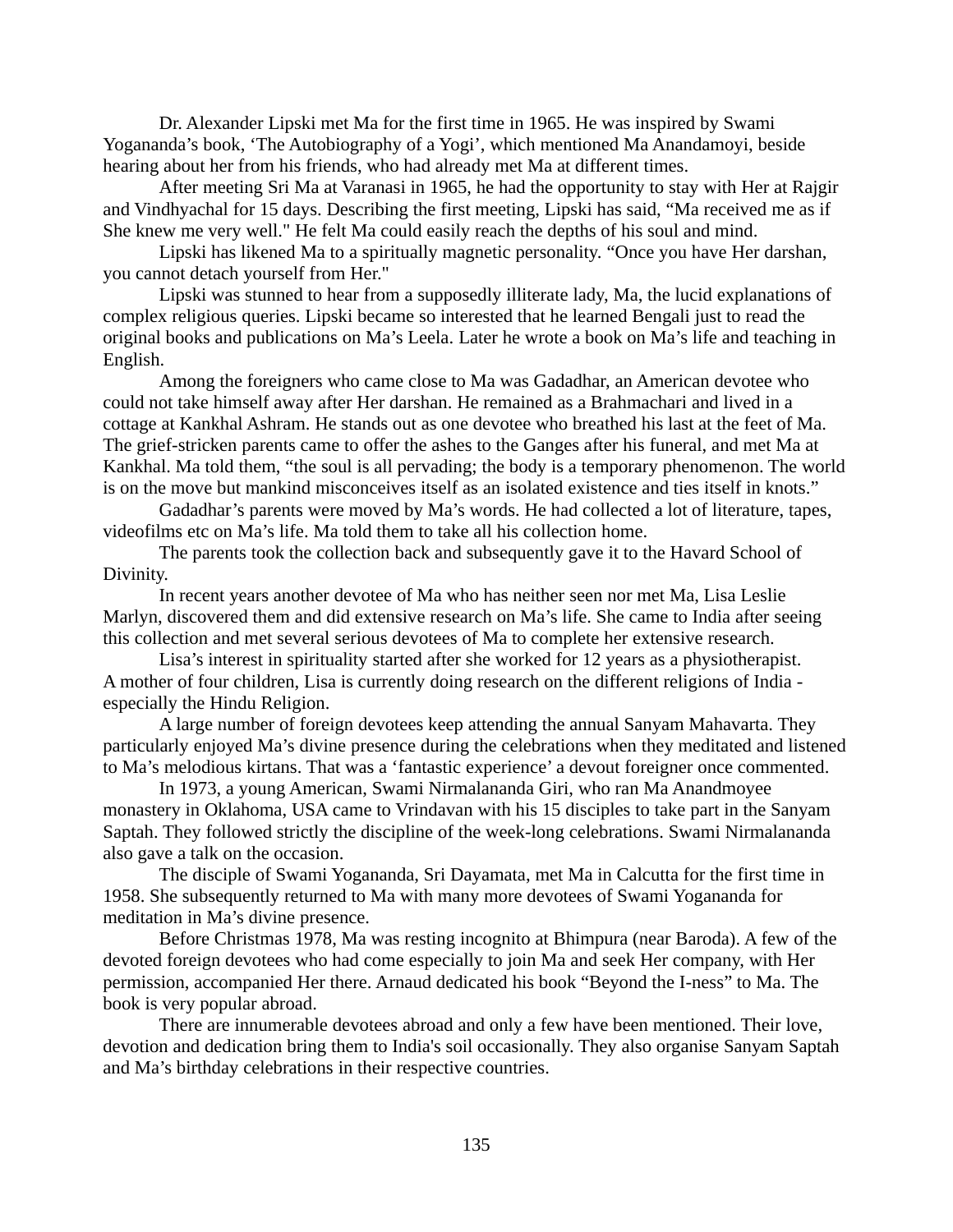Dr. Alexander Lipski met Ma for the first time in 1965. He was inspired by Swami Yogananda's book, 'The Autobiography of a Yogi', which mentioned Ma Anandamoyi, beside hearing about her from his friends, who had already met Ma at different times.

After meeting Sri Ma at Varanasi in 1965, he had the opportunity to stay with Her at Rajgir and Vindhyachal for 15 days. Describing the first meeting, Lipski has said, "Ma received me as if She knew me very well." He felt Ma could easily reach the depths of his soul and mind.

Lipski has likened Ma to a spiritually magnetic personality. "Once you have Her darshan, you cannot detach yourself from Her."

Lipski was stunned to hear from a supposedly illiterate lady, Ma, the lucid explanations of complex religious queries. Lipski became so interested that he learned Bengali just to read the original books and publications on Ma's Leela. Later he wrote a book on Ma's life and teaching in English.

Among the foreigners who came close to Ma was Gadadhar, an American devotee who could not take himself away after Her darshan. He remained as a Brahmachari and lived in a cottage at Kankhal Ashram. He stands out as one devotee who breathed his last at the feet of Ma. The grief-stricken parents came to offer the ashes to the Ganges after his funeral, and met Ma at Kankhal. Ma told them, "the soul is all pervading; the body is a temporary phenomenon. The world is on the move but mankind misconceives itself as an isolated existence and ties itself in knots."

Gadadhar's parents were moved by Ma's words. He had collected a lot of literature, tapes, videofilms etc on Ma's life. Ma told them to take all his collection home.

The parents took the collection back and subsequently gave it to the Havard School of Divinity.

In recent years another devotee of Ma who has neither seen nor met Ma, Lisa Leslie Marlyn, discovered them and did extensive research on Ma's life. She came to India after seeing this collection and met several serious devotees of Ma to complete her extensive research.

Lisa's interest in spirituality started after she worked for 12 years as a physiotherapist. A mother of four children, Lisa is currently doing research on the different religions of India - especially the Hindu Religion.

A large number of foreign devotees keep attending the annual Sanyam Mahavarta. They particularly enjoyed Ma's divine presence during the celebrations when they meditated and listened to Ma's melodious kirtans. That was a 'fantastic experience' a devout foreigner once commented.

In 1973, a young American, Swami Nirmalananda Giri, who ran Ma Anandmoyee monastery in Oklahoma, USA came to Vrindavan with his 15 disciples to take part in the Sanyam Saptah. They followed strictly the discipline of the week-long celebrations. Swami Nirmalananda also gave a talk on the occasion.

The disciple of Swami Yogananda, Sri Dayamata, met Ma in Calcutta for the first time in 1958. She subsequently returned to Ma with many more devotees of Swami Yogananda for meditation in Ma's divine presence.

Before Christmas 1978, Ma was resting incognito at Bhimpura (near Baroda). A few of the devoted foreign devotees who had come especially to join Ma and seek Her company, with Her permission, accompanied Her there. Arnaud dedicated his book "Beyond the I-ness" to Ma. The book is very popular abroad.

There are innumerable devotees abroad and only a few have been mentioned. Their love, devotion and dedication bring them to India's soil occasionally. They also organise Sanyam Saptah and Ma's birthday celebrations in their respective countries.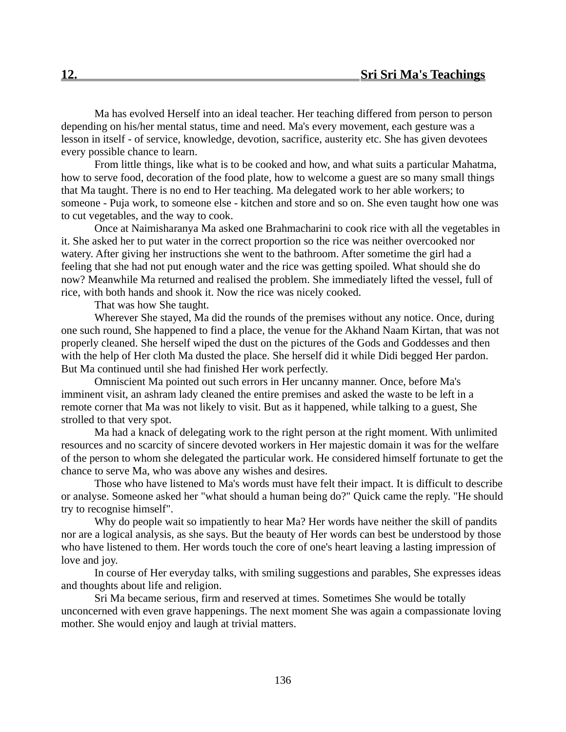## 12. Sri Sri Ma's Teachings

Ma has evolved Herself into an ideal teacher. Her teaching differed from person to person depending on his/her mental status, time and need. Ma's every movement, each gesture was a lesson in itself - of service, knowledge, devotion, sacrifice, austerity etc. She has given devotees every possible chance to learn.

From little things, like what is to be cooked and how, and what suits a particular Mahatma, how to serve food, decoration of the food plate, how to welcome a guest are so many small things that Ma taught. There is no end to Her teaching. Ma delegated work to her able workers; to someone - Puja work, to someone else - kitchen and store and so on. She even taught how one was to cut vegetables, and the way to cook.

Once at Naimisharanya Ma asked one Brahmacharini to cook rice with all the vegetables in it. She asked her to put water in the correct proportion so the rice was neither overcooked nor watery. After giving her instructions she went to the bathroom. After sometime the girl had a feeling that she had not put enough water and the rice was getting spoiled. What should she do now? Meanwhile Ma returned and realised the problem. She immediately lifted the vessel, full of rice, with both hands and shook it. Now the rice was nicely cooked.

That was how She taught.

Wherever She stayed, Ma did the rounds of the premises without any notice. Once, during one such round, She happened to find a place, the venue for the Akhand Naam Kirtan, that was not properly cleaned. She herself wiped the dust on the pictures of the Gods and Goddesses and then with the help of Her cloth Ma dusted the place. She herself did it while Didi begged Her pardon. But Ma continued until she had finished Her work perfectly.

Omniscient Ma pointed out such errors in Her uncanny manner. Once, before Ma's imminent visit, an ashram lady cleaned the entire premises and asked the waste to be left in a remote corner that Ma was not likely to visit. But as it happened, while talking to a guest, She strolled to that very spot.

Ma had a knack of delegating work to the right person at the right moment. With unlimited resources and no scarcity of sincere devoted workers in Her majestic domain it was for the welfare of the person to whom she delegated the particular work. He considered himself fortunate to get the chance to serve Ma, who was above any wishes and desires.

Those who have listened to Ma's words must have felt their impact. It is difficult to describe or analyse. Someone asked her "what should a human being do?" Quick came the reply. "He should try to recognise himself".

Why do people wait so impatiently to hear Ma? Her words have neither the skill of pandits nor are a logical analysis, as she says. But the beauty of Her words can best be understood by those who have listened to them. Her words touch the core of one's heart leaving a lasting impression of love and joy.

In course of Her everyday talks, with smiling suggestions and parables, She expresses ideas and thoughts about life and religion.

Sri Ma became serious, firm and reserved at times. Sometimes She would be totally unconcerned with even grave happenings. The next moment She was again a compassionate loving mother. She would enjoy and laugh at trivial matters.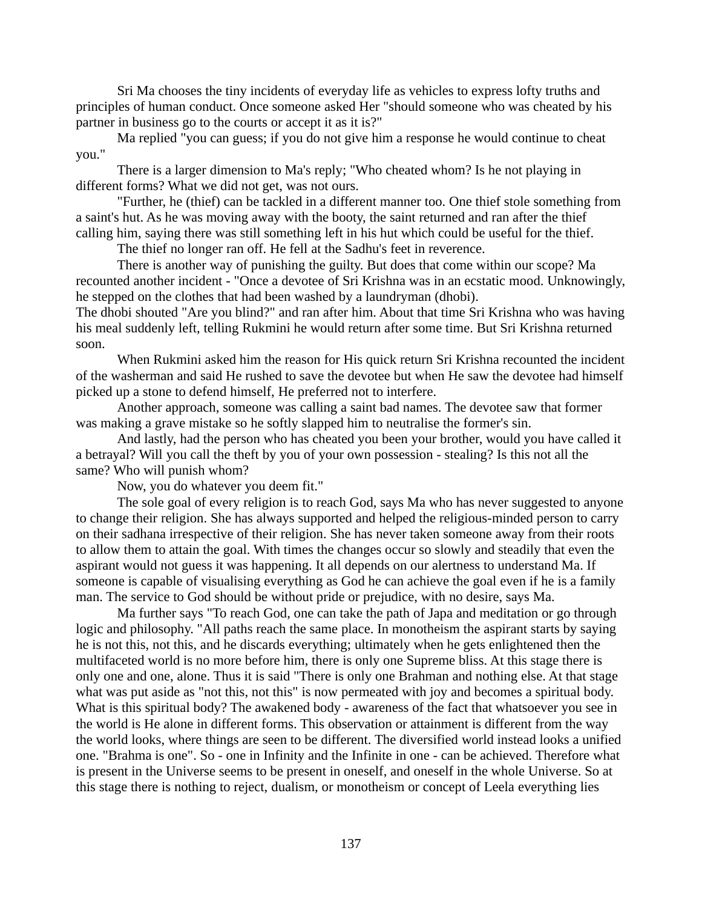Sri Ma chooses the tiny incidents of everyday life as vehicles to express lofty truths and principles of human conduct. Once someone asked Her "should someone who was cheated by his partner in business go to the courts or accept it as it is?"

Ma replied "you can guess; if you do not give him a response he would continue to cheat you."

There is a larger dimension to Ma's reply; "Who cheated whom? Is he not playing in different forms? What we did not get, was not ours.

"Further, he (thief) can be tackled in a different manner too. One thief stole something from a saint's hut. As he was moving away with the booty, the saint returned and ran after the thief calling him, saying there was still something left in his hut which could be useful for the thief.

The thief no longer ran off. He fell at the Sadhu's feet in reverence.

There is another way of punishing the guilty. But does that come within our scope? Ma recounted another incident - "Once a devotee of Sri Krishna was in an ecstatic mood. Unknowingly, he stepped on the clothes that had been washed by a laundryman (dhobi).
The dhobi shouted "Are you blind?" and ran after him. About that time Sri Krishna who was having his meal suddenly left, telling Rukmini he would return after some time. But Sri Krishna returned soon.

When Rukmini asked him the reason for His quick return Sri Krishna recounted the incident of the washerman and said He rushed to save the devotee but when He saw the devotee had himself picked up a stone to defend himself, He preferred not to interfere.

Another approach, someone was calling a saint bad names. The devotee saw that former was making a grave mistake so he softly slapped him to neutralise the former's sin.

And lastly, had the person who has cheated you been your brother, would you have called it a betrayal? Will you call the theft by you of your own possession - stealing? Is this not all the same? Who will punish whom?

Now, you do whatever you deem fit."

The sole goal of every religion is to reach God, says Ma who has never suggested to anyone to change their religion. She has always supported and helped the religious-minded person to carry on their sadhana irrespective of their religion. She has never taken someone away from their roots to allow them to attain the goal. With times the changes occur so slowly and steadily that even the aspirant would not guess it was happening. It all depends on our alertness to understand Ma. If someone is capable of visualising everything as God he can achieve the goal even if he is a family man. The service to God should be without pride or prejudice, with no desire, says Ma.

Ma further says "To reach God, one can take the path of Japa and meditation or go through logic and philosophy. "All paths reach the same place. In monotheism the aspirant starts by saying he is not this, not this, and he discards everything; ultimately when he gets enlightened then the multifaceted world is no more before him, there is only one Supreme bliss. At this stage there is only one and one, alone. Thus it is said "There is only one Brahman and nothing else. At that stage what was put aside as "not this, not this" is now permeated with joy and becomes a spiritual body. What is this spiritual body? The awakened body - awareness of the fact that whatsoever you see in the world is He alone in different forms. This observation or attainment is different from the way the world looks, where things are seen to be different. The diversified world instead looks a unified one. "Brahma is one". So - one in Infinity and the Infinite in one - can be achieved. Therefore what is present in the Universe seems to be present in oneself, and oneself in the whole Universe. So at this stage there is nothing to reject, dualism, or monotheism or concept of Leela everything lies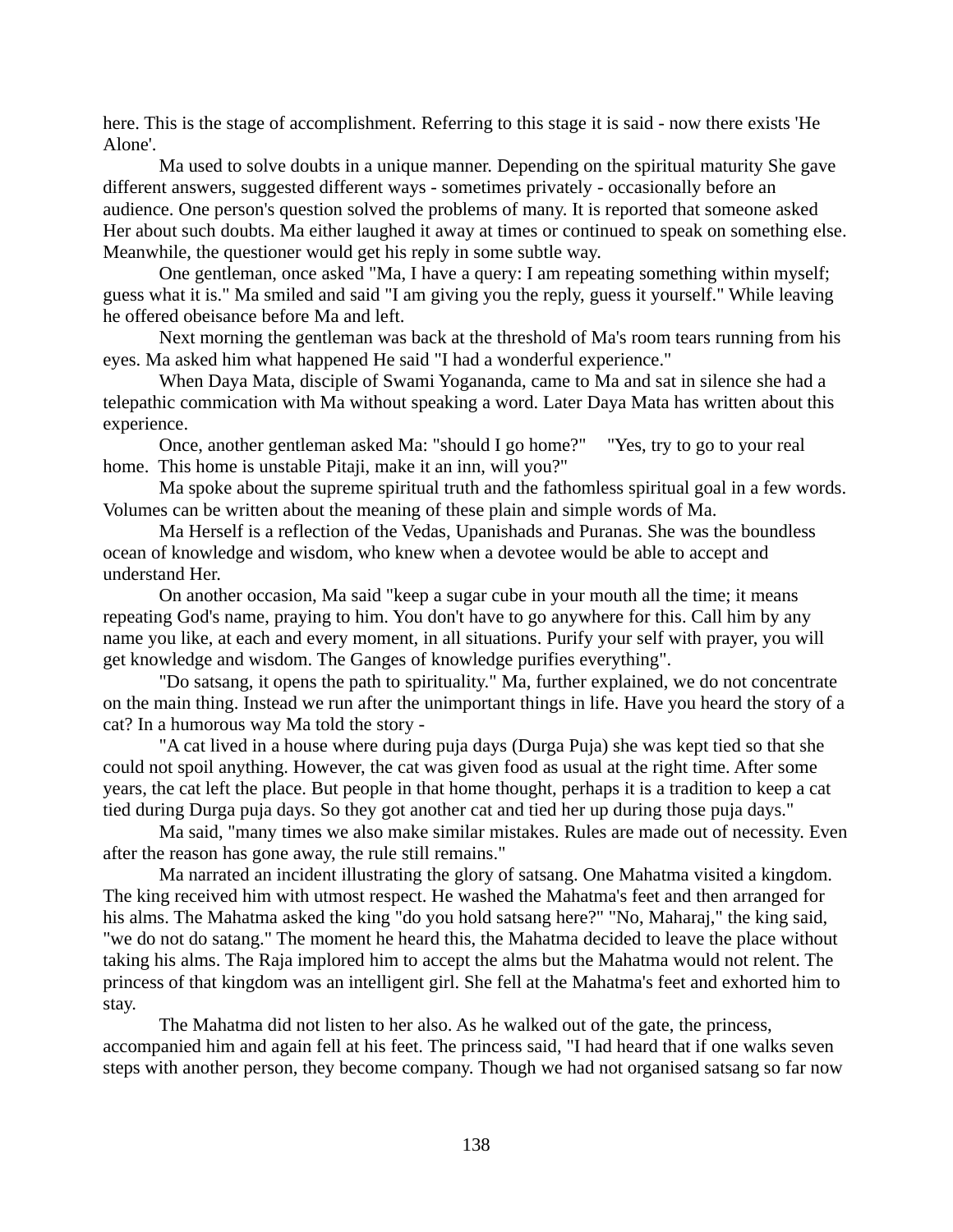here. This is the stage of accomplishment. Referring to this stage it is said - now there exists 'He Alone'.

Ma used to solve doubts in a unique manner. Depending on the spiritual maturity She gave different answers, suggested different ways - sometimes privately - occasionally before an audience. One person's question solved the problems of many. It is reported that someone asked Her about such doubts. Ma either laughed it away at times or continued to speak on something else. Meanwhile, the questioner would get his reply in some subtle way.

One gentleman, once asked "Ma, I have a query: I am repeating something within myself; guess what it is." Ma smiled and said "I am giving you the reply, guess it yourself." While leaving he offered obeisance before Ma and left.

Next morning the gentleman was back at the threshold of Ma's room tears running from his eyes. Ma asked him what happened He said "I had a wonderful experience."

When Daya Mata, disciple of Swami Yogananda, came to Ma and sat in silence she had a telepathic commication with Ma without speaking a word. Later Daya Mata has written about this experience.

Once, another gentleman asked Ma: "should I go home?"   "Yes, try to go to your real home. This home is unstable Pitaji, make it an inn, will you?"

Ma spoke about the supreme spiritual truth and the fathomless spiritual goal in a few words. Volumes can be written about the meaning of these plain and simple words of Ma.

Ma Herself is a reflection of the Vedas, Upanishads and Puranas. She was the boundless ocean of knowledge and wisdom, who knew when a devotee would be able to accept and understand Her.

On another occasion, Ma said "keep a sugar cube in your mouth all the time; it means repeating God's name, praying to him. You don't have to go anywhere for this. Call him by any name you like, at each and every moment, in all situations. Purify your self with prayer, you will get knowledge and wisdom. The Ganges of knowledge purifies everything".

"Do satsang, it opens the path to spirituality." Ma, further explained, we do not concentrate on the main thing. Instead we run after the unimportant things in life. Have you heard the story of a cat? In a humorous way Ma told the story -

"A cat lived in a house where during puja days (Durga Puja) she was kept tied so that she could not spoil anything. However, the cat was given food as usual at the right time. After some years, the cat left the place. But people in that home thought, perhaps it is a tradition to keep a cat tied during Durga puja days. So they got another cat and tied her up during those puja days."

Ma said, "many times we also make similar mistakes. Rules are made out of necessity. Even after the reason has gone away, the rule still remains."

Ma narrated an incident illustrating the glory of satsang. One Mahatma visited a kingdom. The king received him with utmost respect. He washed the Mahatma's feet and then arranged for his alms. The Mahatma asked the king "do you hold satsang here?" "No, Maharaj," the king said, "we do not do satang." The moment he heard this, the Mahatma decided to leave the place without taking his alms. The Raja implored him to accept the alms but the Mahatma would not relent. The princess of that kingdom was an intelligent girl. She fell at the Mahatma's feet and exhorted him to stay.

The Mahatma did not listen to her also. As he walked out of the gate, the princess, accompanied him and again fell at his feet. The princess said, "I had heard that if one walks seven steps with another person, they become company. Though we had not organised satsang so far now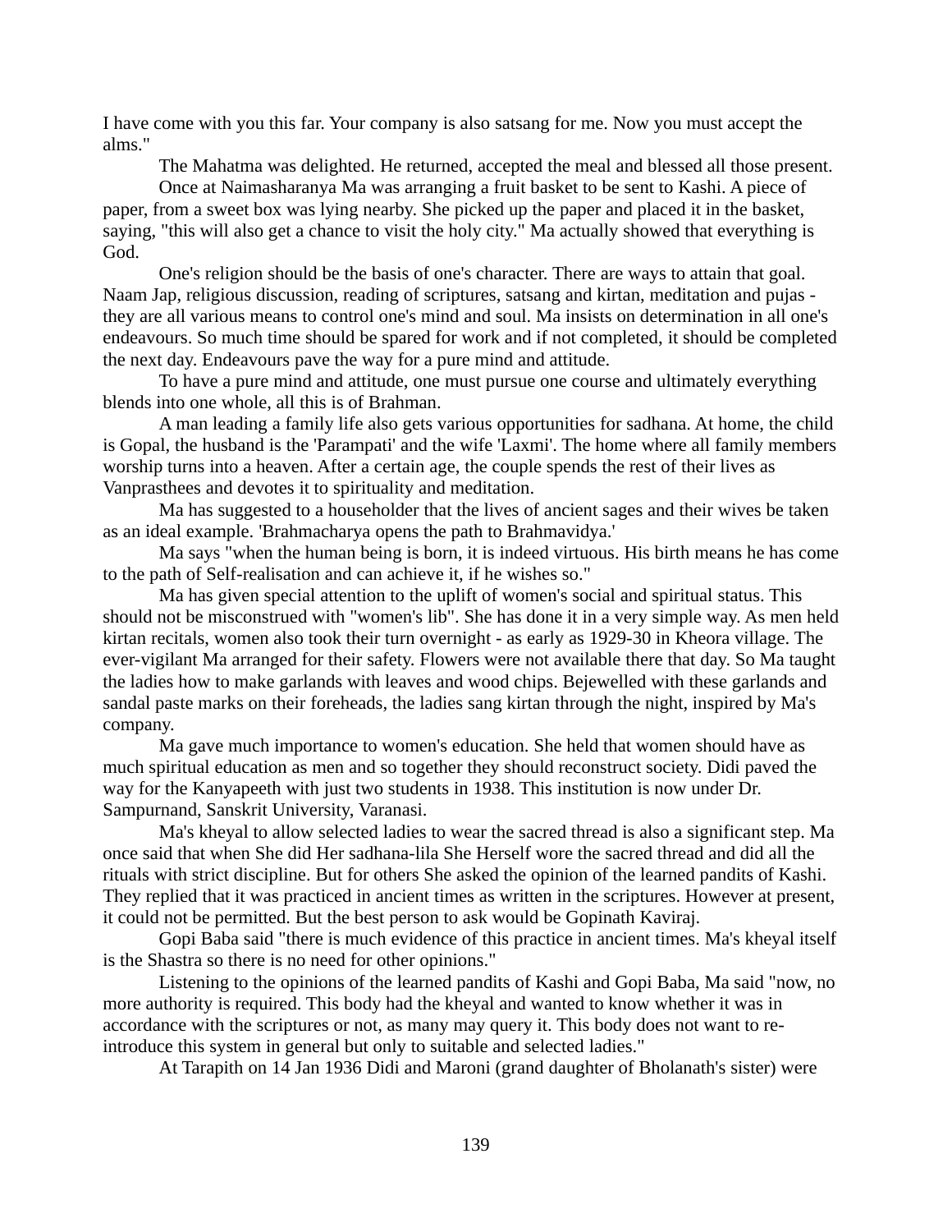I have come with you this far. Your company is also satsang for me. Now you must accept the alms."

The Mahatma was delighted. He returned, accepted the meal and blessed all those present.

Once at Naimasharanya Ma was arranging a fruit basket to be sent to Kashi. A piece of paper, from a sweet box was lying nearby. She picked up the paper and placed it in the basket, saying, "this will also get a chance to visit the holy city." Ma actually showed that everything is God.

One's religion should be the basis of one's character. There are ways to attain that goal. Naam Jap, religious discussion, reading of scriptures, satsang and kirtan, meditation and pujas - they are all various means to control one's mind and soul. Ma insists on determination in all one's endeavours. So much time should be spared for work and if not completed, it should be completed the next day. Endeavours pave the way for a pure mind and attitude.

To have a pure mind and attitude, one must pursue one course and ultimately everything blends into one whole, all this is of Brahman.

A man leading a family life also gets various opportunities for sadhana. At home, the child is Gopal, the husband is the 'Parampati' and the wife 'Laxmi'. The home where all family members worship turns into a heaven. After a certain age, the couple spends the rest of their lives as Vanprasthees and devotes it to spirituality and meditation.

Ma has suggested to a householder that the lives of ancient sages and their wives be taken as an ideal example. 'Brahmacharya opens the path to Brahmavidya.'

Ma says "when the human being is born, it is indeed virtuous. His birth means he has come to the path of Self-realisation and can achieve it, if he wishes so."

Ma has given special attention to the uplift of women's social and spiritual status. This should not be misconstrued with "women's lib". She has done it in a very simple way. As men held kirtan recitals, women also took their turn overnight - as early as 1929-30 in Kheora village. The ever-vigilant Ma arranged for their safety. Flowers were not available there that day. So Ma taught the ladies how to make garlands with leaves and wood chips. Bejewelled with these garlands and sandal paste marks on their foreheads, the ladies sang kirtan through the night, inspired by Ma's company.

Ma gave much importance to women's education. She held that women should have as much spiritual education as men and so together they should reconstruct society. Didi paved the way for the Kanyapeeth with just two students in 1938. This institution is now under Dr. Sampurnand, Sanskrit University, Varanasi.

Ma's kheyal to allow selected ladies to wear the sacred thread is also a significant step. Ma once said that when She did Her sadhana-lila She Herself wore the sacred thread and did all the rituals with strict discipline. But for others She asked the opinion of the learned pandits of Kashi. They replied that it was practiced in ancient times as written in the scriptures. However at present, it could not be permitted. But the best person to ask would be Gopinath Kaviraj.

Gopi Baba said "there is much evidence of this practice in ancient times. Ma's kheyal itself is the Shastra so there is no need for other opinions."

Listening to the opinions of the learned pandits of Kashi and Gopi Baba, Ma said "now, no more authority is required. This body had the kheyal and wanted to know whether it was in accordance with the scriptures or not, as many may query it. This body does not want to re-introduce this system in general but only to suitable and selected ladies."

At Tarapith on 14 Jan 1936 Didi and Maroni (grand daughter of Bholanath's sister) were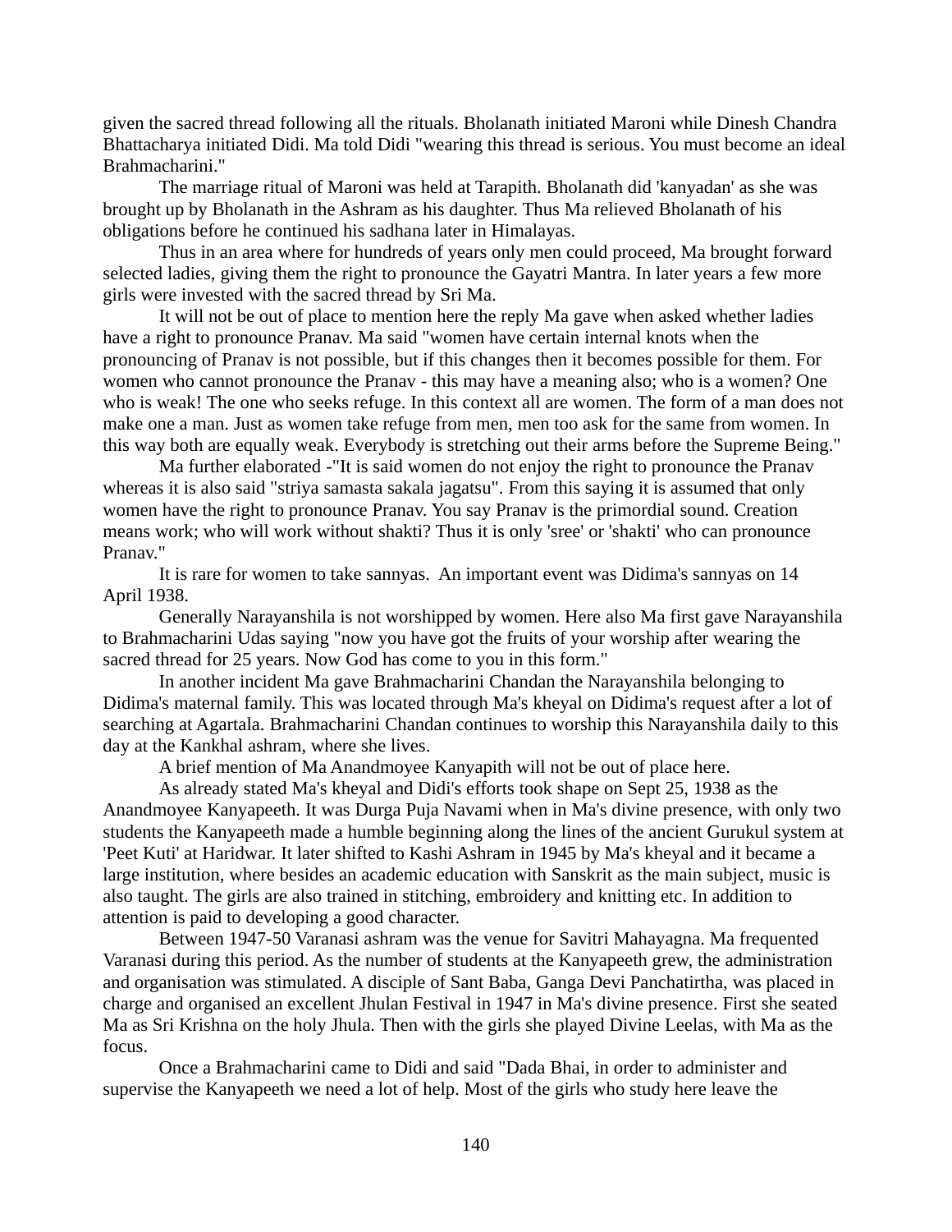given the sacred thread following all the rituals. Bholanath initiated Maroni while Dinesh Chandra Bhattacharya initiated Didi. Ma told Didi "wearing this thread is serious. You must become an ideal Brahmacharini."

The marriage ritual of Maroni was held at Tarapith. Bholanath did 'kanyadan' as she was brought up by Bholanath in the Ashram as his daughter. Thus Ma relieved Bholanath of his obligations before he continued his sadhana later in Himalayas.

Thus in an area where for hundreds of years only men could proceed, Ma brought forward selected ladies, giving them the right to pronounce the Gayatri Mantra. In later years a few more girls were invested with the sacred thread by Sri Ma.

It will not be out of place to mention here the reply Ma gave when asked whether ladies have a right to pronounce Pranav. Ma said "women have certain internal knots when the pronouncing of Pranav is not possible, but if this changes then it becomes possible for them. For women who cannot pronounce the Pranav - this may have a meaning also; who is a women? One who is weak! The one who seeks refuge. In this context all are women. The form of a man does not make one a man. Just as women take refuge from men, men too ask for the same from women. In this way both are equally weak. Everybody is stretching out their arms before the Supreme Being."

Ma further elaborated -"It is said women do not enjoy the right to pronounce the Pranav whereas it is also said "striya samasta sakala jagatsu". From this saying it is assumed that only women have the right to pronounce Pranav. You say Pranav is the primordial sound. Creation means work; who will work without shakti? Thus it is only 'sree' or 'shakti' who can pronounce Pranav."

It is rare for women to take sannyas. An important event was Didima's sannyas on 14 April 1938.

Generally Narayanshila is not worshipped by women. Here also Ma first gave Narayanshila to Brahmacharini Udas saying "now you have got the fruits of your worship after wearing the sacred thread for 25 years. Now God has come to you in this form."

In another incident Ma gave Brahmacharini Chandan the Narayanshila belonging to Didima's maternal family. This was located through Ma's kheyal on Didima's request after a lot of searching at Agartala. Brahmacharini Chandan continues to worship this Narayanshila daily to this day at the Kankhal ashram, where she lives.

A brief mention of Ma Anandmoyee Kanyapith will not be out of place here.

As already stated Ma's kheyal and Didi's efforts took shape on Sept 25, 1938 as the Anandmoyee Kanyapeeth. It was Durga Puja Navami when in Ma's divine presence, with only two students the Kanyapeeth made a humble beginning along the lines of the ancient Gurukul system at 'Peet Kuti' at Haridwar. It later shifted to Kashi Ashram in 1945 by Ma's kheyal and it became a large institution, where besides an academic education with Sanskrit as the main subject, music is also taught. The girls are also trained in stitching, embroidery and knitting etc. In addition to attention is paid to developing a good character.

Between 1947-50 Varanasi ashram was the venue for Savitri Mahayagna. Ma frequented Varanasi during this period. As the number of students at the Kanyapeeth grew, the administration and organisation was stimulated. A disciple of Sant Baba, Ganga Devi Panchatirtha, was placed in charge and organised an excellent Jhulan Festival in 1947 in Ma's divine presence. First she seated Ma as Sri Krishna on the holy Jhula. Then with the girls she played Divine Leelas, with Ma as the focus.

Once a Brahmacharini came to Didi and said "Dada Bhai, in order to administer and supervise the Kanyapeeth we need a lot of help. Most of the girls who study here leave the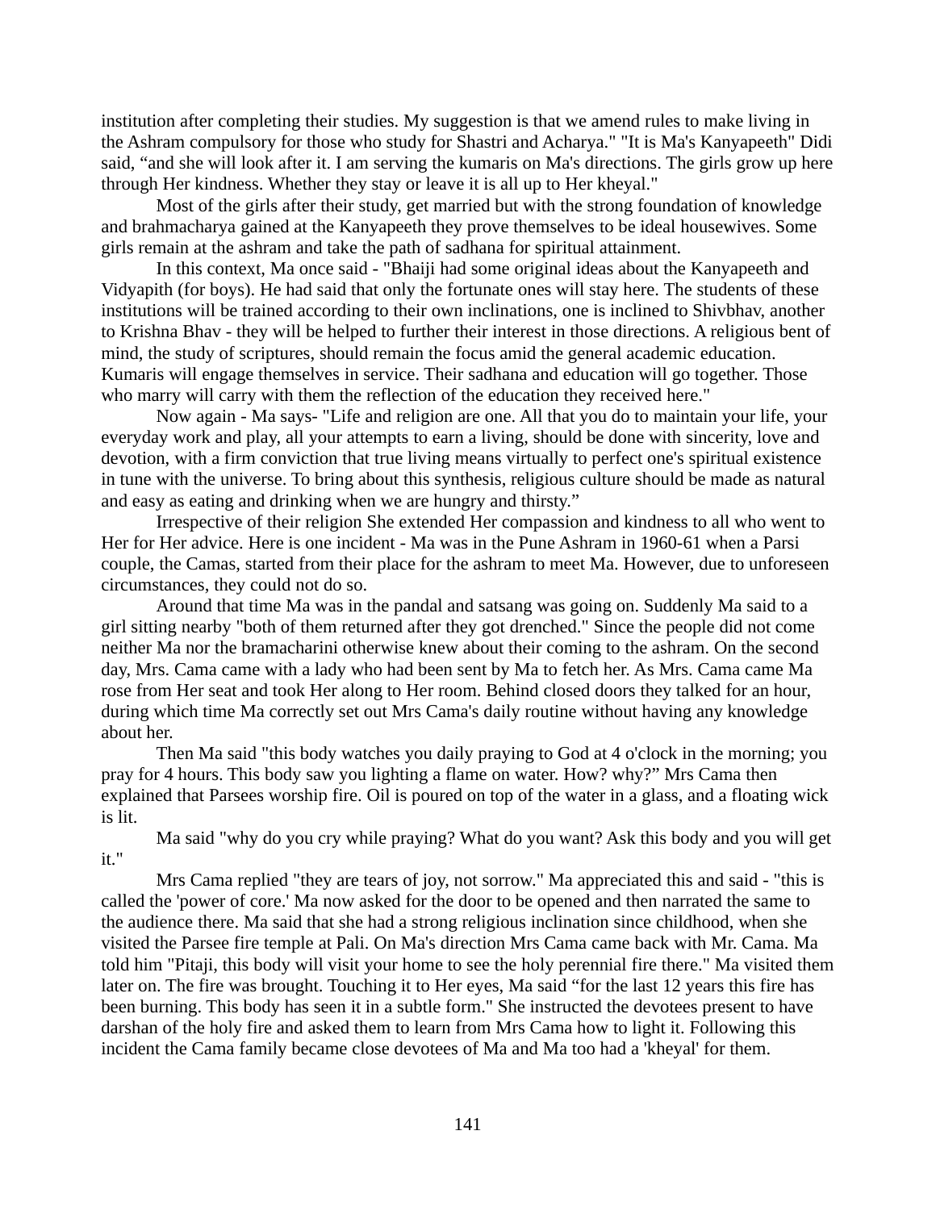institution after completing their studies. My suggestion is that we amend rules to make living in the Ashram compulsory for those who study for Shastri and Acharya." "It is Ma's Kanyapeeth" Didi said, "and she will look after it. I am serving the kumaris on Ma's directions. The girls grow up here through Her kindness. Whether they stay or leave it is all up to Her kheyal."

Most of the girls after their study, get married but with the strong foundation of knowledge and brahmacharya gained at the Kanyapeeth they prove themselves to be ideal housewives. Some girls remain at the ashram and take the path of sadhana for spiritual attainment.

In this context, Ma once said - "Bhaiji had some original ideas about the Kanyapeeth and Vidyapith (for boys). He had said that only the fortunate ones will stay here. The students of these institutions will be trained according to their own inclinations, one is inclined to Shivbhav, another to Krishna Bhav - they will be helped to further their interest in those directions. A religious bent of mind, the study of scriptures, should remain the focus amid the general academic education. Kumaris will engage themselves in service. Their sadhana and education will go together. Those who marry will carry with them the reflection of the education they received here."

Now again - Ma says- "Life and religion are one. All that you do to maintain your life, your everyday work and play, all your attempts to earn a living, should be done with sincerity, love and devotion, with a firm conviction that true living means virtually to perfect one's spiritual existence in tune with the universe. To bring about this synthesis, religious culture should be made as natural and easy as eating and drinking when we are hungry and thirsty."

Irrespective of their religion She extended Her compassion and kindness to all who went to Her for Her advice. Here is one incident - Ma was in the Pune Ashram in 1960-61 when a Parsi couple, the Camas, started from their place for the ashram to meet Ma. However, due to unforeseen circumstances, they could not do so.

Around that time Ma was in the pandal and satsang was going on. Suddenly Ma said to a girl sitting nearby "both of them returned after they got drenched." Since the people did not come neither Ma nor the bramacharini otherwise knew about their coming to the ashram. On the second day, Mrs. Cama came with a lady who had been sent by Ma to fetch her. As Mrs. Cama came Ma rose from Her seat and took Her along to Her room. Behind closed doors they talked for an hour, during which time Ma correctly set out Mrs Cama's daily routine without having any knowledge about her.

Then Ma said "this body watches you daily praying to God at 4 o'clock in the morning; you pray for 4 hours. This body saw you lighting a flame on water. How? why?" Mrs Cama then explained that Parsees worship fire. Oil is poured on top of the water in a glass, and a floating wick is lit.

Ma said "why do you cry while praying? What do you want? Ask this body and you will get it."

Mrs Cama replied "they are tears of joy, not sorrow." Ma appreciated this and said - "this is called the 'power of core.' Ma now asked for the door to be opened and then narrated the same to the audience there. Ma said that she had a strong religious inclination since childhood, when she visited the Parsee fire temple at Pali. On Ma's direction Mrs Cama came back with Mr. Cama. Ma told him "Pitaji, this body will visit your home to see the holy perennial fire there." Ma visited them later on. The fire was brought. Touching it to Her eyes, Ma said "for the last 12 years this fire has been burning. This body has seen it in a subtle form." She instructed the devotees present to have darshan of the holy fire and asked them to learn from Mrs Cama how to light it. Following this incident the Cama family became close devotees of Ma and Ma too had a 'kheyal' for them.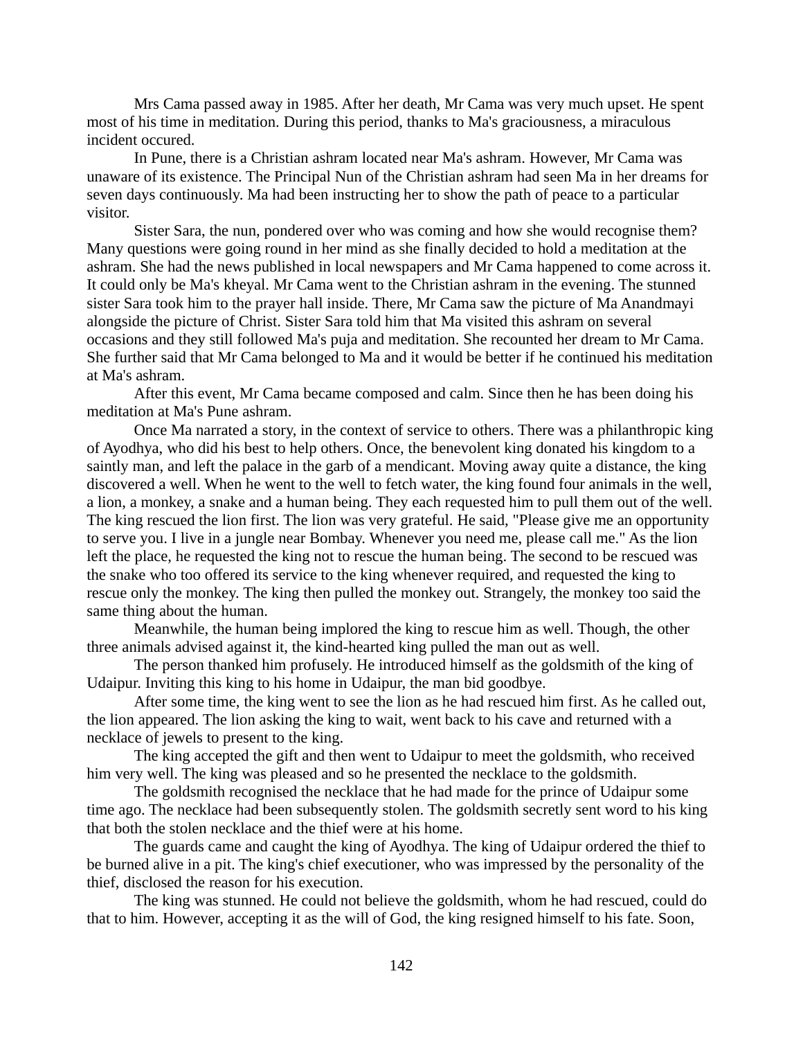Mrs Cama passed away in 1985. After her death, Mr Cama was very much upset. He spent most of his time in meditation. During this period, thanks to Ma's graciousness, a miraculous incident occured.

In Pune, there is a Christian ashram located near Ma's ashram. However, Mr Cama was unaware of its existence. The Principal Nun of the Christian ashram had seen Ma in her dreams for seven days continuously. Ma had been instructing her to show the path of peace to a particular visitor.

Sister Sara, the nun, pondered over who was coming and how she would recognise them? Many questions were going round in her mind as she finally decided to hold a meditation at the ashram. She had the news published in local newspapers and Mr Cama happened to come across it. It could only be Ma's kheyal. Mr Cama went to the Christian ashram in the evening. The stunned sister Sara took him to the prayer hall inside. There, Mr Cama saw the picture of Ma Anandmayi alongside the picture of Christ. Sister Sara told him that Ma visited this ashram on several occasions and they still followed Ma's puja and meditation. She recounted her dream to Mr Cama. She further said that Mr Cama belonged to Ma and it would be better if he continued his meditation at Ma's ashram.

After this event, Mr Cama became composed and calm. Since then he has been doing his meditation at Ma's Pune ashram.

Once Ma narrated a story, in the context of service to others. There was a philanthropic king of Ayodhya, who did his best to help others. Once, the benevolent king donated his kingdom to a saintly man, and left the palace in the garb of a mendicant. Moving away quite a distance, the king discovered a well. When he went to the well to fetch water, the king found four animals in the well, a lion, a monkey, a snake and a human being. They each requested him to pull them out of the well. The king rescued the lion first. The lion was very grateful. He said, "Please give me an opportunity to serve you. I live in a jungle near Bombay. Whenever you need me, please call me." As the lion left the place, he requested the king not to rescue the human being. The second to be rescued was the snake who too offered its service to the king whenever required, and requested the king to rescue only the monkey. The king then pulled the monkey out. Strangely, the monkey too said the same thing about the human.

Meanwhile, the human being implored the king to rescue him as well. Though, the other three animals advised against it, the kind-hearted king pulled the man out as well.

The person thanked him profusely. He introduced himself as the goldsmith of the king of Udaipur. Inviting this king to his home in Udaipur, the man bid goodbye.

After some time, the king went to see the lion as he had rescued him first. As he called out, the lion appeared. The lion asking the king to wait, went back to his cave and returned with a necklace of jewels to present to the king.

The king accepted the gift and then went to Udaipur to meet the goldsmith, who received him very well. The king was pleased and so he presented the necklace to the goldsmith.

The goldsmith recognised the necklace that he had made for the prince of Udaipur some time ago. The necklace had been subsequently stolen. The goldsmith secretly sent word to his king that both the stolen necklace and the thief were at his home.

The guards came and caught the king of Ayodhya. The king of Udaipur ordered the thief to be burned alive in a pit. The king's chief executioner, who was impressed by the personality of the thief, disclosed the reason for his execution.

The king was stunned. He could not believe the goldsmith, whom he had rescued, could do that to him. However, accepting it as the will of God, the king resigned himself to his fate. Soon,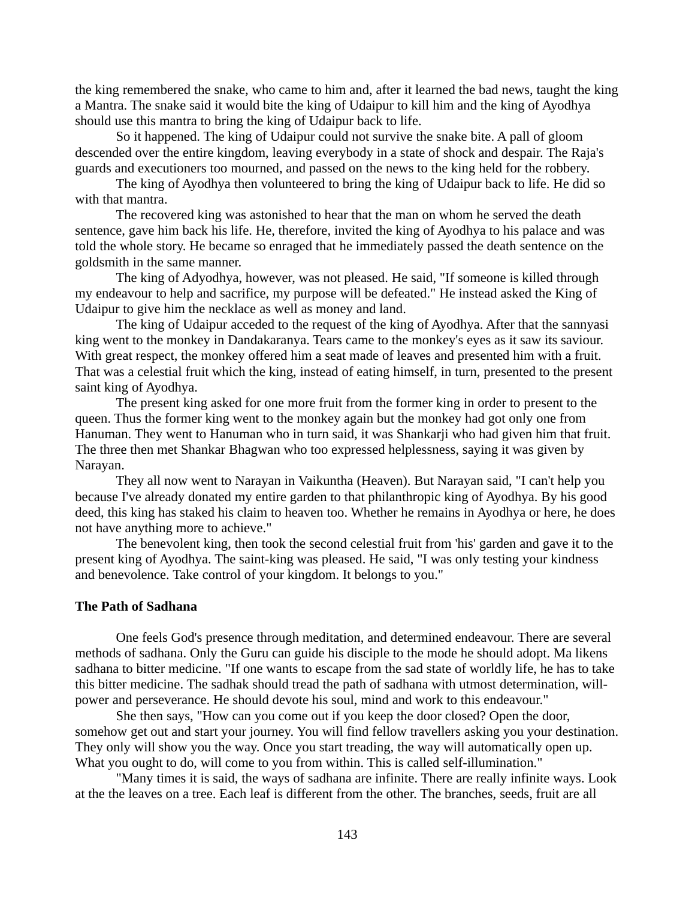the king remembered the snake, who came to him and, after it learned the bad news, taught the king a Mantra. The snake said it would bite the king of Udaipur to kill him and the king of Ayodhya should use this mantra to bring the king of Udaipur back to life.

So it happened. The king of Udaipur could not survive the snake bite. A pall of gloom descended over the entire kingdom, leaving everybody in a state of shock and despair. The Raja's guards and executioners too mourned, and passed on the news to the king held for the robbery.

The king of Ayodhya then volunteered to bring the king of Udaipur back to life. He did so with that mantra.

The recovered king was astonished to hear that the man on whom he served the death sentence, gave him back his life. He, therefore, invited the king of Ayodhya to his palace and was told the whole story. He became so enraged that he immediately passed the death sentence on the goldsmith in the same manner.

The king of Adyodhya, however, was not pleased. He said, "If someone is killed through my endeavour to help and sacrifice, my purpose will be defeated." He instead asked the King of Udaipur to give him the necklace as well as money and land.

The king of Udaipur acceded to the request of the king of Ayodhya. After that the sannyasi king went to the monkey in Dandakaranya. Tears came to the monkey's eyes as it saw its saviour. With great respect, the monkey offered him a seat made of leaves and presented him with a fruit. That was a celestial fruit which the king, instead of eating himself, in turn, presented to the present saint king of Ayodhya.

The present king asked for one more fruit from the former king in order to present to the queen. Thus the former king went to the monkey again but the monkey had got only one from Hanuman. They went to Hanuman who in turn said, it was Shankarji who had given him that fruit. The three then met Shankar Bhagwan who too expressed helplessness, saying it was given by Narayan.

They all now went to Narayan in Vaikuntha (Heaven). But Narayan said, "I can't help you because I've already donated my entire garden to that philanthropic king of Ayodhya. By his good deed, this king has staked his claim to heaven too. Whether he remains in Ayodhya or here, he does not have anything more to achieve."

The benevolent king, then took the second celestial fruit from 'his' garden and gave it to the present king of Ayodhya. The saint-king was pleased. He said, "I was only testing your kindness and benevolence. Take control of your kingdom. It belongs to you."

**The Path of Sadhana**

One feels God's presence through meditation, and determined endeavour. There are several methods of sadhana. Only the Guru can guide his disciple to the mode he should adopt. Ma likens sadhana to bitter medicine. "If one wants to escape from the sad state of worldly life, he has to take this bitter medicine. The sadhak should tread the path of sadhana with utmost determination, will-power and perseverance. He should devote his soul, mind and work to this endeavour."

She then says, "How can you come out if you keep the door closed? Open the door, somehow get out and start your journey. You will find fellow travellers asking you your destination. They only will show you the way. Once you start treading, the way will automatically open up. What you ought to do, will come to you from within. This is called self-illumination."

"Many times it is said, the ways of sadhana are infinite. There are really infinite ways. Look at the the leaves on a tree. Each leaf is different from the other. The branches, seeds, fruit are all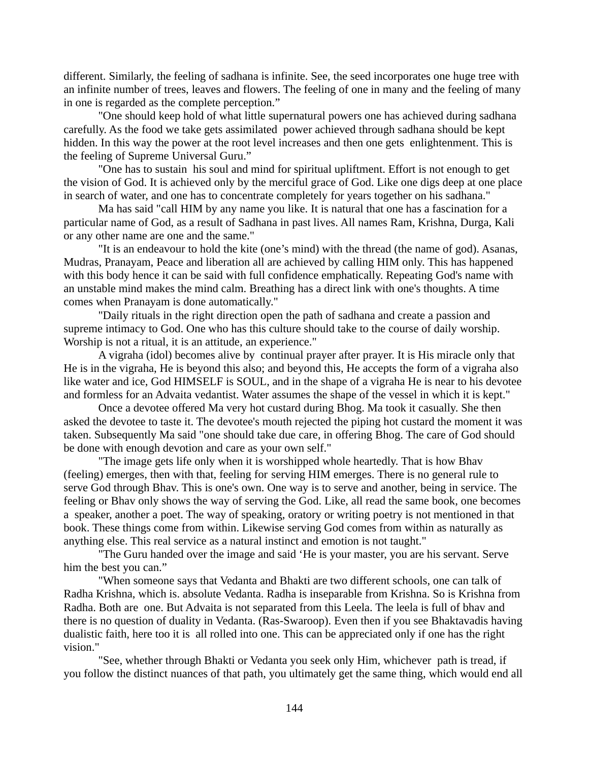different. Similarly, the feeling of sadhana is infinite. See, the seed incorporates one huge tree with an infinite number of trees, leaves and flowers. The feeling of one in many and the feeling of many in one is regarded as the complete perception."

"One should keep hold of what little supernatural powers one has achieved during sadhana carefully. As the food we take gets assimilated power achieved through sadhana should be kept hidden. In this way the power at the root level increases and then one gets enlightenment. This is the feeling of Supreme Universal Guru."

"One has to sustain his soul and mind for spiritual upliftment. Effort is not enough to get the vision of God. It is achieved only by the merciful grace of God. Like one digs deep at one place in search of water, and one has to concentrate completely for years together on his sadhana."

Ma has said "call HIM by any name you like. It is natural that one has a fascination for a particular name of God, as a result of Sadhana in past lives. All names Ram, Krishna, Durga, Kali or any other name are one and the same."

"It is an endeavour to hold the kite (one's mind) with the thread (the name of god). Asanas, Mudras, Pranayam, Peace and liberation all are achieved by calling HIM only. This has happened with this body hence it can be said with full confidence emphatically. Repeating God's name with an unstable mind makes the mind calm. Breathing has a direct link with one's thoughts. A time comes when Pranayam is done automatically."

"Daily rituals in the right direction open the path of sadhana and create a passion and supreme intimacy to God. One who has this culture should take to the course of daily worship. Worship is not a ritual, it is an attitude, an experience."

A vigraha (idol) becomes alive by continual prayer after prayer. It is His miracle only that He is in the vigraha, He is beyond this also; and beyond this, He accepts the form of a vigraha also like water and ice, God HIMSELF is SOUL, and in the shape of a vigraha He is near to his devotee and formless for an Advaita vedantist. Water assumes the shape of the vessel in which it is kept."

Once a devotee offered Ma very hot custard during Bhog. Ma took it casually. She then asked the devotee to taste it. The devotee's mouth rejected the piping hot custard the moment it was taken. Subsequently Ma said "one should take due care, in offering Bhog. The care of God should be done with enough devotion and care as your own self."

"The image gets life only when it is worshipped whole heartedly. That is how Bhav (feeling) emerges, then with that, feeling for serving HIM emerges. There is no general rule to serve God through Bhav. This is one's own. One way is to serve and another, being in service. The feeling or Bhav only shows the way of serving the God. Like, all read the same book, one becomes a speaker, another a poet. The way of speaking, oratory or writing poetry is not mentioned in that book. These things come from within. Likewise serving God comes from within as naturally as anything else. This real service as a natural instinct and emotion is not taught."

"The Guru handed over the image and said 'He is your master, you are his servant. Serve him the best you can."

"When someone says that Vedanta and Bhakti are two different schools, one can talk of Radha Krishna, which is. absolute Vedanta. Radha is inseparable from Krishna. So is Krishna from Radha. Both are one. But Advaita is not separated from this Leela. The leela is full of bhav and there is no question of duality in Vedanta. (Ras-Swaroop). Even then if you see Bhaktavadis having dualistic faith, here too it is all rolled into one. This can be appreciated only if one has the right vision."

"See, whether through Bhakti or Vedanta you seek only Him, whichever path is tread, if you follow the distinct nuances of that path, you ultimately get the same thing, which would end all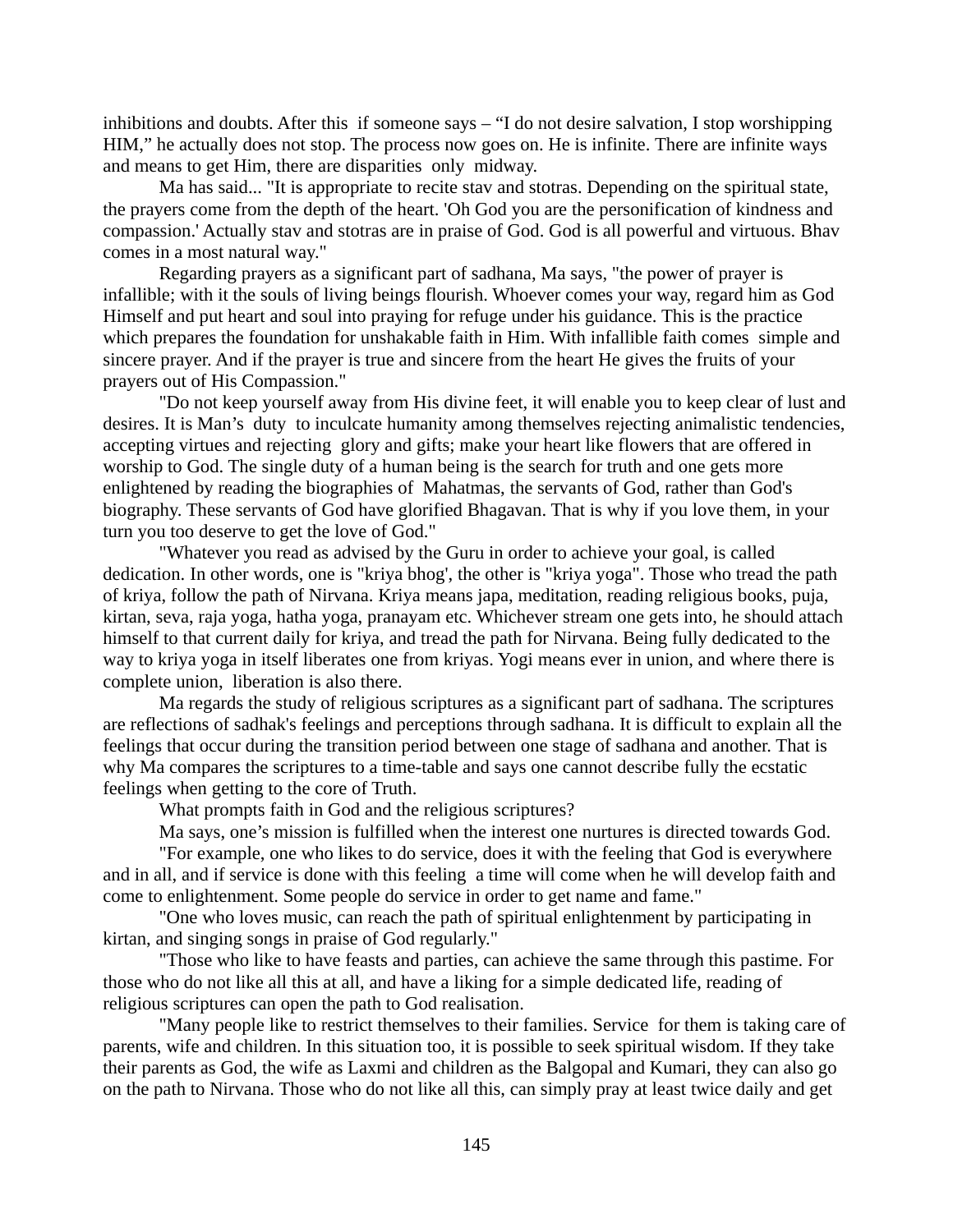inhibitions and doubts. After this if someone says – "I do not desire salvation, I stop worshipping HIM," he actually does not stop. The process now goes on. He is infinite. There are infinite ways and means to get Him, there are disparities only midway.

Ma has said... "It is appropriate to recite stav and stotras. Depending on the spiritual state, the prayers come from the depth of the heart. 'Oh God you are the personification of kindness and compassion.' Actually stav and stotras are in praise of God. God is all powerful and virtuous. Bhav comes in a most natural way."

Regarding prayers as a significant part of sadhana, Ma says, "the power of prayer is infallible; with it the souls of living beings flourish. Whoever comes your way, regard him as God Himself and put heart and soul into praying for refuge under his guidance. This is the practice which prepares the foundation for unshakable faith in Him. With infallible faith comes simple and sincere prayer. And if the prayer is true and sincere from the heart He gives the fruits of your prayers out of His Compassion."

"Do not keep yourself away from His divine feet, it will enable you to keep clear of lust and desires. It is Man's duty to inculcate humanity among themselves rejecting animalistic tendencies, accepting virtues and rejecting glory and gifts; make your heart like flowers that are offered in worship to God. The single duty of a human being is the search for truth and one gets more enlightened by reading the biographies of Mahatmas, the servants of God, rather than God's biography. These servants of God have glorified Bhagavan. That is why if you love them, in your turn you too deserve to get the love of God."

"Whatever you read as advised by the Guru in order to achieve your goal, is called dedication. In other words, one is "kriya bhog', the other is "kriya yoga". Those who tread the path of kriya, follow the path of Nirvana. Kriya means japa, meditation, reading religious books, puja, kirtan, seva, raja yoga, hatha yoga, pranayam etc. Whichever stream one gets into, he should attach himself to that current daily for kriya, and tread the path for Nirvana. Being fully dedicated to the way to kriya yoga in itself liberates one from kriyas. Yogi means ever in union, and where there is complete union, liberation is also there.

Ma regards the study of religious scriptures as a significant part of sadhana. The scriptures are reflections of sadhak's feelings and perceptions through sadhana. It is difficult to explain all the feelings that occur during the transition period between one stage of sadhana and another. That is why Ma compares the scriptures to a time-table and says one cannot describe fully the ecstatic feelings when getting to the core of Truth.

What prompts faith in God and the religious scriptures?

Ma says, one's mission is fulfilled when the interest one nurtures is directed towards God.

"For example, one who likes to do service, does it with the feeling that God is everywhere and in all, and if service is done with this feeling a time will come when he will develop faith and come to enlightenment. Some people do service in order to get name and fame."

"One who loves music, can reach the path of spiritual enlightenment by participating in kirtan, and singing songs in praise of God regularly."

"Those who like to have feasts and parties, can achieve the same through this pastime. For those who do not like all this at all, and have a liking for a simple dedicated life, reading of religious scriptures can open the path to God realisation.

"Many people like to restrict themselves to their families. Service for them is taking care of parents, wife and children. In this situation too, it is possible to seek spiritual wisdom. If they take their parents as God, the wife as Laxmi and children as the Balgopal and Kumari, they can also go on the path to Nirvana. Those who do not like all this, can simply pray at least twice daily and get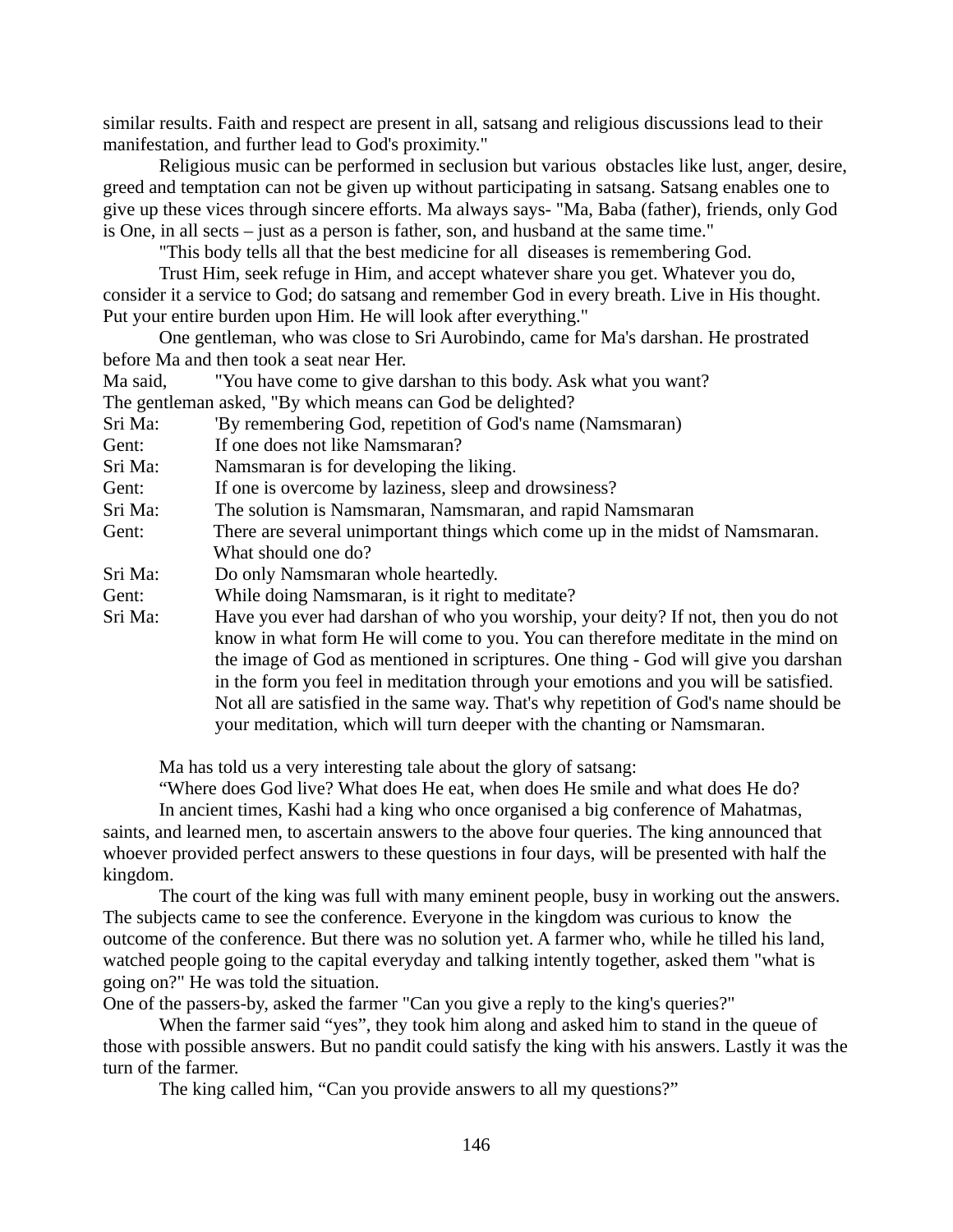similar results. Faith and respect are present in all, satsang and religious discussions lead to their manifestation, and further lead to God's proximity."

Religious music can be performed in seclusion but various obstacles like lust, anger, desire, greed and temptation can not be given up without participating in satsang. Satsang enables one to give up these vices through sincere efforts. Ma always says- "Ma, Baba (father), friends, only God is One, in all sects – just as a person is father, son, and husband at the same time."

"This body tells all that the best medicine for all diseases is remembering God.

Trust Him, seek refuge in Him, and accept whatever share you get. Whatever you do, consider it a service to God; do satsang and remember God in every breath. Live in His thought. Put your entire burden upon Him. He will look after everything."

One gentleman, who was close to Sri Aurobindo, came for Ma's darshan. He prostrated before Ma and then took a seat near Her.

Ma said, "You have come to give darshan to this body. Ask what you want?

The gentleman asked, "By which means can God be delighted?

Sri Ma: 'By remembering God, repetition of God's name (Namsmaran)

Gent: If one does not like Namsmaran?

Sri Ma: Namsmaran is for developing the liking.

Gent: If one is overcome by laziness, sleep and drowsiness?

Sri Ma: The solution is Namsmaran, Namsmaran, and rapid Namsmaran

Gent: There are several unimportant things which come up in the midst of Namsmaran. What should one do?

Sri Ma: Do only Namsmaran whole heartedly.

Gent: While doing Namsmaran, is it right to meditate?

Sri Ma: Have you ever had darshan of who you worship, your deity? If not, then you do not know in what form He will come to you. You can therefore meditate in the mind on the image of God as mentioned in scriptures. One thing - God will give you darshan in the form you feel in meditation through your emotions and you will be satisfied. Not all are satisfied in the same way. That's why repetition of God's name should be your meditation, which will turn deeper with the chanting or Namsmaran.

Ma has told us a very interesting tale about the glory of satsang:

“Where does God live? What does He eat, when does He smile and what does He do?

In ancient times, Kashi had a king who once organised a big conference of Mahatmas, saints, and learned men, to ascertain answers to the above four queries. The king announced that whoever provided perfect answers to these questions in four days, will be presented with half the kingdom.

The court of the king was full with many eminent people, busy in working out the answers. The subjects came to see the conference. Everyone in the kingdom was curious to know the outcome of the conference. But there was no solution yet. A farmer who, while he tilled his land, watched people going to the capital everyday and talking intently together, asked them "what is going on?" He was told the situation.

One of the passers-by, asked the farmer "Can you give a reply to the king's queries?"

When the farmer said “yes”, they took him along and asked him to stand in the queue of those with possible answers. But no pandit could satisfy the king with his answers. Lastly it was the turn of the farmer.

The king called him, “Can you provide answers to all my questions?”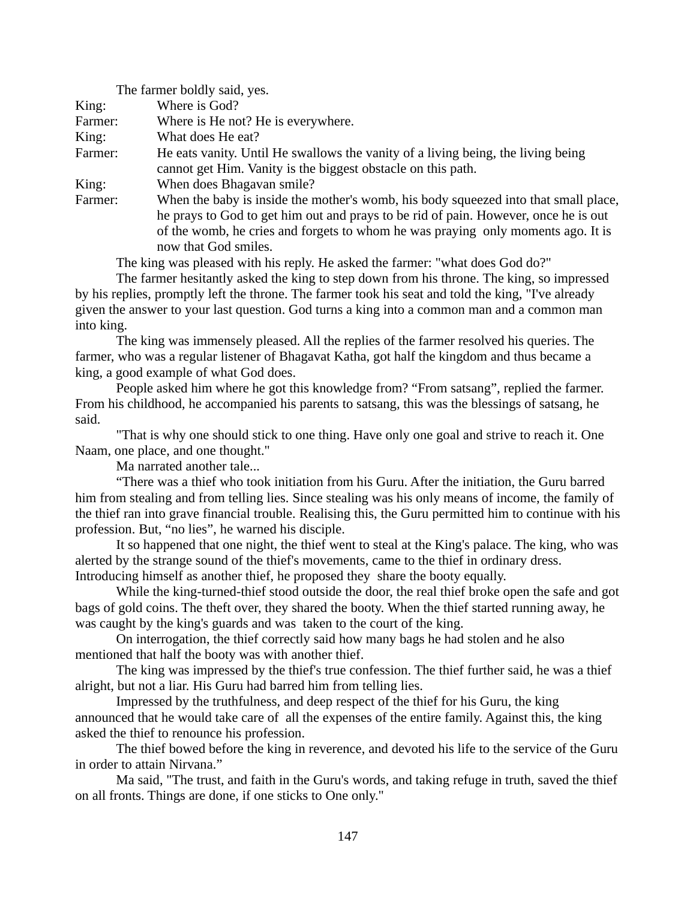The farmer boldly said, yes.

King: Where is God?

Farmer: Where is He not? He is everywhere.

King: What does He eat?

Farmer: He eats vanity. Until He swallows the vanity of a living being, the living being cannot get Him. Vanity is the biggest obstacle on this path.

King: When does Bhagavan smile?

Farmer: When the baby is inside the mother's womb, his body squeezed into that small place, he prays to God to get him out and prays to be rid of pain. However, once he is out of the womb, he cries and forgets to whom he was praying only moments ago. It is now that God smiles.

The king was pleased with his reply. He asked the farmer: "what does God do?"

The farmer hesitantly asked the king to step down from his throne. The king, so impressed by his replies, promptly left the throne. The farmer took his seat and told the king, "I've already given the answer to your last question. God turns a king into a common man and a common man into king.

The king was immensely pleased. All the replies of the farmer resolved his queries. The farmer, who was a regular listener of Bhagavat Katha, got half the kingdom and thus became a king, a good example of what God does.

People asked him where he got this knowledge from? “From satsang”, replied the farmer. From his childhood, he accompanied his parents to satsang, this was the blessings of satsang, he said.

"That is why one should stick to one thing. Have only one goal and strive to reach it. One Naam, one place, and one thought."

Ma narrated another tale...

“There was a thief who took initiation from his Guru. After the initiation, the Guru barred him from stealing and from telling lies. Since stealing was his only means of income, the family of the thief ran into grave financial trouble. Realising this, the Guru permitted him to continue with his profession. But, “no lies”, he warned his disciple.

It so happened that one night, the thief went to steal at the King's palace. The king, who was alerted by the strange sound of the thief's movements, came to the thief in ordinary dress. Introducing himself as another thief, he proposed they share the booty equally.

While the king-turned-thief stood outside the door, the real thief broke open the safe and got bags of gold coins. The theft over, they shared the booty. When the thief started running away, he was caught by the king's guards and was taken to the court of the king.

On interrogation, the thief correctly said how many bags he had stolen and he also mentioned that half the booty was with another thief.

The king was impressed by the thief's true confession. The thief further said, he was a thief alright, but not a liar. His Guru had barred him from telling lies.

Impressed by the truthfulness, and deep respect of the thief for his Guru, the king announced that he would take care of all the expenses of the entire family. Against this, the king asked the thief to renounce his profession.

The thief bowed before the king in reverence, and devoted his life to the service of the Guru in order to attain Nirvana.”

Ma said, "The trust, and faith in the Guru's words, and taking refuge in truth, saved the thief on all fronts. Things are done, if one sticks to One only."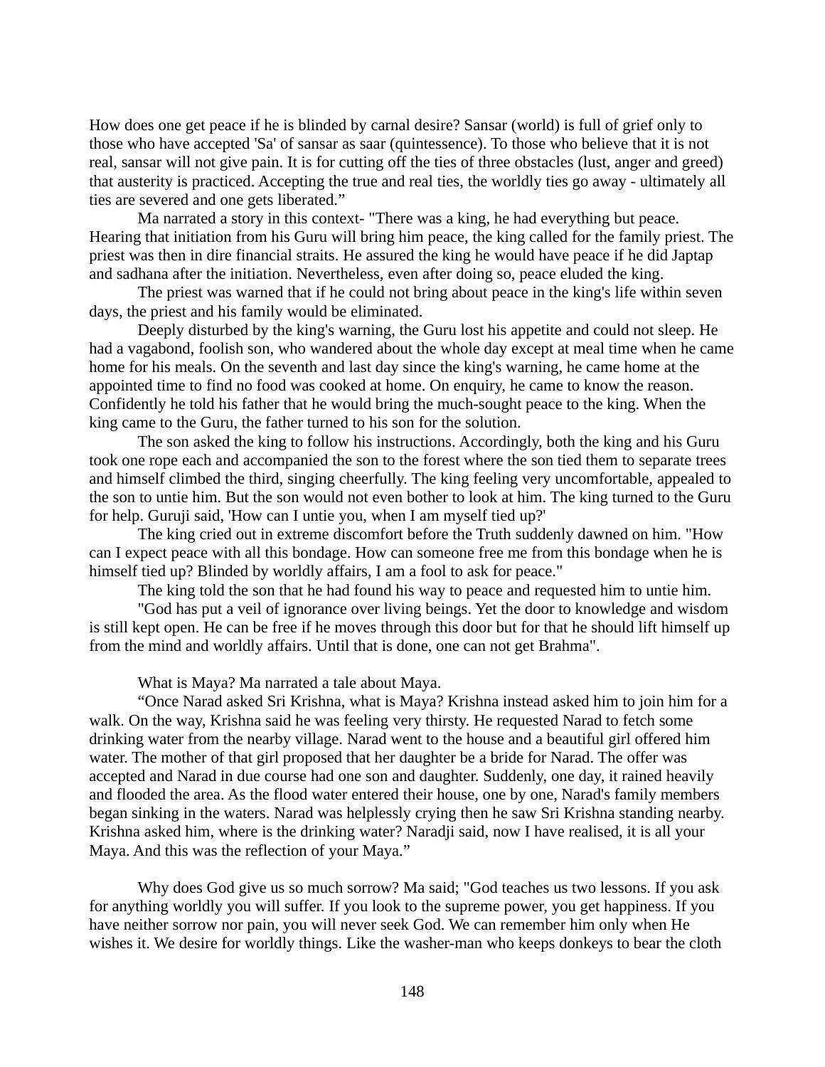How does one get peace if he is blinded by carnal desire? Sansar (world) is full of grief only to those who have accepted 'Sa' of sansar as saar (quintessence). To those who believe that it is not real, sansar will not give pain. It is for cutting off the ties of three obstacles (lust, anger and greed) that austerity is practiced. Accepting the true and real ties, the worldly ties go away - ultimately all ties are severed and one gets liberated."

Ma narrated a story in this context- "There was a king, he had everything but peace. Hearing that initiation from his Guru will bring him peace, the king called for the family priest. The priest was then in dire financial straits. He assured the king he would have peace if he did Japtap and sadhana after the initiation. Nevertheless, even after doing so, peace eluded the king.

The priest was warned that if he could not bring about peace in the king's life within seven days, the priest and his family would be eliminated.

Deeply disturbed by the king's warning, the Guru lost his appetite and could not sleep. He had a vagabond, foolish son, who wandered about the whole day except at meal time when he came home for his meals. On the seventh and last day since the king's warning, he came home at the appointed time to find no food was cooked at home. On enquiry, he came to know the reason. Confidently he told his father that he would bring the much-sought peace to the king. When the king came to the Guru, the father turned to his son for the solution.

The son asked the king to follow his instructions. Accordingly, both the king and his Guru took one rope each and accompanied the son to the forest where the son tied them to separate trees and himself climbed the third, singing cheerfully. The king feeling very uncomfortable, appealed to the son to untie him. But the son would not even bother to look at him. The king turned to the Guru for help. Guruji said, 'How can I untie you, when I am myself tied up?'

The king cried out in extreme discomfort before the Truth suddenly dawned on him. "How can I expect peace with all this bondage. How can someone free me from this bondage when he is himself tied up? Blinded by worldly affairs, I am a fool to ask for peace."

The king told the son that he had found his way to peace and requested him to untie him.

"God has put a veil of ignorance over living beings. Yet the door to knowledge and wisdom is still kept open. He can be free if he moves through this door but for that he should lift himself up from the mind and worldly affairs. Until that is done, one can not get Brahma".

What is Maya? Ma narrated a tale about Maya.

"Once Narad asked Sri Krishna, what is Maya? Krishna instead asked him to join him for a walk. On the way, Krishna said he was feeling very thirsty. He requested Narad to fetch some drinking water from the nearby village. Narad went to the house and a beautiful girl offered him water. The mother of that girl proposed that her daughter be a bride for Narad. The offer was accepted and Narad in due course had one son and daughter. Suddenly, one day, it rained heavily and flooded the area. As the flood water entered their house, one by one, Narad's family members began sinking in the waters. Narad was helplessly crying then he saw Sri Krishna standing nearby. Krishna asked him, where is the drinking water? Naradji said, now I have realised, it is all your Maya. And this was the reflection of your Maya."

Why does God give us so much sorrow? Ma said; "God teaches us two lessons. If you ask for anything worldly you will suffer. If you look to the supreme power, you get happiness. If you have neither sorrow nor pain, you will never seek God. We can remember him only when He wishes it. We desire for worldly things. Like the washer-man who keeps donkeys to bear the cloth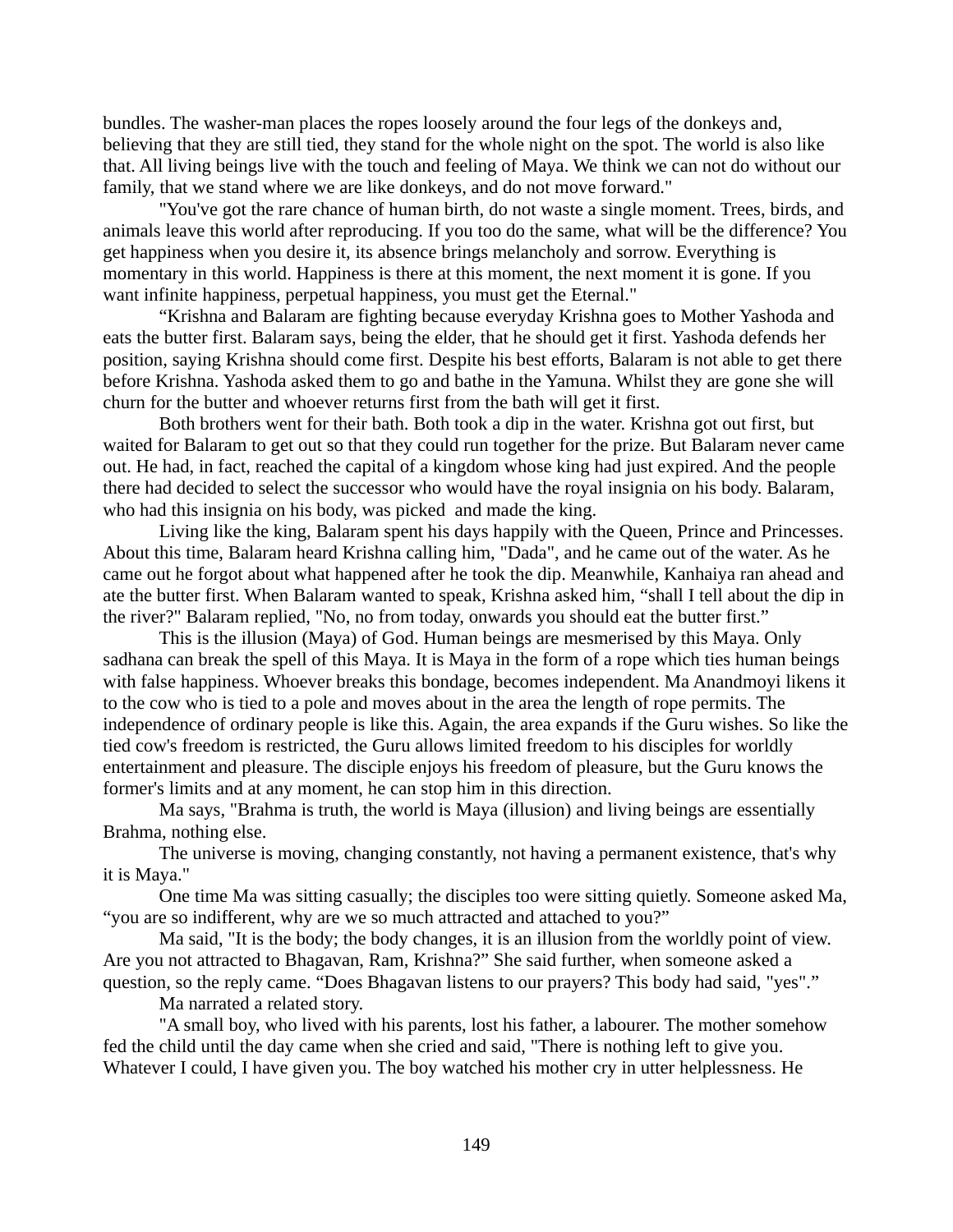bundles. The washer-man places the ropes loosely around the four legs of the donkeys and, believing that they are still tied, they stand for the whole night on the spot. The world is also like that. All living beings live with the touch and feeling of Maya. We think we can not do without our family, that we stand where we are like donkeys, and do not move forward."

"You've got the rare chance of human birth, do not waste a single moment. Trees, birds, and animals leave this world after reproducing. If you too do the same, what will be the difference? You get happiness when you desire it, its absence brings melancholy and sorrow. Everything is momentary in this world. Happiness is there at this moment, the next moment it is gone. If you want infinite happiness, perpetual happiness, you must get the Eternal."

"Krishna and Balaram are fighting because everyday Krishna goes to Mother Yashoda and eats the butter first. Balaram says, being the elder, that he should get it first. Yashoda defends her position, saying Krishna should come first. Despite his best efforts, Balaram is not able to get there before Krishna. Yashoda asked them to go and bathe in the Yamuna. Whilst they are gone she will churn for the butter and whoever returns first from the bath will get it first.

Both brothers went for their bath. Both took a dip in the water. Krishna got out first, but waited for Balaram to get out so that they could run together for the prize. But Balaram never came out. He had, in fact, reached the capital of a kingdom whose king had just expired. And the people there had decided to select the successor who would have the royal insignia on his body. Balaram, who had this insignia on his body, was picked and made the king.

Living like the king, Balaram spent his days happily with the Queen, Prince and Princesses. About this time, Balaram heard Krishna calling him, "Dada", and he came out of the water. As he came out he forgot about what happened after he took the dip. Meanwhile, Kanhaiya ran ahead and ate the butter first. When Balaram wanted to speak, Krishna asked him, "shall I tell about the dip in the river?" Balaram replied, "No, no from today, onwards you should eat the butter first."

This is the illusion (Maya) of God. Human beings are mesmerised by this Maya. Only sadhana can break the spell of this Maya. It is Maya in the form of a rope which ties human beings with false happiness. Whoever breaks this bondage, becomes independent. Ma Anandmoyi likens it to the cow who is tied to a pole and moves about in the area the length of rope permits. The independence of ordinary people is like this. Again, the area expands if the Guru wishes. So like the tied cow's freedom is restricted, the Guru allows limited freedom to his disciples for worldly entertainment and pleasure. The disciple enjoys his freedom of pleasure, but the Guru knows the former's limits and at any moment, he can stop him in this direction.

Ma says, "Brahma is truth, the world is Maya (illusion) and living beings are essentially Brahma, nothing else.

The universe is moving, changing constantly, not having a permanent existence, that's why it is Maya."

One time Ma was sitting casually; the disciples too were sitting quietly. Someone asked Ma, "you are so indifferent, why are we so much attracted and attached to you?"

Ma said, "It is the body; the body changes, it is an illusion from the worldly point of view. Are you not attracted to Bhagavan, Ram, Krishna?" She said further, when someone asked a question, so the reply came. "Does Bhagavan listens to our prayers? This body had said, "yes"."

Ma narrated a related story.

"A small boy, who lived with his parents, lost his father, a labourer. The mother somehow fed the child until the day came when she cried and said, "There is nothing left to give you. Whatever I could, I have given you. The boy watched his mother cry in utter helplessness. He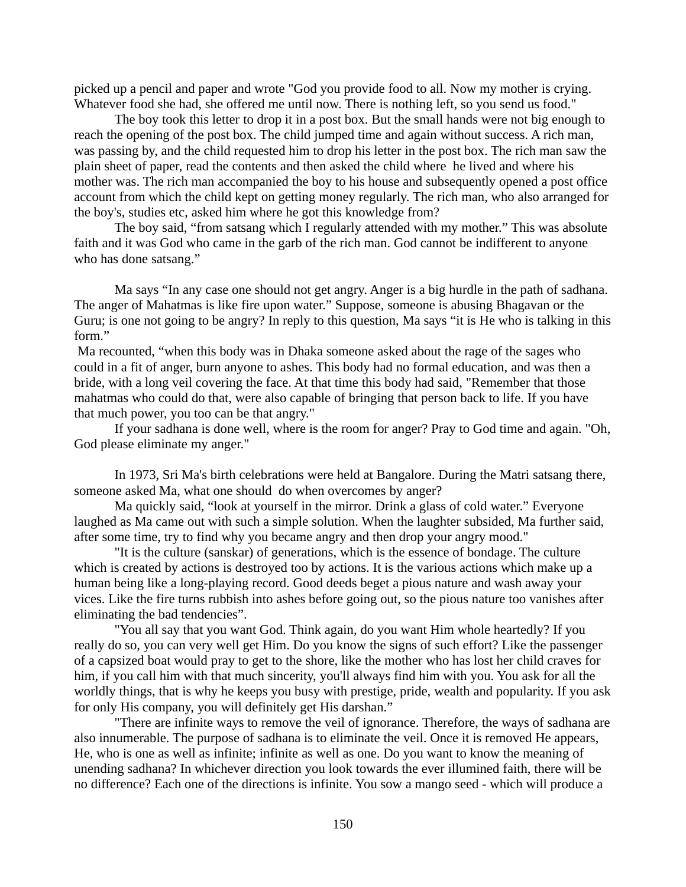picked up a pencil and paper and wrote "God you provide food to all. Now my mother is crying. Whatever food she had, she offered me until now. There is nothing left, so you send us food."

The boy took this letter to drop it in a post box. But the small hands were not big enough to reach the opening of the post box. The child jumped time and again without success. A rich man, was passing by, and the child requested him to drop his letter in the post box. The rich man saw the plain sheet of paper, read the contents and then asked the child where he lived and where his mother was. The rich man accompanied the boy to his house and subsequently opened a post office account from which the child kept on getting money regularly. The rich man, who also arranged for the boy's, studies etc, asked him where he got this knowledge from?

The boy said, "from satsang which I regularly attended with my mother." This was absolute faith and it was God who came in the garb of the rich man. God cannot be indifferent to anyone who has done satsang."

Ma says "In any case one should not get angry. Anger is a big hurdle in the path of sadhana. The anger of Mahatmas is like fire upon water." Suppose, someone is abusing Bhagavan or the Guru; is one not going to be angry? In reply to this question, Ma says "it is He who is talking in this form."

Ma recounted, "when this body was in Dhaka someone asked about the rage of the sages who could in a fit of anger, burn anyone to ashes. This body had no formal education, and was then a bride, with a long veil covering the face. At that time this body had said, "Remember that those mahatmas who could do that, were also capable of bringing that person back to life. If you have that much power, you too can be that angry."

If your sadhana is done well, where is the room for anger? Pray to God time and again. "Oh, God please eliminate my anger."

In 1973, Sri Ma's birth celebrations were held at Bangalore. During the Matri satsang there, someone asked Ma, what one should do when overcomes by anger?

Ma quickly said, "look at yourself in the mirror. Drink a glass of cold water." Everyone laughed as Ma came out with such a simple solution. When the laughter subsided, Ma further said, after some time, try to find why you became angry and then drop your angry mood."

"It is the culture (sanskar) of generations, which is the essence of bondage. The culture which is created by actions is destroyed too by actions. It is the various actions which make up a human being like a long-playing record. Good deeds beget a pious nature and wash away your vices. Like the fire turns rubbish into ashes before going out, so the pious nature too vanishes after eliminating the bad tendencies".

"You all say that you want God. Think again, do you want Him whole heartedly? If you really do so, you can very well get Him. Do you know the signs of such effort? Like the passenger of a capsized boat would pray to get to the shore, like the mother who has lost her child craves for him, if you call him with that much sincerity, you'll always find him with you. You ask for all the worldly things, that is why he keeps you busy with prestige, pride, wealth and popularity. If you ask for only His company, you will definitely get His darshan."

"There are infinite ways to remove the veil of ignorance. Therefore, the ways of sadhana are also innumerable. The purpose of sadhana is to eliminate the veil. Once it is removed He appears, He, who is one as well as infinite; infinite as well as one. Do you want to know the meaning of unending sadhana? In whichever direction you look towards the ever illumined faith, there will be no difference? Each one of the directions is infinite. You sow a mango seed - which will produce a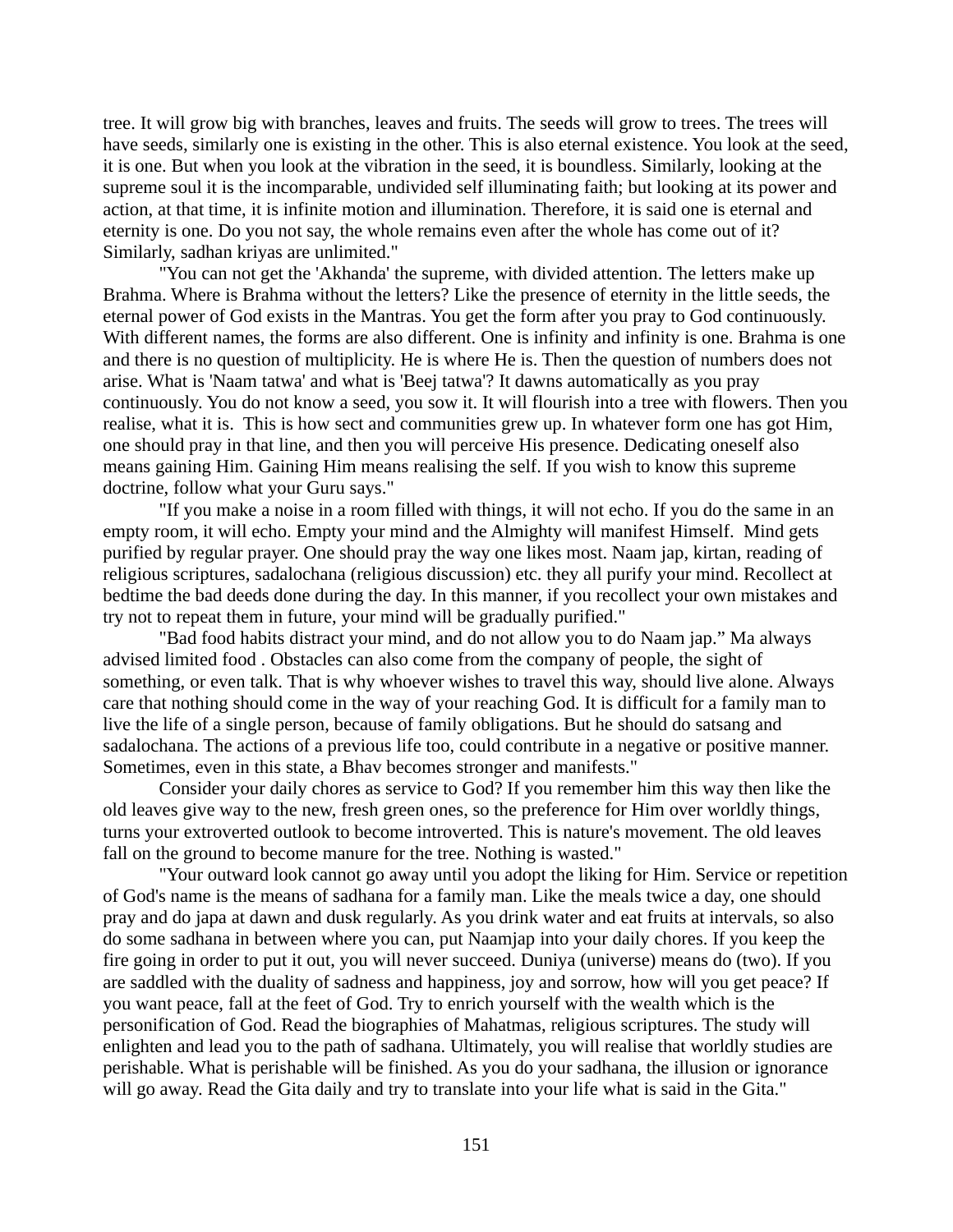tree. It will grow big with branches, leaves and fruits. The seeds will grow to trees. The trees will have seeds, similarly one is existing in the other. This is also eternal existence. You look at the seed, it is one. But when you look at the vibration in the seed, it is boundless. Similarly, looking at the supreme soul it is the incomparable, undivided self illuminating faith; but looking at its power and action, at that time, it is infinite motion and illumination. Therefore, it is said one is eternal and eternity is one. Do you not say, the whole remains even after the whole has come out of it? Similarly, sadhan kriyas are unlimited."

"You can not get the 'Akhanda' the supreme, with divided attention. The letters make up Brahma. Where is Brahma without the letters? Like the presence of eternity in the little seeds, the eternal power of God exists in the Mantras. You get the form after you pray to God continuously. With different names, the forms are also different. One is infinity and infinity is one. Brahma is one and there is no question of multiplicity. He is where He is. Then the question of numbers does not arise. What is 'Naam tatwa' and what is 'Beej tatwa'? It dawns automatically as you pray continuously. You do not know a seed, you sow it. It will flourish into a tree with flowers. Then you realise, what it is. This is how sect and communities grew up. In whatever form one has got Him, one should pray in that line, and then you will perceive His presence. Dedicating oneself also means gaining Him. Gaining Him means realising the self. If you wish to know this supreme doctrine, follow what your Guru says."

"If you make a noise in a room filled with things, it will not echo. If you do the same in an empty room, it will echo. Empty your mind and the Almighty will manifest Himself. Mind gets purified by regular prayer. One should pray the way one likes most. Naam jap, kirtan, reading of religious scriptures, sadalochana (religious discussion) etc. they all purify your mind. Recollect at bedtime the bad deeds done during the day. In this manner, if you recollect your own mistakes and try not to repeat them in future, your mind will be gradually purified."

"Bad food habits distract your mind, and do not allow you to do Naam jap." Ma always advised limited food . Obstacles can also come from the company of people, the sight of something, or even talk. That is why whoever wishes to travel this way, should live alone. Always care that nothing should come in the way of your reaching God. It is difficult for a family man to live the life of a single person, because of family obligations. But he should do satsang and sadalochana. The actions of a previous life too, could contribute in a negative or positive manner. Sometimes, even in this state, a Bhav becomes stronger and manifests."

Consider your daily chores as service to God? If you remember him this way then like the old leaves give way to the new, fresh green ones, so the preference for Him over worldly things, turns your extroverted outlook to become introverted. This is nature's movement. The old leaves fall on the ground to become manure for the tree. Nothing is wasted."

"Your outward look cannot go away until you adopt the liking for Him. Service or repetition of God's name is the means of sadhana for a family man. Like the meals twice a day, one should pray and do japa at dawn and dusk regularly. As you drink water and eat fruits at intervals, so also do some sadhana in between where you can, put Naamjap into your daily chores. If you keep the fire going in order to put it out, you will never succeed. Duniya (universe) means do (two). If you are saddled with the duality of sadness and happiness, joy and sorrow, how will you get peace? If you want peace, fall at the feet of God. Try to enrich yourself with the wealth which is the personification of God. Read the biographies of Mahatmas, religious scriptures. The study will enlighten and lead you to the path of sadhana. Ultimately, you will realise that worldly studies are perishable. What is perishable will be finished. As you do your sadhana, the illusion or ignorance will go away. Read the Gita daily and try to translate into your life what is said in the Gita."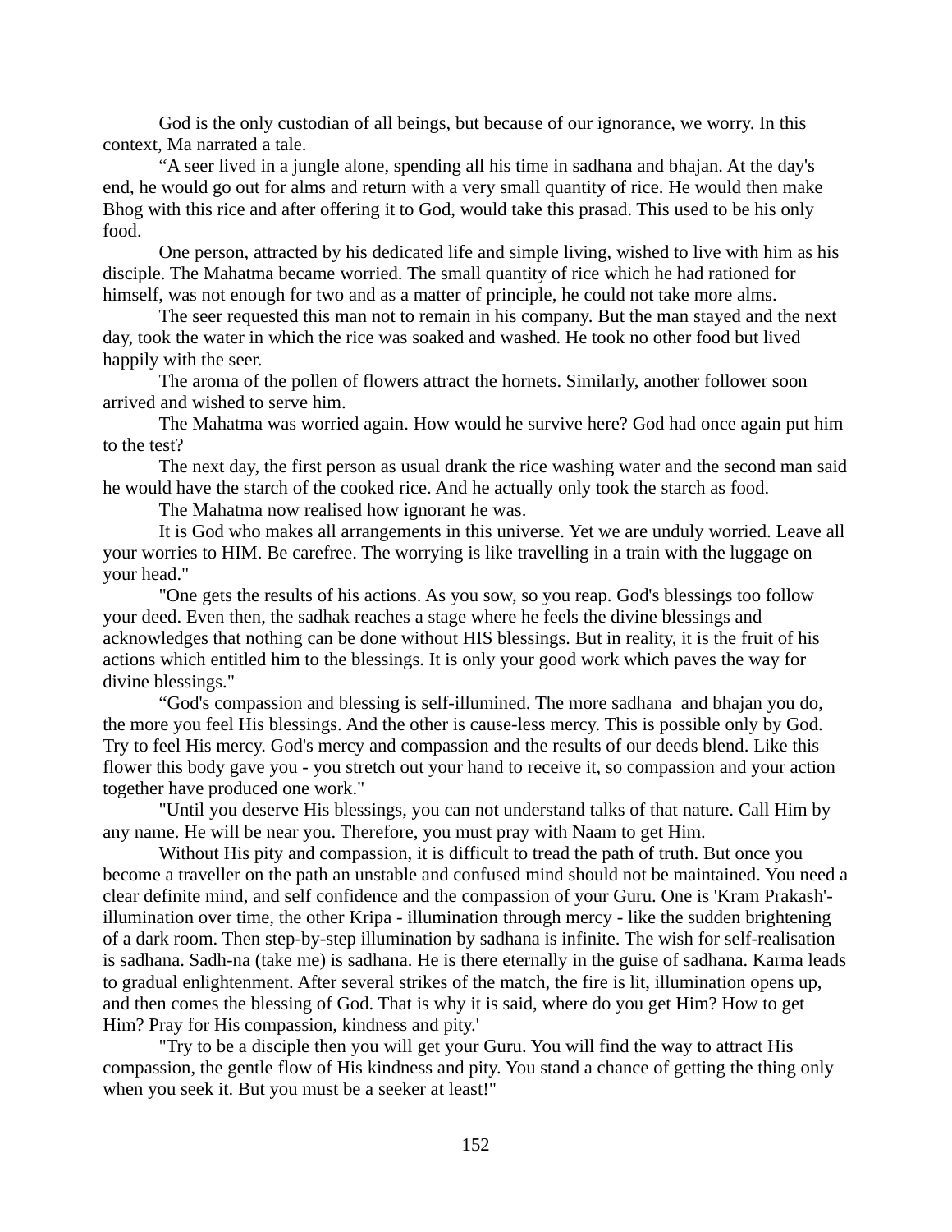God is the only custodian of all beings, but because of our ignorance, we worry. In this context, Ma narrated a tale.

"A seer lived in a jungle alone, spending all his time in sadhana and bhajan. At the day's end, he would go out for alms and return with a very small quantity of rice. He would then make Bhog with this rice and after offering it to God, would take this prasad. This used to be his only food.

One person, attracted by his dedicated life and simple living, wished to live with him as his disciple. The Mahatma became worried. The small quantity of rice which he had rationed for himself, was not enough for two and as a matter of principle, he could not take more alms.

The seer requested this man not to remain in his company. But the man stayed and the next day, took the water in which the rice was soaked and washed. He took no other food but lived happily with the seer.

The aroma of the pollen of flowers attract the hornets. Similarly, another follower soon arrived and wished to serve him.

The Mahatma was worried again. How would he survive here? God had once again put him to the test?

The next day, the first person as usual drank the rice washing water and the second man said he would have the starch of the cooked rice. And he actually only took the starch as food.

The Mahatma now realised how ignorant he was.

It is God who makes all arrangements in this universe. Yet we are unduly worried. Leave all your worries to HIM. Be carefree. The worrying is like travelling in a train with the luggage on your head."

"One gets the results of his actions. As you sow, so you reap. God's blessings too follow your deed. Even then, the sadhak reaches a stage where he feels the divine blessings and acknowledges that nothing can be done without HIS blessings. But in reality, it is the fruit of his actions which entitled him to the blessings. It is only your good work which paves the way for divine blessings."

"God's compassion and blessing is self-illumined. The more sadhana and bhajan you do, the more you feel His blessings. And the other is cause-less mercy. This is possible only by God. Try to feel His mercy. God's mercy and compassion and the results of our deeds blend. Like this flower this body gave you - you stretch out your hand to receive it, so compassion and your action together have produced one work."

"Until you deserve His blessings, you can not understand talks of that nature. Call Him by any name. He will be near you. Therefore, you must pray with Naam to get Him.

Without His pity and compassion, it is difficult to tread the path of truth. But once you become a traveller on the path an unstable and confused mind should not be maintained. You need a clear definite mind, and self confidence and the compassion of your Guru. One is 'Kram Prakash'- illumination over time, the other Kripa - illumination through mercy - like the sudden brightening of a dark room. Then step-by-step illumination by sadhana is infinite. The wish for self-realisation is sadhana. Sadh-na (take me) is sadhana. He is there eternally in the guise of sadhana. Karma leads to gradual enlightenment. After several strikes of the match, the fire is lit, illumination opens up, and then comes the blessing of God. That is why it is said, where do you get Him? How to get Him? Pray for His compassion, kindness and pity.'

"Try to be a disciple then you will get your Guru. You will find the way to attract His compassion, the gentle flow of His kindness and pity. You stand a chance of getting the thing only when you seek it. But you must be a seeker at least!"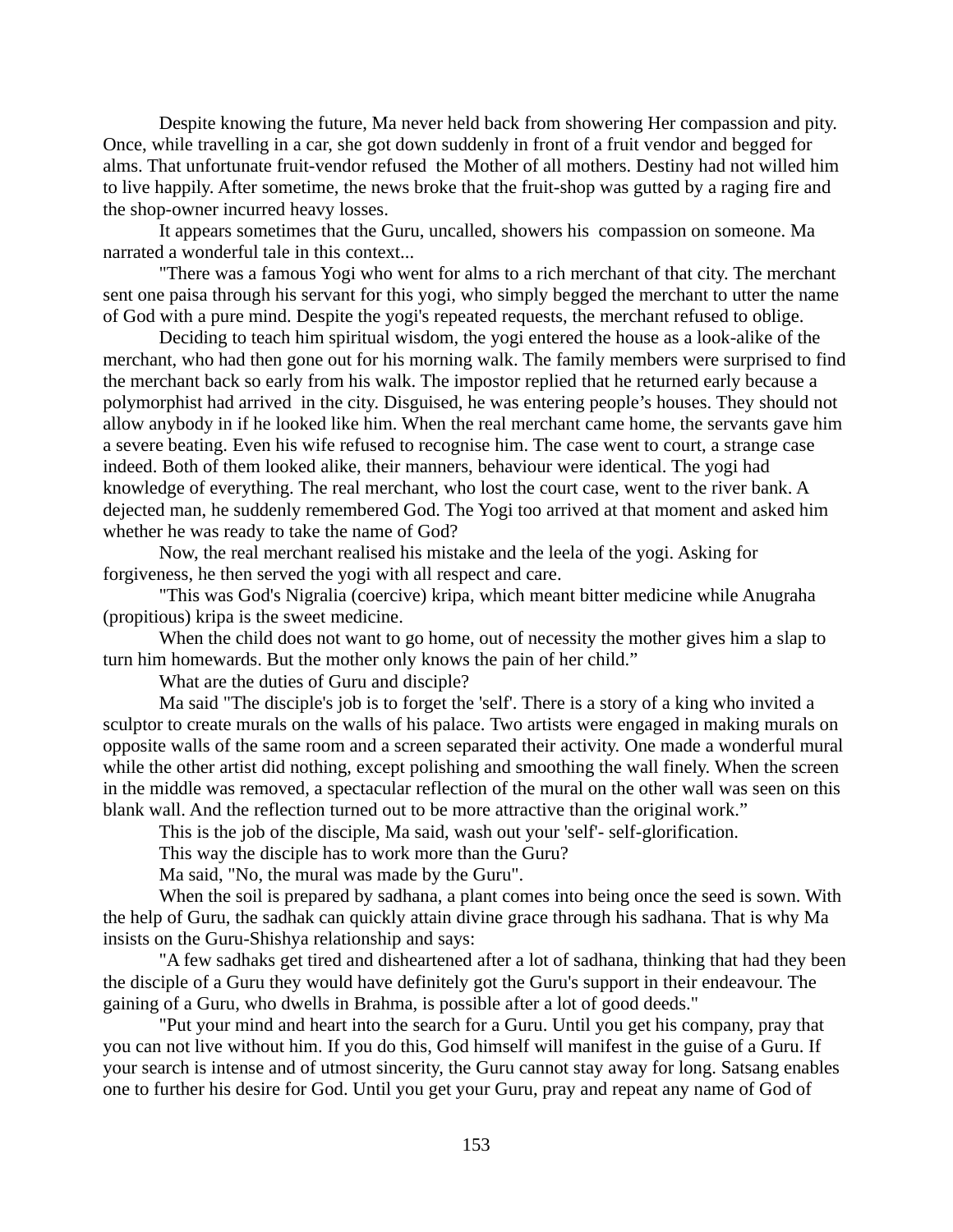Despite knowing the future, Ma never held back from showering Her compassion and pity. Once, while travelling in a car, she got down suddenly in front of a fruit vendor and begged for alms. That unfortunate fruit-vendor refused the Mother of all mothers. Destiny had not willed him to live happily. After sometime, the news broke that the fruit-shop was gutted by a raging fire and the shop-owner incurred heavy losses.

It appears sometimes that the Guru, uncalled, showers his compassion on someone. Ma narrated a wonderful tale in this context...

"There was a famous Yogi who went for alms to a rich merchant of that city. The merchant sent one paisa through his servant for this yogi, who simply begged the merchant to utter the name of God with a pure mind. Despite the yogi's repeated requests, the merchant refused to oblige.

Deciding to teach him spiritual wisdom, the yogi entered the house as a look-alike of the merchant, who had then gone out for his morning walk. The family members were surprised to find the merchant back so early from his walk. The impostor replied that he returned early because a polymorphist had arrived in the city. Disguised, he was entering people's houses. They should not allow anybody in if he looked like him. When the real merchant came home, the servants gave him a severe beating. Even his wife refused to recognise him. The case went to court, a strange case indeed. Both of them looked alike, their manners, behaviour were identical. The yogi had knowledge of everything. The real merchant, who lost the court case, went to the river bank. A dejected man, he suddenly remembered God. The Yogi too arrived at that moment and asked him whether he was ready to take the name of God?

Now, the real merchant realised his mistake and the leela of the yogi. Asking for forgiveness, he then served the yogi with all respect and care.

"This was God's Nigralia (coercive) kripa, which meant bitter medicine while Anugraha (propitious) kripa is the sweet medicine.

When the child does not want to go home, out of necessity the mother gives him a slap to turn him homewards. But the mother only knows the pain of her child."

What are the duties of Guru and disciple?

Ma said "The disciple's job is to forget the 'self'. There is a story of a king who invited a sculptor to create murals on the walls of his palace. Two artists were engaged in making murals on opposite walls of the same room and a screen separated their activity. One made a wonderful mural while the other artist did nothing, except polishing and smoothing the wall finely. When the screen in the middle was removed, a spectacular reflection of the mural on the other wall was seen on this blank wall. And the reflection turned out to be more attractive than the original work."

This is the job of the disciple, Ma said, wash out your 'self'- self-glorification.

This way the disciple has to work more than the Guru?

Ma said, "No, the mural was made by the Guru".

When the soil is prepared by sadhana, a plant comes into being once the seed is sown. With the help of Guru, the sadhak can quickly attain divine grace through his sadhana. That is why Ma insists on the Guru-Shishya relationship and says:

"A few sadhaks get tired and disheartened after a lot of sadhana, thinking that had they been the disciple of a Guru they would have definitely got the Guru's support in their endeavour. The gaining of a Guru, who dwells in Brahma, is possible after a lot of good deeds."

"Put your mind and heart into the search for a Guru. Until you get his company, pray that you can not live without him. If you do this, God himself will manifest in the guise of a Guru. If your search is intense and of utmost sincerity, the Guru cannot stay away for long. Satsang enables one to further his desire for God. Until you get your Guru, pray and repeat any name of God of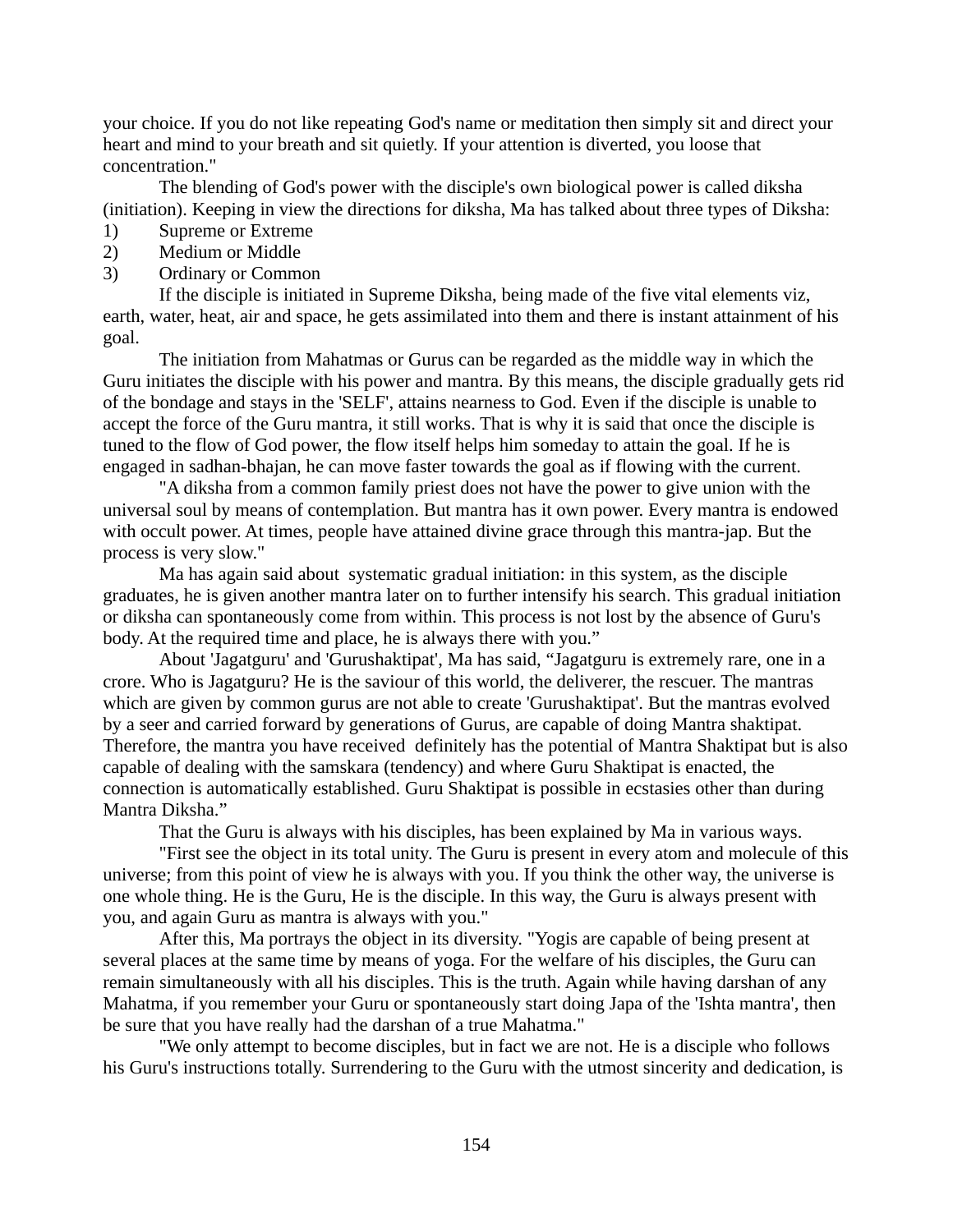your choice. If you do not like repeating God's name or meditation then simply sit and direct your heart and mind to your breath and sit quietly. If your attention is diverted, you loose that concentration."

The blending of God's power with the disciple's own biological power is called diksha (initiation). Keeping in view the directions for diksha, Ma has talked about three types of Diksha:

1) Supreme or Extreme
2) Medium or Middle
3) Ordinary or Common

If the disciple is initiated in Supreme Diksha, being made of the five vital elements viz, earth, water, heat, air and space, he gets assimilated into them and there is instant attainment of his goal.

The initiation from Mahatmas or Gurus can be regarded as the middle way in which the Guru initiates the disciple with his power and mantra. By this means, the disciple gradually gets rid of the bondage and stays in the 'SELF', attains nearness to God. Even if the disciple is unable to accept the force of the Guru mantra, it still works. That is why it is said that once the disciple is tuned to the flow of God power, the flow itself helps him someday to attain the goal. If he is engaged in sadhan-bhajan, he can move faster towards the goal as if flowing with the current.

"A diksha from a common family priest does not have the power to give union with the universal soul by means of contemplation. But mantra has it own power. Every mantra is endowed with occult power. At times, people have attained divine grace through this mantra-jap. But the process is very slow."

Ma has again said about systematic gradual initiation: in this system, as the disciple graduates, he is given another mantra later on to further intensify his search. This gradual initiation or diksha can spontaneously come from within. This process is not lost by the absence of Guru's body. At the required time and place, he is always there with you."

About 'Jagatguru' and 'Gurushaktipat', Ma has said, "Jagatguru is extremely rare, one in a crore. Who is Jagatguru? He is the saviour of this world, the deliverer, the rescuer. The mantras which are given by common gurus are not able to create 'Gurushaktipat'. But the mantras evolved by a seer and carried forward by generations of Gurus, are capable of doing Mantra shaktipat. Therefore, the mantra you have received definitely has the potential of Mantra Shaktipat but is also capable of dealing with the samskara (tendency) and where Guru Shaktipat is enacted, the connection is automatically established. Guru Shaktipat is possible in ecstasies other than during Mantra Diksha."

That the Guru is always with his disciples, has been explained by Ma in various ways.

"First see the object in its total unity. The Guru is present in every atom and molecule of this universe; from this point of view he is always with you. If you think the other way, the universe is one whole thing. He is the Guru, He is the disciple. In this way, the Guru is always present with you, and again Guru as mantra is always with you."

After this, Ma portrays the object in its diversity. "Yogis are capable of being present at several places at the same time by means of yoga. For the welfare of his disciples, the Guru can remain simultaneously with all his disciples. This is the truth. Again while having darshan of any Mahatma, if you remember your Guru or spontaneously start doing Japa of the 'Ishta mantra', then be sure that you have really had the darshan of a true Mahatma."

"We only attempt to become disciples, but in fact we are not. He is a disciple who follows his Guru's instructions totally. Surrendering to the Guru with the utmost sincerity and dedication, is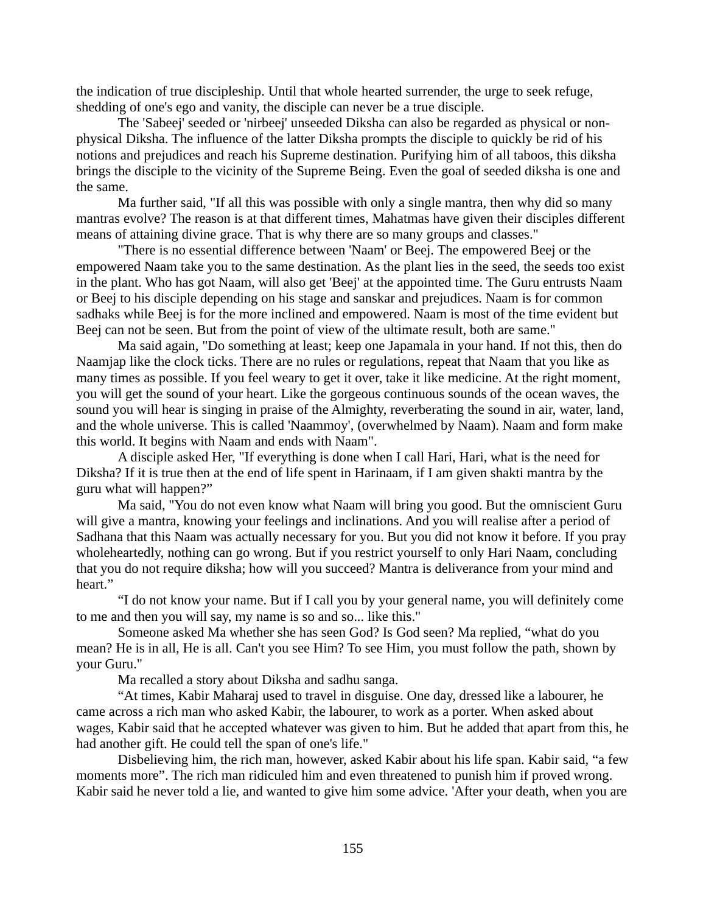the indication of true discipleship. Until that whole hearted surrender, the urge to seek refuge, shedding of one's ego and vanity, the disciple can never be a true disciple.

The 'Sabeej' seeded or 'nirbeej' unseeded Diksha can also be regarded as physical or non-physical Diksha. The influence of the latter Diksha prompts the disciple to quickly be rid of his notions and prejudices and reach his Supreme destination. Purifying him of all taboos, this diksha brings the disciple to the vicinity of the Supreme Being. Even the goal of seeded diksha is one and the same.

Ma further said, "If all this was possible with only a single mantra, then why did so many mantras evolve? The reason is at that different times, Mahatmas have given their disciples different means of attaining divine grace. That is why there are so many groups and classes."

"There is no essential difference between 'Naam' or Beej. The empowered Beej or the empowered Naam take you to the same destination. As the plant lies in the seed, the seeds too exist in the plant. Who has got Naam, will also get 'Beej' at the appointed time. The Guru entrusts Naam or Beej to his disciple depending on his stage and sanskar and prejudices. Naam is for common sadhaks while Beej is for the more inclined and empowered. Naam is most of the time evident but Beej can not be seen. But from the point of view of the ultimate result, both are same."

Ma said again, "Do something at least; keep one Japamala in your hand. If not this, then do Naamjap like the clock ticks. There are no rules or regulations, repeat that Naam that you like as many times as possible. If you feel weary to get it over, take it like medicine. At the right moment, you will get the sound of your heart. Like the gorgeous continuous sounds of the ocean waves, the sound you will hear is singing in praise of the Almighty, reverberating the sound in air, water, land, and the whole universe. This is called 'Naammoy', (overwhelmed by Naam). Naam and form make this world. It begins with Naam and ends with Naam".

A disciple asked Her, "If everything is done when I call Hari, Hari, what is the need for Diksha? If it is true then at the end of life spent in Harinaam, if I am given shakti mantra by the guru what will happen?"

Ma said, "You do not even know what Naam will bring you good. But the omniscient Guru will give a mantra, knowing your feelings and inclinations. And you will realise after a period of Sadhana that this Naam was actually necessary for you. But you did not know it before. If you pray wholeheartedly, nothing can go wrong. But if you restrict yourself to only Hari Naam, concluding that you do not require diksha; how will you succeed? Mantra is deliverance from your mind and heart."

"I do not know your name. But if I call you by your general name, you will definitely come to me and then you will say, my name is so and so... like this."

Someone asked Ma whether she has seen God? Is God seen? Ma replied, "what do you mean? He is in all, He is all. Can't you see Him? To see Him, you must follow the path, shown by your Guru."

Ma recalled a story about Diksha and sadhu sanga.

"At times, Kabir Maharaj used to travel in disguise. One day, dressed like a labourer, he came across a rich man who asked Kabir, the labourer, to work as a porter. When asked about wages, Kabir said that he accepted whatever was given to him. But he added that apart from this, he had another gift. He could tell the span of one's life."

Disbelieving him, the rich man, however, asked Kabir about his life span. Kabir said, "a few moments more". The rich man ridiculed him and even threatened to punish him if proved wrong. Kabir said he never told a lie, and wanted to give him some advice. 'After your death, when you are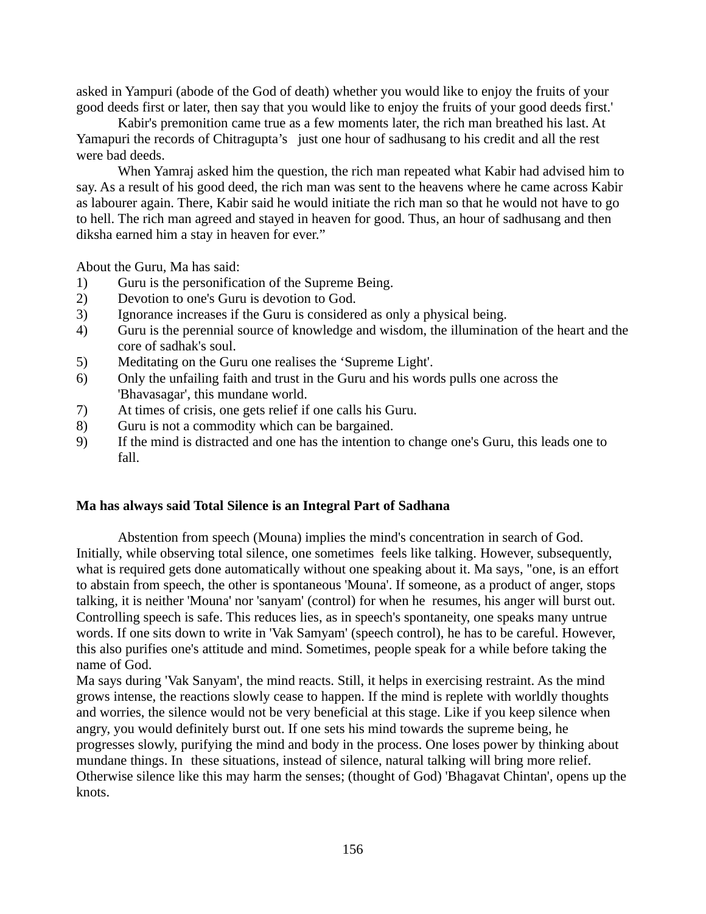asked in Yampuri (abode of the God of death) whether you would like to enjoy the fruits of your good deeds first or later, then say that you would like to enjoy the fruits of your good deeds first.'

Kabir's premonition came true as a few moments later, the rich man breathed his last. At Yamapuri the records of Chitragupta's just one hour of sadhusang to his credit and all the rest were bad deeds.

When Yamraj asked him the question, the rich man repeated what Kabir had advised him to say. As a result of his good deed, the rich man was sent to the heavens where he came across Kabir as labourer again. There, Kabir said he would initiate the rich man so that he would not have to go to hell. The rich man agreed and stayed in heaven for good. Thus, an hour of sadhusang and then diksha earned him a stay in heaven for ever."

About the Guru, Ma has said:

1) Guru is the personification of the Supreme Being.
2) Devotion to one's Guru is devotion to God.
3) Ignorance increases if the Guru is considered as only a physical being.
4) Guru is the perennial source of knowledge and wisdom, the illumination of the heart and the core of sadhak's soul.
5) Meditating on the Guru one realises the 'Supreme Light'.
6) Only the unfailing faith and trust in the Guru and his words pulls one across the 'Bhavasagar', this mundane world.
7) At times of crisis, one gets relief if one calls his Guru.
8) Guru is not a commodity which can be bargained.
9) If the mind is distracted and one has the intention to change one's Guru, this leads one to fall.

**Ma has always said Total Silence is an Integral Part of Sadhana**

Abstention from speech (Mouna) implies the mind's concentration in search of God. Initially, while observing total silence, one sometimes feels like talking. However, subsequently, what is required gets done automatically without one speaking about it. Ma says, "one, is an effort to abstain from speech, the other is spontaneous 'Mouna'. If someone, as a product of anger, stops talking, it is neither 'Mouna' nor 'sanyam' (control) for when he resumes, his anger will burst out. Controlling speech is safe. This reduces lies, as in speech's spontaneity, one speaks many untrue words. If one sits down to write in 'Vak Samyam' (speech control), he has to be careful. However, this also purifies one's attitude and mind. Sometimes, people speak for a while before taking the name of God.

Ma says during 'Vak Sanyam', the mind reacts. Still, it helps in exercising restraint. As the mind grows intense, the reactions slowly cease to happen. If the mind is replete with worldly thoughts and worries, the silence would not be very beneficial at this stage. Like if you keep silence when angry, you would definitely burst out. If one sets his mind towards the supreme being, he progresses slowly, purifying the mind and body in the process. One loses power by thinking about mundane things. In these situations, instead of silence, natural talking will bring more relief. Otherwise silence like this may harm the senses; (thought of God) 'Bhagavat Chintan', opens up the knots.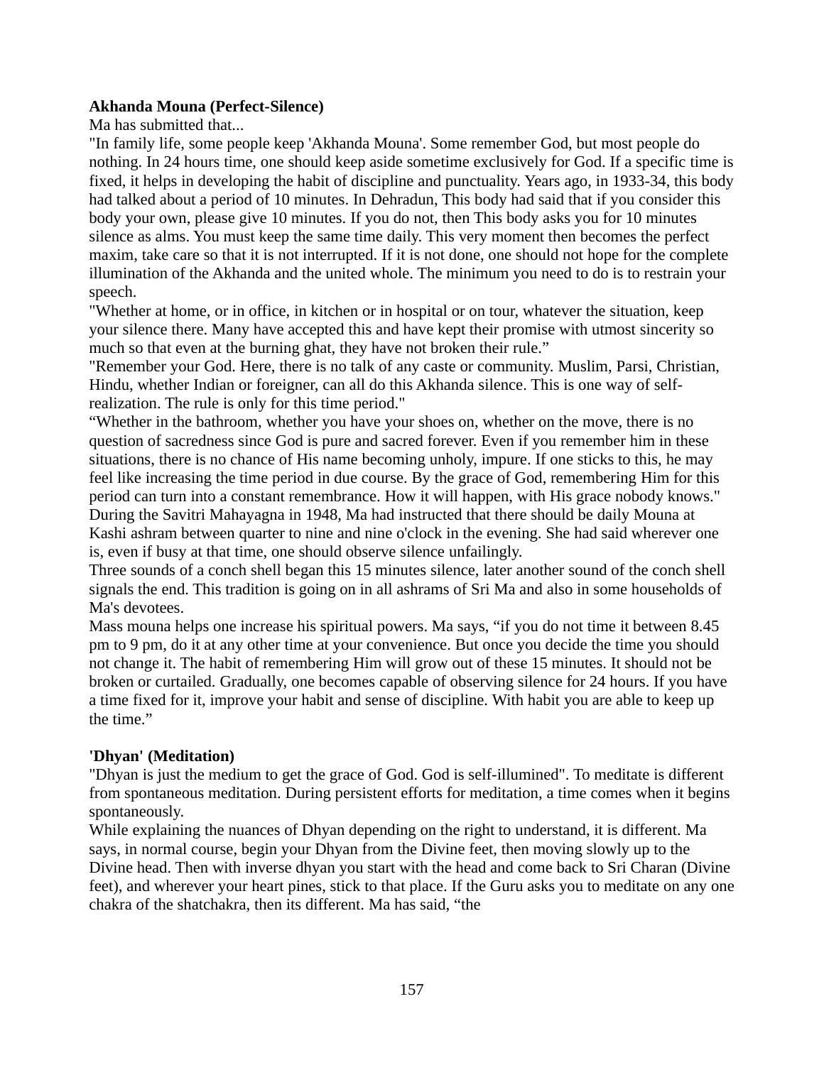**Akhanda Mouna (Perfect-Silence)**

Ma has submitted that...

"In family life, some people keep 'Akhanda Mouna'. Some remember God, but most people do nothing. In 24 hours time, one should keep aside sometime exclusively for God. If a specific time is fixed, it helps in developing the habit of discipline and punctuality. Years ago, in 1933-34, this body had talked about a period of 10 minutes. In Dehradun, This body had said that if you consider this body your own, please give 10 minutes. If you do not, then This body asks you for 10 minutes silence as alms. You must keep the same time daily. This very moment then becomes the perfect maxim, take care so that it is not interrupted. If it is not done, one should not hope for the complete illumination of the Akhanda and the united whole. The minimum you need to do is to restrain your speech.

"Whether at home, or in office, in kitchen or in hospital or on tour, whatever the situation, keep your silence there. Many have accepted this and have kept their promise with utmost sincerity so much so that even at the burning ghat, they have not broken their rule."

"Remember your God. Here, there is no talk of any caste or community. Muslim, Parsi, Christian, Hindu, whether Indian or foreigner, can all do this Akhanda silence. This is one way of self-realization. The rule is only for this time period."

"Whether in the bathroom, whether you have your shoes on, whether on the move, there is no question of sacredness since God is pure and sacred forever. Even if you remember him in these situations, there is no chance of His name becoming unholy, impure. If one sticks to this, he may feel like increasing the time period in due course. By the grace of God, remembering Him for this period can turn into a constant remembrance. How it will happen, with His grace nobody knows."

During the Savitri Mahayagna in 1948, Ma had instructed that there should be daily Mouna at Kashi ashram between quarter to nine and nine o'clock in the evening. She had said wherever one is, even if busy at that time, one should observe silence unfailingly.

Three sounds of a conch shell began this 15 minutes silence, later another sound of the conch shell signals the end. This tradition is going on in all ashrams of Sri Ma and also in some households of Ma's devotees.

Mass mouna helps one increase his spiritual powers. Ma says, "if you do not time it between 8.45 pm to 9 pm, do it at any other time at your convenience. But once you decide the time you should not change it. The habit of remembering Him will grow out of these 15 minutes. It should not be broken or curtailed. Gradually, one becomes capable of observing silence for 24 hours. If you have a time fixed for it, improve your habit and sense of discipline. With habit you are able to keep up the time."

**'Dhyan' (Meditation)**

"Dhyan is just the medium to get the grace of God. God is self-illumined". To meditate is different from spontaneous meditation. During persistent efforts for meditation, a time comes when it begins spontaneously.

While explaining the nuances of Dhyan depending on the right to understand, it is different. Ma says, in normal course, begin your Dhyan from the Divine feet, then moving slowly up to the Divine head. Then with inverse dhyan you start with the head and come back to Sri Charan (Divine feet), and wherever your heart pines, stick to that place. If the Guru asks you to meditate on any one chakra of the shatchakra, then its different. Ma has said, "the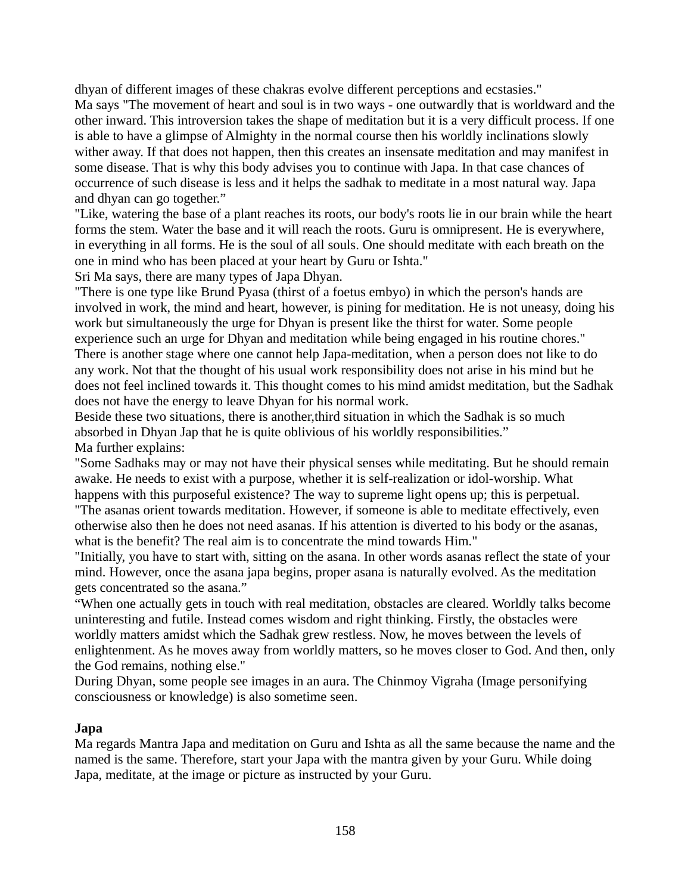dhyan of different images of these chakras evolve different perceptions and ecstasies."

Ma says "The movement of heart and soul is in two ways - one outwardly that is worldward and the other inward. This introversion takes the shape of meditation but it is a very difficult process. If one is able to have a glimpse of Almighty in the normal course then his worldly inclinations slowly wither away. If that does not happen, then this creates an insensate meditation and may manifest in some disease. That is why this body advises you to continue with Japa. In that case chances of occurrence of such disease is less and it helps the sadhak to meditate in a most natural way. Japa and dhyan can go together."

"Like, watering the base of a plant reaches its roots, our body's roots lie in our brain while the heart forms the stem. Water the base and it will reach the roots. Guru is omnipresent. He is everywhere, in everything in all forms. He is the soul of all souls. One should meditate with each breath on the one in mind who has been placed at your heart by Guru or Ishta."

Sri Ma says, there are many types of Japa Dhyan.

"There is one type like Brund Pyasa (thirst of a foetus embyo) in which the person's hands are involved in work, the mind and heart, however, is pining for meditation. He is not uneasy, doing his work but simultaneously the urge for Dhyan is present like the thirst for water. Some people experience such an urge for Dhyan and meditation while being engaged in his routine chores."

There is another stage where one cannot help Japa-meditation, when a person does not like to do any work. Not that the thought of his usual work responsibility does not arise in his mind but he does not feel inclined towards it. This thought comes to his mind amidst meditation, but the Sadhak does not have the energy to leave Dhyan for his normal work.

Beside these two situations, there is another,third situation in which the Sadhak is so much absorbed in Dhyan Jap that he is quite oblivious of his worldly responsibilities."

Ma further explains:

"Some Sadhaks may or may not have their physical senses while meditating. But he should remain awake. He needs to exist with a purpose, whether it is self-realization or idol-worship. What happens with this purposeful existence? The way to supreme light opens up; this is perpetual.

"The asanas orient towards meditation. However, if someone is able to meditate effectively, even otherwise also then he does not need asanas. If his attention is diverted to his body or the asanas, what is the benefit? The real aim is to concentrate the mind towards Him."

"Initially, you have to start with, sitting on the asana. In other words asanas reflect the state of your mind. However, once the asana japa begins, proper asana is naturally evolved. As the meditation gets concentrated so the asana."

"When one actually gets in touch with real meditation, obstacles are cleared. Worldly talks become uninteresting and futile. Instead comes wisdom and right thinking. Firstly, the obstacles were worldly matters amidst which the Sadhak grew restless. Now, he moves between the levels of enlightenment. As he moves away from worldly matters, so he moves closer to God. And then, only the God remains, nothing else."

During Dhyan, some people see images in an aura. The Chinmoy Vigraha (Image personifying consciousness or knowledge) is also sometime seen.

### Japa

Ma regards Mantra Japa and meditation on Guru and Ishta as all the same because the name and the named is the same. Therefore, start your Japa with the mantra given by your Guru. While doing Japa, meditate, at the image or picture as instructed by your Guru.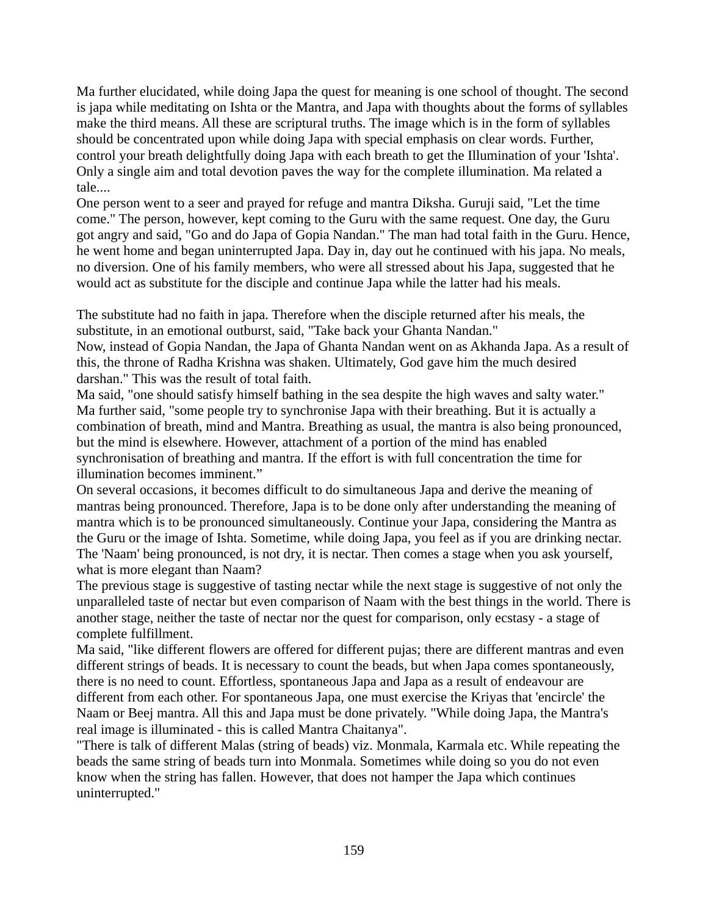Ma further elucidated, while doing Japa the quest for meaning is one school of thought. The second is japa while meditating on Ishta or the Mantra, and Japa with thoughts about the forms of syllables make the third means. All these are scriptural truths. The image which is in the form of syllables should be concentrated upon while doing Japa with special emphasis on clear words. Further, control your breath delightfully doing Japa with each breath to get the Illumination of your 'Ishta'. Only a single aim and total devotion paves the way for the complete illumination. Ma related a tale....

One person went to a seer and prayed for refuge and mantra Diksha. Guruji said, "Let the time come." The person, however, kept coming to the Guru with the same request. One day, the Guru got angry and said, "Go and do Japa of Gopia Nandan." The man had total faith in the Guru. Hence, he went home and began uninterrupted Japa. Day in, day out he continued with his japa. No meals, no diversion. One of his family members, who were all stressed about his Japa, suggested that he would act as substitute for the disciple and continue Japa while the latter had his meals.

The substitute had no faith in japa. Therefore when the disciple returned after his meals, the substitute, in an emotional outburst, said, "Take back your Ghanta Nandan."

Now, instead of Gopia Nandan, the Japa of Ghanta Nandan went on as Akhanda Japa. As a result of this, the throne of Radha Krishna was shaken. Ultimately, God gave him the much desired darshan." This was the result of total faith.

Ma said, "one should satisfy himself bathing in the sea despite the high waves and salty water."

Ma further said, "some people try to synchronise Japa with their breathing. But it is actually a combination of breath, mind and Mantra. Breathing as usual, the mantra is also being pronounced, but the mind is elsewhere. However, attachment of a portion of the mind has enabled synchronisation of breathing and mantra. If the effort is with full concentration the time for illumination becomes imminent."

On several occasions, it becomes difficult to do simultaneous Japa and derive the meaning of mantras being pronounced. Therefore, Japa is to be done only after understanding the meaning of mantra which is to be pronounced simultaneously. Continue your Japa, considering the Mantra as the Guru or the image of Ishta. Sometime, while doing Japa, you feel as if you are drinking nectar. The 'Naam' being pronounced, is not dry, it is nectar. Then comes a stage when you ask yourself, what is more elegant than Naam?

The previous stage is suggestive of tasting nectar while the next stage is suggestive of not only the unparalleled taste of nectar but even comparison of Naam with the best things in the world. There is another stage, neither the taste of nectar nor the quest for comparison, only ecstasy - a stage of complete fulfillment.

Ma said, "like different flowers are offered for different pujas; there are different mantras and even different strings of beads. It is necessary to count the beads, but when Japa comes spontaneously, there is no need to count. Effortless, spontaneous Japa and Japa as a result of endeavour are different from each other. For spontaneous Japa, one must exercise the Kriyas that 'encircle' the Naam or Beej mantra. All this and Japa must be done privately. "While doing Japa, the Mantra's real image is illuminated - this is called Mantra Chaitanya".

"There is talk of different Malas (string of beads) viz. Monmala, Karmala etc. While repeating the beads the same string of beads turn into Monmala. Sometimes while doing so you do not even know when the string has fallen. However, that does not hamper the Japa which continues uninterrupted."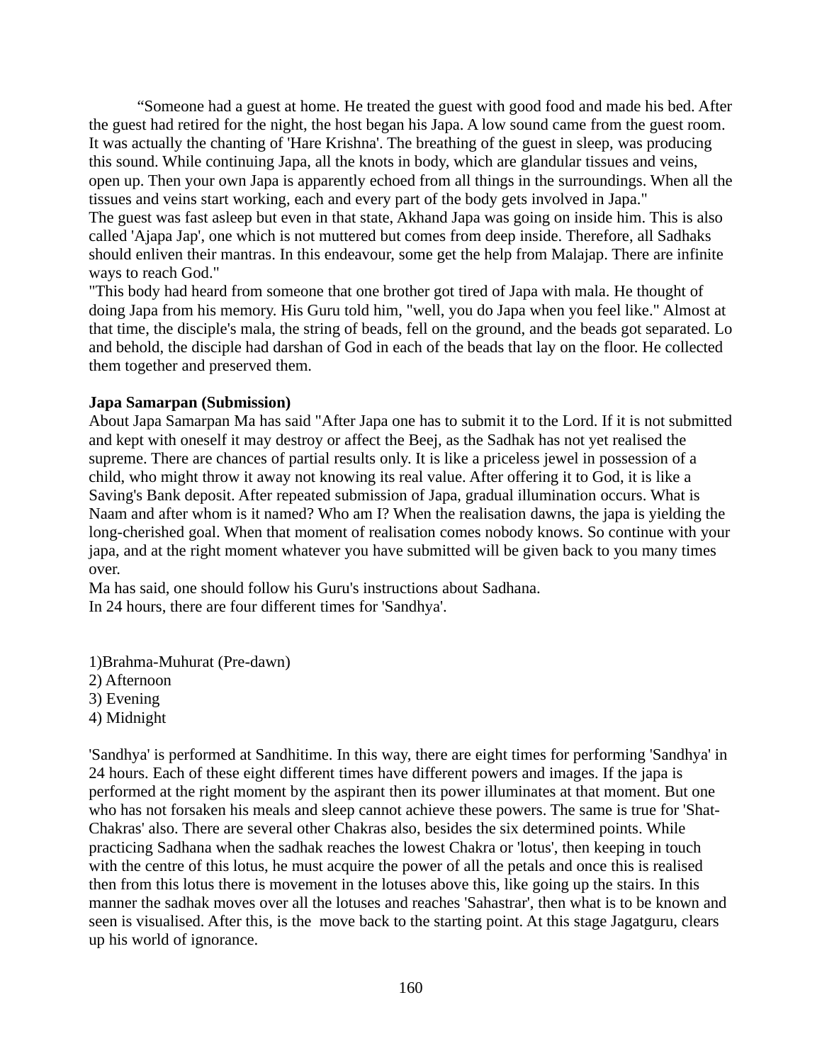"Someone had a guest at home. He treated the guest with good food and made his bed. After the guest had retired for the night, the host began his Japa. A low sound came from the guest room. It was actually the chanting of 'Hare Krishna'. The breathing of the guest in sleep, was producing this sound. While continuing Japa, all the knots in body, which are glandular tissues and veins, open up. Then your own Japa is apparently echoed from all things in the surroundings. When all the tissues and veins start working, each and every part of the body gets involved in Japa."
The guest was fast asleep but even in that state, Akhand Japa was going on inside him. This is also called 'Ajapa Jap', one which is not muttered but comes from deep inside. Therefore, all Sadhaks should enliven their mantras. In this endeavour, some get the help from Malajap. There are infinite ways to reach God."
"This body had heard from someone that one brother got tired of Japa with mala. He thought of doing Japa from his memory. His Guru told him, "well, you do Japa when you feel like." Almost at that time, the disciple's mala, the string of beads, fell on the ground, and the beads got separated. Lo and behold, the disciple had darshan of God in each of the beads that lay on the floor. He collected them together and preserved them.

**Japa Samarpan (Submission)**
About Japa Samarpan Ma has said "After Japa one has to submit it to the Lord. If it is not submitted and kept with oneself it may destroy or affect the Beej, as the Sadhak has not yet realised the supreme. There are chances of partial results only. It is like a priceless jewel in possession of a child, who might throw it away not knowing its real value. After offering it to God, it is like a Saving's Bank deposit. After repeated submission of Japa, gradual illumination occurs. What is Naam and after whom is it named? Who am I? When the realisation dawns, the japa is yielding the long-cherished goal. When that moment of realisation comes nobody knows. So continue with your japa, and at the right moment whatever you have submitted will be given back to you many times over.
Ma has said, one should follow his Guru's instructions about Sadhana.
In 24 hours, there are four different times for 'Sandhya'.

1)Brahma-Muhurat (Pre-dawn)
2) Afternoon
3) Evening
4) Midnight

'Sandhya' is performed at Sandhitime. In this way, there are eight times for performing 'Sandhya' in 24 hours. Each of these eight different times have different powers and images. If the japa is performed at the right moment by the aspirant then its power illuminates at that moment. But one who has not forsaken his meals and sleep cannot achieve these powers. The same is true for 'Shat-Chakras' also. There are several other Chakras also, besides the six determined points. While practicing Sadhana when the sadhak reaches the lowest Chakra or 'lotus', then keeping in touch with the centre of this lotus, he must acquire the power of all the petals and once this is realised then from this lotus there is movement in the lotuses above this, like going up the stairs. In this manner the sadhak moves over all the lotuses and reaches 'Sahastrar', then what is to be known and seen is visualised. After this, is the move back to the starting point. At this stage Jagatguru, clears up his world of ignorance.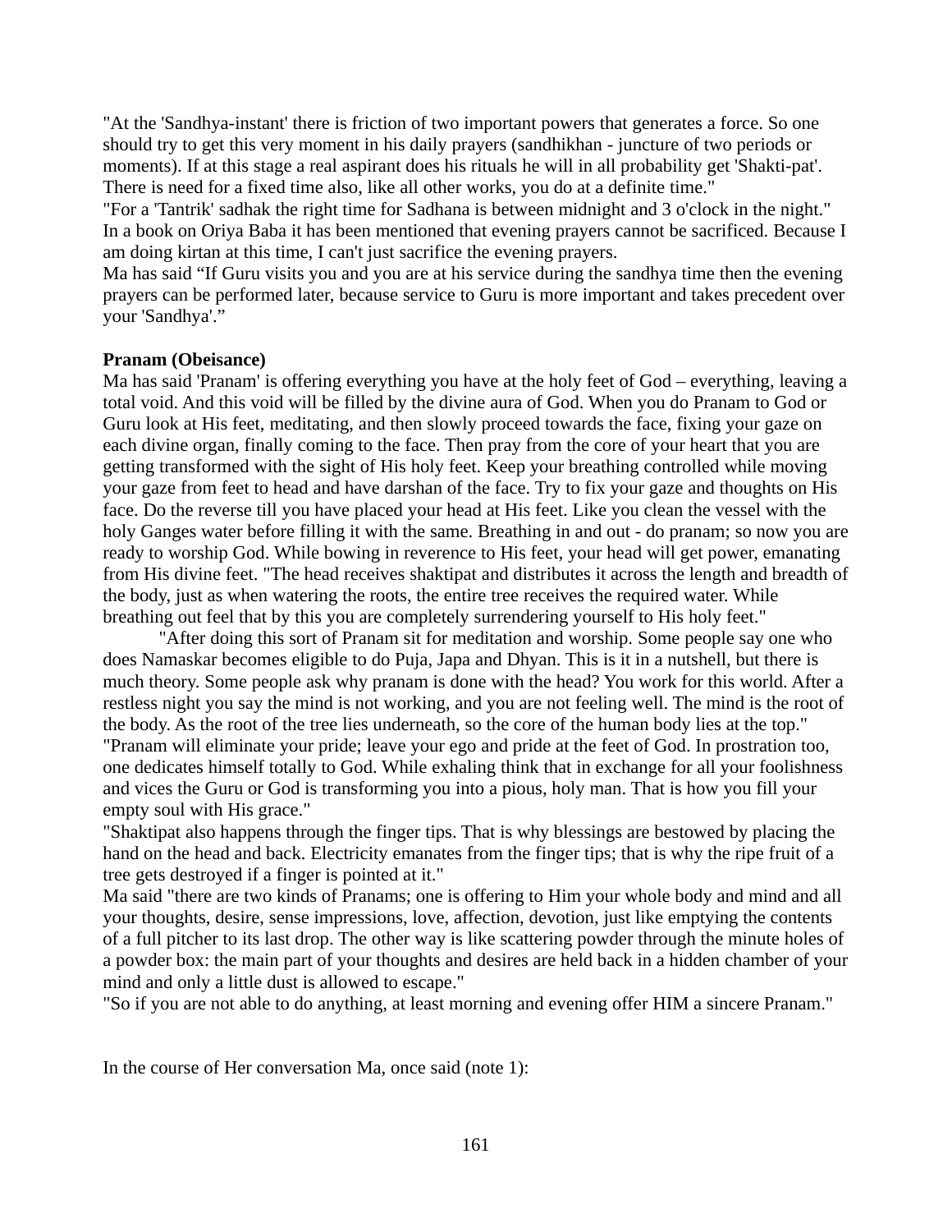"At the 'Sandhya-instant' there is friction of two important powers that generates a force. So one should try to get this very moment in his daily prayers (sandhikhan - juncture of two periods or moments). If at this stage a real aspirant does his rituals he will in all probability get 'Shakti-pat'. There is need for a fixed time also, like all other works, you do at a definite time."

"For a 'Tantrik' sadhak the right time for Sadhana is between midnight and 3 o'clock in the night."

In a book on Oriya Baba it has been mentioned that evening prayers cannot be sacrificed. Because I am doing kirtan at this time, I can't just sacrifice the evening prayers.

Ma has said "If Guru visits you and you are at his service during the sandhya time then the evening prayers can be performed later, because service to Guru is more important and takes precedent over your 'Sandhya'."

**Pranam (Obeisance)**

Ma has said 'Pranam' is offering everything you have at the holy feet of God – everything, leaving a total void. And this void will be filled by the divine aura of God. When you do Pranam to God or Guru look at His feet, meditating, and then slowly proceed towards the face, fixing your gaze on each divine organ, finally coming to the face. Then pray from the core of your heart that you are getting transformed with the sight of His holy feet. Keep your breathing controlled while moving your gaze from feet to head and have darshan of the face. Try to fix your gaze and thoughts on His face. Do the reverse till you have placed your head at His feet. Like you clean the vessel with the holy Ganges water before filling it with the same. Breathing in and out - do pranam; so now you are ready to worship God. While bowing in reverence to His feet, your head will get power, emanating from His divine feet. "The head receives shaktipat and distributes it across the length and breadth of the body, just as when watering the roots, the entire tree receives the required water. While breathing out feel that by this you are completely surrendering yourself to His holy feet."

"After doing this sort of Pranam sit for meditation and worship. Some people say one who does Namaskar becomes eligible to do Puja, Japa and Dhyan. This is it in a nutshell, but there is much theory. Some people ask why pranam is done with the head? You work for this world. After a restless night you say the mind is not working, and you are not feeling well. The mind is the root of the body. As the root of the tree lies underneath, so the core of the human body lies at the top."

"Pranam will eliminate your pride; leave your ego and pride at the feet of God. In prostration too, one dedicates himself totally to God. While exhaling think that in exchange for all your foolishness and vices the Guru or God is transforming you into a pious, holy man. That is how you fill your empty soul with His grace."

"Shaktipat also happens through the finger tips. That is why blessings are bestowed by placing the hand on the head and back. Electricity emanates from the finger tips; that is why the ripe fruit of a tree gets destroyed if a finger is pointed at it."

Ma said "there are two kinds of Pranams; one is offering to Him your whole body and mind and all your thoughts, desire, sense impressions, love, affection, devotion, just like emptying the contents of a full pitcher to its last drop. The other way is like scattering powder through the minute holes of a powder box: the main part of your thoughts and desires are held back in a hidden chamber of your mind and only a little dust is allowed to escape."

"So if you are not able to do anything, at least morning and evening offer HIM a sincere Pranam."

In the course of Her conversation Ma, once said (note 1):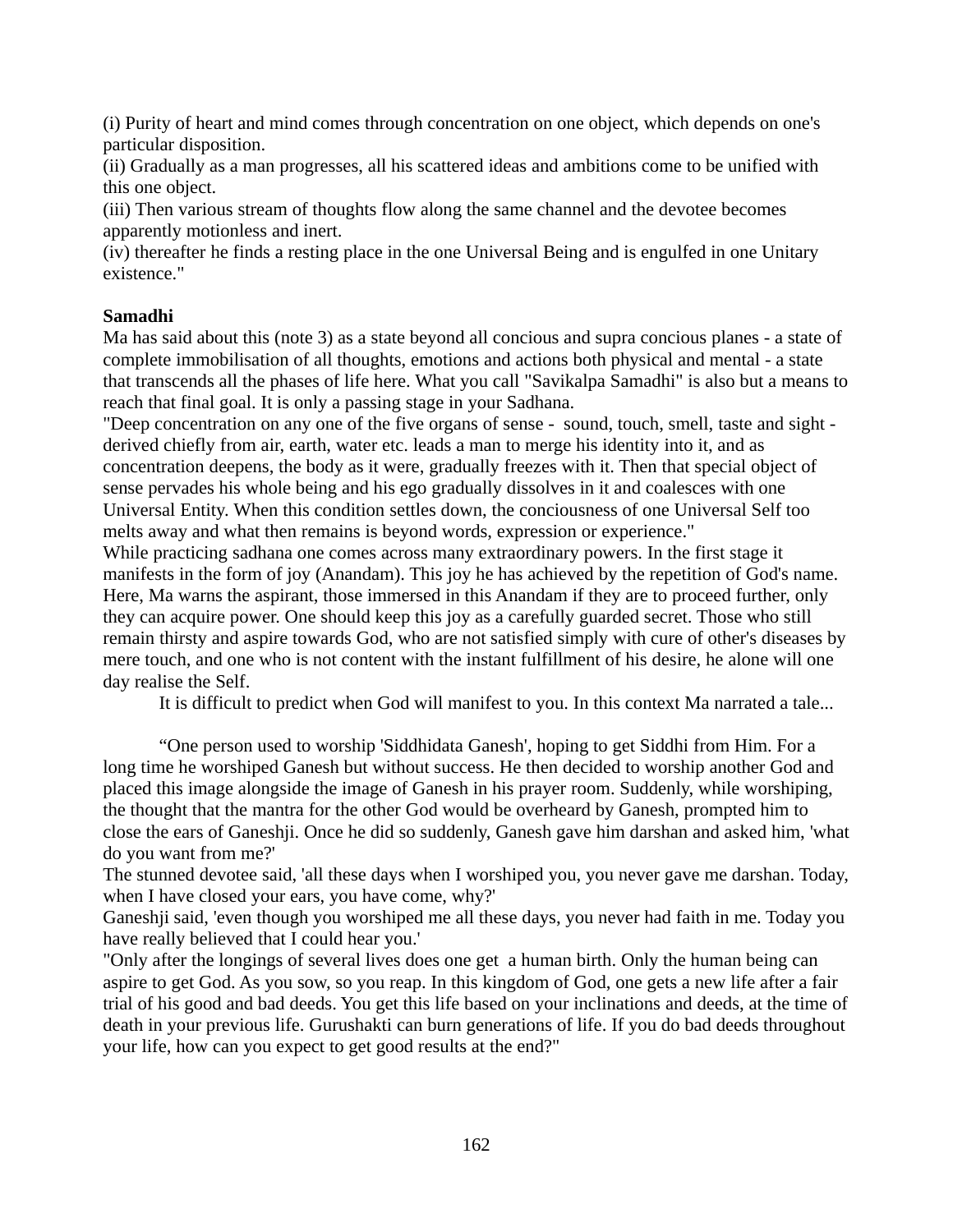(i) Purity of heart and mind comes through concentration on one object, which depends on one's particular disposition.
(ii) Gradually as a man progresses, all his scattered ideas and ambitions come to be unified with this one object.
(iii) Then various stream of thoughts flow along the same channel and the devotee becomes apparently motionless and inert.
(iv) thereafter he finds a resting place in the one Universal Being and is engulfed in one Unitary existence."

**Samadhi**

Ma has said about this (note 3) as a state beyond all concious and supra concious planes - a state of complete immobilisation of all thoughts, emotions and actions both physical and mental - a state that transcends all the phases of life here. What you call "Savikalpa Samadhi" is also but a means to reach that final goal. It is only a passing stage in your Sadhana.
"Deep concentration on any one of the five organs of sense - sound, touch, smell, taste and sight - derived chiefly from air, earth, water etc. leads a man to merge his identity into it, and as concentration deepens, the body as it were, gradually freezes with it. Then that special object of sense pervades his whole being and his ego gradually dissolves in it and coalesces with one Universal Entity. When this condition settles down, the conciousness of one Universal Self too melts away and what then remains is beyond words, expression or experience."
While practicing sadhana one comes across many extraordinary powers. In the first stage it manifests in the form of joy (Anandam). This joy he has achieved by the repetition of God's name. Here, Ma warns the aspirant, those immersed in this Anandam if they are to proceed further, only they can acquire power. One should keep this joy as a carefully guarded secret. Those who still remain thirsty and aspire towards God, who are not satisfied simply with cure of other's diseases by mere touch, and one who is not content with the instant fulfillment of his desire, he alone will one day realise the Self.

It is difficult to predict when God will manifest to you. In this context Ma narrated a tale...

"One person used to worship 'Siddhidata Ganesh', hoping to get Siddhi from Him. For a long time he worshiped Ganesh but without success. He then decided to worship another God and placed this image alongside the image of Ganesh in his prayer room. Suddenly, while worshiping, the thought that the mantra for the other God would be overheard by Ganesh, prompted him to close the ears of Ganeshji. Once he did so suddenly, Ganesh gave him darshan and asked him, 'what do you want from me?'
The stunned devotee said, 'all these days when I worshiped you, you never gave me darshan. Today, when I have closed your ears, you have come, why?'
Ganeshji said, 'even though you worshiped me all these days, you never had faith in me. Today you have really believed that I could hear you.'
"Only after the longings of several lives does one get a human birth. Only the human being can aspire to get God. As you sow, so you reap. In this kingdom of God, one gets a new life after a fair trial of his good and bad deeds. You get this life based on your inclinations and deeds, at the time of death in your previous life. Gurushakti can burn generations of life. If you do bad deeds throughout your life, how can you expect to get good results at the end?"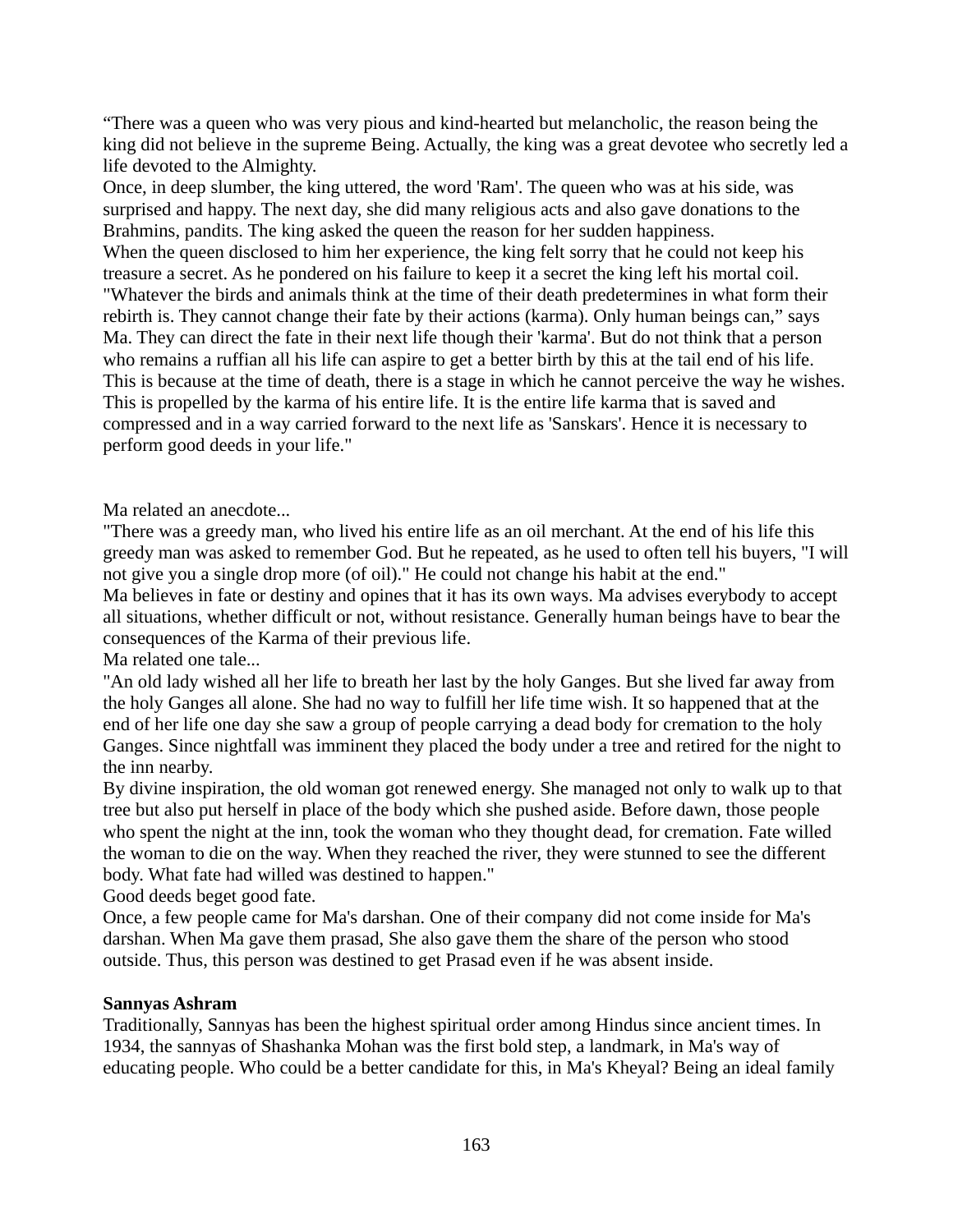“There was a queen who was very pious and kind-hearted but melancholic, the reason being the king did not believe in the supreme Being. Actually, the king was a great devotee who secretly led a life devoted to the Almighty.

Once, in deep slumber, the king uttered, the word 'Ram'. The queen who was at his side, was surprised and happy. The next day, she did many religious acts and also gave donations to the Brahmins, pandits. The king asked the queen the reason for her sudden happiness.

When the queen disclosed to him her experience, the king felt sorry that he could not keep his treasure a secret. As he pondered on his failure to keep it a secret the king left his mortal coil.

"Whatever the birds and animals think at the time of their death predetermines in what form their rebirth is. They cannot change their fate by their actions (karma). Only human beings can,” says Ma. They can direct the fate in their next life though their 'karma'. But do not think that a person who remains a ruffian all his life can aspire to get a better birth by this at the tail end of his life. This is because at the time of death, there is a stage in which he cannot perceive the way he wishes. This is propelled by the karma of his entire life. It is the entire life karma that is saved and compressed and in a way carried forward to the next life as 'Sanskars'. Hence it is necessary to perform good deeds in your life."

Ma related an anecdote...

"There was a greedy man, who lived his entire life as an oil merchant. At the end of his life this greedy man was asked to remember God. But he repeated, as he used to often tell his buyers, "I will not give you a single drop more (of oil)." He could not change his habit at the end."

Ma believes in fate or destiny and opines that it has its own ways. Ma advises everybody to accept all situations, whether difficult or not, without resistance. Generally human beings have to bear the consequences of the Karma of their previous life.

Ma related one tale...

"An old lady wished all her life to breath her last by the holy Ganges. But she lived far away from the holy Ganges all alone. She had no way to fulfill her life time wish. It so happened that at the end of her life one day she saw a group of people carrying a dead body for cremation to the holy Ganges. Since nightfall was imminent they placed the body under a tree and retired for the night to the inn nearby.

By divine inspiration, the old woman got renewed energy. She managed not only to walk up to that tree but also put herself in place of the body which she pushed aside. Before dawn, those people who spent the night at the inn, took the woman who they thought dead, for cremation. Fate willed the woman to die on the way. When they reached the river, they were stunned to see the different body. What fate had willed was destined to happen."

Good deeds beget good fate.

Once, a few people came for Ma's darshan. One of their company did not come inside for Ma's darshan. When Ma gave them prasad, She also gave them the share of the person who stood outside. Thus, this person was destined to get Prasad even if he was absent inside.

**Sannyas Ashram**

Traditionally, Sannyas has been the highest spiritual order among Hindus since ancient times. In 1934, the sannyas of Shashanka Mohan was the first bold step, a landmark, in Ma's way of educating people. Who could be a better candidate for this, in Ma's Kheyal? Being an ideal family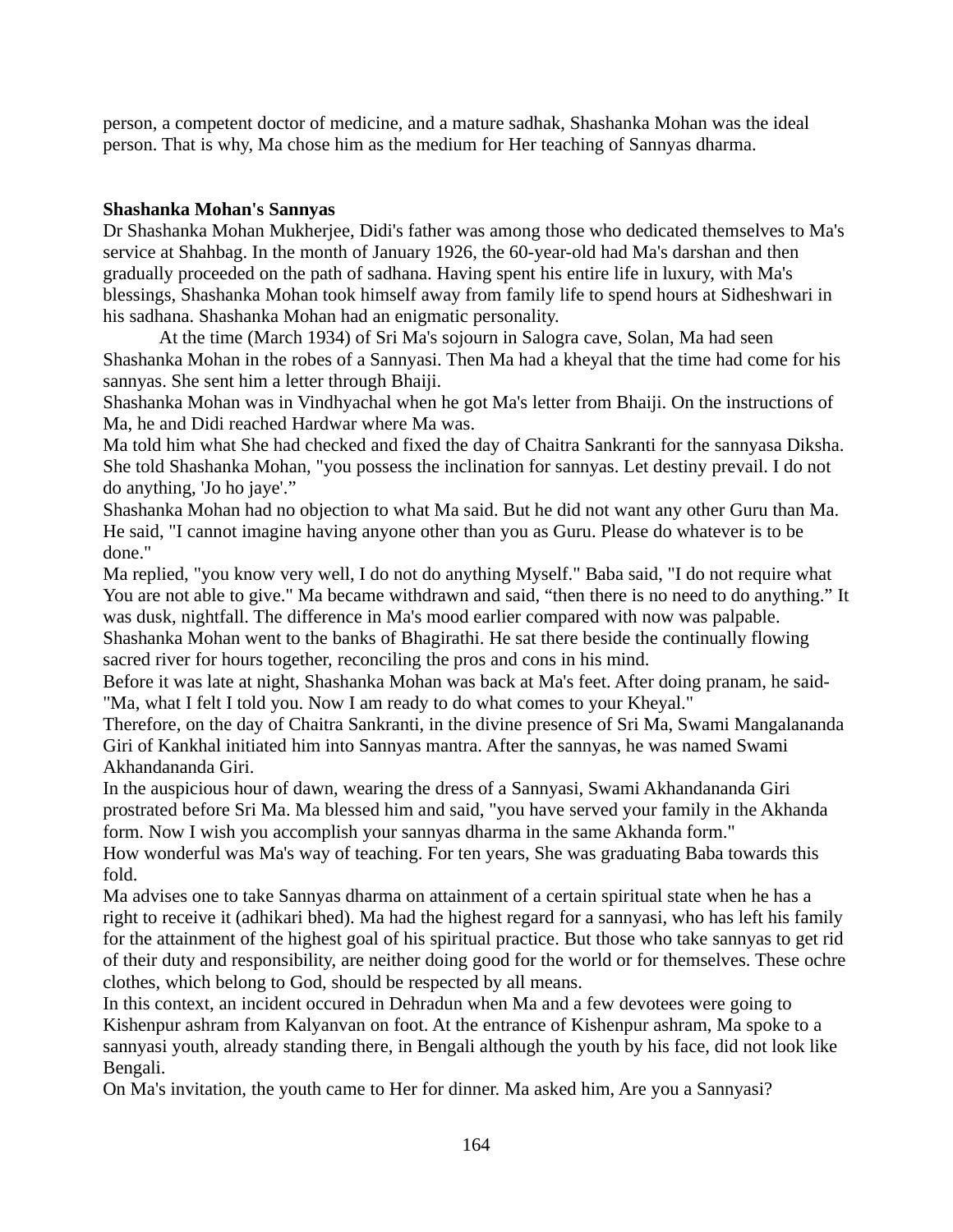person, a competent doctor of medicine, and a mature sadhak, Shashanka Mohan was the ideal person. That is why, Ma chose him as the medium for Her teaching of Sannyas dharma.

**Shashanka Mohan's Sannyas**

Dr Shashanka Mohan Mukherjee, Didi's father was among those who dedicated themselves to Ma's service at Shahbag. In the month of January 1926, the 60-year-old had Ma's darshan and then gradually proceeded on the path of sadhana. Having spent his entire life in luxury, with Ma's blessings, Shashanka Mohan took himself away from family life to spend hours at Sidheshwari in his sadhana. Shashanka Mohan had an enigmatic personality.

At the time (March 1934) of Sri Ma's sojourn in Salogra cave, Solan, Ma had seen Shashanka Mohan in the robes of a Sannyasi. Then Ma had a kheyal that the time had come for his sannyas. She sent him a letter through Bhaiji.

Shashanka Mohan was in Vindhyachal when he got Ma's letter from Bhaiji. On the instructions of Ma, he and Didi reached Hardwar where Ma was.

Ma told him what She had checked and fixed the day of Chaitra Sankranti for the sannyasa Diksha. She told Shashanka Mohan, "you possess the inclination for sannyas. Let destiny prevail. I do not do anything, 'Jo ho jaye'."

Shashanka Mohan had no objection to what Ma said. But he did not want any other Guru than Ma. He said, "I cannot imagine having anyone other than you as Guru. Please do whatever is to be done."

Ma replied, "you know very well, I do not do anything Myself." Baba said, "I do not require what You are not able to give." Ma became withdrawn and said, "then there is no need to do anything." It was dusk, nightfall. The difference in Ma's mood earlier compared with now was palpable. Shashanka Mohan went to the banks of Bhagirathi. He sat there beside the continually flowing sacred river for hours together, reconciling the pros and cons in his mind.

Before it was late at night, Shashanka Mohan was back at Ma's feet. After doing pranam, he said- "Ma, what I felt I told you. Now I am ready to do what comes to your Kheyal."

Therefore, on the day of Chaitra Sankranti, in the divine presence of Sri Ma, Swami Mangalananda Giri of Kankhal initiated him into Sannyas mantra. After the sannyas, he was named Swami Akhandananda Giri.

In the auspicious hour of dawn, wearing the dress of a Sannyasi, Swami Akhandananda Giri prostrated before Sri Ma. Ma blessed him and said, "you have served your family in the Akhanda form. Now I wish you accomplish your sannyas dharma in the same Akhanda form."

How wonderful was Ma's way of teaching. For ten years, She was graduating Baba towards this fold.

Ma advises one to take Sannyas dharma on attainment of a certain spiritual state when he has a right to receive it (adhikari bhed). Ma had the highest regard for a sannyasi, who has left his family for the attainment of the highest goal of his spiritual practice. But those who take sannyas to get rid of their duty and responsibility, are neither doing good for the world or for themselves. These ochre clothes, which belong to God, should be respected by all means.

In this context, an incident occured in Dehradun when Ma and a few devotees were going to Kishenpur ashram from Kalyanvan on foot. At the entrance of Kishenpur ashram, Ma spoke to a sannyasi youth, already standing there, in Bengali although the youth by his face, did not look like Bengali.

On Ma's invitation, the youth came to Her for dinner. Ma asked him, Are you a Sannyasi?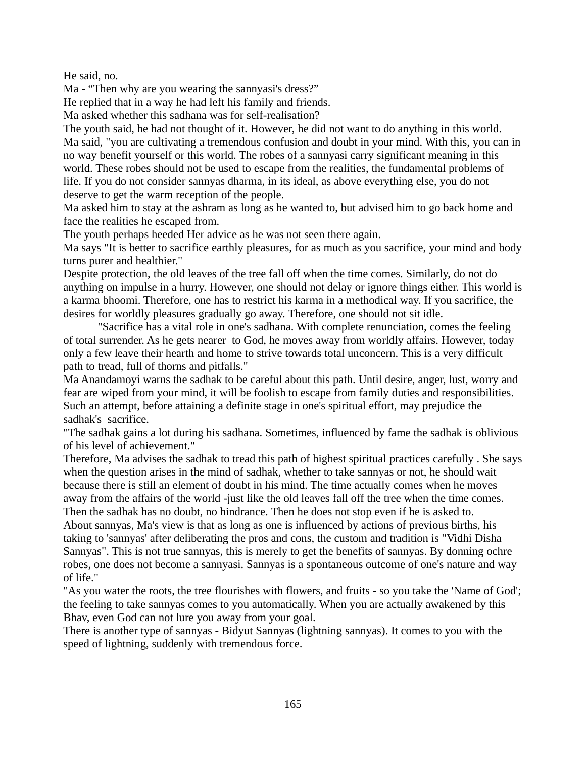He said, no.

Ma - “Then why are you wearing the sannyasi's dress?”

He replied that in a way he had left his family and friends.

Ma asked whether this sadhana was for self-realisation?

The youth said, he had not thought of it. However, he did not want to do anything in this world.

Ma said, "you are cultivating a tremendous confusion and doubt in your mind. With this, you can in no way benefit yourself or this world. The robes of a sannyasi carry significant meaning in this world. These robes should not be used to escape from the realities, the fundamental problems of life. If you do not consider sannyas dharma, in its ideal, as above everything else, you do not deserve to get the warm reception of the people.

Ma asked him to stay at the ashram as long as he wanted to, but advised him to go back home and face the realities he escaped from.

The youth perhaps heeded Her advice as he was not seen there again.

Ma says "It is better to sacrifice earthly pleasures, for as much as you sacrifice, your mind and body turns purer and healthier."

Despite protection, the old leaves of the tree fall off when the time comes. Similarly, do not do anything on impulse in a hurry. However, one should not delay or ignore things either. This world is a karma bhoomi. Therefore, one has to restrict his karma in a methodical way. If you sacrifice, the desires for worldly pleasures gradually go away. Therefore, one should not sit idle.

"Sacrifice has a vital role in one's sadhana. With complete renunciation, comes the feeling of total surrender. As he gets nearer to God, he moves away from worldly affairs. However, today only a few leave their hearth and home to strive towards total unconcern. This is a very difficult path to tread, full of thorns and pitfalls."

Ma Anandamoyi warns the sadhak to be careful about this path. Until desire, anger, lust, worry and fear are wiped from your mind, it will be foolish to escape from family duties and responsibilities. Such an attempt, before attaining a definite stage in one's spiritual effort, may prejudice the sadhak's sacrifice.

"The sadhak gains a lot during his sadhana. Sometimes, influenced by fame the sadhak is oblivious of his level of achievement."

Therefore, Ma advises the sadhak to tread this path of highest spiritual practices carefully . She says when the question arises in the mind of sadhak, whether to take sannyas or not, he should wait because there is still an element of doubt in his mind. The time actually comes when he moves away from the affairs of the world -just like the old leaves fall off the tree when the time comes. Then the sadhak has no doubt, no hindrance. Then he does not stop even if he is asked to.

About sannyas, Ma's view is that as long as one is influenced by actions of previous births, his taking to 'sannyas' after deliberating the pros and cons, the custom and tradition is "Vidhi Disha Sannyas". This is not true sannyas, this is merely to get the benefits of sannyas. By donning ochre robes, one does not become a sannyasi. Sannyas is a spontaneous outcome of one's nature and way of life."

"As you water the roots, the tree flourishes with flowers, and fruits - so you take the 'Name of God'; the feeling to take sannyas comes to you automatically. When you are actually awakened by this Bhav, even God can not lure you away from your goal.

There is another type of sannyas - Bidyut Sannyas (lightning sannyas). It comes to you with the speed of lightning, suddenly with tremendous force.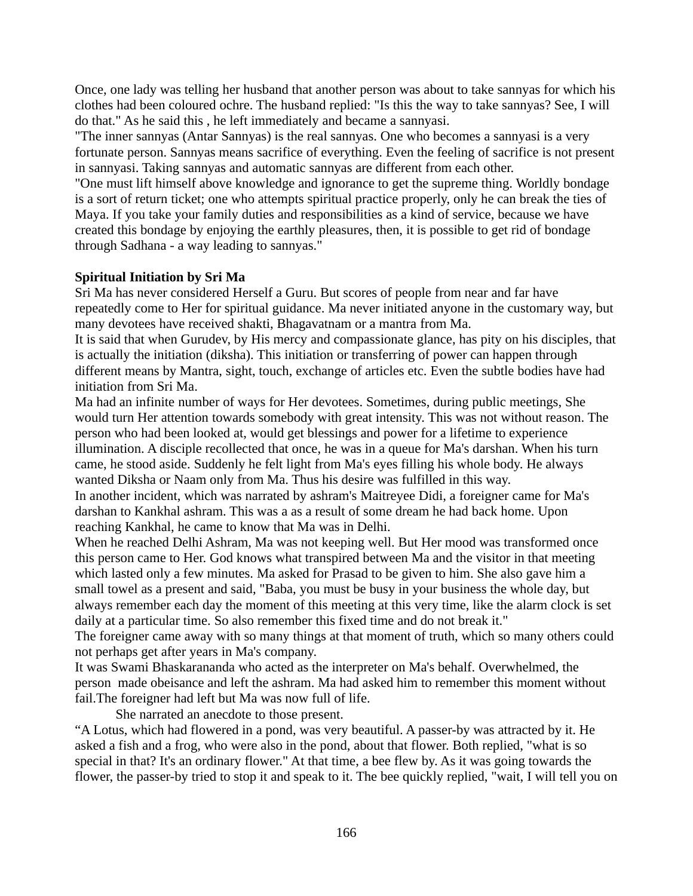Once, one lady was telling her husband that another person was about to take sannyas for which his clothes had been coloured ochre. The husband replied: "Is this the way to take sannyas? See, I will do that." As he said this , he left immediately and became a sannyasi.

"The inner sannyas (Antar Sannyas) is the real sannyas. One who becomes a sannyasi is a very fortunate person. Sannyas means sacrifice of everything. Even the feeling of sacrifice is not present in sannyasi. Taking sannyas and automatic sannyas are different from each other.

"One must lift himself above knowledge and ignorance to get the supreme thing. Worldly bondage is a sort of return ticket; one who attempts spiritual practice properly, only he can break the ties of Maya. If you take your family duties and responsibilities as a kind of service, because we have created this bondage by enjoying the earthly pleasures, then, it is possible to get rid of bondage through Sadhana - a way leading to sannyas."

**Spiritual Initiation by Sri Ma**

Sri Ma has never considered Herself a Guru. But scores of people from near and far have repeatedly come to Her for spiritual guidance. Ma never initiated anyone in the customary way, but many devotees have received shakti, Bhagavatnam or a mantra from Ma.

It is said that when Gurudev, by His mercy and compassionate glance, has pity on his disciples, that is actually the initiation (diksha). This initiation or transferring of power can happen through different means by Mantra, sight, touch, exchange of articles etc. Even the subtle bodies have had initiation from Sri Ma.

Ma had an infinite number of ways for Her devotees. Sometimes, during public meetings, She would turn Her attention towards somebody with great intensity. This was not without reason. The person who had been looked at, would get blessings and power for a lifetime to experience illumination. A disciple recollected that once, he was in a queue for Ma's darshan. When his turn came, he stood aside. Suddenly he felt light from Ma's eyes filling his whole body. He always wanted Diksha or Naam only from Ma. Thus his desire was fulfilled in this way.

In another incident, which was narrated by ashram's Maitreyee Didi, a foreigner came for Ma's darshan to Kankhal ashram. This was a as a result of some dream he had back home. Upon reaching Kankhal, he came to know that Ma was in Delhi.

When he reached Delhi Ashram, Ma was not keeping well. But Her mood was transformed once this person came to Her. God knows what transpired between Ma and the visitor in that meeting which lasted only a few minutes. Ma asked for Prasad to be given to him. She also gave him a small towel as a present and said, "Baba, you must be busy in your business the whole day, but always remember each day the moment of this meeting at this very time, like the alarm clock is set daily at a particular time. So also remember this fixed time and do not break it."

The foreigner came away with so many things at that moment of truth, which so many others could not perhaps get after years in Ma's company.

It was Swami Bhaskarananda who acted as the interpreter on Ma's behalf. Overwhelmed, the person made obeisance and left the ashram. Ma had asked him to remember this moment without fail.The foreigner had left but Ma was now full of life.

She narrated an anecdote to those present.

“A Lotus, which had flowered in a pond, was very beautiful. A passer-by was attracted by it. He asked a fish and a frog, who were also in the pond, about that flower. Both replied, "what is so special in that? It's an ordinary flower." At that time, a bee flew by. As it was going towards the flower, the passer-by tried to stop it and speak to it. The bee quickly replied, "wait, I will tell you on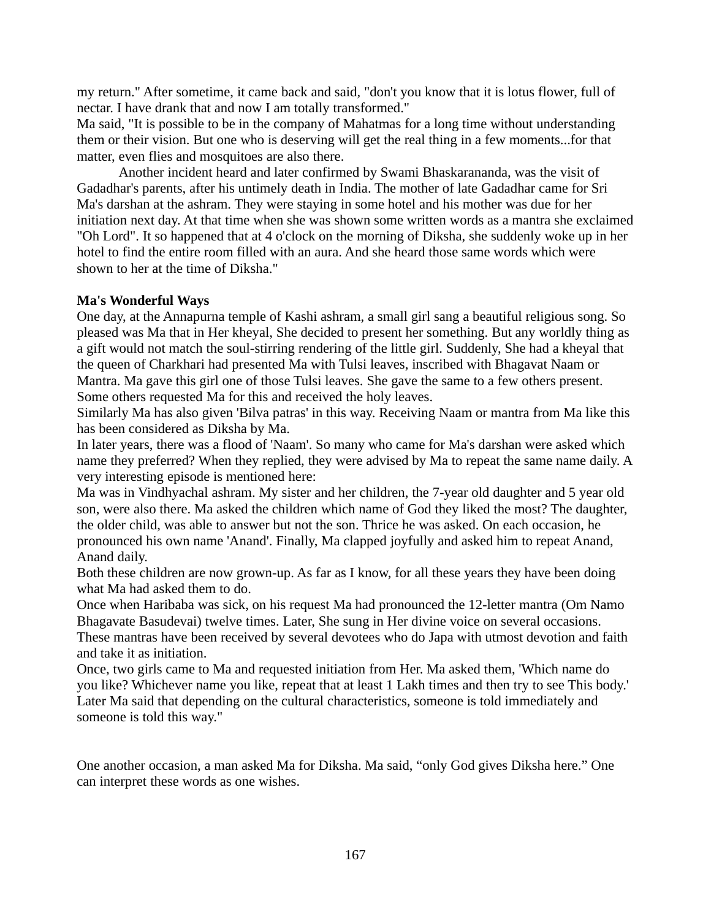my return." After sometime, it came back and said, "don't you know that it is lotus flower, full of nectar. I have drank that and now I am totally transformed."

Ma said, "It is possible to be in the company of Mahatmas for a long time without understanding them or their vision. But one who is deserving will get the real thing in a few moments...for that matter, even flies and mosquitoes are also there.

Another incident heard and later confirmed by Swami Bhaskarananda, was the visit of Gadadhar's parents, after his untimely death in India. The mother of late Gadadhar came for Sri Ma's darshan at the ashram. They were staying in some hotel and his mother was due for her initiation next day. At that time when she was shown some written words as a mantra she exclaimed "Oh Lord". It so happened that at 4 o'clock on the morning of Diksha, she suddenly woke up in her hotel to find the entire room filled with an aura. And she heard those same words which were shown to her at the time of Diksha."

**Ma's Wonderful Ways**

One day, at the Annapurna temple of Kashi ashram, a small girl sang a beautiful religious song. So pleased was Ma that in Her kheyal, She decided to present her something. But any worldly thing as a gift would not match the soul-stirring rendering of the little girl. Suddenly, She had a kheyal that the queen of Charkhari had presented Ma with Tulsi leaves, inscribed with Bhagavat Naam or Mantra. Ma gave this girl one of those Tulsi leaves. She gave the same to a few others present. Some others requested Ma for this and received the holy leaves.

Similarly Ma has also given 'Bilva patras' in this way. Receiving Naam or mantra from Ma like this has been considered as Diksha by Ma.

In later years, there was a flood of 'Naam'. So many who came for Ma's darshan were asked which name they preferred? When they replied, they were advised by Ma to repeat the same name daily. A very interesting episode is mentioned here:

Ma was in Vindhyachal ashram. My sister and her children, the 7-year old daughter and 5 year old son, were also there. Ma asked the children which name of God they liked the most? The daughter, the older child, was able to answer but not the son. Thrice he was asked. On each occasion, he pronounced his own name 'Anand'. Finally, Ma clapped joyfully and asked him to repeat Anand, Anand daily.

Both these children are now grown-up. As far as I know, for all these years they have been doing what Ma had asked them to do.

Once when Haribaba was sick, on his request Ma had pronounced the 12-letter mantra (Om Namo Bhagavate Basudevai) twelve times. Later, She sung in Her divine voice on several occasions. These mantras have been received by several devotees who do Japa with utmost devotion and faith and take it as initiation.

Once, two girls came to Ma and requested initiation from Her. Ma asked them, 'Which name do you like? Whichever name you like, repeat that at least 1 Lakh times and then try to see This body.' Later Ma said that depending on the cultural characteristics, someone is told immediately and someone is told this way."

One another occasion, a man asked Ma for Diksha. Ma said, "only God gives Diksha here." One can interpret these words as one wishes.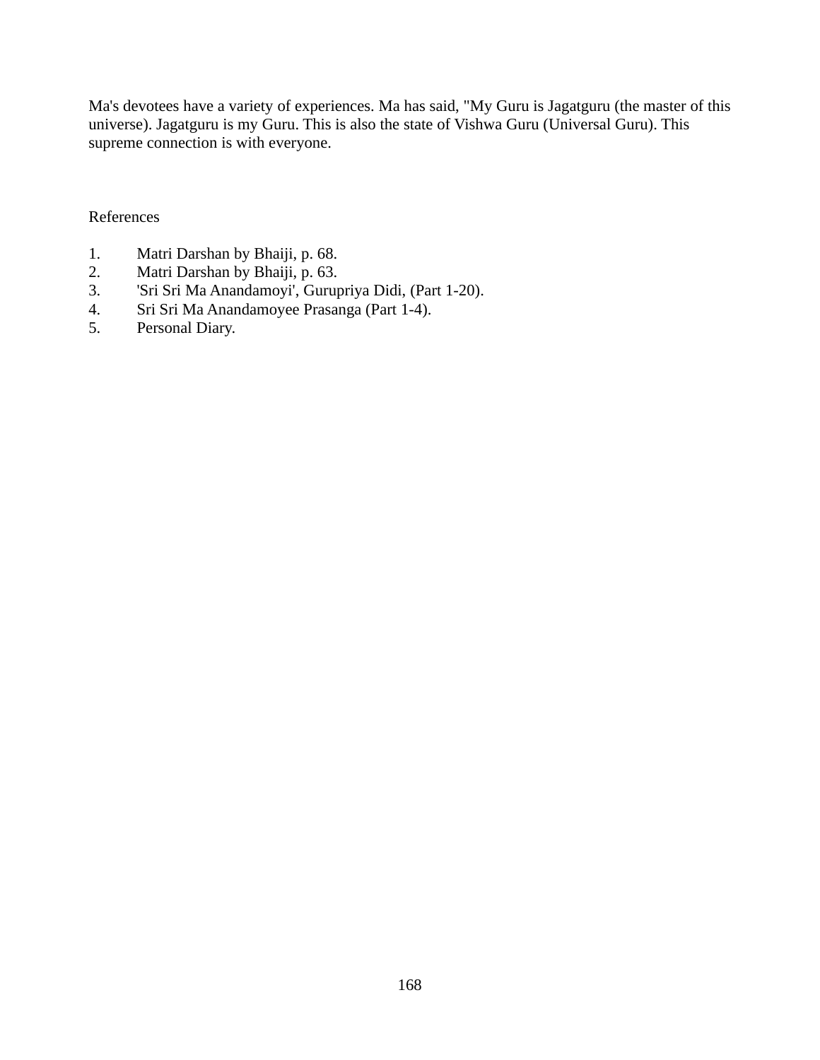Ma's devotees have a variety of experiences. Ma has said, "My Guru is Jagatguru (the master of this universe). Jagatguru is my Guru. This is also the state of Vishwa Guru (Universal Guru). This supreme connection is with everyone.

References

1. Matri Darshan by Bhaiji, p. 68.
2. Matri Darshan by Bhaiji, p. 63.
3. 'Sri Sri Ma Anandamoyi', Gurupriya Didi, (Part 1-20).
4. Sri Sri Ma Anandamoyee Prasanga (Part 1-4).
5. Personal Diary.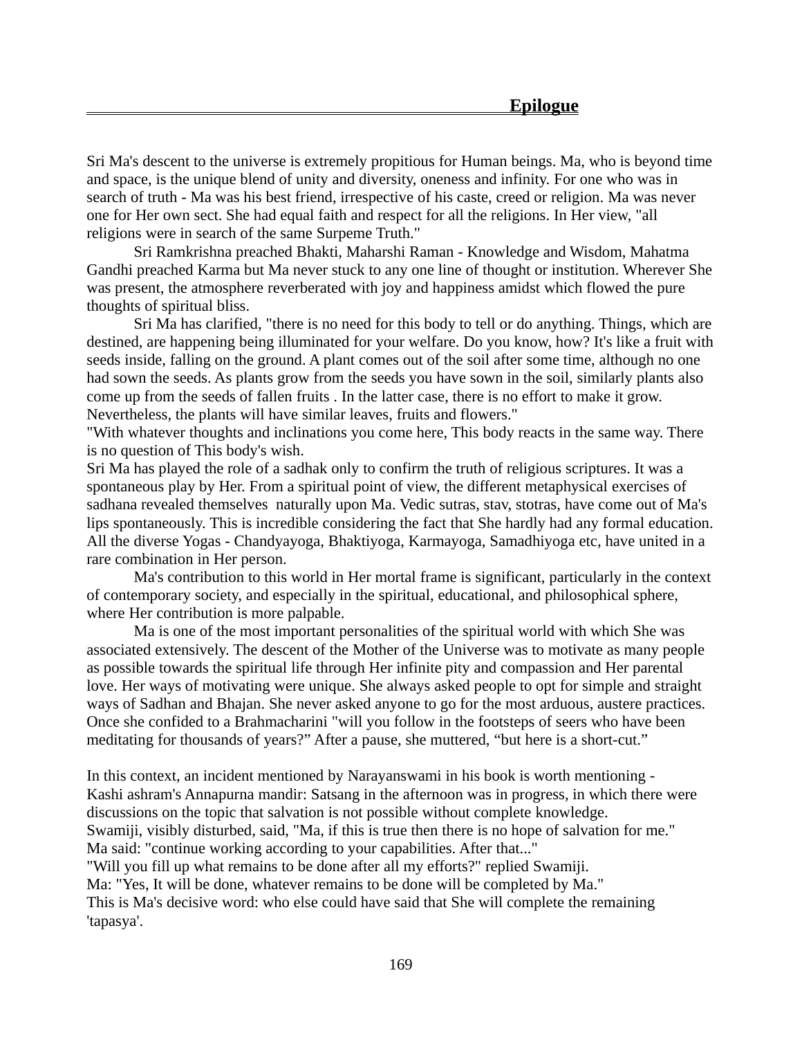# Epilogue

Sri Ma's descent to the universe is extremely propitious for Human beings. Ma, who is beyond time and space, is the unique blend of unity and diversity, oneness and infinity. For one who was in search of truth - Ma was his best friend, irrespective of his caste, creed or religion. Ma was never one for Her own sect. She had equal faith and respect for all the religions. In Her view, "all religions were in search of the same Surpeme Truth."

Sri Ramkrishna preached Bhakti, Maharshi Raman - Knowledge and Wisdom, Mahatma Gandhi preached Karma but Ma never stuck to any one line of thought or institution. Wherever She was present, the atmosphere reverberated with joy and happiness amidst which flowed the pure thoughts of spiritual bliss.

Sri Ma has clarified, "there is no need for this body to tell or do anything. Things, which are destined, are happening being illuminated for your welfare. Do you know, how? It's like a fruit with seeds inside, falling on the ground. A plant comes out of the soil after some time, although no one had sown the seeds. As plants grow from the seeds you have sown in the soil, similarly plants also come up from the seeds of fallen fruits . In the latter case, there is no effort to make it grow. Nevertheless, the plants will have similar leaves, fruits and flowers."

"With whatever thoughts and inclinations you come here, This body reacts in the same way. There is no question of This body's wish.

Sri Ma has played the role of a sadhak only to confirm the truth of religious scriptures. It was a spontaneous play by Her. From a spiritual point of view, the different metaphysical exercises of sadhana revealed themselves naturally upon Ma. Vedic sutras, stav, stotras, have come out of Ma's lips spontaneously. This is incredible considering the fact that She hardly had any formal education. All the diverse Yogas - Chandyayoga, Bhaktiyoga, Karmayoga, Samadhiyoga etc, have united in a rare combination in Her person.

Ma's contribution to this world in Her mortal frame is significant, particularly in the context of contemporary society, and especially in the spiritual, educational, and philosophical sphere, where Her contribution is more palpable.

Ma is one of the most important personalities of the spiritual world with which She was associated extensively. The descent of the Mother of the Universe was to motivate as many people as possible towards the spiritual life through Her infinite pity and compassion and Her parental love. Her ways of motivating were unique. She always asked people to opt for simple and straight ways of Sadhan and Bhajan. She never asked anyone to go for the most arduous, austere practices. Once she confided to a Brahmacharini "will you follow in the footsteps of seers who have been meditating for thousands of years?" After a pause, she muttered, "but here is a short-cut."

In this context, an incident mentioned by Narayanswami in his book is worth mentioning -
Kashi ashram's Annapurna mandir: Satsang in the afternoon was in progress, in which there were discussions on the topic that salvation is not possible without complete knowledge.
Swamiji, visibly disturbed, said, "Ma, if this is true then there is no hope of salvation for me."
Ma said: "continue working according to your capabilities. After that..."
"Will you fill up what remains to be done after all my efforts?" replied Swamiji.
Ma: "Yes, It will be done, whatever remains to be done will be completed by Ma."
This is Ma's decisive word: who else could have said that She will complete the remaining 'tapasya'.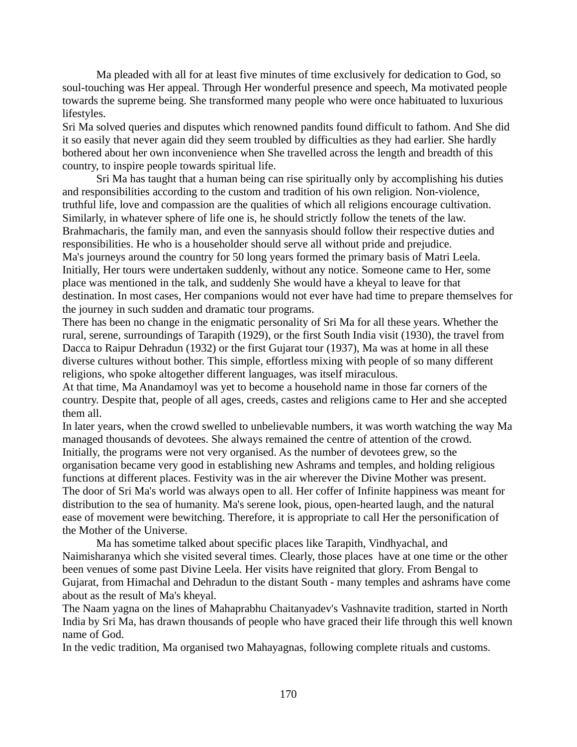Ma pleaded with all for at least five minutes of time exclusively for dedication to God, so soul-touching was Her appeal. Through Her wonderful presence and speech, Ma motivated people towards the supreme being. She transformed many people who were once habituated to luxurious lifestyles.

Sri Ma solved queries and disputes which renowned pandits found difficult to fathom. And She did it so easily that never again did they seem troubled by difficulties as they had earlier. She hardly bothered about her own inconvenience when She travelled across the length and breadth of this country, to inspire people towards spiritual life.

Sri Ma has taught that a human being can rise spiritually only by accomplishing his duties and responsibilities according to the custom and tradition of his own religion. Non-violence, truthful life, love and compassion are the qualities of which all religions encourage cultivation. Similarly, in whatever sphere of life one is, he should strictly follow the tenets of the law. Brahmacharis, the family man, and even the sannyasis should follow their respective duties and responsibilities. He who is a householder should serve all without pride and prejudice.

Ma's journeys around the country for 50 long years formed the primary basis of Matri Leela. Initially, Her tours were undertaken suddenly, without any notice. Someone came to Her, some place was mentioned in the talk, and suddenly She would have a kheyal to leave for that destination. In most cases, Her companions would not ever have had time to prepare themselves for the journey in such sudden and dramatic tour programs.

There has been no change in the enigmatic personality of Sri Ma for all these years. Whether the rural, serene, surroundings of Tarapith (1929), or the first South India visit (1930), the travel from Dacca to Raipur Dehradun (1932) or the first Gujarat tour (1937), Ma was at home in all these diverse cultures without bother. This simple, effortless mixing with people of so many different religions, who spoke altogether different languages, was itself miraculous.

At that time, Ma Anandamoyl was yet to become a household name in those far corners of the country. Despite that, people of all ages, creeds, castes and religions came to Her and she accepted them all.

In later years, when the crowd swelled to unbelievable numbers, it was worth watching the way Ma managed thousands of devotees. She always remained the centre of attention of the crowd. Initially, the programs were not very organised. As the number of devotees grew, so the organisation became very good in establishing new Ashrams and temples, and holding religious functions at different places. Festivity was in the air wherever the Divine Mother was present.

The door of Sri Ma's world was always open to all. Her coffer of Infinite happiness was meant for distribution to the sea of humanity. Ma's serene look, pious, open-hearted laugh, and the natural ease of movement were bewitching. Therefore, it is appropriate to call Her the personification of the Mother of the Universe.

Ma has sometime talked about specific places like Tarapith, Vindhyachal, and Naimisharanya which she visited several times. Clearly, those places have at one time or the other been venues of some past Divine Leela. Her visits have reignited that glory. From Bengal to Gujarat, from Himachal and Dehradun to the distant South - many temples and ashrams have come about as the result of Ma's kheyal.

The Naam yagna on the lines of Mahaprabhu Chaitanyadev's Vashnavite tradition, started in North India by Sri Ma, has drawn thousands of people who have graced their life through this well known name of God.

In the vedic tradition, Ma organised two Mahayagnas, following complete rituals and customs.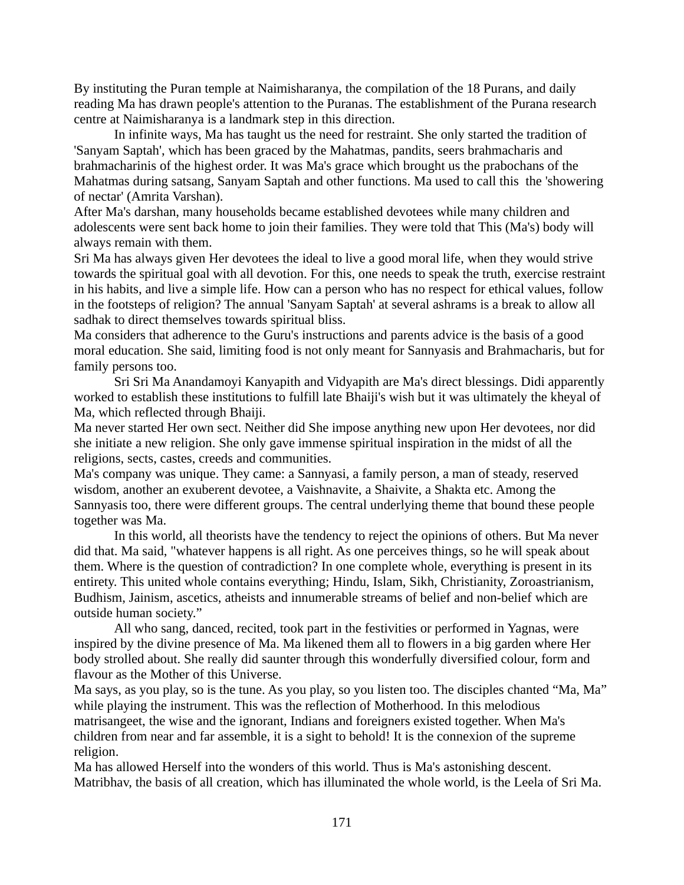By instituting the Puran temple at Naimisharanya, the compilation of the 18 Purans, and daily reading Ma has drawn people's attention to the Puranas. The establishment of the Purana research centre at Naimisharanya is a landmark step in this direction.

In infinite ways, Ma has taught us the need for restraint. She only started the tradition of 'Sanyam Saptah', which has been graced by the Mahatmas, pandits, seers brahmacharis and brahmacharinis of the highest order. It was Ma's grace which brought us the prabochans of the Mahatmas during satsang, Sanyam Saptah and other functions. Ma used to call this the 'showering of nectar' (Amrita Varshan).

After Ma's darshan, many households became established devotees while many children and adolescents were sent back home to join their families. They were told that This (Ma's) body will always remain with them.

Sri Ma has always given Her devotees the ideal to live a good moral life, when they would strive towards the spiritual goal with all devotion. For this, one needs to speak the truth, exercise restraint in his habits, and live a simple life. How can a person who has no respect for ethical values, follow in the footsteps of religion? The annual 'Sanyam Saptah' at several ashrams is a break to allow all sadhak to direct themselves towards spiritual bliss.

Ma considers that adherence to the Guru's instructions and parents advice is the basis of a good moral education. She said, limiting food is not only meant for Sannyasis and Brahmacharis, but for family persons too.

Sri Sri Ma Anandamoyi Kanyapith and Vidyapith are Ma's direct blessings. Didi apparently worked to establish these institutions to fulfill late Bhaiji's wish but it was ultimately the kheyal of Ma, which reflected through Bhaiji.

Ma never started Her own sect. Neither did She impose anything new upon Her devotees, nor did she initiate a new religion. She only gave immense spiritual inspiration in the midst of all the religions, sects, castes, creeds and communities.

Ma's company was unique. They came: a Sannyasi, a family person, a man of steady, reserved wisdom, another an exuberent devotee, a Vaishnavite, a Shaivite, a Shakta etc. Among the Sannyasis too, there were different groups. The central underlying theme that bound these people together was Ma.

In this world, all theorists have the tendency to reject the opinions of others. But Ma never did that. Ma said, "whatever happens is all right. As one perceives things, so he will speak about them. Where is the question of contradiction? In one complete whole, everything is present in its entirety. This united whole contains everything; Hindu, Islam, Sikh, Christianity, Zoroastrianism, Budhism, Jainism, ascetics, atheists and innumerable streams of belief and non-belief which are outside human society."

All who sang, danced, recited, took part in the festivities or performed in Yagnas, were inspired by the divine presence of Ma. Ma likened them all to flowers in a big garden where Her body strolled about. She really did saunter through this wonderfully diversified colour, form and flavour as the Mother of this Universe.

Ma says, as you play, so is the tune. As you play, so you listen too. The disciples chanted "Ma, Ma" while playing the instrument. This was the reflection of Motherhood. In this melodious matrisangeet, the wise and the ignorant, Indians and foreigners existed together. When Ma's children from near and far assemble, it is a sight to behold! It is the connexion of the supreme religion.

Ma has allowed Herself into the wonders of this world. Thus is Ma's astonishing descent. Matribhav, the basis of all creation, which has illuminated the whole world, is the Leela of Sri Ma.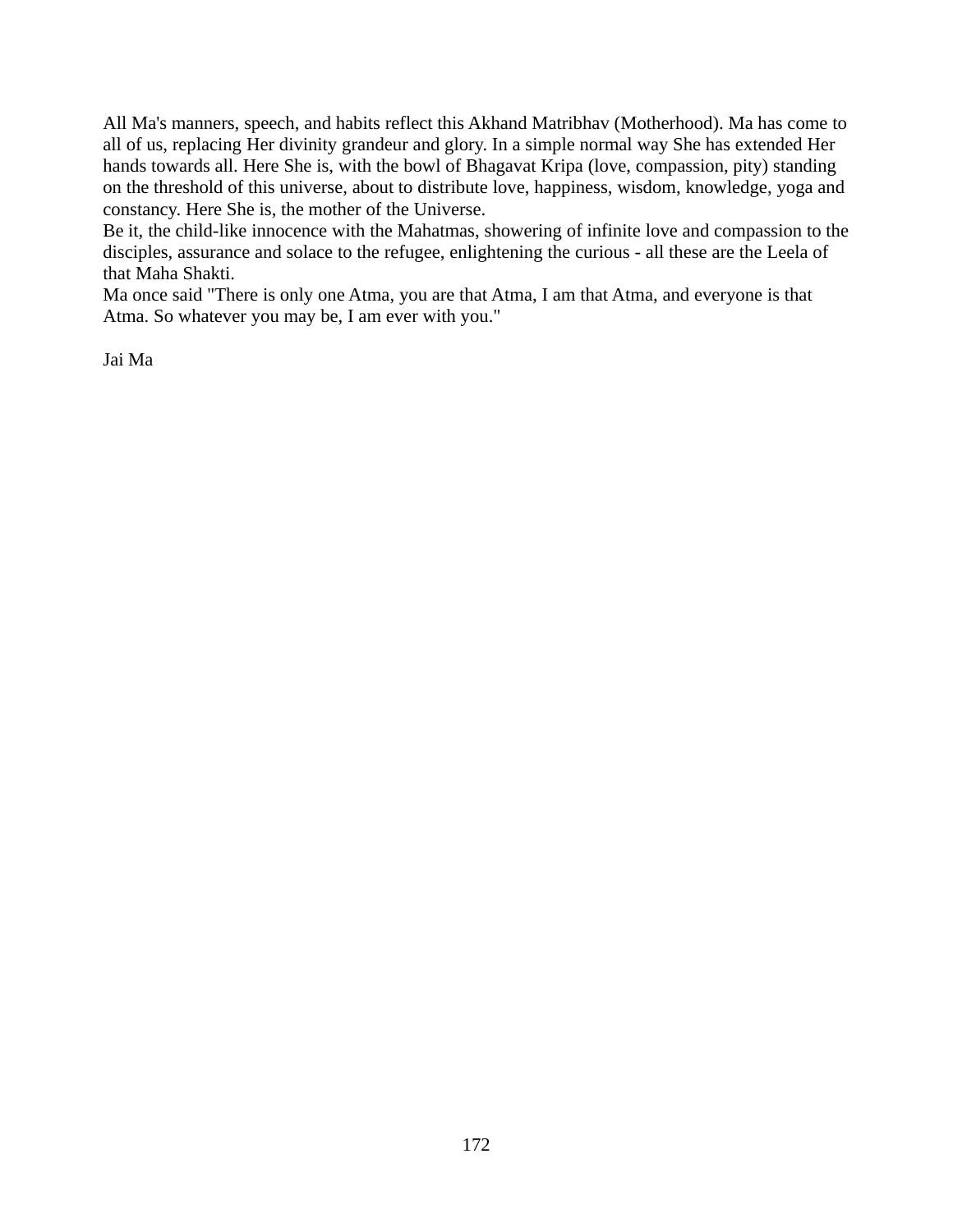All Ma's manners, speech, and habits reflect this Akhand Matribhav (Motherhood). Ma has come to all of us, replacing Her divinity grandeur and glory. In a simple normal way She has extended Her hands towards all. Here She is, with the bowl of Bhagavat Kripa (love, compassion, pity) standing on the threshold of this universe, about to distribute love, happiness, wisdom, knowledge, yoga and constancy. Here She is, the mother of the Universe.

Be it, the child-like innocence with the Mahatmas, showering of infinite love and compassion to the disciples, assurance and solace to the refugee, enlightening the curious - all these are the Leela of that Maha Shakti.

Ma once said "There is only one Atma, you are that Atma, I am that Atma, and everyone is that Atma. So whatever you may be, I am ever with you."

Jai Ma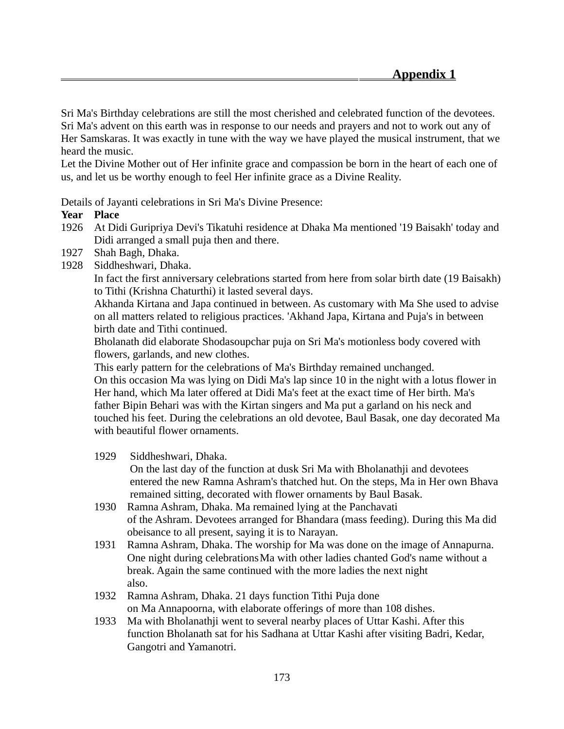## Appendix 1

Sri Ma's Birthday celebrations are still the most cherished and celebrated function of the devotees. Sri Ma's advent on this earth was in response to our needs and prayers and not to work out any of Her Samskaras. It was exactly in tune with the way we have played the musical instrument, that we heard the music.

Let the Divine Mother out of Her infinite grace and compassion be born in the heart of each one of us, and let us be worthy enough to feel Her infinite grace as a Divine Reality.

Details of Jayanti celebrations in Sri Ma's Divine Presence:

**Year Place**

1926 At Didi Guripriya Devi's Tikatuhi residence at Dhaka Ma mentioned '19 Baisakh' today and Didi arranged a small puja then and there.

1927 Shah Bagh, Dhaka.

1928 Siddheshwari, Dhaka.

In fact the first anniversary celebrations started from here from solar birth date (19 Baisakh) to Tithi (Krishna Chaturthi) it lasted several days.

Akhanda Kirtana and Japa continued in between. As customary with Ma She used to advise on all matters related to religious practices. 'Akhand Japa, Kirtana and Puja's in between birth date and Tithi continued.

Bholanath did elaborate Shodasoupchar puja on Sri Ma's motionless body covered with flowers, garlands, and new clothes.

This early pattern for the celebrations of Ma's Birthday remained unchanged.

On this occasion Ma was lying on Didi Ma's lap since 10 in the night with a lotus flower in Her hand, which Ma later offered at Didi Ma's feet at the exact time of Her birth. Ma's father Bipin Behari was with the Kirtan singers and Ma put a garland on his neck and touched his feet. During the celebrations an old devotee, Baul Basak, one day decorated Ma with beautiful flower ornaments.

1929 Siddheshwari, Dhaka.

On the last day of the function at dusk Sri Ma with Bholanathji and devotees entered the new Ramna Ashram's thatched hut. On the steps, Ma in Her own Bhava remained sitting, decorated with flower ornaments by Baul Basak.

1930 Ramna Ashram, Dhaka. Ma remained lying at the Panchavati of the Ashram. Devotees arranged for Bhandara (mass feeding). During this Ma did obeisance to all present, saying it is to Narayan.

1931 Ramna Ashram, Dhaka. The worship for Ma was done on the image of Annapurna. One night during celebrations Ma with other ladies chanted God's name without a break. Again the same continued with the more ladies the next night also.

1932 Ramna Ashram, Dhaka. 21 days function Tithi Puja done on Ma Annapoorna, with elaborate offerings of more than 108 dishes.

1933 Ma with Bholanathji went to several nearby places of Uttar Kashi. After this function Bholanath sat for his Sadhana at Uttar Kashi after visiting Badri, Kedar, Gangotri and Yamanotri.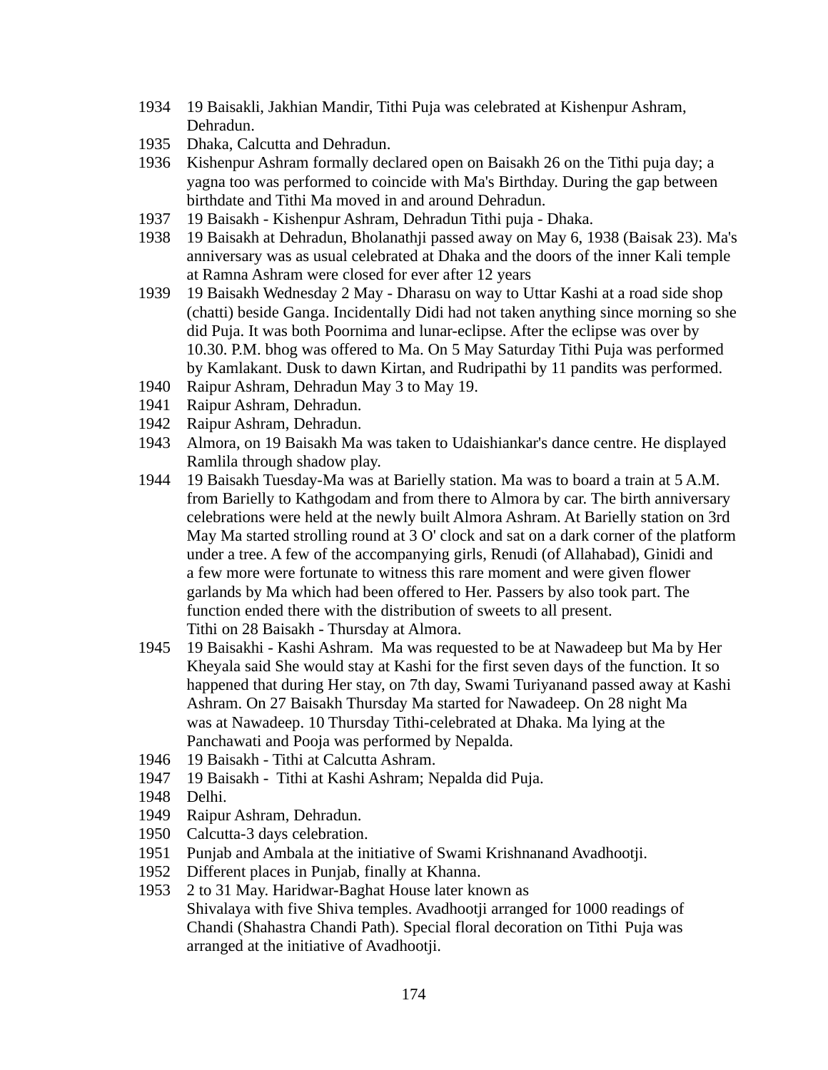1934 19 Baisakli, Jakhian Mandir, Tithi Puja was celebrated at Kishenpur Ashram, Dehradun.

1935 Dhaka, Calcutta and Dehradun.

1936 Kishenpur Ashram formally declared open on Baisakh 26 on the Tithi puja day; a yagna too was performed to coincide with Ma's Birthday. During the gap between birthdate and Tithi Ma moved in and around Dehradun.

1937 19 Baisakh - Kishenpur Ashram, Dehradun Tithi puja - Dhaka.

1938 19 Baisakh at Dehradun, Bholanathji passed away on May 6, 1938 (Baisak 23). Ma's anniversary was as usual celebrated at Dhaka and the doors of the inner Kali temple at Ramna Ashram were closed for ever after 12 years

1939 19 Baisakh Wednesday 2 May - Dharasu on way to Uttar Kashi at a road side shop (chatti) beside Ganga. Incidentally Didi had not taken anything since morning so she did Puja. It was both Poornima and lunar-eclipse. After the eclipse was over by 10.30. P.M. bhog was offered to Ma. On 5 May Saturday Tithi Puja was performed by Kamlakant. Dusk to dawn Kirtan, and Rudripathi by 11 pandits was performed.

1940 Raipur Ashram, Dehradun May 3 to May 19.

1941 Raipur Ashram, Dehradun.

1942 Raipur Ashram, Dehradun.

1943 Almora, on 19 Baisakh Ma was taken to Udaishiankar's dance centre. He displayed Ramlila through shadow play.

1944 19 Baisakh Tuesday-Ma was at Barielly station. Ma was to board a train at 5 A.M. from Barielly to Kathgodam and from there to Almora by car. The birth anniversary celebrations were held at the newly built Almora Ashram. At Barielly station on 3rd May Ma started strolling round at 3 O' clock and sat on a dark corner of the platform under a tree. A few of the accompanying girls, Renudi (of Allahabad), Ginidi and a few more were fortunate to witness this rare moment and were given flower garlands by Ma which had been offered to Her. Passers by also took part. The function ended there with the distribution of sweets to all present.
Tithi on 28 Baisakh - Thursday at Almora.

1945 19 Baisakhi - Kashi Ashram. Ma was requested to be at Nawadeep but Ma by Her Kheyala said She would stay at Kashi for the first seven days of the function. It so happened that during Her stay, on 7th day, Swami Turiyanand passed away at Kashi Ashram. On 27 Baisakh Thursday Ma started for Nawadeep. On 28 night Ma was at Nawadeep. 10 Thursday Tithi-celebrated at Dhaka. Ma lying at the Panchawati and Pooja was performed by Nepalda.

1946 19 Baisakh - Tithi at Calcutta Ashram.

1947 19 Baisakh - Tithi at Kashi Ashram; Nepalda did Puja.

1948 Delhi.

1949 Raipur Ashram, Dehradun.

1950 Calcutta-3 days celebration.

1951 Punjab and Ambala at the initiative of Swami Krishnanand Avadhootji.

1952 Different places in Punjab, finally at Khanna.

1953 2 to 31 May. Haridwar-Baghat House later known as Shivalaya with five Shiva temples. Avadhootji arranged for 1000 readings of Chandi (Shahastra Chandi Path). Special floral decoration on Tithi Puja was arranged at the initiative of Avadhootji.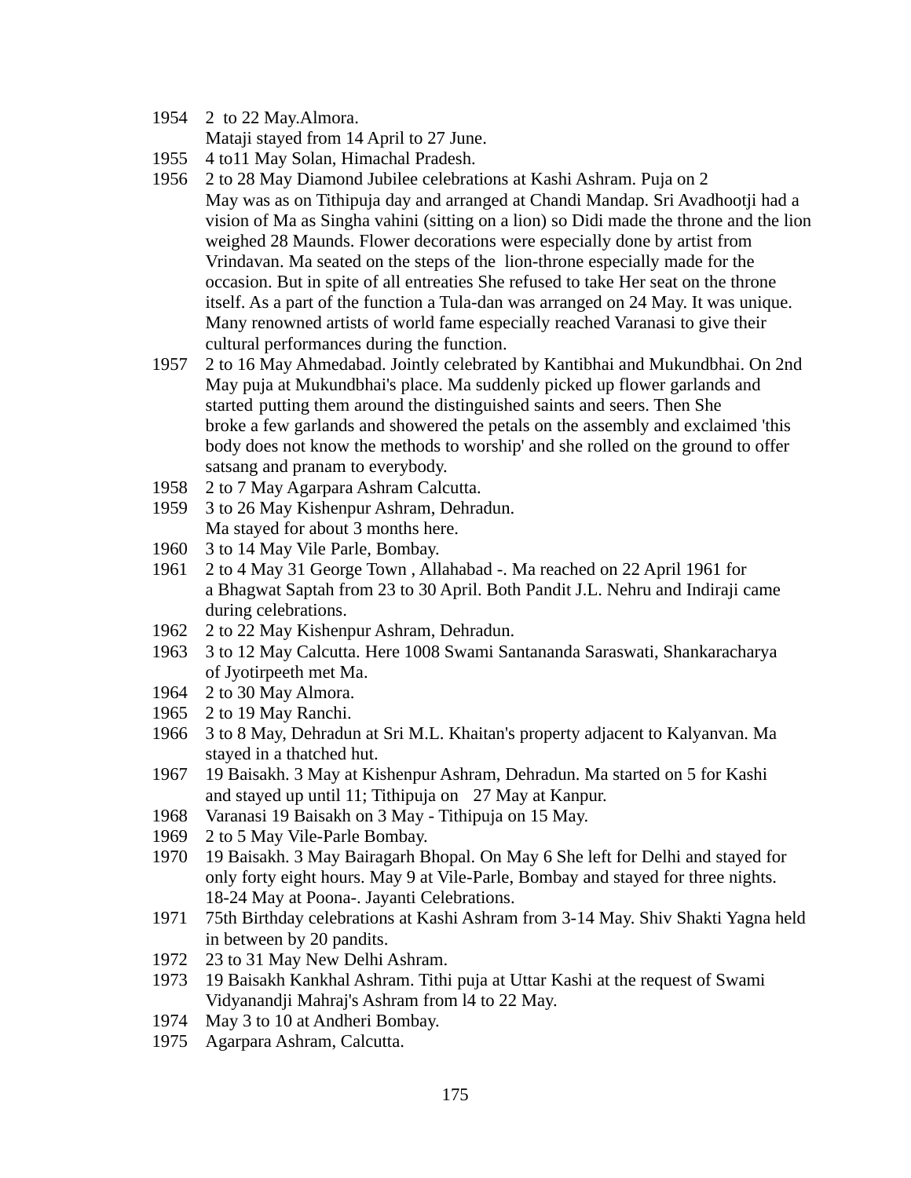1954 2 to 22 May.Almora.
Mataji stayed from 14 April to 27 June.

1955 4 to11 May Solan, Himachal Pradesh.

1956 2 to 28 May Diamond Jubilee celebrations at Kashi Ashram. Puja on 2 May was as on Tithipuja day and arranged at Chandi Mandap. Sri Avadhootji had a vision of Ma as Singha vahini (sitting on a lion) so Didi made the throne and the lion weighed 28 Maunds. Flower decorations were especially done by artist from Vrindavan. Ma seated on the steps of the lion-throne especially made for the occasion. But in spite of all entreaties She refused to take Her seat on the throne itself. As a part of the function a Tula-dan was arranged on 24 May. It was unique. Many renowned artists of world fame especially reached Varanasi to give their cultural performances during the function.

1957 2 to 16 May Ahmedabad. Jointly celebrated by Kantibhai and Mukundbhai. On 2nd May puja at Mukundbhai's place. Ma suddenly picked up flower garlands and started putting them around the distinguished saints and seers. Then She broke a few garlands and showered the petals on the assembly and exclaimed 'this body does not know the methods to worship' and she rolled on the ground to offer satsang and pranam to everybody.

1958 2 to 7 May Agarpara Ashram Calcutta.

1959 3 to 26 May Kishenpur Ashram, Dehradun.
Ma stayed for about 3 months here.

1960 3 to 14 May Vile Parle, Bombay.

1961 2 to 4 May 31 George Town , Allahabad -. Ma reached on 22 April 1961 for a Bhagwat Saptah from 23 to 30 April. Both Pandit J.L. Nehru and Indiraji came during celebrations.

1962 2 to 22 May Kishenpur Ashram, Dehradun.

1963 3 to 12 May Calcutta. Here 1008 Swami Santananda Saraswati, Shankaracharya of Jyotirpeeth met Ma.

1964 2 to 30 May Almora.

1965 2 to 19 May Ranchi.

1966 3 to 8 May, Dehradun at Sri M.L. Khaitan's property adjacent to Kalyanvan. Ma stayed in a thatched hut.

1967 19 Baisakh. 3 May at Kishenpur Ashram, Dehradun. Ma started on 5 for Kashi and stayed up until 11; Tithipuja on 27 May at Kanpur.

1968 Varanasi 19 Baisakh on 3 May - Tithipuja on 15 May.

1969 2 to 5 May Vile-Parle Bombay.

1970 19 Baisakh. 3 May Bairagarh Bhopal. On May 6 She left for Delhi and stayed for only forty eight hours. May 9 at Vile-Parle, Bombay and stayed for three nights. 18-24 May at Poona-. Jayanti Celebrations.

1971 75th Birthday celebrations at Kashi Ashram from 3-14 May. Shiv Shakti Yagna held in between by 20 pandits.

1972 23 to 31 May New Delhi Ashram.

1973 19 Baisakh Kankhal Ashram. Tithi puja at Uttar Kashi at the request of Swami Vidyanandji Mahraj's Ashram from l4 to 22 May.

1974 May 3 to 10 at Andheri Bombay.

1975 Agarpara Ashram, Calcutta.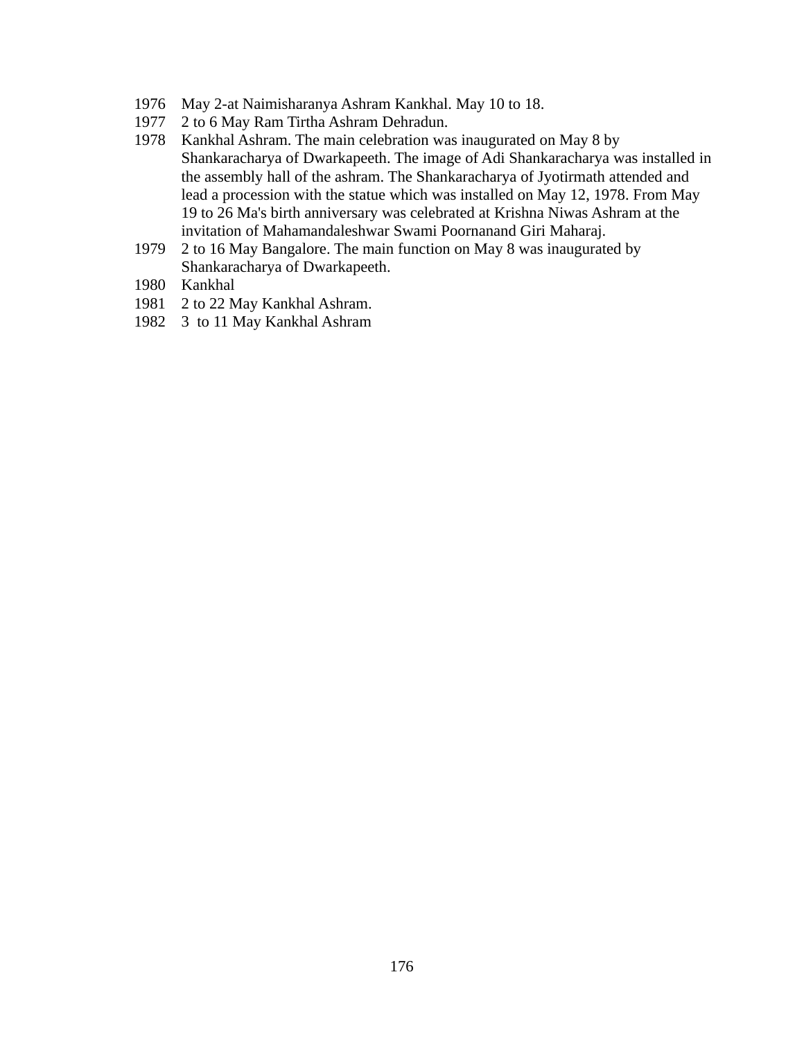1976 May 2-at Naimisharanya Ashram Kankhal. May 10 to 18.
1977 2 to 6 May Ram Tirtha Ashram Dehradun.
1978 Kankhal Ashram. The main celebration was inaugurated on May 8 by Shankaracharya of Dwarkapeeth. The image of Adi Shankaracharya was installed in the assembly hall of the ashram. The Shankaracharya of Jyotirmath attended and lead a procession with the statue which was installed on May 12, 1978. From May 19 to 26 Ma's birth anniversary was celebrated at Krishna Niwas Ashram at the invitation of Mahamandaleshwar Swami Poornanand Giri Maharaj.
1979 2 to 16 May Bangalore. The main function on May 8 was inaugurated by Shankaracharya of Dwarkapeeth.
1980 Kankhal
1981 2 to 22 May Kankhal Ashram.
1982 3 to 11 May Kankhal Ashram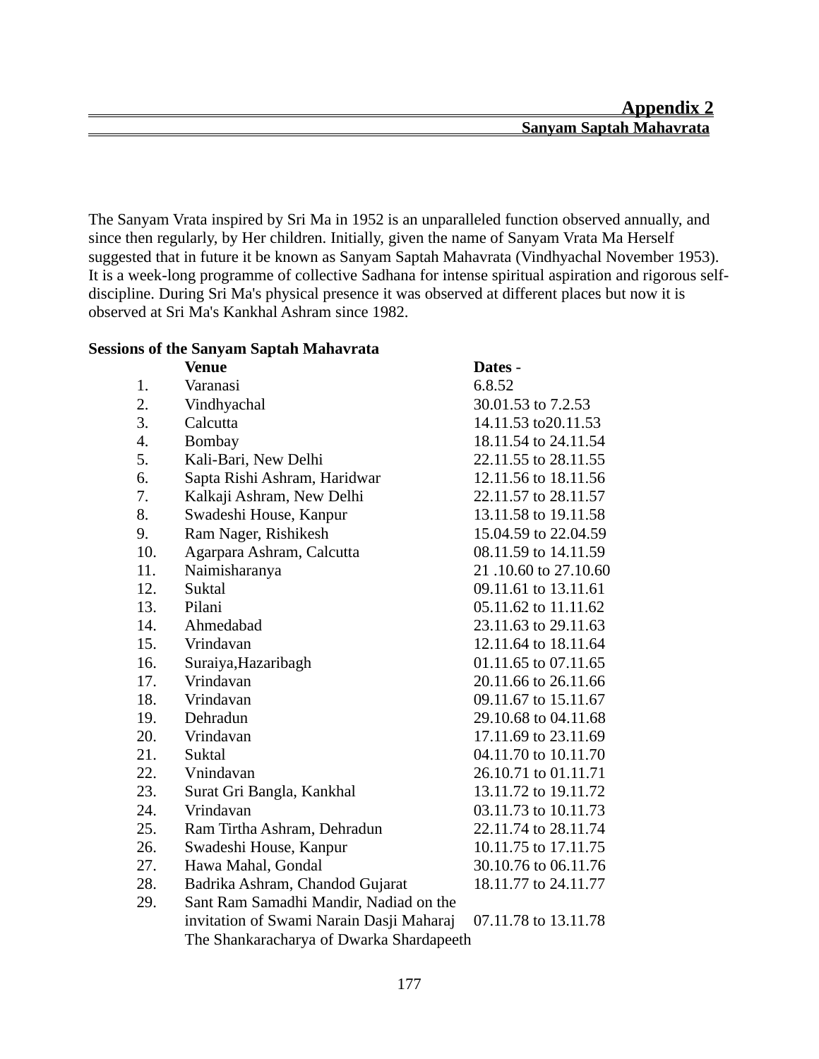# Appendix 2

## Sanyam Saptah Mahavrata

The Sanyam Vrata inspired by Sri Ma in 1952 is an unparalleled function observed annually, and since then regularly, by Her children. Initially, given the name of Sanyam Vrata Ma Herself suggested that in future it be known as Sanyam Saptah Mahavrata (Vindhyachal November 1953). It is a week-long programme of collective Sadhana for intense spiritual aspiration and rigorous self-discipline. During Sri Ma's physical presence it was observed at different places but now it is observed at Sri Ma's Kankhal Ashram since 1982.

**Sessions of the Sanyam Saptah Mahavrata**

| | **Venue** | **Dates -** |
|---|---|---|
| 1. | Varanasi | 6.8.52 |
| 2. | Vindhyachal | 30.01.53 to 7.2.53 |
| 3. | Calcutta | 14.11.53 to20.11.53 |
| 4. | Bombay | 18.11.54 to 24.11.54 |
| 5. | Kali-Bari, New Delhi | 22.11.55 to 28.11.55 |
| 6. | Sapta Rishi Ashram, Haridwar | 12.11.56 to 18.11.56 |
| 7. | Kalkaji Ashram, New Delhi | 22.11.57 to 28.11.57 |
| 8. | Swadeshi House, Kanpur | 13.11.58 to 19.11.58 |
| 9. | Ram Nager, Rishikesh | 15.04.59 to 22.04.59 |
| 10. | Agarpara Ashram, Calcutta | 08.11.59 to 14.11.59 |
| 11. | Naimisharanya | 21 .10.60 to 27.10.60 |
| 12. | Suktal | 09.11.61 to 13.11.61 |
| 13. | Pilani | 05.11.62 to 11.11.62 |
| 14. | Ahmedabad | 23.11.63 to 29.11.63 |
| 15. | Vrindavan | 12.11.64 to 18.11.64 |
| 16. | Suraiya,Hazaribagh | 01.11.65 to 07.11.65 |
| 17. | Vrindavan | 20.11.66 to 26.11.66 |
| 18. | Vrindavan | 09.11.67 to 15.11.67 |
| 19. | Dehradun | 29.10.68 to 04.11.68 |
| 20. | Vrindavan | 17.11.69 to 23.11.69 |
| 21. | Suktal | 04.11.70 to 10.11.70 |
| 22. | Vnindavan | 26.10.71 to 01.11.71 |
| 23. | Surat Gri Bangla, Kankhal | 13.11.72 to 19.11.72 |
| 24. | Vrindavan | 03.11.73 to 10.11.73 |
| 25. | Ram Tirtha Ashram, Dehradun | 22.11.74 to 28.11.74 |
| 26. | Swadeshi House, Kanpur | 10.11.75 to 17.11.75 |
| 27. | Hawa Mahal, Gondal | 30.10.76 to 06.11.76 |
| 28. | Badrika Ashram, Chandod Gujarat | 18.11.77 to 24.11.77 |
| 29. | Sant Ram Samadhi Mandir, Nadiad on the invitation of Swami Narain Dasji Maharaj The Shankaracharya of Dwarka Shardapeeth | 07.11.78 to 13.11.78 |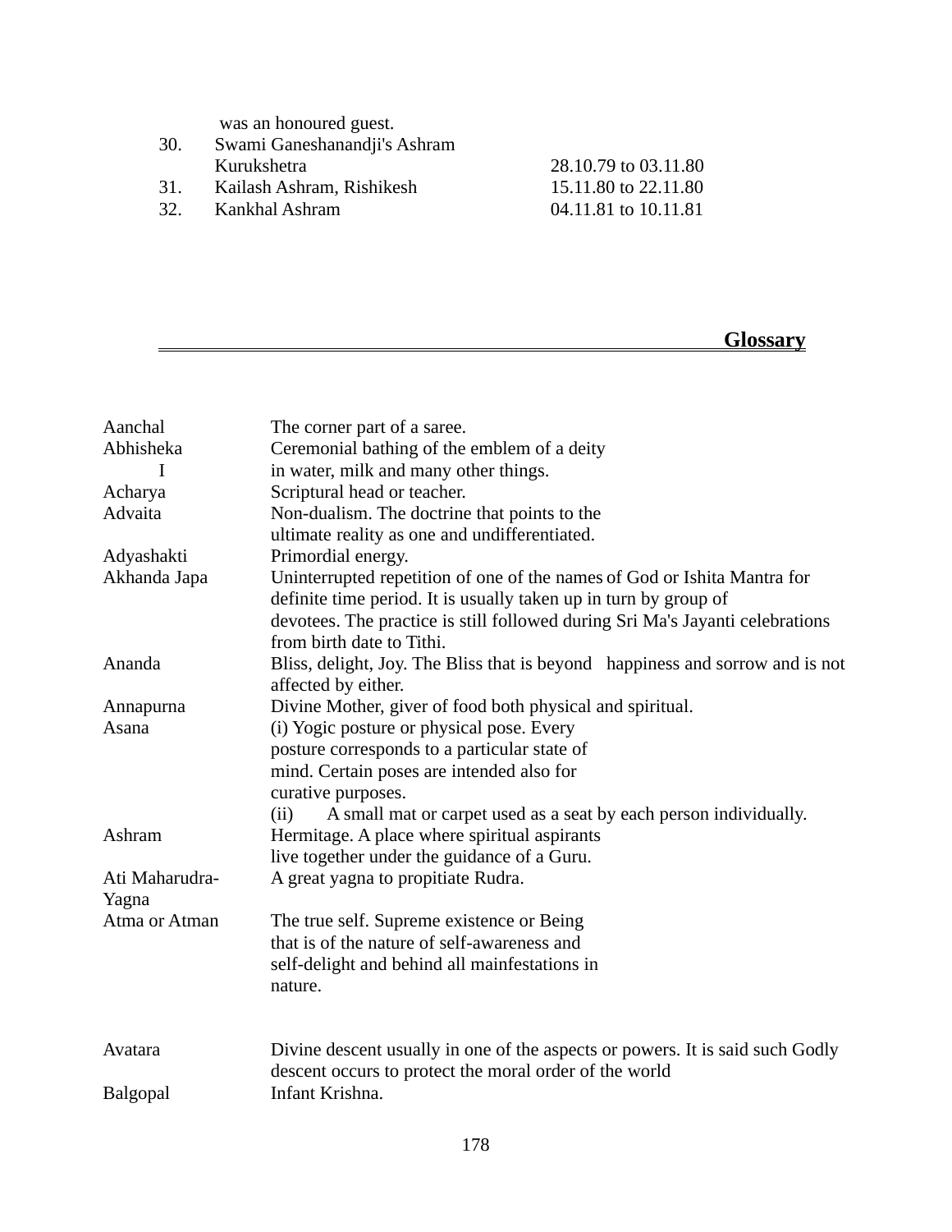was an honoured guest.

| | | |
|---|---|---|
| 30. | Swami Ganeshanandji's Ashram Kurukshetra | 28.10.79 to 03.11.80 |
| 31. | Kailash Ashram, Rishikesh | 15.11.80 to 22.11.80 |
| 32. | Kankhal Ashram | 04.11.81 to 10.11.81 |

## Glossary

| | |
|---|---|
| Aanchal | The corner part of a saree. |
| Abhisheka I | Ceremonial bathing of the emblem of a deity in water, milk and many other things. |
| Acharya | Scriptural head or teacher. |
| Advaita | Non-dualism. The doctrine that points to the ultimate reality as one and undifferentiated. |
| Adyashakti | Primordial energy. |
| Akhanda Japa | Uninterrupted repetition of one of the names of God or Ishita Mantra for definite time period. It is usually taken up in turn by group of devotees. The practice is still followed during Sri Ma's Jayanti celebrations from birth date to Tithi. |
| Ananda | Bliss, delight, Joy. The Bliss that is beyond happiness and sorrow and is not affected by either. |
| Annapurna | Divine Mother, giver of food both physical and spiritual. |
| Asana | (i) Yogic posture or physical pose. Every posture corresponds to a particular state of mind. Certain poses are intended also for curative purposes. (ii) A small mat or carpet used as a seat by each person individually. |
| Ashram | Hermitage. A place where spiritual aspirants live together under the guidance of a Guru. |
| Ati Maharudra-Yagna | A great yagna to propitiate Rudra. |
| Atma or Atman | The true self. Supreme existence or Being that is of the nature of self-awareness and self-delight and behind all mainfestations in nature. |
| Avatara | Divine descent usually in one of the aspects or powers. It is said such Godly descent occurs to protect the moral order of the world |
| Balgopal | Infant Krishna. |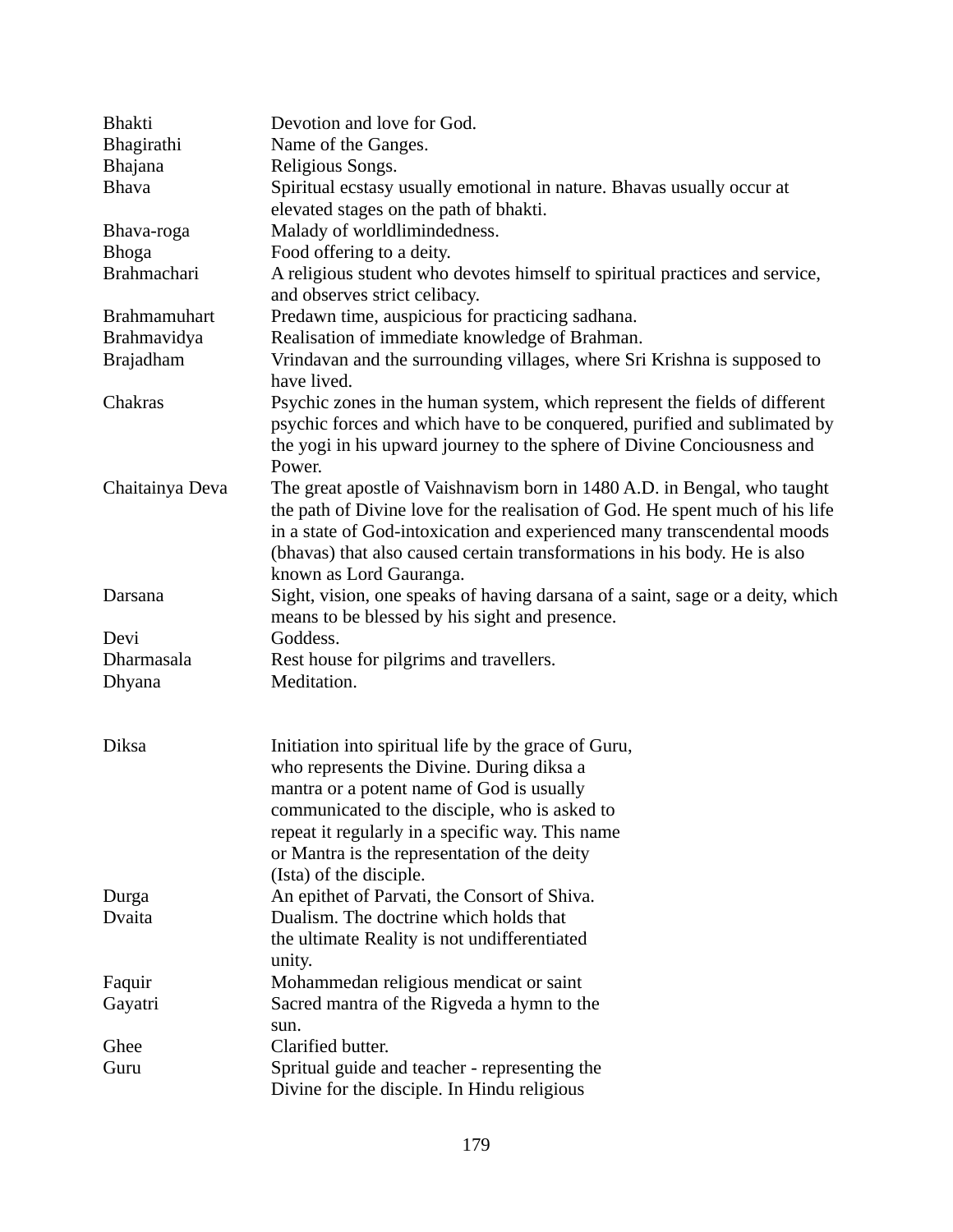| | |
|---|---|
| Bhakti | Devotion and love for God. |
| Bhagirathi | Name of the Ganges. |
| Bhajana | Religious Songs. |
| Bhava | Spiritual ecstasy usually emotional in nature. Bhavas usually occur at elevated stages on the path of bhakti. |
| Bhava-roga | Malady of worldlimindedness. |
| Bhoga | Food offering to a deity. |
| Brahmachari | A religious student who devotes himself to spiritual practices and service, and observes strict celibacy. |
| Brahmamuhart | Predawn time, auspicious for practicing sadhana. |
| Brahmavidya | Realisation of immediate knowledge of Brahman. |
| Brajadham | Vrindavan and the surrounding villages, where Sri Krishna is supposed to have lived. |
| Chakras | Psychic zones in the human system, which represent the fields of different psychic forces and which have to be conquered, purified and sublimated by the yogi in his upward journey to the sphere of Divine Conciousness and Power. |
| Chaitainya Deva | The great apostle of Vaishnavism born in 1480 A.D. in Bengal, who taught the path of Divine love for the realisation of God. He spent much of his life in a state of God-intoxication and experienced many transcendental moods (bhavas) that also caused certain transformations in his body. He is also known as Lord Gauranga. |
| Darsana | Sight, vision, one speaks of having darsana of a saint, sage or a deity, which means to be blessed by his sight and presence. |
| Devi | Goddess. |
| Dharmasala | Rest house for pilgrims and travellers. |
| Dhyana | Meditation. |
| Diksa | Initiation into spiritual life by the grace of Guru, who represents the Divine. During diksa a mantra or a potent name of God is usually communicated to the disciple, who is asked to repeat it regularly in a specific way. This name or Mantra is the representation of the deity (Ista) of the disciple. |
| Durga | An epithet of Parvati, the Consort of Shiva. |
| Dvaita | Dualism. The doctrine which holds that the ultimate Reality is not undifferentiated unity. |
| Faquir | Mohammedan religious mendicat or saint |
| Gayatri | Sacred mantra of the Rigveda a hymn to the sun. |
| Ghee | Clarified butter. |
| Guru | Spritual guide and teacher - representing the Divine for the disciple. In Hindu religious |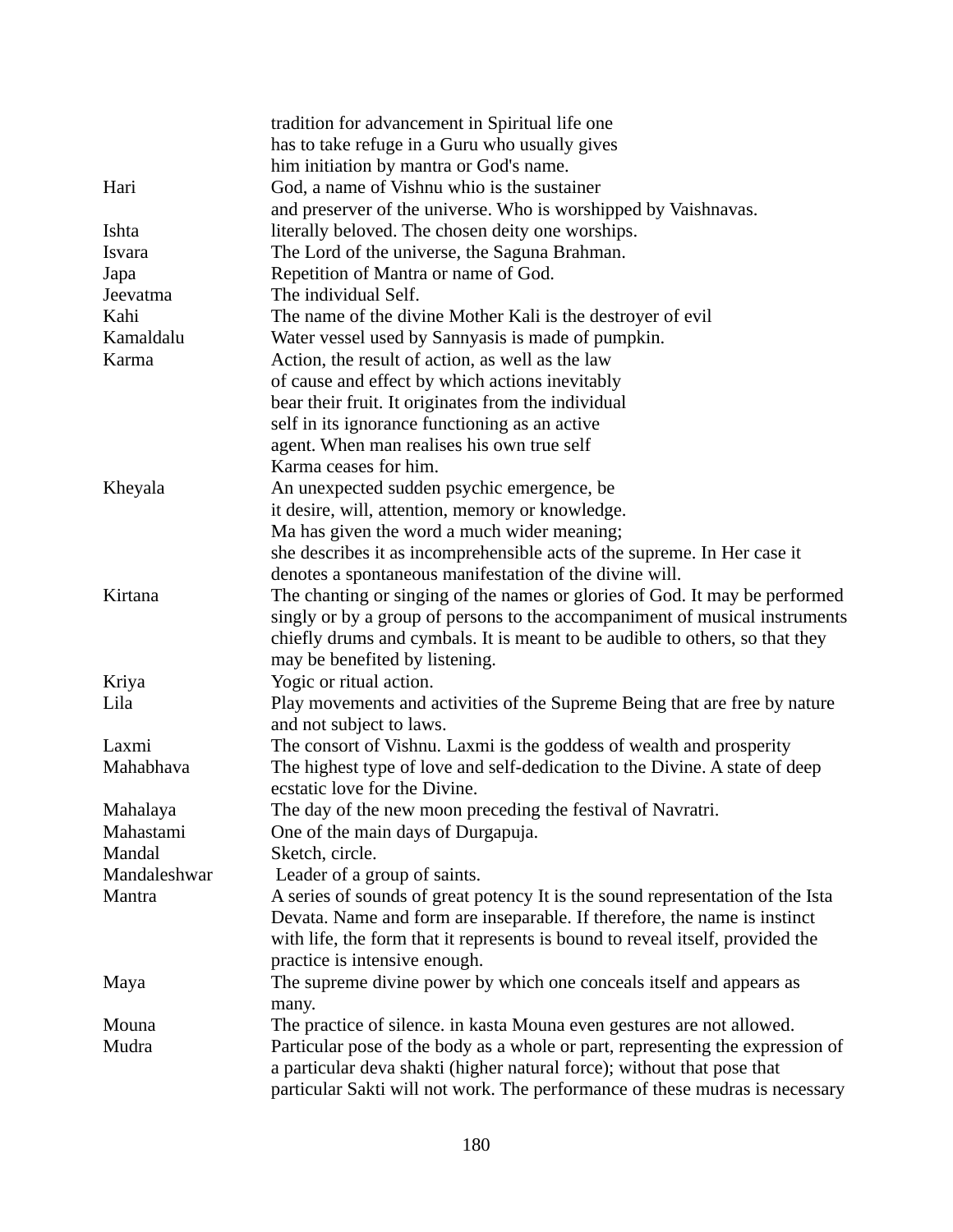tradition for advancement in Spiritual life one has to take refuge in a Guru who usually gives him initiation by mantra or God's name.

| | |
|---|---|
| Hari | God, a name of Vishnu whio is the sustainer and preserver of the universe. Who is worshipped by Vaishnavas. |
| Ishta | literally beloved. The chosen deity one worships. |
| Isvara | The Lord of the universe, the Saguna Brahman. |
| Japa | Repetition of Mantra or name of God. |
| Jeevatma | The individual Self. |
| Kahi | The name of the divine Mother Kali is the destroyer of evil |
| Kamaldalu | Water vessel used by Sannyasis is made of pumpkin. |
| Karma | Action, the result of action, as well as the law of cause and effect by which actions inevitably bear their fruit. It originates from the individual self in its ignorance functioning as an active agent. When man realises his own true self Karma ceases for him. |
| Kheyala | An unexpected sudden psychic emergence, be it desire, will, attention, memory or knowledge. Ma has given the word a much wider meaning; she describes it as incomprehensible acts of the supreme. In Her case it denotes a spontaneous manifestation of the divine will. |
| Kirtana | The chanting or singing of the names or glories of God. It may be performed singly or by a group of persons to the accompaniment of musical instruments chiefly drums and cymbals. It is meant to be audible to others, so that they may be benefited by listening. |
| Kriya | Yogic or ritual action. |
| Lila | Play movements and activities of the Supreme Being that are free by nature and not subject to laws. |
| Laxmi | The consort of Vishnu. Laxmi is the goddess of wealth and prosperity |
| Mahabhava | The highest type of love and self-dedication to the Divine. A state of deep ecstatic love for the Divine. |
| Mahalaya | The day of the new moon preceding the festival of Navratri. |
| Mahastami | One of the main days of Durgapuja. |
| Mandal | Sketch, circle. |
| Mandaleshwar | Leader of a group of saints. |
| Mantra | A series of sounds of great potency It is the sound representation of the Ista Devata. Name and form are inseparable. If therefore, the name is instinct with life, the form that it represents is bound to reveal itself, provided the practice is intensive enough. |
| Maya | The supreme divine power by which one conceals itself and appears as many. |
| Mouna | The practice of silence. in kasta Mouna even gestures are not allowed. |
| Mudra | Particular pose of the body as a whole or part, representing the expression of a particular deva shakti (higher natural force); without that pose that particular Sakti will not work. The performance of these mudras is necessary |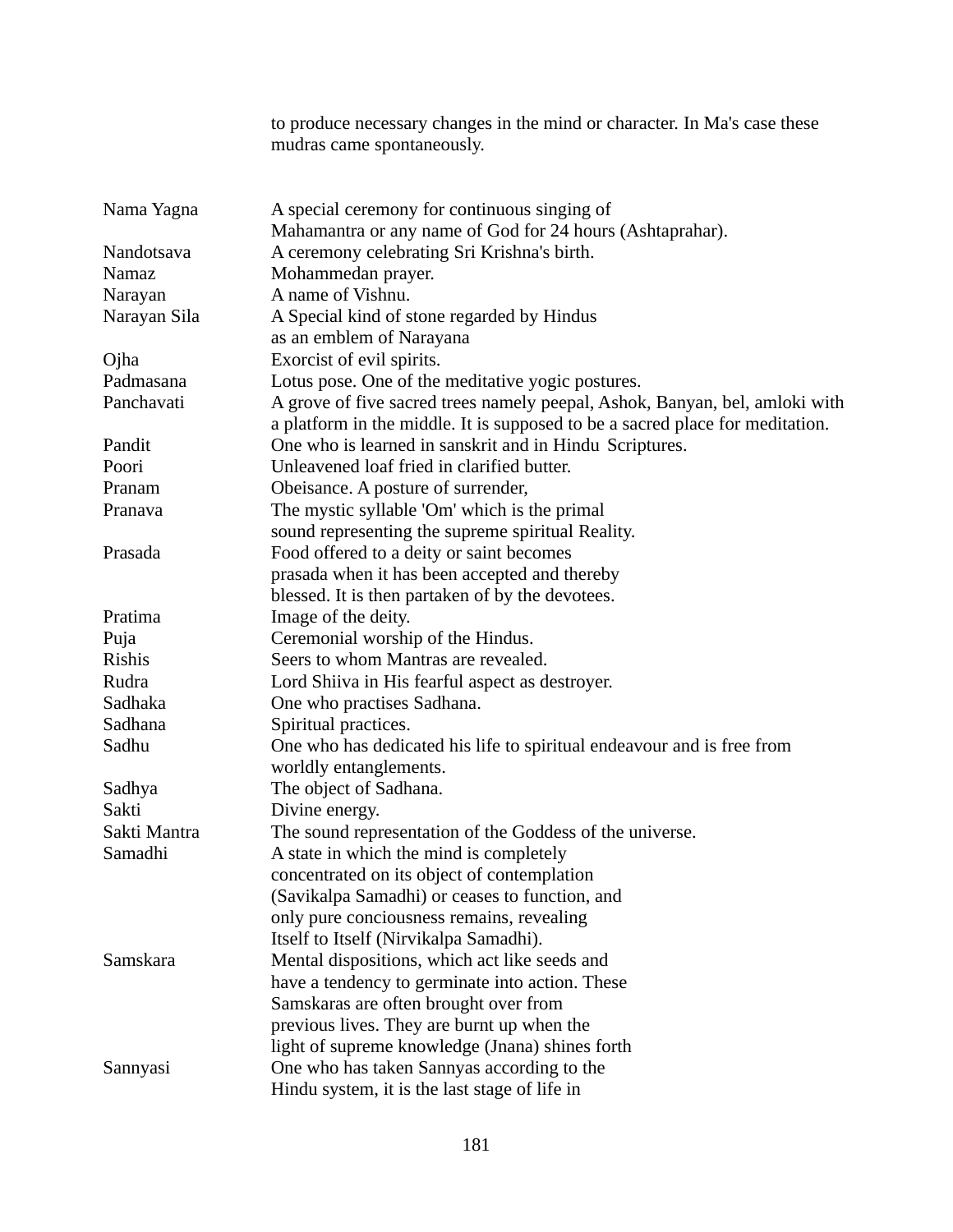to produce necessary changes in the mind or character. In Ma's case these mudras came spontaneously.

| | |
|---|---|
| Nama Yagna | A special ceremony for continuous singing of Mahamantra or any name of God for 24 hours (Ashtaprahar). |
| Nandotsava | A ceremony celebrating Sri Krishna's birth. |
| Namaz | Mohammedan prayer. |
| Narayan | A name of Vishnu. |
| Narayan Sila | A Special kind of stone regarded by Hindus as an emblem of Narayana |
| Ojha | Exorcist of evil spirits. |
| Padmasana | Lotus pose. One of the meditative yogic postures. |
| Panchavati | A grove of five sacred trees namely peepal, Ashok, Banyan, bel, amloki with a platform in the middle. It is supposed to be a sacred place for meditation. |
| Pandit | One who is learned in sanskrit and in Hindu Scriptures. |
| Poori | Unleavened loaf fried in clarified butter. |
| Pranam | Obeisance. A posture of surrender, |
| Pranava | The mystic syllable 'Om' which is the primal sound representing the supreme spiritual Reality. |
| Prasada | Food offered to a deity or saint becomes prasada when it has been accepted and thereby blessed. It is then partaken of by the devotees. |
| Pratima | Image of the deity. |
| Puja | Ceremonial worship of the Hindus. |
| Rishis | Seers to whom Mantras are revealed. |
| Rudra | Lord Shiiva in His fearful aspect as destroyer. |
| Sadhaka | One who practises Sadhana. |
| Sadhana | Spiritual practices. |
| Sadhu | One who has dedicated his life to spiritual endeavour and is free from worldly entanglements. |
| Sadhya | The object of Sadhana. |
| Sakti | Divine energy. |
| Sakti Mantra | The sound representation of the Goddess of the universe. |
| Samadhi | A state in which the mind is completely concentrated on its object of contemplation (Savikalpa Samadhi) or ceases to function, and only pure conciousness remains, revealing Itself to Itself (Nirvikalpa Samadhi). |
| Samskara | Mental dispositions, which act like seeds and have a tendency to germinate into action. These Samskaras are often brought over from previous lives. They are burnt up when the light of supreme knowledge (Jnana) shines forth |
| Sannyasi | One who has taken Sannyas according to the Hindu system, it is the last stage of life in |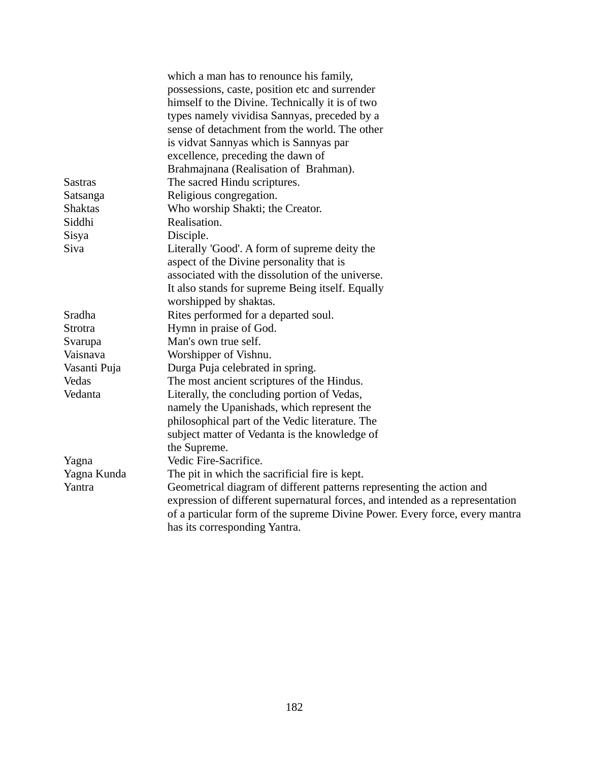| | |
|---|---|
| | which a man has to renounce his family, possessions, caste, position etc and surrender himself to the Divine. Technically it is of two types namely vividisa Sannyas, preceded by a sense of detachment from the world. The other is vidvat Sannyas which is Sannyas par excellence, preceding the dawn of Brahmajnana (Realisation of Brahman). |
| Sastras | The sacred Hindu scriptures. |
| Satsanga | Religious congregation. |
| Shaktas | Who worship Shakti; the Creator. |
| Siddhi | Realisation. |
| Sisya | Disciple. |
| Siva | Literally 'Good'. A form of supreme deity the aspect of the Divine personality that is associated with the dissolution of the universe. It also stands for supreme Being itself. Equally worshipped by shaktas. |
| Sradha | Rites performed for a departed soul. |
| Strotra | Hymn in praise of God. |
| Svarupa | Man's own true self. |
| Vaisnava | Worshipper of Vishnu. |
| Vasanti Puja | Durga Puja celebrated in spring. |
| Vedas | The most ancient scriptures of the Hindus. |
| Vedanta | Literally, the concluding portion of Vedas, namely the Upanishads, which represent the philosophical part of the Vedic literature. The subject matter of Vedanta is the knowledge of the Supreme. |
| Yagna | Vedic Fire-Sacrifice. |
| Yagna Kunda | The pit in which the sacrificial fire is kept. |
| Yantra | Geometrical diagram of different patterns representing the action and expression of different supernatural forces, and intended as a representation of a particular form of the supreme Divine Power. Every force, every mantra has its corresponding Yantra. |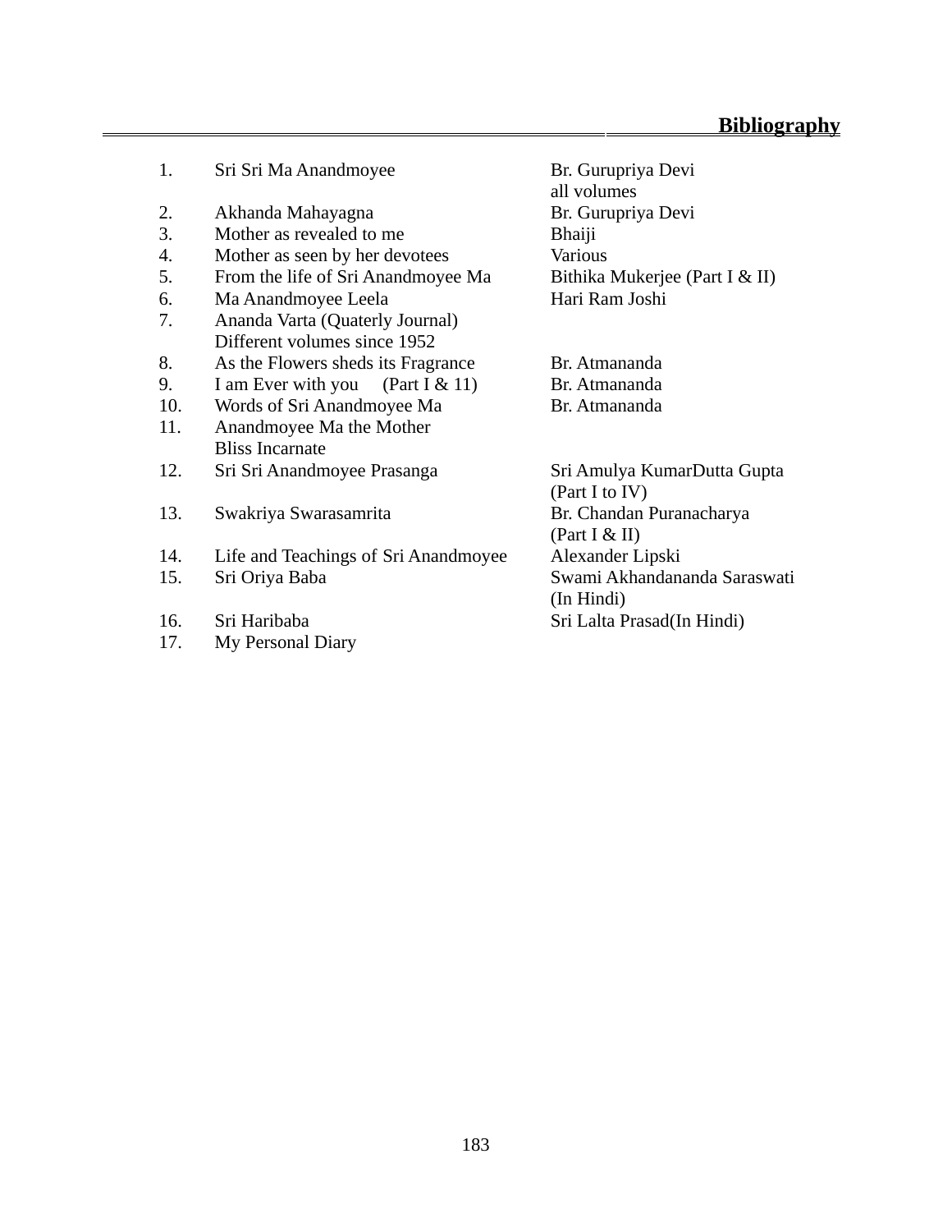## Bibliography

| | | |
|---|---|---|
| 1. | Sri Sri Ma Anandmoyee | Br. Gurupriya Devi all volumes |
| 2. | Akhanda Mahayagna | Br. Gurupriya Devi |
| 3. | Mother as revealed to me | Bhaiji |
| 4. | Mother as seen by her devotees | Various |
| 5. | From the life of Sri Anandmoyee Ma | Bithika Mukerjee (Part I & II) |
| 6. | Ma Anandmoyee Leela | Hari Ram Joshi |
| 7. | Ananda Varta (Quaterly Journal) Different volumes since 1952 | |
| 8. | As the Flowers sheds its Fragrance | Br. Atmananda |
| 9. | I am Ever with you (Part I & 11) | Br. Atmananda |
| 10. | Words of Sri Anandmoyee Ma | Br. Atmananda |
| 11. | Anandmoyee Ma the Mother Bliss Incarnate | |
| 12. | Sri Sri Anandmoyee Prasanga | Sri Amulya KumarDutta Gupta (Part I to IV) |
| 13. | Swakriya Swarasamrita | Br. Chandan Puranacharya (Part I & II) |
| 14. | Life and Teachings of Sri Anandmoyee | Alexander Lipski |
| 15. | Sri Oriya Baba | Swami Akhandananda Saraswati (In Hindi) |
| 16. | Sri Haribaba | Sri Lalta Prasad(In Hindi) |
| 17. | My Personal Diary | |